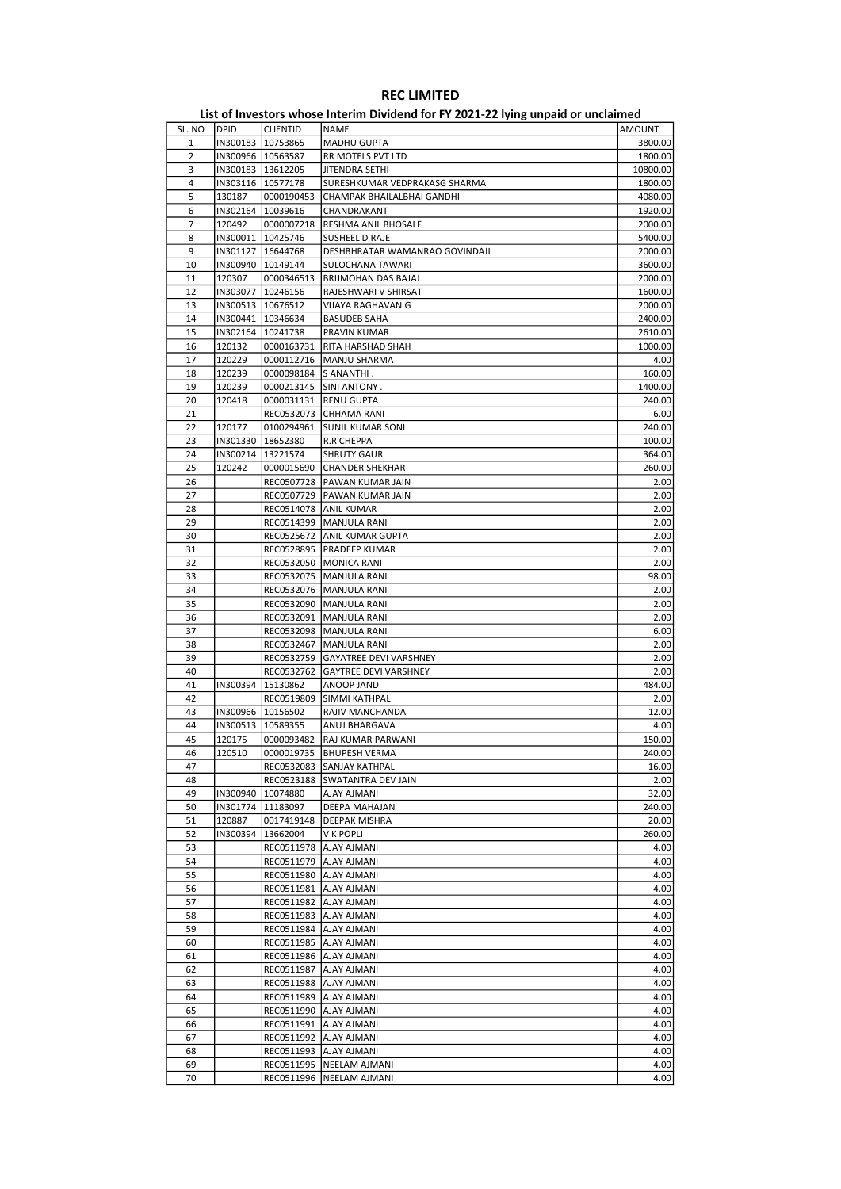# REC LIMITED

## List of Investors whose Interim Dividend for FY 2021-22 lying unpaid or unclaimed

| SL. NO | DPID | CLIENTID | NAME | AMOUNT |
|---|---|---|---|---|
| 1 | IN300183 | 10753865 | MADHU GUPTA | 3800.00 |
| 2 | IN300966 | 10563587 | RR MOTELS PVT LTD | 1800.00 |
| 3 | IN300183 | 13612205 | JITENDRA SETHI | 10800.00 |
| 4 | IN303116 | 10577178 | SURESHKUMAR VEDPRAKASG SHARMA | 1800.00 |
| 5 | 130187 | 0000190453 | CHAMPAK BHAILALBHAI GANDHI | 4080.00 |
| 6 | IN302164 | 10039616 | CHANDRAKANT | 1920.00 |
| 7 | 120492 | 0000007218 | RESHMA ANIL BHOSALE | 2000.00 |
| 8 | IN300011 | 10425746 | SUSHEEL D RAJE | 5400.00 |
| 9 | IN301127 | 16644768 | DESHBHRATAR WAMANRAO GOVINDAJI | 2000.00 |
| 10 | IN300940 | 10149144 | SULOCHANA TAWARI | 3600.00 |
| 11 | 120307 | 0000346513 | BRIJMOHAN DAS BAJAJ | 2000.00 |
| 12 | IN303077 | 10246156 | RAJESHWARI V SHIRSAT | 1600.00 |
| 13 | IN300513 | 10676512 | VIJAYA RAGHAVAN G | 2000.00 |
| 14 | IN300441 | 10346634 | BASUDEB SAHA | 2400.00 |
| 15 | IN302164 | 10241738 | PRAVIN KUMAR | 2610.00 |
| 16 | 120132 | 0000163731 | RITA HARSHAD SHAH | 1000.00 |
| 17 | 120229 | 0000112716 | MANJU SHARMA | 4.00 |
| 18 | 120239 | 0000098184 | S ANANTHI . | 160.00 |
| 19 | 120239 | 0000213145 | SINI ANTONY . | 1400.00 |
| 20 | 120418 | 0000031131 | RENU GUPTA | 240.00 |
| 21 | | REC0532073 | CHHAMA RANI | 6.00 |
| 22 | 120177 | 0100294961 | SUNIL KUMAR SONI | 240.00 |
| 23 | IN301330 | 18622380 | R.R CHEPPA | 100.00 |
| 24 | IN300214 | 13221574 | SHRUTY GAUR | 364.00 |
| 25 | 120242 | 0000015690 | CHANDER SHEKHAR | 260.00 |
| 26 | | REC0507728 | PAWAN KUMAR JAIN | 2.00 |
| 27 | | REC0507729 | PAWAN KUMAR JAIN | 2.00 |
| 28 | | REC0514078 | ANIL KUMAR | 2.00 |
| 29 | | REC0514399 | MANJULA RANI | 2.00 |
| 30 | | REC0525672 | ANIL KUMAR GUPTA | 2.00 |
| 31 | | REC0528895 | PRADEEP KUMAR | 2.00 |
| 32 | | REC0532050 | MONICA RANI | 2.00 |
| 33 | | REC0532075 | MANJULA RANI | 98.00 |
| 34 | | REC0532076 | MANJULA RANI | 2.00 |
| 35 | | REC0532090 | MANJULA RANI | 2.00 |
| 36 | | REC0532091 | MANJULA RANI | 2.00 |
| 37 | | REC0532098 | MANJULA RANI | 6.00 |
| 38 | | REC0532467 | MANJULA RANI | 2.00 |
| 39 | | REC0532759 | GAYATREE DEVI VARSHNEY | 2.00 |
| 40 | | REC0532762 | GAYTREE DEVI VARSHNEY | 2.00 |
| 41 | IN300394 | 15130862 | ANOOP JAND | 484.00 |
| 42 | | REC0519809 | SIMMI KATHPAL | 2.00 |
| 43 | IN300966 | 10156502 | RAJIV MANCHANDA | 12.00 |
| 44 | IN300513 | 10589355 | ANUJ BHARGAVA | 4.00 |
| 45 | 120175 | 0000093482 | RAJ KUMAR PARWANI | 150.00 |
| 46 | 120510 | 0000019735 | BHUPESH VERMA | 240.00 |
| 47 | | REC0532083 | SANJAY KATHPAL | 16.00 |
| 48 | | REC0523188 | SWATANTRA DEV JAIN | 2.00 |
| 49 | IN300940 | 10074880 | AJAY AJMANI | 32.00 |
| 50 | IN301774 | 11183097 | DEEPA MAHAJAN | 240.00 |
| 51 | 120887 | 0017419148 | DEEPAK MISHRA | 20.00 |
| 52 | IN300394 | 13662004 | V K POPLI | 260.00 |
| 53 | | REC0511978 | AJAY AJMANI | 4.00 |
| 54 | | REC0511979 | AJAY AJMANI | 4.00 |
| 55 | | REC0511980 | AJAY AJMANI | 4.00 |
| 56 | | REC0511981 | AJAY AJMANI | 4.00 |
| 57 | | REC0511982 | AJAY AJMANI | 4.00 |
| 58 | | REC0511983 | AJAY AJMANI | 4.00 |
| 59 | | REC0511984 | AJAY AJMANI | 4.00 |
| 60 | | REC0511985 | AJAY AJMANI | 4.00 |
| 61 | | REC0511986 | AJAY AJMANI | 4.00 |
| 62 | | REC0511987 | AJAY AJMANI | 4.00 |
| 63 | | REC0511988 | AJAY AJMANI | 4.00 |
| 64 | | REC0511989 | AJAY AJMANI | 4.00 |
| 65 | | REC0511990 | AJAY AJMANI | 4.00 |
| 66 | | REC0511991 | AJAY AJMANI | 4.00 |
| 67 | | REC0511992 | AJAY AJMANI | 4.00 |
| 68 | | REC0511993 | AJAY AJMANI | 4.00 |
| 69 | | REC0511995 | NEELAM AJMANI | 4.00 |
| 70 | | REC0511996 | NEELAM AJMANI | 4.00 |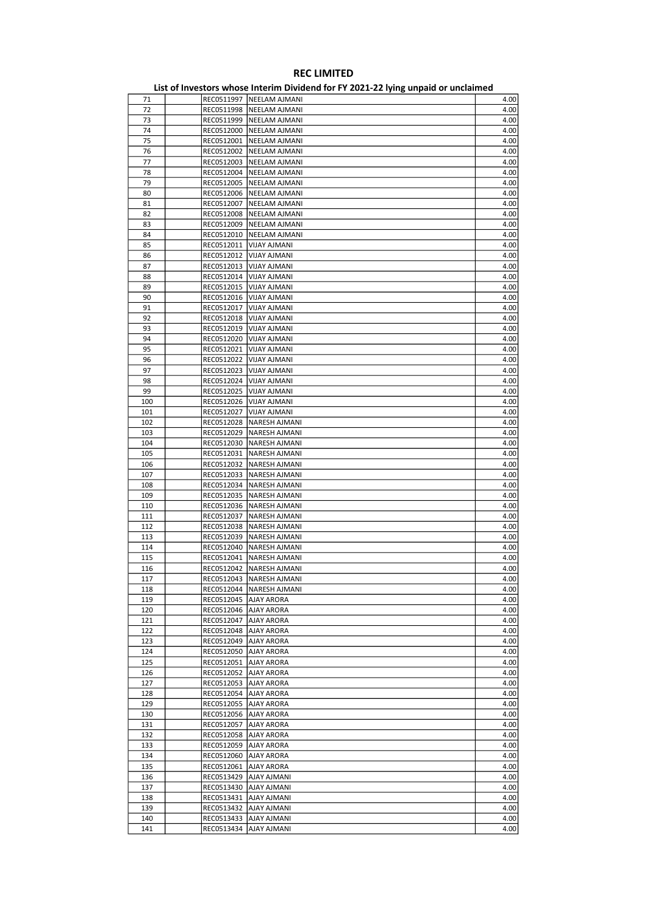# REC LIMITED

## List of Investors whose Interim Dividend for FY 2021-22 lying unpaid or unclaimed

| | | | | |
|---|---|---|---|---|
| 71 | | REC0511997 | NEELAM AJMANI | 4.00 |
| 72 | | REC0511998 | NEELAM AJMANI | 4.00 |
| 73 | | REC0511999 | NEELAM AJMANI | 4.00 |
| 74 | | REC0512000 | NEELAM AJMANI | 4.00 |
| 75 | | REC0512001 | NEELAM AJMANI | 4.00 |
| 76 | | REC0512002 | NEELAM AJMANI | 4.00 |
| 77 | | REC0512003 | NEELAM AJMANI | 4.00 |
| 78 | | REC0512004 | NEELAM AJMANI | 4.00 |
| 79 | | REC0512005 | NEELAM AJMANI | 4.00 |
| 80 | | REC0512006 | NEELAM AJMANI | 4.00 |
| 81 | | REC0512007 | NEELAM AJMANI | 4.00 |
| 82 | | REC0512008 | NEELAM AJMANI | 4.00 |
| 83 | | REC0512009 | NEELAM AJMANI | 4.00 |
| 84 | | REC0512010 | NEELAM AJMANI | 4.00 |
| 85 | | REC0512011 | VIJAY AJMANI | 4.00 |
| 86 | | REC0512012 | VIJAY AJMANI | 4.00 |
| 87 | | REC0512013 | VIJAY AJMANI | 4.00 |
| 88 | | REC0512014 | VIJAY AJMANI | 4.00 |
| 89 | | REC0512015 | VIJAY AJMANI | 4.00 |
| 90 | | REC0512016 | VIJAY AJMANI | 4.00 |
| 91 | | REC0512017 | VIJAY AJMANI | 4.00 |
| 92 | | REC0512018 | VIJAY AJMANI | 4.00 |
| 93 | | REC0512019 | VIJAY AJMANI | 4.00 |
| 94 | | REC0512020 | VIJAY AJMANI | 4.00 |
| 95 | | REC0512021 | VIJAY AJMANI | 4.00 |
| 96 | | REC0512022 | VIJAY AJMANI | 4.00 |
| 97 | | REC0512023 | VIJAY AJMANI | 4.00 |
| 98 | | REC0512024 | VIJAY AJMANI | 4.00 |
| 99 | | REC0512025 | VIJAY AJMANI | 4.00 |
| 100 | | REC0512026 | VIJAY AJMANI | 4.00 |
| 101 | | REC0512027 | VIJAY AJMANI | 4.00 |
| 102 | | REC0512028 | NARESH AJMANI | 4.00 |
| 103 | | REC0512029 | NARESH AJMANI | 4.00 |
| 104 | | REC0512030 | NARESH AJMANI | 4.00 |
| 105 | | REC0512031 | NARESH AJMANI | 4.00 |
| 106 | | REC0512032 | NARESH AJMANI | 4.00 |
| 107 | | REC0512033 | NARESH AJMANI | 4.00 |
| 108 | | REC0512034 | NARESH AJMANI | 4.00 |
| 109 | | REC0512035 | NARESH AJMANI | 4.00 |
| 110 | | REC0512036 | NARESH AJMANI | 4.00 |
| 111 | | REC0512037 | NARESH AJMANI | 4.00 |
| 112 | | REC0512038 | NARESH AJMANI | 4.00 |
| 113 | | REC0512039 | NARESH AJMANI | 4.00 |
| 114 | | REC0512040 | NARESH AJMANI | 4.00 |
| 115 | | REC0512041 | NARESH AJMANI | 4.00 |
| 116 | | REC0512042 | NARESH AJMANI | 4.00 |
| 117 | | REC0512043 | NARESH AJMANI | 4.00 |
| 118 | | REC0512044 | NARESH AJMANI | 4.00 |
| 119 | | REC0512045 | AJAY ARORA | 4.00 |
| 120 | | REC0512046 | AJAY ARORA | 4.00 |
| 121 | | REC0512047 | AJAY ARORA | 4.00 |
| 122 | | REC0512048 | AJAY ARORA | 4.00 |
| 123 | | REC0512049 | AJAY ARORA | 4.00 |
| 124 | | REC0512050 | AJAY ARORA | 4.00 |
| 125 | | REC0512051 | AJAY ARORA | 4.00 |
| 126 | | REC0512052 | AJAY ARORA | 4.00 |
| 127 | | REC0512053 | AJAY ARORA | 4.00 |
| 128 | | REC0512054 | AJAY ARORA | 4.00 |
| 129 | | REC0512055 | AJAY ARORA | 4.00 |
| 130 | | REC0512056 | AJAY ARORA | 4.00 |
| 131 | | REC0512057 | AJAY ARORA | 4.00 |
| 132 | | REC0512058 | AJAY ARORA | 4.00 |
| 133 | | REC0512059 | AJAY ARORA | 4.00 |
| 134 | | REC0512060 | AJAY ARORA | 4.00 |
| 135 | | REC0512061 | AJAY ARORA | 4.00 |
| 136 | | REC0513429 | AJAY AJMANI | 4.00 |
| 137 | | REC0513430 | AJAY AJMANI | 4.00 |
| 138 | | REC0513431 | AJAY AJMANI | 4.00 |
| 139 | | REC0513432 | AJAY AJMANI | 4.00 |
| 140 | | REC0513433 | AJAY AJMANI | 4.00 |
| 141 | | REC0513434 | AJAY AJMANI | 4.00 |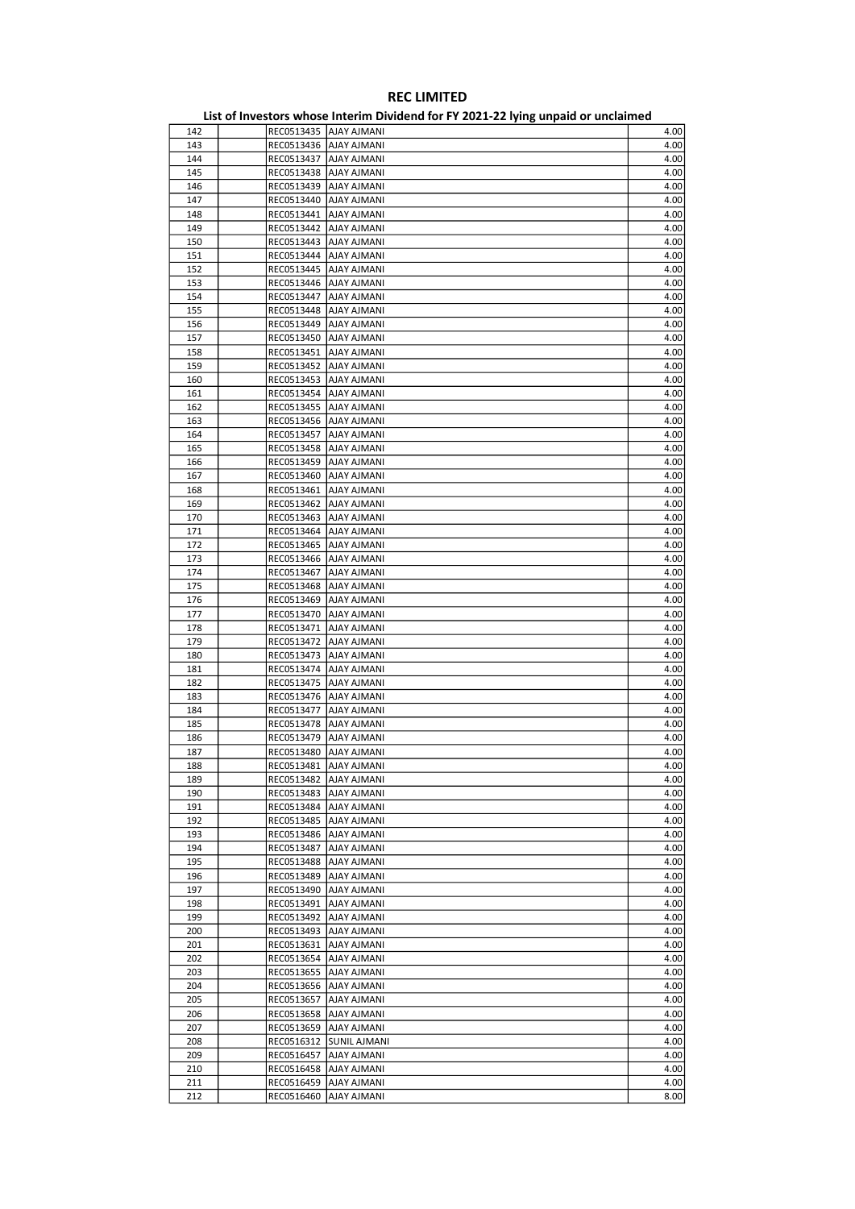# REC LIMITED

## List of Investors whose Interim Dividend for FY 2021-22 lying unpaid or unclaimed

| | | | | |
|---|---|---|---|---|
| 142 | | REC0513435 | AJAY AJMANI | 4.00 |
| 143 | | REC0513436 | AJAY AJMANI | 4.00 |
| 144 | | REC0513437 | AJAY AJMANI | 4.00 |
| 145 | | REC0513438 | AJAY AJMANI | 4.00 |
| 146 | | REC0513439 | AJAY AJMANI | 4.00 |
| 147 | | REC0513440 | AJAY AJMANI | 4.00 |
| 148 | | REC0513441 | AJAY AJMANI | 4.00 |
| 149 | | REC0513442 | AJAY AJMANI | 4.00 |
| 150 | | REC0513443 | AJAY AJMANI | 4.00 |
| 151 | | REC0513444 | AJAY AJMANI | 4.00 |
| 152 | | REC0513445 | AJAY AJMANI | 4.00 |
| 153 | | REC0513446 | AJAY AJMANI | 4.00 |
| 154 | | REC0513447 | AJAY AJMANI | 4.00 |
| 155 | | REC0513448 | AJAY AJMANI | 4.00 |
| 156 | | REC0513449 | AJAY AJMANI | 4.00 |
| 157 | | REC0513450 | AJAY AJMANI | 4.00 |
| 158 | | REC0513451 | AJAY AJMANI | 4.00 |
| 159 | | REC0513452 | AJAY AJMANI | 4.00 |
| 160 | | REC0513453 | AJAY AJMANI | 4.00 |
| 161 | | REC0513454 | AJAY AJMANI | 4.00 |
| 162 | | REC0513455 | AJAY AJMANI | 4.00 |
| 163 | | REC0513456 | AJAY AJMANI | 4.00 |
| 164 | | REC0513457 | AJAY AJMANI | 4.00 |
| 165 | | REC0513458 | AJAY AJMANI | 4.00 |
| 166 | | REC0513459 | AJAY AJMANI | 4.00 |
| 167 | | REC0513460 | AJAY AJMANI | 4.00 |
| 168 | | REC0513461 | AJAY AJMANI | 4.00 |
| 169 | | REC0513462 | AJAY AJMANI | 4.00 |
| 170 | | REC0513463 | AJAY AJMANI | 4.00 |
| 171 | | REC0513464 | AJAY AJMANI | 4.00 |
| 172 | | REC0513465 | AJAY AJMANI | 4.00 |
| 173 | | REC0513466 | AJAY AJMANI | 4.00 |
| 174 | | REC0513467 | AJAY AJMANI | 4.00 |
| 175 | | REC0513468 | AJAY AJMANI | 4.00 |
| 176 | | REC0513469 | AJAY AJMANI | 4.00 |
| 177 | | REC0513470 | AJAY AJMANI | 4.00 |
| 178 | | REC0513471 | AJAY AJMANI | 4.00 |
| 179 | | REC0513472 | AJAY AJMANI | 4.00 |
| 180 | | REC0513473 | AJAY AJMANI | 4.00 |
| 181 | | REC0513474 | AJAY AJMANI | 4.00 |
| 182 | | REC0513475 | AJAY AJMANI | 4.00 |
| 183 | | REC0513476 | AJAY AJMANI | 4.00 |
| 184 | | REC0513477 | AJAY AJMANI | 4.00 |
| 185 | | REC0513478 | AJAY AJMANI | 4.00 |
| 186 | | REC0513479 | AJAY AJMANI | 4.00 |
| 187 | | REC0513480 | AJAY AJMANI | 4.00 |
| 188 | | REC0513481 | AJAY AJMANI | 4.00 |
| 189 | | REC0513482 | AJAY AJMANI | 4.00 |
| 190 | | REC0513483 | AJAY AJMANI | 4.00 |
| 191 | | REC0513484 | AJAY AJMANI | 4.00 |
| 192 | | REC0513485 | AJAY AJMANI | 4.00 |
| 193 | | REC0513486 | AJAY AJMANI | 4.00 |
| 194 | | REC0513487 | AJAY AJMANI | 4.00 |
| 195 | | REC0513488 | AJAY AJMANI | 4.00 |
| 196 | | REC0513489 | AJAY AJMANI | 4.00 |
| 197 | | REC0513490 | AJAY AJMANI | 4.00 |
| 198 | | REC0513491 | AJAY AJMANI | 4.00 |
| 199 | | REC0513492 | AJAY AJMANI | 4.00 |
| 200 | | REC0513493 | AJAY AJMANI | 4.00 |
| 201 | | REC0513631 | AJAY AJMANI | 4.00 |
| 202 | | REC0513654 | AJAY AJMANI | 4.00 |
| 203 | | REC0513655 | AJAY AJMANI | 4.00 |
| 204 | | REC0513656 | AJAY AJMANI | 4.00 |
| 205 | | REC0513657 | AJAY AJMANI | 4.00 |
| 206 | | REC0513658 | AJAY AJMANI | 4.00 |
| 207 | | REC0513659 | AJAY AJMANI | 4.00 |
| 208 | | REC0516312 | SUNIL AJMANI | 4.00 |
| 209 | | REC0516457 | AJAY AJMANI | 4.00 |
| 210 | | REC0516458 | AJAY AJMANI | 4.00 |
| 211 | | REC0516459 | AJAY AJMANI | 4.00 |
| 212 | | REC0516460 | AJAY AJMANI | 8.00 |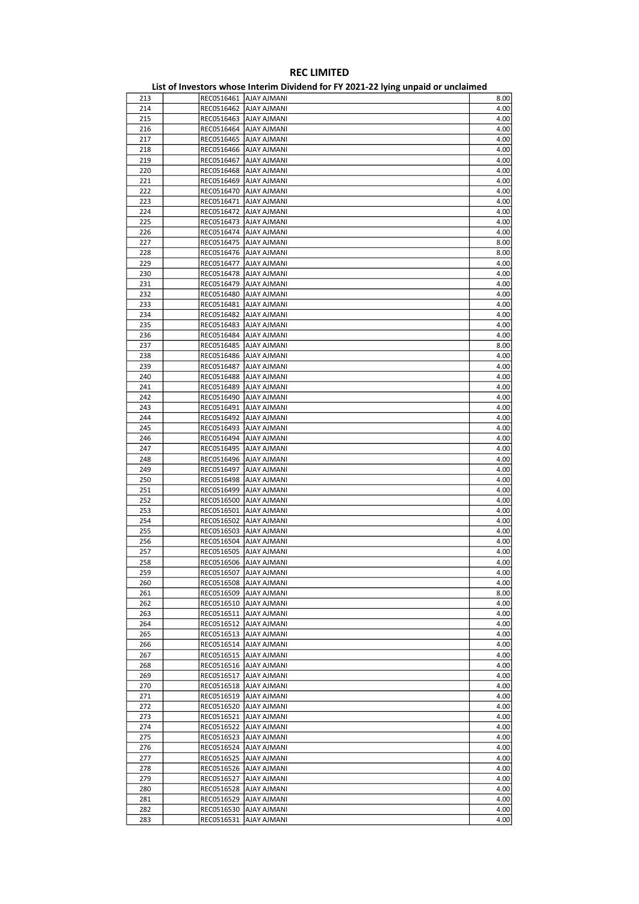# REC LIMITED

## List of Investors whose Interim Dividend for FY 2021-22 lying unpaid or unclaimed

| | | | | |
|---|---|---|---|---|
| 213 | | REC0516461 | AJAY AJMANI | 8.00 |
| 214 | | REC0516462 | AJAY AJMANI | 4.00 |
| 215 | | REC0516463 | AJAY AJMANI | 4.00 |
| 216 | | REC0516464 | AJAY AJMANI | 4.00 |
| 217 | | REC0516465 | AJAY AJMANI | 4.00 |
| 218 | | REC0516466 | AJAY AJMANI | 4.00 |
| 219 | | REC0516467 | AJAY AJMANI | 4.00 |
| 220 | | REC0516468 | AJAY AJMANI | 4.00 |
| 221 | | REC0516469 | AJAY AJMANI | 4.00 |
| 222 | | REC0516470 | AJAY AJMANI | 4.00 |
| 223 | | REC0516471 | AJAY AJMANI | 4.00 |
| 224 | | REC0516472 | AJAY AJMANI | 4.00 |
| 225 | | REC0516473 | AJAY AJMANI | 4.00 |
| 226 | | REC0516474 | AJAY AJMANI | 4.00 |
| 227 | | REC0516475 | AJAY AJMANI | 8.00 |
| 228 | | REC0516476 | AJAY AJMANI | 8.00 |
| 229 | | REC0516477 | AJAY AJMANI | 4.00 |
| 230 | | REC0516478 | AJAY AJMANI | 4.00 |
| 231 | | REC0516479 | AJAY AJMANI | 4.00 |
| 232 | | REC0516480 | AJAY AJMANI | 4.00 |
| 233 | | REC0516481 | AJAY AJMANI | 4.00 |
| 234 | | REC0516482 | AJAY AJMANI | 4.00 |
| 235 | | REC0516483 | AJAY AJMANI | 4.00 |
| 236 | | REC0516484 | AJAY AJMANI | 4.00 |
| 237 | | REC0516485 | AJAY AJMANI | 8.00 |
| 238 | | REC0516486 | AJAY AJMANI | 4.00 |
| 239 | | REC0516487 | AJAY AJMANI | 4.00 |
| 240 | | REC0516488 | AJAY AJMANI | 4.00 |
| 241 | | REC0516489 | AJAY AJMANI | 4.00 |
| 242 | | REC0516490 | AJAY AJMANI | 4.00 |
| 243 | | REC0516491 | AJAY AJMANI | 4.00 |
| 244 | | REC0516492 | AJAY AJMANI | 4.00 |
| 245 | | REC0516493 | AJAY AJMANI | 4.00 |
| 246 | | REC0516494 | AJAY AJMANI | 4.00 |
| 247 | | REC0516495 | AJAY AJMANI | 4.00 |
| 248 | | REC0516496 | AJAY AJMANI | 4.00 |
| 249 | | REC0516497 | AJAY AJMANI | 4.00 |
| 250 | | REC0516498 | AJAY AJMANI | 4.00 |
| 251 | | REC0516499 | AJAY AJMANI | 4.00 |
| 252 | | REC0516500 | AJAY AJMANI | 4.00 |
| 253 | | REC0516501 | AJAY AJMANI | 4.00 |
| 254 | | REC0516502 | AJAY AJMANI | 4.00 |
| 255 | | REC0516503 | AJAY AJMANI | 4.00 |
| 256 | | REC0516504 | AJAY AJMANI | 4.00 |
| 257 | | REC0516505 | AJAY AJMANI | 4.00 |
| 258 | | REC0516506 | AJAY AJMANI | 4.00 |
| 259 | | REC0516507 | AJAY AJMANI | 4.00 |
| 260 | | REC0516508 | AJAY AJMANI | 4.00 |
| 261 | | REC0516509 | AJAY AJMANI | 8.00 |
| 262 | | REC0516510 | AJAY AJMANI | 4.00 |
| 263 | | REC0516511 | AJAY AJMANI | 4.00 |
| 264 | | REC0516512 | AJAY AJMANI | 4.00 |
| 265 | | REC0516513 | AJAY AJMANI | 4.00 |
| 266 | | REC0516514 | AJAY AJMANI | 4.00 |
| 267 | | REC0516515 | AJAY AJMANI | 4.00 |
| 268 | | REC0516516 | AJAY AJMANI | 4.00 |
| 269 | | REC0516517 | AJAY AJMANI | 4.00 |
| 270 | | REC0516518 | AJAY AJMANI | 4.00 |
| 271 | | REC0516519 | AJAY AJMANI | 4.00 |
| 272 | | REC0516520 | AJAY AJMANI | 4.00 |
| 273 | | REC0516521 | AJAY AJMANI | 4.00 |
| 274 | | REC0516522 | AJAY AJMANI | 4.00 |
| 275 | | REC0516523 | AJAY AJMANI | 4.00 |
| 276 | | REC0516524 | AJAY AJMANI | 4.00 |
| 277 | | REC0516525 | AJAY AJMANI | 4.00 |
| 278 | | REC0516526 | AJAY AJMANI | 4.00 |
| 279 | | REC0516527 | AJAY AJMANI | 4.00 |
| 280 | | REC0516528 | AJAY AJMANI | 4.00 |
| 281 | | REC0516529 | AJAY AJMANI | 4.00 |
| 282 | | REC0516530 | AJAY AJMANI | 4.00 |
| 283 | | REC0516531 | AJAY AJMANI | 4.00 |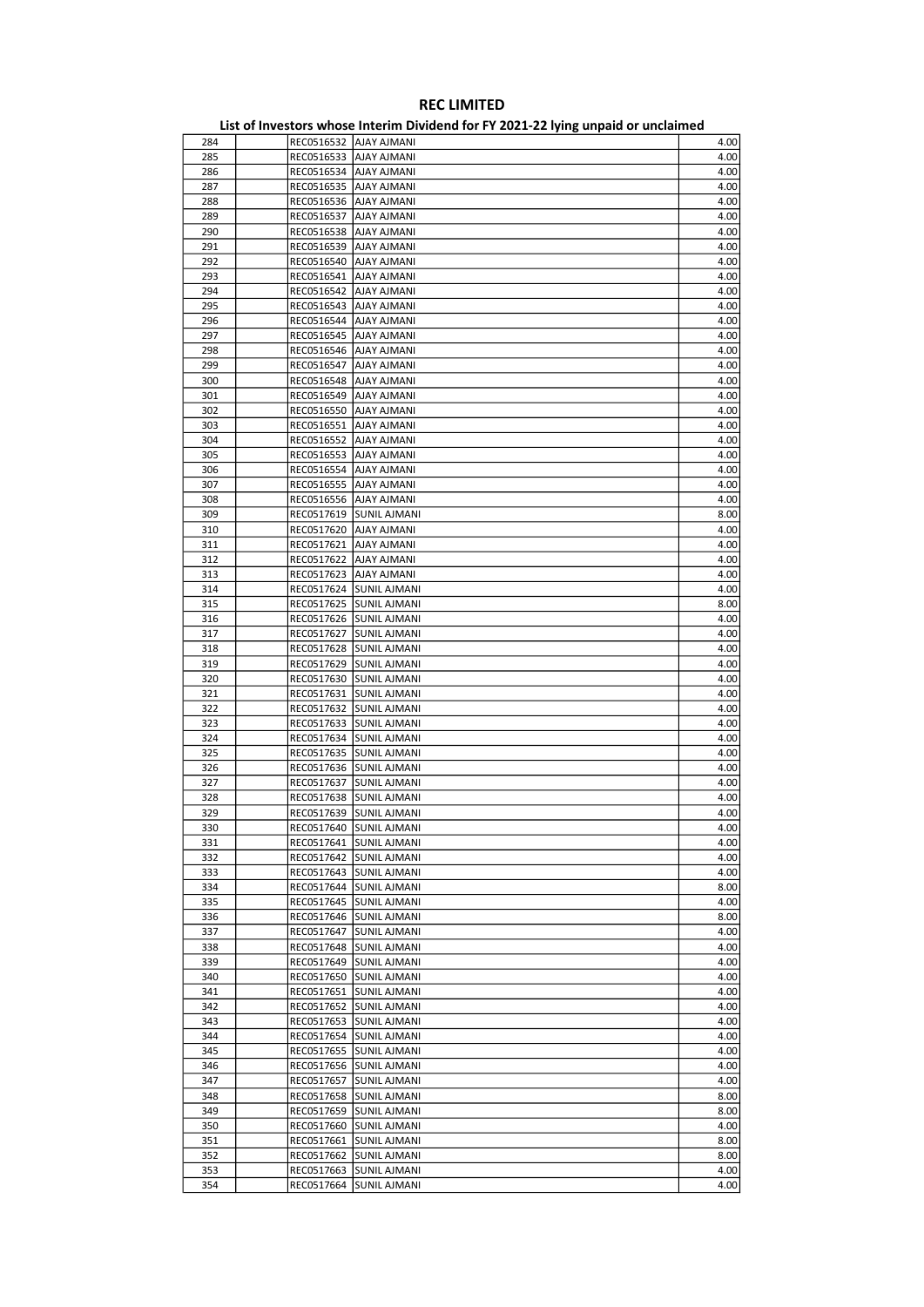# REC LIMITED

## List of Investors whose Interim Dividend for FY 2021-22 lying unpaid or unclaimed

| | | | | |
|---|---|---|---|---|
| 284 | | REC0516532 | AJAY AJMANI | 4.00 |
| 285 | | REC0516533 | AJAY AJMANI | 4.00 |
| 286 | | REC0516534 | AJAY AJMANI | 4.00 |
| 287 | | REC0516535 | AJAY AJMANI | 4.00 |
| 288 | | REC0516536 | AJAY AJMANI | 4.00 |
| 289 | | REC0516537 | AJAY AJMANI | 4.00 |
| 290 | | REC0516538 | AJAY AJMANI | 4.00 |
| 291 | | REC0516539 | AJAY AJMANI | 4.00 |
| 292 | | REC0516540 | AJAY AJMANI | 4.00 |
| 293 | | REC0516541 | AJAY AJMANI | 4.00 |
| 294 | | REC0516542 | AJAY AJMANI | 4.00 |
| 295 | | REC0516543 | AJAY AJMANI | 4.00 |
| 296 | | REC0516544 | AJAY AJMANI | 4.00 |
| 297 | | REC0516545 | AJAY AJMANI | 4.00 |
| 298 | | REC0516546 | AJAY AJMANI | 4.00 |
| 299 | | REC0516547 | AJAY AJMANI | 4.00 |
| 300 | | REC0516548 | AJAY AJMANI | 4.00 |
| 301 | | REC0516549 | AJAY AJMANI | 4.00 |
| 302 | | REC0516550 | AJAY AJMANI | 4.00 |
| 303 | | REC0516551 | AJAY AJMANI | 4.00 |
| 304 | | REC0516552 | AJAY AJMANI | 4.00 |
| 305 | | REC0516553 | AJAY AJMANI | 4.00 |
| 306 | | REC0516554 | AJAY AJMANI | 4.00 |
| 307 | | REC0516555 | AJAY AJMANI | 4.00 |
| 308 | | REC0516556 | AJAY AJMANI | 4.00 |
| 309 | | REC0517619 | SUNIL AJMANI | 8.00 |
| 310 | | REC0517620 | AJAY AJMANI | 4.00 |
| 311 | | REC0517621 | AJAY AJMANI | 4.00 |
| 312 | | REC0517622 | AJAY AJMANI | 4.00 |
| 313 | | REC0517623 | AJAY AJMANI | 4.00 |
| 314 | | REC0517624 | SUNIL AJMANI | 4.00 |
| 315 | | REC0517625 | SUNIL AJMANI | 8.00 |
| 316 | | REC0517626 | SUNIL AJMANI | 4.00 |
| 317 | | REC0517627 | SUNIL AJMANI | 4.00 |
| 318 | | REC0517628 | SUNIL AJMANI | 4.00 |
| 319 | | REC0517629 | SUNIL AJMANI | 4.00 |
| 320 | | REC0517630 | SUNIL AJMANI | 4.00 |
| 321 | | REC0517631 | SUNIL AJMANI | 4.00 |
| 322 | | REC0517632 | SUNIL AJMANI | 4.00 |
| 323 | | REC0517633 | SUNIL AJMANI | 4.00 |
| 324 | | REC0517634 | SUNIL AJMANI | 4.00 |
| 325 | | REC0517635 | SUNIL AJMANI | 4.00 |
| 326 | | REC0517636 | SUNIL AJMANI | 4.00 |
| 327 | | REC0517637 | SUNIL AJMANI | 4.00 |
| 328 | | REC0517638 | SUNIL AJMANI | 4.00 |
| 329 | | REC0517639 | SUNIL AJMANI | 4.00 |
| 330 | | REC0517640 | SUNIL AJMANI | 4.00 |
| 331 | | REC0517641 | SUNIL AJMANI | 4.00 |
| 332 | | REC0517642 | SUNIL AJMANI | 4.00 |
| 333 | | REC0517643 | SUNIL AJMANI | 4.00 |
| 334 | | REC0517644 | SUNIL AJMANI | 8.00 |
| 335 | | REC0517645 | SUNIL AJMANI | 4.00 |
| 336 | | REC0517646 | SUNIL AJMANI | 8.00 |
| 337 | | REC0517647 | SUNIL AJMANI | 4.00 |
| 338 | | REC0517648 | SUNIL AJMANI | 4.00 |
| 339 | | REC0517649 | SUNIL AJMANI | 4.00 |
| 340 | | REC0517650 | SUNIL AJMANI | 4.00 |
| 341 | | REC0517651 | SUNIL AJMANI | 4.00 |
| 342 | | REC0517652 | SUNIL AJMANI | 4.00 |
| 343 | | REC0517653 | SUNIL AJMANI | 4.00 |
| 344 | | REC0517654 | SUNIL AJMANI | 4.00 |
| 345 | | REC0517655 | SUNIL AJMANI | 4.00 |
| 346 | | REC0517656 | SUNIL AJMANI | 4.00 |
| 347 | | REC0517657 | SUNIL AJMANI | 4.00 |
| 348 | | REC0517658 | SUNIL AJMANI | 8.00 |
| 349 | | REC0517659 | SUNIL AJMANI | 8.00 |
| 350 | | REC0517660 | SUNIL AJMANI | 4.00 |
| 351 | | REC0517661 | SUNIL AJMANI | 8.00 |
| 352 | | REC0517662 | SUNIL AJMANI | 8.00 |
| 353 | | REC0517663 | SUNIL AJMANI | 4.00 |
| 354 | | REC0517664 | SUNIL AJMANI | 4.00 |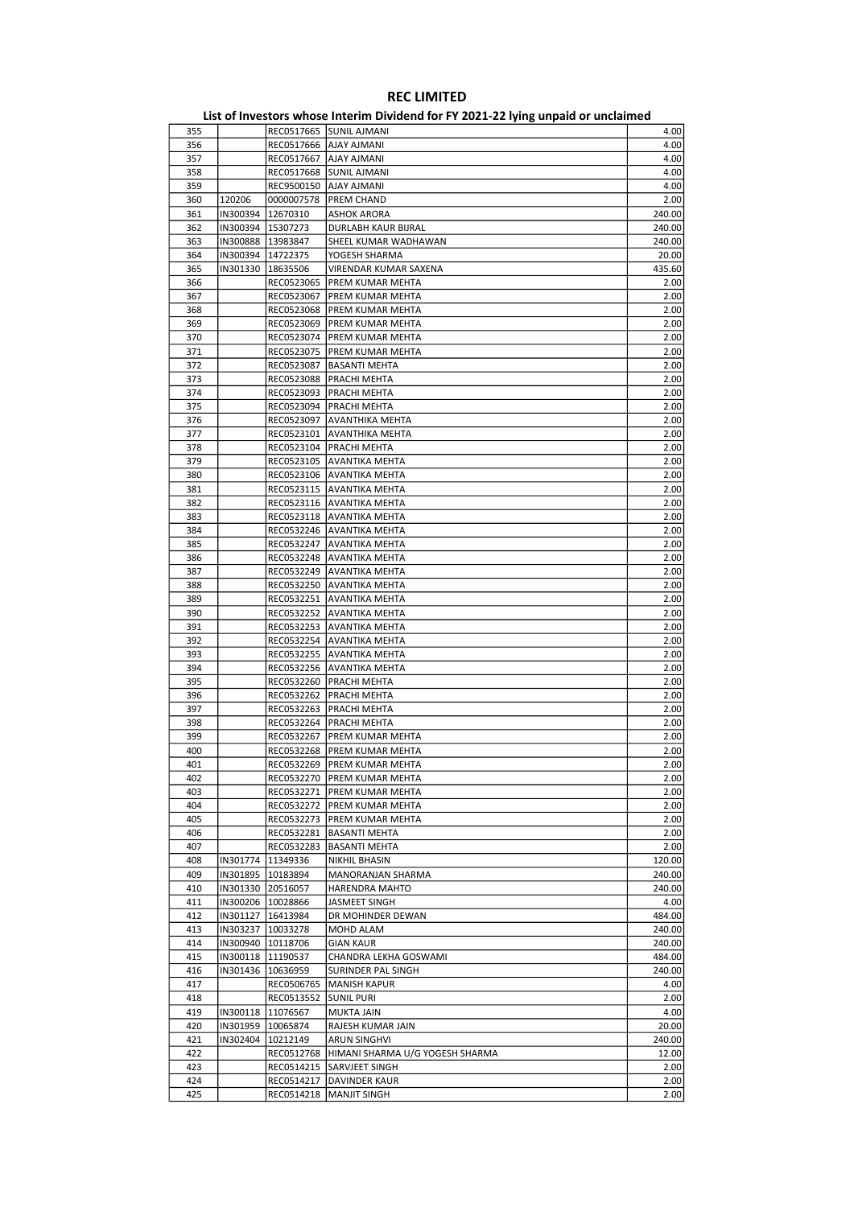# REC LIMITED

## List of Investors whose Interim Dividend for FY 2021-22 lying unpaid or unclaimed

| | | | | |
|---|---|---|---|---|
| 355 | | REC0517665 | SUNIL AJMANI | 4.00 |
| 356 | | REC0517666 | AJAY AJMANI | 4.00 |
| 357 | | REC0517667 | AJAY AJMANI | 4.00 |
| 358 | | REC0517668 | SUNIL AJMANI | 4.00 |
| 359 | | REC9500150 | AJAY AJMANI | 4.00 |
| 360 | 120206 | 0000007578 | PREM CHAND | 2.00 |
| 361 | IN300394 | 12670310 | ASHOK ARORA | 240.00 |
| 362 | IN300394 | 15307273 | DURLABH KAUR BIJRAL | 240.00 |
| 363 | IN300888 | 13983847 | SHEEL KUMAR WADHAWAN | 240.00 |
| 364 | IN300394 | 14722375 | YOGESH SHARMA | 20.00 |
| 365 | IN301330 | 18635506 | VIRENDAR KUMAR SAXENA | 435.60 |
| 366 | | REC0523065 | PREM KUMAR MEHTA | 2.00 |
| 367 | | REC0523067 | PREM KUMAR MEHTA | 2.00 |
| 368 | | REC0523068 | PREM KUMAR MEHTA | 2.00 |
| 369 | | REC0523069 | PREM KUMAR MEHTA | 2.00 |
| 370 | | REC0523074 | PREM KUMAR MEHTA | 2.00 |
| 371 | | REC0523075 | PREM KUMAR MEHTA | 2.00 |
| 372 | | REC0523087 | BASANTI MEHTA | 2.00 |
| 373 | | REC0523088 | PRACHI MEHTA | 2.00 |
| 374 | | REC0523093 | PRACHI MEHTA | 2.00 |
| 375 | | REC0523094 | PRACHI MEHTA | 2.00 |
| 376 | | REC0523097 | AVANTHIKA MEHTA | 2.00 |
| 377 | | REC0523101 | AVANTHIKA MEHTA | 2.00 |
| 378 | | REC0523104 | PRACHI MEHTA | 2.00 |
| 379 | | REC0523105 | AVANTIKA MEHTA | 2.00 |
| 380 | | REC0523106 | AVANTIKA MEHTA | 2.00 |
| 381 | | REC0523115 | AVANTIKA MEHTA | 2.00 |
| 382 | | REC0523116 | AVANTIKA MEHTA | 2.00 |
| 383 | | REC0523118 | AVANTIKA MEHTA | 2.00 |
| 384 | | REC0532246 | AVANTIKA MEHTA | 2.00 |
| 385 | | REC0532247 | AVANTIKA MEHTA | 2.00 |
| 386 | | REC0532248 | AVANTIKA MEHTA | 2.00 |
| 387 | | REC0532249 | AVANTIKA MEHTA | 2.00 |
| 388 | | REC0532250 | AVANTIKA MEHTA | 2.00 |
| 389 | | REC0532251 | AVANTIKA MEHTA | 2.00 |
| 390 | | REC0532252 | AVANTIKA MEHTA | 2.00 |
| 391 | | REC0532253 | AVANTIKA MEHTA | 2.00 |
| 392 | | REC0532254 | AVANTIKA MEHTA | 2.00 |
| 393 | | REC0532255 | AVANTIKA MEHTA | 2.00 |
| 394 | | REC0532256 | AVANTIKA MEHTA | 2.00 |
| 395 | | REC0532260 | PRACHI MEHTA | 2.00 |
| 396 | | REC0532262 | PRACHI MEHTA | 2.00 |
| 397 | | REC0532263 | PRACHI MEHTA | 2.00 |
| 398 | | REC0532264 | PRACHI MEHTA | 2.00 |
| 399 | | REC0532267 | PREM KUMAR MEHTA | 2.00 |
| 400 | | REC0532268 | PREM KUMAR MEHTA | 2.00 |
| 401 | | REC0532269 | PREM KUMAR MEHTA | 2.00 |
| 402 | | REC0532270 | PREM KUMAR MEHTA | 2.00 |
| 403 | | REC0532271 | PREM KUMAR MEHTA | 2.00 |
| 404 | | REC0532272 | PREM KUMAR MEHTA | 2.00 |
| 405 | | REC0532273 | PREM KUMAR MEHTA | 2.00 |
| 406 | | REC0532281 | BASANTI MEHTA | 2.00 |
| 407 | | REC0532283 | BASANTI MEHTA | 2.00 |
| 408 | IN301774 | 11349336 | NIKHIL BHASIN | 120.00 |
| 409 | IN301895 | 10183894 | MANORANJAN SHARMA | 240.00 |
| 410 | IN301330 | 20516057 | HARENDRA MAHTO | 240.00 |
| 411 | IN300206 | 10028866 | JASMEET SINGH | 4.00 |
| 412 | IN301127 | 16413984 | DR MOHINDER DEWAN | 484.00 |
| 413 | IN303237 | 10033278 | MOHD ALAM | 240.00 |
| 414 | IN300940 | 10118706 | GIAN KAUR | 240.00 |
| 415 | IN300118 | 11190537 | CHANDRA LEKHA GOSWAMI | 484.00 |
| 416 | IN301436 | 10636959 | SURINDER PAL SINGH | 240.00 |
| 417 | | REC0506765 | MANISH KAPUR | 4.00 |
| 418 | | REC0513552 | SUNIL PURI | 2.00 |
| 419 | IN300118 | 11076567 | MUKTA JAIN | 4.00 |
| 420 | IN301959 | 10065874 | RAJESH KUMAR JAIN | 20.00 |
| 421 | IN302404 | 10212149 | ARUN SINGHVI | 240.00 |
| 422 | | REC0512768 | HIMANI SHARMA U/G YOGESH SHARMA | 12.00 |
| 423 | | REC0514215 | SARVJEET SINGH | 2.00 |
| 424 | | REC0514217 | DAVINDER KAUR | 2.00 |
| 425 | | REC0514218 | MANJIT SINGH | 2.00 |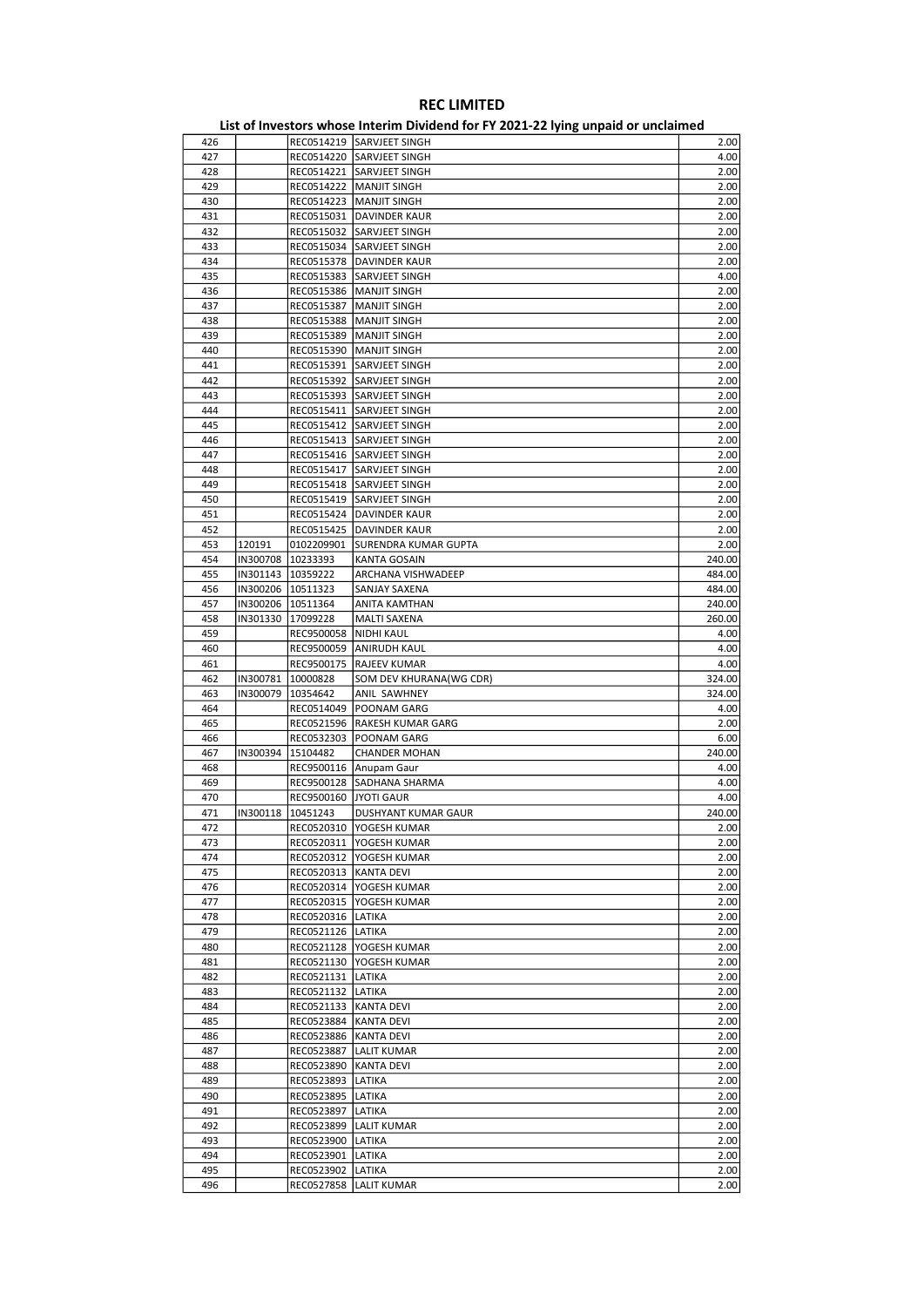# REC LIMITED

## List of Investors whose Interim Dividend for FY 2021-22 lying unpaid or unclaimed

| | | | | |
|---|---|---|---|---|
| 426 | | REC0514219 | SARVJEET SINGH | 2.00 |
| 427 | | REC0514220 | SARVJEET SINGH | 4.00 |
| 428 | | REC0514221 | SARVJEET SINGH | 2.00 |
| 429 | | REC0514222 | MANJIT SINGH | 2.00 |
| 430 | | REC0514223 | MANJIT SINGH | 2.00 |
| 431 | | REC0515031 | DAVINDER KAUR | 2.00 |
| 432 | | REC0515032 | SARVJEET SINGH | 2.00 |
| 433 | | REC0515034 | SARVJEET SINGH | 2.00 |
| 434 | | REC0515378 | DAVINDER KAUR | 2.00 |
| 435 | | REC0515383 | SARVJEET SINGH | 4.00 |
| 436 | | REC0515386 | MANJIT SINGH | 2.00 |
| 437 | | REC0515387 | MANJIT SINGH | 2.00 |
| 438 | | REC0515388 | MANJIT SINGH | 2.00 |
| 439 | | REC0515389 | MANJIT SINGH | 2.00 |
| 440 | | REC0515390 | MANJIT SINGH | 2.00 |
| 441 | | REC0515391 | SARVJEET SINGH | 2.00 |
| 442 | | REC0515392 | SARVJEET SINGH | 2.00 |
| 443 | | REC0515393 | SARVJEET SINGH | 2.00 |
| 444 | | REC0515411 | SARVJEET SINGH | 2.00 |
| 445 | | REC0515412 | SARVJEET SINGH | 2.00 |
| 446 | | REC0515413 | SARVJEET SINGH | 2.00 |
| 447 | | REC0515416 | SARVJEET SINGH | 2.00 |
| 448 | | REC0515417 | SARVJEET SINGH | 2.00 |
| 449 | | REC0515418 | SARVJEET SINGH | 2.00 |
| 450 | | REC0515419 | SARVJEET SINGH | 2.00 |
| 451 | | REC0515424 | DAVINDER KAUR | 2.00 |
| 452 | | REC0515425 | DAVINDER KAUR | 2.00 |
| 453 | 120191 | 0102209901 | SURENDRA KUMAR GUPTA | 2.00 |
| 454 | IN300708 | 10233393 | KANTA GOSAIN | 240.00 |
| 455 | IN301143 | 10359222 | ARCHANA VISHWADEEP | 484.00 |
| 456 | IN300206 | 10511323 | SANJAY SAXENA | 484.00 |
| 457 | IN300206 | 10511364 | ANITA KAMTHAN | 240.00 |
| 458 | IN301330 | 17099228 | MALTI SAXENA | 260.00 |
| 459 | | REC9500058 | NIDHI KAUL | 4.00 |
| 460 | | REC9500059 | ANIRUDH KAUL | 4.00 |
| 461 | | REC9500175 | RAJEEV KUMAR | 4.00 |
| 462 | IN300781 | 10000828 | SOM DEV KHURANA(WG CDR) | 324.00 |
| 463 | IN300079 | 10354642 | ANIL SAWHNEY | 324.00 |
| 464 | | REC0514049 | POONAM GARG | 4.00 |
| 465 | | REC0521596 | RAKESH KUMAR GARG | 2.00 |
| 466 | | REC0532303 | POONAM GARG | 6.00 |
| 467 | IN300394 | 15104482 | CHANDER MOHAN | 240.00 |
| 468 | | REC9500116 | Anupam Gaur | 4.00 |
| 469 | | REC9500128 | SADHANA SHARMA | 4.00 |
| 470 | | REC9500160 | JYOTI GAUR | 4.00 |
| 471 | IN300118 | 10451243 | DUSHYANT KUMAR GAUR | 240.00 |
| 472 | | REC0520310 | YOGESH KUMAR | 2.00 |
| 473 | | REC0520311 | YOGESH KUMAR | 2.00 |
| 474 | | REC0520312 | YOGESH KUMAR | 2.00 |
| 475 | | REC0520313 | KANTA DEVI | 2.00 |
| 476 | | REC0520314 | YOGESH KUMAR | 2.00 |
| 477 | | REC0520315 | YOGESH KUMAR | 2.00 |
| 478 | | REC0520316 | LATIKA | 2.00 |
| 479 | | REC0521126 | LATIKA | 2.00 |
| 480 | | REC0521128 | YOGESH KUMAR | 2.00 |
| 481 | | REC0521130 | YOGESH KUMAR | 2.00 |
| 482 | | REC0521131 | LATIKA | 2.00 |
| 483 | | REC0521132 | LATIKA | 2.00 |
| 484 | | REC0521133 | KANTA DEVI | 2.00 |
| 485 | | REC0523884 | KANTA DEVI | 2.00 |
| 486 | | REC0523886 | KANTA DEVI | 2.00 |
| 487 | | REC0523887 | LALIT KUMAR | 2.00 |
| 488 | | REC0523890 | KANTA DEVI | 2.00 |
| 489 | | REC0523893 | LATIKA | 2.00 |
| 490 | | REC0523895 | LATIKA | 2.00 |
| 491 | | REC0523897 | LATIKA | 2.00 |
| 492 | | REC0523899 | LALIT KUMAR | 2.00 |
| 493 | | REC0523900 | LATIKA | 2.00 |
| 494 | | REC0523901 | LATIKA | 2.00 |
| 495 | | REC0523902 | LATIKA | 2.00 |
| 496 | | REC0527858 | LALIT KUMAR | 2.00 |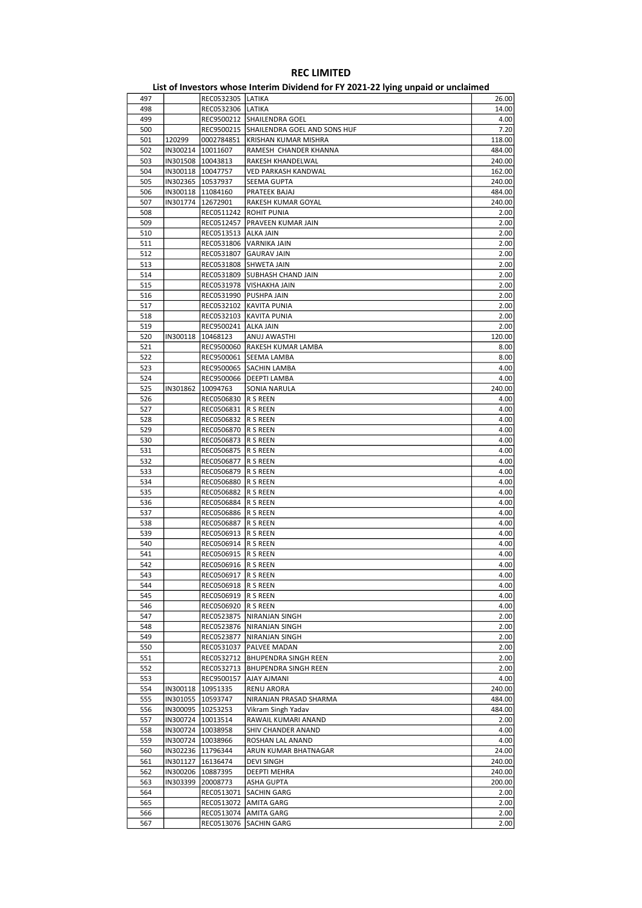# REC LIMITED

## List of Investors whose Interim Dividend for FY 2021-22 lying unpaid or unclaimed

| | | | | |
|---|---|---|---|---|
| 497 | | REC0532305 | LATIKA | 26.00 |
| 498 | | REC0532306 | LATIKA | 14.00 |
| 499 | | REC9500212 | SHAILENDRA GOEL | 4.00 |
| 500 | | REC9500215 | SHAILENDRA GOEL AND SONS HUF | 7.20 |
| 501 | 120299 | 0002784851 | KRISHAN KUMAR MISHRA | 118.00 |
| 502 | IN300214 | 10011607 | RAMESH CHANDER KHANNA | 484.00 |
| 503 | IN301508 | 10043813 | RAKESH KHANDELWAL | 240.00 |
| 504 | IN300118 | 10047757 | VED PARKASH KANDWAL | 162.00 |
| 505 | IN302365 | 10537937 | SEEMA GUPTA | 240.00 |
| 506 | IN300118 | 11084160 | PRATEEK BAJAJ | 484.00 |
| 507 | IN301774 | 12672901 | RAKESH KUMAR GOYAL | 240.00 |
| 508 | | REC0511242 | ROHIT PUNIA | 2.00 |
| 509 | | REC0512457 | PRAVEEN KUMAR JAIN | 2.00 |
| 510 | | REC0513513 | ALKA JAIN | 2.00 |
| 511 | | REC0531806 | VARNIKA JAIN | 2.00 |
| 512 | | REC0531807 | GAURAV JAIN | 2.00 |
| 513 | | REC0531808 | SHWETA JAIN | 2.00 |
| 514 | | REC0531809 | SUBHASH CHAND JAIN | 2.00 |
| 515 | | REC0531978 | VISHAKHA JAIN | 2.00 |
| 516 | | REC0531990 | PUSHPA JAIN | 2.00 |
| 517 | | REC0532102 | KAVITA PUNIA | 2.00 |
| 518 | | REC0532103 | KAVITA PUNIA | 2.00 |
| 519 | | REC9500241 | ALKA JAIN | 2.00 |
| 520 | IN300118 | 10468123 | ANUJ AWASTHI | 120.00 |
| 521 | | REC9500060 | RAKESH KUMAR LAMBA | 8.00 |
| 522 | | REC9500061 | SEEMA LAMBA | 8.00 |
| 523 | | REC9500065 | SACHIN LAMBA | 4.00 |
| 524 | | REC9500066 | DEEPTI LAMBA | 4.00 |
| 525 | IN301862 | 10094763 | SONIA NARULA | 240.00 |
| 526 | | REC0506830 | R S REEN | 4.00 |
| 527 | | REC0506831 | R S REEN | 4.00 |
| 528 | | REC0506832 | R S REEN | 4.00 |
| 529 | | REC0506870 | R S REEN | 4.00 |
| 530 | | REC0506873 | R S REEN | 4.00 |
| 531 | | REC0506875 | R S REEN | 4.00 |
| 532 | | REC0506877 | R S REEN | 4.00 |
| 533 | | REC0506879 | R S REEN | 4.00 |
| 534 | | REC0506880 | R S REEN | 4.00 |
| 535 | | REC0506882 | R S REEN | 4.00 |
| 536 | | REC0506884 | R S REEN | 4.00 |
| 537 | | REC0506886 | R S REEN | 4.00 |
| 538 | | REC0506887 | R S REEN | 4.00 |
| 539 | | REC0506913 | R S REEN | 4.00 |
| 540 | | REC0506914 | R S REEN | 4.00 |
| 541 | | REC0506915 | R S REEN | 4.00 |
| 542 | | REC0506916 | R S REEN | 4.00 |
| 543 | | REC0506917 | R S REEN | 4.00 |
| 544 | | REC0506918 | R S REEN | 4.00 |
| 545 | | REC0506919 | R S REEN | 4.00 |
| 546 | | REC0506920 | R S REEN | 4.00 |
| 547 | | REC0523875 | NIRANJAN SINGH | 2.00 |
| 548 | | REC0523876 | NIRANJAN SINGH | 2.00 |
| 549 | | REC0523877 | NIRANJAN SINGH | 2.00 |
| 550 | | REC0531037 | PALVEE MADAN | 2.00 |
| 551 | | REC0532712 | BHUPENDRA SINGH REEN | 2.00 |
| 552 | | REC0532713 | BHUPENDRA SINGH REEN | 2.00 |
| 553 | | REC9500157 | AJAY AJMANI | 4.00 |
| 554 | IN300118 | 10951335 | RENU ARORA | 240.00 |
| 555 | IN301055 | 10593747 | NIRANJAN PRASAD SHARMA | 484.00 |
| 556 | IN300095 | 10253253 | Vikram Singh Yadav | 484.00 |
| 557 | IN300724 | 10013514 | RAWAIL KUMARI ANAND | 2.00 |
| 558 | IN300724 | 10038958 | SHIV CHANDER ANAND | 4.00 |
| 559 | IN300724 | 10038966 | ROSHAN LAL ANAND | 4.00 |
| 560 | IN302236 | 11796344 | ARUN KUMAR BHATNAGAR | 24.00 |
| 561 | IN301127 | 16136474 | DEVI SINGH | 240.00 |
| 562 | IN300206 | 10887395 | DEEPTI MEHRA | 240.00 |
| 563 | IN303399 | 20008773 | ASHA GUPTA | 200.00 |
| 564 | | REC0513071 | SACHIN GARG | 2.00 |
| 565 | | REC0513072 | AMITA GARG | 2.00 |
| 566 | | REC0513074 | AMITA GARG | 2.00 |
| 567 | | REC0513076 | SACHIN GARG | 2.00 |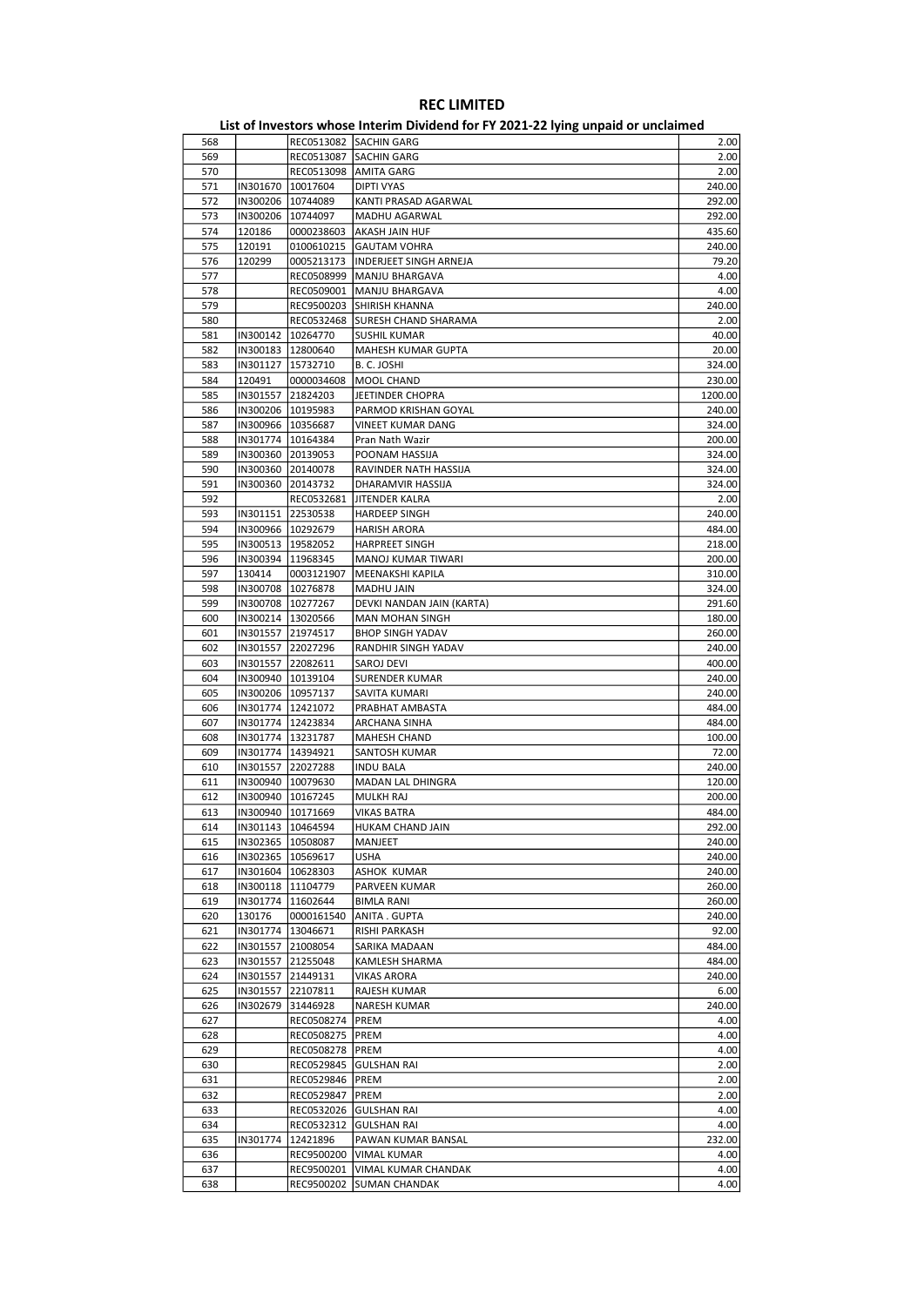# REC LIMITED

## List of Investors whose Interim Dividend for FY 2021-22 lying unpaid or unclaimed

| | | | | |
|---|---|---|---|---|
| 568 | | REC0513082 | SACHIN GARG | 2.00 |
| 569 | | REC0513087 | SACHIN GARG | 2.00 |
| 570 | | REC0513098 | AMITA GARG | 2.00 |
| 571 | IN301670 | 10017604 | DIPTI VYAS | 240.00 |
| 572 | IN300206 | 10744089 | KANTI PRASAD AGARWAL | 292.00 |
| 573 | IN300206 | 10744097 | MADHU AGARWAL | 292.00 |
| 574 | 120186 | 0000238603 | AKASH JAIN HUF | 435.60 |
| 575 | 120191 | 0100610215 | GAUTAM VOHRA | 240.00 |
| 576 | 120299 | 0005213173 | INDERJEET SINGH ARNEJA | 79.20 |
| 577 | | REC0508999 | MANJU BHARGAVA | 4.00 |
| 578 | | REC0509001 | MANJU BHARGAVA | 4.00 |
| 579 | | REC9500203 | SHIRISH KHANNA | 240.00 |
| 580 | | REC0532468 | SURESH CHAND SHARAMA | 2.00 |
| 581 | IN300142 | 10264770 | SUSHIL KUMAR | 40.00 |
| 582 | IN300183 | 12800640 | MAHESH KUMAR GUPTA | 20.00 |
| 583 | IN301127 | 15732710 | B. C. JOSHI | 324.00 |
| 584 | 120491 | 0000034608 | MOOL CHAND | 230.00 |
| 585 | IN301557 | 21824203 | JEETINDER CHOPRA | 1200.00 |
| 586 | IN300206 | 10195983 | PARMOD KRISHAN GOYAL | 240.00 |
| 587 | IN300966 | 10356687 | VINEET KUMAR DANG | 324.00 |
| 588 | IN301774 | 10164384 | Pran Nath Wazir | 200.00 |
| 589 | IN300360 | 20139053 | POONAM HASSIJA | 324.00 |
| 590 | IN300360 | 20140078 | RAVINDER NATH HASSIJA | 324.00 |
| 591 | IN300360 | 20143732 | DHARAMVIR HASSIJA | 324.00 |
| 592 | | REC0532681 | JITENDER KALRA | 2.00 |
| 593 | IN301151 | 22530538 | HARDEEP SINGH | 240.00 |
| 594 | IN300966 | 10292679 | HARISH ARORA | 484.00 |
| 595 | IN300513 | 19582052 | HARPREET SINGH | 218.00 |
| 596 | IN300394 | 11968345 | MANOJ KUMAR TIWARI | 200.00 |
| 597 | 130414 | 0003121907 | MEENAKSHI KAPILA | 310.00 |
| 598 | IN300708 | 10276878 | MADHU JAIN | 324.00 |
| 599 | IN300708 | 10277267 | DEVKI NANDAN JAIN (KARTA) | 291.60 |
| 600 | IN300214 | 13020566 | MAN MOHAN SINGH | 180.00 |
| 601 | IN301557 | 21974517 | BHOP SINGH YADAV | 260.00 |
| 602 | IN301557 | 22027296 | RANDHIR SINGH YADAV | 240.00 |
| 603 | IN301557 | 22082611 | SAROJ DEVI | 400.00 |
| 604 | IN300940 | 10139104 | SURENDER KUMAR | 240.00 |
| 605 | IN300206 | 10957137 | SAVITA KUMARI | 240.00 |
| 606 | IN301774 | 12421072 | PRABHAT AMBASTA | 484.00 |
| 607 | IN301774 | 12423834 | ARCHANA SINHA | 484.00 |
| 608 | IN301774 | 13231787 | MAHESH CHAND | 100.00 |
| 609 | IN301774 | 14394921 | SANTOSH KUMAR | 72.00 |
| 610 | IN301557 | 22027288 | INDU BALA | 240.00 |
| 611 | IN300940 | 10079630 | MADAN LAL DHINGRA | 120.00 |
| 612 | IN300940 | 10167245 | MULKH RAJ | 200.00 |
| 613 | IN300940 | 10171669 | VIKAS BATRA | 484.00 |
| 614 | IN301143 | 10464594 | HUKAM CHAND JAIN | 292.00 |
| 615 | IN302365 | 10508087 | MANJEET | 240.00 |
| 616 | IN302365 | 10569617 | USHA | 240.00 |
| 617 | IN301604 | 10628303 | ASHOK KUMAR | 240.00 |
| 618 | IN300118 | 11104779 | PARVEEN KUMAR | 260.00 |
| 619 | IN301774 | 11602644 | BIMLA RANI | 260.00 |
| 620 | 130176 | 0000161540 | ANITA . GUPTA | 240.00 |
| 621 | IN301774 | 13046671 | RISHI PARKASH | 92.00 |
| 622 | IN301557 | 21008054 | SARIKA MADAAN | 484.00 |
| 623 | IN301557 | 21255048 | KAMLESH SHARMA | 484.00 |
| 624 | IN301557 | 21449131 | VIKAS ARORA | 240.00 |
| 625 | IN301557 | 22107811 | RAJESH KUMAR | 6.00 |
| 626 | IN302679 | 31446928 | NARESH KUMAR | 240.00 |
| 627 | | REC0508274 | PREM | 4.00 |
| 628 | | REC0508275 | PREM | 4.00 |
| 629 | | REC0508278 | PREM | 4.00 |
| 630 | | REC0529845 | GULSHAN RAI | 2.00 |
| 631 | | REC0529846 | PREM | 2.00 |
| 632 | | REC0529847 | PREM | 2.00 |
| 633 | | REC0532026 | GULSHAN RAI | 4.00 |
| 634 | | REC0532312 | GULSHAN RAI | 4.00 |
| 635 | IN301774 | 12421896 | PAWAN KUMAR BANSAL | 232.00 |
| 636 | | REC9500200 | VIMAL KUMAR | 4.00 |
| 637 | | REC9500201 | VIMAL KUMAR CHANDAK | 4.00 |
| 638 | | REC9500202 | SUMAN CHANDAK | 4.00 |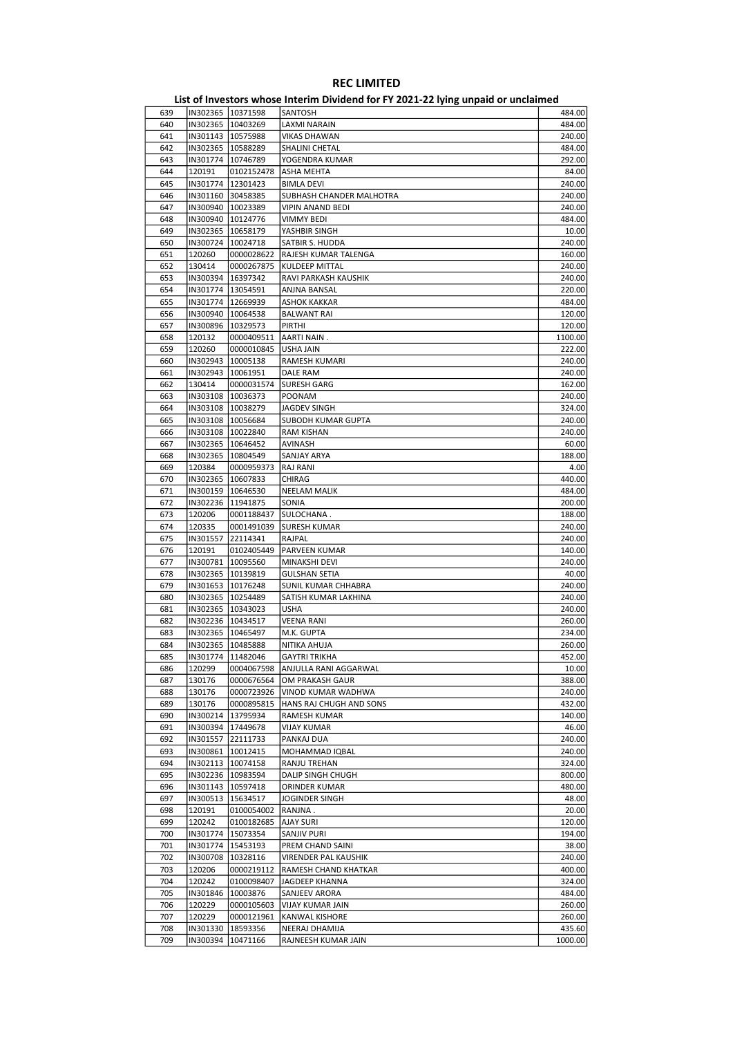# REC LIMITED

## List of Investors whose Interim Dividend for FY 2021-22 lying unpaid or unclaimed

| | | | | |
|---|---|---|---|---|
| 639 | IN302365 | 10371598 | SANTOSH | 484.00 |
| 640 | IN302365 | 10403269 | LAXMI NARAIN | 484.00 |
| 641 | IN301143 | 10575988 | VIKAS DHAWAN | 240.00 |
| 642 | IN302365 | 10588289 | SHALINI CHETAL | 484.00 |
| 643 | IN301774 | 10746789 | YOGENDRA KUMAR | 292.00 |
| 644 | 120191 | 0102152478 | ASHA MEHTA | 84.00 |
| 645 | IN301774 | 12301423 | BIMLA DEVI | 240.00 |
| 646 | IN301160 | 30458385 | SUBHASH CHANDER MALHOTRA | 240.00 |
| 647 | IN300940 | 10023389 | VIPIN ANAND BEDI | 240.00 |
| 648 | IN300940 | 10124776 | VIMMY BEDI | 484.00 |
| 649 | IN302365 | 10658179 | YASHBIR SINGH | 10.00 |
| 650 | IN300724 | 10024718 | SATBIR S. HUDDA | 240.00 |
| 651 | 120260 | 0000028622 | RAJESH KUMAR TALENGA | 160.00 |
| 652 | 130414 | 0000267875 | KULDEEP MITTAL | 240.00 |
| 653 | IN300394 | 16397342 | RAVI PARKASH KAUSHIK | 240.00 |
| 654 | IN301774 | 13054591 | ANJNA BANSAL | 220.00 |
| 655 | IN301774 | 12669939 | ASHOK KAKKAR | 484.00 |
| 656 | IN300940 | 10064538 | BALWANT RAI | 120.00 |
| 657 | IN300896 | 10329573 | PIRTHI | 120.00 |
| 658 | 120132 | 0000409511 | AARTI NAIN . | 1100.00 |
| 659 | 120260 | 0000010845 | USHA JAIN | 222.00 |
| 660 | IN302943 | 10005138 | RAMESH KUMARI | 240.00 |
| 661 | IN302943 | 10061951 | DALE RAM | 240.00 |
| 662 | 130414 | 0000031574 | SURESH GARG | 162.00 |
| 663 | IN303108 | 10036373 | POONAM | 240.00 |
| 664 | IN303108 | 10038279 | JAGDEV SINGH | 324.00 |
| 665 | IN303108 | 10056684 | SUBODH KUMAR GUPTA | 240.00 |
| 666 | IN303108 | 10022840 | RAM KISHAN | 240.00 |
| 667 | IN302365 | 10646452 | AVINASH | 60.00 |
| 668 | IN302365 | 10804549 | SANJAY ARYA | 188.00 |
| 669 | 120384 | 0000959373 | RAJ RANI | 4.00 |
| 670 | IN302365 | 10607833 | CHIRAG | 440.00 |
| 671 | IN300159 | 10646530 | NEELAM MALIK | 484.00 |
| 672 | IN302236 | 11941875 | SONIA | 200.00 |
| 673 | 120206 | 0001188437 | SULOCHANA . | 188.00 |
| 674 | 120335 | 0001491039 | SURESH KUMAR | 240.00 |
| 675 | IN301557 | 22114341 | RAJPAL | 240.00 |
| 676 | 120191 | 0102405449 | PARVEEN KUMAR | 140.00 |
| 677 | IN300781 | 10095560 | MINAKSHI DEVI | 240.00 |
| 678 | IN302365 | 10139819 | GULSHAN SETIA | 40.00 |
| 679 | IN301653 | 10176248 | SUNIL KUMAR CHHABRA | 240.00 |
| 680 | IN302365 | 10254489 | SATISH KUMAR LAKHINA | 240.00 |
| 681 | IN302365 | 10343023 | USHA | 240.00 |
| 682 | IN302236 | 10434517 | VEENA RANI | 260.00 |
| 683 | IN302365 | 10465497 | M.K. GUPTA | 234.00 |
| 684 | IN302365 | 10485888 | NITIKA AHUJA | 260.00 |
| 685 | IN301774 | 11482046 | GAYTRI TRIKHA | 452.00 |
| 686 | 120299 | 0004067598 | ANJULLA RANI AGGARWAL | 10.00 |
| 687 | 130176 | 0000676564 | OM PRAKASH GAUR | 388.00 |
| 688 | 130176 | 0000723926 | VINOD KUMAR WADHWA | 240.00 |
| 689 | 130176 | 0000895815 | HANS RAJ CHUGH AND SONS | 432.00 |
| 690 | IN300214 | 13795934 | RAMESH KUMAR | 140.00 |
| 691 | IN300394 | 17449678 | VIJAY KUMAR | 46.00 |
| 692 | IN301557 | 22111733 | PANKAJ DUA | 240.00 |
| 693 | IN300861 | 10012415 | MOHAMMAD IQBAL | 240.00 |
| 694 | IN302113 | 10074158 | RANJU TREHAN | 324.00 |
| 695 | IN302236 | 10983594 | DALIP SINGH CHUGH | 800.00 |
| 696 | IN301143 | 10597418 | ORINDER KUMAR | 480.00 |
| 697 | IN300513 | 15634517 | JOGINDER SINGH | 48.00 |
| 698 | 120191 | 0100054002 | RANJNA . | 20.00 |
| 699 | 120242 | 0100182685 | AJAY SURI | 120.00 |
| 700 | IN301774 | 15073354 | SANJIV PURI | 194.00 |
| 701 | IN301774 | 15453193 | PREM CHAND SAINI | 38.00 |
| 702 | IN300708 | 10328116 | VIRENDER PAL KAUSHIK | 240.00 |
| 703 | 120206 | 0000219112 | RAMESH CHAND KHATKAR | 400.00 |
| 704 | 120242 | 0100098407 | JAGDEEP KHANNA | 324.00 |
| 705 | IN301846 | 10003876 | SANJEEV ARORA | 484.00 |
| 706 | 120229 | 0000105603 | VIJAY KUMAR JAIN | 260.00 |
| 707 | 120229 | 0000121961 | KANWAL KISHORE | 260.00 |
| 708 | IN301330 | 18593356 | NEERAJ DHAMIJA | 435.60 |
| 709 | IN300394 | 10471166 | RAJNEESH KUMAR JAIN | 1000.00 |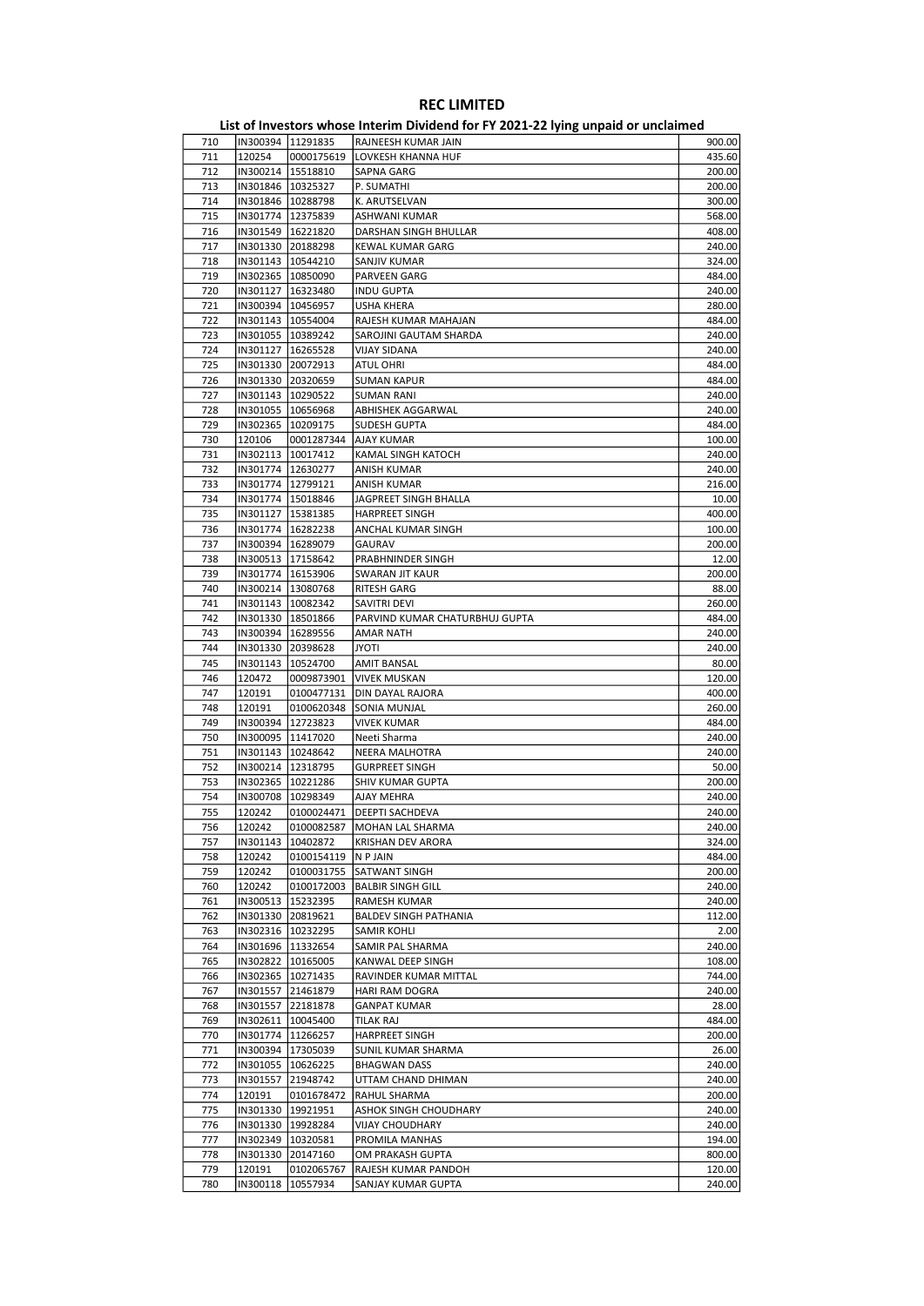# REC LIMITED

## List of Investors whose Interim Dividend for FY 2021-22 lying unpaid or unclaimed

| | | | | |
|---|---|---|---|---|
| 710 | IN300394 | 11291835 | RAJNEESH KUMAR JAIN | 900.00 |
| 711 | 120254 | 0000175619 | LOVKESH KHANNA HUF | 435.60 |
| 712 | IN300214 | 15518810 | SAPNA GARG | 200.00 |
| 713 | IN301846 | 10325327 | P. SUMATHI | 200.00 |
| 714 | IN301846 | 10288798 | K. ARUTSELVAN | 300.00 |
| 715 | IN301774 | 12375839 | ASHWANI KUMAR | 568.00 |
| 716 | IN301549 | 16221820 | DARSHAN SINGH BHULLAR | 408.00 |
| 717 | IN301330 | 20188298 | KEWAL KUMAR GARG | 240.00 |
| 718 | IN301143 | 10544210 | SANJIV KUMAR | 324.00 |
| 719 | IN302365 | 10850090 | PARVEEN GARG | 484.00 |
| 720 | IN301127 | 16323480 | INDU GUPTA | 240.00 |
| 721 | IN300394 | 10456957 | USHA KHERA | 280.00 |
| 722 | IN301143 | 10554004 | RAJESH KUMAR MAHAJAN | 484.00 |
| 723 | IN301055 | 10389242 | SAROJINI GAUTAM SHARDA | 240.00 |
| 724 | IN301127 | 16265528 | VIJAY SIDANA | 240.00 |
| 725 | IN301330 | 20072913 | ATUL OHRI | 484.00 |
| 726 | IN301330 | 20320659 | SUMAN KAPUR | 484.00 |
| 727 | IN301143 | 10290522 | SUMAN RANI | 240.00 |
| 728 | IN301055 | 10656968 | ABHISHEK AGGARWAL | 240.00 |
| 729 | IN302365 | 10209175 | SUDESH GUPTA | 484.00 |
| 730 | 120106 | 0001287344 | AJAY KUMAR | 100.00 |
| 731 | IN302113 | 10017412 | KAMAL SINGH KATOCH | 240.00 |
| 732 | IN301774 | 12630277 | ANISH KUMAR | 240.00 |
| 733 | IN301774 | 12799121 | ANISH KUMAR | 216.00 |
| 734 | IN301774 | 15018846 | JAGPREET SINGH BHALLA | 10.00 |
| 735 | IN301127 | 15381385 | HARPREET SINGH | 400.00 |
| 736 | IN301774 | 16282238 | ANCHAL KUMAR SINGH | 100.00 |
| 737 | IN300394 | 16289079 | GAURAV | 200.00 |
| 738 | IN300513 | 17158642 | PRABHNINDER SINGH | 12.00 |
| 739 | IN301774 | 16153906 | SWARAN JIT KAUR | 200.00 |
| 740 | IN300214 | 13080768 | RITESH GARG | 88.00 |
| 741 | IN301143 | 10082342 | SAVITRI DEVI | 260.00 |
| 742 | IN301330 | 18501866 | PARVIND KUMAR CHATURBHUJ GUPTA | 484.00 |
| 743 | IN300394 | 16289556 | AMAR NATH | 240.00 |
| 744 | IN301330 | 20398628 | JYOTI | 240.00 |
| 745 | IN301143 | 10524700 | AMIT BANSAL | 80.00 |
| 746 | 120472 | 0009873901 | VIVEK MUSKAN | 120.00 |
| 747 | 120191 | 0100477131 | DIN DAYAL RAJORA | 400.00 |
| 748 | 120191 | 0100620348 | SONIA MUNJAL | 260.00 |
| 749 | IN300394 | 12723823 | VIVEK KUMAR | 484.00 |
| 750 | IN300095 | 11417020 | Neeti Sharma | 240.00 |
| 751 | IN301143 | 10248642 | NEERA MALHOTRA | 240.00 |
| 752 | IN300214 | 12318795 | GURPREET SINGH | 50.00 |
| 753 | IN302365 | 10221286 | SHIV KUMAR GUPTA | 200.00 |
| 754 | IN300708 | 10298349 | AJAY MEHRA | 240.00 |
| 755 | 120242 | 0100024471 | DEEPTI SACHDEVA | 240.00 |
| 756 | 120242 | 0100082587 | MOHAN LAL SHARMA | 240.00 |
| 757 | IN301143 | 10402872 | KRISHAN DEV ARORA | 324.00 |
| 758 | 120242 | 0100154119 | N P JAIN | 484.00 |
| 759 | 120242 | 0100031755 | SATWANT SINGH | 200.00 |
| 760 | 120242 | 0100172003 | BALBIR SINGH GILL | 240.00 |
| 761 | IN300513 | 15232395 | RAMESH KUMAR | 240.00 |
| 762 | IN301330 | 20819621 | BALDEV SINGH PATHANIA | 112.00 |
| 763 | IN302316 | 10232295 | SAMIR KOHLI | 2.00 |
| 764 | IN301696 | 11332654 | SAMIR PAL SHARMA | 240.00 |
| 765 | IN302822 | 10165005 | KANWAL DEEP SINGH | 108.00 |
| 766 | IN302365 | 10271435 | RAVINDER KUMAR MITTAL | 744.00 |
| 767 | IN301557 | 21461879 | HARI RAM DOGRA | 240.00 |
| 768 | IN301557 | 22181878 | GANPAT KUMAR | 28.00 |
| 769 | IN302611 | 10045400 | TILAK RAJ | 484.00 |
| 770 | IN301774 | 11266257 | HARPREET SINGH | 200.00 |
| 771 | IN300394 | 17305039 | SUNIL KUMAR SHARMA | 26.00 |
| 772 | IN301055 | 10626225 | BHAGWAN DASS | 240.00 |
| 773 | IN301557 | 21948742 | UTTAM CHAND DHIMAN | 240.00 |
| 774 | 120191 | 0101678472 | RAHUL SHARMA | 200.00 |
| 775 | IN301330 | 19921951 | ASHOK SINGH CHOUDHARY | 240.00 |
| 776 | IN301330 | 19928284 | VIJAY CHOUDHARY | 240.00 |
| 777 | IN302349 | 10320581 | PROMILA MANHAS | 194.00 |
| 778 | IN301330 | 20147160 | OM PRAKASH GUPTA | 800.00 |
| 779 | 120191 | 0102065767 | RAJESH KUMAR PANDOH | 120.00 |
| 780 | IN300118 | 10557934 | SANJAY KUMAR GUPTA | 240.00 |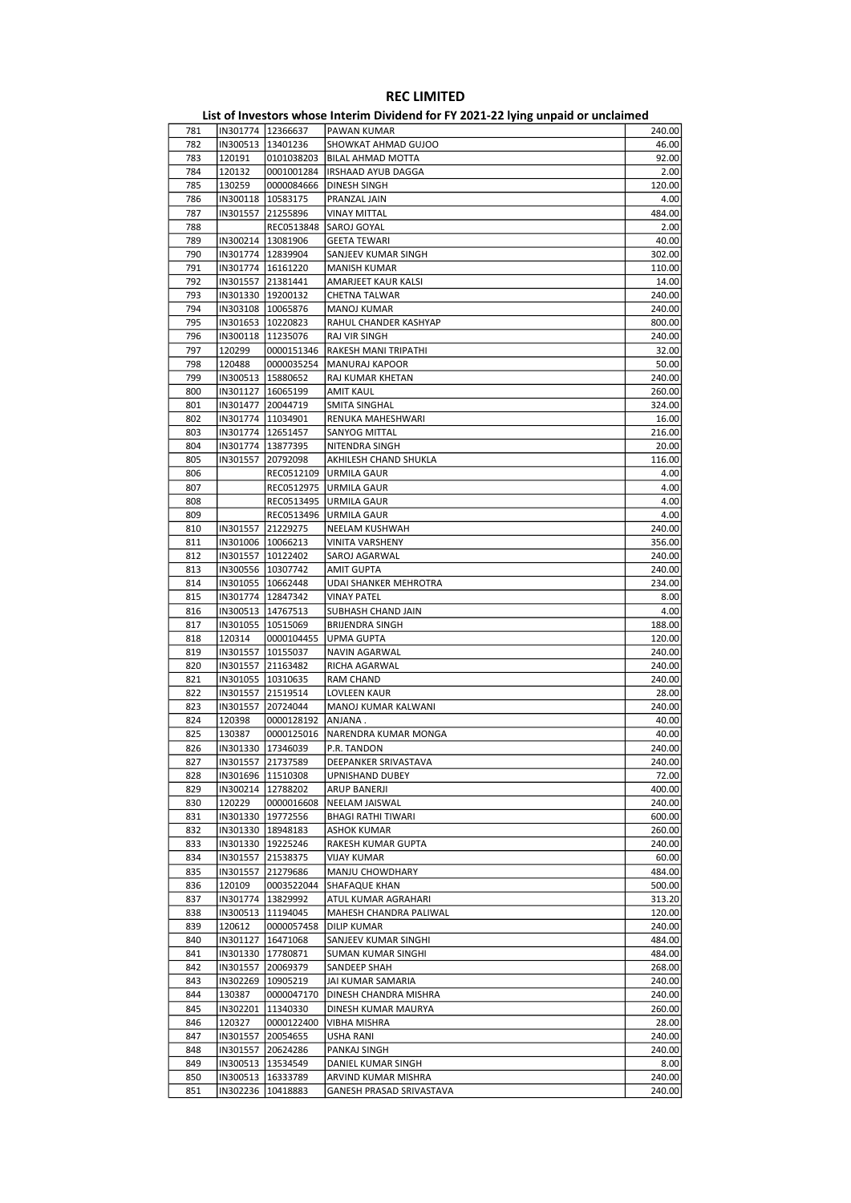# REC LIMITED

## List of Investors whose Interim Dividend for FY 2021-22 lying unpaid or unclaimed

| | | | | |
|---|---|---|---|---|
| 781 | IN301774 | 12366637 | PAWAN KUMAR | 240.00 |
| 782 | IN300513 | 13401236 | SHOWKAT AHMAD GUJOO | 46.00 |
| 783 | 120191 | 0101038203 | BILAL AHMAD MOTTA | 92.00 |
| 784 | 120132 | 0001001284 | IRSHAAD AYUB DAGGA | 2.00 |
| 785 | 130259 | 0000084666 | DINESH SINGH | 120.00 |
| 786 | IN300118 | 10583175 | PRANZAL JAIN | 4.00 |
| 787 | IN301557 | 21255896 | VINAY MITTAL | 484.00 |
| 788 | | REC0513848 | SAROJ GOYAL | 2.00 |
| 789 | IN300214 | 13081906 | GEETA TEWARI | 40.00 |
| 790 | IN301774 | 12839904 | SANJEEV KUMAR SINGH | 302.00 |
| 791 | IN301774 | 16161220 | MANISH KUMAR | 110.00 |
| 792 | IN301557 | 21381441 | AMARJEET KAUR KALSI | 14.00 |
| 793 | IN301330 | 19200132 | CHETNA TALWAR | 240.00 |
| 794 | IN303108 | 10065876 | MANOJ KUMAR | 240.00 |
| 795 | IN301653 | 10220823 | RAHUL CHANDER KASHYAP | 800.00 |
| 796 | IN300118 | 11235076 | RAJ VIR SINGH | 240.00 |
| 797 | 120299 | 0000151346 | RAKESH MANI TRIPATHI | 32.00 |
| 798 | 120488 | 0000035254 | MANURAJ KAPOOR | 50.00 |
| 799 | IN300513 | 15880652 | RAJ KUMAR KHETAN | 240.00 |
| 800 | IN301127 | 16065199 | AMIT KAUL | 260.00 |
| 801 | IN301477 | 20044719 | SMITA SINGHAL | 324.00 |
| 802 | IN301774 | 11034901 | RENUKA MAHESHWARI | 16.00 |
| 803 | IN301774 | 12651457 | SANYOG MITTAL | 216.00 |
| 804 | IN301774 | 13877395 | NITENDRA SINGH | 20.00 |
| 805 | IN301557 | 20792098 | AKHILESH CHAND SHUKLA | 116.00 |
| 806 | | REC0512109 | URMILA GAUR | 4.00 |
| 807 | | REC0512975 | URMILA GAUR | 4.00 |
| 808 | | REC0513495 | URMILA GAUR | 4.00 |
| 809 | | REC0513496 | URMILA GAUR | 4.00 |
| 810 | IN301557 | 21229275 | NEELAM KUSHWAH | 240.00 |
| 811 | IN301006 | 10066213 | VINITA VARSHENY | 356.00 |
| 812 | IN301557 | 10122402 | SAROJ AGARWAL | 240.00 |
| 813 | IN300556 | 10307742 | AMIT GUPTA | 240.00 |
| 814 | IN301055 | 10662448 | UDAI SHANKER MEHROTRA | 234.00 |
| 815 | IN301774 | 12847342 | VINAY PATEL | 8.00 |
| 816 | IN300513 | 14767513 | SUBHASH CHAND JAIN | 4.00 |
| 817 | IN301055 | 10515069 | BRIJENDRA SINGH | 188.00 |
| 818 | 120314 | 0000104455 | UPMA GUPTA | 120.00 |
| 819 | IN301557 | 10155037 | NAVIN AGARWAL | 240.00 |
| 820 | IN301557 | 21163482 | RICHA AGARWAL | 240.00 |
| 821 | IN301055 | 10310635 | RAM CHAND | 240.00 |
| 822 | IN301557 | 21519514 | LOVLEEN KAUR | 28.00 |
| 823 | IN301557 | 20724044 | MANOJ KUMAR KALWANI | 240.00 |
| 824 | 120398 | 0000128192 | ANJANA . | 40.00 |
| 825 | 130387 | 0000125016 | NARENDRA KUMAR MONGA | 40.00 |
| 826 | IN301330 | 17346039 | P.R. TANDON | 240.00 |
| 827 | IN301557 | 21737589 | DEEPANKER SRIVASTAVA | 240.00 |
| 828 | IN301696 | 11510308 | UPNISHAND DUBEY | 72.00 |
| 829 | IN300214 | 12788202 | ARUP BANERJI | 400.00 |
| 830 | 120229 | 0000016608 | NEELAM JAISWAL | 240.00 |
| 831 | IN301330 | 19772556 | BHAGI RATHI TIWARI | 600.00 |
| 832 | IN301330 | 18948183 | ASHOK KUMAR | 260.00 |
| 833 | IN301330 | 19225246 | RAKESH KUMAR GUPTA | 240.00 |
| 834 | IN301557 | 21538375 | VIJAY KUMAR | 60.00 |
| 835 | IN301557 | 21279686 | MANJU CHOWDHARY | 484.00 |
| 836 | 120109 | 0003522044 | SHAFAQUE KHAN | 500.00 |
| 837 | IN301774 | 13829992 | ATUL KUMAR AGRAHARI | 313.20 |
| 838 | IN300513 | 11194045 | MAHESH CHANDRA PALIWAL | 120.00 |
| 839 | 120612 | 0000057458 | DILIP KUMAR | 240.00 |
| 840 | IN301127 | 16471068 | SANJEEV KUMAR SINGHI | 484.00 |
| 841 | IN301330 | 17780871 | SUMAN KUMAR SINGHI | 484.00 |
| 842 | IN301557 | 20069379 | SANDEEP SHAH | 268.00 |
| 843 | IN302269 | 10905219 | JAI KUMAR SAMARIA | 240.00 |
| 844 | 130387 | 0000047170 | DINESH CHANDRA MISHRA | 240.00 |
| 845 | IN302201 | 11340330 | DINESH KUMAR MAURYA | 260.00 |
| 846 | 120327 | 0000122400 | VIBHA MISHRA | 28.00 |
| 847 | IN301557 | 20054655 | USHA RANI | 240.00 |
| 848 | IN301557 | 20624286 | PANKAJ SINGH | 240.00 |
| 849 | IN300513 | 13534549 | DANIEL KUMAR SINGH | 8.00 |
| 850 | IN300513 | 16333789 | ARVIND KUMAR MISHRA | 240.00 |
| 851 | IN302236 | 10418883 | GANESH PRASAD SRIVASTAVA | 240.00 |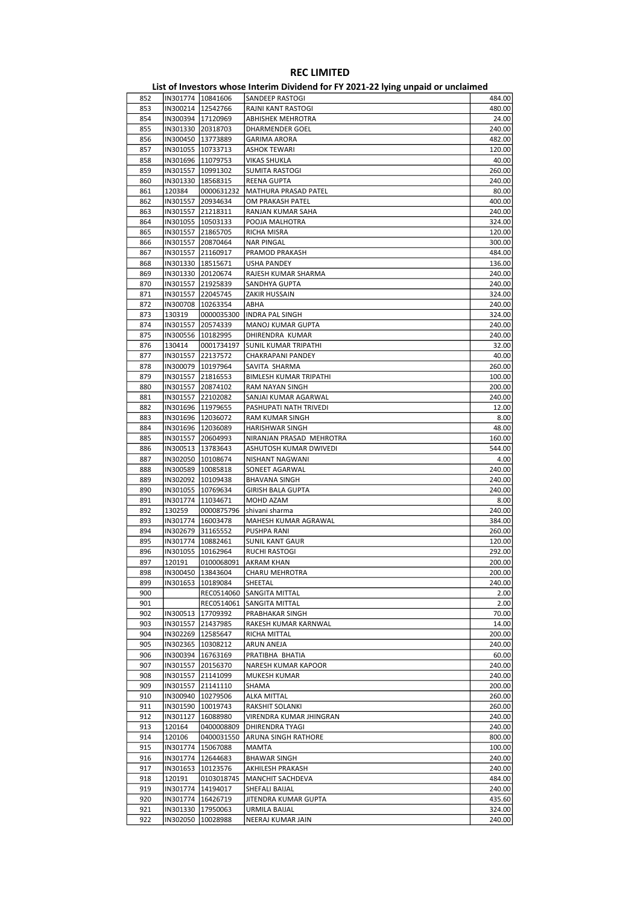# REC LIMITED

## List of Investors whose Interim Dividend for FY 2021-22 lying unpaid or unclaimed

| | | | | |
|---|---|---|---|---|
| 852 | IN301774 | 10841606 | SANDEEP RASTOGI | 484.00 |
| 853 | IN300214 | 12542766 | RAJNI KANT RASTOGI | 480.00 |
| 854 | IN300394 | 17120969 | ABHISHEK MEHROTRA | 24.00 |
| 855 | IN301330 | 20318703 | DHARMENDER GOEL | 240.00 |
| 856 | IN300450 | 13773889 | GARIMA ARORA | 482.00 |
| 857 | IN301055 | 10733713 | ASHOK TEWARI | 120.00 |
| 858 | IN301696 | 11079753 | VIKAS SHUKLA | 40.00 |
| 859 | IN301557 | 10991302 | SUMITA RASTOGI | 260.00 |
| 860 | IN301330 | 18568315 | REENA GUPTA | 240.00 |
| 861 | 120384 | 0000631232 | MATHURA PRASAD PATEL | 80.00 |
| 862 | IN301557 | 20934634 | OM PRAKASH PATEL | 400.00 |
| 863 | IN301557 | 21218311 | RANJAN KUMAR SAHA | 240.00 |
| 864 | IN301055 | 10503133 | POOJA MALHOTRA | 324.00 |
| 865 | IN301557 | 21865705 | RICHA MISRA | 120.00 |
| 866 | IN301557 | 20870464 | NAR PINGAL | 300.00 |
| 867 | IN301557 | 21160917 | PRAMOD PRAKASH | 484.00 |
| 868 | IN301330 | 18515671 | USHA PANDEY | 136.00 |
| 869 | IN301330 | 20120674 | RAJESH KUMAR SHARMA | 240.00 |
| 870 | IN301557 | 21925839 | SANDHYA GUPTA | 240.00 |
| 871 | IN301557 | 22045745 | ZAKIR HUSSAIN | 324.00 |
| 872 | IN300708 | 10263354 | ABHA | 240.00 |
| 873 | 130319 | 0000035300 | INDRA PAL SINGH | 324.00 |
| 874 | IN301557 | 20574339 | MANOJ KUMAR GUPTA | 240.00 |
| 875 | IN300556 | 10182995 | DHIRENDRA KUMAR | 240.00 |
| 876 | 130414 | 0001734197 | SUNIL KUMAR TRIPATHI | 32.00 |
| 877 | IN301557 | 22137572 | CHAKRAPANI PANDEY | 40.00 |
| 878 | IN300079 | 10197964 | SAVITA SHARMA | 260.00 |
| 879 | IN301557 | 21816553 | BIMLESH KUMAR TRIPATHI | 100.00 |
| 880 | IN301557 | 20874102 | RAM NAYAN SINGH | 200.00 |
| 881 | IN301557 | 22102082 | SANJAI KUMAR AGARWAL | 240.00 |
| 882 | IN301696 | 11979655 | PASHUPATI NATH TRIVEDI | 12.00 |
| 883 | IN301696 | 12036072 | RAM KUMAR SINGH | 8.00 |
| 884 | IN301696 | 12036089 | HARISHWAR SINGH | 48.00 |
| 885 | IN301557 | 20604993 | NIRANJAN PRASAD MEHROTRA | 160.00 |
| 886 | IN300513 | 13783643 | ASHUTOSH KUMAR DWIVEDI | 544.00 |
| 887 | IN302050 | 10108674 | NISHANT NAGWANI | 4.00 |
| 888 | IN300589 | 10085818 | SONEET AGARWAL | 240.00 |
| 889 | IN302092 | 10109438 | BHAVANA SINGH | 240.00 |
| 890 | IN301055 | 10769634 | GIRISH BALA GUPTA | 240.00 |
| 891 | IN301774 | 11034671 | MOHD AZAM | 8.00 |
| 892 | 130259 | 0000875796 | shivani sharma | 240.00 |
| 893 | IN301774 | 16003478 | MAHESH KUMAR AGRAWAL | 384.00 |
| 894 | IN302679 | 31165552 | PUSHPA RANI | 260.00 |
| 895 | IN301774 | 10882461 | SUNIL KANT GAUR | 120.00 |
| 896 | IN301055 | 10162964 | RUCHI RASTOGI | 292.00 |
| 897 | 120191 | 0100068091 | AKRAM KHAN | 200.00 |
| 898 | IN300450 | 13843604 | CHARU MEHROTRA | 200.00 |
| 899 | IN301653 | 10189084 | SHEETAL | 240.00 |
| 900 | | REC0514060 | SANGITA MITTAL | 2.00 |
| 901 | | REC0514061 | SANGITA MITTAL | 2.00 |
| 902 | IN300513 | 17709392 | PRABHAKAR SINGH | 70.00 |
| 903 | IN301557 | 21437985 | RAKESH KUMAR KARNWAL | 14.00 |
| 904 | IN302269 | 12585647 | RICHA MITTAL | 200.00 |
| 905 | IN302365 | 10308212 | ARUN ANEJA | 240.00 |
| 906 | IN300394 | 16763169 | PRATIBHA BHATIA | 60.00 |
| 907 | IN301557 | 20156370 | NARESH KUMAR KAPOOR | 240.00 |
| 908 | IN301557 | 21141099 | MUKESH KUMAR | 240.00 |
| 909 | IN301557 | 21141110 | SHAMA | 200.00 |
| 910 | IN300940 | 10279506 | ALKA MITTAL | 260.00 |
| 911 | IN301590 | 10019743 | RAKSHIT SOLANKI | 260.00 |
| 912 | IN301127 | 16088980 | VIRENDRA KUMAR JHINGRAN | 240.00 |
| 913 | 120164 | 0400008809 | DHIRENDRA TYAGI | 240.00 |
| 914 | 120106 | 0400031550 | ARUNA SINGH RATHORE | 800.00 |
| 915 | IN301774 | 15067088 | MAMTA | 100.00 |
| 916 | IN301774 | 12644683 | BHAWAR SINGH | 240.00 |
| 917 | IN301653 | 10123576 | AKHILESH PRAKASH | 240.00 |
| 918 | 120191 | 0103018745 | MANCHIT SACHDEVA | 484.00 |
| 919 | IN301774 | 14194017 | SHEFALI BAIJAL | 240.00 |
| 920 | IN301774 | 16426719 | JITENDRA KUMAR GUPTA | 435.60 |
| 921 | IN301330 | 17950063 | URMILA BAIJAL | 324.00 |
| 922 | IN302050 | 10028988 | NEERAJ KUMAR JAIN | 240.00 |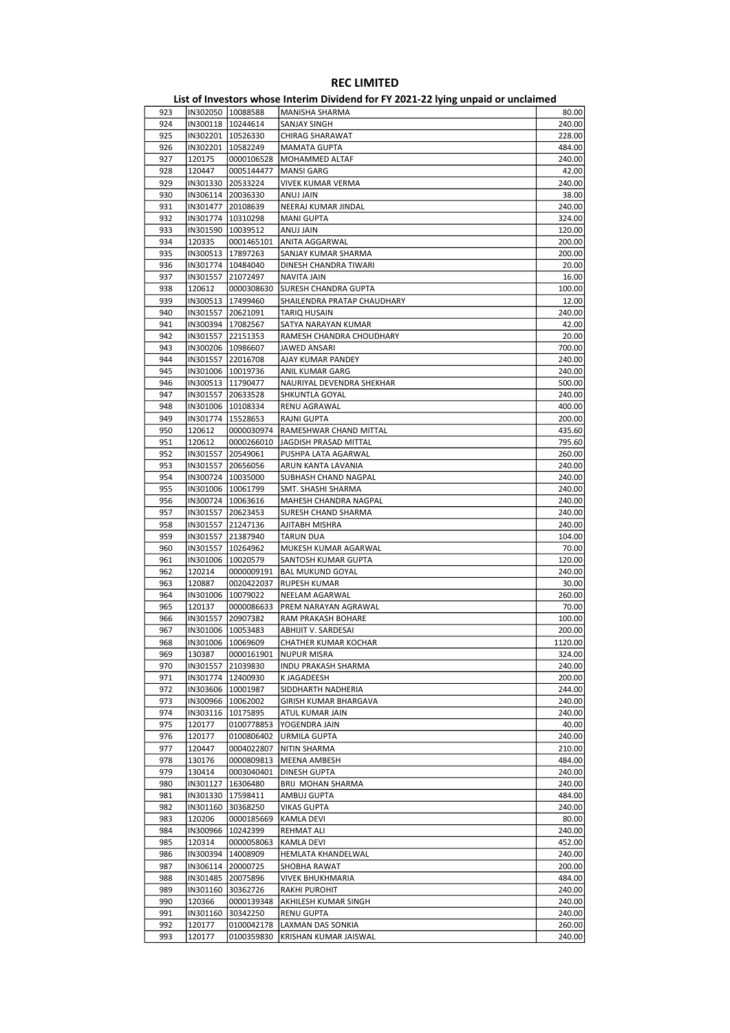# REC LIMITED

## List of Investors whose Interim Dividend for FY 2021-22 lying unpaid or unclaimed

| | | | | |
|---|---|---|---|---|
| 923 | IN302050 | 10088588 | MANISHA SHARMA | 80.00 |
| 924 | IN300118 | 10244614 | SANJAY SINGH | 240.00 |
| 925 | IN302201 | 10526330 | CHIRAG SHARAWAT | 228.00 |
| 926 | IN302201 | 10582249 | MAMATA GUPTA | 484.00 |
| 927 | 120175 | 0000106528 | MOHAMMED ALTAF | 240.00 |
| 928 | 120447 | 0005144477 | MANSI GARG | 42.00 |
| 929 | IN301330 | 20533224 | VIVEK KUMAR VERMA | 240.00 |
| 930 | IN306114 | 20036330 | ANUJ JAIN | 38.00 |
| 931 | IN301477 | 20108639 | NEERAJ KUMAR JINDAL | 240.00 |
| 932 | IN301774 | 10310298 | MANI GUPTA | 324.00 |
| 933 | IN301590 | 10039512 | ANUJ JAIN | 120.00 |
| 934 | 120335 | 0001465101 | ANITA AGGARWAL | 200.00 |
| 935 | IN300513 | 17897263 | SANJAY KUMAR SHARMA | 200.00 |
| 936 | IN301774 | 10484040 | DINESH CHANDRA TIWARI | 20.00 |
| 937 | IN301557 | 21072497 | NAVITA JAIN | 16.00 |
| 938 | 120612 | 0000308630 | SURESH CHANDRA GUPTA | 100.00 |
| 939 | IN300513 | 17499460 | SHAILENDRA PRATAP CHAUDHARY | 12.00 |
| 940 | IN301557 | 20621091 | TARIQ HUSAIN | 240.00 |
| 941 | IN300394 | 17082567 | SATYA NARAYAN KUMAR | 42.00 |
| 942 | IN301557 | 22151353 | RAMESH CHANDRA CHOUDHARY | 20.00 |
| 943 | IN300206 | 10986607 | JAWED ANSARI | 700.00 |
| 944 | IN301557 | 22016708 | AJAY KUMAR PANDEY | 240.00 |
| 945 | IN301006 | 10019736 | ANIL KUMAR GARG | 240.00 |
| 946 | IN300513 | 11790477 | NAURIYAL DEVENDRA SHEKHAR | 500.00 |
| 947 | IN301557 | 20633528 | SHKUNTLA GOYAL | 240.00 |
| 948 | IN301006 | 10108334 | RENU AGRAWAL | 400.00 |
| 949 | IN301774 | 15528653 | RAJNI GUPTA | 200.00 |
| 950 | 120612 | 0000030974 | RAMESHWAR CHAND MITTAL | 435.60 |
| 951 | 120612 | 0000266010 | JAGDISH PRASAD MITTAL | 795.60 |
| 952 | IN301557 | 20549061 | PUSHPA LATA AGARWAL | 260.00 |
| 953 | IN301557 | 20656056 | ARUN KANTA LAVANIA | 240.00 |
| 954 | IN300724 | 10035000 | SUBHASH CHAND NAGPAL | 240.00 |
| 955 | IN301006 | 10061799 | SMT. SHASHI SHARMA | 240.00 |
| 956 | IN300724 | 10063616 | MAHESH CHANDRA NAGPAL | 240.00 |
| 957 | IN301557 | 20623453 | SURESH CHAND SHARMA | 240.00 |
| 958 | IN301557 | 21247136 | AJITABH MISHRA | 240.00 |
| 959 | IN301557 | 21387940 | TARUN DUA | 104.00 |
| 960 | IN301557 | 10264962 | MUKESH KUMAR AGARWAL | 70.00 |
| 961 | IN301006 | 10020579 | SANTOSH KUMAR GUPTA | 120.00 |
| 962 | 120214 | 0000009191 | BAL MUKUND GOYAL | 240.00 |
| 963 | 120887 | 0020422037 | RUPESH KUMAR | 30.00 |
| 964 | IN301006 | 10079022 | NEELAM AGARWAL | 260.00 |
| 965 | 120137 | 0000086633 | PREM NARAYAN AGRAWAL | 70.00 |
| 966 | IN301557 | 20907382 | RAM PRAKASH BOHARE | 100.00 |
| 967 | IN301006 | 10053483 | ABHIJIT V. SARDESAI | 200.00 |
| 968 | IN301006 | 10069609 | CHATHER KUMAR KOCHAR | 1120.00 |
| 969 | 130387 | 0000161901 | NUPUR MISRA | 324.00 |
| 970 | IN301557 | 21039830 | INDU PRAKASH SHARMA | 240.00 |
| 971 | IN301774 | 12400930 | K JAGADEESH | 200.00 |
| 972 | IN303606 | 10001987 | SIDDHARTH NADHERIA | 244.00 |
| 973 | IN300966 | 10062002 | GIRISH KUMAR BHARGAVA | 240.00 |
| 974 | IN303116 | 10175895 | ATUL KUMAR JAIN | 240.00 |
| 975 | 120177 | 0100778853 | YOGENDRA JAIN | 40.00 |
| 976 | 120177 | 0100806402 | URMILA GUPTA | 240.00 |
| 977 | 120447 | 0004022807 | NITIN SHARMA | 210.00 |
| 978 | 130176 | 0000809813 | MEENA AMBESH | 484.00 |
| 979 | 130414 | 0003040401 | DINESH GUPTA | 240.00 |
| 980 | IN301127 | 16306480 | BRIJ MOHAN SHARMA | 240.00 |
| 981 | IN301330 | 17598411 | AMBUJ GUPTA | 484.00 |
| 982 | IN301160 | 30368250 | VIKAS GUPTA | 240.00 |
| 983 | 120206 | 0000185669 | KAMLA DEVI | 80.00 |
| 984 | IN300966 | 10242399 | REHMAT ALI | 240.00 |
| 985 | 120314 | 0000058063 | KAMLA DEVI | 452.00 |
| 986 | IN300394 | 14008909 | HEMLATA KHANDELWAL | 240.00 |
| 987 | IN306114 | 20000725 | SHOBHA RAWAT | 200.00 |
| 988 | IN301485 | 20075896 | VIVEK BHUKHMARIA | 484.00 |
| 989 | IN301160 | 30362726 | RAKHI PUROHIT | 240.00 |
| 990 | 120366 | 0000139348 | AKHILESH KUMAR SINGH | 240.00 |
| 991 | IN301160 | 30342250 | RENU GUPTA | 240.00 |
| 992 | 120177 | 0100042178 | LAXMAN DAS SONKIA | 260.00 |
| 993 | 120177 | 0100359830 | KRISHAN KUMAR JAISWAL | 240.00 |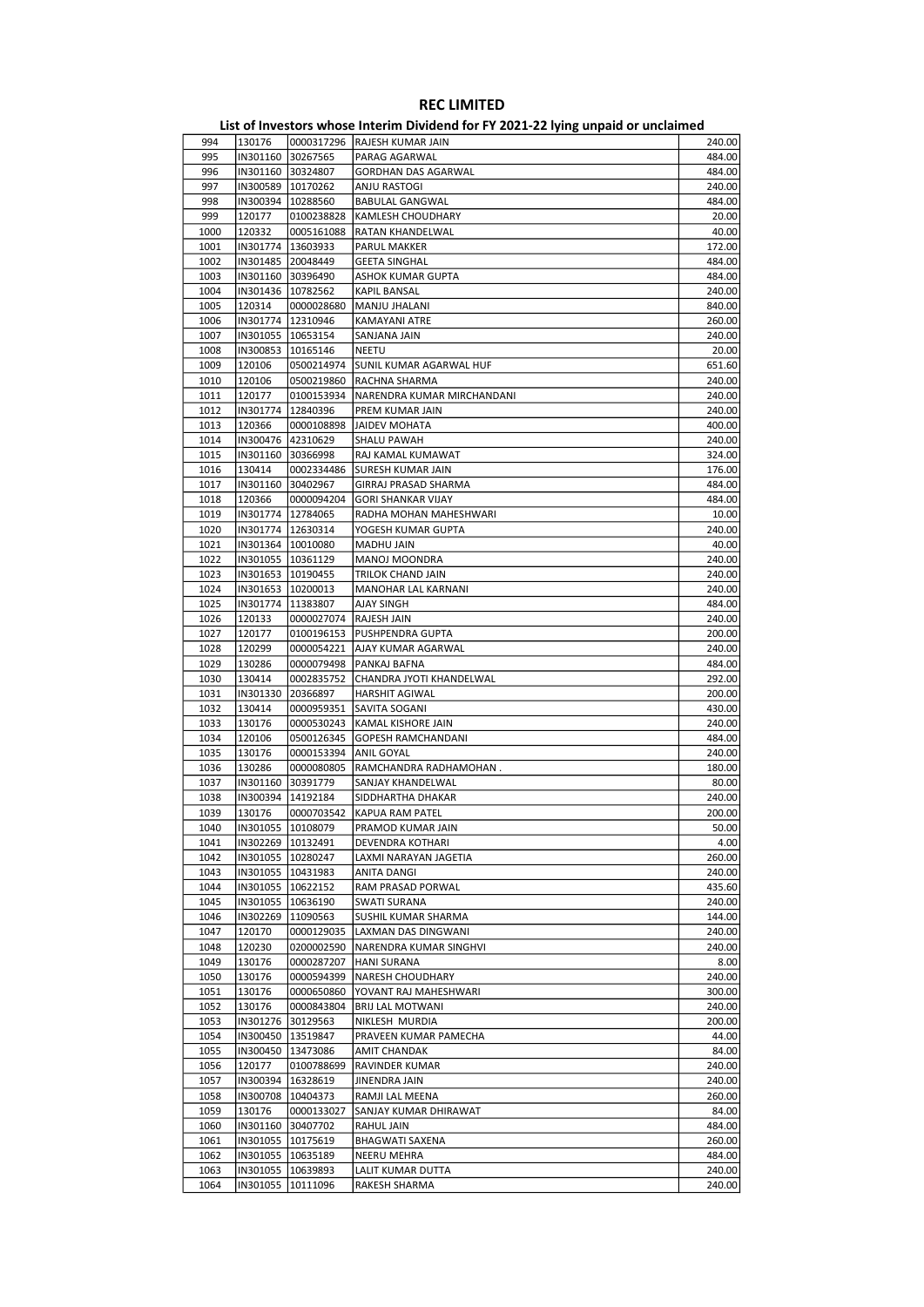# REC LIMITED

## List of Investors whose Interim Dividend for FY 2021-22 lying unpaid or unclaimed

| | | | | |
|---|---|---|---|---|
| 994 | 130176 | 0000317296 | RAJESH KUMAR JAIN | 240.00 |
| 995 | IN301160 | 30267565 | PARAG AGARWAL | 484.00 |
| 996 | IN301160 | 30324807 | GORDHAN DAS AGARWAL | 484.00 |
| 997 | IN300589 | 10170262 | ANJU RASTOGI | 240.00 |
| 998 | IN300394 | 10288560 | BABULAL GANGWAL | 484.00 |
| 999 | 120177 | 0100238828 | KAMLESH CHOUDHARY | 20.00 |
| 1000 | 120332 | 0005161088 | RATAN KHANDELWAL | 40.00 |
| 1001 | IN301774 | 13603933 | PARUL MAKKER | 172.00 |
| 1002 | IN301485 | 20048449 | GEETA SINGHAL | 484.00 |
| 1003 | IN301160 | 30396490 | ASHOK KUMAR GUPTA | 484.00 |
| 1004 | IN301436 | 10782562 | KAPIL BANSAL | 240.00 |
| 1005 | 120314 | 0000028680 | MANJU JHALANI | 840.00 |
| 1006 | IN301774 | 12310946 | KAMAYANI ATRE | 260.00 |
| 1007 | IN301055 | 10653154 | SANJANA JAIN | 240.00 |
| 1008 | IN300853 | 10165146 | NEETU | 20.00 |
| 1009 | 120106 | 0500214974 | SUNIL KUMAR AGARWAL HUF | 651.60 |
| 1010 | 120106 | 0500219860 | RACHNA SHARMA | 240.00 |
| 1011 | 120177 | 0100153934 | NARENDRA KUMAR MIRCHANDANI | 240.00 |
| 1012 | IN301774 | 12840396 | PREM KUMAR JAIN | 240.00 |
| 1013 | 120366 | 0000108898 | JAIDEV MOHATA | 400.00 |
| 1014 | IN300476 | 42310629 | SHALU PAWAH | 240.00 |
| 1015 | IN301160 | 30366998 | RAJ KAMAL KUMAWAT | 324.00 |
| 1016 | 130414 | 0002334486 | SURESH KUMAR JAIN | 176.00 |
| 1017 | IN301160 | 30402967 | GIRRAJ PRASAD SHARMA | 484.00 |
| 1018 | 120366 | 0000094204 | GORI SHANKAR VIJAY | 484.00 |
| 1019 | IN301774 | 12784065 | RADHA MOHAN MAHESHWARI | 10.00 |
| 1020 | IN301774 | 12630314 | YOGESH KUMAR GUPTA | 240.00 |
| 1021 | IN301364 | 10010080 | MADHU JAIN | 40.00 |
| 1022 | IN301055 | 10361129 | MANOJ MOONDRA | 240.00 |
| 1023 | IN301653 | 10190455 | TRILOK CHAND JAIN | 240.00 |
| 1024 | IN301653 | 10200013 | MANOHAR LAL KARNANI | 240.00 |
| 1025 | IN301774 | 11383807 | AJAY SINGH | 484.00 |
| 1026 | 120133 | 0000027074 | RAJESH JAIN | 240.00 |
| 1027 | 120177 | 0100196153 | PUSHPENDRA GUPTA | 200.00 |
| 1028 | 120299 | 0000054221 | AJAY KUMAR AGARWAL | 240.00 |
| 1029 | 130286 | 0000079498 | PANKAJ BAFNA | 484.00 |
| 1030 | 130414 | 0002835752 | CHANDRA JYOTI KHANDELWAL | 292.00 |
| 1031 | IN301330 | 20366897 | HARSHIT AGIWAL | 200.00 |
| 1032 | 130414 | 0000959351 | SAVITA SOGANI | 430.00 |
| 1033 | 130176 | 0000530243 | KAMAL KISHORE JAIN | 240.00 |
| 1034 | 120106 | 0500126345 | GOPESH RAMCHANDANI | 484.00 |
| 1035 | 130176 | 0000153394 | ANIL GOYAL | 240.00 |
| 1036 | 130286 | 0000080805 | RAMCHANDRA RADHAMOHAN . | 180.00 |
| 1037 | IN301160 | 30391779 | SANJAY KHANDELWAL | 80.00 |
| 1038 | IN300394 | 14192184 | SIDDHARTHA DHAKAR | 240.00 |
| 1039 | 130176 | 0000703542 | KAPUA RAM PATEL | 200.00 |
| 1040 | IN301055 | 10108079 | PRAMOD KUMAR JAIN | 50.00 |
| 1041 | IN302269 | 10132491 | DEVENDRA KOTHARI | 4.00 |
| 1042 | IN301055 | 10280247 | LAXMI NARAYAN JAGETIA | 260.00 |
| 1043 | IN301055 | 10431983 | ANITA DANGI | 240.00 |
| 1044 | IN301055 | 10622152 | RAM PRASAD PORWAL | 435.60 |
| 1045 | IN301055 | 10636190 | SWATI SURANA | 240.00 |
| 1046 | IN302269 | 11090563 | SUSHIL KUMAR SHARMA | 144.00 |
| 1047 | 120170 | 0000129035 | LAXMAN DAS DINGWANI | 240.00 |
| 1048 | 120230 | 0200002590 | NARENDRA KUMAR SINGHVI | 240.00 |
| 1049 | 130176 | 0000287207 | HANI SURANA | 8.00 |
| 1050 | 130176 | 0000594399 | NARESH CHOUDHARY | 240.00 |
| 1051 | 130176 | 0000650860 | YOVANT RAJ MAHESHWARI | 300.00 |
| 1052 | 130176 | 0000843804 | BRIJ LAL MOTWANI | 240.00 |
| 1053 | IN301276 | 30129563 | NIKLESH MURDIA | 200.00 |
| 1054 | IN300450 | 13519847 | PRAVEEN KUMAR PAMECHA | 44.00 |
| 1055 | IN300450 | 13473086 | AMIT CHANDAK | 84.00 |
| 1056 | 120177 | 0100788699 | RAVINDER KUMAR | 240.00 |
| 1057 | IN300394 | 16328619 | JINENDRA JAIN | 240.00 |
| 1058 | IN300708 | 10404373 | RAMJI LAL MEENA | 260.00 |
| 1059 | 130176 | 0000133027 | SANJAY KUMAR DHIRAWAT | 84.00 |
| 1060 | IN301160 | 30407702 | RAHUL JAIN | 484.00 |
| 1061 | IN301055 | 10175619 | BHAGWATI SAXENA | 260.00 |
| 1062 | IN301055 | 10635189 | NEERU MEHRA | 484.00 |
| 1063 | IN301055 | 10639893 | LALIT KUMAR DUTTA | 240.00 |
| 1064 | IN301055 | 10111096 | RAKESH SHARMA | 240.00 |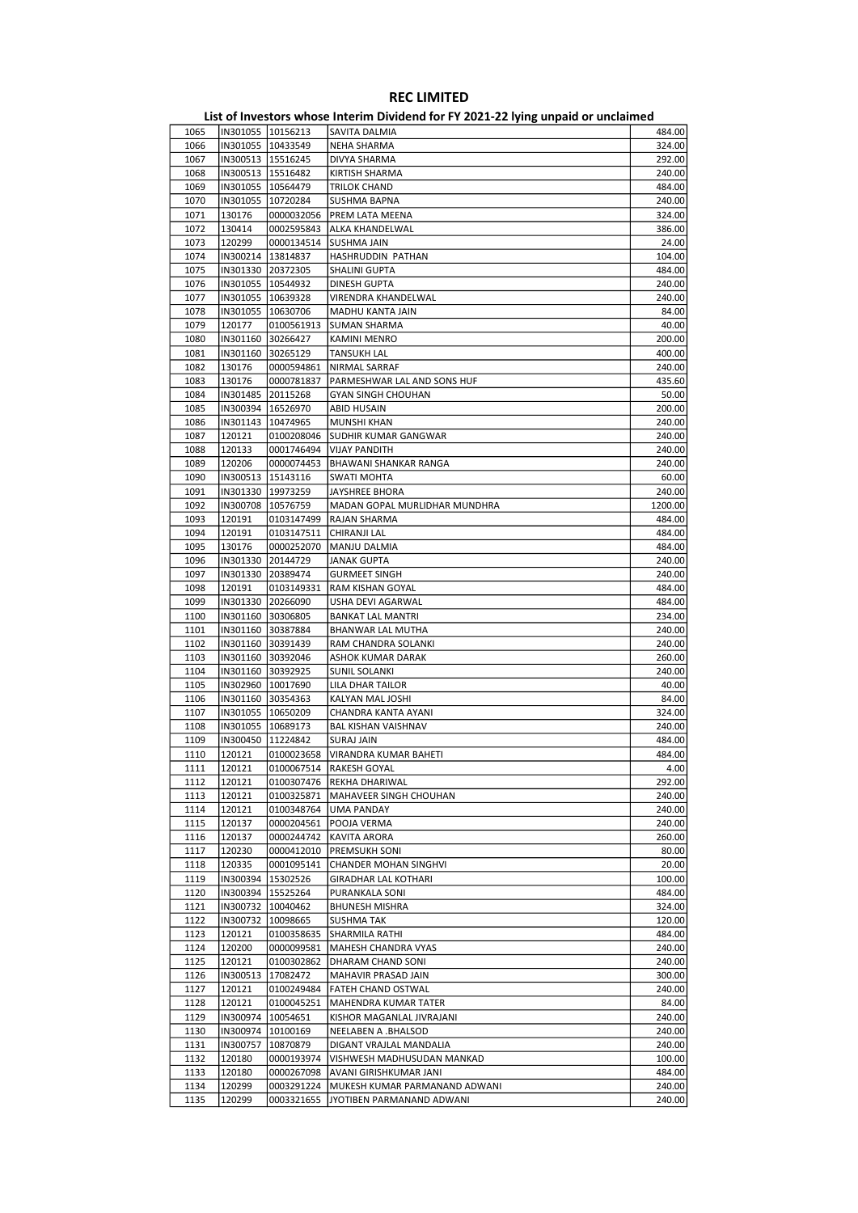# REC LIMITED

## List of Investors whose Interim Dividend for FY 2021-22 lying unpaid or unclaimed

| | | | | |
|---|---|---|---|---|
| 1065 | IN301055 | 10156213 | SAVITA DALMIA | 484.00 |
| 1066 | IN301055 | 10433549 | NEHA SHARMA | 324.00 |
| 1067 | IN300513 | 15516245 | DIVYA SHARMA | 292.00 |
| 1068 | IN300513 | 15516482 | KIRTISH SHARMA | 240.00 |
| 1069 | IN301055 | 10564479 | TRILOK CHAND | 484.00 |
| 1070 | IN301055 | 10720284 | SUSHMA BAPNA | 240.00 |
| 1071 | 130176 | 0000032056 | PREM LATA MEENA | 324.00 |
| 1072 | 130414 | 0002595843 | ALKA KHANDELWAL | 386.00 |
| 1073 | 120299 | 0000134514 | SUSHMA JAIN | 24.00 |
| 1074 | IN300214 | 13814837 | HASHRUDDIN PATHAN | 104.00 |
| 1075 | IN301330 | 20372305 | SHALINI GUPTA | 484.00 |
| 1076 | IN301055 | 10544932 | DINESH GUPTA | 240.00 |
| 1077 | IN301055 | 10639328 | VIRENDRA KHANDELWAL | 240.00 |
| 1078 | IN301055 | 10630706 | MADHU KANTA JAIN | 84.00 |
| 1079 | 120177 | 0100561913 | SUMAN SHARMA | 40.00 |
| 1080 | IN301160 | 30266427 | KAMINI MENRO | 200.00 |
| 1081 | IN301160 | 30265129 | TANSUKH LAL | 400.00 |
| 1082 | 130176 | 0000594861 | NIRMAL SARRAF | 240.00 |
| 1083 | 130176 | 0000781837 | PARMESHWAR LAL AND SONS HUF | 435.60 |
| 1084 | IN301485 | 20115268 | GYAN SINGH CHOUHAN | 50.00 |
| 1085 | IN300394 | 16526970 | ABID HUSAIN | 200.00 |
| 1086 | IN301143 | 10474965 | MUNSHI KHAN | 240.00 |
| 1087 | 120121 | 0100208046 | SUDHIR KUMAR GANGWAR | 240.00 |
| 1088 | 120133 | 0001746494 | VIJAY PANDITH | 240.00 |
| 1089 | 120206 | 0000074453 | BHAWANI SHANKAR RANGA | 240.00 |
| 1090 | IN300513 | 15143116 | SWATI MOHTA | 60.00 |
| 1091 | IN301330 | 19973259 | JAYSHREE BHORA | 240.00 |
| 1092 | IN300708 | 10576759 | MADAN GOPAL MURLIDHAR MUNDHRA | 1200.00 |
| 1093 | 120191 | 0103147499 | RAJAN SHARMA | 484.00 |
| 1094 | 120191 | 0103147511 | CHIRANJI LAL | 484.00 |
| 1095 | 130176 | 0000252070 | MANJU DALMIA | 484.00 |
| 1096 | IN301330 | 20144729 | JANAK GUPTA | 240.00 |
| 1097 | IN301330 | 20389474 | GURMEET SINGH | 240.00 |
| 1098 | 120191 | 0103149331 | RAM KISHAN GOYAL | 484.00 |
| 1099 | IN301330 | 20266090 | USHA DEVI AGARWAL | 484.00 |
| 1100 | IN301160 | 30306805 | BANKAT LAL MANTRI | 234.00 |
| 1101 | IN301160 | 30387884 | BHANWAR LAL MUTHA | 240.00 |
| 1102 | IN301160 | 30391439 | RAM CHANDRA SOLANKI | 240.00 |
| 1103 | IN301160 | 30392046 | ASHOK KUMAR DARAK | 260.00 |
| 1104 | IN301160 | 30392925 | SUNIL SOLANKI | 240.00 |
| 1105 | IN302960 | 10017690 | LILA DHAR TAILOR | 40.00 |
| 1106 | IN301160 | 30354363 | KALYAN MAL JOSHI | 84.00 |
| 1107 | IN301055 | 10650209 | CHANDRA KANTA AYANI | 324.00 |
| 1108 | IN301055 | 10689173 | BAL KISHAN VAISHNAV | 240.00 |
| 1109 | IN300450 | 11224842 | SURAJ JAIN | 484.00 |
| 1110 | 120121 | 0100023658 | VIRANDRA KUMAR BAHETI | 484.00 |
| 1111 | 120121 | 0100067514 | RAKESH GOYAL | 4.00 |
| 1112 | 120121 | 0100307476 | REKHA DHARIWAL | 292.00 |
| 1113 | 120121 | 0100325871 | MAHAVEER SINGH CHOUHAN | 240.00 |
| 1114 | 120121 | 0100348764 | UMA PANDAY | 240.00 |
| 1115 | 120137 | 0000204561 | POOJA VERMA | 240.00 |
| 1116 | 120137 | 0000244742 | KAVITA ARORA | 260.00 |
| 1117 | 120230 | 0000412010 | PREMSUKH SONI | 80.00 |
| 1118 | 120335 | 0001095141 | CHANDER MOHAN SINGHVI | 20.00 |
| 1119 | IN300394 | 15302526 | GIRADHAR LAL KOTHARI | 100.00 |
| 1120 | IN300394 | 15525264 | PURANKALA SONI | 484.00 |
| 1121 | IN300732 | 10040462 | BHUNESH MISHRA | 324.00 |
| 1122 | IN300732 | 10098665 | SUSHMA TAK | 120.00 |
| 1123 | 120121 | 0100358635 | SHARMILA RATHI | 484.00 |
| 1124 | 120200 | 0000099581 | MAHESH CHANDRA VYAS | 240.00 |
| 1125 | 120121 | 0100302862 | DHARAM CHAND SONI | 240.00 |
| 1126 | IN300513 | 17082472 | MAHAVIR PRASAD JAIN | 300.00 |
| 1127 | 120121 | 0100249484 | FATEH CHAND OSTWAL | 240.00 |
| 1128 | 120121 | 0100045251 | MAHENDRA KUMAR TATER | 84.00 |
| 1129 | IN300974 | 10054651 | KISHOR MAGANLAL JIVRAJANI | 240.00 |
| 1130 | IN300974 | 10100169 | NEELABEN A .BHALSOD | 240.00 |
| 1131 | IN300757 | 10870879 | DIGANT VRAJLAL MANDALIA | 240.00 |
| 1132 | 120180 | 0000193974 | VISHWESH MADHUSUDAN MANKAD | 100.00 |
| 1133 | 120180 | 0000267098 | AVANI GIRISHKUMAR JANI | 484.00 |
| 1134 | 120299 | 0003291224 | MUKESH KUMAR PARMANAND ADWANI | 240.00 |
| 1135 | 120299 | 0003321655 | JYOTIBEN PARMANAND ADWANI | 240.00 |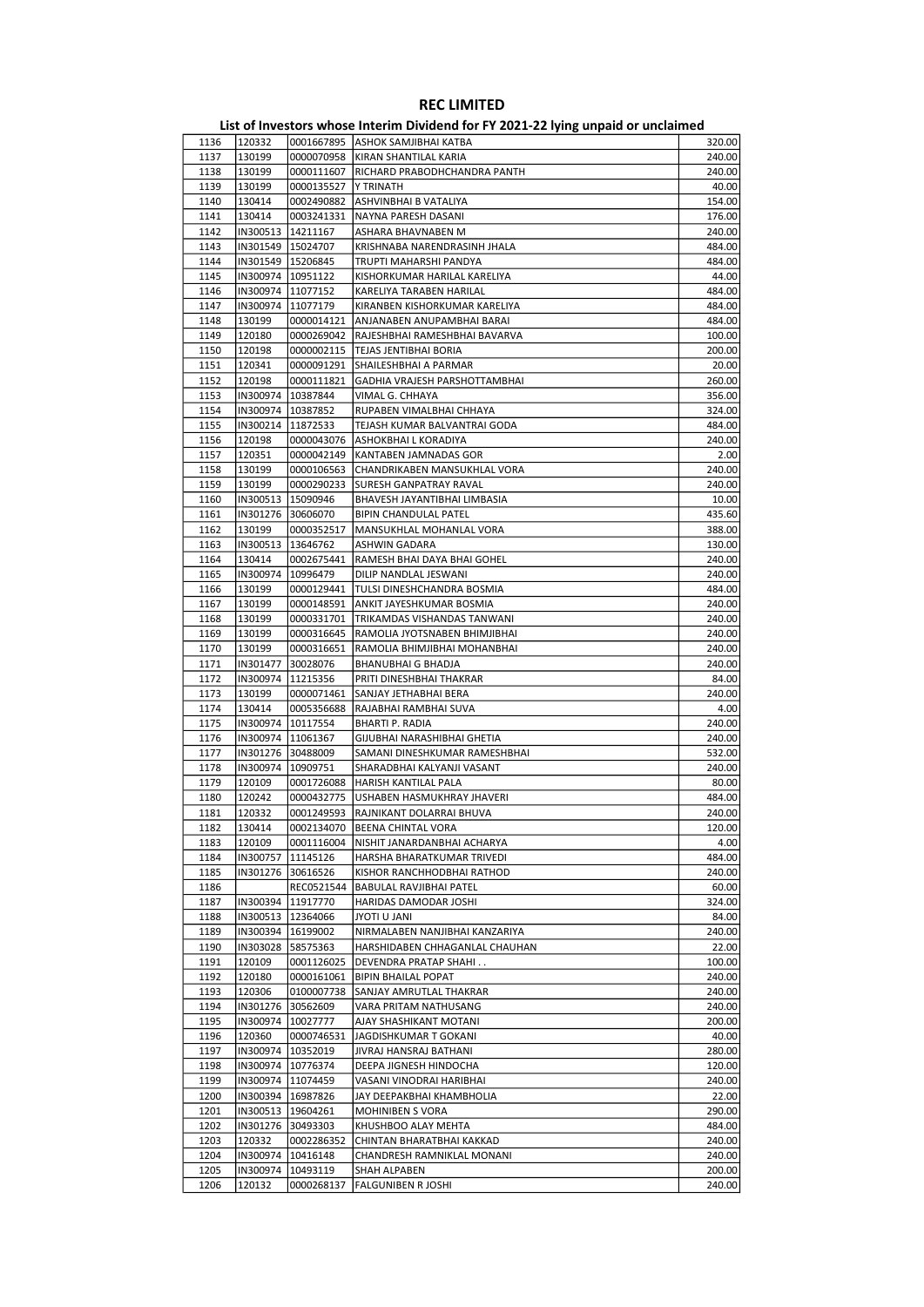# REC LIMITED

## List of Investors whose Interim Dividend for FY 2021-22 lying unpaid or unclaimed

| | | | | |
|---|---|---|---|---|
| 1136 | 120332 | 0001667895 | ASHOK SAMJIBHAI KATBA | 320.00 |
| 1137 | 130199 | 0000070958 | KIRAN SHANTILAL KARIA | 240.00 |
| 1138 | 130199 | 0000111607 | RICHARD PRABODHCHANDRA PANTH | 240.00 |
| 1139 | 130199 | 0000135527 | Y TRINATH | 40.00 |
| 1140 | 130414 | 0002490882 | ASHVINBHAI B VATALIYA | 154.00 |
| 1141 | 130414 | 0003241331 | NAYNA PARESH DASANI | 176.00 |
| 1142 | IN300513 | 14211167 | ASHARA BHAVNABEN M | 240.00 |
| 1143 | IN301549 | 15024707 | KRISHNABA NARENDRASINH JHALA | 484.00 |
| 1144 | IN301549 | 15206845 | TRUPTI MAHARSHI PANDYA | 484.00 |
| 1145 | IN300974 | 10951122 | KISHORKUMAR HARILAL KARELIYA | 44.00 |
| 1146 | IN300974 | 11077152 | KARELIYA TARABEN HARILAL | 484.00 |
| 1147 | IN300974 | 11077179 | KIRANBEN KISHORKUMAR KARELIYA | 484.00 |
| 1148 | 130199 | 0000014121 | ANJANABEN ANUPAMBHAI BARAI | 484.00 |
| 1149 | 120180 | 0000269042 | RAJESHBHAI RAMESHBHAI BAVARVA | 100.00 |
| 1150 | 120198 | 0000002115 | TEJAS JENTIBHAI BORIA | 200.00 |
| 1151 | 120341 | 0000091291 | SHAILESHBHAI A PARMAR | 20.00 |
| 1152 | 120198 | 0000111821 | GADHIA VRAJESH PARSHOTTAMBHAI | 260.00 |
| 1153 | IN300974 | 10387844 | VIMAL G. CHHAYA | 356.00 |
| 1154 | IN300974 | 10387852 | RUPABEN VIMALBHAI CHHAYA | 324.00 |
| 1155 | IN300214 | 11872533 | TEJASH KUMAR BALVANTRAI GODA | 484.00 |
| 1156 | 120198 | 0000043076 | ASHOKBHAI L KORADIYA | 240.00 |
| 1157 | 120351 | 0000042149 | KANTABEN JAMNADAS GOR | 2.00 |
| 1158 | 130199 | 0000106563 | CHANDRIKABEN MANSUKHLAL VORA | 240.00 |
| 1159 | 130199 | 0000290233 | SURESH GANPATRAY RAVAL | 240.00 |
| 1160 | IN300513 | 15090946 | BHAVESH JAYANTIBHAI LIMBASIA | 10.00 |
| 1161 | IN301276 | 30606070 | BIPIN CHANDULAL PATEL | 435.60 |
| 1162 | 130199 | 0000352517 | MANSUKHLAL MOHANLAL VORA | 388.00 |
| 1163 | IN300513 | 13646762 | ASHWIN GADARA | 130.00 |
| 1164 | 130414 | 0002675441 | RAMESH BHAI DAYA BHAI GOHEL | 240.00 |
| 1165 | IN300974 | 10996479 | DILIP NANDLAL JESWANI | 240.00 |
| 1166 | 130199 | 0000129441 | TULSI DINESHCHANDRA BOSMIA | 484.00 |
| 1167 | 130199 | 0000148591 | ANKIT JAYESHKUMAR BOSMIA | 240.00 |
| 1168 | 130199 | 0000331701 | TRIKAMDAS VISHANDAS TANWANI | 240.00 |
| 1169 | 130199 | 0000316645 | RAMOLIA JYOTSNABEN BHIMJIBHAI | 240.00 |
| 1170 | 130199 | 0000316651 | RAMOLIA BHIMJIBHAI MOHANBHAI | 240.00 |
| 1171 | IN301477 | 30028076 | BHANUBHAI G BHADJA | 240.00 |
| 1172 | IN300974 | 11215356 | PRITI DINESHBHAI THAKRAR | 84.00 |
| 1173 | 130199 | 0000071461 | SANJAY JETHABHAI BERA | 240.00 |
| 1174 | 130414 | 0005356688 | RAJABHAI RAMBHAI SUVA | 4.00 |
| 1175 | IN300974 | 10117554 | BHARTI P. RADIA | 240.00 |
| 1176 | IN300974 | 11061367 | GIJUBHAI NARASHIBHAI GHETIA | 240.00 |
| 1177 | IN301276 | 30488009 | SAMANI DINESHKUMAR RAMESHBHAI | 532.00 |
| 1178 | IN300974 | 10909751 | SHARADBHAI KALYANJI VASANT | 240.00 |
| 1179 | 120109 | 0001726088 | HARISH KANTILAL PALA | 80.00 |
| 1180 | 120242 | 0000432775 | USHABEN HASMUKHRAY JHAVERI | 484.00 |
| 1181 | 120332 | 0001249593 | RAJNIKANT DOLARRAI BHUVA | 240.00 |
| 1182 | 130414 | 0002134070 | BEENA CHINTAL VORA | 120.00 |
| 1183 | 120109 | 0001116004 | NISHIT JANARDANBHAI ACHARYA | 4.00 |
| 1184 | IN300757 | 11145126 | HARSHA BHARATKUMAR TRIVEDI | 484.00 |
| 1185 | IN301276 | 30616526 | KISHOR RANCHHODBHAI RATHOD | 240.00 |
| 1186 | | REC0521544 | BABULAL RAVJIBHAI PATEL | 60.00 |
| 1187 | IN300394 | 11917770 | HARIDAS DAMODAR JOSHI | 324.00 |
| 1188 | IN300513 | 12364066 | JYOTI U JANI | 84.00 |
| 1189 | IN300394 | 16199002 | NIRMALABEN NANJIBHAI KANZARIYA | 240.00 |
| 1190 | IN303028 | 58575363 | HARSHIDABEN CHHAGANLAL CHAUHAN | 22.00 |
| 1191 | 120109 | 0001126025 | DEVENDRA PRATAP SHAHI . . | 100.00 |
| 1192 | 120180 | 0000161061 | BIPIN BHAILAL POPAT | 240.00 |
| 1193 | 120306 | 0100007738 | SANJAY AMRUTLAL THAKRAR | 240.00 |
| 1194 | IN301276 | 30562609 | VARA PRITAM NATHUSANG | 240.00 |
| 1195 | IN300974 | 10027777 | AJAY SHASHIKANT MOTANI | 200.00 |
| 1196 | 120360 | 0000746531 | JAGDISHKUMAR T GOKANI | 40.00 |
| 1197 | IN300974 | 10352019 | JIVRAJ HANSRAJ BATHANI | 280.00 |
| 1198 | IN300974 | 10776374 | DEEPA JIGNESH HINDOCHA | 120.00 |
| 1199 | IN300974 | 11074459 | VASANI VINODRAI HARIBHAI | 240.00 |
| 1200 | IN300394 | 16987826 | JAY DEEPAKBHAI KHAMBHOLIA | 22.00 |
| 1201 | IN300513 | 19604261 | MOHINIBEN S VORA | 290.00 |
| 1202 | IN301276 | 30493303 | KHUSHBOO ALAY MEHTA | 484.00 |
| 1203 | 120332 | 0002286352 | CHINTAN BHARATBHAI KAKKAD | 240.00 |
| 1204 | IN300974 | 10416148 | CHANDRESH RAMNIKLAL MONANI | 240.00 |
| 1205 | IN300974 | 10493119 | SHAH ALPABEN | 200.00 |
| 1206 | 120132 | 0000268137 | FALGUNIBEN R JOSHI | 240.00 |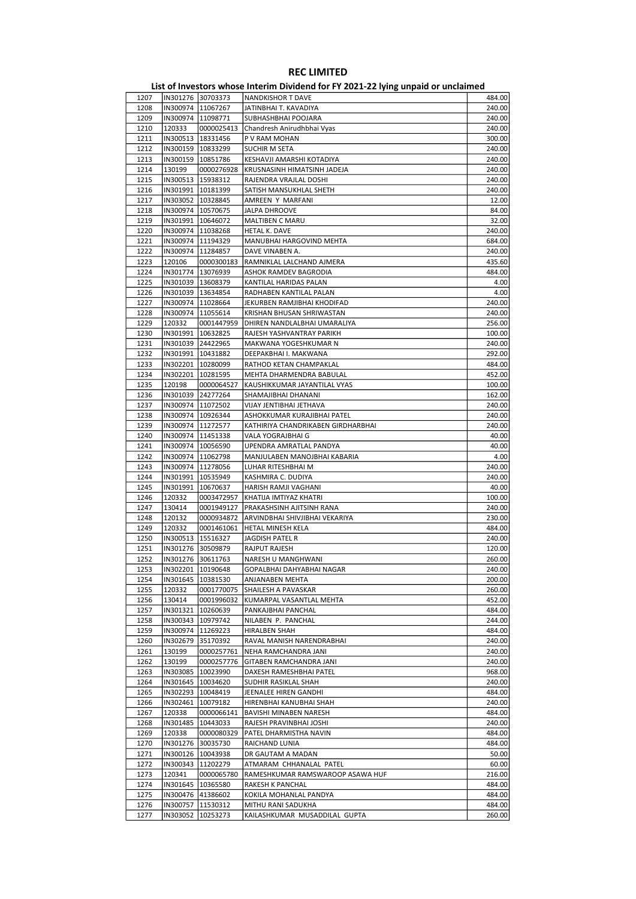# REC LIMITED

## List of Investors whose Interim Dividend for FY 2021-22 lying unpaid or unclaimed

| | | | | |
|---|---|---|---|---|
| 1207 | IN301276 | 30703373 | NANDKISHOR T DAVE | 484.00 |
| 1208 | IN300974 | 11067267 | JATINBHAI T. KAVADIYA | 240.00 |
| 1209 | IN300974 | 11098771 | SUBHASHBHAI POOJARA | 240.00 |
| 1210 | 120333 | 0000025413 | Chandresh Anirudhbhai Vyas | 240.00 |
| 1211 | IN300513 | 18331456 | P V RAM MOHAN | 300.00 |
| 1212 | IN300159 | 10833299 | SUCHIR M SETA | 240.00 |
| 1213 | IN300159 | 10851786 | KESHAVJI AMARSHI KOTADIYA | 240.00 |
| 1214 | 130199 | 0000276928 | KRUSNASINH HIMATSINH JADEJA | 240.00 |
| 1215 | IN300513 | 15938312 | RAJENDRA VRAJLAL DOSHI | 240.00 |
| 1216 | IN301991 | 10181399 | SATISH MANSUKHLAL SHETH | 240.00 |
| 1217 | IN303052 | 10328845 | AMREEN Y MARFANI | 12.00 |
| 1218 | IN300974 | 10570675 | JALPA DHROOVE | 84.00 |
| 1219 | IN301991 | 10646072 | MALTIBEN C MARU | 32.00 |
| 1220 | IN300974 | 11038268 | HETAL K. DAVE | 240.00 |
| 1221 | IN300974 | 11194329 | MANUBHAI HARGOVIND MEHTA | 684.00 |
| 1222 | IN300974 | 11284857 | DAVE VINABEN A. | 240.00 |
| 1223 | 120106 | 0000300183 | RAMNIKLAL LALCHAND AJMERA | 435.60 |
| 1224 | IN301774 | 13076939 | ASHOK RAMDEV BAGRODIA | 484.00 |
| 1225 | IN301039 | 13608379 | KANTILAL HARIDAS PALAN | 4.00 |
| 1226 | IN301039 | 13634854 | RADHABEN KANTILAL PALAN | 4.00 |
| 1227 | IN300974 | 11028664 | JEKURBEN RAMJIBHAI KHODIFAD | 240.00 |
| 1228 | IN300974 | 11055614 | KRISHAN BHUSAN SHRIWASTAN | 240.00 |
| 1229 | 120332 | 0001447959 | DHIREN NANDLALBHAI UMARALIYA | 256.00 |
| 1230 | IN301991 | 10632825 | RAJESH YASHVANTRAY PARIKH | 100.00 |
| 1231 | IN301039 | 24422965 | MAKWANA YOGESHKUMAR N | 240.00 |
| 1232 | IN301991 | 10431882 | DEEPAKBHAI I. MAKWANA | 292.00 |
| 1233 | IN302201 | 10280099 | RATHOD KETAN CHAMPAKLAL | 484.00 |
| 1234 | IN302201 | 10281595 | MEHTA DHARMENDRA BABULAL | 452.00 |
| 1235 | 120198 | 0000064527 | KAUSHIKKUMAR JAYANTILAL VYAS | 100.00 |
| 1236 | IN301039 | 24277264 | SHAMAJIBHAI DHANANI | 162.00 |
| 1237 | IN300974 | 11072502 | VIJAY JENTIBHAI JETHAVA | 240.00 |
| 1238 | IN300974 | 10926344 | ASHOKKUMAR KURAJIBHAI PATEL | 240.00 |
| 1239 | IN300974 | 11272577 | KATHIRIYA CHANDRIKABEN GIRDHARBHAI | 240.00 |
| 1240 | IN300974 | 11451338 | VALA YOGRAJBHAI G | 40.00 |
| 1241 | IN300974 | 10056590 | UPENDRA AMRATLAL PANDYA | 40.00 |
| 1242 | IN300974 | 11062798 | MANJULABEN MANOJBHAI KABARIA | 4.00 |
| 1243 | IN300974 | 11278056 | LUHAR RITESHBHAI M | 240.00 |
| 1244 | IN301991 | 10535949 | KASHMIRA C. DUDIYA | 240.00 |
| 1245 | IN301991 | 10670637 | HARISH RAMJI VAGHANI | 40.00 |
| 1246 | 120332 | 0003472957 | KHATIJA IMTIYAZ KHATRI | 100.00 |
| 1247 | 130414 | 0001949127 | PRAKASHSINH AJITSINH RANA | 240.00 |
| 1248 | 120132 | 0000934872 | ARVINDBHAI SHIVJIBHAI VEKARIYA | 230.00 |
| 1249 | 120332 | 0001461061 | HETAL MINESH KELA | 484.00 |
| 1250 | IN300513 | 15516327 | JAGDISH PATEL R | 240.00 |
| 1251 | IN301276 | 30509879 | RAJPUT RAJESH | 120.00 |
| 1252 | IN301276 | 30611763 | NARESH U MANGHWANI | 260.00 |
| 1253 | IN302201 | 10190648 | GOPALBHAI DAHYABHAI NAGAR | 240.00 |
| 1254 | IN301645 | 10381530 | ANJANABEN MEHTA | 200.00 |
| 1255 | 120332 | 0001770075 | SHAILESH A PAVASKAR | 260.00 |
| 1256 | 130414 | 0001996032 | KUMARPAL VASANTLAL MEHTA | 452.00 |
| 1257 | IN301321 | 10260639 | PANKAJBHAI PANCHAL | 484.00 |
| 1258 | IN300343 | 10979742 | NILABEN P. PANCHAL | 244.00 |
| 1259 | IN300974 | 11269223 | HIRALBEN SHAH | 484.00 |
| 1260 | IN302679 | 35170392 | RAVAL MANISH NARENDRABHAI | 240.00 |
| 1261 | 130199 | 0000257761 | NEHA RAMCHANDRA JANI | 240.00 |
| 1262 | 130199 | 0000257776 | GITABEN RAMCHANDRA JANI | 240.00 |
| 1263 | IN303085 | 10023990 | DAXESH RAMESHBHAI PATEL | 968.00 |
| 1264 | IN301645 | 10034620 | SUDHIR RASIKLAL SHAH | 240.00 |
| 1265 | IN302293 | 10048419 | JEENALEE HIREN GANDHI | 484.00 |
| 1266 | IN302461 | 10079182 | HIRENBHAI KANUBHAI SHAH | 240.00 |
| 1267 | 120338 | 0000066141 | BAVISHI MINABEN NARESH | 484.00 |
| 1268 | IN301485 | 10443033 | RAJESH PRAVINBHAI JOSHI | 240.00 |
| 1269 | 120338 | 0000080329 | PATEL DHARMISTHA NAVIN | 484.00 |
| 1270 | IN301276 | 30035730 | RAICHAND LUNIA | 484.00 |
| 1271 | IN300126 | 10043938 | DR GAUTAM A MADAN | 50.00 |
| 1272 | IN300343 | 11202279 | ATMARAM CHHANALAL PATEL | 60.00 |
| 1273 | 120341 | 0000065780 | RAMESHKUMAR RAMSWAROOP ASAWA HUF | 216.00 |
| 1274 | IN301645 | 10365580 | RAKESH K PANCHAL | 484.00 |
| 1275 | IN300476 | 41386602 | KOKILA MOHANLAL PANDYA | 484.00 |
| 1276 | IN300757 | 11530312 | MITHU RANI SADUKHA | 484.00 |
| 1277 | IN303052 | 10253273 | KAILASHKUMAR MUSADDILAL GUPTA | 260.00 |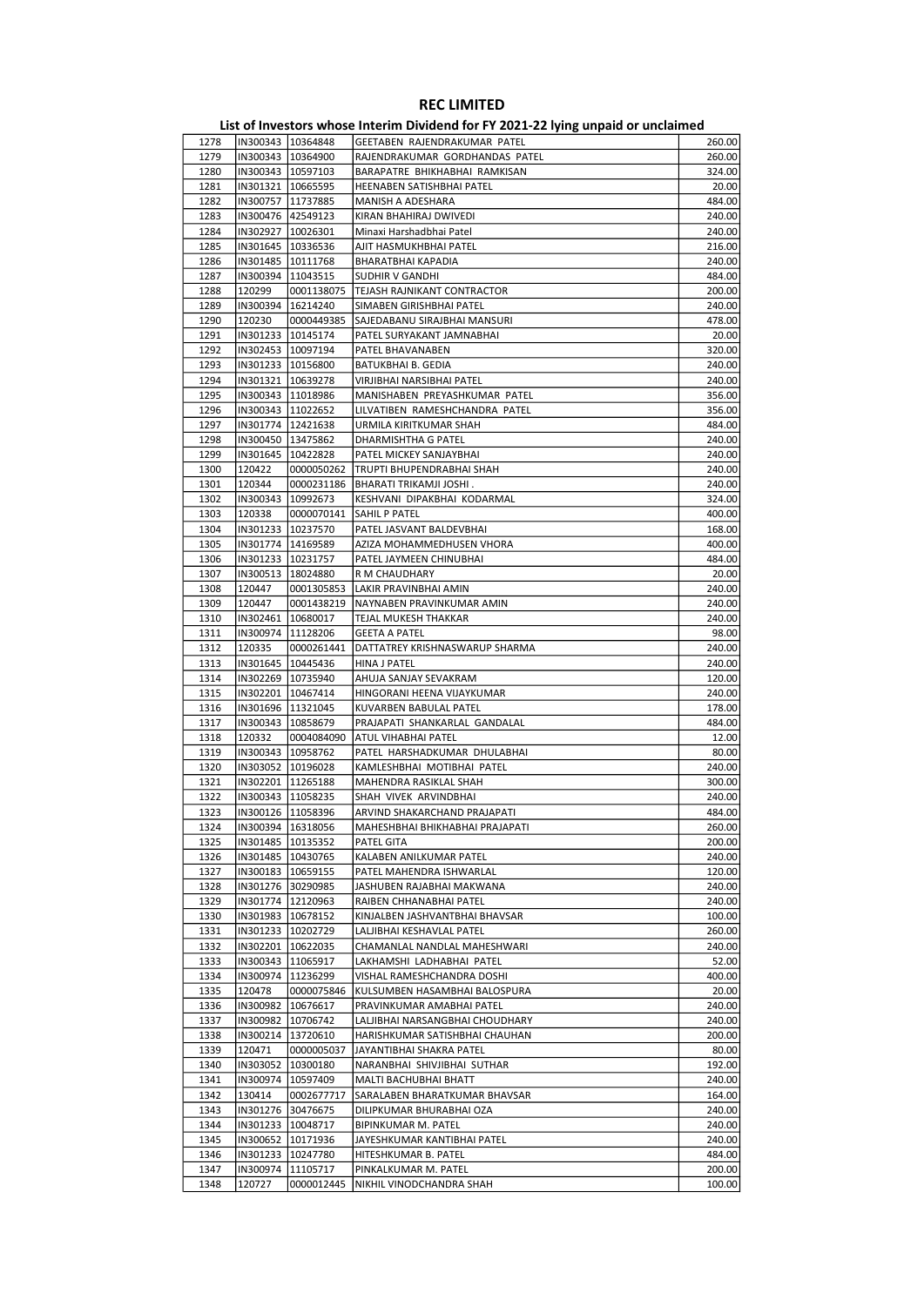# REC LIMITED

## List of Investors whose Interim Dividend for FY 2021-22 lying unpaid or unclaimed

| | | | | |
|---|---|---|---|---|
| 1278 | IN300343 | 10364848 | GEETABEN RAJENDRAKUMAR PATEL | 260.00 |
| 1279 | IN300343 | 10364900 | RAJENDRAKUMAR GORDHANDAS PATEL | 260.00 |
| 1280 | IN300343 | 10597103 | BARAPATRE BHIKHABHAI RAMKISAN | 324.00 |
| 1281 | IN301321 | 10665595 | HEENABEN SATISHBHAI PATEL | 20.00 |
| 1282 | IN300757 | 11737885 | MANISH A ADESHARA | 484.00 |
| 1283 | IN300476 | 42549123 | KIRAN BHAHIRAJ DWIVEDI | 240.00 |
| 1284 | IN302927 | 10026301 | Minaxi Harshadbhai Patel | 240.00 |
| 1285 | IN301645 | 10336536 | AJIT HASMUKHBHAI PATEL | 216.00 |
| 1286 | IN301485 | 10111768 | BHARATBHAI KAPADIA | 240.00 |
| 1287 | IN300394 | 11043515 | SUDHIR V GANDHI | 484.00 |
| 1288 | 120299 | 0001138075 | TEJASH RAJNIKANT CONTRACTOR | 200.00 |
| 1289 | IN300394 | 16214240 | SIMABEN GIRISHBHAI PATEL | 240.00 |
| 1290 | 120230 | 0000449385 | SAJEDABANU SIRAJBHAI MANSURI | 478.00 |
| 1291 | IN301233 | 10145174 | PATEL SURYAKANT JAMNABHAI | 20.00 |
| 1292 | IN302453 | 10097194 | PATEL BHAVANABEN | 320.00 |
| 1293 | IN301233 | 10156800 | BATUKBHAI B. GEDIA | 240.00 |
| 1294 | IN301321 | 10639278 | VIRJIBHAI NARSIBHAI PATEL | 240.00 |
| 1295 | IN300343 | 11018986 | MANISHABEN PREYASHKUMAR PATEL | 356.00 |
| 1296 | IN300343 | 11022652 | LILVATIBEN RAMESHCHANDRA PATEL | 356.00 |
| 1297 | IN301774 | 12421638 | URMILA KIRITKUMAR SHAH | 484.00 |
| 1298 | IN300450 | 13475862 | DHARMISHTHA G PATEL | 240.00 |
| 1299 | IN301645 | 10422828 | PATEL MICKEY SANJAYBHAI | 240.00 |
| 1300 | 120422 | 0000050262 | TRUPTI BHUPENDRABHAI SHAH | 240.00 |
| 1301 | 120344 | 0000231186 | BHARATI TRIKAMJI JOSHI . | 240.00 |
| 1302 | IN300343 | 10992673 | KESHVANI DIPAKBHAI KODARMAL | 324.00 |
| 1303 | 120338 | 0000070141 | SAHIL P PATEL | 400.00 |
| 1304 | IN301233 | 10237570 | PATEL JASVANT BALDEVBHAI | 168.00 |
| 1305 | IN301774 | 14169589 | AZIZA MOHAMMEDHUSEN VHORA | 400.00 |
| 1306 | IN301233 | 10231757 | PATEL JAYMEEN CHINUBHAI | 484.00 |
| 1307 | IN300513 | 18024880 | R M CHAUDHARY | 20.00 |
| 1308 | 120447 | 0001305853 | LAKIR PRAVINBHAI AMIN | 240.00 |
| 1309 | 120447 | 0001438219 | NAYNABEN PRAVINKUMAR AMIN | 240.00 |
| 1310 | IN302461 | 10680017 | TEJAL MUKESH THAKKAR | 240.00 |
| 1311 | IN300974 | 11128206 | GEETA A PATEL | 98.00 |
| 1312 | 120335 | 0000261441 | DATTATREY KRISHNASWARUP SHARMA | 240.00 |
| 1313 | IN301645 | 10445436 | HINA J PATEL | 240.00 |
| 1314 | IN302269 | 10735940 | AHUJA SANJAY SEVAKRAM | 120.00 |
| 1315 | IN302201 | 10467414 | HINGORANI HEENA VIJAYKUMAR | 240.00 |
| 1316 | IN301696 | 11321045 | KUVARBEN BABULAL PATEL | 178.00 |
| 1317 | IN300343 | 10858679 | PRAJAPATI SHANKARLAL GANDALAL | 484.00 |
| 1318 | 120332 | 0004084090 | ATUL VIHABHAI PATEL | 12.00 |
| 1319 | IN300343 | 10958762 | PATEL HARSHADKUMAR DHULABHAI | 80.00 |
| 1320 | IN303052 | 10196028 | KAMLESHBHAI MOTIBHAI PATEL | 240.00 |
| 1321 | IN302201 | 11265188 | MAHENDRA RASIKLAL SHAH | 300.00 |
| 1322 | IN300343 | 11058235 | SHAH VIVEK ARVINDBHAI | 240.00 |
| 1323 | IN300126 | 11058396 | ARVIND SHAKARCHAND PRAJAPATI | 484.00 |
| 1324 | IN300394 | 16318056 | MAHESHBHAI BHIKHABHAI PRAJAPATI | 260.00 |
| 1325 | IN301485 | 10135352 | PATEL GITA | 200.00 |
| 1326 | IN301485 | 10430765 | KALABEN ANILKUMAR PATEL | 240.00 |
| 1327 | IN300183 | 10659155 | PATEL MAHENDRA ISHWARLAL | 120.00 |
| 1328 | IN301276 | 30290985 | JASHUBEN RAJABHAI MAKWANA | 240.00 |
| 1329 | IN301774 | 12120963 | RAIBEN CHHANABHAI PATEL | 240.00 |
| 1330 | IN301983 | 10678152 | KINJALBEN JASHVANTBHAI BHAVSAR | 100.00 |
| 1331 | IN301233 | 10202729 | LALJIBHAI KESHAVLAL PATEL | 260.00 |
| 1332 | IN302201 | 10622035 | CHAMANLAL NANDLAL MAHESHWARI | 240.00 |
| 1333 | IN300343 | 11065917 | LAKHAMSHI LADHABHAI PATEL | 52.00 |
| 1334 | IN300974 | 11236299 | VISHAL RAMESHCHANDRA DOSHI | 400.00 |
| 1335 | 120478 | 0000075846 | KULSUMBEN HASAMBHAI BALOSPURA | 20.00 |
| 1336 | IN300982 | 10676617 | PRAVINKUMAR AMABHAI PATEL | 240.00 |
| 1337 | IN300982 | 10706742 | LALJIBHAI NARSANGBHAI CHOUDHARY | 240.00 |
| 1338 | IN300214 | 13720610 | HARISHKUMAR SATISHBHAI CHAUHAN | 200.00 |
| 1339 | 120471 | 0000005037 | JAYANTIBHAI SHAKRA PATEL | 80.00 |
| 1340 | IN303052 | 10300180 | NARANBHAI SHIVJIBHAI SUTHAR | 192.00 |
| 1341 | IN300974 | 10597409 | MALTI BACHUBHAI BHATT | 240.00 |
| 1342 | 130414 | 0002677717 | SARALABEN BHARATKUMAR BHAVSAR | 164.00 |
| 1343 | IN301276 | 30476675 | DILIPKUMAR BHURABHAI OZA | 240.00 |
| 1344 | IN301233 | 10048717 | BIPINKUMAR M. PATEL | 240.00 |
| 1345 | IN300652 | 10171936 | JAYESHKUMAR KANTIBHAI PATEL | 240.00 |
| 1346 | IN301233 | 10247780 | HITESHKUMAR B. PATEL | 484.00 |
| 1347 | IN300974 | 11105717 | PINKALKUMAR M. PATEL | 200.00 |
| 1348 | 120727 | 0000012445 | NIKHIL VINODCHANDRA SHAH | 100.00 |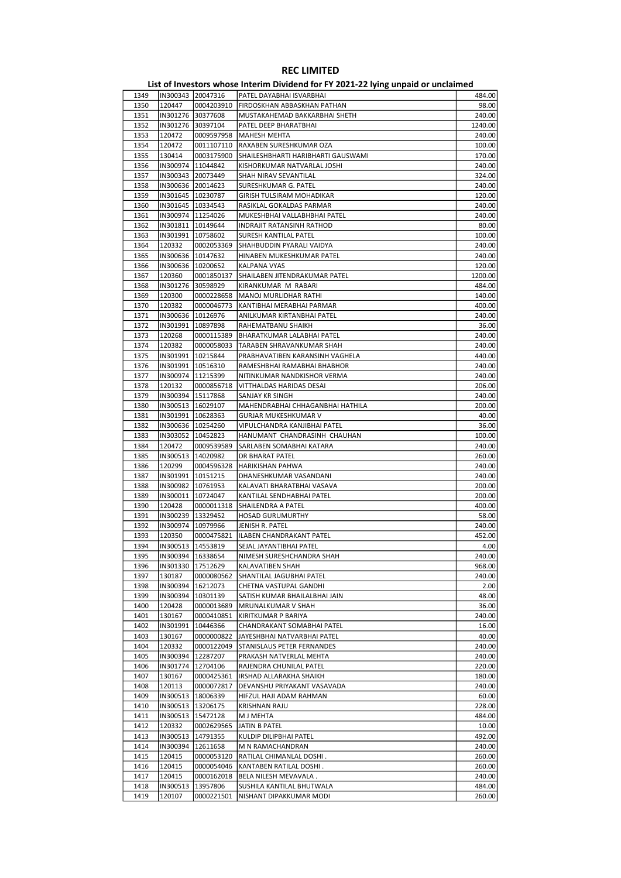# REC LIMITED

## List of Investors whose Interim Dividend for FY 2021-22 lying unpaid or unclaimed

| | | | | |
|---|---|---|---|---|
| 1349 | IN300343 | 20047316 | PATEL DAYABHAI ISVARBHAI | 484.00 |
| 1350 | 120447 | 0004203910 | FIRDOSKHAN ABBASKHAN PATHAN | 98.00 |
| 1351 | IN301276 | 30377608 | MUSTAKAHEMAD BAKKARBHAI SHETH | 240.00 |
| 1352 | IN301276 | 30397104 | PATEL DEEP BHARATBHAI | 1240.00 |
| 1353 | 120472 | 0009597958 | MAHESH MEHTA | 240.00 |
| 1354 | 120472 | 0011107110 | RAXABEN SURESHKUMAR OZA | 100.00 |
| 1355 | 130414 | 0003175900 | SHAILESHBHARTI HARIBHARTI GAUSWAMI | 170.00 |
| 1356 | IN300974 | 11044842 | KISHORKUMAR NATVARLAL JOSHI | 240.00 |
| 1357 | IN300343 | 20073449 | SHAH NIRAV SEVANTILAL | 324.00 |
| 1358 | IN300636 | 20014623 | SURESHKUMAR G. PATEL | 240.00 |
| 1359 | IN301645 | 10230787 | GIRISH TULSIRAM MOHADIKAR | 120.00 |
| 1360 | IN301645 | 10334543 | RASIKLAL GOKALDAS PARMAR | 240.00 |
| 1361 | IN300974 | 11254026 | MUKESHBHAI VALLABHBHAI PATEL | 240.00 |
| 1362 | IN301811 | 10149644 | INDRAJIT RATANSINH RATHOD | 80.00 |
| 1363 | IN301991 | 10758602 | SURESH KANTILAL PATEL | 100.00 |
| 1364 | 120332 | 0002053369 | SHAHBUDDIN PYARALI VAIDYA | 240.00 |
| 1365 | IN300636 | 10147632 | HINABEN MUKESHKUMAR PATEL | 240.00 |
| 1366 | IN300636 | 10200652 | KALPANA VYAS | 120.00 |
| 1367 | 120360 | 0001850137 | SHAILABEN JITENDRAKUMAR PATEL | 1200.00 |
| 1368 | IN301276 | 30598929 | KIRANKUMAR M RABARI | 484.00 |
| 1369 | 120300 | 0000228658 | MANOJ MURLIDHAR RATHI | 140.00 |
| 1370 | 120382 | 0000046773 | KANTIBHAI MERABHAI PARMAR | 400.00 |
| 1371 | IN300636 | 10126976 | ANILKUMAR KIRTANBHAI PATEL | 240.00 |
| 1372 | IN301991 | 10897898 | RAHEMATBANU SHAIKH | 36.00 |
| 1373 | 120268 | 0000115389 | BHARATKUMAR LALABHAI PATEL | 240.00 |
| 1374 | 120382 | 0000058033 | TARABEN SHRAVANKUMAR SHAH | 240.00 |
| 1375 | IN301991 | 10215844 | PRABHAVATIBEN KARANSINH VAGHELA | 440.00 |
| 1376 | IN301991 | 10516310 | RAMESHBHAI RAMABHAI BHABHOR | 240.00 |
| 1377 | IN300974 | 11215399 | NITINKUMAR NANDKISHOR VERMA | 240.00 |
| 1378 | 120132 | 0000856718 | VITTHALDAS HARIDAS DESAI | 206.00 |
| 1379 | IN300394 | 15117868 | SANJAY KR SINGH | 240.00 |
| 1380 | IN300513 | 16029107 | MAHENDRABHAI CHHAGANBHAI HATHILA | 200.00 |
| 1381 | IN301991 | 10628363 | GURJAR MUKESHKUMAR V | 40.00 |
| 1382 | IN300636 | 10254260 | VIPULCHANDRA KANJIBHAI PATEL | 36.00 |
| 1383 | IN303052 | 10452823 | HANUMANT CHANDRASINH CHAUHAN | 100.00 |
| 1384 | 120472 | 0009539589 | SARLABEN SOMABHAI KATARA | 240.00 |
| 1385 | IN300513 | 14020982 | DR BHARAT PATEL | 260.00 |
| 1386 | 120299 | 0004596328 | HARIKISHAN PAHWA | 240.00 |
| 1387 | IN301991 | 10151215 | DHANESHKUMAR VASANDANI | 240.00 |
| 1388 | IN300982 | 10761953 | KALAVATI BHARATBHAI VASAVA | 200.00 |
| 1389 | IN300011 | 10724047 | KANTILAL SENDHABHAI PATEL | 200.00 |
| 1390 | 120428 | 0000011318 | SHAILENDRA A PATEL | 400.00 |
| 1391 | IN300239 | 13329452 | HOSAD GURUMURTHY | 58.00 |
| 1392 | IN300974 | 10979966 | JENISH R. PATEL | 240.00 |
| 1393 | 120350 | 0000475821 | ILABEN CHANDRAKANT PATEL | 452.00 |
| 1394 | IN300513 | 14553819 | SEJAL JAYANTIBHAI PATEL | 4.00 |
| 1395 | IN300394 | 16338654 | NIMESH SURESHCHANDRA SHAH | 240.00 |
| 1396 | IN301330 | 17512629 | KALAVATIBEN SHAH | 968.00 |
| 1397 | 130187 | 0000080562 | SHANTILAL JAGUBHAI PATEL | 240.00 |
| 1398 | IN300394 | 16212073 | CHETNA VASTUPAL GANDHI | 2.00 |
| 1399 | IN300394 | 10301139 | SATISH KUMAR BHAILALBHAI JAIN | 48.00 |
| 1400 | 120428 | 0000013689 | MRUNALKUMAR V SHAH | 36.00 |
| 1401 | 130167 | 0000410851 | KIRITKUMAR P BARIYA | 240.00 |
| 1402 | IN301991 | 10446366 | CHANDRAKANT SOMABHAI PATEL | 16.00 |
| 1403 | 130167 | 0000000822 | JAYESHBHAI NATVARBHAI PATEL | 40.00 |
| 1404 | 120332 | 0000122049 | STANISLAUS PETER FERNANDES | 240.00 |
| 1405 | IN300394 | 12287207 | PRAKASH NATVERLAL MEHTA | 240.00 |
| 1406 | IN301774 | 12704106 | RAJENDRA CHUNILAL PATEL | 220.00 |
| 1407 | 130167 | 0000425361 | IRSHAD ALLARAKHA SHAIKH | 180.00 |
| 1408 | 120113 | 0000072817 | DEVANSHU PRIYAKANT VASAVADA | 240.00 |
| 1409 | IN300513 | 18006339 | HIFZUL HAJI ADAM RAHMAN | 60.00 |
| 1410 | IN300513 | 13206175 | KRISHNAN RAJU | 228.00 |
| 1411 | IN300513 | 15472128 | M J MEHTA | 484.00 |
| 1412 | 120332 | 0002629565 | JATIN B PATEL | 10.00 |
| 1413 | IN300513 | 14791355 | KULDIP DILIPBHAI PATEL | 492.00 |
| 1414 | IN300394 | 12611658 | M N RAMACHANDRAN | 240.00 |
| 1415 | 120415 | 0000053120 | RATILAL CHIMANLAL DOSHI . | 260.00 |
| 1416 | 120415 | 0000054046 | KANTABEN RATILAL DOSHI . | 260.00 |
| 1417 | 120415 | 0000162018 | BELA NILESH MEVAVALA . | 240.00 |
| 1418 | IN300513 | 13957806 | SUSHILA KANTILAL BHUTWALA | 484.00 |
| 1419 | 120107 | 0000221501 | NISHANT DIPAKKUMAR MODI | 260.00 |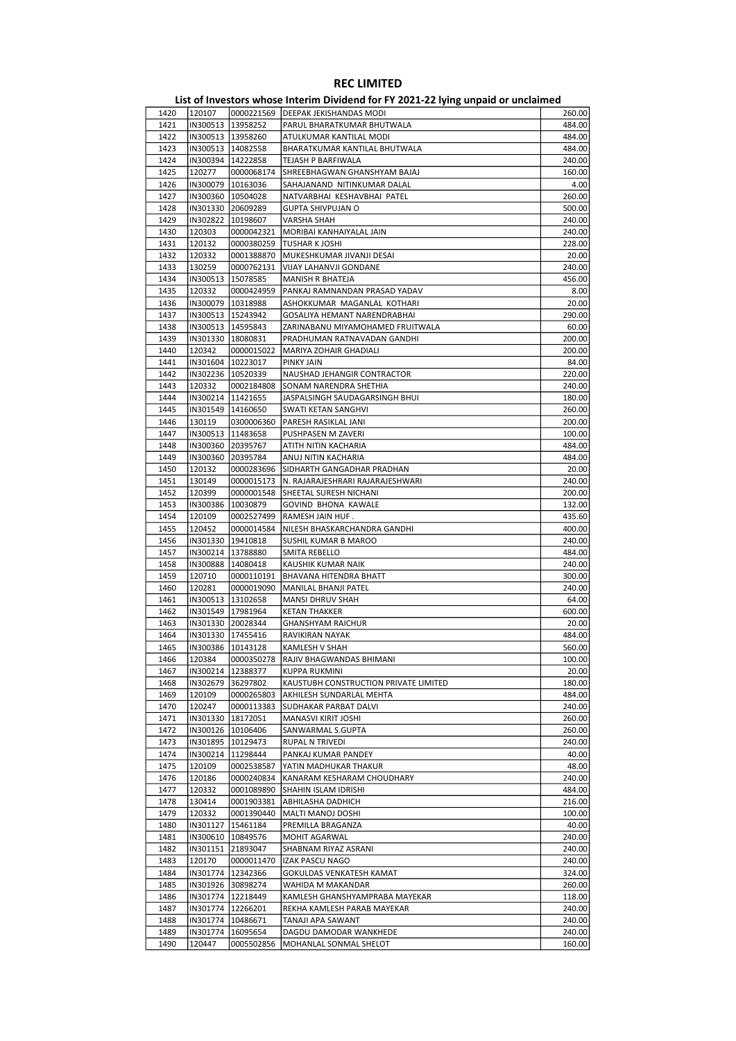# REC LIMITED

## List of Investors whose Interim Dividend for FY 2021-22 lying unpaid or unclaimed

| | | | | |
|---|---|---|---|---|
| 1420 | 120107 | 0000221569 | DEEPAK JEKISHANDAS MODI | 260.00 |
| 1421 | IN300513 | 13958252 | PARUL BHARATKUMAR BHUTWALA | 484.00 |
| 1422 | IN300513 | 13958260 | ATULKUMAR KANTILAL MODI | 484.00 |
| 1423 | IN300513 | 14082558 | BHARATKUMAR KANTILAL BHUTWALA | 484.00 |
| 1424 | IN300394 | 14222858 | TEJASH P BARFIWALA | 240.00 |
| 1425 | 120277 | 0000068174 | SHREEBHAGWAN GHANSHYAM BAJAJ | 160.00 |
| 1426 | IN300079 | 10163036 | SAHAJANAND NITINKUMAR DALAL | 4.00 |
| 1427 | IN300360 | 10504028 | NATVARBHAI KESHAVBHAI PATEL | 260.00 |
| 1428 | IN301330 | 20609289 | GUPTA SHIVPUJAN O | 500.00 |
| 1429 | IN302822 | 10198607 | VARSHA SHAH | 240.00 |
| 1430 | 120303 | 0000042321 | MORIBAI KANHAIYALAL JAIN | 240.00 |
| 1431 | 120132 | 0000380259 | TUSHAR K JOSHI | 228.00 |
| 1432 | 120332 | 0001388870 | MUKESHKUMAR JIVANJI DESAI | 20.00 |
| 1433 | 130259 | 0000762131 | VIJAY LAHANVJI GONDANE | 240.00 |
| 1434 | IN300513 | 15078585 | MANISH R BHATEJA | 456.00 |
| 1435 | 120332 | 0000424959 | PANKAJ RAMNANDAN PRASAD YADAV | 8.00 |
| 1436 | IN300079 | 10318988 | ASHOKKUMAR MAGANLAL KOTHARI | 20.00 |
| 1437 | IN300513 | 15243942 | GOSALIYA HEMANT NARENDRABHAI | 290.00 |
| 1438 | IN300513 | 14595843 | ZARINABANU MIYAMOHAMED FRUITWALA | 60.00 |
| 1439 | IN301330 | 18080831 | PRADHUMAN RATNAVADAN GANDHI | 200.00 |
| 1440 | 120342 | 0000015022 | MARIYA ZOHAIR GHADIALI | 200.00 |
| 1441 | IN301604 | 10223017 | PINKY JAIN | 84.00 |
| 1442 | IN302236 | 10520339 | NAUSHAD JEHANGIR CONTRACTOR | 220.00 |
| 1443 | 120332 | 0002184808 | SONAM NARENDRA SHETHIA | 240.00 |
| 1444 | IN300214 | 11421655 | JASPALSINGH SAUDAGARSINGH BHUI | 180.00 |
| 1445 | IN301549 | 14160650 | SWATI KETAN SANGHVI | 260.00 |
| 1446 | 130119 | 0300006360 | PARESH RASIKLAL JANI | 200.00 |
| 1447 | IN300513 | 11483658 | PUSHPASEN M ZAVERI | 100.00 |
| 1448 | IN300360 | 20395767 | ATITH NITIN KACHARIA | 484.00 |
| 1449 | IN300360 | 20395784 | ANUJ NITIN KACHARIA | 484.00 |
| 1450 | 120132 | 0000283696 | SIDHARTH GANGADHAR PRADHAN | 20.00 |
| 1451 | 130149 | 0000015173 | N. RAJARAJESHRARI RAJARAJESHWARI | 240.00 |
| 1452 | 120399 | 0000001548 | SHEETAL SURESH NICHANI | 200.00 |
| 1453 | IN300386 | 10030879 | GOVIND BHONA KAWALE | 132.00 |
| 1454 | 120109 | 0002527499 | RAMESH JAIN HUF . | 435.60 |
| 1455 | 120452 | 0000014584 | NILESH BHASKARCHANDRA GANDHI | 400.00 |
| 1456 | IN301330 | 19410818 | SUSHIL KUMAR B MAROO | 240.00 |
| 1457 | IN300214 | 13788880 | SMITA REBELLO | 484.00 |
| 1458 | IN300888 | 14080418 | KAUSHIK KUMAR NAIK | 240.00 |
| 1459 | 120710 | 0000110191 | BHAVANA HITENDRA BHATT | 300.00 |
| 1460 | 120281 | 0000019090 | MANILAL BHANJI PATEL | 240.00 |
| 1461 | IN300513 | 13102658 | MANSI DHRUV SHAH | 64.00 |
| 1462 | IN301549 | 17981964 | KETAN THAKKER | 600.00 |
| 1463 | IN301330 | 20028344 | GHANSHYAM RAICHUR | 20.00 |
| 1464 | IN301330 | 17455416 | RAVIKIRAN NAYAK | 484.00 |
| 1465 | IN300386 | 10143128 | KAMLESH V SHAH | 560.00 |
| 1466 | 120384 | 0000350278 | RAJIV BHAGWANDAS BHIMANI | 100.00 |
| 1467 | IN300214 | 12388377 | KUPPA RUKMINI | 20.00 |
| 1468 | IN302679 | 36297802 | KAUSTUBH CONSTRUCTION PRIVATE LIMITED | 180.00 |
| 1469 | 120109 | 0000265803 | AKHILESH SUNDARLAL MEHTA | 484.00 |
| 1470 | 120247 | 0000113383 | SUDHAKAR PARBAT DALVI | 240.00 |
| 1471 | IN301330 | 18172051 | MANASVI KIRIT JOSHI | 260.00 |
| 1472 | IN300126 | 10106406 | SANWARMAL S.GUPTA | 260.00 |
| 1473 | IN301895 | 10129473 | RUPAL N TRIVEDI | 240.00 |
| 1474 | IN300214 | 11298444 | PANKAJ KUMAR PANDEY | 40.00 |
| 1475 | 120109 | 0002538587 | YATIN MADHUKAR THAKUR | 48.00 |
| 1476 | 120186 | 0000240834 | KANARAM KESHARAM CHOUDHARY | 240.00 |
| 1477 | 120332 | 0001089890 | SHAHIN ISLAM IDRISHI | 484.00 |
| 1478 | 130414 | 0001903381 | ABHILASHA DADHICH | 216.00 |
| 1479 | 120332 | 0001390440 | MALTI MANOJ DOSHI | 100.00 |
| 1480 | IN301127 | 15461184 | PREMILLA BRAGANZA | 40.00 |
| 1481 | IN300610 | 10849576 | MOHIT AGARWAL | 240.00 |
| 1482 | IN301151 | 21893047 | SHABNAM RIYAZ ASRANI | 240.00 |
| 1483 | 120170 | 0000011470 | IZAK PASCU NAGO | 240.00 |
| 1484 | IN301774 | 12342366 | GOKULDAS VENKATESH KAMAT | 324.00 |
| 1485 | IN301926 | 30898274 | WAHIDA M MAKANDAR | 260.00 |
| 1486 | IN301774 | 12218449 | KAMLESH GHANSHYAMPRABA MAYEKAR | 118.00 |
| 1487 | IN301774 | 12266201 | REKHA KAMLESH PARAB MAYEKAR | 240.00 |
| 1488 | IN301774 | 10486671 | TANAJI APA SAWANT | 240.00 |
| 1489 | IN301774 | 16095654 | DAGDU DAMODAR WANKHEDE | 240.00 |
| 1490 | 120447 | 0005502856 | MOHANLAL SONMAL SHELOT | 160.00 |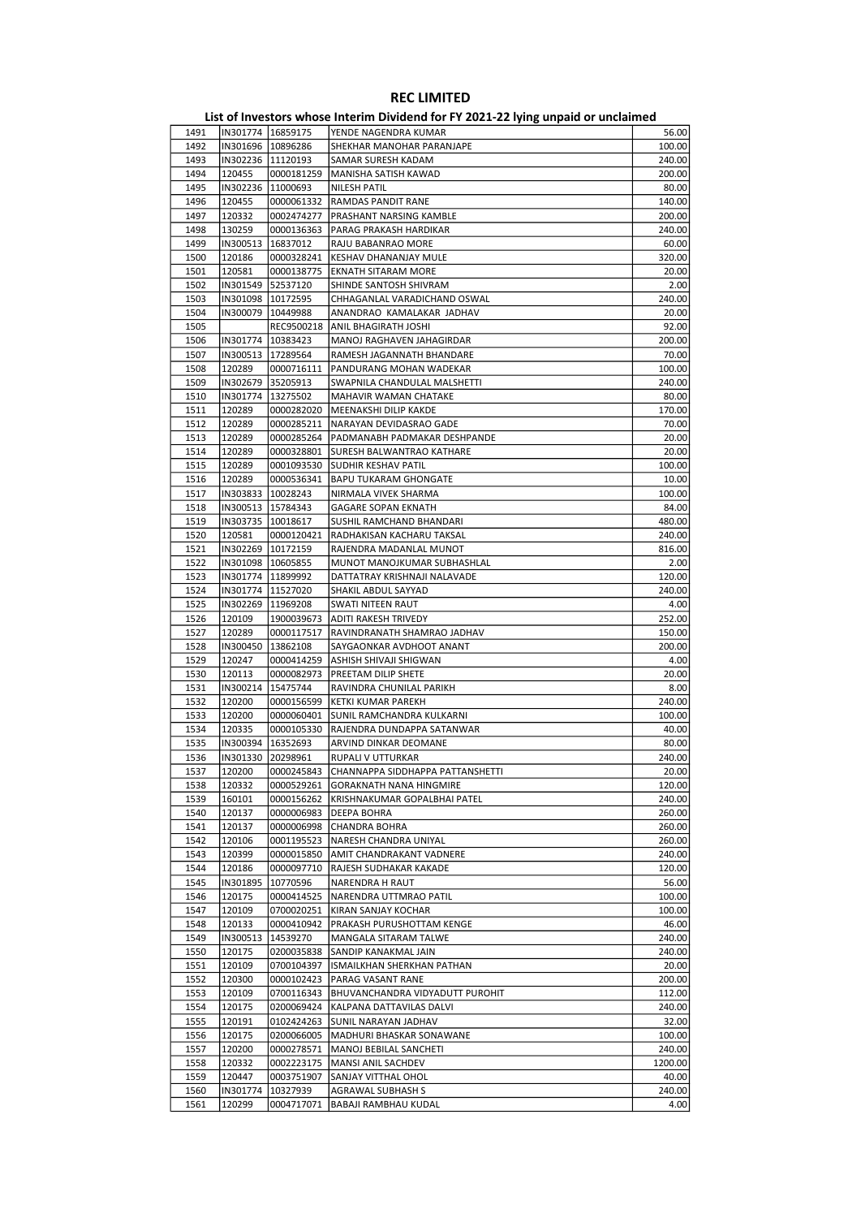# REC LIMITED

## List of Investors whose Interim Dividend for FY 2021-22 lying unpaid or unclaimed

| | | | | |
|---|---|---|---|---|
| 1491 | IN301774 | 16859175 | YENDE NAGENDRA KUMAR | 56.00 |
| 1492 | IN301696 | 10896286 | SHEKHAR MANOHAR PARANJAPE | 100.00 |
| 1493 | IN302236 | 11120193 | SAMAR SURESH KADAM | 240.00 |
| 1494 | 120455 | 0000181259 | MANISHA SATISH KAWAD | 200.00 |
| 1495 | IN302236 | 11000693 | NILESH PATIL | 80.00 |
| 1496 | 120455 | 0000061332 | RAMDAS PANDIT RANE | 140.00 |
| 1497 | 120332 | 0002474277 | PRASHANT NARSING KAMBLE | 200.00 |
| 1498 | 130259 | 0000136363 | PARAG PRAKASH HARDIKAR | 240.00 |
| 1499 | IN300513 | 16837012 | RAJU BABANRAO MORE | 60.00 |
| 1500 | 120186 | 0000328241 | KESHAV DHANANJAY MULE | 320.00 |
| 1501 | 120581 | 0000138775 | EKNATH SITARAM MORE | 20.00 |
| 1502 | IN301549 | 52537120 | SHINDE SANTOSH SHIVRAM | 2.00 |
| 1503 | IN301098 | 10172595 | CHHAGANLAL VARADICHAND OSWAL | 240.00 |
| 1504 | IN300079 | 10449988 | ANANDRAO KAMALAKAR JADHAV | 20.00 |
| 1505 | | REC9500218 | ANIL BHAGIRATH JOSHI | 92.00 |
| 1506 | IN301774 | 10383423 | MANOJ RAGHAVEN JAHAGIRDAR | 200.00 |
| 1507 | IN300513 | 17289564 | RAMESH JAGANNATH BHANDARE | 70.00 |
| 1508 | 120289 | 0000716111 | PANDURANG MOHAN WADEKAR | 100.00 |
| 1509 | IN302679 | 35205913 | SWAPNILA CHANDULAL MALSHETTI | 240.00 |
| 1510 | IN301774 | 13275502 | MAHAVIR WAMAN CHATAKE | 80.00 |
| 1511 | 120289 | 0000282020 | MEENAKSHI DILIP KAKDE | 170.00 |
| 1512 | 120289 | 0000285211 | NARAYAN DEVIDASRAO GADE | 70.00 |
| 1513 | 120289 | 0000285264 | PADMANABH PADMAKAR DESHPANDE | 20.00 |
| 1514 | 120289 | 0000328801 | SURESH BALWANTRAO KATHARE | 20.00 |
| 1515 | 120289 | 0001093530 | SUDHIR KESHAV PATIL | 100.00 |
| 1516 | 120289 | 0000536341 | BAPU TUKARAM GHONGATE | 10.00 |
| 1517 | IN303833 | 10028243 | NIRMALA VIVEK SHARMA | 100.00 |
| 1518 | IN300513 | 15784343 | GAGARE SOPAN EKNATH | 84.00 |
| 1519 | IN303735 | 10018617 | SUSHIL RAMCHAND BHANDARI | 480.00 |
| 1520 | 120581 | 0000120421 | RADHAKISAN KACHARU TAKSAL | 240.00 |
| 1521 | IN302269 | 10172159 | RAJENDRA MADANLAL MUNOT | 816.00 |
| 1522 | IN301098 | 10605855 | MUNOT MANOJKUMAR SUBHASHLAL | 2.00 |
| 1523 | IN301774 | 11899992 | DATTATRAY KRISHNAJI NALAVADE | 120.00 |
| 1524 | IN301774 | 11527020 | SHAKIL ABDUL SAYYAD | 240.00 |
| 1525 | IN302269 | 11969208 | SWATI NITEEN RAUT | 4.00 |
| 1526 | 120109 | 1900039673 | ADITI RAKESH TRIVEDY | 252.00 |
| 1527 | 120289 | 0000117517 | RAVINDRANATH SHAMRAO JADHAV | 150.00 |
| 1528 | IN300450 | 13862108 | SAYGAONKAR AVDHOOT ANANT | 200.00 |
| 1529 | 120247 | 0000414259 | ASHISH SHIVAJI SHIGWAN | 4.00 |
| 1530 | 120113 | 0000082973 | PREETAM DILIP SHETE | 20.00 |
| 1531 | IN300214 | 15475744 | RAVINDRA CHUNILAL PARIKH | 8.00 |
| 1532 | 120200 | 0000156599 | KETKI KUMAR PAREKH | 240.00 |
| 1533 | 120200 | 0000060401 | SUNIL RAMCHANDRA KULKARNI | 100.00 |
| 1534 | 120335 | 0000105330 | RAJENDRA DUNDAPPA SATANWAR | 40.00 |
| 1535 | IN300394 | 16352693 | ARVIND DINKAR DEOMANE | 80.00 |
| 1536 | IN301330 | 20298961 | RUPALI V UTTURKAR | 240.00 |
| 1537 | 120200 | 0000245843 | CHANNAPPA SIDDHAPPA PATTANSHETTI | 20.00 |
| 1538 | 120332 | 0000529261 | GORAKNATH NANA HINGMIRE | 120.00 |
| 1539 | 160101 | 0000156262 | KRISHNAKUMAR GOPALBHAI PATEL | 240.00 |
| 1540 | 120137 | 0000006983 | DEEPA BOHRA | 260.00 |
| 1541 | 120137 | 0000006998 | CHANDRA BOHRA | 260.00 |
| 1542 | 120106 | 0001195523 | NARESH CHANDRA UNIYAL | 260.00 |
| 1543 | 120399 | 0000015850 | AMIT CHANDRAKANT VADNERE | 240.00 |
| 1544 | 120186 | 0000097710 | RAJESH SUDHAKAR KAKADE | 120.00 |
| 1545 | IN301895 | 10770596 | NARENDRA H RAUT | 56.00 |
| 1546 | 120175 | 0000414525 | NARENDRA UTTMRAO PATIL | 100.00 |
| 1547 | 120109 | 0700020251 | KIRAN SANJAY KOCHAR | 100.00 |
| 1548 | 120133 | 0000410942 | PRAKASH PURUSHOTTAM KENGE | 46.00 |
| 1549 | IN300513 | 14539270 | MANGALA SITARAM TALWE | 240.00 |
| 1550 | 120175 | 0200035838 | SANDIP KANAKMAL JAIN | 240.00 |
| 1551 | 120109 | 0700104397 | ISMAILKHAN SHERKHAN PATHAN | 20.00 |
| 1552 | 120300 | 0000102423 | PARAG VASANT RANE | 200.00 |
| 1553 | 120109 | 0700116343 | BHUVANCHANDRA VIDYADUTT PUROHIT | 112.00 |
| 1554 | 120175 | 0200069424 | KALPANA DATTAVILAS DALVI | 240.00 |
| 1555 | 120191 | 0102424263 | SUNIL NARAYAN JADHAV | 32.00 |
| 1556 | 120175 | 0200066005 | MADHURI BHASKAR SONAWANE | 100.00 |
| 1557 | 120200 | 0000278571 | MANOJ BEBILAL SANCHETI | 240.00 |
| 1558 | 120332 | 0002223175 | MANSI ANIL SACHDEV | 1200.00 |
| 1559 | 120447 | 0003751907 | SANJAY VITTHAL OHOL | 40.00 |
| 1560 | IN301774 | 10327939 | AGRAWAL SUBHASH S | 240.00 |
| 1561 | 120299 | 0004717071 | BABAJI RAMBHAU KUDAL | 4.00 |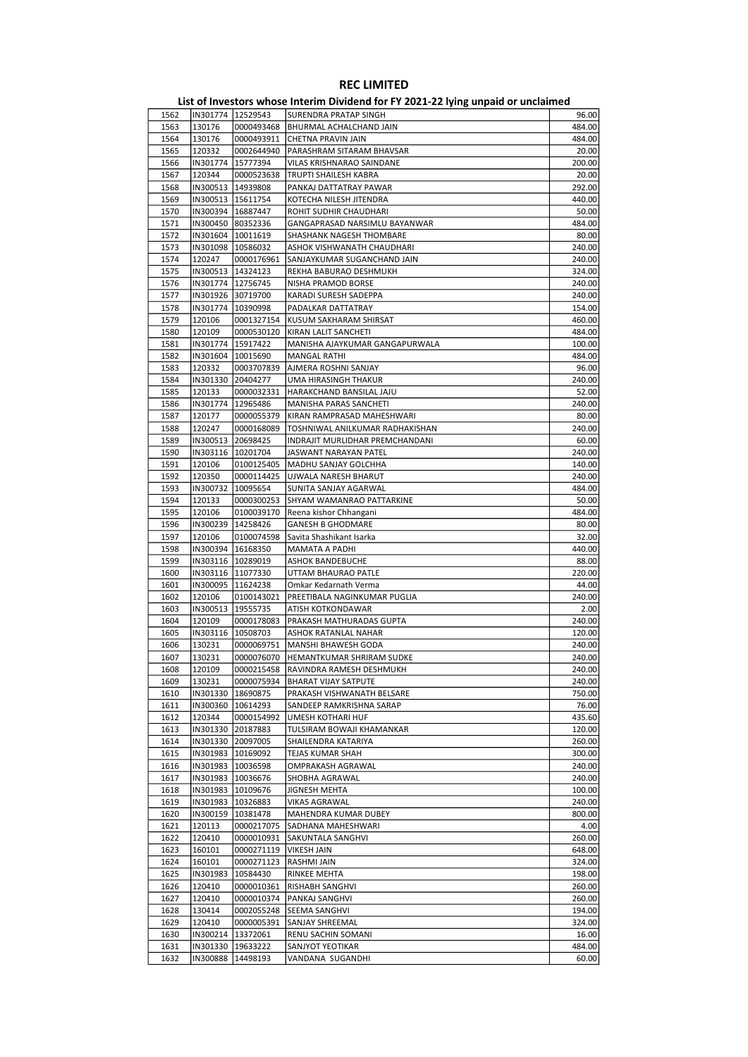# REC LIMITED

## List of Investors whose Interim Dividend for FY 2021-22 lying unpaid or unclaimed

| | | | | |
|---|---|---|---|---|
| 1562 | IN301774 | 12529543 | SURENDRA PRATAP SINGH | 96.00 |
| 1563 | 130176 | 0000493468 | BHURMAL ACHALCHAND JAIN | 484.00 |
| 1564 | 130176 | 0000493911 | CHETNA PRAVIN JAIN | 484.00 |
| 1565 | 120332 | 0002644940 | PARASHRAM SITARAM BHAVSAR | 20.00 |
| 1566 | IN301774 | 15777394 | VILAS KRISHNARAO SAINDANE | 200.00 |
| 1567 | 120344 | 0000523638 | TRUPTI SHAILESH KABRA | 20.00 |
| 1568 | IN300513 | 14939808 | PANKAJ DATTATRAY PAWAR | 292.00 |
| 1569 | IN300513 | 15611754 | KOTECHA NILESH JITENDRA | 440.00 |
| 1570 | IN300394 | 16887447 | ROHIT SUDHIR CHAUDHARI | 50.00 |
| 1571 | IN300450 | 80352336 | GANGAPRASAD NARSIMLU BAYANWAR | 484.00 |
| 1572 | IN301604 | 10011619 | SHASHANK NAGESH THOMBARE | 80.00 |
| 1573 | IN301098 | 10586032 | ASHOK VISHWANATH CHAUDHARI | 240.00 |
| 1574 | 120247 | 0000176961 | SANJAYKUMAR SUGANCHAND JAIN | 240.00 |
| 1575 | IN300513 | 14324123 | REKHA BABURAO DESHMUKH | 324.00 |
| 1576 | IN301774 | 12756745 | NISHA PRAMOD BORSE | 240.00 |
| 1577 | IN301926 | 30719700 | KARADI SURESH SADEPPA | 240.00 |
| 1578 | IN301774 | 10390998 | PADALKAR DATTATRAY | 154.00 |
| 1579 | 120106 | 0001327154 | KUSUM SAKHARAM SHIRSAT | 460.00 |
| 1580 | 120109 | 0000530120 | KIRAN LALIT SANCHETI | 484.00 |
| 1581 | IN301774 | 15917422 | MANISHA AJAYKUMAR GANGAPURWALA | 100.00 |
| 1582 | IN301604 | 10015690 | MANGAL RATHI | 484.00 |
| 1583 | 120332 | 0003707839 | AJMERA ROSHNI SANJAY | 96.00 |
| 1584 | IN301330 | 20404277 | UMA HIRASINGH THAKUR | 240.00 |
| 1585 | 120133 | 0000032331 | HARAKCHAND BANSILAL JAJU | 52.00 |
| 1586 | IN301774 | 12965486 | MANISHA PARAS SANCHETI | 240.00 |
| 1587 | 120177 | 0000055379 | KIRAN RAMPRASAD MAHESHWARI | 80.00 |
| 1588 | 120247 | 0000168089 | TOSHNIWAL ANILKUMAR RADHAKISHAN | 240.00 |
| 1589 | IN300513 | 20698425 | INDRAJIT MURLIDHAR PREMCHANDANI | 60.00 |
| 1590 | IN303116 | 10201704 | JASWANT NARAYAN PATEL | 240.00 |
| 1591 | 120106 | 0100125405 | MADHU SANJAY GOLCHHA | 140.00 |
| 1592 | 120350 | 0000114425 | UJWALA NARESH BHARUT | 240.00 |
| 1593 | IN300732 | 10095654 | SUNITA SANJAY AGARWAL | 484.00 |
| 1594 | 120133 | 0000300253 | SHYAM WAMANRAO PATTARKINE | 50.00 |
| 1595 | 120106 | 0100039170 | Reena kishor Chhangani | 484.00 |
| 1596 | IN300239 | 14258426 | GANESH B GHODMARE | 80.00 |
| 1597 | 120106 | 0100074598 | Savita Shashikant Isarka | 32.00 |
| 1598 | IN300394 | 16168350 | MAMATA A PADHI | 440.00 |
| 1599 | IN303116 | 10289019 | ASHOK BANDEBUCHE | 88.00 |
| 1600 | IN303116 | 11077330 | UTTAM BHAURAO PATLE | 220.00 |
| 1601 | IN300095 | 11624238 | Omkar Kedarnath Verma | 44.00 |
| 1602 | 120106 | 0100143021 | PREETIBALA NAGINKUMAR PUGLIA | 240.00 |
| 1603 | IN300513 | 19555735 | ATISH KOTKONDAWAR | 2.00 |
| 1604 | 120109 | 0000178083 | PRAKASH MATHURADAS GUPTA | 240.00 |
| 1605 | IN303116 | 10508703 | ASHOK RATANLAL NAHAR | 120.00 |
| 1606 | 130231 | 0000069751 | MANSHI BHAWESH GODA | 240.00 |
| 1607 | 130231 | 0000076070 | HEMANTKUMAR SHRIRAM SUDKE | 240.00 |
| 1608 | 120109 | 0000215458 | RAVINDRA RAMESH DESHMUKH | 240.00 |
| 1609 | 130231 | 0000075934 | BHARAT VIJAY SATPUTE | 240.00 |
| 1610 | IN301330 | 18690875 | PRAKASH VISHWANATH BELSARE | 750.00 |
| 1611 | IN300360 | 10614293 | SANDEEP RAMKRISHNA SARAP | 76.00 |
| 1612 | 120344 | 0000154992 | UMESH KOTHARI HUF | 435.60 |
| 1613 | IN301330 | 20187883 | TULSIRAM BOWAJI KHAMANKAR | 120.00 |
| 1614 | IN301330 | 20097005 | SHAILENDRA KATARIYA | 260.00 |
| 1615 | IN301983 | 10169092 | TEJAS KUMAR SHAH | 300.00 |
| 1616 | IN301983 | 10036598 | OMPRAKASH AGRAWAL | 240.00 |
| 1617 | IN301983 | 10036676 | SHOBHA AGRAWAL | 240.00 |
| 1618 | IN301983 | 10109676 | JIGNESH MEHTA | 100.00 |
| 1619 | IN301983 | 10326883 | VIKAS AGRAWAL | 240.00 |
| 1620 | IN300159 | 10381478 | MAHENDRA KUMAR DUBEY | 800.00 |
| 1621 | 120113 | 0000217075 | SADHANA MAHESHWARI | 4.00 |
| 1622 | 120410 | 0000010931 | SAKUNTALA SANGHVI | 260.00 |
| 1623 | 160101 | 0000271119 | VIKESH JAIN | 648.00 |
| 1624 | 160101 | 0000271123 | RASHMI JAIN | 324.00 |
| 1625 | IN301983 | 10584430 | RINKEE MEHTA | 198.00 |
| 1626 | 120410 | 0000010361 | RISHABH SANGHVI | 260.00 |
| 1627 | 120410 | 0000010374 | PANKAJ SANGHVI | 260.00 |
| 1628 | 130414 | 0002055248 | SEEMA SANGHVI | 194.00 |
| 1629 | 120410 | 0000005391 | SANJAY SHREEMAL | 324.00 |
| 1630 | IN300214 | 13372061 | RENU SACHIN SOMANI | 16.00 |
| 1631 | IN301330 | 19633222 | SANJYOT YEOTIKAR | 484.00 |
| 1632 | IN300888 | 14498193 | VANDANA SUGANDHI | 60.00 |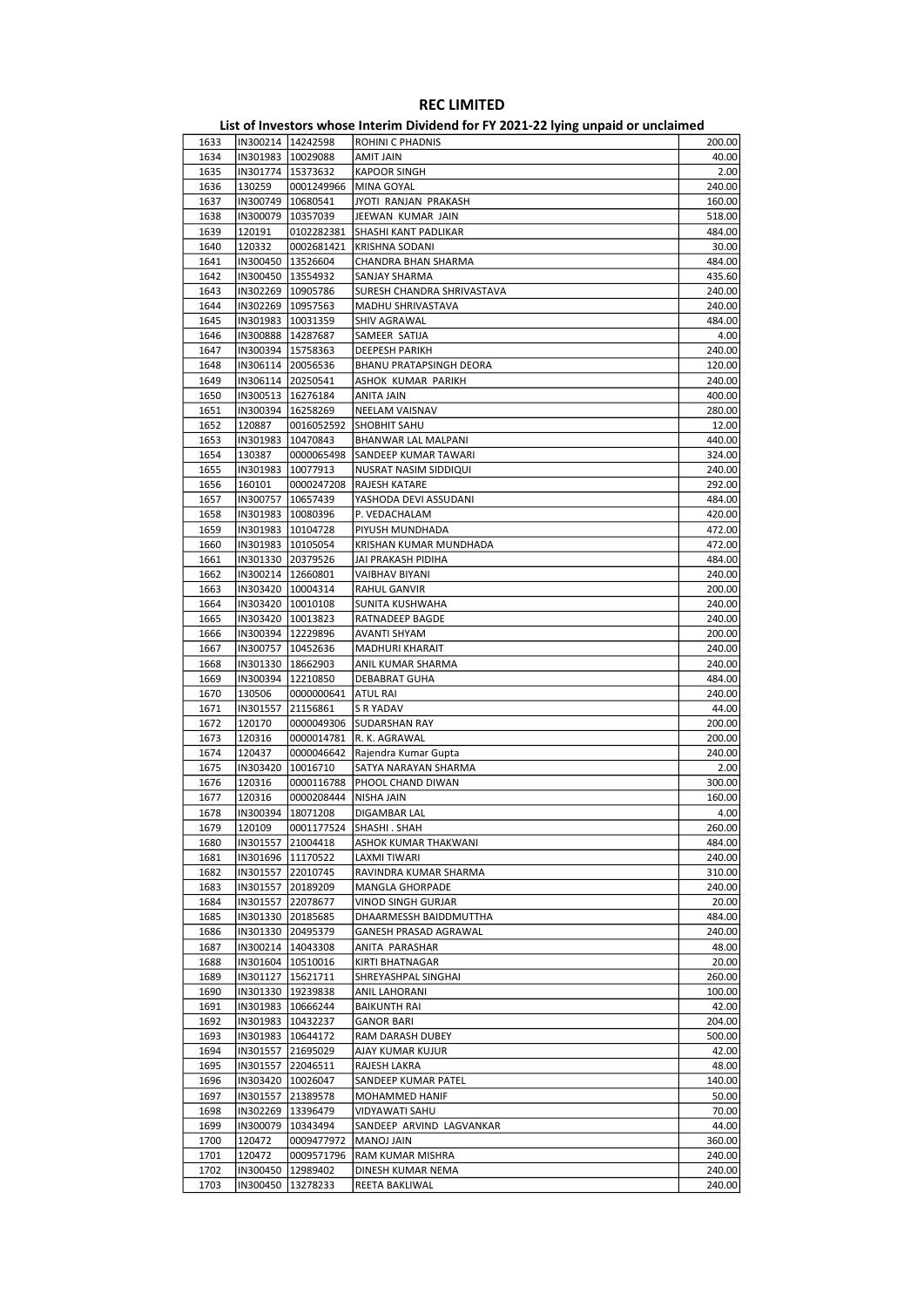# REC LIMITED

## List of Investors whose Interim Dividend for FY 2021-22 lying unpaid or unclaimed

| | | | | |
|---|---|---|---|---|
| 1633 | IN300214 | 14242598 | ROHINI C PHADNIS | 200.00 |
| 1634 | IN301983 | 10029088 | AMIT JAIN | 40.00 |
| 1635 | IN301774 | 15373632 | KAPOOR SINGH | 2.00 |
| 1636 | 130259 | 0001249966 | MINA GOYAL | 240.00 |
| 1637 | IN300749 | 10680541 | JYOTI RANJAN PRAKASH | 160.00 |
| 1638 | IN300079 | 10357039 | JEEWAN KUMAR JAIN | 518.00 |
| 1639 | 120191 | 0102282381 | SHASHI KANT PADLIKAR | 484.00 |
| 1640 | 120332 | 0002681421 | KRISHNA SODANI | 30.00 |
| 1641 | IN300450 | 13526604 | CHANDRA BHAN SHARMA | 484.00 |
| 1642 | IN300450 | 13554932 | SANJAY SHARMA | 435.60 |
| 1643 | IN302269 | 10905786 | SURESH CHANDRA SHRIVASTAVA | 240.00 |
| 1644 | IN302269 | 10957563 | MADHU SHRIVASTAVA | 240.00 |
| 1645 | IN301983 | 10031359 | SHIV AGRAWAL | 484.00 |
| 1646 | IN300888 | 14287687 | SAMEER SATIJA | 4.00 |
| 1647 | IN300394 | 15758363 | DEEPESH PARIKH | 240.00 |
| 1648 | IN306114 | 20056536 | BHANU PRATAPSINGH DEORA | 120.00 |
| 1649 | IN306114 | 20250541 | ASHOK KUMAR PARIKH | 240.00 |
| 1650 | IN300513 | 16276184 | ANITA JAIN | 400.00 |
| 1651 | IN300394 | 16258269 | NEELAM VAISNAV | 280.00 |
| 1652 | 120887 | 0016052592 | SHOBHIT SAHU | 12.00 |
| 1653 | IN301983 | 10470843 | BHANWAR LAL MALPANI | 440.00 |
| 1654 | 130387 | 0000065498 | SANDEEP KUMAR TAWARI | 324.00 |
| 1655 | IN301983 | 10077913 | NUSRAT NASIM SIDDIQUI | 240.00 |
| 1656 | 160101 | 0000247208 | RAJESH KATARE | 292.00 |
| 1657 | IN300757 | 10657439 | YASHODA DEVI ASSUDANI | 484.00 |
| 1658 | IN301983 | 10080396 | P. VEDACHALAM | 420.00 |
| 1659 | IN301983 | 10104728 | PIYUSH MUNDHADA | 472.00 |
| 1660 | IN301983 | 10105054 | KRISHAN KUMAR MUNDHADA | 472.00 |
| 1661 | IN301330 | 20379526 | JAI PRAKASH PIDIHA | 484.00 |
| 1662 | IN300214 | 12660801 | VAIBHAV BIYANI | 240.00 |
| 1663 | IN303420 | 10004314 | RAHUL GANVIR | 200.00 |
| 1664 | IN303420 | 10010108 | SUNITA KUSHWAHA | 240.00 |
| 1665 | IN303420 | 10013823 | RATNADEEP BAGDE | 240.00 |
| 1666 | IN300394 | 12229896 | AVANTI SHYAM | 200.00 |
| 1667 | IN300757 | 10452636 | MADHURI KHARAIT | 240.00 |
| 1668 | IN301330 | 18662903 | ANIL KUMAR SHARMA | 240.00 |
| 1669 | IN300394 | 12210850 | DEBABRAT GUHA | 484.00 |
| 1670 | 130506 | 0000000641 | ATUL RAI | 240.00 |
| 1671 | IN301557 | 21156861 | S R YADAV | 44.00 |
| 1672 | 120170 | 0000049306 | SUDARSHAN RAY | 200.00 |
| 1673 | 120316 | 0000014781 | R. K. AGRAWAL | 200.00 |
| 1674 | 120437 | 0000046642 | Rajendra Kumar Gupta | 240.00 |
| 1675 | IN303420 | 10016710 | SATYA NARAYAN SHARMA | 2.00 |
| 1676 | 120316 | 0000116788 | PHOOL CHAND DIWAN | 300.00 |
| 1677 | 120316 | 0000208444 | NISHA JAIN | 160.00 |
| 1678 | IN300394 | 18071208 | DIGAMBAR LAL | 4.00 |
| 1679 | 120109 | 0001177524 | SHASHI . SHAH | 260.00 |
| 1680 | IN301557 | 21004418 | ASHOK KUMAR THAKWANI | 484.00 |
| 1681 | IN301696 | 11170522 | LAXMI TIWARI | 240.00 |
| 1682 | IN301557 | 22010745 | RAVINDRA KUMAR SHARMA | 310.00 |
| 1683 | IN301557 | 20189209 | MANGLA GHORPADE | 240.00 |
| 1684 | IN301557 | 22078677 | VINOD SINGH GURJAR | 20.00 |
| 1685 | IN301330 | 20185685 | DHAARMESSH BAIDDMUTTHA | 484.00 |
| 1686 | IN301330 | 20495379 | GANESH PRASAD AGRAWAL | 240.00 |
| 1687 | IN300214 | 14043308 | ANITA PARASHAR | 48.00 |
| 1688 | IN301604 | 10510016 | KIRTI BHATNAGAR | 20.00 |
| 1689 | IN301127 | 15621711 | SHREYASHPAL SINGHAI | 260.00 |
| 1690 | IN301330 | 19239838 | ANIL LAHORANI | 100.00 |
| 1691 | IN301983 | 10666244 | BAIKUNTH RAI | 42.00 |
| 1692 | IN301983 | 10432237 | GANOR BARI | 204.00 |
| 1693 | IN301983 | 10644172 | RAM DARASH DUBEY | 500.00 |
| 1694 | IN301557 | 21695029 | AJAY KUMAR KUJUR | 42.00 |
| 1695 | IN301557 | 22046511 | RAJESH LAKRA | 48.00 |
| 1696 | IN303420 | 10026047 | SANDEEP KUMAR PATEL | 140.00 |
| 1697 | IN301557 | 21389578 | MOHAMMED HANIF | 50.00 |
| 1698 | IN302269 | 13396479 | VIDYAWATI SAHU | 70.00 |
| 1699 | IN300079 | 10343494 | SANDEEP ARVIND LAGVANKAR | 44.00 |
| 1700 | 120472 | 0009477972 | MANOJ JAIN | 360.00 |
| 1701 | 120472 | 0009571796 | RAM KUMAR MISHRA | 240.00 |
| 1702 | IN300450 | 12989402 | DINESH KUMAR NEMA | 240.00 |
| 1703 | IN300450 | 13278233 | REETA BAKLIWAL | 240.00 |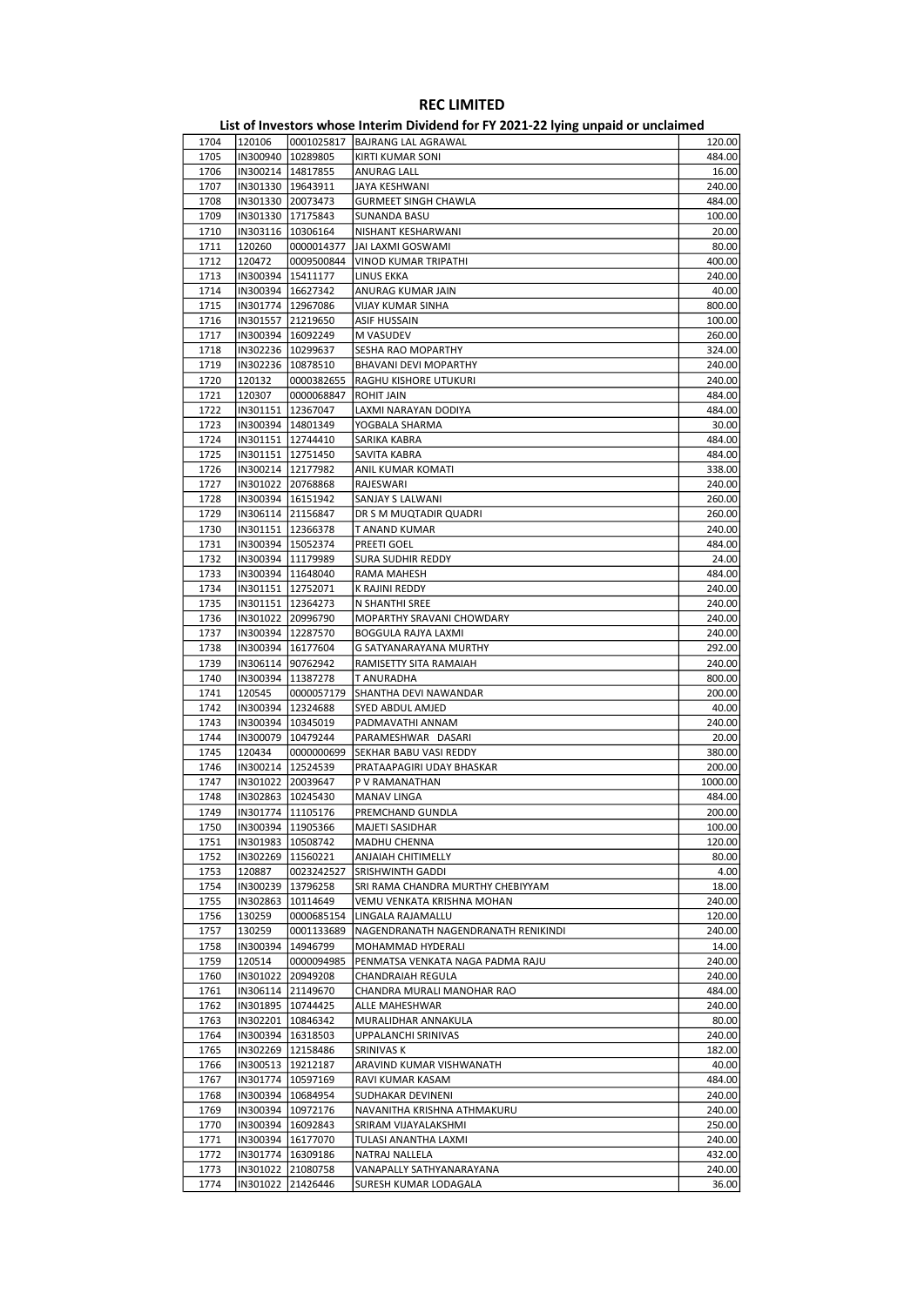# REC LIMITED

## List of Investors whose Interim Dividend for FY 2021-22 lying unpaid or unclaimed

| | | | | |
|---|---|---|---|---|
| 1704 | 120106 | 0001025817 | BAJRANG LAL AGRAWAL | 120.00 |
| 1705 | IN300940 | 10289805 | KIRTI KUMAR SONI | 484.00 |
| 1706 | IN300214 | 14817855 | ANURAG LALL | 16.00 |
| 1707 | IN301330 | 19643911 | JAYA KESHWANI | 240.00 |
| 1708 | IN301330 | 20073473 | GURMEET SINGH CHAWLA | 484.00 |
| 1709 | IN301330 | 17175843 | SUNANDA BASU | 100.00 |
| 1710 | IN303116 | 10306164 | NISHANT KESHARWANI | 20.00 |
| 1711 | 120260 | 0000014377 | JAI LAXMI GOSWAMI | 80.00 |
| 1712 | 120472 | 0009500844 | VINOD KUMAR TRIPATHI | 400.00 |
| 1713 | IN300394 | 15411177 | LINUS EKKA | 240.00 |
| 1714 | IN300394 | 16627342 | ANURAG KUMAR JAIN | 40.00 |
| 1715 | IN301774 | 12967086 | VIJAY KUMAR SINHA | 800.00 |
| 1716 | IN301557 | 21219650 | ASIF HUSSAIN | 100.00 |
| 1717 | IN300394 | 16092249 | M VASUDEV | 260.00 |
| 1718 | IN302236 | 10299637 | SESHA RAO MOPARTHY | 324.00 |
| 1719 | IN302236 | 10878510 | BHAVANI DEVI MOPARTHY | 240.00 |
| 1720 | 120132 | 0000382655 | RAGHU KISHORE UTUKURI | 240.00 |
| 1721 | 120307 | 0000068847 | ROHIT JAIN | 484.00 |
| 1722 | IN301151 | 12367047 | LAXMI NARAYAN DODIYA | 484.00 |
| 1723 | IN300394 | 14801349 | YOGBALA SHARMA | 30.00 |
| 1724 | IN301151 | 12744410 | SARIKA KABRA | 484.00 |
| 1725 | IN301151 | 12751450 | SAVITA KABRA | 484.00 |
| 1726 | IN300214 | 12177982 | ANIL KUMAR KOMATI | 338.00 |
| 1727 | IN301022 | 20768868 | RAJESWARI | 240.00 |
| 1728 | IN300394 | 16151942 | SANJAY S LALWANI | 260.00 |
| 1729 | IN306114 | 21156847 | DR S M MUQTADIR QUADRI | 260.00 |
| 1730 | IN301151 | 12366378 | T ANAND KUMAR | 240.00 |
| 1731 | IN300394 | 15052374 | PREETI GOEL | 484.00 |
| 1732 | IN300394 | 11179989 | SURA SUDHIR REDDY | 24.00 |
| 1733 | IN300394 | 11648040 | RAMA MAHESH | 484.00 |
| 1734 | IN301151 | 12752071 | K RAJINI REDDY | 240.00 |
| 1735 | IN301151 | 12364273 | N SHANTHI SREE | 240.00 |
| 1736 | IN301022 | 20996790 | MOPARTHY SRAVANI CHOWDARY | 240.00 |
| 1737 | IN300394 | 12287570 | BOGGULA RAJYA LAXMI | 240.00 |
| 1738 | IN300394 | 16177604 | G SATYANARAYANA MURTHY | 292.00 |
| 1739 | IN306114 | 90762942 | RAMISETTY SITA RAMAIAH | 240.00 |
| 1740 | IN300394 | 11387278 | T ANURADHA | 800.00 |
| 1741 | 120545 | 0000057179 | SHANTHA DEVI NAWANDAR | 200.00 |
| 1742 | IN300394 | 12324688 | SYED ABDUL AMJED | 40.00 |
| 1743 | IN300394 | 10345019 | PADMAVATHI ANNAM | 240.00 |
| 1744 | IN300079 | 10479244 | PARAMESHWAR DASARI | 20.00 |
| 1745 | 120434 | 0000000699 | SEKHAR BABU VASI REDDY | 380.00 |
| 1746 | IN300214 | 12524539 | PRATAAPAGIRI UDAY BHASKAR | 200.00 |
| 1747 | IN301022 | 20039647 | P V RAMANATHAN | 1000.00 |
| 1748 | IN302863 | 10245430 | MANAV LINGA | 484.00 |
| 1749 | IN301774 | 11105176 | PREMCHAND GUNDLA | 200.00 |
| 1750 | IN300394 | 11905366 | MAJETI SASIDHAR | 100.00 |
| 1751 | IN301983 | 10508742 | MADHU CHENNA | 120.00 |
| 1752 | IN302269 | 11560221 | ANJAIAH CHITIMELLY | 80.00 |
| 1753 | 120887 | 0023242527 | SRISHWINTH GADDI | 4.00 |
| 1754 | IN300239 | 13796258 | SRI RAMA CHANDRA MURTHY CHEBIYYAM | 18.00 |
| 1755 | IN302863 | 10114649 | VEMU VENKATA KRISHNA MOHAN | 240.00 |
| 1756 | 130259 | 0000685154 | LINGALA RAJAMALLU | 120.00 |
| 1757 | 130259 | 0001133689 | NAGENDRANATH NAGENDRANATH RENIKINDI | 240.00 |
| 1758 | IN300394 | 14946799 | MOHAMMAD HYDERALI | 14.00 |
| 1759 | 120514 | 0000094985 | PENMATSA VENKATA NAGA PADMA RAJU | 240.00 |
| 1760 | IN301022 | 20949208 | CHANDRAIAH REGULA | 240.00 |
| 1761 | IN306114 | 21149670 | CHANDRA MURALI MANOHAR RAO | 484.00 |
| 1762 | IN301895 | 10744425 | ALLE MAHESHWAR | 240.00 |
| 1763 | IN302201 | 10846342 | MURALIDHAR ANNAKULA | 80.00 |
| 1764 | IN300394 | 16318503 | UPPALANCHI SRINIVAS | 240.00 |
| 1765 | IN302269 | 12158486 | SRINIVAS K | 182.00 |
| 1766 | IN300513 | 19212187 | ARAVIND KUMAR VISHWANATH | 40.00 |
| 1767 | IN301774 | 10597169 | RAVI KUMAR KASAM | 484.00 |
| 1768 | IN300394 | 10684954 | SUDHAKAR DEVINENI | 240.00 |
| 1769 | IN300394 | 10972176 | NAVANITHA KRISHNA ATHMAKURU | 240.00 |
| 1770 | IN300394 | 16092843 | SRIRAM VIJAYALAKSHMI | 250.00 |
| 1771 | IN300394 | 16177070 | TULASI ANANTHA LAXMI | 240.00 |
| 1772 | IN301774 | 16309186 | NATRAJ NALLELA | 432.00 |
| 1773 | IN301022 | 21080758 | VANAPALLY SATHYANARAYANA | 240.00 |
| 1774 | IN301022 | 21426446 | SURESH KUMAR LODAGALA | 36.00 |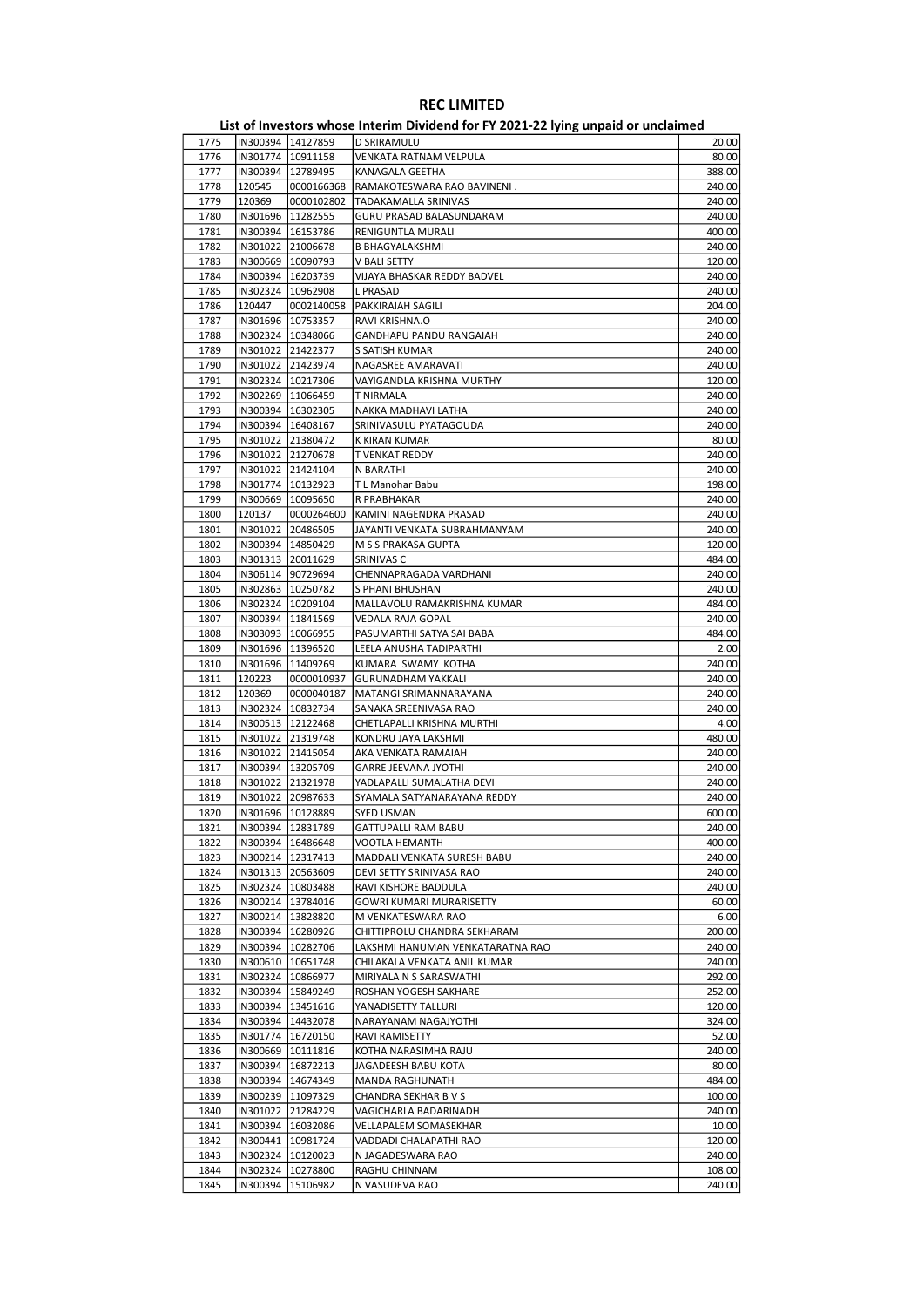# REC LIMITED

## List of Investors whose Interim Dividend for FY 2021-22 lying unpaid or unclaimed

| | | | | |
|---|---|---|---|---|
| 1775 | IN300394 | 14127859 | D SRIRAMULU | 20.00 |
| 1776 | IN301774 | 10911158 | VENKATA RATNAM VELPULA | 80.00 |
| 1777 | IN300394 | 12789495 | KANAGALA GEETHA | 388.00 |
| 1778 | 120545 | 0000166368 | RAMAKOTESWARA RAO BAVINENI . | 240.00 |
| 1779 | 120369 | 0000102802 | TADAKAMALLA SRINIVAS | 240.00 |
| 1780 | IN301696 | 11282555 | GURU PRASAD BALASUNDARAM | 240.00 |
| 1781 | IN300394 | 16153786 | RENIGUNTLA MURALI | 400.00 |
| 1782 | IN301022 | 21006678 | B BHAGYALAKSHMI | 240.00 |
| 1783 | IN300669 | 10090793 | V BALI SETTY | 120.00 |
| 1784 | IN300394 | 16203739 | VIJAYA BHASKAR REDDY BADVEL | 240.00 |
| 1785 | IN302324 | 10962908 | L PRASAD | 240.00 |
| 1786 | 120447 | 0002140058 | PAKKIRAIAH SAGILI | 204.00 |
| 1787 | IN301696 | 10753357 | RAVI KRISHNA.O | 240.00 |
| 1788 | IN302324 | 10348066 | GANDHAPU PANDU RANGAIAH | 240.00 |
| 1789 | IN301022 | 21422377 | S SATISH KUMAR | 240.00 |
| 1790 | IN301022 | 21423974 | NAGASREE AMARAVATI | 240.00 |
| 1791 | IN302324 | 10217306 | VAYIGANDLA KRISHNA MURTHY | 120.00 |
| 1792 | IN302269 | 11066459 | T NIRMALA | 240.00 |
| 1793 | IN300394 | 16302305 | NAKKA MADHAVI LATHA | 240.00 |
| 1794 | IN300394 | 16408167 | SRINIVASULU PYATAGOUDA | 240.00 |
| 1795 | IN301022 | 21380472 | K KIRAN KUMAR | 80.00 |
| 1796 | IN301022 | 21270678 | T VENKAT REDDY | 240.00 |
| 1797 | IN301022 | 21424104 | N BARATHI | 240.00 |
| 1798 | IN301774 | 10132923 | T L Manohar Babu | 198.00 |
| 1799 | IN300669 | 10095650 | R PRABHAKAR | 240.00 |
| 1800 | 120137 | 0000264600 | KAMINI NAGENDRA PRASAD | 240.00 |
| 1801 | IN301022 | 20486505 | JAYANTI VENKATA SUBRAHMANYAM | 240.00 |
| 1802 | IN300394 | 14850429 | M S S PRAKASA GUPTA | 120.00 |
| 1803 | IN301313 | 20011629 | SRINIVAS C | 484.00 |
| 1804 | IN306114 | 90729694 | CHENNAPRAGADA VARDHANI | 240.00 |
| 1805 | IN302863 | 10250782 | S PHANI BHUSHAN | 240.00 |
| 1806 | IN302324 | 10209104 | MALLAVOLU RAMAKRISHNA KUMAR | 484.00 |
| 1807 | IN300394 | 11841569 | VEDALA RAJA GOPAL | 240.00 |
| 1808 | IN303093 | 10066955 | PASUMARTHI SATYA SAI BABA | 484.00 |
| 1809 | IN301696 | 11396520 | LEELA ANUSHA TADIPARTHI | 2.00 |
| 1810 | IN301696 | 11409269 | KUMARA SWAMY KOTHA | 240.00 |
| 1811 | 120223 | 0000010937 | GURUNADHAM YAKKALI | 240.00 |
| 1812 | 120369 | 0000040187 | MATANGI SRIMANNARAYANA | 240.00 |
| 1813 | IN302324 | 10832734 | SANAKA SREENIVASA RAO | 240.00 |
| 1814 | IN300513 | 12122468 | CHETLAPALLI KRISHNA MURTHI | 4.00 |
| 1815 | IN301022 | 21319748 | KONDRU JAYA LAKSHMI | 480.00 |
| 1816 | IN301022 | 21415054 | AKA VENKATA RAMAIAH | 240.00 |
| 1817 | IN300394 | 13205709 | GARRE JEEVANA JYOTHI | 240.00 |
| 1818 | IN301022 | 21321978 | YADLAPALLI SUMALATHA DEVI | 240.00 |
| 1819 | IN301022 | 20987633 | SYAMALA SATYANARAYANA REDDY | 240.00 |
| 1820 | IN301696 | 10128889 | SYED USMAN | 600.00 |
| 1821 | IN300394 | 12831789 | GATTUPALLI RAM BABU | 240.00 |
| 1822 | IN300394 | 16486648 | VOOTLA HEMANTH | 400.00 |
| 1823 | IN300214 | 12317413 | MADDALI VENKATA SURESH BABU | 240.00 |
| 1824 | IN301313 | 20563609 | DEVI SETTY SRINIVASA RAO | 240.00 |
| 1825 | IN302324 | 10803488 | RAVI KISHORE BADDULA | 240.00 |
| 1826 | IN300214 | 13784016 | GOWRI KUMARI MURARISETTY | 60.00 |
| 1827 | IN300214 | 13828820 | M VENKATESWARA RAO | 6.00 |
| 1828 | IN300394 | 16280926 | CHITTIPROLU CHANDRA SEKHARAM | 200.00 |
| 1829 | IN300394 | 10282706 | LAKSHMI HANUMAN VENKATARATNA RAO | 240.00 |
| 1830 | IN300610 | 10651748 | CHILAKALA VENKATA ANIL KUMAR | 240.00 |
| 1831 | IN302324 | 10866977 | MIRIYALA N S SARASWATHI | 292.00 |
| 1832 | IN300394 | 15849249 | ROSHAN YOGESH SAKHARE | 252.00 |
| 1833 | IN300394 | 13451616 | YANADISETTY TALLURI | 120.00 |
| 1834 | IN300394 | 14432078 | NARAYANAM NAGAJYOTHI | 324.00 |
| 1835 | IN301774 | 16720150 | RAVI RAMISETTY | 52.00 |
| 1836 | IN300669 | 10111816 | KOTHA NARASIMHA RAJU | 240.00 |
| 1837 | IN300394 | 16872213 | JAGADEESH BABU KOTA | 80.00 |
| 1838 | IN300394 | 14674349 | MANDA RAGHUNATH | 484.00 |
| 1839 | IN300239 | 11097329 | CHANDRA SEKHAR B V S | 100.00 |
| 1840 | IN301022 | 21284229 | VAGICHARLA BADARINADH | 240.00 |
| 1841 | IN300394 | 16032086 | VELLAPALEM SOMASEKHAR | 10.00 |
| 1842 | IN300441 | 10981724 | VADDADI CHALAPATHI RAO | 120.00 |
| 1843 | IN302324 | 10120023 | N JAGADESWARA RAO | 240.00 |
| 1844 | IN302324 | 10278800 | RAGHU CHINNAM | 108.00 |
| 1845 | IN300394 | 15106982 | N VASUDEVA RAO | 240.00 |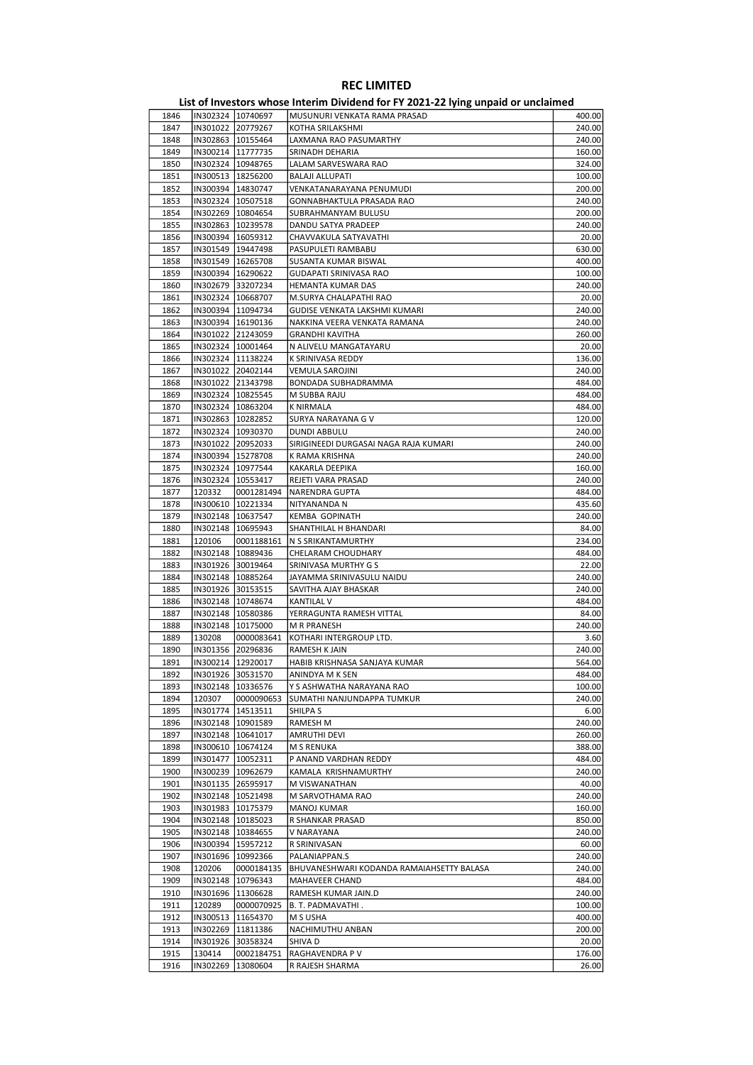# REC LIMITED

## List of Investors whose Interim Dividend for FY 2021-22 lying unpaid or unclaimed

| | | | | |
|---|---|---|---|---|
| 1846 | IN302324 | 10740697 | MUSUNURI VENKATA RAMA PRASAD | 400.00 |
| 1847 | IN301022 | 20779267 | KOTHA SRILAKSHMI | 240.00 |
| 1848 | IN302863 | 10155464 | LAXMANA RAO PASUMARTHY | 240.00 |
| 1849 | IN300214 | 11777735 | SRINADH DEHARIA | 160.00 |
| 1850 | IN302324 | 10948765 | LALAM SARVESWARA RAO | 324.00 |
| 1851 | IN300513 | 18256200 | BALAJI ALLUPATI | 100.00 |
| 1852 | IN300394 | 14830747 | VENKATANARAYANA PENUMUDI | 200.00 |
| 1853 | IN302324 | 10507518 | GONNABHAKTULA PRASADA RAO | 240.00 |
| 1854 | IN302269 | 10804654 | SUBRAHMANYAM BULUSU | 200.00 |
| 1855 | IN302863 | 10239578 | DANDU SATYA PRADEEP | 240.00 |
| 1856 | IN300394 | 16059312 | CHAVVAKULA SATYAVATHI | 20.00 |
| 1857 | IN301549 | 19447498 | PASUPULETI RAMBABU | 630.00 |
| 1858 | IN301549 | 16265708 | SUSANTA KUMAR BISWAL | 400.00 |
| 1859 | IN300394 | 16290622 | GUDAPATI SRINIVASA RAO | 100.00 |
| 1860 | IN302679 | 33207234 | HEMANTA KUMAR DAS | 240.00 |
| 1861 | IN302324 | 10668707 | M.SURYA CHALAPATHI RAO | 20.00 |
| 1862 | IN300394 | 11094734 | GUDISE VENKATA LAKSHMI KUMARI | 240.00 |
| 1863 | IN300394 | 16190136 | NAKKINA VEERA VENKATA RAMANA | 240.00 |
| 1864 | IN301022 | 21243059 | GRANDHI KAVITHA | 260.00 |
| 1865 | IN302324 | 10001464 | N ALIVELU MANGATAYARU | 20.00 |
| 1866 | IN302324 | 11138224 | K SRINIVASA REDDY | 136.00 |
| 1867 | IN301022 | 20402144 | VEMULA SAROJINI | 240.00 |
| 1868 | IN301022 | 21343798 | BONDADA SUBHADRAMMA | 484.00 |
| 1869 | IN302324 | 10825545 | M SUBBA RAJU | 484.00 |
| 1870 | IN302324 | 10863204 | K NIRMALA | 484.00 |
| 1871 | IN302863 | 10282852 | SURYA NARAYANA G V | 120.00 |
| 1872 | IN302324 | 10930370 | DUNDI ABBULU | 240.00 |
| 1873 | IN301022 | 20952033 | SIRIGINEEDI DURGASAI NAGA RAJA KUMARI | 240.00 |
| 1874 | IN300394 | 15278708 | K RAMA KRISHNA | 240.00 |
| 1875 | IN302324 | 10977544 | KAKARLA DEEPIKA | 160.00 |
| 1876 | IN302324 | 10553417 | REJETI VARA PRASAD | 240.00 |
| 1877 | 120332 | 0001281494 | NARENDRA GUPTA | 484.00 |
| 1878 | IN300610 | 10221334 | NITYANANDA N | 435.60 |
| 1879 | IN302148 | 10637547 | KEMBA GOPINATH | 240.00 |
| 1880 | IN302148 | 10695943 | SHANTHILAL H BHANDARI | 84.00 |
| 1881 | 120106 | 0001188161 | N S SRIKANTAMURTHY | 234.00 |
| 1882 | IN302148 | 10889436 | CHELARAM CHOUDHARY | 484.00 |
| 1883 | IN301926 | 30019464 | SRINIVASA MURTHY G S | 22.00 |
| 1884 | IN302148 | 10885264 | JAYAMMA SRINIVASULU NAIDU | 240.00 |
| 1885 | IN301926 | 30153515 | SAVITHA AJAY BHASKAR | 240.00 |
| 1886 | IN302148 | 10748674 | KANTILAL V | 484.00 |
| 1887 | IN302148 | 10580386 | YERRAGUNTA RAMESH VITTAL | 84.00 |
| 1888 | IN302148 | 10175000 | M R PRANESH | 240.00 |
| 1889 | 130208 | 0000083641 | KOTHARI INTERGROUP LTD. | 3.60 |
| 1890 | IN301356 | 20296836 | RAMESH K JAIN | 240.00 |
| 1891 | IN300214 | 12920017 | HABIB KRISHNASA SANJAYA KUMAR | 564.00 |
| 1892 | IN301926 | 30531570 | ANINDYA M K SEN | 484.00 |
| 1893 | IN302148 | 10336576 | Y S ASHWATHA NARAYANA RAO | 100.00 |
| 1894 | 120307 | 0000090653 | SUMATHI NANJUNDAPPA TUMKUR | 240.00 |
| 1895 | IN301774 | 14513511 | SHILPA S | 6.00 |
| 1896 | IN302148 | 10901589 | RAMESH M | 240.00 |
| 1897 | IN302148 | 10641017 | AMRUTHI DEVI | 260.00 |
| 1898 | IN300610 | 10674124 | M S RENUKA | 388.00 |
| 1899 | IN301477 | 10052311 | P ANAND VARDHAN REDDY | 484.00 |
| 1900 | IN300239 | 10962679 | KAMALA KRISHNAMURTHY | 240.00 |
| 1901 | IN301135 | 26595917 | M VISWANATHAN | 40.00 |
| 1902 | IN302148 | 10521498 | M SARVOTHAMA RAO | 240.00 |
| 1903 | IN301983 | 10175379 | MANOJ KUMAR | 160.00 |
| 1904 | IN302148 | 10185023 | R SHANKAR PRASAD | 850.00 |
| 1905 | IN302148 | 10384655 | V NARAYANA | 240.00 |
| 1906 | IN300394 | 15957212 | R SRINIVASAN | 60.00 |
| 1907 | IN301696 | 10992366 | PALANIAPPAN.S | 240.00 |
| 1908 | 120206 | 0000184135 | BHUVANESHWARI KODANDA RAMAIAHSETTY BALASA | 240.00 |
| 1909 | IN302148 | 10796343 | MAHAVEER CHAND | 484.00 |
| 1910 | IN301696 | 11306628 | RAMESH KUMAR JAIN.D | 240.00 |
| 1911 | 120289 | 0000070925 | B. T. PADMAVATHI . | 100.00 |
| 1912 | IN300513 | 11654370 | M S USHA | 400.00 |
| 1913 | IN302269 | 11811386 | NACHIMUTHU ANBAN | 200.00 |
| 1914 | IN301926 | 30358324 | SHIVA D | 20.00 |
| 1915 | 130414 | 0002184751 | RAGHAVENDRA P V | 176.00 |
| 1916 | IN302269 | 13080604 | R RAJESH SHARMA | 26.00 |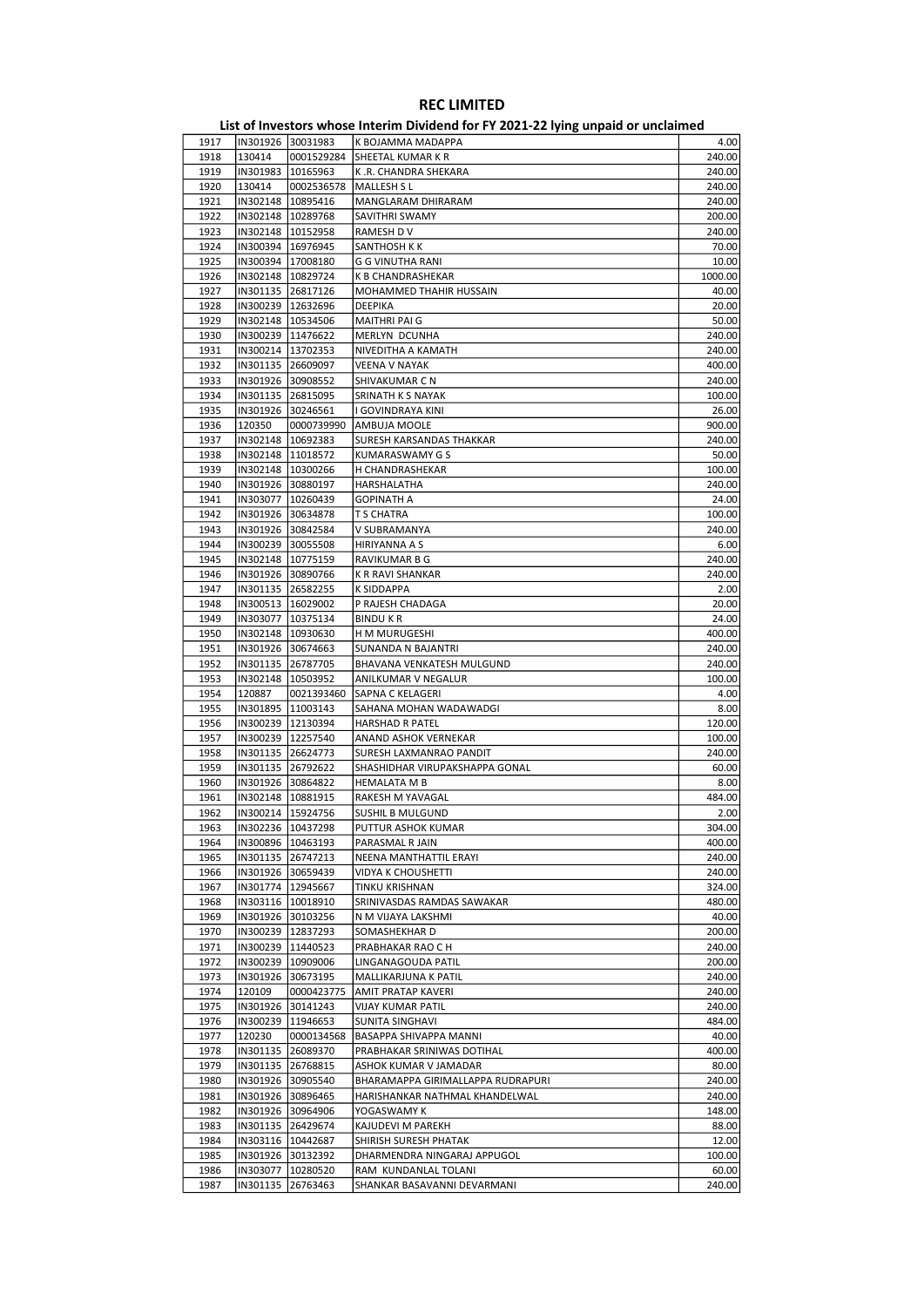# REC LIMITED

## List of Investors whose Interim Dividend for FY 2021-22 lying unpaid or unclaimed

| | | | | |
|---|---|---|---|---|
| 1917 | IN301926 | 30031983 | K BOJAMMA MADAPPA | 4.00 |
| 1918 | 130414 | 0001529284 | SHEETAL KUMAR K R | 240.00 |
| 1919 | IN301983 | 10165963 | K .R. CHANDRA SHEKARA | 240.00 |
| 1920 | 130414 | 0002536578 | MALLESH S L | 240.00 |
| 1921 | IN302148 | 10895416 | MANGLARAM DHIRARAM | 240.00 |
| 1922 | IN302148 | 10289768 | SAVITHRI SWAMY | 200.00 |
| 1923 | IN302148 | 10152958 | RAMESH D V | 240.00 |
| 1924 | IN300394 | 16976945 | SANTHOSH K K | 70.00 |
| 1925 | IN300394 | 17008180 | G G VINUTHA RANI | 10.00 |
| 1926 | IN302148 | 10829724 | K B CHANDRASHEKAR | 1000.00 |
| 1927 | IN301135 | 26817126 | MOHAMMED THAHIR HUSSAIN | 40.00 |
| 1928 | IN300239 | 12632696 | DEEPIKA | 20.00 |
| 1929 | IN302148 | 10534506 | MAITHRI PAI G | 50.00 |
| 1930 | IN300239 | 11476622 | MERLYN DCUNHA | 240.00 |
| 1931 | IN300214 | 13702353 | NIVEDITHA A KAMATH | 240.00 |
| 1932 | IN301135 | 26609097 | VEENA V NAYAK | 400.00 |
| 1933 | IN301926 | 30908552 | SHIVAKUMAR C N | 240.00 |
| 1934 | IN301135 | 26815095 | SRINATH K S NAYAK | 100.00 |
| 1935 | IN301926 | 30246561 | I GOVINDRAYA KINI | 26.00 |
| 1936 | 120350 | 0000739990 | AMBUJA MOOLE | 900.00 |
| 1937 | IN302148 | 10692383 | SURESH KARSANDAS THAKKAR | 240.00 |
| 1938 | IN302148 | 11018572 | KUMARASWAMY G S | 50.00 |
| 1939 | IN302148 | 10300266 | H CHANDRASHEKAR | 100.00 |
| 1940 | IN301926 | 30880197 | HARSHALATHA | 240.00 |
| 1941 | IN303077 | 10260439 | GOPINATH A | 24.00 |
| 1942 | IN301926 | 30634878 | T S CHATRA | 100.00 |
| 1943 | IN301926 | 30842584 | V SUBRAMANYA | 240.00 |
| 1944 | IN300239 | 30055508 | HIRIYANNA A S | 6.00 |
| 1945 | IN302148 | 10775159 | RAVIKUMAR B G | 240.00 |
| 1946 | IN301926 | 30890766 | K R RAVI SHANKAR | 240.00 |
| 1947 | IN301135 | 26582255 | K SIDDAPPA | 2.00 |
| 1948 | IN300513 | 16029002 | P RAJESH CHADAGA | 20.00 |
| 1949 | IN303077 | 10375134 | BINDU K R | 24.00 |
| 1950 | IN302148 | 10930630 | H M MURUGESHI | 400.00 |
| 1951 | IN301926 | 30674663 | SUNANDA N BAJANTRI | 240.00 |
| 1952 | IN301135 | 26787705 | BHAVANA VENKATESH MULGUND | 240.00 |
| 1953 | IN302148 | 10503952 | ANILKUMAR V NEGALUR | 100.00 |
| 1954 | 120887 | 0021393460 | SAPNA C KELAGERI | 4.00 |
| 1955 | IN301895 | 11003143 | SAHANA MOHAN WADAWADGI | 8.00 |
| 1956 | IN300239 | 12130394 | HARSHAD R PATEL | 120.00 |
| 1957 | IN300239 | 12257540 | ANAND ASHOK VERNEKAR | 100.00 |
| 1958 | IN301135 | 26624773 | SURESH LAXMANRAO PANDIT | 240.00 |
| 1959 | IN301135 | 26792622 | SHASHIDHAR VIRUPAKSHAPPA GONAL | 60.00 |
| 1960 | IN301926 | 30864822 | HEMALATA M B | 8.00 |
| 1961 | IN302148 | 10881915 | RAKESH M YAVAGAL | 484.00 |
| 1962 | IN300214 | 15924756 | SUSHIL B MULGUND | 2.00 |
| 1963 | IN302236 | 10437298 | PUTTUR ASHOK KUMAR | 304.00 |
| 1964 | IN300896 | 10463193 | PARASMAL R JAIN | 400.00 |
| 1965 | IN301135 | 26747213 | NEENA MANTHATTIL ERAYI | 240.00 |
| 1966 | IN301926 | 30659439 | VIDYA K CHOUSHETTI | 240.00 |
| 1967 | IN301774 | 12945667 | TINKU KRISHNAN | 324.00 |
| 1968 | IN303116 | 10018910 | SRINIVASDAS RAMDAS SAWAKAR | 480.00 |
| 1969 | IN301926 | 30103256 | N M VIJAYA LAKSHMI | 40.00 |
| 1970 | IN300239 | 12837293 | SOMASHEKHAR D | 200.00 |
| 1971 | IN300239 | 11440523 | PRABHAKAR RAO C H | 240.00 |
| 1972 | IN300239 | 10909006 | LINGANAGOUDA PATIL | 200.00 |
| 1973 | IN301926 | 30673195 | MALLIKARJUNA K PATIL | 240.00 |
| 1974 | 120109 | 0000423775 | AMIT PRATAP KAVERI | 240.00 |
| 1975 | IN301926 | 30141243 | VIJAY KUMAR PATIL | 240.00 |
| 1976 | IN300239 | 11946653 | SUNITA SINGHAVI | 484.00 |
| 1977 | 120230 | 0000134568 | BASAPPA SHIVAPPA MANNI | 40.00 |
| 1978 | IN301135 | 26089370 | PRABHAKAR SRINIWAS DOTIHAL | 400.00 |
| 1979 | IN301135 | 26768815 | ASHOK KUMAR V JAMADAR | 80.00 |
| 1980 | IN301926 | 30905540 | BHARAMAPPA GIRIMALLAPPA RUDRAPURI | 240.00 |
| 1981 | IN301926 | 30896465 | HARISHANKAR NATHMAL KHANDELWAL | 240.00 |
| 1982 | IN301926 | 30964906 | YOGASWAMY K | 148.00 |
| 1983 | IN301135 | 26429674 | KAJUDEVI M PAREKH | 88.00 |
| 1984 | IN303116 | 10442687 | SHIRISH SURESH PHATAK | 12.00 |
| 1985 | IN301926 | 30132392 | DHARMENDRA NINGARAJ APPUGOL | 100.00 |
| 1986 | IN303077 | 10280520 | RAM KUNDANLAL TOLANI | 60.00 |
| 1987 | IN301135 | 26763463 | SHANKAR BASAVANNI DEVARMANI | 240.00 |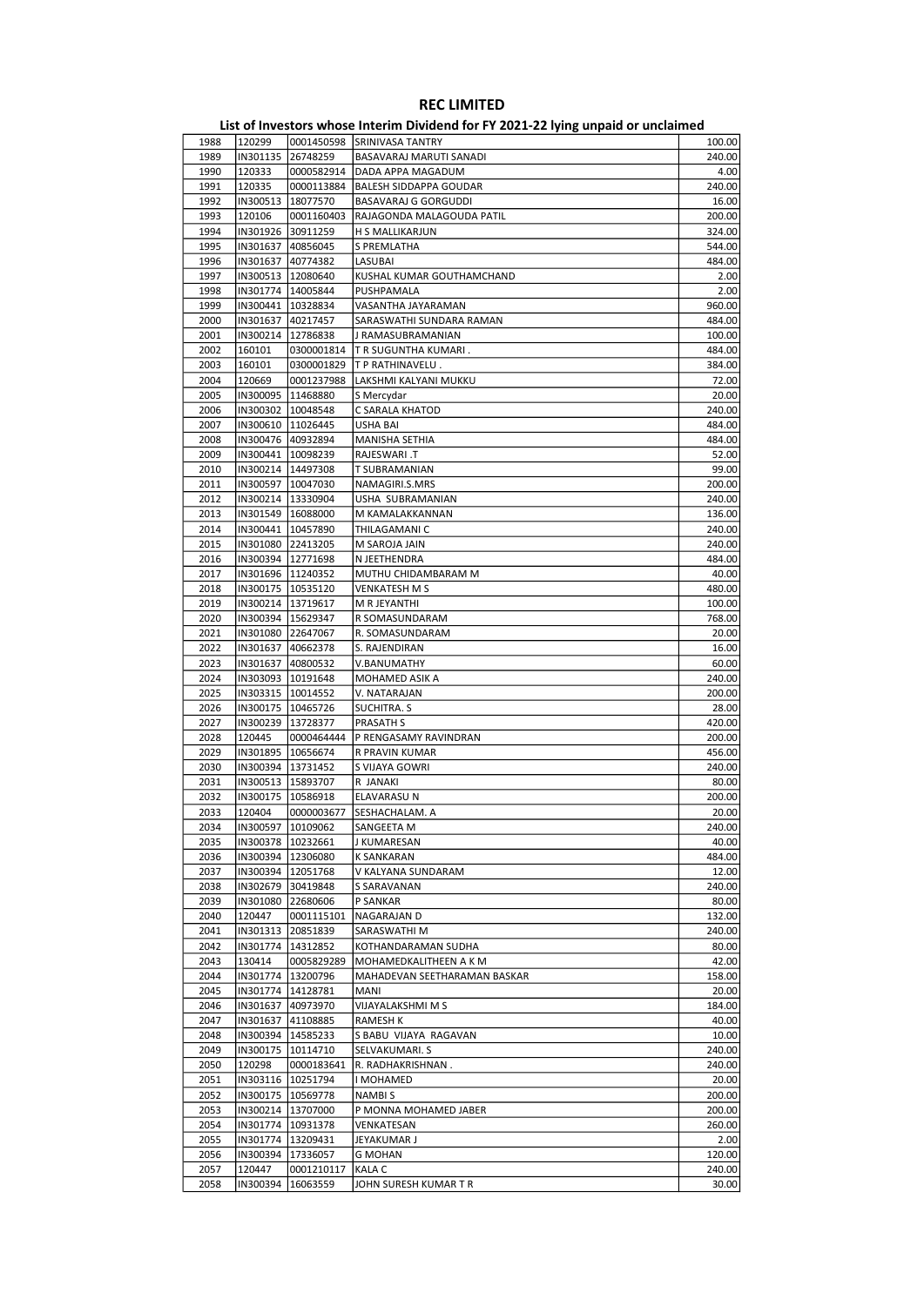# REC LIMITED

## List of Investors whose Interim Dividend for FY 2021-22 lying unpaid or unclaimed

| | | | | |
|---|---|---|---|---|
| 1988 | 120299 | 0001450598 | SRINIVASA TANTRY | 100.00 |
| 1989 | IN301135 | 26748259 | BASAVARAJ MARUTI SANADI | 240.00 |
| 1990 | 120333 | 0000582914 | DADA APPA MAGADUM | 4.00 |
| 1991 | 120335 | 0000113884 | BALESH SIDDAPPA GOUDAR | 240.00 |
| 1992 | IN300513 | 18077570 | BASAVARAJ G GORGUDDI | 16.00 |
| 1993 | 120106 | 0001160403 | RAJAGONDA MALAGOUDA PATIL | 200.00 |
| 1994 | IN301926 | 30911259 | H S MALLIKARJUN | 324.00 |
| 1995 | IN301637 | 40856045 | S PREMLATHA | 544.00 |
| 1996 | IN301637 | 40774382 | LASUBAI | 484.00 |
| 1997 | IN300513 | 12080640 | KUSHAL KUMAR GOUTHAMCHAND | 2.00 |
| 1998 | IN301774 | 14005844 | PUSHPAMALA | 2.00 |
| 1999 | IN300441 | 10328834 | VASANTHA JAYARAMAN | 960.00 |
| 2000 | IN301637 | 40217457 | SARASWATHI SUNDARA RAMAN | 484.00 |
| 2001 | IN300214 | 12786838 | J RAMASUBRAMANIAN | 100.00 |
| 2002 | 160101 | 0300001814 | T R SUGUNTHA KUMARI . | 484.00 |
| 2003 | 160101 | 0300001829 | T P RATHINAVELU . | 384.00 |
| 2004 | 120669 | 0001237988 | LAKSHMI KALYANI MUKKU | 72.00 |
| 2005 | IN300095 | 11468880 | S Mercydar | 20.00 |
| 2006 | IN300302 | 10048548 | C SARALA KHATOD | 240.00 |
| 2007 | IN300610 | 11026445 | USHA BAI | 484.00 |
| 2008 | IN300476 | 40932894 | MANISHA SETHIA | 484.00 |
| 2009 | IN300441 | 10098239 | RAJESWARI .T | 52.00 |
| 2010 | IN300214 | 14497308 | T SUBRAMANIAN | 99.00 |
| 2011 | IN300597 | 10047030 | NAMAGIRI.S.MRS | 200.00 |
| 2012 | IN300214 | 13330904 | USHA SUBRAMANIAN | 240.00 |
| 2013 | IN301549 | 16088000 | M KAMALAKKANNAN | 136.00 |
| 2014 | IN300441 | 10457890 | THILAGAMANI C | 240.00 |
| 2015 | IN301080 | 22413205 | M SAROJA JAIN | 240.00 |
| 2016 | IN300394 | 12771698 | N JEETHENDRA | 484.00 |
| 2017 | IN301696 | 11240352 | MUTHU CHIDAMBARAM M | 40.00 |
| 2018 | IN300175 | 10535120 | VENKATESH M S | 480.00 |
| 2019 | IN300214 | 13719617 | M R JEYANTHI | 100.00 |
| 2020 | IN300394 | 15629347 | R SOMASUNDARAM | 768.00 |
| 2021 | IN301080 | 22647067 | R. SOMASUNDARAM | 20.00 |
| 2022 | IN301637 | 40662378 | S. RAJENDIRAN | 16.00 |
| 2023 | IN301637 | 40800532 | V.BANUMATHY | 60.00 |
| 2024 | IN303093 | 10191648 | MOHAMED ASIK A | 240.00 |
| 2025 | IN303315 | 10014552 | V. NATARAJAN | 200.00 |
| 2026 | IN300175 | 10465726 | SUCHITRA. S | 28.00 |
| 2027 | IN300239 | 13728377 | PRASATH S | 420.00 |
| 2028 | 120445 | 0000464444 | P RENGASAMY RAVINDRAN | 200.00 |
| 2029 | IN301895 | 10656674 | R PRAVIN KUMAR | 456.00 |
| 2030 | IN300394 | 13731452 | S VIJAYA GOWRI | 240.00 |
| 2031 | IN300513 | 15893707 | R JANAKI | 80.00 |
| 2032 | IN300175 | 10586918 | ELAVARASU N | 200.00 |
| 2033 | 120404 | 0000003677 | SESHACHALAM. A | 20.00 |
| 2034 | IN300597 | 10109062 | SANGEETA M | 240.00 |
| 2035 | IN300378 | 10232661 | J KUMARESAN | 40.00 |
| 2036 | IN300394 | 12306080 | K SANKARAN | 484.00 |
| 2037 | IN300394 | 12051768 | V KALYANA SUNDARAM | 12.00 |
| 2038 | IN302679 | 30419848 | S SARAVANAN | 240.00 |
| 2039 | IN301080 | 22680606 | P SANKAR | 80.00 |
| 2040 | 120447 | 0001115101 | NAGARAJAN D | 132.00 |
| 2041 | IN301313 | 20851839 | SARASWATHI M | 240.00 |
| 2042 | IN301774 | 14312852 | KOTHANDARAMAN SUDHA | 80.00 |
| 2043 | 130414 | 0005829289 | MOHAMEDKALITHEEN A K M | 42.00 |
| 2044 | IN301774 | 13200796 | MAHADEVAN SEETHARAMAN BASKAR | 158.00 |
| 2045 | IN301774 | 14128781 | MANI | 20.00 |
| 2046 | IN301637 | 40973970 | VIJAYALAKSHMI M S | 184.00 |
| 2047 | IN301637 | 41108885 | RAMESH K | 40.00 |
| 2048 | IN300394 | 14585233 | S BABU VIJAYA RAGAVAN | 10.00 |
| 2049 | IN300175 | 10114710 | SELVAKUMARI. S | 240.00 |
| 2050 | 120298 | 0000183641 | R. RADHAKRISHNAN . | 240.00 |
| 2051 | IN303116 | 10251794 | I MOHAMED | 20.00 |
| 2052 | IN300175 | 10569778 | NAMBI S | 200.00 |
| 2053 | IN300214 | 13707000 | P MONNA MOHAMED JABER | 200.00 |
| 2054 | IN301774 | 10931378 | VENKATESAN | 260.00 |
| 2055 | IN301774 | 13209431 | JEYAKUMAR J | 2.00 |
| 2056 | IN300394 | 17336057 | G MOHAN | 120.00 |
| 2057 | 120447 | 0001210117 | KALA C | 240.00 |
| 2058 | IN300394 | 16063559 | JOHN SURESH KUMAR T R | 30.00 |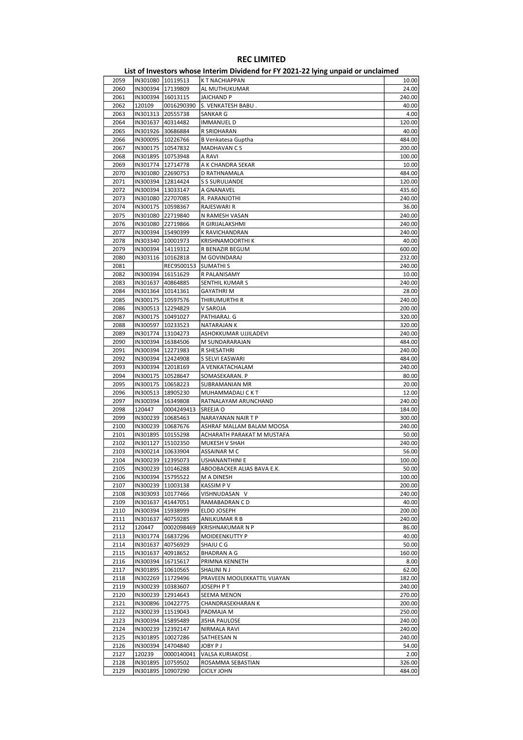# REC LIMITED

## List of Investors whose Interim Dividend for FY 2021-22 lying unpaid or unclaimed

| | | | | |
|---|---|---|---|---|
| 2059 | IN301080 | 10119513 | K T NACHIAPPAN | 10.00 |
| 2060 | IN300394 | 17139809 | AL MUTHUKUMAR | 24.00 |
| 2061 | IN300394 | 16013115 | JAICHAND P | 240.00 |
| 2062 | 120109 | 0016290390 | S. VENKATESH BABU . | 40.00 |
| 2063 | IN301313 | 20555738 | SANKAR G | 4.00 |
| 2064 | IN301637 | 40314482 | IMMANUEL D | 120.00 |
| 2065 | IN301926 | 30686884 | R SRIDHARAN | 40.00 |
| 2066 | IN300095 | 10226766 | B Venkatesa Guptha | 484.00 |
| 2067 | IN300175 | 10547832 | MADHAVAN C S | 200.00 |
| 2068 | IN301895 | 10753948 | A RAVI | 100.00 |
| 2069 | IN301774 | 12714778 | A K CHANDRA SEKAR | 10.00 |
| 2070 | IN301080 | 22690753 | D RATHNAMALA | 484.00 |
| 2071 | IN300394 | 12814424 | S S SURULIANDE | 120.00 |
| 2072 | IN300394 | 13033147 | A GNANAVEL | 435.60 |
| 2073 | IN301080 | 22707085 | R. PARANJOTHI | 240.00 |
| 2074 | IN300175 | 10598367 | RAJESWARI R | 36.00 |
| 2075 | IN301080 | 22719840 | N RAMESH VASAN | 240.00 |
| 2076 | IN301080 | 22719866 | R GIRIJALAKSHMI | 240.00 |
| 2077 | IN300394 | 15490399 | K RAVICHANDRAN | 240.00 |
| 2078 | IN303340 | 10001973 | KRISHNAMOORTHI K | 40.00 |
| 2079 | IN300394 | 14119312 | R BENAZIR BEGUM | 600.00 |
| 2080 | IN303116 | 10162818 | M GOVINDARAJ | 232.00 |
| 2081 | | REC9500153 | SUMATHI S | 240.00 |
| 2082 | IN300394 | 16151629 | R PALANISAMY | 10.00 |
| 2083 | IN301637 | 40864885 | SENTHIL KUMAR S | 240.00 |
| 2084 | IN301364 | 10141361 | GAYATHRI M | 28.00 |
| 2085 | IN300175 | 10597576 | THIRUMURTHI R | 240.00 |
| 2086 | IN300513 | 12294829 | V SAROJA | 200.00 |
| 2087 | IN300175 | 10491027 | PATHIARAJ. G | 320.00 |
| 2088 | IN300597 | 10233523 | NATARAJAN K | 320.00 |
| 2089 | IN301774 | 13104273 | ASHOKKUMAR UJJILADEVI | 240.00 |
| 2090 | IN300394 | 16384506 | M SUNDARARAJAN | 484.00 |
| 2091 | IN300394 | 12271983 | R SHESATHRI | 240.00 |
| 2092 | IN300394 | 12424908 | S SELVI EASWARI | 484.00 |
| 2093 | IN300394 | 12018169 | A VENKATACHALAM | 240.00 |
| 2094 | IN300175 | 10528647 | SOMASEKARAN. P | 80.00 |
| 2095 | IN300175 | 10658223 | SUBRAMANIAN MR | 20.00 |
| 2096 | IN300513 | 18905230 | MUHAMMADALI C K T | 12.00 |
| 2097 | IN300394 | 16349808 | RATNALAYAM ARUNCHAND | 240.00 |
| 2098 | 120447 | 0004249413 | SREEJA O | 184.00 |
| 2099 | IN300239 | 10685463 | NARAYANAN NAIR T P | 300.00 |
| 2100 | IN300239 | 10687676 | ASHRAF MALLAM BALAM MOOSA | 240.00 |
| 2101 | IN301895 | 10155298 | ACHARATH PARAKAT M MUSTAFA | 50.00 |
| 2102 | IN301127 | 15102350 | MUKESH V SHAH | 240.00 |
| 2103 | IN300214 | 10633904 | ASSAINAR M C | 56.00 |
| 2104 | IN300239 | 12395073 | USHANANTHINI E | 100.00 |
| 2105 | IN300239 | 10146288 | ABOOBACKER ALIAS BAVA E.K. | 50.00 |
| 2106 | IN300394 | 15795522 | M A DINESH | 100.00 |
| 2107 | IN300239 | 11003138 | KASSIM P V | 200.00 |
| 2108 | IN303093 | 10177466 | VISHNUDASAN V | 240.00 |
| 2109 | IN301637 | 41447051 | RAMABADRAN C D | 40.00 |
| 2110 | IN300394 | 15938999 | ELDO JOSEPH | 200.00 |
| 2111 | IN301637 | 40759285 | ANILKUMAR R B | 240.00 |
| 2112 | 120447 | 0002098469 | KRISHNAKUMAR N P | 86.00 |
| 2113 | IN301774 | 16837296 | MOIDEENKUTTY P | 40.00 |
| 2114 | IN301637 | 40756929 | SHAJU C G | 50.00 |
| 2115 | IN301637 | 40918652 | BHADRAN A G | 160.00 |
| 2116 | IN300394 | 16715617 | PRIMNA KENNETH | 8.00 |
| 2117 | IN301895 | 10610565 | SHALINI N J | 62.00 |
| 2118 | IN302269 | 11729496 | PRAVEEN MOOLEKKATTIL VIJAYAN | 182.00 |
| 2119 | IN300239 | 10383607 | JOSEPH P T | 240.00 |
| 2120 | IN300239 | 12914643 | SEEMA MENON | 270.00 |
| 2121 | IN300896 | 10422775 | CHANDRASEKHARAN K | 200.00 |
| 2122 | IN300239 | 11519043 | PADMAJA M | 250.00 |
| 2123 | IN300394 | 15895489 | JISHA PAULOSE | 240.00 |
| 2124 | IN300239 | 12392147 | NIRMALA RAVI | 240.00 |
| 2125 | IN301895 | 10027286 | SATHEESAN N | 240.00 |
| 2126 | IN300394 | 14704840 | JOBY P J | 54.00 |
| 2127 | 120239 | 0000140041 | VALSA KURIAKOSE . | 2.00 |
| 2128 | IN301895 | 10759502 | ROSAMMA SEBASTIAN | 326.00 |
| 2129 | IN301895 | 10907290 | CICILY JOHN | 484.00 |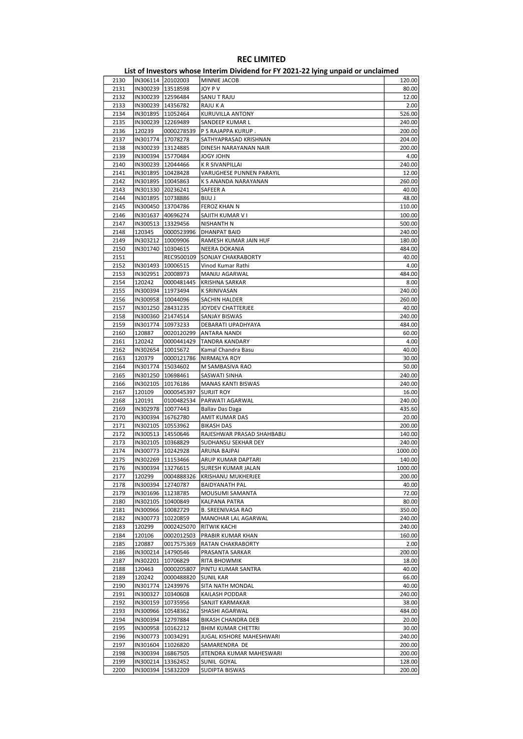# REC LIMITED

## List of Investors whose Interim Dividend for FY 2021-22 lying unpaid or unclaimed

| | | | | |
|---|---|---|---|---|
| 2130 | IN306114 | 20102003 | MINNIE JACOB | 120.00 |
| 2131 | IN300239 | 13518598 | JOY P V | 80.00 |
| 2132 | IN300239 | 12596484 | SANU T RAJU | 12.00 |
| 2133 | IN300239 | 14356782 | RAJU K A | 2.00 |
| 2134 | IN301895 | 11052464 | KURUVILLA ANTONY | 526.00 |
| 2135 | IN300239 | 12269489 | SANDEEP KUMAR L | 240.00 |
| 2136 | 120239 | 0000278539 | P S RAJAPPA KURUP . | 200.00 |
| 2137 | IN301774 | 17078278 | SATHYAPRASAD KRISHNAN | 204.00 |
| 2138 | IN300239 | 13124885 | DINESH NARAYANAN NAIR | 200.00 |
| 2139 | IN300394 | 15770484 | JOGY JOHN | 4.00 |
| 2140 | IN300239 | 12044466 | K R SIVANPILLAI | 240.00 |
| 2141 | IN301895 | 10428428 | VARUGHESE PUNNEN PARAYIL | 12.00 |
| 2142 | IN301895 | 10045863 | K S ANANDA NARAYANAN | 260.00 |
| 2143 | IN301330 | 20236241 | SAFEER A | 40.00 |
| 2144 | IN301895 | 10738886 | BIJU J | 48.00 |
| 2145 | IN300450 | 13704786 | FEROZ KHAN N | 110.00 |
| 2146 | IN301637 | 40696274 | SAJITH KUMAR V I | 100.00 |
| 2147 | IN300513 | 13329456 | NISHANTH N | 500.00 |
| 2148 | 120345 | 0000523996 | DHANPAT BAID | 240.00 |
| 2149 | IN303212 | 10009906 | RAMESH KUMAR JAIN HUF | 180.00 |
| 2150 | IN301740 | 10304615 | NEERA DOKANIA | 484.00 |
| 2151 | | REC9500109 | SONJAY CHAKRABORTY | 40.00 |
| 2152 | IN301493 | 10006515 | Vinod Kumar Rathi | 4.00 |
| 2153 | IN302951 | 20008973 | MANJU AGARWAL | 484.00 |
| 2154 | 120242 | 0000481445 | KRISHNA SARKAR | 8.00 |
| 2155 | IN300394 | 11973494 | K SRINIVASAN | 240.00 |
| 2156 | IN300958 | 10044096 | SACHIN HALDER | 260.00 |
| 2157 | IN301250 | 28431235 | JOYDEV CHATTERJEE | 40.00 |
| 2158 | IN300360 | 21474514 | SANJAY BISWAS | 240.00 |
| 2159 | IN301774 | 10973233 | DEBARATI UPADHYAYA | 484.00 |
| 2160 | 120887 | 0020120299 | ANTARA NANDI | 60.00 |
| 2161 | 120242 | 0000441429 | TANDRA KANDARY | 4.00 |
| 2162 | IN302654 | 10015672 | Kamal Chandra Basu | 40.00 |
| 2163 | 120379 | 0000121786 | NIRMALYA ROY | 30.00 |
| 2164 | IN301774 | 15034602 | M SAMBASIVA RAO | 50.00 |
| 2165 | IN301250 | 10698461 | SASWATI SINHA | 240.00 |
| 2166 | IN302105 | 10176186 | MANAS KANTI BISWAS | 240.00 |
| 2167 | 120109 | 0000545397 | SURJIT ROY | 16.00 |
| 2168 | 120191 | 0100482534 | PARWATI AGARWAL | 240.00 |
| 2169 | IN302978 | 10077443 | Ballav Das Daga | 435.60 |
| 2170 | IN300394 | 16762780 | AMIT KUMAR DAS | 20.00 |
| 2171 | IN302105 | 10553962 | BIKASH DAS | 200.00 |
| 2172 | IN300513 | 14550646 | RAJESHWAR PRASAD SHAHBABU | 140.00 |
| 2173 | IN302105 | 10368829 | SUDHANSU SEKHAR DEY | 240.00 |
| 2174 | IN300773 | 10242928 | ARUNA BAJPAI | 1000.00 |
| 2175 | IN302269 | 11153466 | ARUP KUMAR DAPTARI | 140.00 |
| 2176 | IN300394 | 13276615 | SURESH KUMAR JALAN | 1000.00 |
| 2177 | 120299 | 0004888326 | KRISHANU MUKHERJEE | 200.00 |
| 2178 | IN300394 | 12740787 | BAIDYANATH PAL | 40.00 |
| 2179 | IN301696 | 11238785 | MOUSUMI SAMANTA | 72.00 |
| 2180 | IN302105 | 10400849 | KALPANA PATRA | 80.00 |
| 2181 | IN300966 | 10082729 | B. SREENIVASA RAO | 350.00 |
| 2182 | IN300773 | 10220859 | MANOHAR LAL AGARWAL | 240.00 |
| 2183 | 120299 | 0002425070 | RITWIK KACHI | 240.00 |
| 2184 | 120106 | 0002012503 | PRABIR KUMAR KHAN | 160.00 |
| 2185 | 120887 | 0017575369 | RATAN CHAKRABORTY | 2.00 |
| 2186 | IN300214 | 14790546 | PRASANTA SARKAR | 200.00 |
| 2187 | IN302201 | 10706829 | RITA BHOWMIK | 18.00 |
| 2188 | 120463 | 0000205807 | PINTU KUMAR SANTRA | 40.00 |
| 2189 | 120242 | 0000488820 | SUNIL KAR | 66.00 |
| 2190 | IN301774 | 12439976 | SITA NATH MONDAL | 40.00 |
| 2191 | IN300327 | 10340608 | KAILASH PODDAR | 240.00 |
| 2192 | IN300159 | 10735956 | SANJIT KARMAKAR | 38.00 |
| 2193 | IN300966 | 10548362 | SHASHI AGARWAL | 484.00 |
| 2194 | IN300394 | 12797884 | BIKASH CHANDRA DEB | 20.00 |
| 2195 | IN300958 | 10162212 | BHIM KUMAR CHETTRI | 30.00 |
| 2196 | IN300773 | 10034291 | JUGAL KISHORE MAHESHWARI | 240.00 |
| 2197 | IN301604 | 11026820 | SAMARENDRA DE | 200.00 |
| 2198 | IN300394 | 16867505 | JITENDRA KUMAR MAHESWARI | 200.00 |
| 2199 | IN300214 | 13362452 | SUNIL GOYAL | 128.00 |
| 2200 | IN300394 | 15832209 | SUDIPTA BISWAS | 200.00 |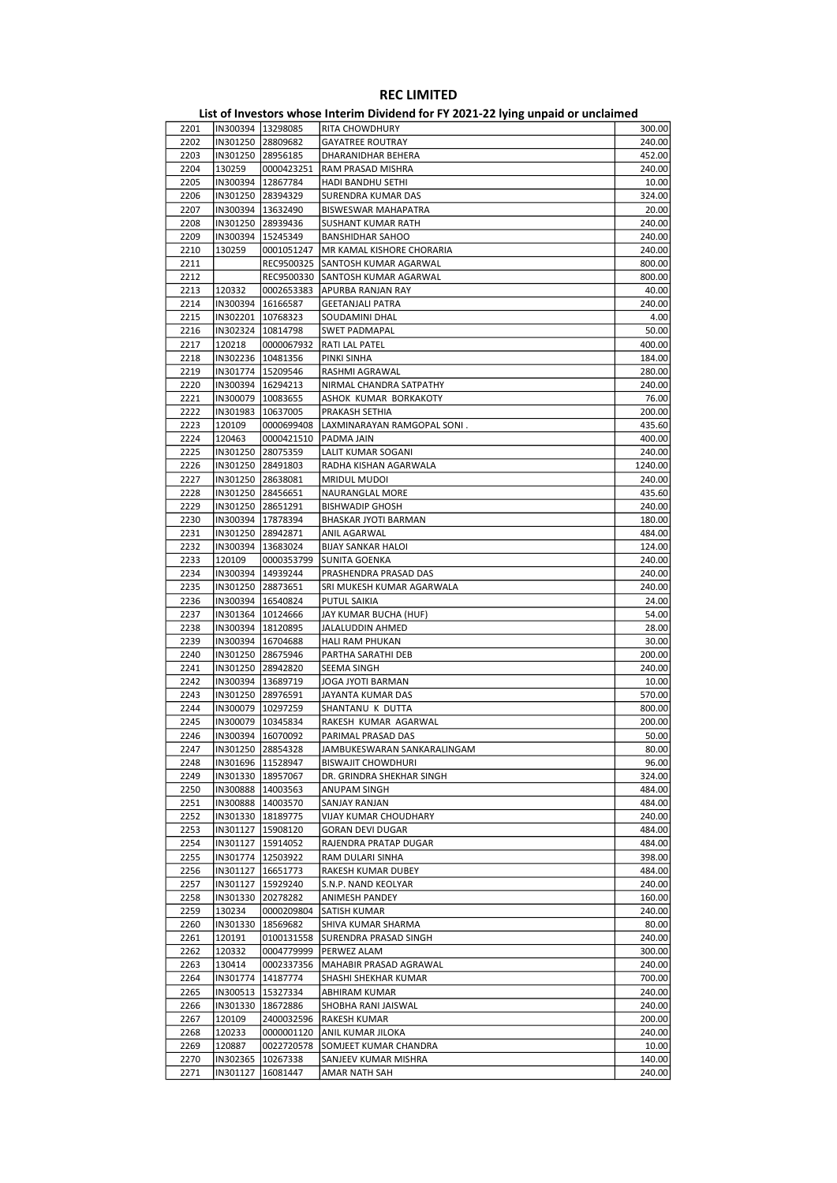# REC LIMITED

## List of Investors whose Interim Dividend for FY 2021-22 lying unpaid or unclaimed

| | | | | |
|---|---|---|---|---|
| 2201 | IN300394 | 13298085 | RITA CHOWDHURY | 300.00 |
| 2202 | IN301250 | 28809682 | GAYATREE ROUTRAY | 240.00 |
| 2203 | IN301250 | 28956185 | DHARANIDHAR BEHERA | 452.00 |
| 2204 | 130259 | 0000423251 | RAM PRASAD MISHRA | 240.00 |
| 2205 | IN300394 | 12867784 | HADI BANDHU SETHI | 10.00 |
| 2206 | IN301250 | 28394329 | SURENDRA KUMAR DAS | 324.00 |
| 2207 | IN300394 | 13632490 | BISWESWAR MAHAPATRA | 20.00 |
| 2208 | IN301250 | 28939436 | SUSHANT KUMAR RATH | 240.00 |
| 2209 | IN300394 | 15245349 | BANSHIDHAR SAHOO | 240.00 |
| 2210 | 130259 | 0001051247 | MR KAMAL KISHORE CHORARIA | 240.00 |
| 2211 | | REC9500325 | SANTOSH KUMAR AGARWAL | 800.00 |
| 2212 | | REC9500330 | SANTOSH KUMAR AGARWAL | 800.00 |
| 2213 | 120332 | 0002653383 | APURBA RANJAN RAY | 40.00 |
| 2214 | IN300394 | 16166587 | GEETANJALI PATRA | 240.00 |
| 2215 | IN302201 | 10768323 | SOUDAMINI DHAL | 4.00 |
| 2216 | IN302324 | 10814798 | SWET PADMAPAL | 50.00 |
| 2217 | 120218 | 0000067932 | RATI LAL PATEL | 400.00 |
| 2218 | IN302236 | 10481356 | PINKI SINHA | 184.00 |
| 2219 | IN301774 | 15209546 | RASHMI AGRAWAL | 280.00 |
| 2220 | IN300394 | 16294213 | NIRMAL CHANDRA SATPATHY | 240.00 |
| 2221 | IN300079 | 10083655 | ASHOK KUMAR BORKAKOTY | 76.00 |
| 2222 | IN301983 | 10637005 | PRAKASH SETHIA | 200.00 |
| 2223 | 120109 | 0000699408 | LAXMINARAYAN RAMGOPAL SONI . | 435.60 |
| 2224 | 120463 | 0000421510 | PADMA JAIN | 400.00 |
| 2225 | IN301250 | 28075359 | LALIT KUMAR SOGANI | 240.00 |
| 2226 | IN301250 | 28491803 | RADHA KISHAN AGARWALA | 1240.00 |
| 2227 | IN301250 | 28638081 | MRIDUL MUDOI | 240.00 |
| 2228 | IN301250 | 28456651 | NAURANGLAL MORE | 435.60 |
| 2229 | IN301250 | 28651291 | BISHWADIP GHOSH | 240.00 |
| 2230 | IN300394 | 17878394 | BHASKAR JYOTI BARMAN | 180.00 |
| 2231 | IN301250 | 28942871 | ANIL AGARWAL | 484.00 |
| 2232 | IN300394 | 13683024 | BIJAY SANKAR HALOI | 124.00 |
| 2233 | 120109 | 0000353799 | SUNITA GOENKA | 240.00 |
| 2234 | IN300394 | 14939244 | PRASHENDRA PRASAD DAS | 240.00 |
| 2235 | IN301250 | 28873651 | SRI MUKESH KUMAR AGARWALA | 240.00 |
| 2236 | IN300394 | 16540824 | PUTUL SAIKIA | 24.00 |
| 2237 | IN301364 | 10124666 | JAY KUMAR BUCHA (HUF) | 54.00 |
| 2238 | IN300394 | 18120895 | JALALUDDIN AHMED | 28.00 |
| 2239 | IN300394 | 16704688 | HALI RAM PHUKAN | 30.00 |
| 2240 | IN301250 | 28675946 | PARTHA SARATHI DEB | 200.00 |
| 2241 | IN301250 | 28942820 | SEEMA SINGH | 240.00 |
| 2242 | IN300394 | 13689719 | JOGA JYOTI BARMAN | 10.00 |
| 2243 | IN301250 | 28976591 | JAYANTA KUMAR DAS | 570.00 |
| 2244 | IN300079 | 10297259 | SHANTANU K DUTTA | 800.00 |
| 2245 | IN300079 | 10345834 | RAKESH KUMAR AGARWAL | 200.00 |
| 2246 | IN300394 | 16070092 | PARIMAL PRASAD DAS | 50.00 |
| 2247 | IN301250 | 28854328 | JAMBUKESWARAN SANKARALINGAM | 80.00 |
| 2248 | IN301696 | 11528947 | BISWAJIT CHOWDHURI | 96.00 |
| 2249 | IN301330 | 18957067 | DR. GRINDRA SHEKHAR SINGH | 324.00 |
| 2250 | IN300888 | 14003563 | ANUPAM SINGH | 484.00 |
| 2251 | IN300888 | 14003570 | SANJAY RANJAN | 484.00 |
| 2252 | IN301330 | 18189775 | VIJAY KUMAR CHOUDHARY | 240.00 |
| 2253 | IN301127 | 15908120 | GORAN DEVI DUGAR | 484.00 |
| 2254 | IN301127 | 15914052 | RAJENDRA PRATAP DUGAR | 484.00 |
| 2255 | IN301774 | 12503922 | RAM DULARI SINHA | 398.00 |
| 2256 | IN301127 | 16651773 | RAKESH KUMAR DUBEY | 484.00 |
| 2257 | IN301127 | 15929240 | S.N.P. NAND KEOLYAR | 240.00 |
| 2258 | IN301330 | 20278282 | ANIMESH PANDEY | 160.00 |
| 2259 | 130234 | 0000209804 | SATISH KUMAR | 240.00 |
| 2260 | IN301330 | 18569682 | SHIVA KUMAR SHARMA | 80.00 |
| 2261 | 120191 | 0100131558 | SURENDRA PRASAD SINGH | 240.00 |
| 2262 | 120332 | 0004779999 | PERWEZ ALAM | 300.00 |
| 2263 | 130414 | 0002337356 | MAHABIR PRASAD AGRAWAL | 240.00 |
| 2264 | IN301774 | 14187774 | SHASHI SHEKHAR KUMAR | 700.00 |
| 2265 | IN300513 | 15327334 | ABHIRAM KUMAR | 240.00 |
| 2266 | IN301330 | 18672886 | SHOBHA RANI JAISWAL | 240.00 |
| 2267 | 120109 | 2400032596 | RAKESH KUMAR | 200.00 |
| 2268 | 120233 | 0000001120 | ANIL KUMAR JILOKA | 240.00 |
| 2269 | 120887 | 0022720578 | SOMJEET KUMAR CHANDRA | 10.00 |
| 2270 | IN302365 | 10267338 | SANJEEV KUMAR MISHRA | 140.00 |
| 2271 | IN301127 | 16081447 | AMAR NATH SAH | 240.00 |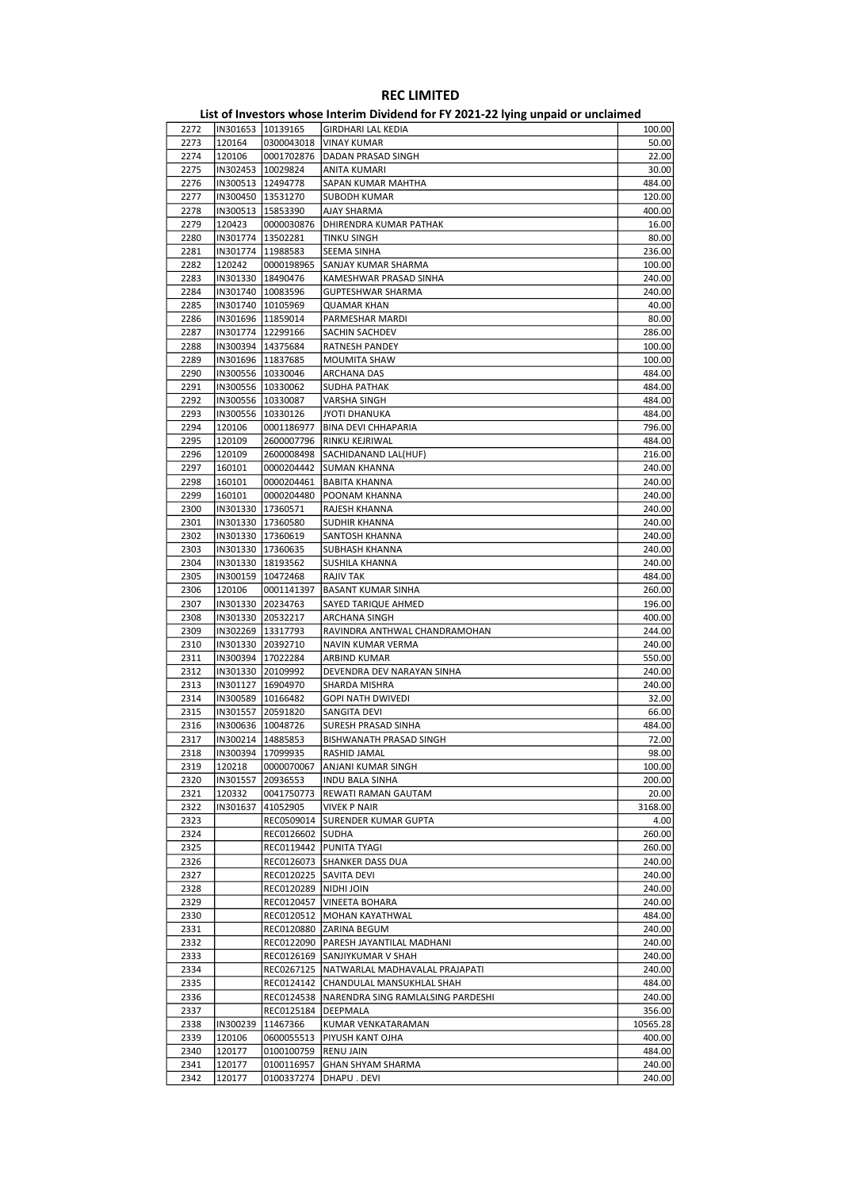# REC LIMITED

## List of Investors whose Interim Dividend for FY 2021-22 lying unpaid or unclaimed

| | | | | |
|---|---|---|---|---|
| 2272 | IN301653 | 10139165 | GIRDHARI LAL KEDIA | 100.00 |
| 2273 | 120164 | 0300043018 | VINAY KUMAR | 50.00 |
| 2274 | 120106 | 0001702876 | DADAN PRASAD SINGH | 22.00 |
| 2275 | IN302453 | 10029824 | ANITA KUMARI | 30.00 |
| 2276 | IN300513 | 12494778 | SAPAN KUMAR MAHTHA | 484.00 |
| 2277 | IN300450 | 13531270 | SUBODH KUMAR | 120.00 |
| 2278 | IN300513 | 15853390 | AJAY SHARMA | 400.00 |
| 2279 | 120423 | 0000030876 | DHIRENDRA KUMAR PATHAK | 16.00 |
| 2280 | IN301774 | 13502281 | TINKU SINGH | 80.00 |
| 2281 | IN301774 | 11988583 | SEEMA SINHA | 236.00 |
| 2282 | 120242 | 0000198965 | SANJAY KUMAR SHARMA | 100.00 |
| 2283 | IN301330 | 18490476 | KAMESHWAR PRASAD SINHA | 240.00 |
| 2284 | IN301740 | 10083596 | GUPTESHWAR SHARMA | 240.00 |
| 2285 | IN301740 | 10105969 | QUAMAR KHAN | 40.00 |
| 2286 | IN301696 | 11859014 | PARMESHAR MARDI | 80.00 |
| 2287 | IN301774 | 12299166 | SACHIN SACHDEV | 286.00 |
| 2288 | IN300394 | 14375684 | RATNESH PANDEY | 100.00 |
| 2289 | IN301696 | 11837685 | MOUMITA SHAW | 100.00 |
| 2290 | IN300556 | 10330046 | ARCHANA DAS | 484.00 |
| 2291 | IN300556 | 10330062 | SUDHA PATHAK | 484.00 |
| 2292 | IN300556 | 10330087 | VARSHA SINGH | 484.00 |
| 2293 | IN300556 | 10330126 | JYOTI DHANUKA | 484.00 |
| 2294 | 120106 | 0001186977 | BINA DEVI CHHAPARIA | 796.00 |
| 2295 | 120109 | 2600007796 | RINKU KEJRIWAL | 484.00 |
| 2296 | 120109 | 2600008498 | SACHIDANAND LAL(HUF) | 216.00 |
| 2297 | 160101 | 0000204442 | SUMAN KHANNA | 240.00 |
| 2298 | 160101 | 0000204461 | BABITA KHANNA | 240.00 |
| 2299 | 160101 | 0000204480 | POONAM KHANNA | 240.00 |
| 2300 | IN301330 | 17360571 | RAJESH KHANNA | 240.00 |
| 2301 | IN301330 | 17360580 | SUDHIR KHANNA | 240.00 |
| 2302 | IN301330 | 17360619 | SANTOSH KHANNA | 240.00 |
| 2303 | IN301330 | 17360635 | SUBHASH KHANNA | 240.00 |
| 2304 | IN301330 | 18193562 | SUSHILA KHANNA | 240.00 |
| 2305 | IN300159 | 10472468 | RAJIV TAK | 484.00 |
| 2306 | 120106 | 0001141397 | BASANT KUMAR SINHA | 260.00 |
| 2307 | IN301330 | 20234763 | SAYED TARIQUE AHMED | 196.00 |
| 2308 | IN301330 | 20532217 | ARCHANA SINGH | 400.00 |
| 2309 | IN302269 | 13317793 | RAVINDRA ANTHWAL CHANDRAMOHAN | 244.00 |
| 2310 | IN301330 | 20392710 | NAVIN KUMAR VERMA | 240.00 |
| 2311 | IN300394 | 17022284 | ARBIND KUMAR | 550.00 |
| 2312 | IN301330 | 20109992 | DEVENDRA DEV NARAYAN SINHA | 240.00 |
| 2313 | IN301127 | 16904970 | SHARDA MISHRA | 240.00 |
| 2314 | IN300589 | 10166482 | GOPI NATH DWIVEDI | 32.00 |
| 2315 | IN301557 | 20591820 | SANGITA DEVI | 66.00 |
| 2316 | IN300636 | 10048726 | SURESH PRASAD SINHA | 484.00 |
| 2317 | IN300214 | 14885853 | BISHWANATH PRASAD SINGH | 72.00 |
| 2318 | IN300394 | 17099935 | RASHID JAMAL | 98.00 |
| 2319 | 120218 | 0000070067 | ANJANI KUMAR SINGH | 100.00 |
| 2320 | IN301557 | 20936553 | INDU BALA SINHA | 200.00 |
| 2321 | 120332 | 0041750773 | REWATI RAMAN GAUTAM | 20.00 |
| 2322 | IN301637 | 41052905 | VIVEK P NAIR | 3168.00 |
| 2323 | | REC0509014 | SURENDER KUMAR GUPTA | 4.00 |
| 2324 | | REC0126602 | SUDHA | 260.00 |
| 2325 | | REC0119442 | PUNITA TYAGI | 260.00 |
| 2326 | | REC0126073 | SHANKER DASS DUA | 240.00 |
| 2327 | | REC0120225 | SAVITA DEVI | 240.00 |
| 2328 | | REC0120289 | NIDHI JOIN | 240.00 |
| 2329 | | REC0120457 | VINEETA BOHARA | 240.00 |
| 2330 | | REC0120512 | MOHAN KAYATHWAL | 484.00 |
| 2331 | | REC0120880 | ZARINA BEGUM | 240.00 |
| 2332 | | REC0122090 | PARESH JAYANTILAL MADHANI | 240.00 |
| 2333 | | REC0126169 | SANJIYKUMAR V SHAH | 240.00 |
| 2334 | | REC0267125 | NATWARLAL MADHAVALAL PRAJAPATI | 240.00 |
| 2335 | | REC0124142 | CHANDULAL MANSUKHLAL SHAH | 484.00 |
| 2336 | | REC0124538 | NARENDRA SING RAMLALSING PARDESHI | 240.00 |
| 2337 | | REC0125184 | DEEPMALA | 356.00 |
| 2338 | IN300239 | 11467366 | KUMAR VENKATARAMAN | 10565.28 |
| 2339 | 120106 | 0600055513 | PIYUSH KANT OJHA | 400.00 |
| 2340 | 120177 | 0100100759 | RENU JAIN | 484.00 |
| 2341 | 120177 | 0100116957 | GHAN SHYAM SHARMA | 240.00 |
| 2342 | 120177 | 0100337274 | DHAPU . DEVI | 240.00 |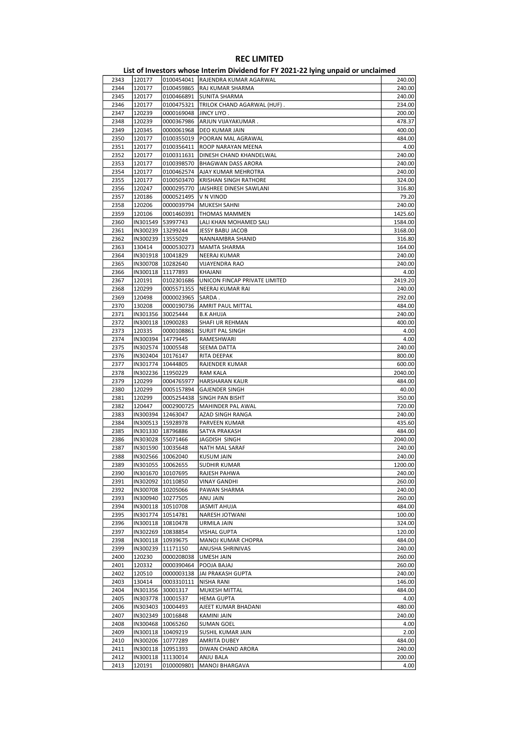# REC LIMITED

## List of Investors whose Interim Dividend for FY 2021-22 lying unpaid or unclaimed

| | | | | |
|---|---|---|---|---|
| 2343 | 120177 | 0100454041 | RAJENDRA KUMAR AGARWAL | 240.00 |
| 2344 | 120177 | 0100459865 | RAJ KUMAR SHARMA | 240.00 |
| 2345 | 120177 | 0100466891 | SUNITA SHARMA | 240.00 |
| 2346 | 120177 | 0100475321 | TRILOK CHAND AGARWAL (HUF) . | 234.00 |
| 2347 | 120239 | 0000169048 | JINCY LIYO . | 200.00 |
| 2348 | 120239 | 0000367986 | ARJUN VIJAYAKUMAR . | 478.37 |
| 2349 | 120345 | 0000061968 | DEO KUMAR JAIN | 400.00 |
| 2350 | 120177 | 0100355019 | POORAN MAL AGRAWAL | 484.00 |
| 2351 | 120177 | 0100356411 | ROOP NARAYAN MEENA | 4.00 |
| 2352 | 120177 | 0100311631 | DINESH CHAND KHANDELWAL | 240.00 |
| 2353 | 120177 | 0100398570 | BHAGWAN DASS ARORA | 240.00 |
| 2354 | 120177 | 0100462574 | AJAY KUMAR MEHROTRA | 240.00 |
| 2355 | 120177 | 0100503470 | KRISHAN SINGH RATHORE | 324.00 |
| 2356 | 120247 | 0000295770 | JAISHREE DINESH SAWLANI | 316.80 |
| 2357 | 120186 | 0000521495 | V N VINOD | 79.20 |
| 2358 | 120206 | 0000039794 | MUKESH SAHNI | 240.00 |
| 2359 | 120106 | 0001460391 | THOMAS MAMMEN | 1425.60 |
| 2360 | IN301549 | 53997743 | LALI KHAN MOHAMED SALI | 1584.00 |
| 2361 | IN300239 | 13299244 | JESSY BABU JACOB | 3168.00 |
| 2362 | IN300239 | 13555029 | NANNAMBRA SHANID | 316.80 |
| 2363 | 130414 | 0000530273 | MAMTA SHARMA | 164.00 |
| 2364 | IN301918 | 10041829 | NEERAJ KUMAR | 240.00 |
| 2365 | IN300708 | 10282640 | VIJAYENDRA RAO | 240.00 |
| 2366 | IN300118 | 11177893 | KHAJANI | 4.00 |
| 2367 | 120191 | 0102301686 | UNICON FINCAP PRIVATE LIMITED | 2419.20 |
| 2368 | 120299 | 0005571355 | NEERAJ KUMAR RAI | 240.00 |
| 2369 | 120498 | 0000023965 | SARDA . | 292.00 |
| 2370 | 130208 | 0000190736 | AMRIT PAUL MITTAL | 484.00 |
| 2371 | IN301356 | 30025444 | B.K AHUJA | 240.00 |
| 2372 | IN300118 | 10900283 | SHAFI UR REHMAN | 400.00 |
| 2373 | 120335 | 0000108861 | SURJIT PAL SINGH | 4.00 |
| 2374 | IN300394 | 14779445 | RAMESHWARI | 4.00 |
| 2375 | IN302574 | 10005548 | SEEMA DATTA | 240.00 |
| 2376 | IN302404 | 10176147 | RITA DEEPAK | 800.00 |
| 2377 | IN301774 | 10444805 | RAJENDER KUMAR | 600.00 |
| 2378 | IN302236 | 11950229 | RAM KALA | 2040.00 |
| 2379 | 120299 | 0004765977 | HARSHARAN KAUR | 484.00 |
| 2380 | 120299 | 0005157894 | GAJENDER SINGH | 40.00 |
| 2381 | 120299 | 0005254438 | SINGH PAN BISHT | 350.00 |
| 2382 | 120447 | 0002900725 | MAHINDER PAL AWAL | 720.00 |
| 2383 | IN300394 | 12463047 | AZAD SINGH RANGA | 240.00 |
| 2384 | IN300513 | 15928978 | PARVEEN KUMAR | 435.60 |
| 2385 | IN301330 | 18796886 | SATYA PRAKASH | 484.00 |
| 2386 | IN303028 | 55071466 | JAGDISH SINGH | 2040.00 |
| 2387 | IN301590 | 10035648 | NATH MAL SARAF | 240.00 |
| 2388 | IN302566 | 10062040 | KUSUM JAIN | 240.00 |
| 2389 | IN301055 | 10062655 | SUDHIR KUMAR | 1200.00 |
| 2390 | IN301670 | 10107695 | RAJESH PAHWA | 240.00 |
| 2391 | IN302092 | 10110850 | VINAY GANDHI | 260.00 |
| 2392 | IN300708 | 10205066 | PAWAN SHARMA | 240.00 |
| 2393 | IN300940 | 10277505 | ANU JAIN | 260.00 |
| 2394 | IN300118 | 10510708 | JASMIT AHUJA | 484.00 |
| 2395 | IN301774 | 10514781 | NARESH JOTWANI | 100.00 |
| 2396 | IN300118 | 10810478 | URMILA JAIN | 324.00 |
| 2397 | IN302269 | 10838854 | VISHAL GUPTA | 120.00 |
| 2398 | IN300118 | 10939675 | MANOJ KUMAR CHOPRA | 484.00 |
| 2399 | IN300239 | 11171150 | ANUSHA SHRINIVAS | 240.00 |
| 2400 | 120230 | 0000208038 | UMESH JAIN | 260.00 |
| 2401 | 120332 | 0000390464 | POOJA BAJAJ | 260.00 |
| 2402 | 120510 | 0000003138 | JAI PRAKASH GUPTA | 240.00 |
| 2403 | 130414 | 0003310111 | NISHA RANI | 146.00 |
| 2404 | IN301356 | 30001317 | MUKESH MITTAL | 484.00 |
| 2405 | IN303778 | 10001537 | HEMA GUPTA | 4.00 |
| 2406 | IN303403 | 10004493 | AJEET KUMAR BHADANI | 480.00 |
| 2407 | IN302349 | 10016848 | KAMINI JAIN | 240.00 |
| 2408 | IN300468 | 10065260 | SUMAN GOEL | 4.00 |
| 2409 | IN300118 | 10409219 | SUSHIL KUMAR JAIN | 2.00 |
| 2410 | IN300206 | 10777289 | AMRITA DUBEY | 484.00 |
| 2411 | IN300118 | 10951393 | DIWAN CHAND ARORA | 240.00 |
| 2412 | IN300118 | 11130014 | ANJU BALA | 200.00 |
| 2413 | 120191 | 0100009801 | MANOJ BHARGAVA | 4.00 |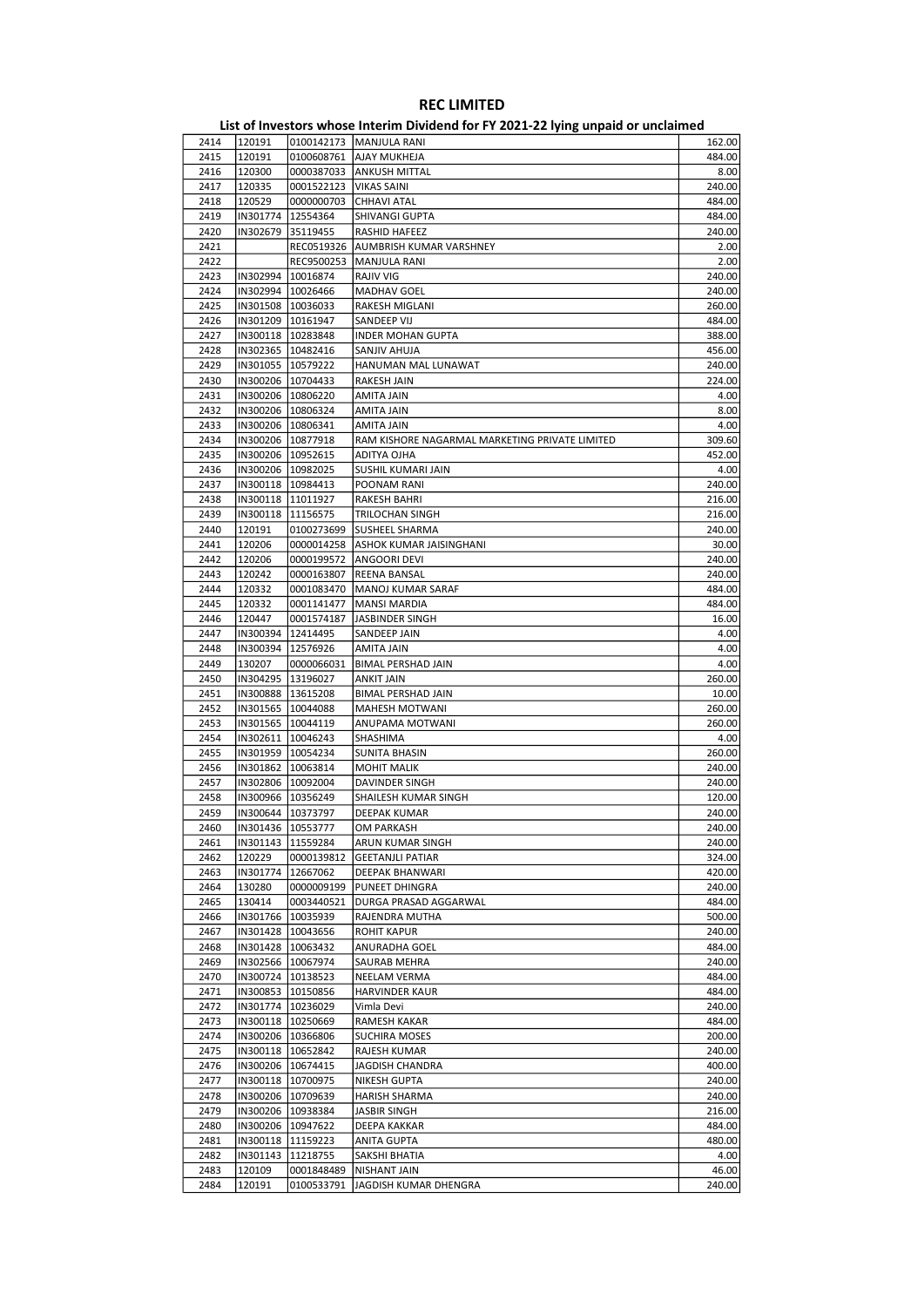# REC LIMITED

## List of Investors whose Interim Dividend for FY 2021-22 lying unpaid or unclaimed

| | | | | |
|---|---|---|---|---|
| 2414 | 120191 | 0100142173 | MANJULA RANI | 162.00 |
| 2415 | 120191 | 0100608761 | AJAY MUKHEJA | 484.00 |
| 2416 | 120300 | 0000387033 | ANKUSH MITTAL | 8.00 |
| 2417 | 120335 | 0001522123 | VIKAS SAINI | 240.00 |
| 2418 | 120529 | 0000000703 | CHHAVI ATAL | 484.00 |
| 2419 | IN301774 | 12554364 | SHIVANGI GUPTA | 484.00 |
| 2420 | IN302679 | 35119455 | RASHID HAFEEZ | 240.00 |
| 2421 | | REC0519326 | AUMBRISH KUMAR VARSHNEY | 2.00 |
| 2422 | | REC9500253 | MANJULA RANI | 2.00 |
| 2423 | IN302994 | 10016874 | RAJIV VIG | 240.00 |
| 2424 | IN302994 | 10026466 | MADHAV GOEL | 240.00 |
| 2425 | IN301508 | 10036033 | RAKESH MIGLANI | 260.00 |
| 2426 | IN301209 | 10161947 | SANDEEP VIJ | 484.00 |
| 2427 | IN300118 | 10283848 | INDER MOHAN GUPTA | 388.00 |
| 2428 | IN302365 | 10482416 | SANJIV AHUJA | 456.00 |
| 2429 | IN301055 | 10579222 | HANUMAN MAL LUNAWAT | 240.00 |
| 2430 | IN300206 | 10704433 | RAKESH JAIN | 224.00 |
| 2431 | IN300206 | 10806220 | AMITA JAIN | 4.00 |
| 2432 | IN300206 | 10806324 | AMITA JAIN | 8.00 |
| 2433 | IN300206 | 10806341 | AMITA JAIN | 4.00 |
| 2434 | IN300206 | 10877918 | RAM KISHORE NAGARMAL MARKETING PRIVATE LIMITED | 309.60 |
| 2435 | IN300206 | 10952615 | ADITYA OJHA | 452.00 |
| 2436 | IN300206 | 10982025 | SUSHIL KUMARI JAIN | 4.00 |
| 2437 | IN300118 | 10984413 | POONAM RANI | 240.00 |
| 2438 | IN300118 | 11011927 | RAKESH BAHRI | 216.00 |
| 2439 | IN300118 | 11156575 | TRILOCHAN SINGH | 216.00 |
| 2440 | 120191 | 0100273699 | SUSHEEL SHARMA | 240.00 |
| 2441 | 120206 | 0000014258 | ASHOK KUMAR JAISINGHANI | 30.00 |
| 2442 | 120206 | 0000199572 | ANGOORI DEVI | 240.00 |
| 2443 | 120242 | 0000163807 | REENA BANSAL | 240.00 |
| 2444 | 120332 | 0001083470 | MANOJ KUMAR SARAF | 484.00 |
| 2445 | 120332 | 0001141477 | MANSI MARDIA | 484.00 |
| 2446 | 120447 | 0001574187 | JASBINDER SINGH | 16.00 |
| 2447 | IN300394 | 12414495 | SANDEEP JAIN | 4.00 |
| 2448 | IN300394 | 12576926 | AMITA JAIN | 4.00 |
| 2449 | 130207 | 0000066031 | BIMAL PERSHAD JAIN | 4.00 |
| 2450 | IN304295 | 13196027 | ANKIT JAIN | 260.00 |
| 2451 | IN300888 | 13615208 | BIMAL PERSHAD JAIN | 10.00 |
| 2452 | IN301565 | 10044088 | MAHESH MOTWANI | 260.00 |
| 2453 | IN301565 | 10044119 | ANUPAMA MOTWANI | 260.00 |
| 2454 | IN302611 | 10046243 | SHASHIMA | 4.00 |
| 2455 | IN301959 | 10054234 | SUNITA BHASIN | 260.00 |
| 2456 | IN301862 | 10063814 | MOHIT MALIK | 240.00 |
| 2457 | IN302806 | 10092004 | DAVINDER SINGH | 240.00 |
| 2458 | IN300966 | 10356249 | SHAILESH KUMAR SINGH | 120.00 |
| 2459 | IN300644 | 10373797 | DEEPAK KUMAR | 240.00 |
| 2460 | IN301436 | 10553777 | OM PARKASH | 240.00 |
| 2461 | IN301143 | 11559284 | ARUN KUMAR SINGH | 240.00 |
| 2462 | 120229 | 0000139812 | GEETANJLI PATIAR | 324.00 |
| 2463 | IN301774 | 12667062 | DEEPAK BHANWARI | 420.00 |
| 2464 | 130280 | 0000009199 | PUNEET DHINGRA | 240.00 |
| 2465 | 130414 | 0003440521 | DURGA PRASAD AGGARWAL | 484.00 |
| 2466 | IN301766 | 10035939 | RAJENDRA MUTHA | 500.00 |
| 2467 | IN301428 | 10043656 | ROHIT KAPUR | 240.00 |
| 2468 | IN301428 | 10063432 | ANURADHA GOEL | 484.00 |
| 2469 | IN302566 | 10067974 | SAURAB MEHRA | 240.00 |
| 2470 | IN300724 | 10138523 | NEELAM VERMA | 484.00 |
| 2471 | IN300853 | 10150856 | HARVINDER KAUR | 484.00 |
| 2472 | IN301774 | 10236029 | Vimla Devi | 240.00 |
| 2473 | IN300118 | 10250669 | RAMESH KAKAR | 484.00 |
| 2474 | IN300206 | 10366806 | SUCHIRA MOSES | 200.00 |
| 2475 | IN300118 | 10652842 | RAJESH KUMAR | 240.00 |
| 2476 | IN300206 | 10674415 | JAGDISH CHANDRA | 400.00 |
| 2477 | IN300118 | 10700975 | NIKESH GUPTA | 240.00 |
| 2478 | IN300206 | 10709639 | HARISH SHARMA | 240.00 |
| 2479 | IN300206 | 10938384 | JASBIR SINGH | 216.00 |
| 2480 | IN300206 | 10947622 | DEEPA KAKKAR | 484.00 |
| 2481 | IN300118 | 11159223 | ANITA GUPTA | 480.00 |
| 2482 | IN301143 | 11218755 | SAKSHI BHATIA | 4.00 |
| 2483 | 120109 | 0001848489 | NISHANT JAIN | 46.00 |
| 2484 | 120191 | 0100533791 | JAGDISH KUMAR DHENGRA | 240.00 |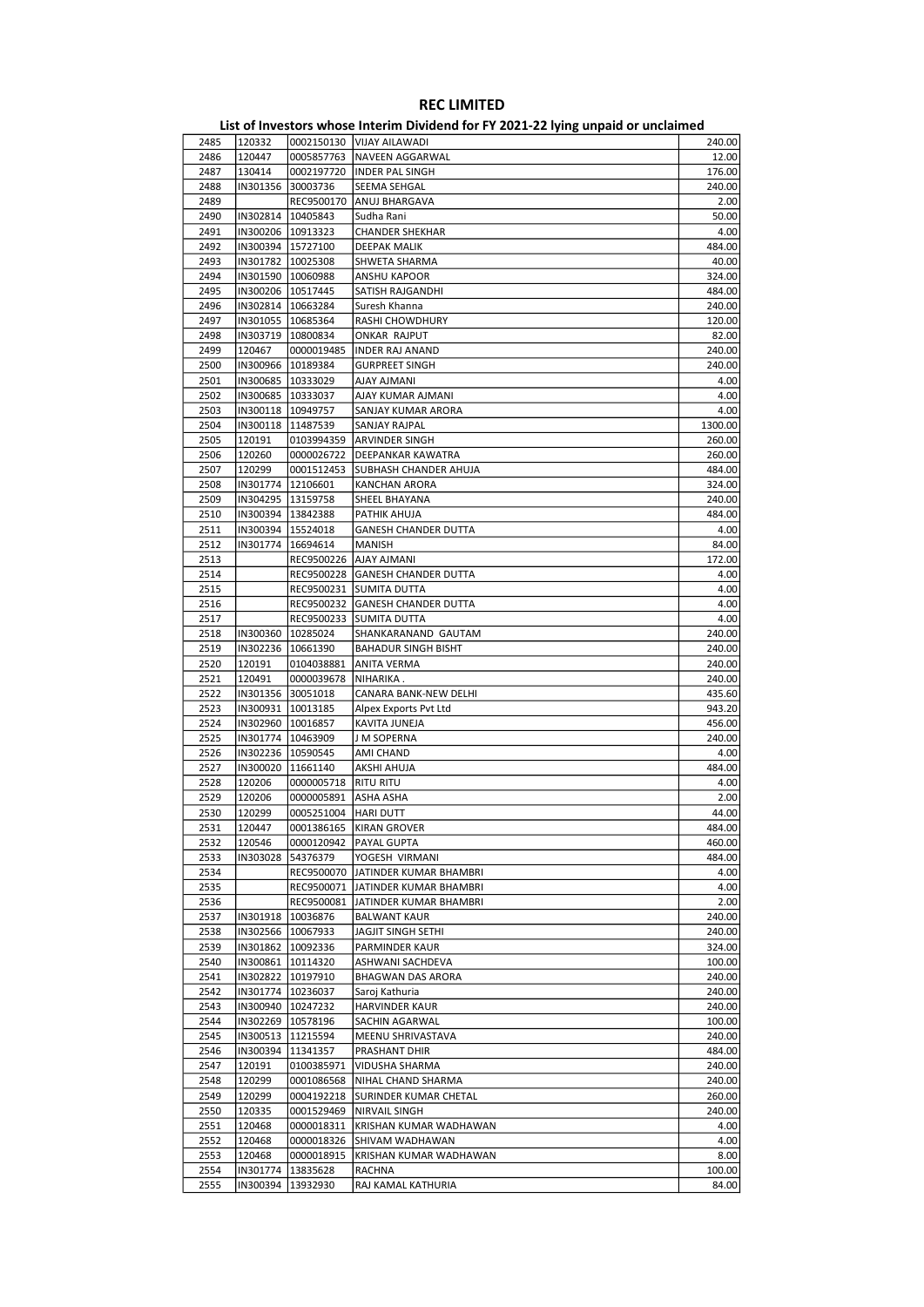# REC LIMITED

## List of Investors whose Interim Dividend for FY 2021-22 lying unpaid or unclaimed

| | | | | |
|---|---|---|---|---|
| 2485 | 120332 | 0002150130 | VIJAY AILAWADI | 240.00 |
| 2486 | 120447 | 0005857763 | NAVEEN AGGARWAL | 12.00 |
| 2487 | 130414 | 0002197720 | INDER PAL SINGH | 176.00 |
| 2488 | IN301356 | 30003736 | SEEMA SEHGAL | 240.00 |
| 2489 | | REC9500170 | ANUJ BHARGAVA | 2.00 |
| 2490 | IN302814 | 10405843 | Sudha Rani | 50.00 |
| 2491 | IN300206 | 10913323 | CHANDER SHEKHAR | 4.00 |
| 2492 | IN300394 | 15727100 | DEEPAK MALIK | 484.00 |
| 2493 | IN301782 | 10025308 | SHWETA SHARMA | 40.00 |
| 2494 | IN301590 | 10060988 | ANSHU KAPOOR | 324.00 |
| 2495 | IN300206 | 10517445 | SATISH RAJGANDHI | 484.00 |
| 2496 | IN302814 | 10663284 | Suresh Khanna | 240.00 |
| 2497 | IN301055 | 10685364 | RASHI CHOWDHURY | 120.00 |
| 2498 | IN303719 | 10800834 | ONKAR RAJPUT | 82.00 |
| 2499 | 120467 | 0000019485 | INDER RAJ ANAND | 240.00 |
| 2500 | IN300966 | 10189384 | GURPREET SINGH | 240.00 |
| 2501 | IN300685 | 10333029 | AJAY AJMANI | 4.00 |
| 2502 | IN300685 | 10333037 | AJAY KUMAR AJMANI | 4.00 |
| 2503 | IN300118 | 10949757 | SANJAY KUMAR ARORA | 4.00 |
| 2504 | IN300118 | 11487539 | SANJAY RAJPAL | 1300.00 |
| 2505 | 120191 | 0103994359 | ARVINDER SINGH | 260.00 |
| 2506 | 120260 | 0000026722 | DEEPANKAR KAWATRA | 260.00 |
| 2507 | 120299 | 0001512453 | SUBHASH CHANDER AHUJA | 484.00 |
| 2508 | IN301774 | 12106601 | KANCHAN ARORA | 324.00 |
| 2509 | IN304295 | 13159758 | SHEEL BHAYANA | 240.00 |
| 2510 | IN300394 | 13842388 | PATHIK AHUJA | 484.00 |
| 2511 | IN300394 | 15524018 | GANESH CHANDER DUTTA | 4.00 |
| 2512 | IN301774 | 16694614 | MANISH | 84.00 |
| 2513 | | REC9500226 | AJAY AJMANI | 172.00 |
| 2514 | | REC9500228 | GANESH CHANDER DUTTA | 4.00 |
| 2515 | | REC9500231 | SUMITA DUTTA | 4.00 |
| 2516 | | REC9500232 | GANESH CHANDER DUTTA | 4.00 |
| 2517 | | REC9500233 | SUMITA DUTTA | 4.00 |
| 2518 | IN300360 | 10285024 | SHANKARANAND GAUTAM | 240.00 |
| 2519 | IN302236 | 10661390 | BAHADUR SINGH BISHT | 240.00 |
| 2520 | 120191 | 0104038881 | ANITA VERMA | 240.00 |
| 2521 | 120491 | 0000039678 | NIHARIKA . | 240.00 |
| 2522 | IN301356 | 30051018 | CANARA BANK-NEW DELHI | 435.60 |
| 2523 | IN300931 | 10013185 | Alpex Exports Pvt Ltd | 943.20 |
| 2524 | IN302960 | 10016857 | KAVITA JUNEJA | 456.00 |
| 2525 | IN301774 | 10463909 | J M SOPERNA | 240.00 |
| 2526 | IN302236 | 10590545 | AMI CHAND | 4.00 |
| 2527 | IN300020 | 11661140 | AKSHI AHUJA | 484.00 |
| 2528 | 120206 | 0000005718 | RITU RITU | 4.00 |
| 2529 | 120206 | 0000005891 | ASHA ASHA | 2.00 |
| 2530 | 120299 | 0005251004 | HARI DUTT | 44.00 |
| 2531 | 120447 | 0001386165 | KIRAN GROVER | 484.00 |
| 2532 | 120546 | 0000120942 | PAYAL GUPTA | 460.00 |
| 2533 | IN303028 | 54376379 | YOGESH VIRMANI | 484.00 |
| 2534 | | REC9500070 | JATINDER KUMAR BHAMBRI | 4.00 |
| 2535 | | REC9500071 | JATINDER KUMAR BHAMBRI | 4.00 |
| 2536 | | REC9500081 | JATINDER KUMAR BHAMBRI | 2.00 |
| 2537 | IN301918 | 10036876 | BALWANT KAUR | 240.00 |
| 2538 | IN302566 | 10067933 | JAGJIT SINGH SETHI | 240.00 |
| 2539 | IN301862 | 10092336 | PARMINDER KAUR | 324.00 |
| 2540 | IN300861 | 10114320 | ASHWANI SACHDEVA | 100.00 |
| 2541 | IN302822 | 10197910 | BHAGWAN DAS ARORA | 240.00 |
| 2542 | IN301774 | 10236037 | Saroj Kathuria | 240.00 |
| 2543 | IN300940 | 10247232 | HARVINDER KAUR | 240.00 |
| 2544 | IN302269 | 10578196 | SACHIN AGARWAL | 100.00 |
| 2545 | IN300513 | 11215594 | MEENU SHRIVASTAVA | 240.00 |
| 2546 | IN300394 | 11341357 | PRASHANT DHIR | 484.00 |
| 2547 | 120191 | 0100385971 | VIDUSHA SHARMA | 240.00 |
| 2548 | 120299 | 0001086568 | NIHAL CHAND SHARMA | 240.00 |
| 2549 | 120299 | 0004192218 | SURINDER KUMAR CHETAL | 260.00 |
| 2550 | 120335 | 0001529469 | NIRVAIL SINGH | 240.00 |
| 2551 | 120468 | 0000018311 | KRISHAN KUMAR WADHAWAN | 4.00 |
| 2552 | 120468 | 0000018326 | SHIVAM WADHAWAN | 4.00 |
| 2553 | 120468 | 0000018915 | KRISHAN KUMAR WADHAWAN | 8.00 |
| 2554 | IN301774 | 13835628 | RACHNA | 100.00 |
| 2555 | IN300394 | 13932930 | RAJ KAMAL KATHURIA | 84.00 |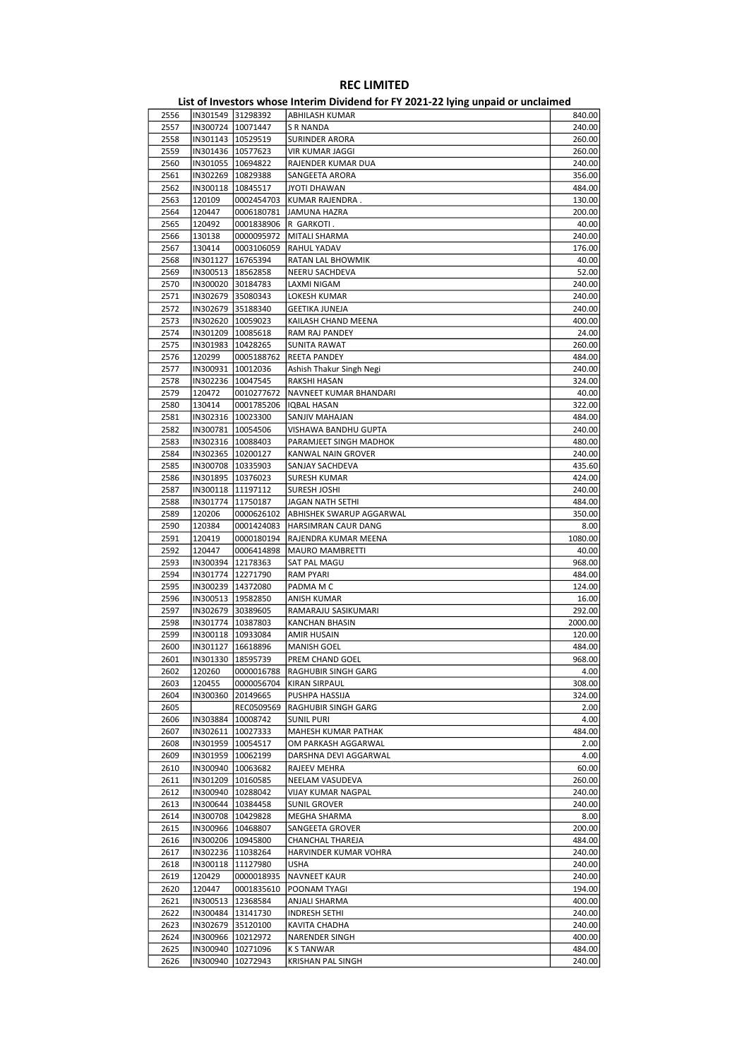# REC LIMITED

## List of Investors whose Interim Dividend for FY 2021-22 lying unpaid or unclaimed

| | | | | |
|---|---|---|---|---|
| 2556 | IN301549 | 31298392 | ABHILASH KUMAR | 840.00 |
| 2557 | IN300724 | 10071447 | S R NANDA | 240.00 |
| 2558 | IN301143 | 10529519 | SURINDER ARORA | 260.00 |
| 2559 | IN301436 | 10577623 | VIR KUMAR JAGGI | 260.00 |
| 2560 | IN301055 | 10694822 | RAJENDER KUMAR DUA | 240.00 |
| 2561 | IN302269 | 10829388 | SANGEETA ARORA | 356.00 |
| 2562 | IN300118 | 10845517 | JYOTI DHAWAN | 484.00 |
| 2563 | 120109 | 0002454703 | KUMAR RAJENDRA . | 130.00 |
| 2564 | 120447 | 0006180781 | JAMUNA HAZRA | 200.00 |
| 2565 | 120492 | 0001838906 | R GARKOTI . | 40.00 |
| 2566 | 130138 | 0000095972 | MITALI SHARMA | 240.00 |
| 2567 | 130414 | 0003106059 | RAHUL YADAV | 176.00 |
| 2568 | IN301127 | 16765394 | RATAN LAL BHOWMIK | 40.00 |
| 2569 | IN300513 | 18562858 | NEERU SACHDEVA | 52.00 |
| 2570 | IN300020 | 30184783 | LAXMI NIGAM | 240.00 |
| 2571 | IN302679 | 35080343 | LOKESH KUMAR | 240.00 |
| 2572 | IN302679 | 35188340 | GEETIKA JUNEJA | 240.00 |
| 2573 | IN302620 | 10059023 | KAILASH CHAND MEENA | 400.00 |
| 2574 | IN301209 | 10085618 | RAM RAJ PANDEY | 24.00 |
| 2575 | IN301983 | 10428265 | SUNITA RAWAT | 260.00 |
| 2576 | 120299 | 0005188762 | REETA PANDEY | 484.00 |
| 2577 | IN300931 | 10012036 | Ashish Thakur Singh Negi | 240.00 |
| 2578 | IN302236 | 10047545 | RAKSHI HASAN | 324.00 |
| 2579 | 120472 | 0010277672 | NAVNEET KUMAR BHANDARI | 40.00 |
| 2580 | 130414 | 0001785206 | IQBAL HASAN | 322.00 |
| 2581 | IN302316 | 10023300 | SANJIV MAHAJAN | 484.00 |
| 2582 | IN300781 | 10054506 | VISHAWA BANDHU GUPTA | 240.00 |
| 2583 | IN302316 | 10088403 | PARAMJEET SINGH MADHOK | 480.00 |
| 2584 | IN302365 | 10200127 | KANWAL NAIN GROVER | 240.00 |
| 2585 | IN300708 | 10335903 | SANJAY SACHDEVA | 435.60 |
| 2586 | IN301895 | 10376023 | SURESH KUMAR | 424.00 |
| 2587 | IN300118 | 11197112 | SURESH JOSHI | 240.00 |
| 2588 | IN301774 | 11750187 | JAGAN NATH SETHI | 484.00 |
| 2589 | 120206 | 0000626102 | ABHISHEK SWARUP AGGARWAL | 350.00 |
| 2590 | 120384 | 0001424083 | HARSIMRAN CAUR DANG | 8.00 |
| 2591 | 120419 | 0000180194 | RAJENDRA KUMAR MEENA | 1080.00 |
| 2592 | 120447 | 0006414898 | MAURO MAMBRETTI | 40.00 |
| 2593 | IN300394 | 12178363 | SAT PAL MAGU | 968.00 |
| 2594 | IN301774 | 12271790 | RAM PYARI | 484.00 |
| 2595 | IN300239 | 14372080 | PADMA M C | 124.00 |
| 2596 | IN300513 | 19582850 | ANISH KUMAR | 16.00 |
| 2597 | IN302679 | 30389605 | RAMARAJU SASIKUMARI | 292.00 |
| 2598 | IN301774 | 10387803 | KANCHAN BHASIN | 2000.00 |
| 2599 | IN300118 | 10933084 | AMIR HUSAIN | 120.00 |
| 2600 | IN301127 | 16618896 | MANISH GOEL | 484.00 |
| 2601 | IN301330 | 18595739 | PREM CHAND GOEL | 968.00 |
| 2602 | 120260 | 0000016788 | RAGHUBIR SINGH GARG | 4.00 |
| 2603 | 120455 | 0000056704 | KIRAN SIRPAUL | 308.00 |
| 2604 | IN300360 | 20149665 | PUSHPA HASSIJA | 324.00 |
| 2605 | | REC0509569 | RAGHUBIR SINGH GARG | 2.00 |
| 2606 | IN303884 | 10008742 | SUNIL PURI | 4.00 |
| 2607 | IN302611 | 10027333 | MAHESH KUMAR PATHAK | 484.00 |
| 2608 | IN301959 | 10054517 | OM PARKASH AGGARWAL | 2.00 |
| 2609 | IN301959 | 10062199 | DARSHNA DEVI AGGARWAL | 4.00 |
| 2610 | IN300940 | 10063682 | RAJEEV MEHRA | 60.00 |
| 2611 | IN301209 | 10160585 | NEELAM VASUDEVA | 260.00 |
| 2612 | IN300940 | 10288042 | VIJAY KUMAR NAGPAL | 240.00 |
| 2613 | IN300644 | 10384458 | SUNIL GROVER | 240.00 |
| 2614 | IN300708 | 10429828 | MEGHA SHARMA | 8.00 |
| 2615 | IN300966 | 10468807 | SANGEETA GROVER | 200.00 |
| 2616 | IN300206 | 10945800 | CHANCHAL THAREJA | 484.00 |
| 2617 | IN302236 | 11038264 | HARVINDER KUMAR VOHRA | 240.00 |
| 2618 | IN300118 | 11127980 | USHA | 240.00 |
| 2619 | 120429 | 0000018935 | NAVNEET KAUR | 240.00 |
| 2620 | 120447 | 0001835610 | POONAM TYAGI | 194.00 |
| 2621 | IN300513 | 12368584 | ANJALI SHARMA | 400.00 |
| 2622 | IN300484 | 13141730 | INDRESH SETHI | 240.00 |
| 2623 | IN302679 | 35120100 | KAVITA CHADHA | 240.00 |
| 2624 | IN300966 | 10212972 | NARENDER SINGH | 400.00 |
| 2625 | IN300940 | 10271096 | K S TANWAR | 484.00 |
| 2626 | IN300940 | 10272943 | KRISHAN PAL SINGH | 240.00 |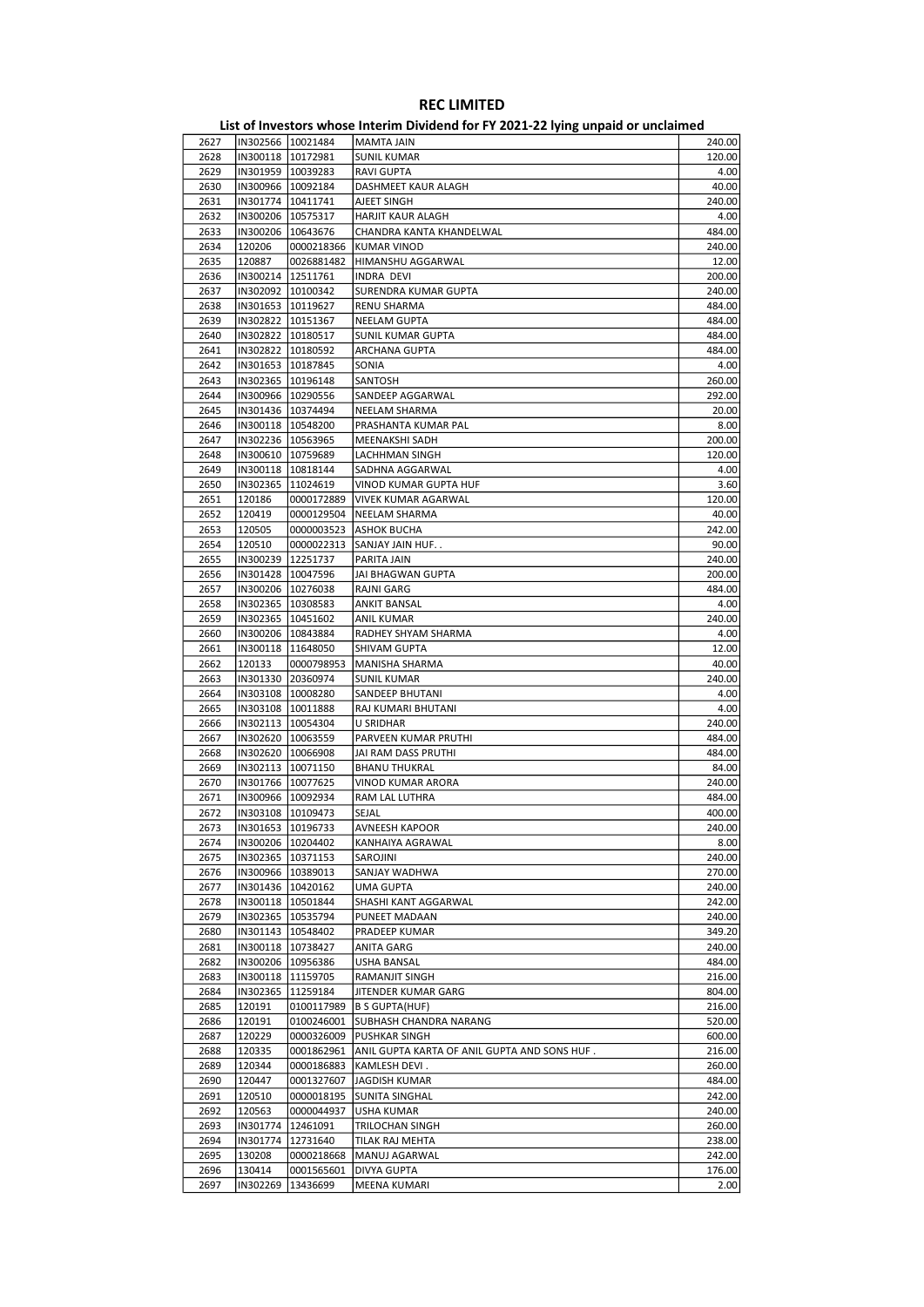# REC LIMITED

## List of Investors whose Interim Dividend for FY 2021-22 lying unpaid or unclaimed

| | | | | |
|---|---|---|---|---|
| 2627 | IN302566 | 10021484 | MAMTA JAIN | 240.00 |
| 2628 | IN300118 | 10172981 | SUNIL KUMAR | 120.00 |
| 2629 | IN301959 | 10039283 | RAVI GUPTA | 4.00 |
| 2630 | IN300966 | 10092184 | DASHMEET KAUR ALAGH | 40.00 |
| 2631 | IN301774 | 10411741 | AJEET SINGH | 240.00 |
| 2632 | IN300206 | 10575317 | HARJIT KAUR ALAGH | 4.00 |
| 2633 | IN300206 | 10643676 | CHANDRA KANTA KHANDELWAL | 484.00 |
| 2634 | 120206 | 0000218366 | KUMAR VINOD | 240.00 |
| 2635 | 120887 | 0026881482 | HIMANSHU AGGARWAL | 12.00 |
| 2636 | IN300214 | 12511761 | INDRA  DEVI | 200.00 |
| 2637 | IN302092 | 10100342 | SURENDRA KUMAR GUPTA | 240.00 |
| 2638 | IN301653 | 10119627 | RENU SHARMA | 484.00 |
| 2639 | IN302822 | 10151367 | NEELAM GUPTA | 484.00 |
| 2640 | IN302822 | 10180517 | SUNIL KUMAR GUPTA | 484.00 |
| 2641 | IN302822 | 10180592 | ARCHANA GUPTA | 484.00 |
| 2642 | IN301653 | 10187845 | SONIA | 4.00 |
| 2643 | IN302365 | 10196148 | SANTOSH | 260.00 |
| 2644 | IN300966 | 10290556 | SANDEEP AGGARWAL | 292.00 |
| 2645 | IN301436 | 10374494 | NEELAM SHARMA | 20.00 |
| 2646 | IN300118 | 10548200 | PRASHANTA KUMAR PAL | 8.00 |
| 2647 | IN302236 | 10563965 | MEENAKSHI SADH | 200.00 |
| 2648 | IN300610 | 10759689 | LACHHMAN SINGH | 120.00 |
| 2649 | IN300118 | 10818144 | SADHNA AGGARWAL | 4.00 |
| 2650 | IN302365 | 11024619 | VINOD KUMAR GUPTA HUF | 3.60 |
| 2651 | 120186 | 0000172889 | VIVEK KUMAR AGARWAL | 120.00 |
| 2652 | 120419 | 0000129504 | NEELAM SHARMA | 40.00 |
| 2653 | 120505 | 0000003523 | ASHOK BUCHA | 242.00 |
| 2654 | 120510 | 0000022313 | SANJAY JAIN HUF. . | 90.00 |
| 2655 | IN300239 | 12251737 | PARITA JAIN | 240.00 |
| 2656 | IN301428 | 10047596 | JAI BHAGWAN GUPTA | 200.00 |
| 2657 | IN300206 | 10276038 | RAJNI GARG | 484.00 |
| 2658 | IN302365 | 10308583 | ANKIT BANSAL | 4.00 |
| 2659 | IN302365 | 10451602 | ANIL KUMAR | 240.00 |
| 2660 | IN300206 | 10843884 | RADHEY SHYAM SHARMA | 4.00 |
| 2661 | IN300118 | 11648050 | SHIVAM GUPTA | 12.00 |
| 2662 | 120133 | 0000798953 | MANISHA SHARMA | 40.00 |
| 2663 | IN301330 | 20360974 | SUNIL KUMAR | 240.00 |
| 2664 | IN303108 | 10008280 | SANDEEP BHUTANI | 4.00 |
| 2665 | IN303108 | 10011888 | RAJ KUMARI BHUTANI | 4.00 |
| 2666 | IN302113 | 10054304 | U SRIDHAR | 240.00 |
| 2667 | IN302620 | 10063559 | PARVEEN KUMAR PRUTHI | 484.00 |
| 2668 | IN302620 | 10066908 | JAI RAM DASS PRUTHI | 484.00 |
| 2669 | IN302113 | 10071150 | BHANU THUKRAL | 84.00 |
| 2670 | IN301766 | 10077625 | VINOD KUMAR ARORA | 240.00 |
| 2671 | IN300966 | 10092934 | RAM LAL LUTHRA | 484.00 |
| 2672 | IN303108 | 10109473 | SEJAL | 400.00 |
| 2673 | IN301653 | 10196733 | AVNEESH KAPOOR | 240.00 |
| 2674 | IN300206 | 10204402 | KANHAIYA AGRAWAL | 8.00 |
| 2675 | IN302365 | 10371153 | SAROJINI | 240.00 |
| 2676 | IN300966 | 10389013 | SANJAY WADHWA | 270.00 |
| 2677 | IN301436 | 10420162 | UMA GUPTA | 240.00 |
| 2678 | IN300118 | 10501844 | SHASHI KANT AGGARWAL | 242.00 |
| 2679 | IN302365 | 10535794 | PUNEET MADAAN | 240.00 |
| 2680 | IN301143 | 10548402 | PRADEEP KUMAR | 349.20 |
| 2681 | IN300118 | 10738427 | ANITA GARG | 240.00 |
| 2682 | IN300206 | 10956386 | USHA BANSAL | 484.00 |
| 2683 | IN300118 | 11159705 | RAMANJIT SINGH | 216.00 |
| 2684 | IN302365 | 11259184 | JITENDER KUMAR GARG | 804.00 |
| 2685 | 120191 | 0100117989 | B S GUPTA(HUF) | 216.00 |
| 2686 | 120191 | 0100246001 | SUBHASH CHANDRA NARANG | 520.00 |
| 2687 | 120229 | 0000326009 | PUSHKAR SINGH | 600.00 |
| 2688 | 120335 | 0001862961 | ANIL GUPTA KARTA OF ANIL GUPTA AND SONS HUF . | 216.00 |
| 2689 | 120344 | 0000186883 | KAMLESH DEVI . | 260.00 |
| 2690 | 120447 | 0001327607 | JAGDISH KUMAR | 484.00 |
| 2691 | 120510 | 0000018195 | SUNITA SINGHAL | 242.00 |
| 2692 | 120563 | 0000044937 | USHA KUMAR | 240.00 |
| 2693 | IN301774 | 12461091 | TRILOCHAN SINGH | 260.00 |
| 2694 | IN301774 | 12731640 | TILAK RAJ MEHTA | 238.00 |
| 2695 | 130208 | 0000218668 | MANUJ AGARWAL | 242.00 |
| 2696 | 130414 | 0001565601 | DIVYA GUPTA | 176.00 |
| 2697 | IN302269 | 13436699 | MEENA KUMARI | 2.00 |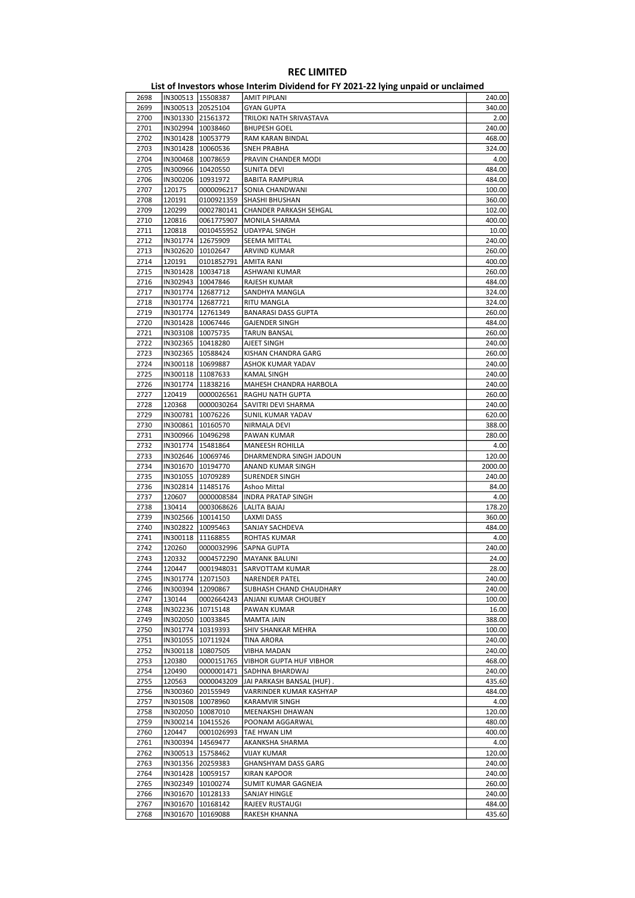# REC LIMITED

## List of Investors whose Interim Dividend for FY 2021-22 lying unpaid or unclaimed

| | | | | |
|---|---|---|---|---|
| 2698 | IN300513 | 15508387 | AMIT PIPLANI | 240.00 |
| 2699 | IN300513 | 20525104 | GYAN GUPTA | 340.00 |
| 2700 | IN301330 | 21561372 | TRILOKI NATH SRIVASTAVA | 2.00 |
| 2701 | IN302994 | 10038460 | BHUPESH GOEL | 240.00 |
| 2702 | IN301428 | 10053779 | RAM KARAN BINDAL | 468.00 |
| 2703 | IN301428 | 10060536 | SNEH PRABHA | 324.00 |
| 2704 | IN300468 | 10078659 | PRAVIN CHANDER MODI | 4.00 |
| 2705 | IN300966 | 10420550 | SUNITA DEVI | 484.00 |
| 2706 | IN300206 | 10931972 | BABITA RAMPURIA | 484.00 |
| 2707 | 120175 | 0000096217 | SONIA CHANDWANI | 100.00 |
| 2708 | 120191 | 0100921359 | SHASHI BHUSHAN | 360.00 |
| 2709 | 120299 | 0002780141 | CHANDER PARKASH SEHGAL | 102.00 |
| 2710 | 120816 | 0061775907 | MONILA SHARMA | 400.00 |
| 2711 | 120818 | 0010455952 | UDAYPAL SINGH | 10.00 |
| 2712 | IN301774 | 12675909 | SEEMA MITTAL | 240.00 |
| 2713 | IN302620 | 10102647 | ARVIND KUMAR | 260.00 |
| 2714 | 120191 | 0101852791 | AMITA RANI | 400.00 |
| 2715 | IN301428 | 10034718 | ASHWANI KUMAR | 260.00 |
| 2716 | IN302943 | 10047846 | RAJESH KUMAR | 484.00 |
| 2717 | IN301774 | 12687712 | SANDHYA MANGLA | 324.00 |
| 2718 | IN301774 | 12687721 | RITU MANGLA | 324.00 |
| 2719 | IN301774 | 12761349 | BANARASI DASS GUPTA | 260.00 |
| 2720 | IN301428 | 10067446 | GAJENDER SINGH | 484.00 |
| 2721 | IN303108 | 10075735 | TARUN BANSAL | 260.00 |
| 2722 | IN302365 | 10418280 | AJEET SINGH | 240.00 |
| 2723 | IN302365 | 10588424 | KISHAN CHANDRA GARG | 260.00 |
| 2724 | IN300118 | 10699887 | ASHOK KUMAR YADAV | 240.00 |
| 2725 | IN300118 | 11087633 | KAMAL SINGH | 240.00 |
| 2726 | IN301774 | 11838216 | MAHESH CHANDRA HARBOLA | 240.00 |
| 2727 | 120419 | 0000026561 | RAGHU NATH GUPTA | 260.00 |
| 2728 | 120368 | 0000030264 | SAVITRI DEVI SHARMA | 240.00 |
| 2729 | IN300781 | 10076226 | SUNIL KUMAR YADAV | 620.00 |
| 2730 | IN300861 | 10160570 | NIRMALA DEVI | 388.00 |
| 2731 | IN300966 | 10496298 | PAWAN KUMAR | 280.00 |
| 2732 | IN301774 | 15481864 | MANEESH ROHILLA | 4.00 |
| 2733 | IN302646 | 10069746 | DHARMENDRA SINGH JADOUN | 120.00 |
| 2734 | IN301670 | 10194770 | ANAND KUMAR SINGH | 2000.00 |
| 2735 | IN301055 | 10709289 | SURENDER SINGH | 240.00 |
| 2736 | IN302814 | 11485176 | Ashoo Mittal | 84.00 |
| 2737 | 120607 | 0000008584 | INDRA PRATAP SINGH | 4.00 |
| 2738 | 130414 | 0003068626 | LALITA BAJAJ | 178.20 |
| 2739 | IN302566 | 10014150 | LAXMI DASS | 360.00 |
| 2740 | IN302822 | 10095463 | SANJAY SACHDEVA | 484.00 |
| 2741 | IN300118 | 11168855 | ROHTAS KUMAR | 4.00 |
| 2742 | 120260 | 0000032996 | SAPNA GUPTA | 240.00 |
| 2743 | 120332 | 0004572290 | MAYANK BALUNI | 24.00 |
| 2744 | 120447 | 0001948031 | SARVOTTAM KUMAR | 28.00 |
| 2745 | IN301774 | 12071503 | NARENDER PATEL | 240.00 |
| 2746 | IN300394 | 12090867 | SUBHASH CHAND CHAUDHARY | 240.00 |
| 2747 | 130144 | 0002664243 | ANJANI KUMAR CHOUBEY | 100.00 |
| 2748 | IN302236 | 10715148 | PAWAN KUMAR | 16.00 |
| 2749 | IN302050 | 10033845 | MAMTA JAIN | 388.00 |
| 2750 | IN301774 | 10319393 | SHIV SHANKAR MEHRA | 100.00 |
| 2751 | IN301055 | 10711924 | TINA ARORA | 240.00 |
| 2752 | IN300118 | 10807505 | VIBHA MADAN | 240.00 |
| 2753 | 120380 | 0000151765 | VIBHOR GUPTA HUF VIBHOR | 468.00 |
| 2754 | 120490 | 0000001471 | SADHNA BHARDWAJ | 240.00 |
| 2755 | 120563 | 0000043209 | JAI PARKASH BANSAL (HUF) . | 435.60 |
| 2756 | IN300360 | 20155949 | VARRINDER KUMAR KASHYAP | 484.00 |
| 2757 | IN301508 | 10078960 | KARAMVIR SINGH | 4.00 |
| 2758 | IN302050 | 10087010 | MEENAKSHI DHAWAN | 120.00 |
| 2759 | IN300214 | 10415526 | POONAM AGGARWAL | 480.00 |
| 2760 | 120447 | 0001026993 | TAE HWAN LIM | 400.00 |
| 2761 | IN300394 | 14569477 | AKANKSHA SHARMA | 4.00 |
| 2762 | IN300513 | 15758462 | VIJAY KUMAR | 120.00 |
| 2763 | IN301356 | 20259383 | GHANSHYAM DASS GARG | 240.00 |
| 2764 | IN301428 | 10059157 | KIRAN KAPOOR | 240.00 |
| 2765 | IN302349 | 10100274 | SUMIT KUMAR GAGNEJA | 260.00 |
| 2766 | IN301670 | 10128133 | SANJAY HINGLE | 240.00 |
| 2767 | IN301670 | 10168142 | RAJEEV RUSTAUGI | 484.00 |
| 2768 | IN301670 | 10169088 | RAKESH KHANNA | 435.60 |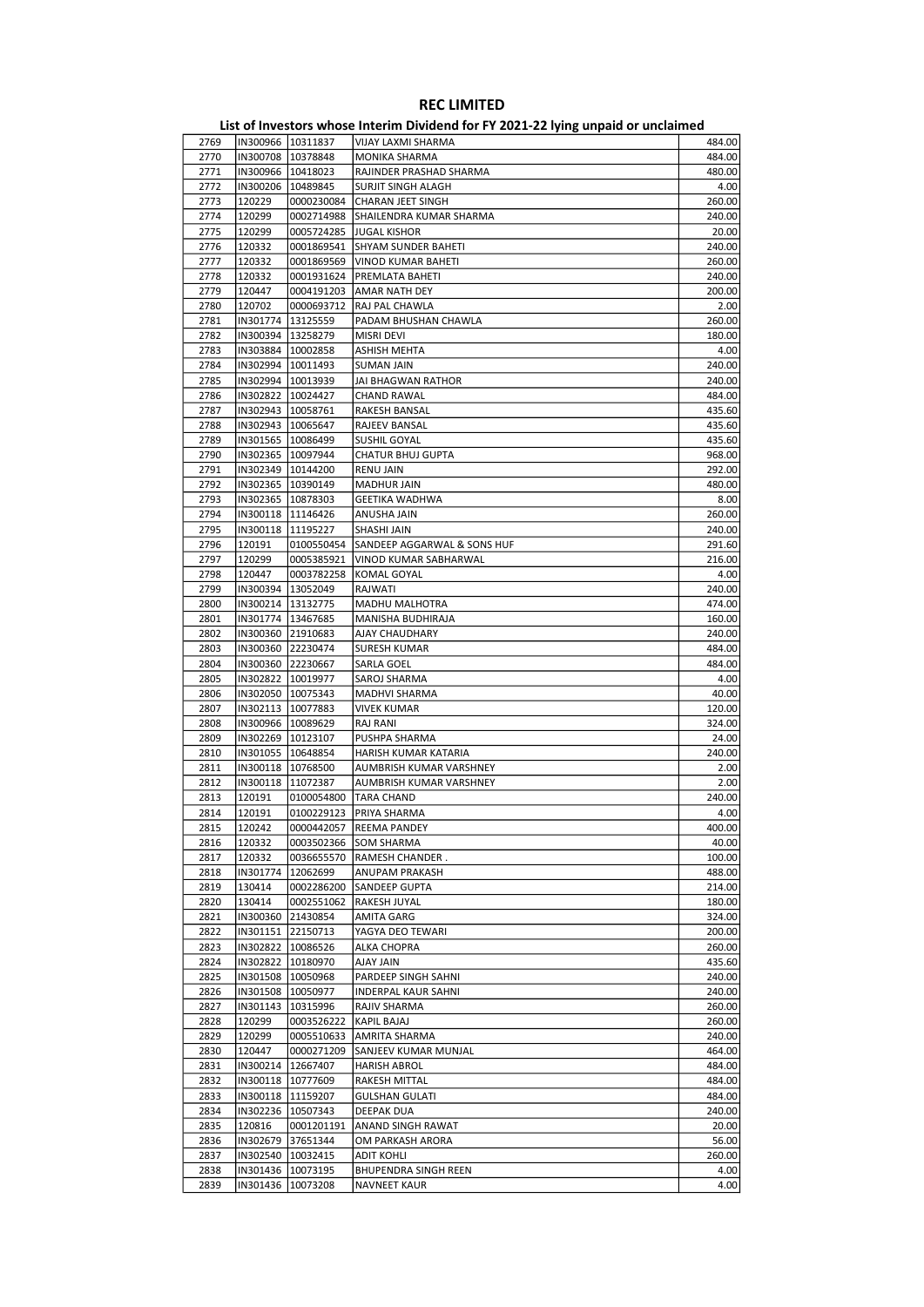# REC LIMITED

## List of Investors whose Interim Dividend for FY 2021-22 lying unpaid or unclaimed

| | | | | |
|---|---|---|---|---|
| 2769 | IN300966 | 10311837 | VIJAY LAXMI SHARMA | 484.00 |
| 2770 | IN300708 | 10378848 | MONIKA SHARMA | 484.00 |
| 2771 | IN300966 | 10418023 | RAJINDER PRASHAD SHARMA | 480.00 |
| 2772 | IN300206 | 10489845 | SURJIT SINGH ALAGH | 4.00 |
| 2773 | 120229 | 0000230084 | CHARAN JEET SINGH | 260.00 |
| 2774 | 120299 | 0002714988 | SHAILENDRA KUMAR SHARMA | 240.00 |
| 2775 | 120299 | 0005724285 | JUGAL KISHOR | 20.00 |
| 2776 | 120332 | 0001869541 | SHYAM SUNDER BAHETI | 240.00 |
| 2777 | 120332 | 0001869569 | VINOD KUMAR BAHETI | 260.00 |
| 2778 | 120332 | 0001931624 | PREMLATA BAHETI | 240.00 |
| 2779 | 120447 | 0004191203 | AMAR NATH DEY | 200.00 |
| 2780 | 120702 | 0000693712 | RAJ PAL CHAWLA | 2.00 |
| 2781 | IN301774 | 13125559 | PADAM BHUSHAN CHAWLA | 260.00 |
| 2782 | IN300394 | 13258279 | MISRI DEVI | 180.00 |
| 2783 | IN303884 | 10002858 | ASHISH MEHTA | 4.00 |
| 2784 | IN302994 | 10011493 | SUMAN JAIN | 240.00 |
| 2785 | IN302994 | 10013939 | JAI BHAGWAN RATHOR | 240.00 |
| 2786 | IN302822 | 10024427 | CHAND RAWAL | 484.00 |
| 2787 | IN302943 | 10058761 | RAKESH BANSAL | 435.60 |
| 2788 | IN302943 | 10065647 | RAJEEV BANSAL | 435.60 |
| 2789 | IN301565 | 10086499 | SUSHIL GOYAL | 435.60 |
| 2790 | IN302365 | 10097944 | CHATUR BHUJ GUPTA | 968.00 |
| 2791 | IN302349 | 10144200 | RENU JAIN | 292.00 |
| 2792 | IN302365 | 10390149 | MADHUR JAIN | 480.00 |
| 2793 | IN302365 | 10878303 | GEETIKA WADHWA | 8.00 |
| 2794 | IN300118 | 11146426 | ANUSHA JAIN | 260.00 |
| 2795 | IN300118 | 11195227 | SHASHI JAIN | 240.00 |
| 2796 | 120191 | 0100550454 | SANDEEP AGGARWAL & SONS HUF | 291.60 |
| 2797 | 120299 | 0005385921 | VINOD KUMAR SABHARWAL | 216.00 |
| 2798 | 120447 | 0003782258 | KOMAL GOYAL | 4.00 |
| 2799 | IN300394 | 13052049 | RAJWATI | 240.00 |
| 2800 | IN300214 | 13132775 | MADHU MALHOTRA | 474.00 |
| 2801 | IN301774 | 13467685 | MANISHA BUDHIRAJA | 160.00 |
| 2802 | IN300360 | 21910683 | AJAY CHAUDHARY | 240.00 |
| 2803 | IN300360 | 22230474 | SURESH KUMAR | 484.00 |
| 2804 | IN300360 | 22230667 | SARLA GOEL | 484.00 |
| 2805 | IN302822 | 10019977 | SAROJ SHARMA | 4.00 |
| 2806 | IN302050 | 10075343 | MADHVI SHARMA | 40.00 |
| 2807 | IN302113 | 10077883 | VIVEK KUMAR | 120.00 |
| 2808 | IN300966 | 10089629 | RAJ RANI | 324.00 |
| 2809 | IN302269 | 10123107 | PUSHPA SHARMA | 24.00 |
| 2810 | IN301055 | 10648854 | HARISH KUMAR KATARIA | 240.00 |
| 2811 | IN300118 | 10768500 | AUMBRISH KUMAR VARSHNEY | 2.00 |
| 2812 | IN300118 | 11072387 | AUMBRISH KUMAR VARSHNEY | 2.00 |
| 2813 | 120191 | 0100054800 | TARA CHAND | 240.00 |
| 2814 | 120191 | 0100229123 | PRIYA SHARMA | 4.00 |
| 2815 | 120242 | 0000442057 | REEMA PANDEY | 400.00 |
| 2816 | 120332 | 0003502366 | SOM SHARMA | 40.00 |
| 2817 | 120332 | 0036655570 | RAMESH CHANDER . | 100.00 |
| 2818 | IN301774 | 12062699 | ANUPAM PRAKASH | 488.00 |
| 2819 | 130414 | 0002286200 | SANDEEP GUPTA | 214.00 |
| 2820 | 130414 | 0002551062 | RAKESH JUYAL | 180.00 |
| 2821 | IN300360 | 21430854 | AMITA GARG | 324.00 |
| 2822 | IN301151 | 22150713 | YAGYA DEO TEWARI | 200.00 |
| 2823 | IN302822 | 10086526 | ALKA CHOPRA | 260.00 |
| 2824 | IN302822 | 10180970 | AJAY JAIN | 435.60 |
| 2825 | IN301508 | 10050968 | PARDEEP SINGH SAHNI | 240.00 |
| 2826 | IN301508 | 10050977 | INDERPAL KAUR SAHNI | 240.00 |
| 2827 | IN301143 | 10315996 | RAJIV SHARMA | 260.00 |
| 2828 | 120299 | 0003526222 | KAPIL BAJAJ | 260.00 |
| 2829 | 120299 | 0005510633 | AMRITA SHARMA | 240.00 |
| 2830 | 120447 | 0000271209 | SANJEEV KUMAR MUNJAL | 464.00 |
| 2831 | IN300214 | 12667407 | HARISH ABROL | 484.00 |
| 2832 | IN300118 | 10777609 | RAKESH MITTAL | 484.00 |
| 2833 | IN300118 | 11159207 | GULSHAN GULATI | 484.00 |
| 2834 | IN302236 | 10507343 | DEEPAK DUA | 240.00 |
| 2835 | 120816 | 0001201191 | ANAND SINGH RAWAT | 20.00 |
| 2836 | IN302679 | 37651344 | OM PARKASH ARORA | 56.00 |
| 2837 | IN302540 | 10032415 | ADIT KOHLI | 260.00 |
| 2838 | IN301436 | 10073195 | BHUPENDRA SINGH REEN | 4.00 |
| 2839 | IN301436 | 10073208 | NAVNEET KAUR | 4.00 |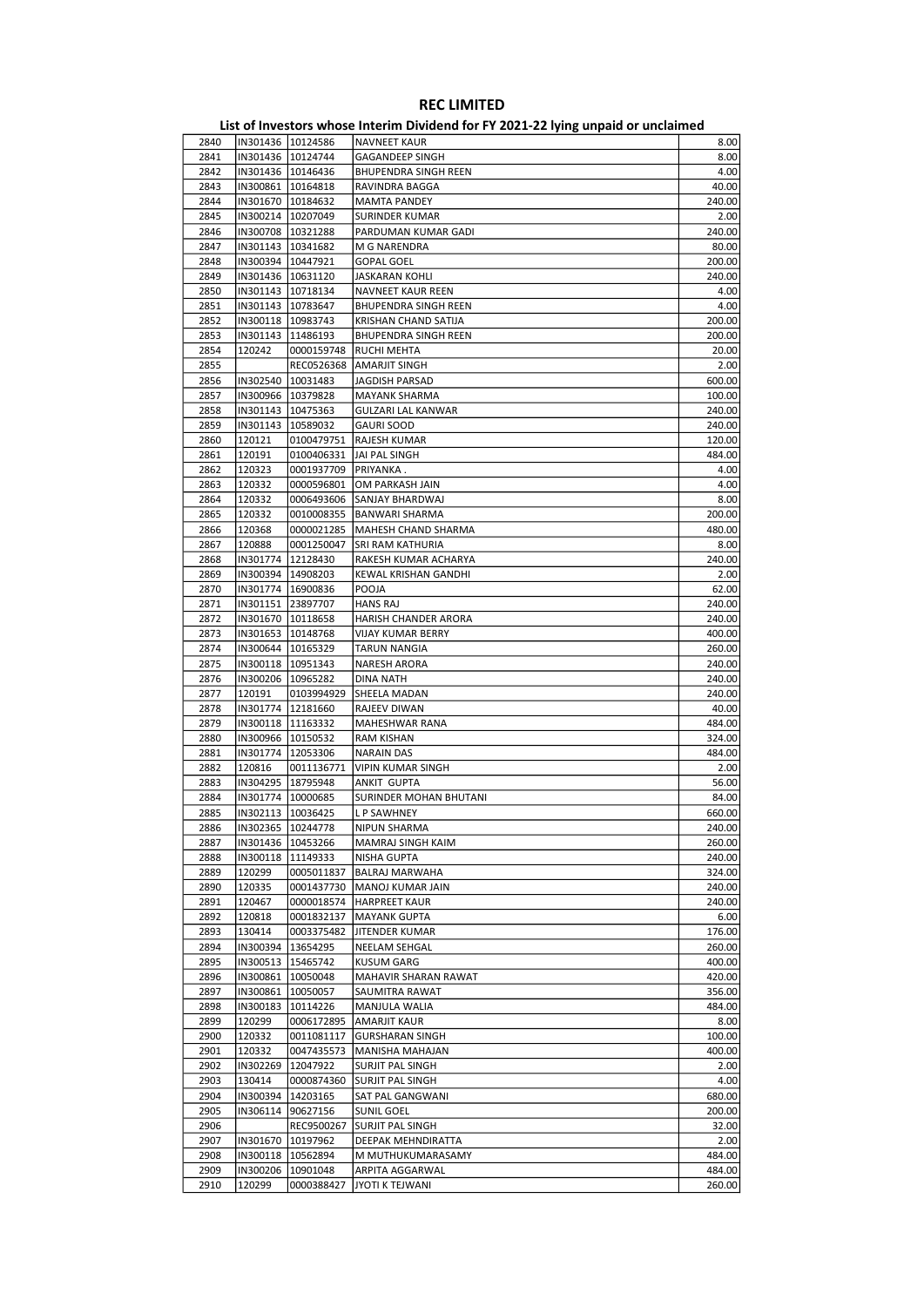# REC LIMITED

## List of Investors whose Interim Dividend for FY 2021-22 lying unpaid or unclaimed

| | | | | |
|---|---|---|---|---|
| 2840 | IN301436 | 10124586 | NAVNEET KAUR | 8.00 |
| 2841 | IN301436 | 10124744 | GAGANDEEP SINGH | 8.00 |
| 2842 | IN301436 | 10146436 | BHUPENDRA SINGH REEN | 4.00 |
| 2843 | IN300861 | 10164818 | RAVINDRA BAGGA | 40.00 |
| 2844 | IN301670 | 10184632 | MAMTA PANDEY | 240.00 |
| 2845 | IN300214 | 10207049 | SURINDER KUMAR | 2.00 |
| 2846 | IN300708 | 10321288 | PARDUMAN KUMAR GADI | 240.00 |
| 2847 | IN301143 | 10341682 | M G NARENDRA | 80.00 |
| 2848 | IN300394 | 10447921 | GOPAL GOEL | 200.00 |
| 2849 | IN301436 | 10631120 | JASKARAN KOHLI | 240.00 |
| 2850 | IN301143 | 10718134 | NAVNEET KAUR REEN | 4.00 |
| 2851 | IN301143 | 10783647 | BHUPENDRA SINGH REEN | 4.00 |
| 2852 | IN300118 | 10983743 | KRISHAN CHAND SATIJA | 200.00 |
| 2853 | IN301143 | 11486193 | BHUPENDRA SINGH REEN | 200.00 |
| 2854 | 120242 | 0000159748 | RUCHI MEHTA | 20.00 |
| 2855 | | REC0526368 | AMARJIT SINGH | 2.00 |
| 2856 | IN302540 | 10031483 | JAGDISH PARSAD | 600.00 |
| 2857 | IN300966 | 10379828 | MAYANK SHARMA | 100.00 |
| 2858 | IN301143 | 10475363 | GULZARI LAL KANWAR | 240.00 |
| 2859 | IN301143 | 10589032 | GAURI SOOD | 240.00 |
| 2860 | 120121 | 0100479751 | RAJESH KUMAR | 120.00 |
| 2861 | 120191 | 0100406331 | JAI PAL SINGH | 484.00 |
| 2862 | 120323 | 0001937709 | PRIYANKA . | 4.00 |
| 2863 | 120332 | 0000596801 | OM PARKASH JAIN | 4.00 |
| 2864 | 120332 | 0006493606 | SANJAY BHARDWAJ | 8.00 |
| 2865 | 120332 | 0010008355 | BANWARI SHARMA | 200.00 |
| 2866 | 120368 | 0000021285 | MAHESH CHAND SHARMA | 480.00 |
| 2867 | 120888 | 0001250047 | SRI RAM KATHURIA | 8.00 |
| 2868 | IN301774 | 12128430 | RAKESH KUMAR ACHARYA | 240.00 |
| 2869 | IN300394 | 14908203 | KEWAL KRISHAN GANDHI | 2.00 |
| 2870 | IN301774 | 16900836 | POOJA | 62.00 |
| 2871 | IN301151 | 23897707 | HANS RAJ | 240.00 |
| 2872 | IN301670 | 10118658 | HARISH CHANDER ARORA | 240.00 |
| 2873 | IN301653 | 10148768 | VIJAY KUMAR BERRY | 400.00 |
| 2874 | IN300644 | 10165329 | TARUN NANGIA | 260.00 |
| 2875 | IN300118 | 10951343 | NARESH ARORA | 240.00 |
| 2876 | IN300206 | 10965282 | DINA NATH | 240.00 |
| 2877 | 120191 | 0103994929 | SHEELA MADAN | 240.00 |
| 2878 | IN301774 | 12181660 | RAJEEV DIWAN | 40.00 |
| 2879 | IN300118 | 11163332 | MAHESHWAR RANA | 484.00 |
| 2880 | IN300966 | 10150532 | RAM KISHAN | 324.00 |
| 2881 | IN301774 | 12053306 | NARAIN DAS | 484.00 |
| 2882 | 120816 | 0011136771 | VIPIN KUMAR SINGH | 2.00 |
| 2883 | IN304295 | 18795948 | ANKIT GUPTA | 56.00 |
| 2884 | IN301774 | 10000685 | SURINDER MOHAN BHUTANI | 84.00 |
| 2885 | IN302113 | 10036425 | L P SAWHNEY | 660.00 |
| 2886 | IN302365 | 10244778 | NIPUN SHARMA | 240.00 |
| 2887 | IN301436 | 10453266 | MAMRAJ SINGH KAIM | 260.00 |
| 2888 | IN300118 | 11149333 | NISHA GUPTA | 240.00 |
| 2889 | 120299 | 0005011837 | BALRAJ MARWAHA | 324.00 |
| 2890 | 120335 | 0001437730 | MANOJ KUMAR JAIN | 240.00 |
| 2891 | 120467 | 0000018574 | HARPREET KAUR | 240.00 |
| 2892 | 120818 | 0001832137 | MAYANK GUPTA | 6.00 |
| 2893 | 130414 | 0003375482 | JITENDER KUMAR | 176.00 |
| 2894 | IN300394 | 13654295 | NEELAM SEHGAL | 260.00 |
| 2895 | IN300513 | 15465742 | KUSUM GARG | 400.00 |
| 2896 | IN300861 | 10050048 | MAHAVIR SHARAN RAWAT | 420.00 |
| 2897 | IN300861 | 10050057 | SAUMITRA RAWAT | 356.00 |
| 2898 | IN300183 | 10114226 | MANJULA WALIA | 484.00 |
| 2899 | 120299 | 0006172895 | AMARJIT KAUR | 8.00 |
| 2900 | 120332 | 0011081117 | GURSHARAN SINGH | 100.00 |
| 2901 | 120332 | 0047435573 | MANISHA MAHAJAN | 400.00 |
| 2902 | IN302269 | 12047922 | SURJIT PAL SINGH | 2.00 |
| 2903 | 130414 | 0000874360 | SURJIT PAL SINGH | 4.00 |
| 2904 | IN300394 | 14203165 | SAT PAL GANGWANI | 680.00 |
| 2905 | IN306114 | 90627156 | SUNIL GOEL | 200.00 |
| 2906 | | REC9500267 | SURJIT PAL SINGH | 32.00 |
| 2907 | IN301670 | 10197962 | DEEPAK MEHNDIRATTA | 2.00 |
| 2908 | IN300118 | 10562894 | M MUTHUKUMARASAMY | 484.00 |
| 2909 | IN300206 | 10901048 | ARPITA AGGARWAL | 484.00 |
| 2910 | 120299 | 0000388427 | JYOTI K TEJWANI | 260.00 |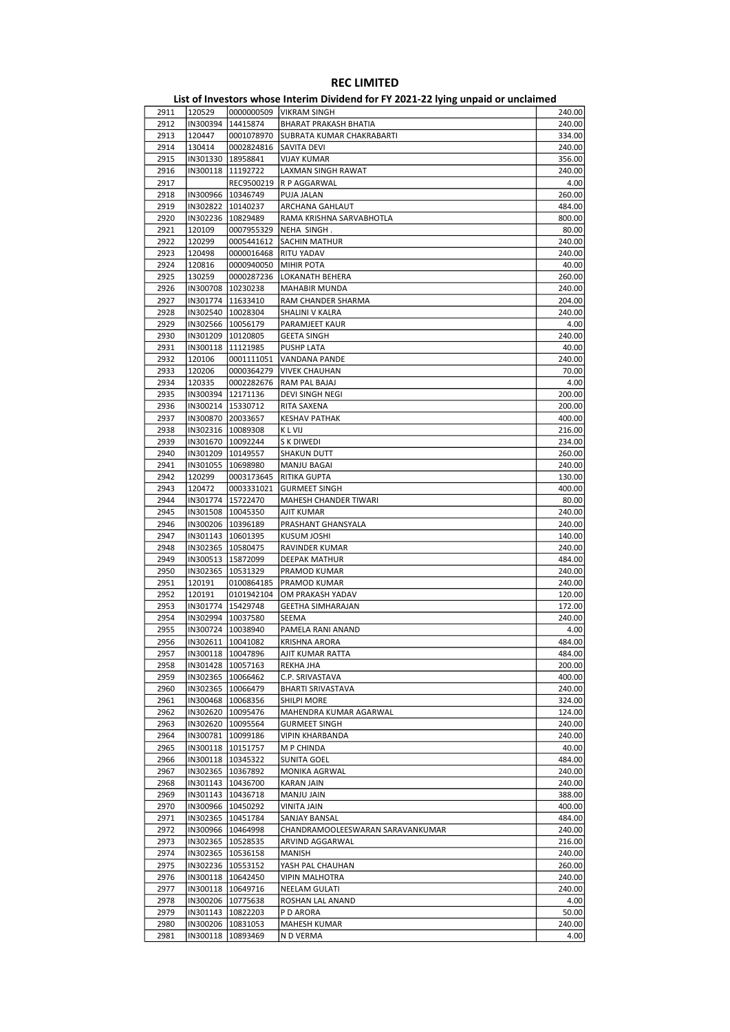# REC LIMITED

## List of Investors whose Interim Dividend for FY 2021-22 lying unpaid or unclaimed

| | | | | |
|---|---|---|---|---|
| 2911 | 120529 | 0000000509 | VIKRAM SINGH | 240.00 |
| 2912 | IN300394 | 14415874 | BHARAT PRAKASH BHATIA | 240.00 |
| 2913 | 120447 | 0001078970 | SUBRATA KUMAR CHAKRABARTI | 334.00 |
| 2914 | 130414 | 0002824816 | SAVITA DEVI | 240.00 |
| 2915 | IN301330 | 18958841 | VIJAY KUMAR | 356.00 |
| 2916 | IN300118 | 11192722 | LAXMAN SINGH RAWAT | 240.00 |
| 2917 | | REC9500219 | R P AGGARWAL | 4.00 |
| 2918 | IN300966 | 10346749 | PUJA JALAN | 260.00 |
| 2919 | IN302822 | 10140237 | ARCHANA GAHLAUT | 484.00 |
| 2920 | IN302236 | 10829489 | RAMA KRISHNA SARVABHOTLA | 800.00 |
| 2921 | 120109 | 0007955329 | NEHA SINGH . | 80.00 |
| 2922 | 120299 | 0005441612 | SACHIN MATHUR | 240.00 |
| 2923 | 120498 | 0000016468 | RITU YADAV | 240.00 |
| 2924 | 120816 | 0000940050 | MIHIR POTA | 40.00 |
| 2925 | 130259 | 0000287236 | LOKANATH BEHERA | 260.00 |
| 2926 | IN300708 | 10230238 | MAHABIR MUNDA | 240.00 |
| 2927 | IN301774 | 11633410 | RAM CHANDER SHARMA | 204.00 |
| 2928 | IN302540 | 10028304 | SHALINI V KALRA | 240.00 |
| 2929 | IN302566 | 10056179 | PARAMJEET KAUR | 4.00 |
| 2930 | IN301209 | 10120805 | GEETA SINGH | 240.00 |
| 2931 | IN300118 | 11121985 | PUSHP LATA | 40.00 |
| 2932 | 120106 | 0001111051 | VANDANA PANDE | 240.00 |
| 2933 | 120206 | 0000364279 | VIVEK CHAUHAN | 70.00 |
| 2934 | 120335 | 0002282676 | RAM PAL BAJAJ | 4.00 |
| 2935 | IN300394 | 12171136 | DEVI SINGH NEGI | 200.00 |
| 2936 | IN300214 | 15330712 | RITA SAXENA | 200.00 |
| 2937 | IN300870 | 20033657 | KESHAV PATHAK | 400.00 |
| 2938 | IN302316 | 10089308 | K L VIJ | 216.00 |
| 2939 | IN301670 | 10092244 | S K DIWEDI | 234.00 |
| 2940 | IN301209 | 10149557 | SHAKUN DUTT | 260.00 |
| 2941 | IN301055 | 10698980 | MANJU BAGAI | 240.00 |
| 2942 | 120299 | 0003173645 | RITIKA GUPTA | 130.00 |
| 2943 | 120472 | 0003331021 | GURMEET SINGH | 400.00 |
| 2944 | IN301774 | 15722470 | MAHESH CHANDER TIWARI | 80.00 |
| 2945 | IN301508 | 10045350 | AJIT KUMAR | 240.00 |
| 2946 | IN300206 | 10396189 | PRASHANT GHANSYALA | 240.00 |
| 2947 | IN301143 | 10601395 | KUSUM JOSHI | 140.00 |
| 2948 | IN302365 | 10580475 | RAVINDER KUMAR | 240.00 |
| 2949 | IN300513 | 15872099 | DEEPAK MATHUR | 484.00 |
| 2950 | IN302365 | 10531329 | PRAMOD KUMAR | 240.00 |
| 2951 | 120191 | 0100864185 | PRAMOD KUMAR | 240.00 |
| 2952 | 120191 | 0101942104 | OM PRAKASH YADAV | 120.00 |
| 2953 | IN301774 | 15429748 | GEETHA SIMHARAJAN | 172.00 |
| 2954 | IN302994 | 10037580 | SEEMA | 240.00 |
| 2955 | IN300724 | 10038940 | PAMELA RANI ANAND | 4.00 |
| 2956 | IN302611 | 10041082 | KRISHNA ARORA | 484.00 |
| 2957 | IN300118 | 10047896 | AJIT KUMAR RATTA | 484.00 |
| 2958 | IN301428 | 10057163 | REKHA JHA | 200.00 |
| 2959 | IN302365 | 10066462 | C.P. SRIVASTAVA | 400.00 |
| 2960 | IN302365 | 10066479 | BHARTI SRIVASTAVA | 240.00 |
| 2961 | IN300468 | 10068356 | SHILPI MORE | 324.00 |
| 2962 | IN302620 | 10095476 | MAHENDRA KUMAR AGARWAL | 124.00 |
| 2963 | IN302620 | 10095564 | GURMEET SINGH | 240.00 |
| 2964 | IN300781 | 10099186 | VIPIN KHARBANDA | 240.00 |
| 2965 | IN300118 | 10151757 | M P CHINDA | 40.00 |
| 2966 | IN300118 | 10345322 | SUNITA GOEL | 484.00 |
| 2967 | IN302365 | 10367892 | MONIKA AGRWAL | 240.00 |
| 2968 | IN301143 | 10436700 | KARAN JAIN | 240.00 |
| 2969 | IN301143 | 10436718 | MANJU JAIN | 388.00 |
| 2970 | IN300966 | 10450292 | VINITA JAIN | 400.00 |
| 2971 | IN302365 | 10451784 | SANJAY BANSAL | 484.00 |
| 2972 | IN300966 | 10464998 | CHANDRAMOOLEESWARAN SARAVANKUMAR | 240.00 |
| 2973 | IN302365 | 10528535 | ARVIND AGGARWAL | 216.00 |
| 2974 | IN302365 | 10536158 | MANISH | 240.00 |
| 2975 | IN302236 | 10553152 | YASH PAL CHAUHAN | 260.00 |
| 2976 | IN300118 | 10642450 | VIPIN MALHOTRA | 240.00 |
| 2977 | IN300118 | 10649716 | NEELAM GULATI | 240.00 |
| 2978 | IN300206 | 10775638 | ROSHAN LAL ANAND | 4.00 |
| 2979 | IN301143 | 10822203 | P D ARORA | 50.00 |
| 2980 | IN300206 | 10831053 | MAHESH KUMAR | 240.00 |
| 2981 | IN300118 | 10893469 | N D VERMA | 4.00 |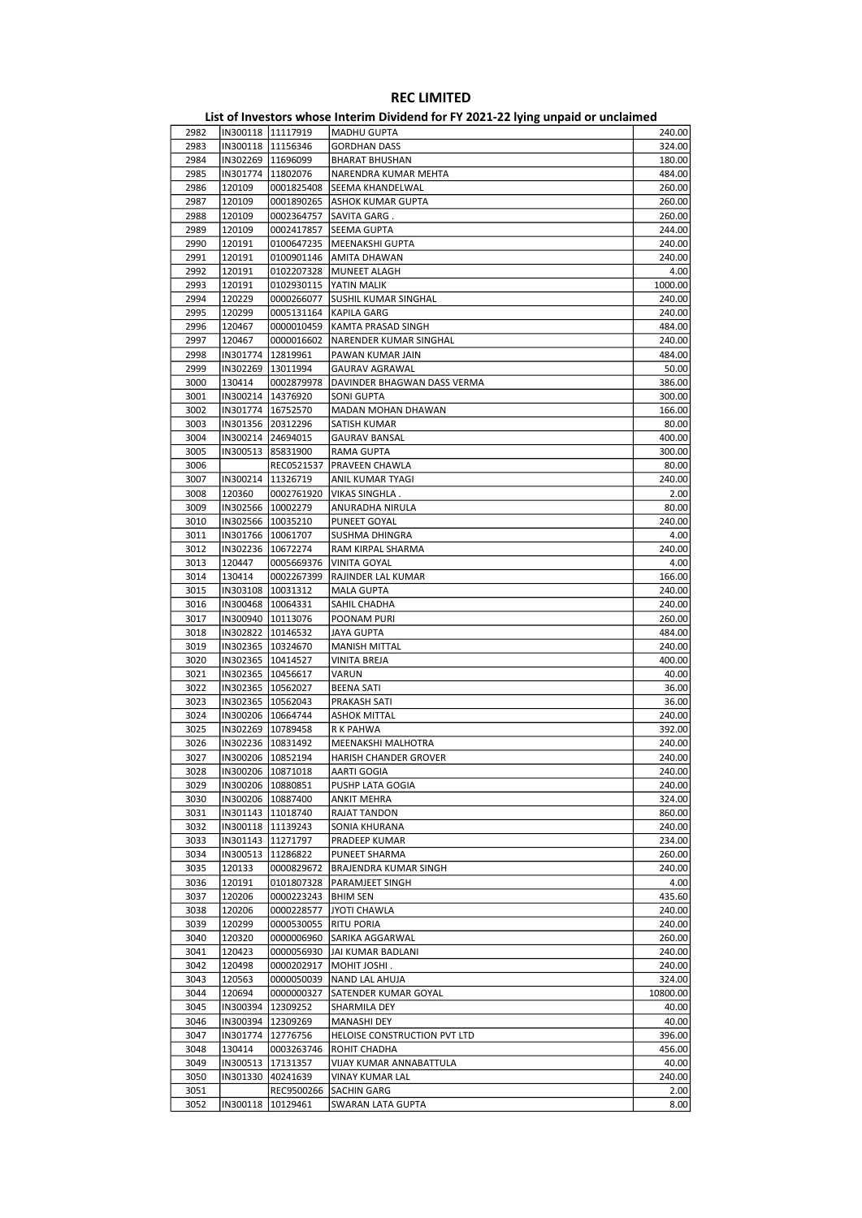# REC LIMITED

## List of Investors whose Interim Dividend for FY 2021-22 lying unpaid or unclaimed

| | | | | |
|---|---|---|---|---|
| 2982 | IN300118 | 11117919 | MADHU GUPTA | 240.00 |
| 2983 | IN300118 | 11156346 | GORDHAN DASS | 324.00 |
| 2984 | IN302269 | 11696099 | BHARAT BHUSHAN | 180.00 |
| 2985 | IN301774 | 11802076 | NARENDRA KUMAR MEHTA | 484.00 |
| 2986 | 120109 | 0001825408 | SEEMA KHANDELWAL | 260.00 |
| 2987 | 120109 | 0001890265 | ASHOK KUMAR GUPTA | 260.00 |
| 2988 | 120109 | 0002364757 | SAVITA GARG . | 260.00 |
| 2989 | 120109 | 0002417857 | SEEMA GUPTA | 244.00 |
| 2990 | 120191 | 0100647235 | MEENAKSHI GUPTA | 240.00 |
| 2991 | 120191 | 0100901146 | AMITA DHAWAN | 240.00 |
| 2992 | 120191 | 0102207328 | MUNEET ALAGH | 4.00 |
| 2993 | 120191 | 0102930115 | YATIN MALIK | 1000.00 |
| 2994 | 120229 | 0000266077 | SUSHIL KUMAR SINGHAL | 240.00 |
| 2995 | 120299 | 0005131164 | KAPILA GARG | 240.00 |
| 2996 | 120467 | 0000010459 | KAMTA PRASAD SINGH | 484.00 |
| 2997 | 120467 | 0000016602 | NARENDER KUMAR SINGHAL | 240.00 |
| 2998 | IN301774 | 12819961 | PAWAN KUMAR JAIN | 484.00 |
| 2999 | IN302269 | 13011994 | GAURAV AGRAWAL | 50.00 |
| 3000 | 130414 | 0002879978 | DAVINDER BHAGWAN DASS VERMA | 386.00 |
| 3001 | IN300214 | 14376920 | SONI GUPTA | 300.00 |
| 3002 | IN301774 | 16752570 | MADAN MOHAN DHAWAN | 166.00 |
| 3003 | IN301356 | 20312296 | SATISH KUMAR | 80.00 |
| 3004 | IN300214 | 24694015 | GAURAV BANSAL | 400.00 |
| 3005 | IN300513 | 85831900 | RAMA GUPTA | 300.00 |
| 3006 | | REC0521537 | PRAVEEN CHAWLA | 80.00 |
| 3007 | IN300214 | 11326719 | ANIL KUMAR TYAGI | 240.00 |
| 3008 | 120360 | 0002761920 | VIKAS SINGHLA . | 2.00 |
| 3009 | IN302566 | 10002279 | ANURADHA NIRULA | 80.00 |
| 3010 | IN302566 | 10035210 | PUNEET GOYAL | 240.00 |
| 3011 | IN301766 | 10061707 | SUSHMA DHINGRA | 4.00 |
| 3012 | IN302236 | 10672274 | RAM KIRPAL SHARMA | 240.00 |
| 3013 | 120447 | 0005669376 | VINITA GOYAL | 4.00 |
| 3014 | 130414 | 0002267399 | RAJINDER LAL KUMAR | 166.00 |
| 3015 | IN303108 | 10031312 | MALA GUPTA | 240.00 |
| 3016 | IN300468 | 10064331 | SAHIL CHADHA | 240.00 |
| 3017 | IN300940 | 10113076 | POONAM PURI | 260.00 |
| 3018 | IN302822 | 10146532 | JAYA GUPTA | 484.00 |
| 3019 | IN302365 | 10324670 | MANISH MITTAL | 240.00 |
| 3020 | IN302365 | 10414527 | VINITA BREJA | 400.00 |
| 3021 | IN302365 | 10456617 | VARUN | 40.00 |
| 3022 | IN302365 | 10562027 | BEENA SATI | 36.00 |
| 3023 | IN302365 | 10562043 | PRAKASH SATI | 36.00 |
| 3024 | IN300206 | 10664744 | ASHOK MITTAL | 240.00 |
| 3025 | IN302269 | 10789458 | R K PAHWA | 392.00 |
| 3026 | IN302236 | 10831492 | MEENAKSHI MALHOTRA | 240.00 |
| 3027 | IN300206 | 10852194 | HARISH CHANDER GROVER | 240.00 |
| 3028 | IN300206 | 10871018 | AARTI GOGIA | 240.00 |
| 3029 | IN300206 | 10880851 | PUSHP LATA GOGIA | 240.00 |
| 3030 | IN300206 | 10887400 | ANKIT MEHRA | 324.00 |
| 3031 | IN301143 | 11018740 | RAJAT TANDON | 860.00 |
| 3032 | IN300118 | 11139243 | SONIA KHURANA | 240.00 |
| 3033 | IN301143 | 11271797 | PRADEEP KUMAR | 234.00 |
| 3034 | IN300513 | 11286822 | PUNEET SHARMA | 260.00 |
| 3035 | 120133 | 0000829672 | BRAJENDRA KUMAR SINGH | 240.00 |
| 3036 | 120191 | 0101807328 | PARAMJEET SINGH | 4.00 |
| 3037 | 120206 | 0000223243 | BHIM SEN | 435.60 |
| 3038 | 120206 | 0000228577 | JYOTI CHAWLA | 240.00 |
| 3039 | 120299 | 0000530055 | RITU PORIA | 240.00 |
| 3040 | 120320 | 0000006960 | SARIKA AGGARWAL | 260.00 |
| 3041 | 120423 | 0000056930 | JAI KUMAR BADLANI | 240.00 |
| 3042 | 120498 | 0000202917 | MOHIT JOSHI . | 240.00 |
| 3043 | 120563 | 0000050039 | NAND LAL AHUJA | 324.00 |
| 3044 | 120694 | 0000000327 | SATENDER KUMAR GOYAL | 10800.00 |
| 3045 | IN300394 | 12309252 | SHARMILA DEY | 40.00 |
| 3046 | IN300394 | 12309269 | MANASHI DEY | 40.00 |
| 3047 | IN301774 | 12776756 | HELOISE CONSTRUCTION PVT LTD | 396.00 |
| 3048 | 130414 | 0003263746 | ROHIT CHADHA | 456.00 |
| 3049 | IN300513 | 17131357 | VIJAY KUMAR ANNABATTULA | 40.00 |
| 3050 | IN301330 | 40241639 | VINAY KUMAR LAL | 240.00 |
| 3051 | | REC9500266 | SACHIN GARG | 2.00 |
| 3052 | IN300118 | 10129461 | SWARAN LATA GUPTA | 8.00 |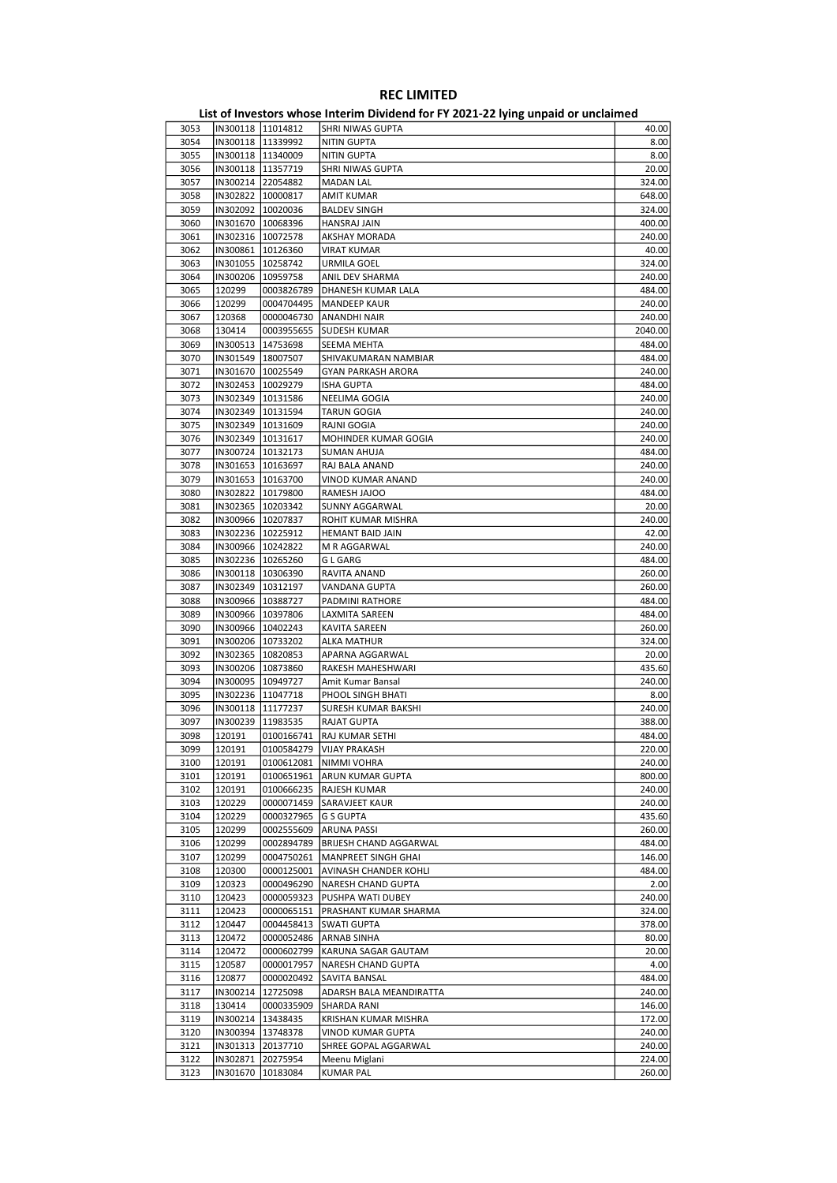# REC LIMITED

## List of Investors whose Interim Dividend for FY 2021-22 lying unpaid or unclaimed

| | | | | |
|---|---|---|---|---|
| 3053 | IN300118 | 11014812 | SHRI NIWAS GUPTA | 40.00 |
| 3054 | IN300118 | 11339992 | NITIN GUPTA | 8.00 |
| 3055 | IN300118 | 11340009 | NITIN GUPTA | 8.00 |
| 3056 | IN300118 | 11357719 | SHRI NIWAS GUPTA | 20.00 |
| 3057 | IN300214 | 22054882 | MADAN LAL | 324.00 |
| 3058 | IN302822 | 10000817 | AMIT KUMAR | 648.00 |
| 3059 | IN302092 | 10020036 | BALDEV SINGH | 324.00 |
| 3060 | IN301670 | 10068396 | HANSRAJ JAIN | 400.00 |
| 3061 | IN302316 | 10072578 | AKSHAY MORADA | 240.00 |
| 3062 | IN300861 | 10126360 | VIRAT KUMAR | 40.00 |
| 3063 | IN301055 | 10258742 | URMILA GOEL | 324.00 |
| 3064 | IN300206 | 10959758 | ANIL DEV SHARMA | 240.00 |
| 3065 | 120299 | 0003826789 | DHANESH KUMAR LALA | 484.00 |
| 3066 | 120299 | 0004704495 | MANDEEP KAUR | 240.00 |
| 3067 | 120368 | 0000046730 | ANANDHI NAIR | 240.00 |
| 3068 | 130414 | 0003955655 | SUDESH KUMAR | 2040.00 |
| 3069 | IN300513 | 14753698 | SEEMA MEHTA | 484.00 |
| 3070 | IN301549 | 18007507 | SHIVAKUMARAN NAMBIAR | 484.00 |
| 3071 | IN301670 | 10025549 | GYAN PARKASH ARORA | 240.00 |
| 3072 | IN302453 | 10029279 | ISHA GUPTA | 484.00 |
| 3073 | IN302349 | 10131586 | NEELIMA GOGIA | 240.00 |
| 3074 | IN302349 | 10131594 | TARUN GOGIA | 240.00 |
| 3075 | IN302349 | 10131609 | RAJNI GOGIA | 240.00 |
| 3076 | IN302349 | 10131617 | MOHINDER KUMAR GOGIA | 240.00 |
| 3077 | IN300724 | 10132173 | SUMAN AHUJA | 484.00 |
| 3078 | IN301653 | 10163697 | RAJ BALA ANAND | 240.00 |
| 3079 | IN301653 | 10163700 | VINOD KUMAR ANAND | 240.00 |
| 3080 | IN302822 | 10179800 | RAMESH JAJOO | 484.00 |
| 3081 | IN302365 | 10203342 | SUNNY AGGARWAL | 20.00 |
| 3082 | IN300966 | 10207837 | ROHIT KUMAR MISHRA | 240.00 |
| 3083 | IN302236 | 10225912 | HEMANT BAID JAIN | 42.00 |
| 3084 | IN300966 | 10242822 | M R AGGARWAL | 240.00 |
| 3085 | IN302236 | 10265260 | G L GARG | 484.00 |
| 3086 | IN300118 | 10306390 | RAVITA ANAND | 260.00 |
| 3087 | IN302349 | 10312197 | VANDANA GUPTA | 260.00 |
| 3088 | IN300966 | 10388727 | PADMINI RATHORE | 484.00 |
| 3089 | IN300966 | 10397806 | LAXMITA SAREEN | 484.00 |
| 3090 | IN300966 | 10402243 | KAVITA SAREEN | 260.00 |
| 3091 | IN300206 | 10733202 | ALKA MATHUR | 324.00 |
| 3092 | IN302365 | 10820853 | APARNA AGGARWAL | 20.00 |
| 3093 | IN300206 | 10873860 | RAKESH MAHESHWARI | 435.60 |
| 3094 | IN300095 | 10949727 | Amit Kumar Bansal | 240.00 |
| 3095 | IN302236 | 11047718 | PHOOL SINGH BHATI | 8.00 |
| 3096 | IN300118 | 11177237 | SURESH KUMAR BAKSHI | 240.00 |
| 3097 | IN300239 | 11983535 | RAJAT GUPTA | 388.00 |
| 3098 | 120191 | 0100166741 | RAJ KUMAR SETHI | 484.00 |
| 3099 | 120191 | 0100584279 | VIJAY PRAKASH | 220.00 |
| 3100 | 120191 | 0100612081 | NIMMI VOHRA | 240.00 |
| 3101 | 120191 | 0100651961 | ARUN KUMAR GUPTA | 800.00 |
| 3102 | 120191 | 0100666235 | RAJESH KUMAR | 240.00 |
| 3103 | 120229 | 0000071459 | SARAVJEET KAUR | 240.00 |
| 3104 | 120229 | 0000327965 | G S GUPTA | 435.60 |
| 3105 | 120299 | 0002555609 | ARUNA PASSI | 260.00 |
| 3106 | 120299 | 0002894789 | BRIJESH CHAND AGGARWAL | 484.00 |
| 3107 | 120299 | 0004750261 | MANPREET SINGH GHAI | 146.00 |
| 3108 | 120300 | 0000125001 | AVINASH CHANDER KOHLI | 484.00 |
| 3109 | 120323 | 0000496290 | NARESH CHAND GUPTA | 2.00 |
| 3110 | 120423 | 0000059323 | PUSHPA WATI DUBEY | 240.00 |
| 3111 | 120423 | 0000065151 | PRASHANT KUMAR SHARMA | 324.00 |
| 3112 | 120447 | 0004458413 | SWATI GUPTA | 378.00 |
| 3113 | 120472 | 0000052486 | ARNAB SINHA | 80.00 |
| 3114 | 120472 | 0000602799 | KARUNA SAGAR GAUTAM | 20.00 |
| 3115 | 120587 | 0000017957 | NARESH CHAND GUPTA | 4.00 |
| 3116 | 120877 | 0000020492 | SAVITA BANSAL | 484.00 |
| 3117 | IN300214 | 12725098 | ADARSH BALA MEANDIRATTA | 240.00 |
| 3118 | 130414 | 0000335909 | SHARDA RANI | 146.00 |
| 3119 | IN300214 | 13438435 | KRISHAN KUMAR MISHRA | 172.00 |
| 3120 | IN300394 | 13748378 | VINOD KUMAR GUPTA | 240.00 |
| 3121 | IN301313 | 20137710 | SHREE GOPAL AGGARWAL | 240.00 |
| 3122 | IN302871 | 20275954 | Meenu Miglani | 224.00 |
| 3123 | IN301670 | 10183084 | KUMAR PAL | 260.00 |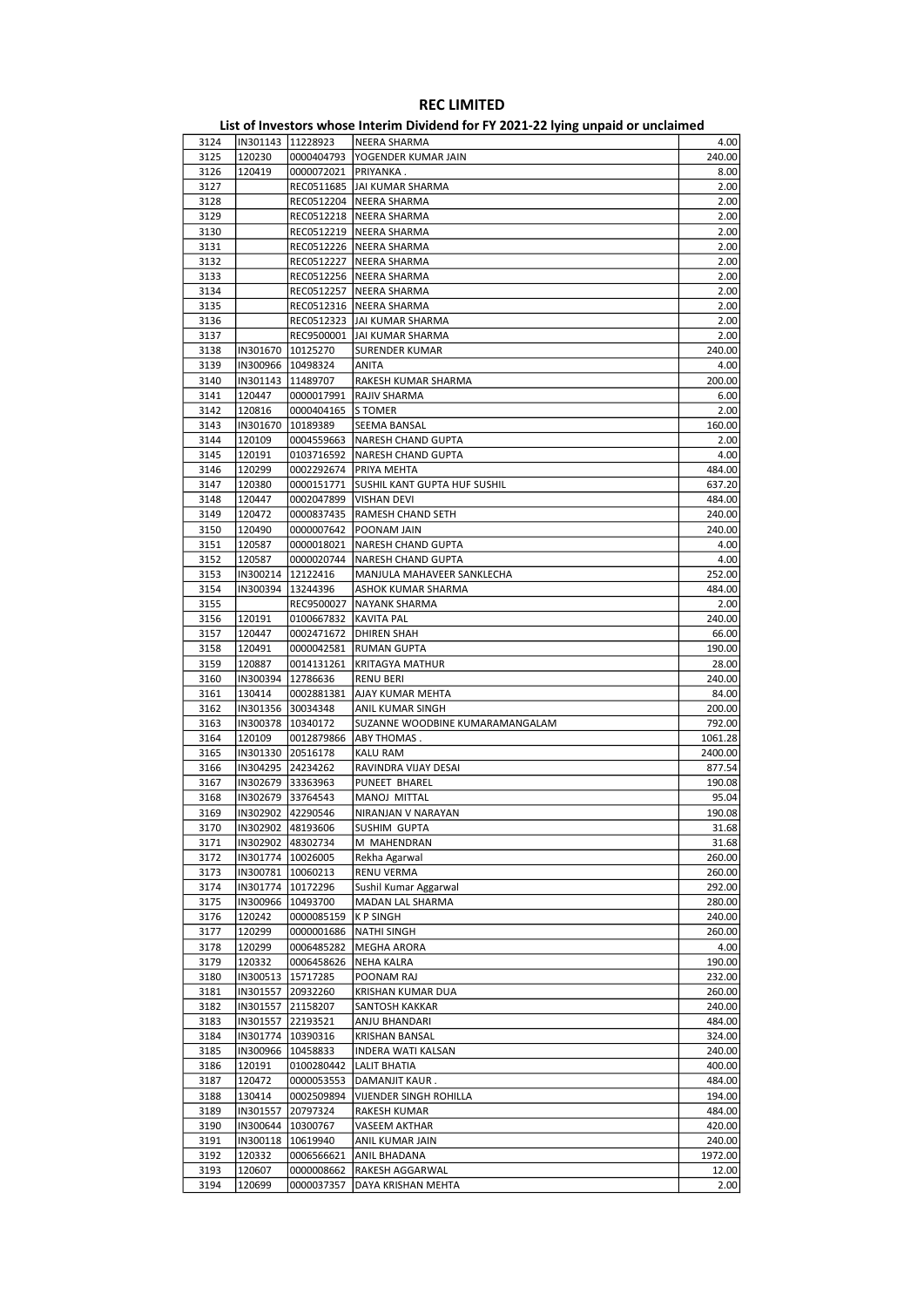# REC LIMITED

## List of Investors whose Interim Dividend for FY 2021-22 lying unpaid or unclaimed

| | | | | |
|---|---|---|---|---|
| 3124 | IN301143 | 11228923 | NEERA SHARMA | 4.00 |
| 3125 | 120230 | 0000404793 | YOGENDER KUMAR JAIN | 240.00 |
| 3126 | 120419 | 0000072021 | PRIYANKA . | 8.00 |
| 3127 | | REC0511685 | JAI KUMAR SHARMA | 2.00 |
| 3128 | | REC0512204 | NEERA SHARMA | 2.00 |
| 3129 | | REC0512218 | NEERA SHARMA | 2.00 |
| 3130 | | REC0512219 | NEERA SHARMA | 2.00 |
| 3131 | | REC0512226 | NEERA SHARMA | 2.00 |
| 3132 | | REC0512227 | NEERA SHARMA | 2.00 |
| 3133 | | REC0512256 | NEERA SHARMA | 2.00 |
| 3134 | | REC0512257 | NEERA SHARMA | 2.00 |
| 3135 | | REC0512316 | NEERA SHARMA | 2.00 |
| 3136 | | REC0512323 | JAI KUMAR SHARMA | 2.00 |
| 3137 | | REC9500001 | JAI KUMAR SHARMA | 2.00 |
| 3138 | IN301670 | 10125270 | SURENDER KUMAR | 240.00 |
| 3139 | IN300966 | 10498324 | ANITA | 4.00 |
| 3140 | IN301143 | 11489707 | RAKESH KUMAR SHARMA | 200.00 |
| 3141 | 120447 | 0000017991 | RAJIV SHARMA | 6.00 |
| 3142 | 120816 | 0000404165 | S TOMER | 2.00 |
| 3143 | IN301670 | 10189389 | SEEMA BANSAL | 160.00 |
| 3144 | 120109 | 0004559663 | NARESH CHAND GUPTA | 2.00 |
| 3145 | 120191 | 0103716592 | NARESH CHAND GUPTA | 4.00 |
| 3146 | 120299 | 0002292674 | PRIYA MEHTA | 484.00 |
| 3147 | 120380 | 0000151771 | SUSHIL KANT GUPTA HUF SUSHIL | 637.20 |
| 3148 | 120447 | 0002047899 | VISHAN DEVI | 484.00 |
| 3149 | 120472 | 0000837435 | RAMESH CHAND SETH | 240.00 |
| 3150 | 120490 | 0000007642 | POONAM JAIN | 240.00 |
| 3151 | 120587 | 0000018021 | NARESH CHAND GUPTA | 4.00 |
| 3152 | 120587 | 0000020744 | NARESH CHAND GUPTA | 4.00 |
| 3153 | IN300214 | 12122416 | MANJULA MAHAVEER SANKLECHA | 252.00 |
| 3154 | IN300394 | 13244396 | ASHOK KUMAR SHARMA | 484.00 |
| 3155 | | REC9500027 | NAYANK SHARMA | 2.00 |
| 3156 | 120191 | 0100667832 | KAVITA PAL | 240.00 |
| 3157 | 120447 | 0002471672 | DHIREN SHAH | 66.00 |
| 3158 | 120491 | 0000042581 | RUMAN GUPTA | 190.00 |
| 3159 | 120887 | 0014131261 | KRITAGYA MATHUR | 28.00 |
| 3160 | IN300394 | 12786636 | RENU BERI | 240.00 |
| 3161 | 130414 | 0002881381 | AJAY KUMAR MEHTA | 84.00 |
| 3162 | IN301356 | 30034348 | ANIL KUMAR SINGH | 200.00 |
| 3163 | IN300378 | 10340172 | SUZANNE WOODBINE KUMARAMANGALAM | 792.00 |
| 3164 | 120109 | 0012879866 | ABY THOMAS . | 1061.28 |
| 3165 | IN301330 | 20516178 | KALU RAM | 2400.00 |
| 3166 | IN304295 | 24234262 | RAVINDRA VIJAY DESAI | 877.54 |
| 3167 | IN302679 | 33363963 | PUNEET BHAREL | 190.08 |
| 3168 | IN302679 | 33764543 | MANOJ MITTAL | 95.04 |
| 3169 | IN302902 | 42290546 | NIRANJAN V NARAYAN | 190.08 |
| 3170 | IN302902 | 48193606 | SUSHIM GUPTA | 31.68 |
| 3171 | IN302902 | 48302734 | M MAHENDRAN | 31.68 |
| 3172 | IN301774 | 10026005 | Rekha Agarwal | 260.00 |
| 3173 | IN300781 | 10060213 | RENU VERMA | 260.00 |
| 3174 | IN301774 | 10172296 | Sushil Kumar Aggarwal | 292.00 |
| 3175 | IN300966 | 10493700 | MADAN LAL SHARMA | 280.00 |
| 3176 | 120242 | 0000085159 | K P SINGH | 240.00 |
| 3177 | 120299 | 0000001686 | NATHI SINGH | 260.00 |
| 3178 | 120299 | 0006485282 | MEGHA ARORA | 4.00 |
| 3179 | 120332 | 0006458626 | NEHA KALRA | 190.00 |
| 3180 | IN300513 | 15717285 | POONAM RAJ | 232.00 |
| 3181 | IN301557 | 20932260 | KRISHAN KUMAR DUA | 260.00 |
| 3182 | IN301557 | 21158207 | SANTOSH KAKKAR | 240.00 |
| 3183 | IN301557 | 22193521 | ANJU BHANDARI | 484.00 |
| 3184 | IN301774 | 10390316 | KRISHAN BANSAL | 324.00 |
| 3185 | IN300966 | 10458833 | INDERA WATI KALSAN | 240.00 |
| 3186 | 120191 | 0100280442 | LALIT BHATIA | 400.00 |
| 3187 | 120472 | 0000053553 | DAMANJIT KAUR . | 484.00 |
| 3188 | 130414 | 0002509894 | VIJENDER SINGH ROHILLA | 194.00 |
| 3189 | IN301557 | 20797324 | RAKESH KUMAR | 484.00 |
| 3190 | IN300644 | 10300767 | VASEEM AKTHAR | 420.00 |
| 3191 | IN300118 | 10619940 | ANIL KUMAR JAIN | 240.00 |
| 3192 | 120332 | 0006566621 | ANIL BHADANA | 1972.00 |
| 3193 | 120607 | 0000008662 | RAKESH AGGARWAL | 12.00 |
| 3194 | 120699 | 0000037357 | DAYA KRISHAN MEHTA | 2.00 |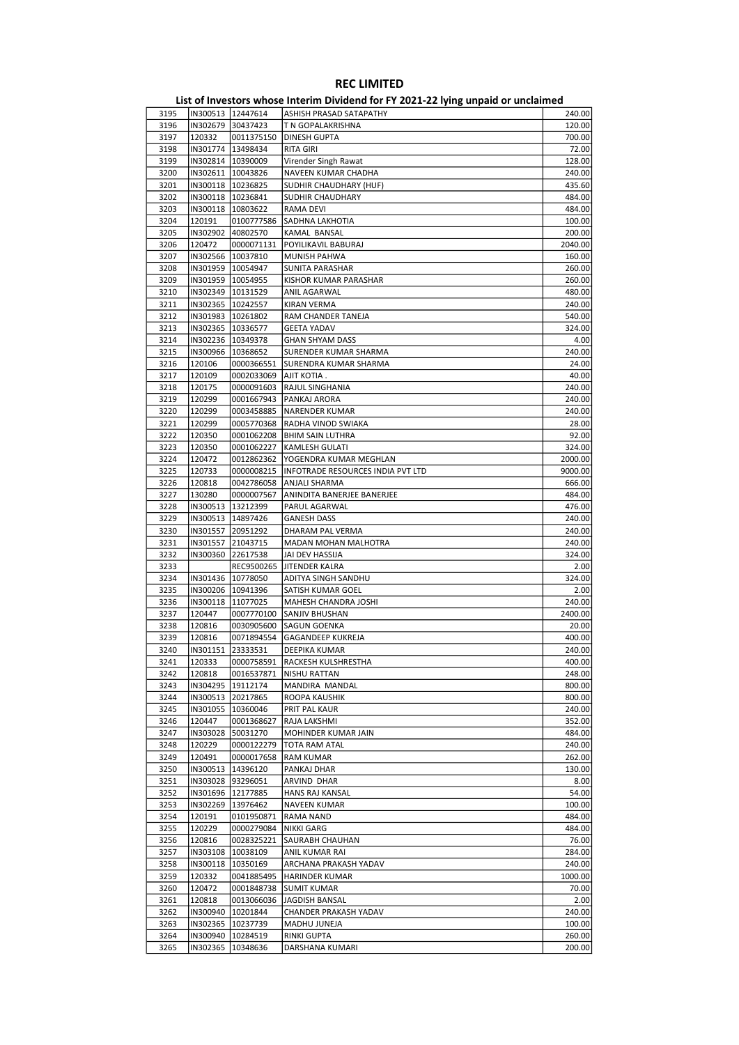# REC LIMITED

## List of Investors whose Interim Dividend for FY 2021-22 lying unpaid or unclaimed

| | | | | |
|---|---|---|---|---|
| 3195 | IN300513 | 12447614 | ASHISH PRASAD SATAPATHY | 240.00 |
| 3196 | IN302679 | 30437423 | T N GOPALAKRISHNA | 120.00 |
| 3197 | 120332 | 0011375150 | DINESH GUPTA | 700.00 |
| 3198 | IN301774 | 13498434 | RITA GIRI | 72.00 |
| 3199 | IN302814 | 10390009 | Virender Singh Rawat | 128.00 |
| 3200 | IN302611 | 10043826 | NAVEEN KUMAR CHADHA | 240.00 |
| 3201 | IN300118 | 10236825 | SUDHIR CHAUDHARY (HUF) | 435.60 |
| 3202 | IN300118 | 10236841 | SUDHIR CHAUDHARY | 484.00 |
| 3203 | IN300118 | 10803622 | RAMA DEVI | 484.00 |
| 3204 | 120191 | 0100777586 | SADHNA LAKHOTIA | 100.00 |
| 3205 | IN302902 | 40802570 | KAMAL BANSAL | 200.00 |
| 3206 | 120472 | 0000071131 | POYILIKAVIL BABURAJ | 2040.00 |
| 3207 | IN302566 | 10037810 | MUNISH PAHWA | 160.00 |
| 3208 | IN301959 | 10054947 | SUNITA PARASHAR | 260.00 |
| 3209 | IN301959 | 10054955 | KISHOR KUMAR PARASHAR | 260.00 |
| 3210 | IN302349 | 10131529 | ANIL AGARWAL | 480.00 |
| 3211 | IN302365 | 10242557 | KIRAN VERMA | 240.00 |
| 3212 | IN301983 | 10261802 | RAM CHANDER TANEJA | 540.00 |
| 3213 | IN302365 | 10336577 | GEETA YADAV | 324.00 |
| 3214 | IN302236 | 10349378 | GHAN SHYAM DASS | 4.00 |
| 3215 | IN300966 | 10368652 | SURENDER KUMAR SHARMA | 240.00 |
| 3216 | 120106 | 0000366551 | SURENDRA KUMAR SHARMA | 24.00 |
| 3217 | 120109 | 0002033069 | AJIT KOTIA . | 40.00 |
| 3218 | 120175 | 0000091603 | RAJUL SINGHANIA | 240.00 |
| 3219 | 120299 | 0001667943 | PANKAJ ARORA | 240.00 |
| 3220 | 120299 | 0003458885 | NARENDER KUMAR | 240.00 |
| 3221 | 120299 | 0005770368 | RADHA VINOD SWIAKA | 28.00 |
| 3222 | 120350 | 0001062208 | BHIM SAIN LUTHRA | 92.00 |
| 3223 | 120350 | 0001062227 | KAMLESH GULATI | 324.00 |
| 3224 | 120472 | 0012862362 | YOGENDRA KUMAR MEGHLAN | 2000.00 |
| 3225 | 120733 | 0000008215 | INFOTRADE RESOURCES INDIA PVT LTD | 9000.00 |
| 3226 | 120818 | 0042786058 | ANJALI SHARMA | 666.00 |
| 3227 | 130280 | 0000007567 | ANINDITA BANERJEE BANERJEE | 484.00 |
| 3228 | IN300513 | 13212399 | PARUL AGARWAL | 476.00 |
| 3229 | IN300513 | 14897426 | GANESH DASS | 240.00 |
| 3230 | IN301557 | 20951292 | DHARAM PAL VERMA | 240.00 |
| 3231 | IN301557 | 21043715 | MADAN MOHAN MALHOTRA | 240.00 |
| 3232 | IN300360 | 22617538 | JAI DEV HASSIJA | 324.00 |
| 3233 | | REC9500265 | JITENDER KALRA | 2.00 |
| 3234 | IN301436 | 10778050 | ADITYA SINGH SANDHU | 324.00 |
| 3235 | IN300206 | 10941396 | SATISH KUMAR GOEL | 2.00 |
| 3236 | IN300118 | 11077025 | MAHESH CHANDRA JOSHI | 240.00 |
| 3237 | 120447 | 0007770100 | SANJIV BHUSHAN | 2400.00 |
| 3238 | 120816 | 0030905600 | SAGUN GOENKA | 20.00 |
| 3239 | 120816 | 0071894554 | GAGANDEEP KUKREJA | 400.00 |
| 3240 | IN301151 | 23333531 | DEEPIKA KUMAR | 240.00 |
| 3241 | 120333 | 0000758591 | RACKESH KULSHRESTHA | 400.00 |
| 3242 | 120818 | 0016537871 | NISHU RATTAN | 248.00 |
| 3243 | IN304295 | 19112174 | MANDIRA MANDAL | 800.00 |
| 3244 | IN300513 | 20217865 | ROOPA KAUSHIK | 800.00 |
| 3245 | IN301055 | 10360046 | PRIT PAL KAUR | 240.00 |
| 3246 | 120447 | 0001368627 | RAJA LAKSHMI | 352.00 |
| 3247 | IN303028 | 50031270 | MOHINDER KUMAR JAIN | 484.00 |
| 3248 | 120229 | 0000122279 | TOTA RAM ATAL | 240.00 |
| 3249 | 120491 | 0000017658 | RAM KUMAR | 262.00 |
| 3250 | IN300513 | 14396120 | PANKAJ DHAR | 130.00 |
| 3251 | IN303028 | 93296051 | ARVIND DHAR | 8.00 |
| 3252 | IN301696 | 12177885 | HANS RAJ KANSAL | 54.00 |
| 3253 | IN302269 | 13976462 | NAVEEN KUMAR | 100.00 |
| 3254 | 120191 | 0101950871 | RAMA NAND | 484.00 |
| 3255 | 120229 | 0000279084 | NIKKI GARG | 484.00 |
| 3256 | 120816 | 0028325221 | SAURABH CHAUHAN | 76.00 |
| 3257 | IN303108 | 10038109 | ANIL KUMAR RAI | 284.00 |
| 3258 | IN300118 | 10350169 | ARCHANA PRAKASH YADAV | 240.00 |
| 3259 | 120332 | 0041885495 | HARINDER KUMAR | 1000.00 |
| 3260 | 120472 | 0001848738 | SUMIT KUMAR | 70.00 |
| 3261 | 120818 | 0013066036 | JAGDISH BANSAL | 2.00 |
| 3262 | IN300940 | 10201844 | CHANDER PRAKASH YADAV | 240.00 |
| 3263 | IN302365 | 10237739 | MADHU JUNEJA | 100.00 |
| 3264 | IN300940 | 10284519 | RINKI GUPTA | 260.00 |
| 3265 | IN302365 | 10348636 | DARSHANA KUMARI | 200.00 |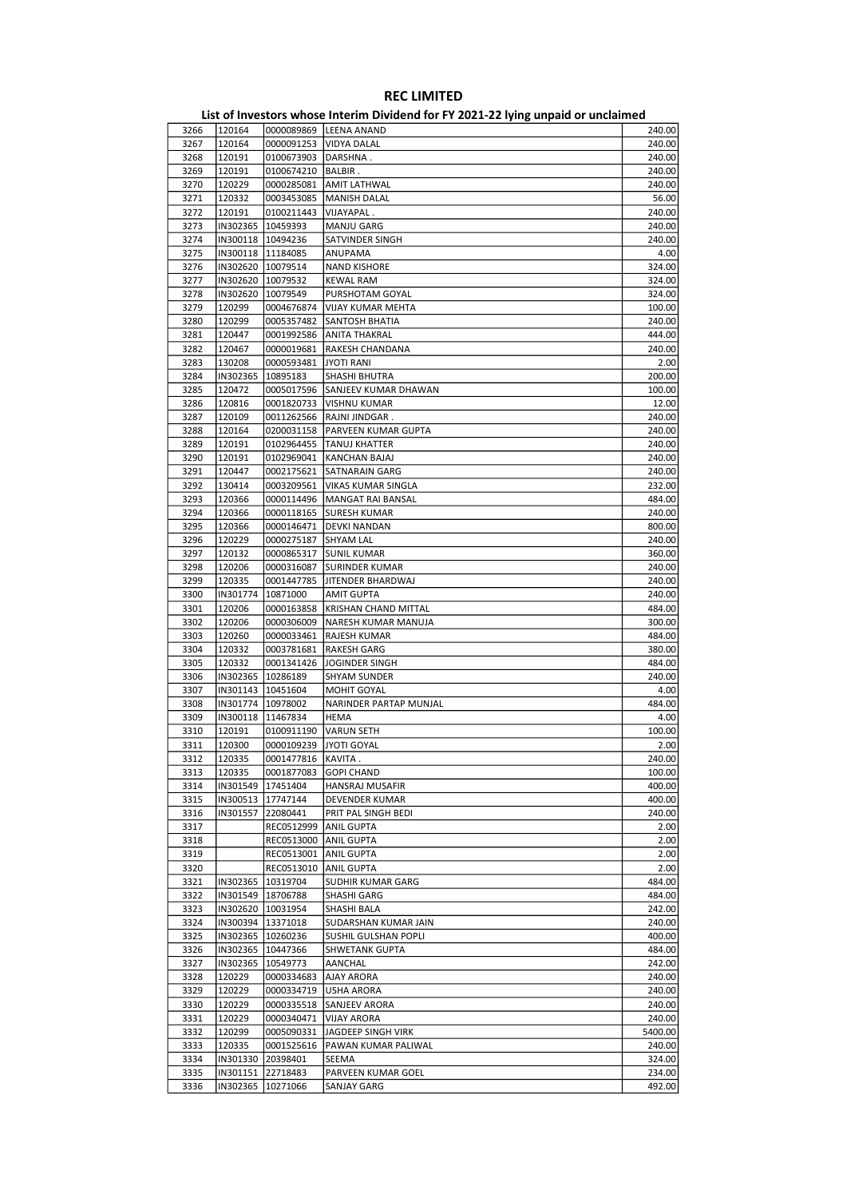# REC LIMITED

## List of Investors whose Interim Dividend for FY 2021-22 lying unpaid or unclaimed

| | | | | |
|---|---|---|---|---|
| 3266 | 120164 | 0000089869 | LEENA ANAND | 240.00 |
| 3267 | 120164 | 0000091253 | VIDYA DALAL | 240.00 |
| 3268 | 120191 | 0100673903 | DARSHNA . | 240.00 |
| 3269 | 120191 | 0100674210 | BALBIR . | 240.00 |
| 3270 | 120229 | 0000285081 | AMIT LATHWAL | 240.00 |
| 3271 | 120332 | 0003453085 | MANISH DALAL | 56.00 |
| 3272 | 120191 | 0100211443 | VIJAYAPAL . | 240.00 |
| 3273 | IN302365 | 10459393 | MANJU GARG | 240.00 |
| 3274 | IN300118 | 10494236 | SATVINDER SINGH | 240.00 |
| 3275 | IN300118 | 11184085 | ANUPAMA | 4.00 |
| 3276 | IN302620 | 10079514 | NAND KISHORE | 324.00 |
| 3277 | IN302620 | 10079532 | KEWAL RAM | 324.00 |
| 3278 | IN302620 | 10079549 | PURSHOTAM GOYAL | 324.00 |
| 3279 | 120299 | 0004676874 | VIJAY KUMAR MEHTA | 100.00 |
| 3280 | 120299 | 0005357482 | SANTOSH BHATIA | 240.00 |
| 3281 | 120447 | 0001992586 | ANITA THAKRAL | 444.00 |
| 3282 | 120467 | 0000019681 | RAKESH CHANDANA | 240.00 |
| 3283 | 130208 | 0000593481 | JYOTI RANI | 2.00 |
| 3284 | IN302365 | 10895183 | SHASHI BHUTRA | 200.00 |
| 3285 | 120472 | 0005017596 | SANJEEV KUMAR DHAWAN | 100.00 |
| 3286 | 120816 | 0001820733 | VISHNU KUMAR | 12.00 |
| 3287 | 120109 | 0011262566 | RAJNI JINDGAR . | 240.00 |
| 3288 | 120164 | 0200031158 | PARVEEN KUMAR GUPTA | 240.00 |
| 3289 | 120191 | 0102964455 | TANUJ KHATTER | 240.00 |
| 3290 | 120191 | 0102969041 | KANCHAN BAJAJ | 240.00 |
| 3291 | 120447 | 0002175621 | SATNARAIN GARG | 240.00 |
| 3292 | 130414 | 0003209561 | VIKAS KUMAR SINGLA | 232.00 |
| 3293 | 120366 | 0000114496 | MANGAT RAI BANSAL | 484.00 |
| 3294 | 120366 | 0000118165 | SURESH KUMAR | 240.00 |
| 3295 | 120366 | 0000146471 | DEVKI NANDAN | 800.00 |
| 3296 | 120229 | 0000275187 | SHYAM LAL | 240.00 |
| 3297 | 120132 | 0000865317 | SUNIL KUMAR | 360.00 |
| 3298 | 120206 | 0000316087 | SURINDER KUMAR | 240.00 |
| 3299 | 120335 | 0001447785 | JITENDER BHARDWAJ | 240.00 |
| 3300 | IN301774 | 10871000 | AMIT GUPTA | 240.00 |
| 3301 | 120206 | 0000163858 | KRISHAN CHAND MITTAL | 484.00 |
| 3302 | 120206 | 0000306009 | NARESH KUMAR MANUJA | 300.00 |
| 3303 | 120260 | 0000033461 | RAJESH KUMAR | 484.00 |
| 3304 | 120332 | 0003781681 | RAKESH GARG | 380.00 |
| 3305 | 120332 | 0001341426 | JOGINDER SINGH | 484.00 |
| 3306 | IN302365 | 10286189 | SHYAM SUNDER | 240.00 |
| 3307 | IN301143 | 10451604 | MOHIT GOYAL | 4.00 |
| 3308 | IN301774 | 10978002 | NARINDER PARTAP MUNJAL | 484.00 |
| 3309 | IN300118 | 11467834 | HEMA | 4.00 |
| 3310 | 120191 | 0100911190 | VARUN SETH | 100.00 |
| 3311 | 120300 | 0000109239 | JYOTI GOYAL | 2.00 |
| 3312 | 120335 | 0001477816 | KAVITA . | 240.00 |
| 3313 | 120335 | 0001877083 | GOPI CHAND | 100.00 |
| 3314 | IN301549 | 17451404 | HANSRAJ MUSAFIR | 400.00 |
| 3315 | IN300513 | 17747144 | DEVENDER KUMAR | 400.00 |
| 3316 | IN301557 | 22080441 | PRIT PAL SINGH BEDI | 240.00 |
| 3317 | | REC0512999 | ANIL GUPTA | 2.00 |
| 3318 | | REC0513000 | ANIL GUPTA | 2.00 |
| 3319 | | REC0513001 | ANIL GUPTA | 2.00 |
| 3320 | | REC0513010 | ANIL GUPTA | 2.00 |
| 3321 | IN302365 | 10319704 | SUDHIR KUMAR GARG | 484.00 |
| 3322 | IN301549 | 18706788 | SHASHI GARG | 484.00 |
| 3323 | IN302620 | 10031954 | SHASHI BALA | 242.00 |
| 3324 | IN300394 | 13371018 | SUDARSHAN KUMAR JAIN | 240.00 |
| 3325 | IN302365 | 10260236 | SUSHIL GULSHAN POPLI | 400.00 |
| 3326 | IN302365 | 10447366 | SHWETANK GUPTA | 484.00 |
| 3327 | IN302365 | 10549773 | AANCHAL | 242.00 |
| 3328 | 120229 | 0000334683 | AJAY ARORA | 240.00 |
| 3329 | 120229 | 0000334719 | USHA ARORA | 240.00 |
| 3330 | 120229 | 0000335518 | SANJEEV ARORA | 240.00 |
| 3331 | 120229 | 0000340471 | VIJAY ARORA | 240.00 |
| 3332 | 120299 | 0005090331 | JAGDEEP SINGH VIRK | 5400.00 |
| 3333 | 120335 | 0001525616 | PAWAN KUMAR PALIWAL | 240.00 |
| 3334 | IN301330 | 20398401 | SEEMA | 324.00 |
| 3335 | IN301151 | 22718483 | PARVEEN KUMAR GOEL | 234.00 |
| 3336 | IN302365 | 10271066 | SANJAY GARG | 492.00 |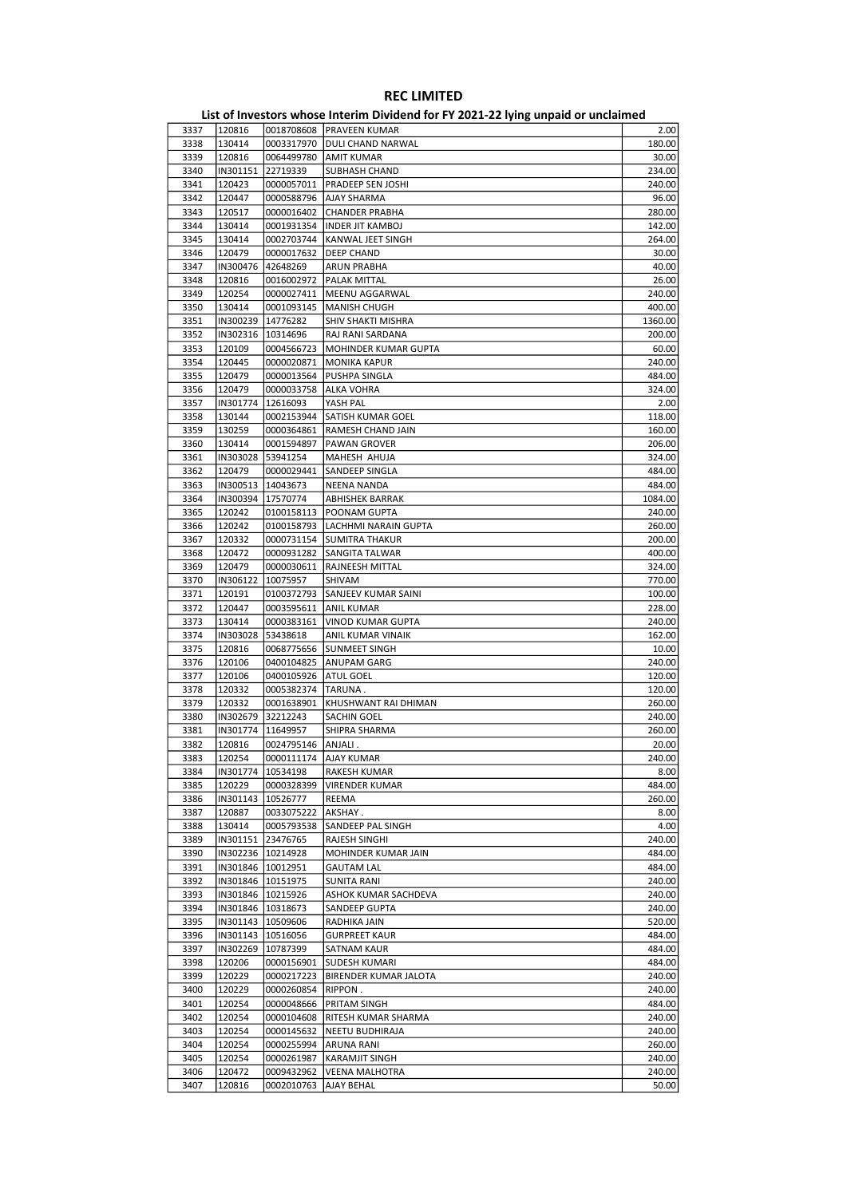# REC LIMITED

## List of Investors whose Interim Dividend for FY 2021-22 lying unpaid or unclaimed

| | | | | |
|---|---|---|---|---|
| 3337 | 120816 | 0018708608 | PRAVEEN KUMAR | 2.00 |
| 3338 | 130414 | 0003317970 | DULI CHAND NARWAL | 180.00 |
| 3339 | 120816 | 0064499780 | AMIT KUMAR | 30.00 |
| 3340 | IN301151 | 22719339 | SUBHASH CHAND | 234.00 |
| 3341 | 120423 | 0000057011 | PRADEEP SEN JOSHI | 240.00 |
| 3342 | 120447 | 0000588796 | AJAY SHARMA | 96.00 |
| 3343 | 120517 | 0000016402 | CHANDER PRABHA | 280.00 |
| 3344 | 130414 | 0001931354 | INDER JIT KAMBOJ | 142.00 |
| 3345 | 130414 | 0002703744 | KANWAL JEET SINGH | 264.00 |
| 3346 | 120479 | 0000017632 | DEEP CHAND | 30.00 |
| 3347 | IN300476 | 42648269 | ARUN PRABHA | 40.00 |
| 3348 | 120816 | 0016002972 | PALAK MITTAL | 26.00 |
| 3349 | 120254 | 0000027411 | MEENU AGGARWAL | 240.00 |
| 3350 | 130414 | 0001093145 | MANISH CHUGH | 400.00 |
| 3351 | IN300239 | 14776282 | SHIV SHAKTI MISHRA | 1360.00 |
| 3352 | IN302316 | 10314696 | RAJ RANI SARDANA | 200.00 |
| 3353 | 120109 | 0004566723 | MOHINDER KUMAR GUPTA | 60.00 |
| 3354 | 120445 | 0000020871 | MONIKA KAPUR | 240.00 |
| 3355 | 120479 | 0000013564 | PUSHPA SINGLA | 484.00 |
| 3356 | 120479 | 0000033758 | ALKA VOHRA | 324.00 |
| 3357 | IN301774 | 12616093 | YASH PAL | 2.00 |
| 3358 | 130144 | 0002153944 | SATISH KUMAR GOEL | 118.00 |
| 3359 | 130259 | 0000364861 | RAMESH CHAND JAIN | 160.00 |
| 3360 | 130414 | 0001594897 | PAWAN GROVER | 206.00 |
| 3361 | IN303028 | 53941254 | MAHESH AHUJA | 324.00 |
| 3362 | 120479 | 0000029441 | SANDEEP SINGLA | 484.00 |
| 3363 | IN300513 | 14043673 | NEENA NANDA | 484.00 |
| 3364 | IN300394 | 17570774 | ABHISHEK BARRAK | 1084.00 |
| 3365 | 120242 | 0100158113 | POONAM GUPTA | 240.00 |
| 3366 | 120242 | 0100158793 | LACHHMI NARAIN GUPTA | 260.00 |
| 3367 | 120332 | 0000731154 | SUMITRA THAKUR | 200.00 |
| 3368 | 120472 | 0000931282 | SANGITA TALWAR | 400.00 |
| 3369 | 120479 | 0000030611 | RAJNEESH MITTAL | 324.00 |
| 3370 | IN306122 | 10075957 | SHIVAM | 770.00 |
| 3371 | 120191 | 0100372793 | SANJEEV KUMAR SAINI | 100.00 |
| 3372 | 120447 | 0003595611 | ANIL KUMAR | 228.00 |
| 3373 | 130414 | 0000383161 | VINOD KUMAR GUPTA | 240.00 |
| 3374 | IN303028 | 53438618 | ANIL KUMAR VINAIK | 162.00 |
| 3375 | 120816 | 0068775656 | SUNMEET SINGH | 10.00 |
| 3376 | 120106 | 0400104825 | ANUPAM GARG | 240.00 |
| 3377 | 120106 | 0400105926 | ATUL GOEL | 120.00 |
| 3378 | 120332 | 0005382374 | TARUNA . | 120.00 |
| 3379 | 120332 | 0001638901 | KHUSHWANT RAI DHIMAN | 260.00 |
| 3380 | IN302679 | 32212243 | SACHIN GOEL | 240.00 |
| 3381 | IN301774 | 11649957 | SHIPRA SHARMA | 260.00 |
| 3382 | 120816 | 0024795146 | ANJALI . | 20.00 |
| 3383 | 120254 | 0000111174 | AJAY KUMAR | 240.00 |
| 3384 | IN301774 | 10534198 | RAKESH KUMAR | 8.00 |
| 3385 | 120229 | 0000328399 | VIRENDER KUMAR | 484.00 |
| 3386 | IN301143 | 10526777 | REEMA | 260.00 |
| 3387 | 120887 | 0033075222 | AKSHAY . | 8.00 |
| 3388 | 130414 | 0005793538 | SANDEEP PAL SINGH | 4.00 |
| 3389 | IN301151 | 23476765 | RAJESH SINGHI | 240.00 |
| 3390 | IN302236 | 10214928 | MOHINDER KUMAR JAIN | 484.00 |
| 3391 | IN301846 | 10012951 | GAUTAM LAL | 484.00 |
| 3392 | IN301846 | 10151975 | SUNITA RANI | 240.00 |
| 3393 | IN301846 | 10215926 | ASHOK KUMAR SACHDEVA | 240.00 |
| 3394 | IN301846 | 10318673 | SANDEEP GUPTA | 240.00 |
| 3395 | IN301143 | 10509606 | RADHIKA JAIN | 520.00 |
| 3396 | IN301143 | 10516056 | GURPREET KAUR | 484.00 |
| 3397 | IN302269 | 10787399 | SATNAM KAUR | 484.00 |
| 3398 | 120206 | 0000156901 | SUDESH KUMARI | 484.00 |
| 3399 | 120229 | 0000217223 | BIRENDER KUMAR JALOTA | 240.00 |
| 3400 | 120229 | 0000260854 | RIPPON . | 240.00 |
| 3401 | 120254 | 0000048666 | PRITAM SINGH | 484.00 |
| 3402 | 120254 | 0000104608 | RITESH KUMAR SHARMA | 240.00 |
| 3403 | 120254 | 0000145632 | NEETU BUDHIRAJA | 240.00 |
| 3404 | 120254 | 0000255994 | ARUNA RANI | 260.00 |
| 3405 | 120254 | 0000261987 | KARAMJIT SINGH | 240.00 |
| 3406 | 120472 | 0009432962 | VEENA MALHOTRA | 240.00 |
| 3407 | 120816 | 0002010763 | AJAY BEHAL | 50.00 |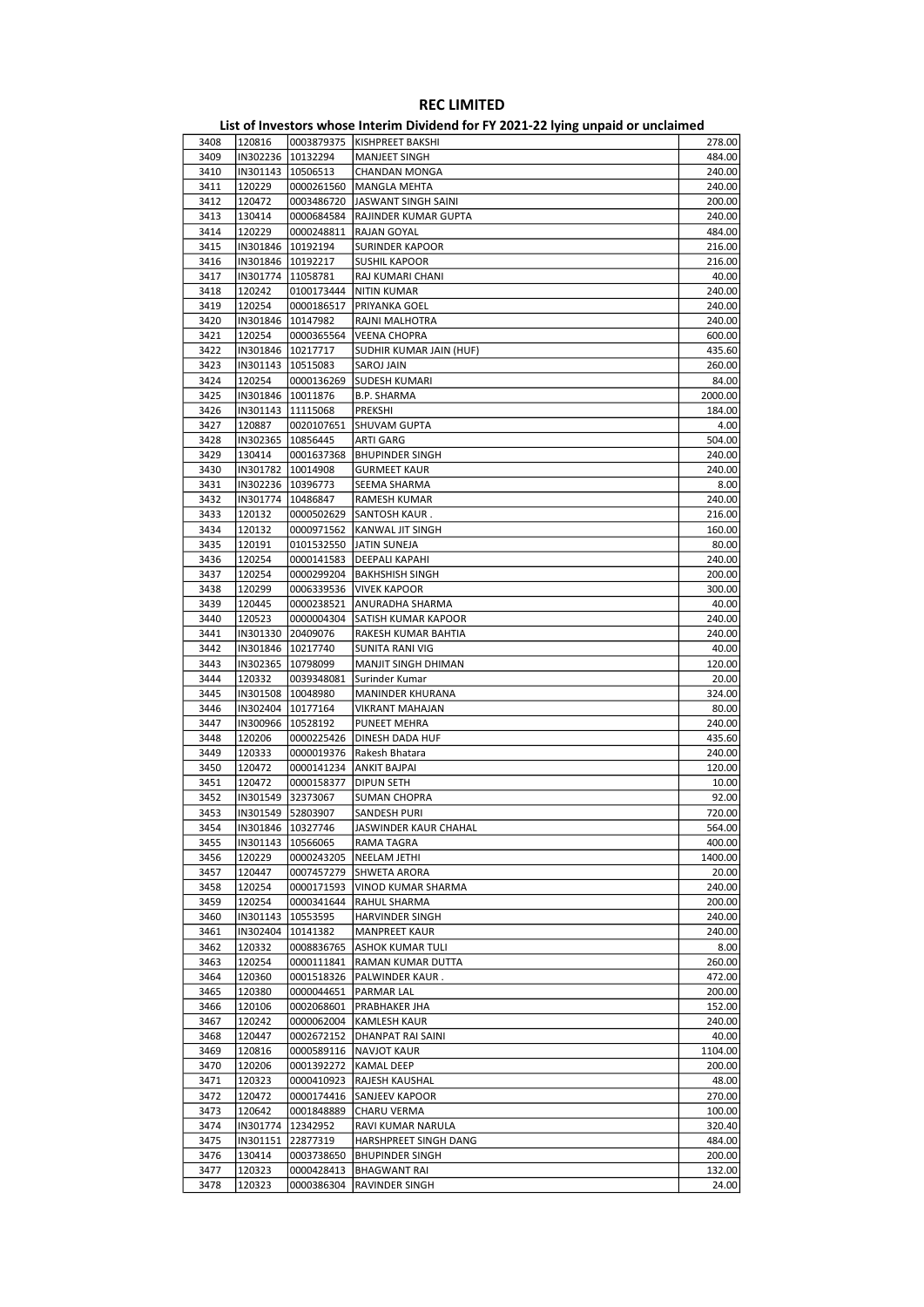# REC LIMITED

## List of Investors whose Interim Dividend for FY 2021-22 lying unpaid or unclaimed

| | | | | |
|---|---|---|---|---|
| 3408 | 120816 | 0003879375 | KISHPREET BAKSHI | 278.00 |
| 3409 | IN302236 | 10132294 | MANJEET SINGH | 484.00 |
| 3410 | IN301143 | 10506513 | CHANDAN MONGA | 240.00 |
| 3411 | 120229 | 0000261560 | MANGLA MEHTA | 240.00 |
| 3412 | 120472 | 0003486720 | JASWANT SINGH SAINI | 200.00 |
| 3413 | 130414 | 0000684584 | RAJINDER KUMAR GUPTA | 240.00 |
| 3414 | 120229 | 0000248811 | RAJAN GOYAL | 484.00 |
| 3415 | IN301846 | 10192194 | SURINDER KAPOOR | 216.00 |
| 3416 | IN301846 | 10192217 | SUSHIL KAPOOR | 216.00 |
| 3417 | IN301774 | 11058781 | RAJ KUMARI CHANI | 40.00 |
| 3418 | 120242 | 0100173444 | NITIN KUMAR | 240.00 |
| 3419 | 120254 | 0000186517 | PRIYANKA GOEL | 240.00 |
| 3420 | IN301846 | 10147982 | RAJNI MALHOTRA | 240.00 |
| 3421 | 120254 | 0000365564 | VEENA CHOPRA | 600.00 |
| 3422 | IN301846 | 10217717 | SUDHIR KUMAR JAIN (HUF) | 435.60 |
| 3423 | IN301143 | 10515083 | SAROJ JAIN | 260.00 |
| 3424 | 120254 | 0000136269 | SUDESH KUMARI | 84.00 |
| 3425 | IN301846 | 10011876 | B.P. SHARMA | 2000.00 |
| 3426 | IN301143 | 11115068 | PREKSHI | 184.00 |
| 3427 | 120887 | 0020107651 | SHUVAM GUPTA | 4.00 |
| 3428 | IN302365 | 10856445 | ARTI GARG | 504.00 |
| 3429 | 130414 | 0001637368 | BHUPINDER SINGH | 240.00 |
| 3430 | IN301782 | 10014908 | GURMEET KAUR | 240.00 |
| 3431 | IN302236 | 10396773 | SEEMA SHARMA | 8.00 |
| 3432 | IN301774 | 10486847 | RAMESH KUMAR | 240.00 |
| 3433 | 120132 | 0000502629 | SANTOSH KAUR . | 216.00 |
| 3434 | 120132 | 0000971562 | KANWAL JIT SINGH | 160.00 |
| 3435 | 120191 | 0101532550 | JATIN SUNEJA | 80.00 |
| 3436 | 120254 | 0000141583 | DEEPALI KAPAHI | 240.00 |
| 3437 | 120254 | 0000299204 | BAKHSHISH SINGH | 200.00 |
| 3438 | 120299 | 0006339536 | VIVEK KAPOOR | 300.00 |
| 3439 | 120445 | 0000238521 | ANURADHA SHARMA | 40.00 |
| 3440 | 120523 | 0000004304 | SATISH KUMAR KAPOOR | 240.00 |
| 3441 | IN301330 | 20409076 | RAKESH KUMAR BAHTIA | 240.00 |
| 3442 | IN301846 | 10217740 | SUNITA RANI VIG | 40.00 |
| 3443 | IN302365 | 10798099 | MANJIT SINGH DHIMAN | 120.00 |
| 3444 | 120332 | 0039348081 | Surinder Kumar | 20.00 |
| 3445 | IN301508 | 10048980 | MANINDER KHURANA | 324.00 |
| 3446 | IN302404 | 10177164 | VIKRANT MAHAJAN | 80.00 |
| 3447 | IN300966 | 10528192 | PUNEET MEHRA | 240.00 |
| 3448 | 120206 | 0000225426 | DINESH DADA HUF | 435.60 |
| 3449 | 120333 | 0000019376 | Rakesh Bhatara | 240.00 |
| 3450 | 120472 | 0000141234 | ANKIT BAJPAI | 120.00 |
| 3451 | 120472 | 0000158377 | DIPUN SETH | 10.00 |
| 3452 | IN301549 | 32373067 | SUMAN CHOPRA | 92.00 |
| 3453 | IN301549 | 52803907 | SANDESH PURI | 720.00 |
| 3454 | IN301846 | 10327746 | JASWINDER KAUR CHAHAL | 564.00 |
| 3455 | IN301143 | 10566065 | RAMA TAGRA | 400.00 |
| 3456 | 120229 | 0000243205 | NEELAM JETHI | 1400.00 |
| 3457 | 120447 | 0007457279 | SHWETA ARORA | 20.00 |
| 3458 | 120254 | 0000171593 | VINOD KUMAR SHARMA | 240.00 |
| 3459 | 120254 | 0000341644 | RAHUL SHARMA | 200.00 |
| 3460 | IN301143 | 10553595 | HARVINDER SINGH | 240.00 |
| 3461 | IN302404 | 10141382 | MANPREET KAUR | 240.00 |
| 3462 | 120332 | 0008836765 | ASHOK KUMAR TULI | 8.00 |
| 3463 | 120254 | 0000111841 | RAMAN KUMAR DUTTA | 260.00 |
| 3464 | 120360 | 0001518326 | PALWINDER KAUR . | 472.00 |
| 3465 | 120380 | 0000044651 | PARMAR LAL | 200.00 |
| 3466 | 120106 | 0002068601 | PRABHAKER JHA | 152.00 |
| 3467 | 120242 | 0000062004 | KAMLESH KAUR | 240.00 |
| 3468 | 120447 | 0002672152 | DHANPAT RAI SAINI | 40.00 |
| 3469 | 120816 | 0000589116 | NAVJOT KAUR | 1104.00 |
| 3470 | 120206 | 0001392272 | KAMAL DEEP | 200.00 |
| 3471 | 120323 | 0000410923 | RAJESH KAUSHAL | 48.00 |
| 3472 | 120472 | 0000174416 | SANJEEV KAPOOR | 270.00 |
| 3473 | 120642 | 0001848889 | CHARU VERMA | 100.00 |
| 3474 | IN301774 | 12342952 | RAVI KUMAR NARULA | 320.40 |
| 3475 | IN301151 | 22877319 | HARSHPREET SINGH DANG | 484.00 |
| 3476 | 130414 | 0003738650 | BHUPINDER SINGH | 200.00 |
| 3477 | 120323 | 0000428413 | BHAGWANT RAI | 132.00 |
| 3478 | 120323 | 0000386304 | RAVINDER SINGH | 24.00 |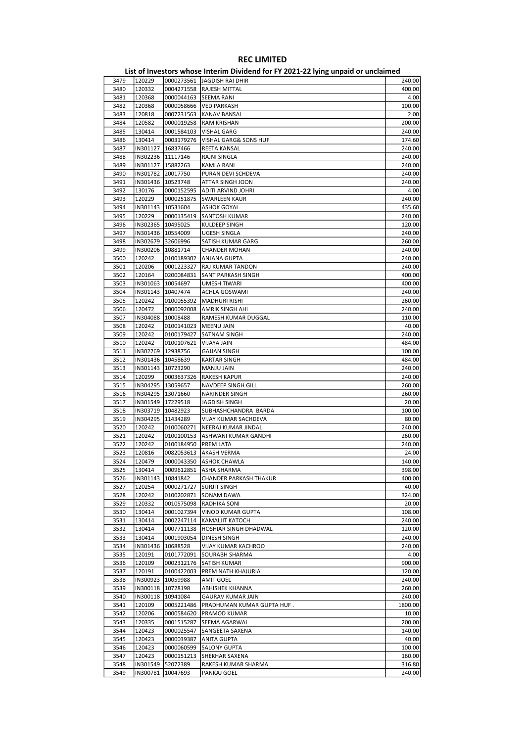# REC LIMITED

## List of Investors whose Interim Dividend for FY 2021-22 lying unpaid or unclaimed

| | | | | |
|---|---|---|---|---|
| 3479 | 120229 | 0000273561 | JAGDISH RAI DHIR | 240.00 |
| 3480 | 120332 | 0004271558 | RAJESH MITTAL | 400.00 |
| 3481 | 120368 | 0000044163 | SEEMA RANI | 4.00 |
| 3482 | 120368 | 0000058666 | VED PARKASH | 100.00 |
| 3483 | 120818 | 0007231563 | KANAV BANSAL | 2.00 |
| 3484 | 120582 | 0000019258 | RAM KRISHAN | 200.00 |
| 3485 | 130414 | 0001584103 | VISHAL GARG | 240.00 |
| 3486 | 130414 | 0003179276 | VISHAL GARG& SONS HUF | 174.60 |
| 3487 | IN301127 | 16837466 | REETA KANSAL | 240.00 |
| 3488 | IN302236 | 11117146 | RAJNI SINGLA | 240.00 |
| 3489 | IN301127 | 15882263 | KAMLA RANI | 240.00 |
| 3490 | IN301782 | 20017750 | PURAN DEVI SCHDEVA | 240.00 |
| 3491 | IN301436 | 10523748 | ATTAR SINGH JOON | 240.00 |
| 3492 | 130176 | 0000152595 | ADITI ARVIND JOHRI | 4.00 |
| 3493 | 120229 | 0000251875 | SWARLEEN KAUR | 240.00 |
| 3494 | IN301143 | 10531604 | ASHOK GOYAL | 435.60 |
| 3495 | 120229 | 0000135419 | SANTOSH KUMAR | 240.00 |
| 3496 | IN302365 | 10495025 | KULDEEP SINGH | 120.00 |
| 3497 | IN301436 | 10554009 | UGESH SINGLA | 240.00 |
| 3498 | IN302679 | 32606996 | SATISH KUMAR GARG | 260.00 |
| 3499 | IN300206 | 10881714 | CHANDER MOHAN | 240.00 |
| 3500 | 120242 | 0100189302 | ANJANA GUPTA | 240.00 |
| 3501 | 120206 | 0001223327 | RAJ KUMAR TANDON | 240.00 |
| 3502 | 120164 | 0200084831 | SANT PARKASH SINGH | 400.00 |
| 3503 | IN301063 | 10054697 | UMESH TIWARI | 400.00 |
| 3504 | IN301143 | 10407474 | ACHLA GOSWAMI | 240.00 |
| 3505 | 120242 | 0100055392 | MADHURI RISHI | 260.00 |
| 3506 | 120472 | 0000092008 | AMRIK SINGH AHI | 240.00 |
| 3507 | IN304088 | 10008488 | RAMESH KUMAR DUGGAL | 110.00 |
| 3508 | 120242 | 0100141023 | MEENU JAIN | 40.00 |
| 3509 | 120242 | 0100179427 | SATNAM SINGH | 240.00 |
| 3510 | 120242 | 0100107621 | VIJAYA JAIN | 484.00 |
| 3511 | IN302269 | 12938756 | GAJJAN SINGH | 100.00 |
| 3512 | IN301436 | 10458639 | KARTAR SINGH | 484.00 |
| 3513 | IN301143 | 10723290 | MANJU JAIN | 240.00 |
| 3514 | 120299 | 0003637326 | RAKESH KAPUR | 240.00 |
| 3515 | IN304295 | 13059657 | NAVDEEP SINGH GILL | 260.00 |
| 3516 | IN304295 | 13071660 | NARINDER SINGH | 260.00 |
| 3517 | IN301549 | 17229518 | JAGDISH SINGH | 20.00 |
| 3518 | IN303719 | 10482923 | SUBHASHCHANDRA BARDA | 100.00 |
| 3519 | IN304295 | 11434289 | VIJAY KUMAR SACHDEVA | 80.00 |
| 3520 | 120242 | 0100060271 | NEERAJ KUMAR JINDAL | 240.00 |
| 3521 | 120242 | 0100100153 | ASHWANI KUMAR GANDHI | 260.00 |
| 3522 | 120242 | 0100184950 | PREM LATA | 240.00 |
| 3523 | 120816 | 0082053613 | AKASH VERMA | 24.00 |
| 3524 | 120479 | 0000043350 | ASHOK CHAWLA | 140.00 |
| 3525 | 130414 | 0009612851 | ASHA SHARMA | 398.00 |
| 3526 | IN301143 | 10841842 | CHANDER PARKASH THAKUR | 400.00 |
| 3527 | 120254 | 0000271727 | SURJIT SINGH | 40.00 |
| 3528 | 120242 | 0100202871 | SONAM DAWA | 324.00 |
| 3529 | 120332 | 0010575098 | RADHIKA SONI | 20.00 |
| 3530 | 130414 | 0001027394 | VINOD KUMAR GUPTA | 108.00 |
| 3531 | 130414 | 0002247114 | KAMALJIT KATOCH | 240.00 |
| 3532 | 130414 | 0007711138 | HOSHIAR SINGH DHADWAL | 120.00 |
| 3533 | 130414 | 0001903054 | DINESH SINGH | 240.00 |
| 3534 | IN301436 | 10688528 | VIJAY KUMAR KACHROO | 240.00 |
| 3535 | 120191 | 0101772091 | SOURABH SHARMA | 4.00 |
| 3536 | 120109 | 0002312176 | SATISH KUMAR | 900.00 |
| 3537 | 120191 | 0100422003 | PREM NATH KHAJURIA | 120.00 |
| 3538 | IN300923 | 10059988 | AMIT GOEL | 240.00 |
| 3539 | IN300118 | 10728198 | ABHISHEK KHANNA | 260.00 |
| 3540 | IN300118 | 10941084 | GAURAV KUMAR JAIN | 240.00 |
| 3541 | 120109 | 0005221486 | PRADHUMAN KUMAR GUPTA HUF . | 1800.00 |
| 3542 | 120206 | 0000584620 | PRAMOD KUMAR | 10.00 |
| 3543 | 120335 | 0001515287 | SEEMA AGARWAL | 200.00 |
| 3544 | 120423 | 0000025547 | SANGEETA SAXENA | 140.00 |
| 3545 | 120423 | 0000039387 | ANITA GUPTA | 40.00 |
| 3546 | 120423 | 0000060599 | SALONY GUPTA | 100.00 |
| 3547 | 120423 | 0000151213 | SHEKHAR SAXENA | 160.00 |
| 3548 | IN301549 | 52072389 | RAKESH KUMAR SHARMA | 316.80 |
| 3549 | IN300781 | 10047693 | PANKAJ GOEL | 240.00 |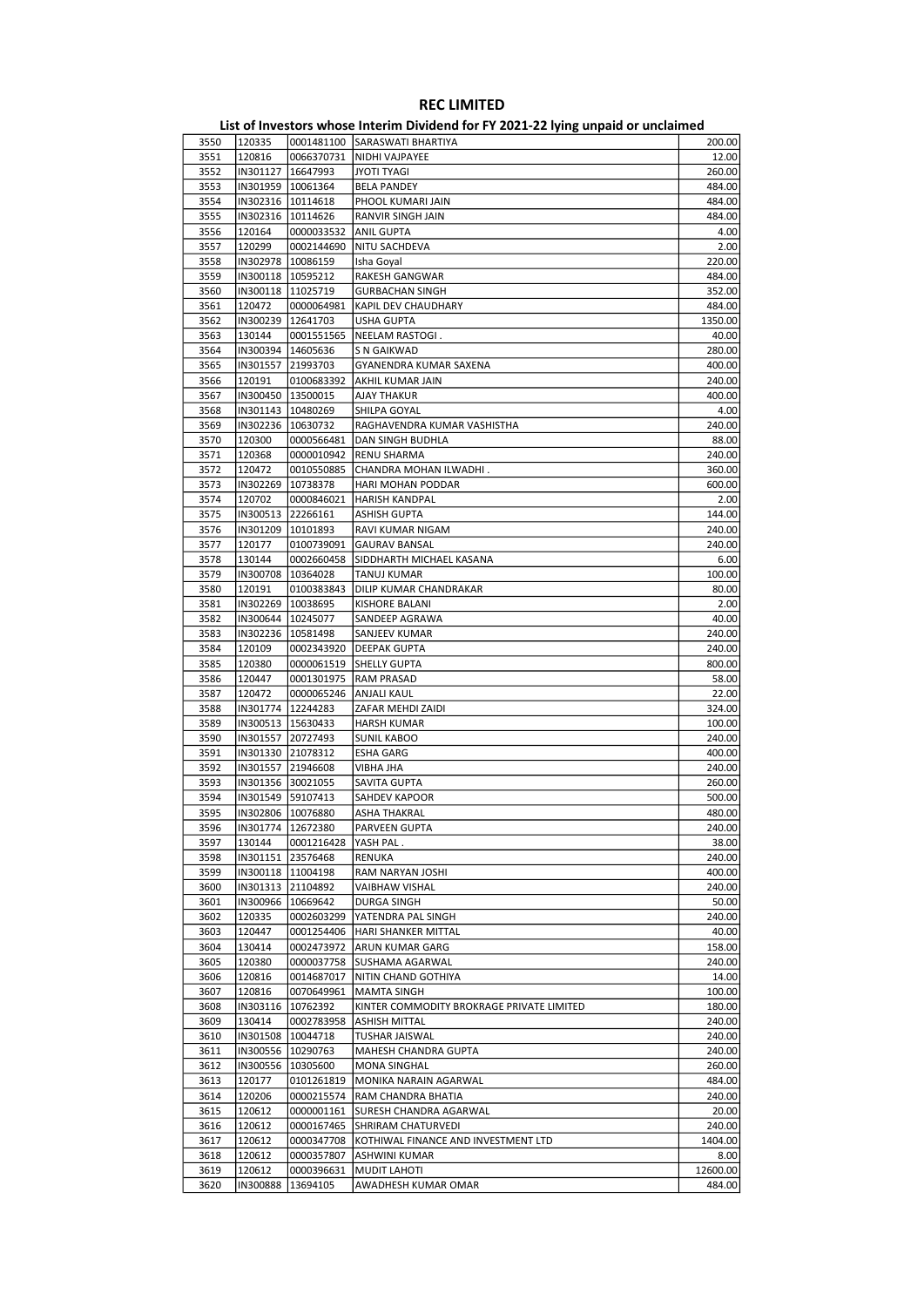# REC LIMITED

## List of Investors whose Interim Dividend for FY 2021-22 lying unpaid or unclaimed

| | | | | |
|---|---|---|---|---|
| 3550 | 120335 | 0001481100 | SARASWATI BHARTIYA | 200.00 |
| 3551 | 120816 | 0066370731 | NIDHI VAJPAYEE | 12.00 |
| 3552 | IN301127 | 16647993 | JYOTI TYAGI | 260.00 |
| 3553 | IN301959 | 10061364 | BELA PANDEY | 484.00 |
| 3554 | IN302316 | 10114618 | PHOOL KUMARI JAIN | 484.00 |
| 3555 | IN302316 | 10114626 | RANVIR SINGH JAIN | 484.00 |
| 3556 | 120164 | 0000033532 | ANIL GUPTA | 4.00 |
| 3557 | 120299 | 0002144690 | NITU SACHDEVA | 2.00 |
| 3558 | IN302978 | 10086159 | Isha Goyal | 220.00 |
| 3559 | IN300118 | 10595212 | RAKESH GANGWAR | 484.00 |
| 3560 | IN300118 | 11025719 | GURBACHAN SINGH | 352.00 |
| 3561 | 120472 | 0000064981 | KAPIL DEV CHAUDHARY | 484.00 |
| 3562 | IN300239 | 12641703 | USHA GUPTA | 1350.00 |
| 3563 | 130144 | 0001551565 | NEELAM RASTOGI . | 40.00 |
| 3564 | IN300394 | 14605636 | S N GAIKWAD | 280.00 |
| 3565 | IN301557 | 21993703 | GYANENDRA KUMAR SAXENA | 400.00 |
| 3566 | 120191 | 0100683392 | AKHIL KUMAR JAIN | 240.00 |
| 3567 | IN300450 | 13500015 | AJAY THAKUR | 400.00 |
| 3568 | IN301143 | 10480269 | SHILPA GOYAL | 4.00 |
| 3569 | IN302236 | 10630732 | RAGHAVENDRA KUMAR VASHISTHA | 240.00 |
| 3570 | 120300 | 0000566481 | DAN SINGH BUDHLA | 88.00 |
| 3571 | 120368 | 0000010942 | RENU SHARMA | 240.00 |
| 3572 | 120472 | 0010550885 | CHANDRA MOHAN ILWADHI . | 360.00 |
| 3573 | IN302269 | 10738378 | HARI MOHAN PODDAR | 600.00 |
| 3574 | 120702 | 0000846021 | HARISH KANDPAL | 2.00 |
| 3575 | IN300513 | 22266161 | ASHISH GUPTA | 144.00 |
| 3576 | IN301209 | 10101893 | RAVI KUMAR NIGAM | 240.00 |
| 3577 | 120177 | 0100739091 | GAURAV BANSAL | 240.00 |
| 3578 | 130144 | 0002660458 | SIDDHARTH MICHAEL KASANA | 6.00 |
| 3579 | IN300708 | 10364028 | TANUJ KUMAR | 100.00 |
| 3580 | 120191 | 0100383843 | DILIP KUMAR CHANDRAKAR | 80.00 |
| 3581 | IN302269 | 10038695 | KISHORE BALANI | 2.00 |
| 3582 | IN300644 | 10245077 | SANDEEP AGRAWA | 40.00 |
| 3583 | IN302236 | 10581498 | SANJEEV KUMAR | 240.00 |
| 3584 | 120109 | 0002343920 | DEEPAK GUPTA | 240.00 |
| 3585 | 120380 | 0000061519 | SHELLY GUPTA | 800.00 |
| 3586 | 120447 | 0001301975 | RAM PRASAD | 58.00 |
| 3587 | 120472 | 0000065246 | ANJALI KAUL | 22.00 |
| 3588 | IN301774 | 12244283 | ZAFAR MEHDI ZAIDI | 324.00 |
| 3589 | IN300513 | 15630433 | HARSH KUMAR | 100.00 |
| 3590 | IN301557 | 20727493 | SUNIL KABOO | 240.00 |
| 3591 | IN301330 | 21078312 | ESHA GARG | 400.00 |
| 3592 | IN301557 | 21946608 | VIBHA JHA | 240.00 |
| 3593 | IN301356 | 30021055 | SAVITA GUPTA | 260.00 |
| 3594 | IN301549 | 59107413 | SAHDEV KAPOOR | 500.00 |
| 3595 | IN302806 | 10076880 | ASHA THAKRAL | 480.00 |
| 3596 | IN301774 | 12672380 | PARVEEN GUPTA | 240.00 |
| 3597 | 130144 | 0001216428 | YASH PAL . | 38.00 |
| 3598 | IN301151 | 23576468 | RENUKA | 240.00 |
| 3599 | IN300118 | 11004198 | RAM NARYAN JOSHI | 400.00 |
| 3600 | IN301313 | 21104892 | VAIBHAW VISHAL | 240.00 |
| 3601 | IN300966 | 10669642 | DURGA SINGH | 50.00 |
| 3602 | 120335 | 0002603299 | YATENDRA PAL SINGH | 240.00 |
| 3603 | 120447 | 0001254406 | HARI SHANKER MITTAL | 40.00 |
| 3604 | 130414 | 0002473972 | ARUN KUMAR GARG | 158.00 |
| 3605 | 120380 | 0000037758 | SUSHAMA AGARWAL | 240.00 |
| 3606 | 120816 | 0014687017 | NITIN CHAND GOTHIYA | 14.00 |
| 3607 | 120816 | 0070649961 | MAMTA SINGH | 100.00 |
| 3608 | IN303116 | 10762392 | KINTER COMMODITY BROKRAGE PRIVATE LIMITED | 180.00 |
| 3609 | 130414 | 0002783958 | ASHISH MITTAL | 240.00 |
| 3610 | IN301508 | 10044718 | TUSHAR JAISWAL | 240.00 |
| 3611 | IN300556 | 10290763 | MAHESH CHANDRA GUPTA | 240.00 |
| 3612 | IN300556 | 10305600 | MONA SINGHAL | 260.00 |
| 3613 | 120177 | 0101261819 | MONIKA NARAIN AGARWAL | 484.00 |
| 3614 | 120206 | 0000215574 | RAM CHANDRA BHATIA | 240.00 |
| 3615 | 120612 | 0000001161 | SURESH CHANDRA AGARWAL | 20.00 |
| 3616 | 120612 | 0000167465 | SHRIRAM CHATURVEDI | 240.00 |
| 3617 | 120612 | 0000347708 | KOTHIWAL FINANCE AND INVESTMENT LTD | 1404.00 |
| 3618 | 120612 | 0000357807 | ASHWINI KUMAR | 8.00 |
| 3619 | 120612 | 0000396631 | MUDIT LAHOTI | 12600.00 |
| 3620 | IN300888 | 13694105 | AWADHESH KUMAR OMAR | 484.00 |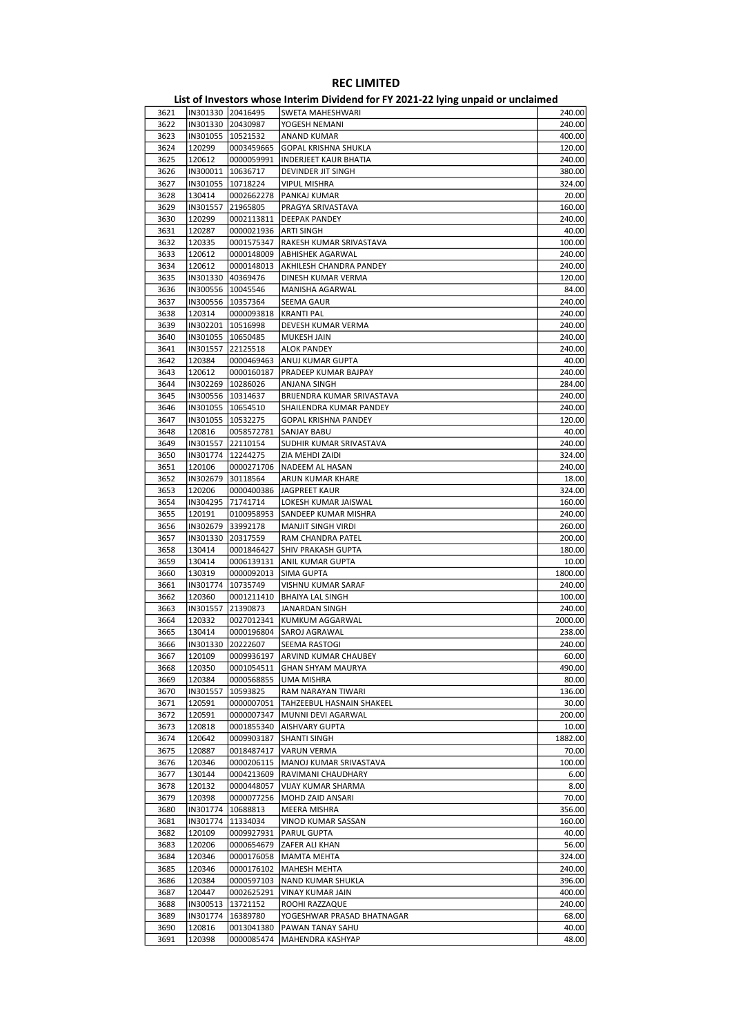# REC LIMITED

## List of Investors whose Interim Dividend for FY 2021-22 lying unpaid or unclaimed

| | | | | |
|---|---|---|---|---|
| 3621 | IN301330 | 20416495 | SWETA MAHESHWARI | 240.00 |
| 3622 | IN301330 | 20430987 | YOGESH NEMANI | 240.00 |
| 3623 | IN301055 | 10521532 | ANAND KUMAR | 400.00 |
| 3624 | 120299 | 0003459665 | GOPAL KRISHNA SHUKLA | 120.00 |
| 3625 | 120612 | 0000059991 | INDERJEET KAUR BHATIA | 240.00 |
| 3626 | IN300011 | 10636717 | DEVINDER JIT SINGH | 380.00 |
| 3627 | IN301055 | 10718224 | VIPUL MISHRA | 324.00 |
| 3628 | 130414 | 0002662278 | PANKAJ KUMAR | 20.00 |
| 3629 | IN301557 | 21965805 | PRAGYA SRIVASTAVA | 160.00 |
| 3630 | 120299 | 0002113811 | DEEPAK PANDEY | 240.00 |
| 3631 | 120287 | 0000021936 | ARTI SINGH | 40.00 |
| 3632 | 120335 | 0001575347 | RAKESH KUMAR SRIVASTAVA | 100.00 |
| 3633 | 120612 | 0000148009 | ABHISHEK AGARWAL | 240.00 |
| 3634 | 120612 | 0000148013 | AKHILESH CHANDRA PANDEY | 240.00 |
| 3635 | IN301330 | 40369476 | DINESH KUMAR VERMA | 120.00 |
| 3636 | IN300556 | 10045546 | MANISHA AGARWAL | 84.00 |
| 3637 | IN300556 | 10357364 | SEEMA GAUR | 240.00 |
| 3638 | 120314 | 0000093818 | KRANTI PAL | 240.00 |
| 3639 | IN302201 | 10516998 | DEVESH KUMAR VERMA | 240.00 |
| 3640 | IN301055 | 10650485 | MUKESH JAIN | 240.00 |
| 3641 | IN301557 | 22125518 | ALOK PANDEY | 240.00 |
| 3642 | 120384 | 0000469463 | ANUJ KUMAR GUPTA | 40.00 |
| 3643 | 120612 | 0000160187 | PRADEEP KUMAR BAJPAY | 240.00 |
| 3644 | IN302269 | 10286026 | ANJANA SINGH | 284.00 |
| 3645 | IN300556 | 10314637 | BRIJENDRA KUMAR SRIVASTAVA | 240.00 |
| 3646 | IN301055 | 10654510 | SHAILENDRA KUMAR PANDEY | 240.00 |
| 3647 | IN301055 | 10532275 | GOPAL KRISHNA PANDEY | 120.00 |
| 3648 | 120816 | 0058572781 | SANJAY BABU | 40.00 |
| 3649 | IN301557 | 22110154 | SUDHIR KUMAR SRIVASTAVA | 240.00 |
| 3650 | IN301774 | 12244275 | ZIA MEHDI ZAIDI | 324.00 |
| 3651 | 120106 | 0000271706 | NADEEM AL HASAN | 240.00 |
| 3652 | IN302679 | 30118564 | ARUN KUMAR KHARE | 18.00 |
| 3653 | 120206 | 0000400386 | JAGPREET KAUR | 324.00 |
| 3654 | IN304295 | 71741714 | LOKESH KUMAR JAISWAL | 160.00 |
| 3655 | 120191 | 0100958953 | SANDEEP KUMAR MISHRA | 240.00 |
| 3656 | IN302679 | 33992178 | MANJIT SINGH VIRDI | 260.00 |
| 3657 | IN301330 | 20317559 | RAM CHANDRA PATEL | 200.00 |
| 3658 | 130414 | 0001846427 | SHIV PRAKASH GUPTA | 180.00 |
| 3659 | 130414 | 0006139131 | ANIL KUMAR GUPTA | 10.00 |
| 3660 | 130319 | 0000092013 | SIMA GUPTA | 1800.00 |
| 3661 | IN301774 | 10735749 | VISHNU KUMAR SARAF | 240.00 |
| 3662 | 120360 | 0001211410 | BHAIYA LAL SINGH | 100.00 |
| 3663 | IN301557 | 21390873 | JANARDAN SINGH | 240.00 |
| 3664 | 120332 | 0027012341 | KUMKUM AGGARWAL | 2000.00 |
| 3665 | 130414 | 0000196804 | SAROJ AGRAWAL | 238.00 |
| 3666 | IN301330 | 20222607 | SEEMA RASTOGI | 240.00 |
| 3667 | 120109 | 0009936197 | ARVIND KUMAR CHAUBEY | 60.00 |
| 3668 | 120350 | 0001054511 | GHAN SHYAM MAURYA | 490.00 |
| 3669 | 120384 | 0000568855 | UMA MISHRA | 80.00 |
| 3670 | IN301557 | 10593825 | RAM NARAYAN TIWARI | 136.00 |
| 3671 | 120591 | 0000007051 | TAHZEEBUL HASNAIN SHAKEEL | 30.00 |
| 3672 | 120591 | 0000007347 | MUNNI DEVI AGARWAL | 200.00 |
| 3673 | 120818 | 0001855340 | AISHVARY GUPTA | 10.00 |
| 3674 | 120642 | 0009903187 | SHANTI SINGH | 1882.00 |
| 3675 | 120887 | 0018487417 | VARUN VERMA | 70.00 |
| 3676 | 120346 | 0000206115 | MANOJ KUMAR SRIVASTAVA | 100.00 |
| 3677 | 130144 | 0004213609 | RAVIMANI CHAUDHARY | 6.00 |
| 3678 | 120132 | 0000448057 | VIJAY KUMAR SHARMA | 8.00 |
| 3679 | 120398 | 0000077256 | MOHD ZAID ANSARI | 70.00 |
| 3680 | IN301774 | 10688813 | MEERA MISHRA | 356.00 |
| 3681 | IN301774 | 11334034 | VINOD KUMAR SASSAN | 160.00 |
| 3682 | 120109 | 0009927931 | PARUL GUPTA | 40.00 |
| 3683 | 120206 | 0000654679 | ZAFER ALI KHAN | 56.00 |
| 3684 | 120346 | 0000176058 | MAMTA MEHTA | 324.00 |
| 3685 | 120346 | 0000176102 | MAHESH MEHTA | 240.00 |
| 3686 | 120384 | 0000597103 | NAND KUMAR SHUKLA | 396.00 |
| 3687 | 120447 | 0002625291 | VINAY KUMAR JAIN | 400.00 |
| 3688 | IN300513 | 13721152 | ROOHI RAZZAQUE | 240.00 |
| 3689 | IN301774 | 16389780 | YOGESHWAR PRASAD BHATNAGAR | 68.00 |
| 3690 | 120816 | 0013041380 | PAWAN TANAY SAHU | 40.00 |
| 3691 | 120398 | 0000085474 | MAHENDRA KASHYAP | 48.00 |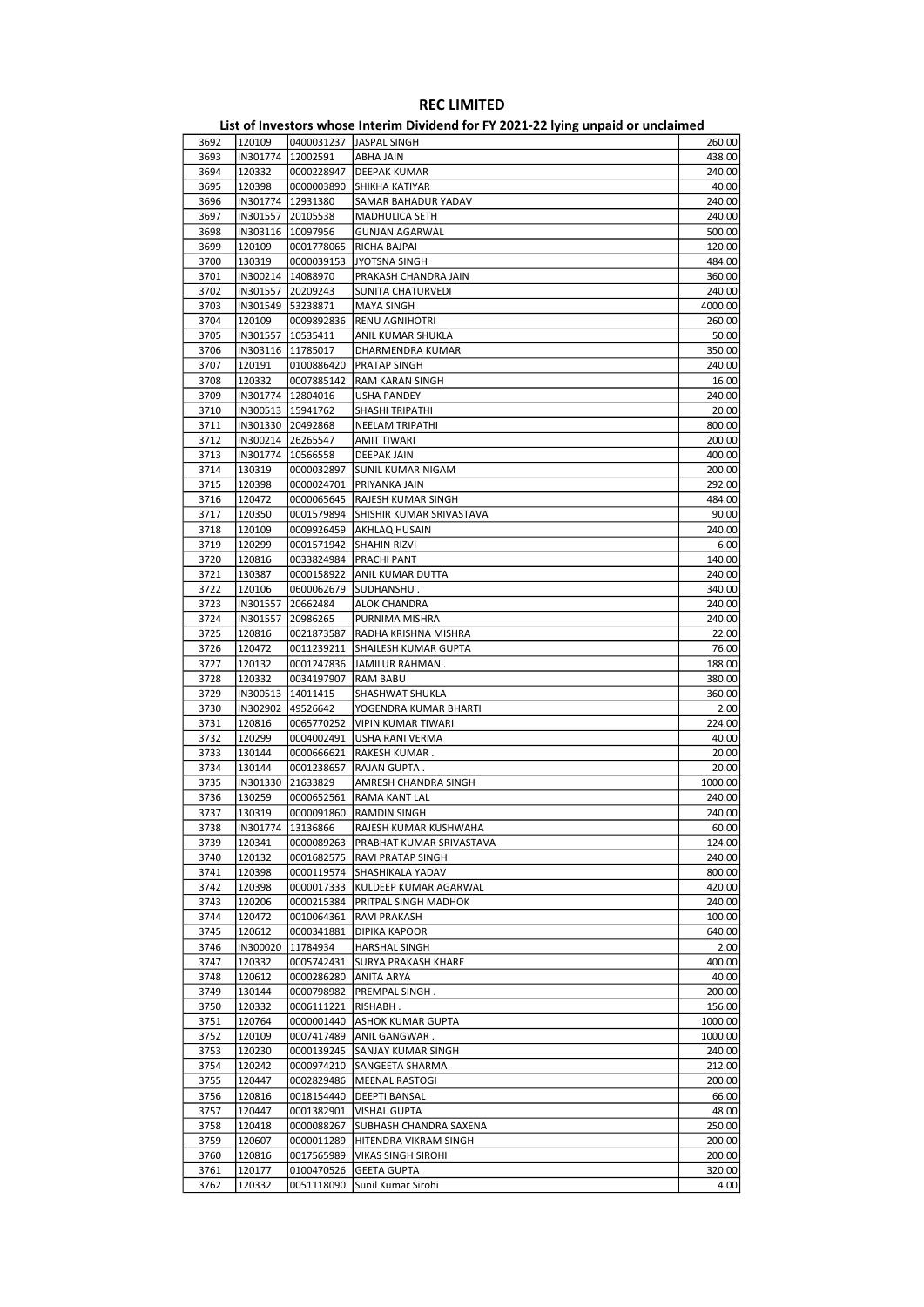# REC LIMITED

## List of Investors whose Interim Dividend for FY 2021-22 lying unpaid or unclaimed

| | | | | |
|---|---|---|---|---|
| 3692 | 120109 | 0400031237 | JASPAL SINGH | 260.00 |
| 3693 | IN301774 | 12002591 | ABHA JAIN | 438.00 |
| 3694 | 120332 | 0000228947 | DEEPAK KUMAR | 240.00 |
| 3695 | 120398 | 0000003890 | SHIKHA KATIYAR | 40.00 |
| 3696 | IN301774 | 12931380 | SAMAR BAHADUR YADAV | 240.00 |
| 3697 | IN301557 | 20105538 | MADHULICA SETH | 240.00 |
| 3698 | IN303116 | 10097956 | GUNJAN AGARWAL | 500.00 |
| 3699 | 120109 | 0001778065 | RICHA BAJPAI | 120.00 |
| 3700 | 130319 | 0000039153 | JYOTSNA SINGH | 484.00 |
| 3701 | IN300214 | 14088970 | PRAKASH CHANDRA JAIN | 360.00 |
| 3702 | IN301557 | 20209243 | SUNITA CHATURVEDI | 240.00 |
| 3703 | IN301549 | 53238871 | MAYA SINGH | 4000.00 |
| 3704 | 120109 | 0009892836 | RENU AGNIHOTRI | 260.00 |
| 3705 | IN301557 | 10535411 | ANIL KUMAR SHUKLA | 50.00 |
| 3706 | IN303116 | 11785017 | DHARMENDRA KUMAR | 350.00 |
| 3707 | 120191 | 0100886420 | PRATAP SINGH | 240.00 |
| 3708 | 120332 | 0007885142 | RAM KARAN SINGH | 16.00 |
| 3709 | IN301774 | 12804016 | USHA PANDEY | 240.00 |
| 3710 | IN300513 | 15941762 | SHASHI TRIPATHI | 20.00 |
| 3711 | IN301330 | 20492868 | NEELAM TRIPATHI | 800.00 |
| 3712 | IN300214 | 26265547 | AMIT TIWARI | 200.00 |
| 3713 | IN301774 | 10566558 | DEEPAK JAIN | 400.00 |
| 3714 | 130319 | 0000032897 | SUNIL KUMAR NIGAM | 200.00 |
| 3715 | 120398 | 0000024701 | PRIYANKA JAIN | 292.00 |
| 3716 | 120472 | 0000065645 | RAJESH KUMAR SINGH | 484.00 |
| 3717 | 120350 | 0001579894 | SHISHIR KUMAR SRIVASTAVA | 90.00 |
| 3718 | 120109 | 0009926459 | AKHLAQ HUSAIN | 240.00 |
| 3719 | 120299 | 0001571942 | SHAHIN RIZVI | 6.00 |
| 3720 | 120816 | 0033824984 | PRACHI PANT | 140.00 |
| 3721 | 130387 | 0000158922 | ANIL KUMAR DUTTA | 240.00 |
| 3722 | 120106 | 0600062679 | SUDHANSHU . | 340.00 |
| 3723 | IN301557 | 20662484 | ALOK CHANDRA | 240.00 |
| 3724 | IN301557 | 20986265 | PURNIMA MISHRA | 240.00 |
| 3725 | 120816 | 0021873587 | RADHA KRISHNA MISHRA | 22.00 |
| 3726 | 120472 | 0011239211 | SHAILESH KUMAR GUPTA | 76.00 |
| 3727 | 120132 | 0001247836 | JAMILUR RAHMAN . | 188.00 |
| 3728 | 120332 | 0034197907 | RAM BABU | 380.00 |
| 3729 | IN300513 | 14011415 | SHASHWAT SHUKLA | 360.00 |
| 3730 | IN302902 | 49526642 | YOGENDRA KUMAR BHARTI | 2.00 |
| 3731 | 120816 | 0065770252 | VIPIN KUMAR TIWARI | 224.00 |
| 3732 | 120299 | 0004002491 | USHA RANI VERMA | 40.00 |
| 3733 | 130144 | 0000666621 | RAKESH KUMAR . | 20.00 |
| 3734 | 130144 | 0001238657 | RAJAN GUPTA . | 20.00 |
| 3735 | IN301330 | 21633829 | AMRESH CHANDRA SINGH | 1000.00 |
| 3736 | 130259 | 0000652561 | RAMA KANT LAL | 240.00 |
| 3737 | 130319 | 0000091860 | RAMDIN SINGH | 240.00 |
| 3738 | IN301774 | 13136866 | RAJESH KUMAR KUSHWAHA | 60.00 |
| 3739 | 120341 | 0000089263 | PRABHAT KUMAR SRIVASTAVA | 124.00 |
| 3740 | 120132 | 0001682575 | RAVI PRATAP SINGH | 240.00 |
| 3741 | 120398 | 0000119574 | SHASHIKALA YADAV | 800.00 |
| 3742 | 120398 | 0000017333 | KULDEEP KUMAR AGARWAL | 420.00 |
| 3743 | 120206 | 0000215384 | PRITPAL SINGH MADHOK | 240.00 |
| 3744 | 120472 | 0010064361 | RAVI PRAKASH | 100.00 |
| 3745 | 120612 | 0000341881 | DIPIKA KAPOOR | 640.00 |
| 3746 | IN300020 | 11784934 | HARSHAL SINGH | 2.00 |
| 3747 | 120332 | 0005742431 | SURYA PRAKASH KHARE | 400.00 |
| 3748 | 120612 | 0000286280 | ANITA ARYA | 40.00 |
| 3749 | 130144 | 0000798982 | PREMPAL SINGH . | 200.00 |
| 3750 | 120332 | 0006111221 | RISHABH . | 156.00 |
| 3751 | 120764 | 0000001440 | ASHOK KUMAR GUPTA | 1000.00 |
| 3752 | 120109 | 0007417489 | ANIL GANGWAR . | 1000.00 |
| 3753 | 120230 | 0000139245 | SANJAY KUMAR SINGH | 240.00 |
| 3754 | 120242 | 0000974210 | SANGEETA SHARMA | 212.00 |
| 3755 | 120447 | 0002829486 | MEENAL RASTOGI | 200.00 |
| 3756 | 120816 | 0018154440 | DEEPTI BANSAL | 66.00 |
| 3757 | 120447 | 0001382901 | VISHAL GUPTA | 48.00 |
| 3758 | 120418 | 0000088267 | SUBHASH CHANDRA SAXENA | 250.00 |
| 3759 | 120607 | 0000011289 | HITENDRA VIKRAM SINGH | 200.00 |
| 3760 | 120816 | 0017565989 | VIKAS SINGH SIROHI | 200.00 |
| 3761 | 120177 | 0100470526 | GEETA GUPTA | 320.00 |
| 3762 | 120332 | 0051118090 | Sunil Kumar Sirohi | 4.00 |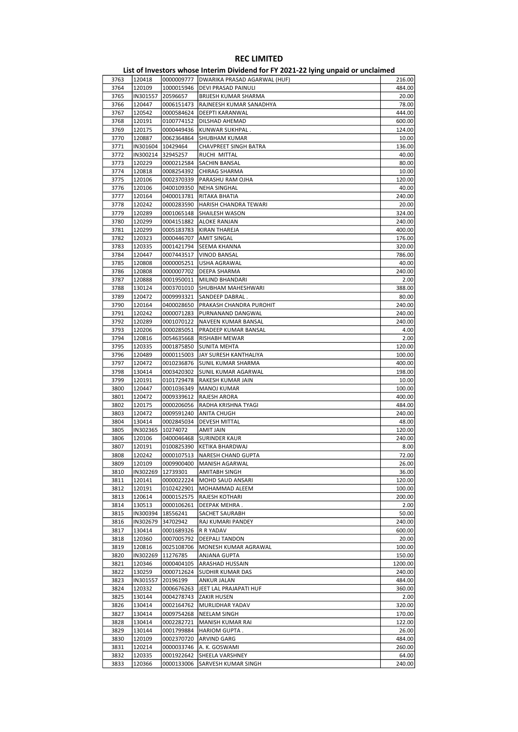# REC LIMITED

## List of Investors whose Interim Dividend for FY 2021-22 lying unpaid or unclaimed

| | | | | |
|---|---|---|---|---|
| 3763 | 120418 | 0000009777 | DWARIKA PRASAD AGARWAL (HUF) | 216.00 |
| 3764 | 120109 | 1000015946 | DEVI PRASAD PAINULI | 484.00 |
| 3765 | IN301557 | 20596657 | BRIJESH KUMAR SHARMA | 20.00 |
| 3766 | 120447 | 0006151473 | RAJNEESH KUMAR SANADHYA | 78.00 |
| 3767 | 120542 | 0000584624 | DEEPTI KARANWAL | 444.00 |
| 3768 | 120191 | 0100774152 | DILSHAD AHEMAD | 600.00 |
| 3769 | 120175 | 0000449436 | KUNWAR SUKHPAL . | 124.00 |
| 3770 | 120887 | 0062364864 | SHUBHAM KUMAR | 10.00 |
| 3771 | IN301604 | 10429464 | CHAVPREET SINGH BATRA | 136.00 |
| 3772 | IN300214 | 32945257 | RUCHI MITTAL | 40.00 |
| 3773 | 120229 | 0000212584 | SACHIN BANSAL | 80.00 |
| 3774 | 120818 | 0008254392 | CHIRAG SHARMA | 10.00 |
| 3775 | 120106 | 0002370339 | PARASHU RAM OJHA | 120.00 |
| 3776 | 120106 | 0400109350 | NEHA SINGHAL | 40.00 |
| 3777 | 120164 | 0400013781 | RITAKA BHATIA | 240.00 |
| 3778 | 120242 | 0000283590 | HARISH CHANDRA TEWARI | 20.00 |
| 3779 | 120289 | 0001065148 | SHAILESH WASON | 324.00 |
| 3780 | 120299 | 0004151882 | ALOKE RANJAN | 240.00 |
| 3781 | 120299 | 0005183783 | KIRAN THAREJA | 400.00 |
| 3782 | 120323 | 0000446707 | AMIT SINGAL | 176.00 |
| 3783 | 120335 | 0001421794 | SEEMA KHANNA | 320.00 |
| 3784 | 120447 | 0007443517 | VINOD BANSAL | 786.00 |
| 3785 | 120808 | 0000005251 | USHA AGRAWAL | 40.00 |
| 3786 | 120808 | 0000007702 | DEEPA SHARMA | 240.00 |
| 3787 | 120888 | 0001950011 | MILIND BHANDARI | 2.00 |
| 3788 | 130124 | 0003701010 | SHUBHAM MAHESHWARI | 388.00 |
| 3789 | 120472 | 0009993321 | SANDEEP DABRAL . | 80.00 |
| 3790 | 120164 | 0400028650 | PRAKASH CHANDRA PUROHIT | 240.00 |
| 3791 | 120242 | 0000071283 | PURNANAND DANGWAL | 240.00 |
| 3792 | 120289 | 0001070122 | NAVEEN KUMAR BANSAL | 240.00 |
| 3793 | 120206 | 0000285051 | PRADEEP KUMAR BANSAL | 4.00 |
| 3794 | 120816 | 0054635668 | RISHABH MEWAR | 2.00 |
| 3795 | 120335 | 0001875850 | SUNITA MEHTA | 120.00 |
| 3796 | 120489 | 0000115003 | JAY SURESH KANTHALIYA | 100.00 |
| 3797 | 120472 | 0010236876 | SUNIL KUMAR SHARMA | 400.00 |
| 3798 | 130414 | 0003420302 | SUNIL KUMAR AGARWAL | 198.00 |
| 3799 | 120191 | 0101729478 | RAKESH KUMAR JAIN | 10.00 |
| 3800 | 120447 | 0001036349 | MANOJ KUMAR | 100.00 |
| 3801 | 120472 | 0009339612 | RAJESH ARORA | 400.00 |
| 3802 | 120175 | 0000206056 | RADHA KRISHNA TYAGI | 484.00 |
| 3803 | 120472 | 0009591240 | ANITA CHUGH | 240.00 |
| 3804 | 130414 | 0002845034 | DEVESH MITTAL | 48.00 |
| 3805 | IN302365 | 10274072 | AMIT JAIN | 120.00 |
| 3806 | 120106 | 0400046468 | SURINDER KAUR | 240.00 |
| 3807 | 120191 | 0100825390 | KETIKA BHARDWAJ | 8.00 |
| 3808 | 120242 | 0000107513 | NARESH CHAND GUPTA | 72.00 |
| 3809 | 120109 | 0009900400 | MANISH AGARWAL | 26.00 |
| 3810 | IN302269 | 12739301 | AMITABH SINGH | 36.00 |
| 3811 | 120141 | 0000022224 | MOHD SAUD ANSARI | 120.00 |
| 3812 | 120191 | 0102422901 | MOHAMMAD ALEEM | 100.00 |
| 3813 | 120614 | 0000152575 | RAJESH KOTHARI | 200.00 |
| 3814 | 130513 | 0000106261 | DEEPAK MEHRA . | 2.00 |
| 3815 | IN300394 | 18556241 | SACHET SAURABH | 50.00 |
| 3816 | IN302679 | 34702942 | RAJ KUMARI PANDEY | 240.00 |
| 3817 | 130414 | 0001689326 | R R YADAV | 600.00 |
| 3818 | 120360 | 0007005792 | DEEPALI TANDON | 20.00 |
| 3819 | 120816 | 0025108706 | MONESH KUMAR AGRAWAL | 100.00 |
| 3820 | IN302269 | 11276785 | ANJANA GUPTA | 150.00 |
| 3821 | 120346 | 0000404105 | ARASHAD HUSSAIN | 1200.00 |
| 3822 | 130259 | 0000712624 | SUDHIR KUMAR DAS | 240.00 |
| 3823 | IN301557 | 20196199 | ANKUR JALAN | 484.00 |
| 3824 | 120332 | 0006676263 | JEET LAL PRAJAPATI HUF | 360.00 |
| 3825 | 130144 | 0004278743 | ZAKIR HUSEN | 2.00 |
| 3826 | 130414 | 0002164762 | MURLIDHAR YADAV | 320.00 |
| 3827 | 130414 | 0009754268 | NEELAM SINGH | 170.00 |
| 3828 | 130414 | 0002282721 | MANISH KUMAR RAI | 122.00 |
| 3829 | 130144 | 0001799884 | HARIOM GUPTA . | 26.00 |
| 3830 | 120109 | 0002370720 | ARVIND GARG | 484.00 |
| 3831 | 120214 | 0000033746 | A. K. GOSWAMI | 260.00 |
| 3832 | 120335 | 0001922642 | SHEELA VARSHNEY | 64.00 |
| 3833 | 120366 | 0000133006 | SARVESH KUMAR SINGH | 240.00 |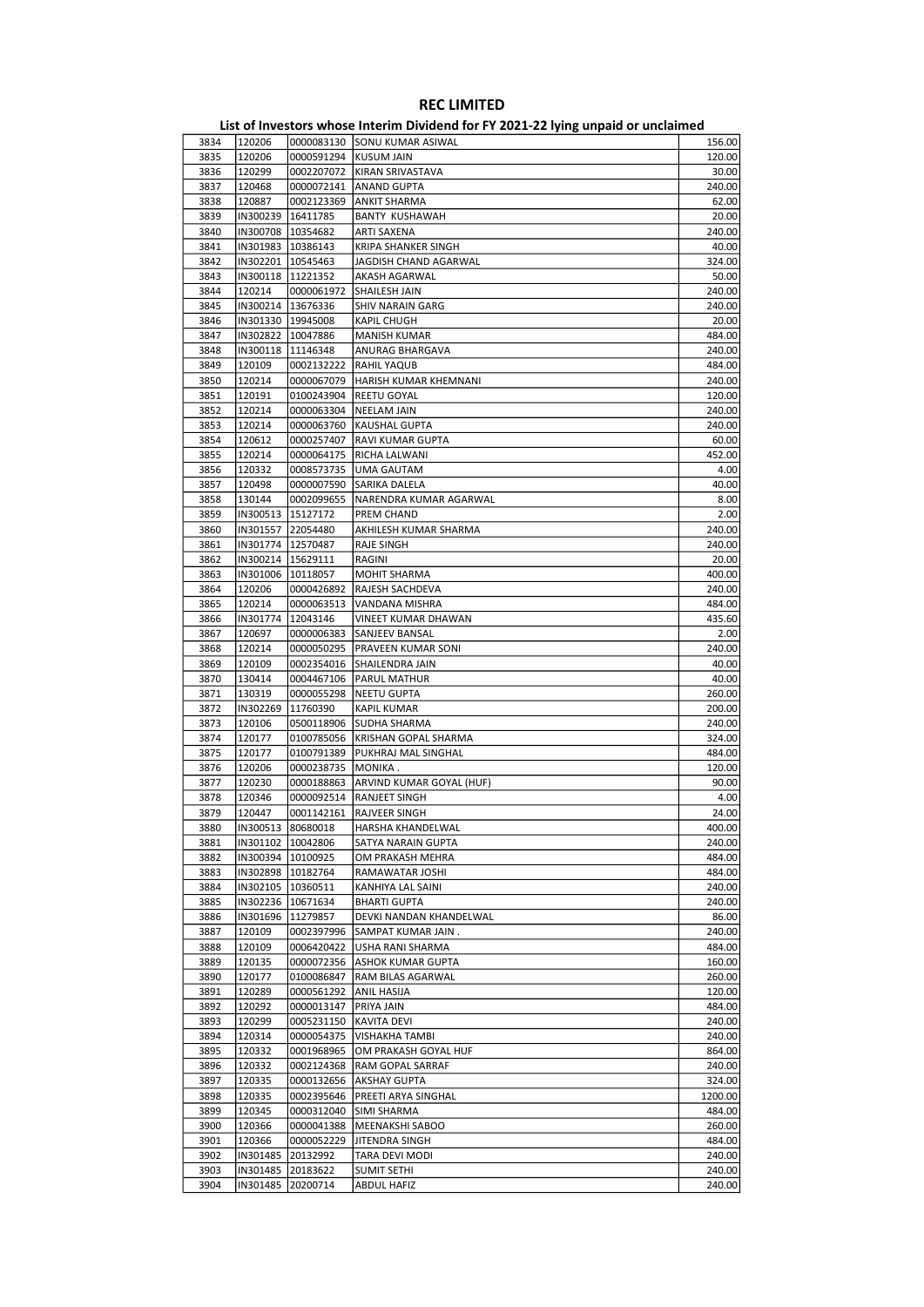# REC LIMITED

## List of Investors whose Interim Dividend for FY 2021-22 lying unpaid or unclaimed

| | | | | |
|---|---|---|---|---|
| 3834 | 120206 | 0000083130 | SONU KUMAR ASIWAL | 156.00 |
| 3835 | 120206 | 0000591294 | KUSUM JAIN | 120.00 |
| 3836 | 120299 | 0002207072 | KIRAN SRIVASTAVA | 30.00 |
| 3837 | 120468 | 0000072141 | ANAND GUPTA | 240.00 |
| 3838 | 120887 | 0002123369 | ANKIT SHARMA | 62.00 |
| 3839 | IN300239 | 16411785 | BANTY KUSHAWAH | 20.00 |
| 3840 | IN300708 | 10354682 | ARTI SAXENA | 240.00 |
| 3841 | IN301983 | 10386143 | KRIPA SHANKER SINGH | 40.00 |
| 3842 | IN302201 | 10545463 | JAGDISH CHAND AGARWAL | 324.00 |
| 3843 | IN300118 | 11221352 | AKASH AGARWAL | 50.00 |
| 3844 | 120214 | 0000061972 | SHAILESH JAIN | 240.00 |
| 3845 | IN300214 | 13676336 | SHIV NARAIN GARG | 240.00 |
| 3846 | IN301330 | 19945008 | KAPIL CHUGH | 20.00 |
| 3847 | IN302822 | 10047886 | MANISH KUMAR | 484.00 |
| 3848 | IN300118 | 11146348 | ANURAG BHARGAVA | 240.00 |
| 3849 | 120109 | 0002132222 | RAHIL YAQUB | 484.00 |
| 3850 | 120214 | 0000067079 | HARISH KUMAR KHEMNANI | 240.00 |
| 3851 | 120191 | 0100243904 | REETU GOYAL | 120.00 |
| 3852 | 120214 | 0000063304 | NEELAM JAIN | 240.00 |
| 3853 | 120214 | 0000063760 | KAUSHAL GUPTA | 240.00 |
| 3854 | 120612 | 0000257407 | RAVI KUMAR GUPTA | 60.00 |
| 3855 | 120214 | 0000064175 | RICHA LALWANI | 452.00 |
| 3856 | 120332 | 0008573735 | UMA GAUTAM | 4.00 |
| 3857 | 120498 | 0000007590 | SARIKA DALELA | 40.00 |
| 3858 | 130144 | 0002099655 | NARENDRA KUMAR AGARWAL | 8.00 |
| 3859 | IN300513 | 15127172 | PREM CHAND | 2.00 |
| 3860 | IN301557 | 22054480 | AKHILESH KUMAR SHARMA | 240.00 |
| 3861 | IN301774 | 12570487 | RAJE SINGH | 240.00 |
| 3862 | IN300214 | 15629111 | RAGINI | 20.00 |
| 3863 | IN301006 | 10118057 | MOHIT SHARMA | 400.00 |
| 3864 | 120206 | 0000426892 | RAJESH SACHDEVA | 240.00 |
| 3865 | 120214 | 0000063513 | VANDANA MISHRA | 484.00 |
| 3866 | IN301774 | 12043146 | VINEET KUMAR DHAWAN | 435.60 |
| 3867 | 120697 | 0000006383 | SANJEEV BANSAL | 2.00 |
| 3868 | 120214 | 0000050295 | PRAVEEN KUMAR SONI | 240.00 |
| 3869 | 120109 | 0002354016 | SHAILENDRA JAIN | 40.00 |
| 3870 | 130414 | 0004467106 | PARUL MATHUR | 40.00 |
| 3871 | 130319 | 0000055298 | NEETU GUPTA | 260.00 |
| 3872 | IN302269 | 11760390 | KAPIL KUMAR | 200.00 |
| 3873 | 120106 | 0500118906 | SUDHA SHARMA | 240.00 |
| 3874 | 120177 | 0100785056 | KRISHAN GOPAL SHARMA | 324.00 |
| 3875 | 120177 | 0100791389 | PUKHRAJ MAL SINGHAL | 484.00 |
| 3876 | 120206 | 0000238735 | MONIKA . | 120.00 |
| 3877 | 120230 | 0000188863 | ARVIND KUMAR GOYAL (HUF) | 90.00 |
| 3878 | 120346 | 0000092514 | RANJEET SINGH | 4.00 |
| 3879 | 120447 | 0001142161 | RAJVEER SINGH | 24.00 |
| 3880 | IN300513 | 80680018 | HARSHA KHANDELWAL | 400.00 |
| 3881 | IN301102 | 10042806 | SATYA NARAIN GUPTA | 240.00 |
| 3882 | IN300394 | 10100925 | OM PRAKASH MEHRA | 484.00 |
| 3883 | IN302898 | 10182764 | RAMAWATAR JOSHI | 484.00 |
| 3884 | IN302105 | 10360511 | KANHIYA LAL SAINI | 240.00 |
| 3885 | IN302236 | 10671634 | BHARTI GUPTA | 240.00 |
| 3886 | IN301696 | 11279857 | DEVKI NANDAN KHANDELWAL | 86.00 |
| 3887 | 120109 | 0002397996 | SAMPAT KUMAR JAIN . | 240.00 |
| 3888 | 120109 | 0006420422 | USHA RANI SHARMA | 484.00 |
| 3889 | 120135 | 0000072356 | ASHOK KUMAR GUPTA | 160.00 |
| 3890 | 120177 | 0100086847 | RAM BILAS AGARWAL | 260.00 |
| 3891 | 120289 | 0000561292 | ANIL HASIJA | 120.00 |
| 3892 | 120292 | 0000013147 | PRIYA JAIN | 484.00 |
| 3893 | 120299 | 0005231150 | KAVITA DEVI | 240.00 |
| 3894 | 120314 | 0000054375 | VISHAKHA TAMBI | 240.00 |
| 3895 | 120332 | 0001968965 | OM PRAKASH GOYAL HUF | 864.00 |
| 3896 | 120332 | 0002124368 | RAM GOPAL SARRAF | 240.00 |
| 3897 | 120335 | 0000132656 | AKSHAY GUPTA | 324.00 |
| 3898 | 120335 | 0002395646 | PREETI ARYA SINGHAL | 1200.00 |
| 3899 | 120345 | 0000312040 | SIMI SHARMA | 484.00 |
| 3900 | 120366 | 0000041388 | MEENAKSHI SABOO | 260.00 |
| 3901 | 120366 | 0000052229 | JITENDRA SINGH | 484.00 |
| 3902 | IN301485 | 20132992 | TARA DEVI MODI | 240.00 |
| 3903 | IN301485 | 20183622 | SUMIT SETHI | 240.00 |
| 3904 | IN301485 | 20200714 | ABDUL HAFIZ | 240.00 |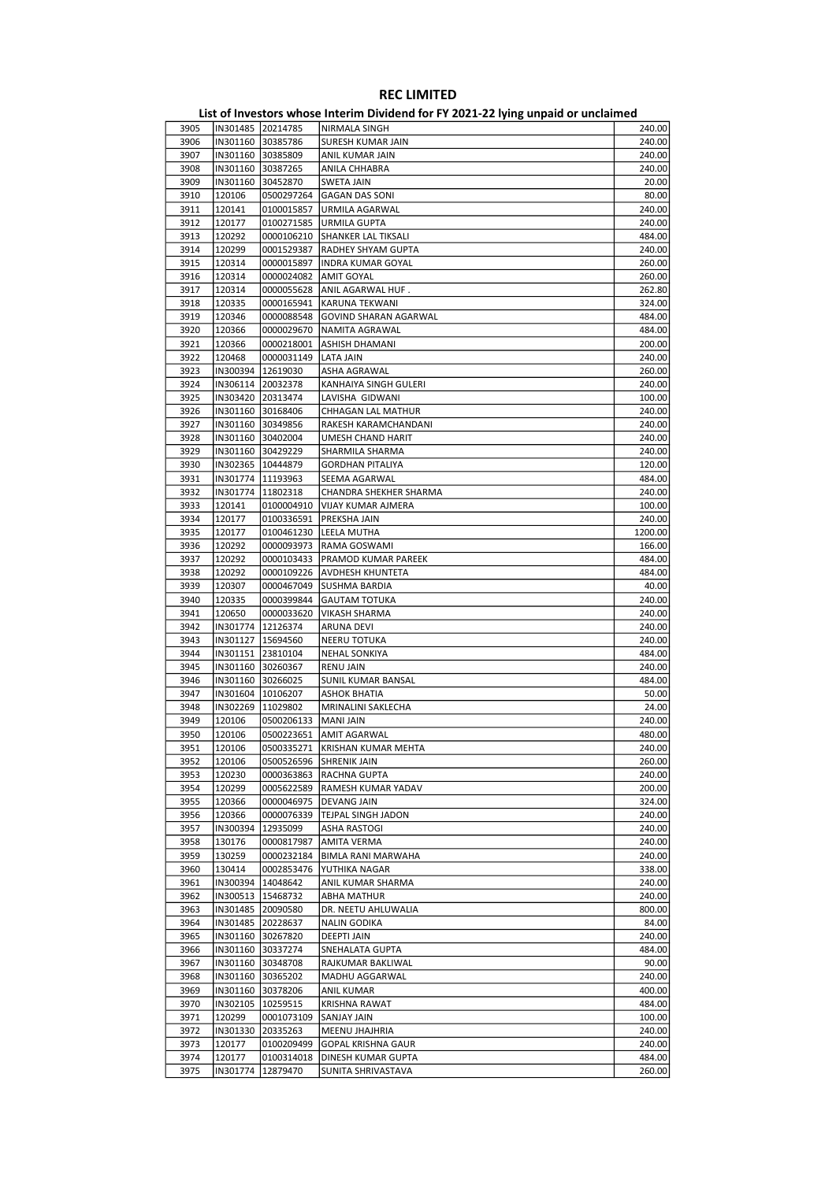# REC LIMITED

## List of Investors whose Interim Dividend for FY 2021-22 lying unpaid or unclaimed

| | | | | |
|---|---|---|---|---|
| 3905 | IN301485 | 20214785 | NIRMALA SINGH | 240.00 |
| 3906 | IN301160 | 30385786 | SURESH KUMAR JAIN | 240.00 |
| 3907 | IN301160 | 30385809 | ANIL KUMAR JAIN | 240.00 |
| 3908 | IN301160 | 30387265 | ANILA CHHABRA | 240.00 |
| 3909 | IN301160 | 30452870 | SWETA JAIN | 20.00 |
| 3910 | 120106 | 0500297264 | GAGAN DAS SONI | 80.00 |
| 3911 | 120141 | 0100015857 | URMILA AGARWAL | 240.00 |
| 3912 | 120177 | 0100271585 | URMILA GUPTA | 240.00 |
| 3913 | 120292 | 0000106210 | SHANKER LAL TIKSALI | 484.00 |
| 3914 | 120299 | 0001529387 | RADHEY SHYAM GUPTA | 240.00 |
| 3915 | 120314 | 0000015897 | INDRA KUMAR GOYAL | 260.00 |
| 3916 | 120314 | 0000024082 | AMIT GOYAL | 260.00 |
| 3917 | 120314 | 0000055628 | ANIL AGARWAL HUF . | 262.80 |
| 3918 | 120335 | 0000165941 | KARUNA TEKWANI | 324.00 |
| 3919 | 120346 | 0000088548 | GOVIND SHARAN AGARWAL | 484.00 |
| 3920 | 120366 | 0000029670 | NAMITA AGRAWAL | 484.00 |
| 3921 | 120366 | 0000218001 | ASHISH DHAMANI | 200.00 |
| 3922 | 120468 | 0000031149 | LATA JAIN | 240.00 |
| 3923 | IN300394 | 12619030 | ASHA AGRAWAL | 260.00 |
| 3924 | IN306114 | 20032378 | KANHAIYA SINGH GULERI | 240.00 |
| 3925 | IN303420 | 20313474 | LAVISHA GIDWANI | 100.00 |
| 3926 | IN301160 | 30168406 | CHHAGAN LAL MATHUR | 240.00 |
| 3927 | IN301160 | 30349856 | RAKESH KARAMCHANDANI | 240.00 |
| 3928 | IN301160 | 30402004 | UMESH CHAND HARIT | 240.00 |
| 3929 | IN301160 | 30429229 | SHARMILA SHARMA | 240.00 |
| 3930 | IN302365 | 10444879 | GORDHAN PITALIYA | 120.00 |
| 3931 | IN301774 | 11193963 | SEEMA AGARWAL | 484.00 |
| 3932 | IN301774 | 11802318 | CHANDRA SHEKHER SHARMA | 240.00 |
| 3933 | 120141 | 0100004910 | VIJAY KUMAR AJMERA | 100.00 |
| 3934 | 120177 | 0100336591 | PREKSHA JAIN | 240.00 |
| 3935 | 120177 | 0100461230 | LEELA MUTHA | 1200.00 |
| 3936 | 120292 | 0000093973 | RAMA GOSWAMI | 166.00 |
| 3937 | 120292 | 0000103433 | PRAMOD KUMAR PAREEK | 484.00 |
| 3938 | 120292 | 0000109226 | AVDHESH KHUNTETA | 484.00 |
| 3939 | 120307 | 0000467049 | SUSHMA BARDIA | 40.00 |
| 3940 | 120335 | 0000399844 | GAUTAM TOTUKA | 240.00 |
| 3941 | 120650 | 0000033620 | VIKASH SHARMA | 240.00 |
| 3942 | IN301774 | 12126374 | ARUNA DEVI | 240.00 |
| 3943 | IN301127 | 15694560 | NEERU TOTUKA | 240.00 |
| 3944 | IN301151 | 23810104 | NEHAL SONKIYA | 484.00 |
| 3945 | IN301160 | 30260367 | RENU JAIN | 240.00 |
| 3946 | IN301160 | 30266025 | SUNIL KUMAR BANSAL | 484.00 |
| 3947 | IN301604 | 10106207 | ASHOK BHATIA | 50.00 |
| 3948 | IN302269 | 11029802 | MRINALINI SAKLECHA | 24.00 |
| 3949 | 120106 | 0500206133 | MANI JAIN | 240.00 |
| 3950 | 120106 | 0500223651 | AMIT AGARWAL | 480.00 |
| 3951 | 120106 | 0500335271 | KRISHAN KUMAR MEHTA | 240.00 |
| 3952 | 120106 | 0500526596 | SHRENIK JAIN | 260.00 |
| 3953 | 120230 | 0000363863 | RACHNA GUPTA | 240.00 |
| 3954 | 120299 | 0005622589 | RAMESH KUMAR YADAV | 200.00 |
| 3955 | 120366 | 0000046975 | DEVANG JAIN | 324.00 |
| 3956 | 120366 | 0000076339 | TEJPAL SINGH JADON | 240.00 |
| 3957 | IN300394 | 12935099 | ASHA RASTOGI | 240.00 |
| 3958 | 130176 | 0000817987 | AMITA VERMA | 240.00 |
| 3959 | 130259 | 0000232184 | BIMLA RANI MARWAHA | 240.00 |
| 3960 | 130414 | 0002853476 | YUTHIKA NAGAR | 338.00 |
| 3961 | IN300394 | 14048642 | ANIL KUMAR SHARMA | 240.00 |
| 3962 | IN300513 | 15468732 | ABHA MATHUR | 240.00 |
| 3963 | IN301485 | 20090580 | DR. NEETU AHLUWALIA | 800.00 |
| 3964 | IN301485 | 20228637 | NALIN GODIKA | 84.00 |
| 3965 | IN301160 | 30267820 | DEEPTI JAIN | 240.00 |
| 3966 | IN301160 | 30337274 | SNEHALATA GUPTA | 484.00 |
| 3967 | IN301160 | 30348708 | RAJKUMAR BAKLIWAL | 90.00 |
| 3968 | IN301160 | 30365202 | MADHU AGGARWAL | 240.00 |
| 3969 | IN301160 | 30378206 | ANIL KUMAR | 400.00 |
| 3970 | IN302105 | 10259515 | KRISHNA RAWAT | 484.00 |
| 3971 | 120299 | 0001073109 | SANJAY JAIN | 100.00 |
| 3972 | IN301330 | 20335263 | MEENU JHAJHRIA | 240.00 |
| 3973 | 120177 | 0100209499 | GOPAL KRISHNA GAUR | 240.00 |
| 3974 | 120177 | 0100314018 | DINESH KUMAR GUPTA | 484.00 |
| 3975 | IN301774 | 12879470 | SUNITA SHRIVASTAVA | 260.00 |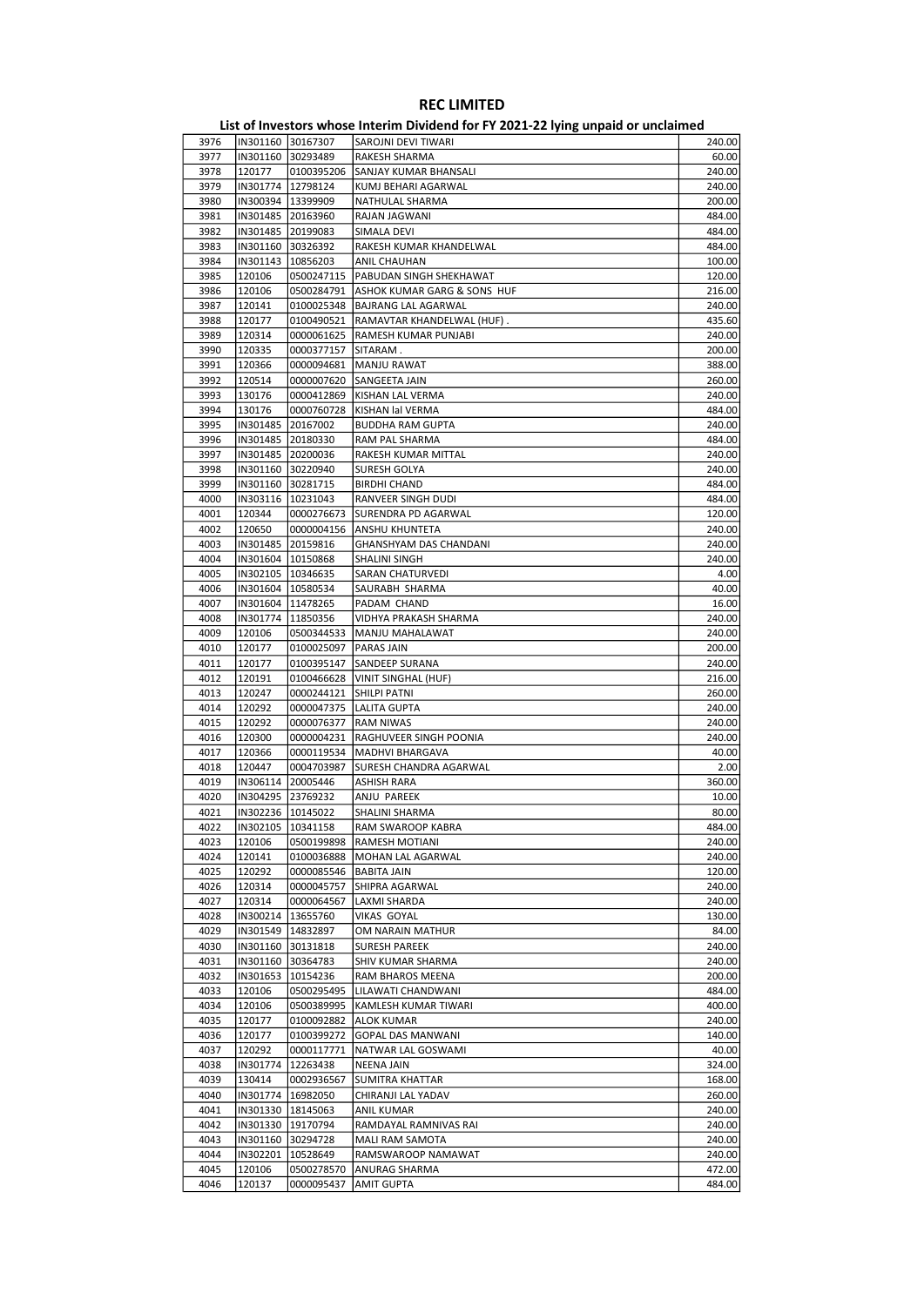# REC LIMITED

## List of Investors whose Interim Dividend for FY 2021-22 lying unpaid or unclaimed

| | | | | |
|---|---|---|---|---|
| 3976 | IN301160 | 30167307 | SAROJNI DEVI TIWARI | 240.00 |
| 3977 | IN301160 | 30293489 | RAKESH SHARMA | 60.00 |
| 3978 | 120177 | 0100395206 | SANJAY KUMAR BHANSALI | 240.00 |
| 3979 | IN301774 | 12798124 | KUMJ BEHARI AGARWAL | 240.00 |
| 3980 | IN300394 | 13399909 | NATHULAL SHARMA | 200.00 |
| 3981 | IN301485 | 20163960 | RAJAN JAGWANI | 484.00 |
| 3982 | IN301485 | 20199083 | SIMALA DEVI | 484.00 |
| 3983 | IN301160 | 30326392 | RAKESH KUMAR KHANDELWAL | 484.00 |
| 3984 | IN301143 | 10856203 | ANIL CHAUHAN | 100.00 |
| 3985 | 120106 | 0500247115 | PABUDAN SINGH SHEKHAWAT | 120.00 |
| 3986 | 120106 | 0500284791 | ASHOK KUMAR GARG & SONS HUF | 216.00 |
| 3987 | 120141 | 0100025348 | BAJRANG LAL AGARWAL | 240.00 |
| 3988 | 120177 | 0100490521 | RAMAVTAR KHANDELWAL (HUF) . | 435.60 |
| 3989 | 120314 | 0000061625 | RAMESH KUMAR PUNJABI | 240.00 |
| 3990 | 120335 | 0000377157 | SITARAM . | 200.00 |
| 3991 | 120366 | 0000094681 | MANJU RAWAT | 388.00 |
| 3992 | 120514 | 0000007620 | SANGEETA JAIN | 260.00 |
| 3993 | 130176 | 0000412869 | KISHAN LAL VERMA | 240.00 |
| 3994 | 130176 | 0000760728 | KISHAN lal VERMA | 484.00 |
| 3995 | IN301485 | 20167002 | BUDDHA RAM GUPTA | 240.00 |
| 3996 | IN301485 | 20180330 | RAM PAL SHARMA | 484.00 |
| 3997 | IN301485 | 20200036 | RAKESH KUMAR MITTAL | 240.00 |
| 3998 | IN301160 | 30220940 | SURESH GOLYA | 240.00 |
| 3999 | IN301160 | 30281715 | BIRDHI CHAND | 484.00 |
| 4000 | IN303116 | 10231043 | RANVEER SINGH DUDI | 484.00 |
| 4001 | 120344 | 0000276673 | SURENDRA PD AGARWAL | 120.00 |
| 4002 | 120650 | 0000004156 | ANSHU KHUNTETA | 240.00 |
| 4003 | IN301485 | 20159816 | GHANSHYAM DAS CHANDANI | 240.00 |
| 4004 | IN301604 | 10150868 | SHALINI SINGH | 240.00 |
| 4005 | IN302105 | 10346635 | SARAN CHATURVEDI | 4.00 |
| 4006 | IN301604 | 10580534 | SAURABH SHARMA | 40.00 |
| 4007 | IN301604 | 11478265 | PADAM CHAND | 16.00 |
| 4008 | IN301774 | 11850356 | VIDHYA PRAKASH SHARMA | 240.00 |
| 4009 | 120106 | 0500344533 | MANJU MAHALAWAT | 240.00 |
| 4010 | 120177 | 0100025097 | PARAS JAIN | 200.00 |
| 4011 | 120177 | 0100395147 | SANDEEP SURANA | 240.00 |
| 4012 | 120191 | 0100466628 | VINIT SINGHAL (HUF) | 216.00 |
| 4013 | 120247 | 0000244121 | SHILPI PATNI | 260.00 |
| 4014 | 120292 | 0000047375 | LALITA GUPTA | 240.00 |
| 4015 | 120292 | 0000076377 | RAM NIWAS | 240.00 |
| 4016 | 120300 | 0000004231 | RAGHUVEER SINGH POONIA | 240.00 |
| 4017 | 120366 | 0000119534 | MADHVI BHARGAVA | 40.00 |
| 4018 | 120447 | 0004703987 | SURESH CHANDRA AGARWAL | 2.00 |
| 4019 | IN306114 | 20005446 | ASHISH RARA | 360.00 |
| 4020 | IN304295 | 23769232 | ANJU PAREEK | 10.00 |
| 4021 | IN302236 | 10145022 | SHALINI SHARMA | 80.00 |
| 4022 | IN302105 | 10341158 | RAM SWAROOP KABRA | 484.00 |
| 4023 | 120106 | 0500199898 | RAMESH MOTIANI | 240.00 |
| 4024 | 120141 | 0100036888 | MOHAN LAL AGARWAL | 240.00 |
| 4025 | 120292 | 0000085546 | BABITA JAIN | 120.00 |
| 4026 | 120314 | 0000045757 | SHIPRA AGARWAL | 240.00 |
| 4027 | 120314 | 0000064567 | LAXMI SHARDA | 240.00 |
| 4028 | IN300214 | 13655760 | VIKAS GOYAL | 130.00 |
| 4029 | IN301549 | 14832897 | OM NARAIN MATHUR | 84.00 |
| 4030 | IN301160 | 30131818 | SURESH PAREEK | 240.00 |
| 4031 | IN301160 | 30364783 | SHIV KUMAR SHARMA | 240.00 |
| 4032 | IN301653 | 10154236 | RAM BHAROS MEENA | 200.00 |
| 4033 | 120106 | 0500295495 | LILAWATI CHANDWANI | 484.00 |
| 4034 | 120106 | 0500389995 | KAMLESH KUMAR TIWARI | 400.00 |
| 4035 | 120177 | 0100092882 | ALOK KUMAR | 240.00 |
| 4036 | 120177 | 0100399272 | GOPAL DAS MANWANI | 140.00 |
| 4037 | 120292 | 0000117771 | NATWAR LAL GOSWAMI | 40.00 |
| 4038 | IN301774 | 12263438 | NEENA JAIN | 324.00 |
| 4039 | 130414 | 0002936567 | SUMITRA KHATTAR | 168.00 |
| 4040 | IN301774 | 16982050 | CHIRANJI LAL YADAV | 260.00 |
| 4041 | IN301330 | 18145063 | ANIL KUMAR | 240.00 |
| 4042 | IN301330 | 19170794 | RAMDAYAL RAMNIVAS RAI | 240.00 |
| 4043 | IN301160 | 30294728 | MALI RAM SAMOTA | 240.00 |
| 4044 | IN302201 | 10528649 | RAMSWAROOP NAMAWAT | 240.00 |
| 4045 | 120106 | 0500278570 | ANURAG SHARMA | 472.00 |
| 4046 | 120137 | 0000095437 | AMIT GUPTA | 484.00 |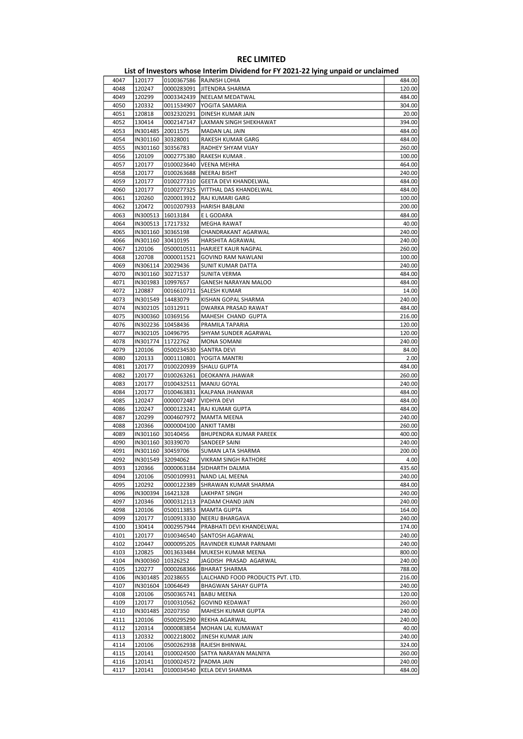# REC LIMITED

## List of Investors whose Interim Dividend for FY 2021-22 lying unpaid or unclaimed

| | | | | |
|---|---|---|---|---|
| 4047 | 120177 | 0100367586 | RAJNISH LOHIA | 484.00 |
| 4048 | 120247 | 0000283091 | JITENDRA SHARMA | 120.00 |
| 4049 | 120299 | 0003342439 | NEELAM MEDATWAL | 484.00 |
| 4050 | 120332 | 0011534907 | YOGITA SAMARIA | 304.00 |
| 4051 | 120818 | 0032320291 | DINESH KUMAR JAIN | 20.00 |
| 4052 | 130414 | 0002147147 | LAXMAN SINGH SHEKHAWAT | 394.00 |
| 4053 | IN301485 | 20011575 | MADAN LAL JAIN | 484.00 |
| 4054 | IN301160 | 30328001 | RAKESH KUMAR GARG | 484.00 |
| 4055 | IN301160 | 30356783 | RADHEY SHYAM VIJAY | 260.00 |
| 4056 | 120109 | 0002775380 | RAKESH KUMAR . | 100.00 |
| 4057 | 120177 | 0100023640 | VEENA MEHRA | 464.00 |
| 4058 | 120177 | 0100263688 | NEERAJ BISHT | 240.00 |
| 4059 | 120177 | 0100277310 | GEETA DEVI KHANDELWAL | 484.00 |
| 4060 | 120177 | 0100277325 | VITTHAL DAS KHANDELWAL | 484.00 |
| 4061 | 120260 | 0200013912 | RAJ KUMARI GARG | 100.00 |
| 4062 | 120472 | 0010207933 | HARISH BABLANI | 200.00 |
| 4063 | IN300513 | 16013184 | E L GODARA | 484.00 |
| 4064 | IN300513 | 17217332 | MEGHA RAWAT | 40.00 |
| 4065 | IN301160 | 30365198 | CHANDRAKANT AGARWAL | 240.00 |
| 4066 | IN301160 | 30410195 | HARSHITA AGRAWAL | 240.00 |
| 4067 | 120106 | 0500010511 | HARJEET KAUR NAGPAL | 260.00 |
| 4068 | 120708 | 0000011521 | GOVIND RAM NAWLANI | 100.00 |
| 4069 | IN306114 | 20029436 | SUNIT KUMAR DATTA | 240.00 |
| 4070 | IN301160 | 30271537 | SUNITA VERMA | 484.00 |
| 4071 | IN301983 | 10997657 | GANESH NARAYAN MALOO | 484.00 |
| 4072 | 120887 | 0016610711 | SALESH KUMAR | 14.00 |
| 4073 | IN301549 | 14483079 | KISHAN GOPAL SHARMA | 240.00 |
| 4074 | IN302105 | 10312911 | DWARKA PRASAD RAWAT | 484.00 |
| 4075 | IN300360 | 10369156 | MAHESH CHAND GUPTA | 216.00 |
| 4076 | IN302236 | 10458436 | PRAMILA TAPARIA | 120.00 |
| 4077 | IN302105 | 10496795 | SHYAM SUNDER AGARWAL | 120.00 |
| 4078 | IN301774 | 11722762 | MONA SOMANI | 240.00 |
| 4079 | 120106 | 0500234530 | SANTRA DEVI | 84.00 |
| 4080 | 120133 | 0001110801 | YOGITA MANTRI | 2.00 |
| 4081 | 120177 | 0100220939 | SHALU GUPTA | 484.00 |
| 4082 | 120177 | 0100263261 | DEOKANYA JHAWAR | 260.00 |
| 4083 | 120177 | 0100432511 | MANJU GOYAL | 240.00 |
| 4084 | 120177 | 0100463831 | KALPANA JHANWAR | 484.00 |
| 4085 | 120247 | 0000072487 | VIDHYA DEVI | 484.00 |
| 4086 | 120247 | 0000123241 | RAJ KUMAR GUPTA | 484.00 |
| 4087 | 120299 | 0004607972 | MAMTA MEENA | 240.00 |
| 4088 | 120366 | 0000004100 | ANKIT TAMBI | 260.00 |
| 4089 | IN301160 | 30140456 | BHUPENDRA KUMAR PAREEK | 400.00 |
| 4090 | IN301160 | 30339070 | SANDEEP SAINI | 240.00 |
| 4091 | IN301160 | 30459706 | SUMAN LATA SHARMA | 200.00 |
| 4092 | IN301549 | 32094062 | VIKRAM SINGH RATHORE | 4.00 |
| 4093 | 120366 | 0000063184 | SIDHARTH DALMIA | 435.60 |
| 4094 | 120106 | 0500109931 | NAND LAL MEENA | 240.00 |
| 4095 | 120292 | 0000122389 | SHRAWAN KUMAR SHARMA | 484.00 |
| 4096 | IN300394 | 16421328 | LAKHPAT SINGH | 240.00 |
| 4097 | 120346 | 0000312113 | PADAM CHAND JAIN | 240.00 |
| 4098 | 120106 | 0500113853 | MAMTA GUPTA | 164.00 |
| 4099 | 120177 | 0100913330 | NEERU BHARGAVA | 240.00 |
| 4100 | 130414 | 0002957944 | PRABHATI DEVI KHANDELWAL | 174.00 |
| 4101 | 120177 | 0100346540 | SANTOSH AGARWAL | 240.00 |
| 4102 | 120447 | 0000095205 | RAVINDER KUMAR PARNAMI | 240.00 |
| 4103 | 120825 | 0013633484 | MUKESH KUMAR MEENA | 800.00 |
| 4104 | IN300360 | 10326252 | JAGDISH PRASAD AGARWAL | 240.00 |
| 4105 | 120277 | 0000268366 | BHARAT SHARMA | 788.00 |
| 4106 | IN301485 | 20238655 | LALCHAND FOOD PRODUCTS PVT. LTD. | 216.00 |
| 4107 | IN301604 | 10064649 | BHAGWAN SAHAY GUPTA | 240.00 |
| 4108 | 120106 | 0500365741 | BABU MEENA | 120.00 |
| 4109 | 120177 | 0100310562 | GOVIND KEDAWAT | 260.00 |
| 4110 | IN301485 | 20207350 | MAHESH KUMAR GUPTA | 240.00 |
| 4111 | 120106 | 0500295290 | REKHA AGARWAL | 240.00 |
| 4112 | 120314 | 0000083854 | MOHAN LAL KUMAWAT | 40.00 |
| 4113 | 120332 | 0002218002 | JINESH KUMAR JAIN | 240.00 |
| 4114 | 120106 | 0500262938 | RAJESH BHINWAL | 324.00 |
| 4115 | 120141 | 0100024500 | SATYA NARAYAN MALNIYA | 260.00 |
| 4116 | 120141 | 0100024572 | PADMA JAIN | 240.00 |
| 4117 | 120141 | 0100034540 | KELA DEVI SHARMA | 484.00 |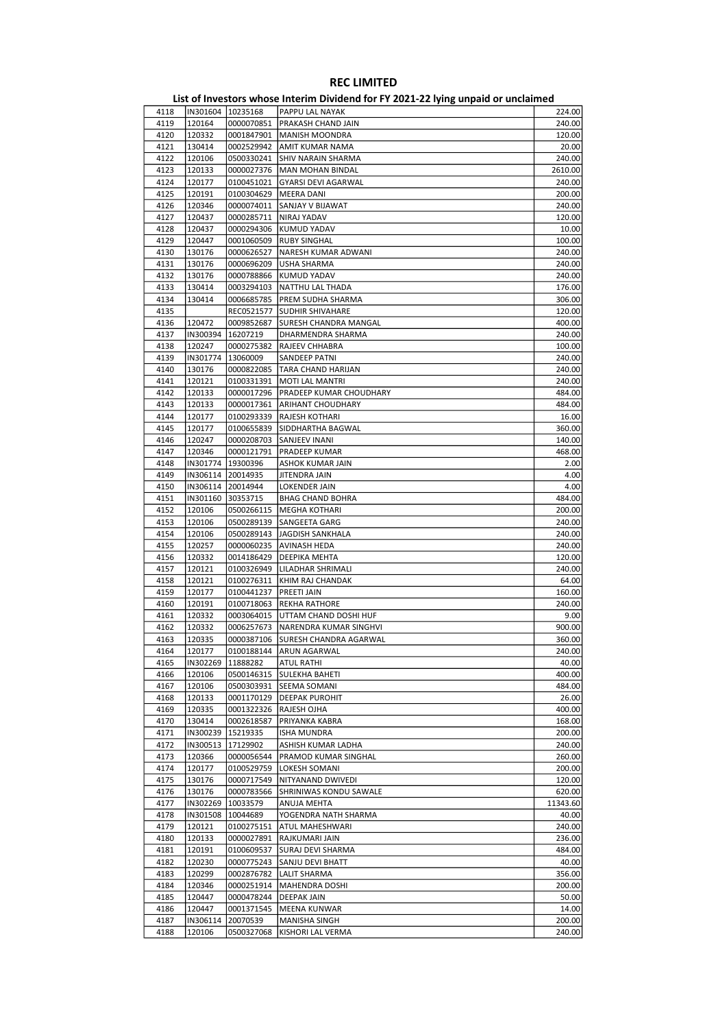# REC LIMITED

## List of Investors whose Interim Dividend for FY 2021-22 lying unpaid or unclaimed

| | | | | |
|---|---|---|---|---|
| 4118 | IN301604 | 10235168 | PAPPU LAL NAYAK | 224.00 |
| 4119 | 120164 | 0000070851 | PRAKASH CHAND JAIN | 240.00 |
| 4120 | 120332 | 0001847901 | MANISH MOONDRA | 120.00 |
| 4121 | 130414 | 0002529942 | AMIT KUMAR NAMA | 20.00 |
| 4122 | 120106 | 0500330241 | SHIV NARAIN SHARMA | 240.00 |
| 4123 | 120133 | 0000027376 | MAN MOHAN BINDAL | 2610.00 |
| 4124 | 120177 | 0100451021 | GYARSI DEVI AGARWAL | 240.00 |
| 4125 | 120191 | 0100304629 | MEERA DANI | 200.00 |
| 4126 | 120346 | 0000074011 | SANJAY V BIJAWAT | 240.00 |
| 4127 | 120437 | 0000285711 | NIRAJ YADAV | 120.00 |
| 4128 | 120437 | 0000294306 | KUMUD YADAV | 10.00 |
| 4129 | 120447 | 0001060509 | RUBY SINGHAL | 100.00 |
| 4130 | 130176 | 0000626527 | NARESH KUMAR ADWANI | 240.00 |
| 4131 | 130176 | 0000696209 | USHA SHARMA | 240.00 |
| 4132 | 130176 | 0000788866 | KUMUD YADAV | 240.00 |
| 4133 | 130414 | 0003294103 | NATTHU LAL THADA | 176.00 |
| 4134 | 130414 | 0006685785 | PREM SUDHA SHARMA | 306.00 |
| 4135 | | REC0521577 | SUDHIR SHIVAHARE | 120.00 |
| 4136 | 120472 | 0009852687 | SURESH CHANDRA MANGAL | 400.00 |
| 4137 | IN300394 | 16207219 | DHARMENDRA SHARMA | 240.00 |
| 4138 | 120247 | 0000275382 | RAJEEV CHHABRA | 100.00 |
| 4139 | IN301774 | 13060009 | SANDEEP PATNI | 240.00 |
| 4140 | 130176 | 0000822085 | TARA CHAND HARIJAN | 240.00 |
| 4141 | 120121 | 0100331391 | MOTI LAL MANTRI | 240.00 |
| 4142 | 120133 | 0000017296 | PRADEEP KUMAR CHOUDHARY | 484.00 |
| 4143 | 120133 | 0000017361 | ARIHANT CHOUDHARY | 484.00 |
| 4144 | 120177 | 0100293339 | RAJESH KOTHARI | 16.00 |
| 4145 | 120177 | 0100655839 | SIDDHARTHA BAGWAL | 360.00 |
| 4146 | 120247 | 0000208703 | SANJEEV INANI | 140.00 |
| 4147 | 120346 | 0000121791 | PRADEEP KUMAR | 468.00 |
| 4148 | IN301774 | 19300396 | ASHOK KUMAR JAIN | 2.00 |
| 4149 | IN306114 | 20014935 | JITENDRA JAIN | 4.00 |
| 4150 | IN306114 | 20014944 | LOKENDER JAIN | 4.00 |
| 4151 | IN301160 | 30353715 | BHAG CHAND BOHRA | 484.00 |
| 4152 | 120106 | 0500266115 | MEGHA KOTHARI | 200.00 |
| 4153 | 120106 | 0500289139 | SANGEETA GARG | 240.00 |
| 4154 | 120106 | 0500289143 | JAGDISH SANKHALA | 240.00 |
| 4155 | 120257 | 0000060235 | AVINASH HEDA | 240.00 |
| 4156 | 120332 | 0014186429 | DEEPIKA MEHTA | 120.00 |
| 4157 | 120121 | 0100326949 | LILADHAR SHRIMALI | 240.00 |
| 4158 | 120121 | 0100276311 | KHIM RAJ CHANDAK | 64.00 |
| 4159 | 120177 | 0100441237 | PREETI JAIN | 160.00 |
| 4160 | 120191 | 0100718063 | REKHA RATHORE | 240.00 |
| 4161 | 120332 | 0003064015 | UTTAM CHAND DOSHI HUF | 9.00 |
| 4162 | 120332 | 0006257673 | NARENDRA KUMAR SINGHVI | 900.00 |
| 4163 | 120335 | 0000387106 | SURESH CHANDRA AGARWAL | 360.00 |
| 4164 | 120177 | 0100188144 | ARUN AGARWAL | 240.00 |
| 4165 | IN302269 | 11888282 | ATUL RATHI | 40.00 |
| 4166 | 120106 | 0500146315 | SULEKHA BAHETI | 400.00 |
| 4167 | 120106 | 0500303931 | SEEMA SOMANI | 484.00 |
| 4168 | 120133 | 0001170129 | DEEPAK PUROHIT | 26.00 |
| 4169 | 120335 | 0001322326 | RAJESH OJHA | 400.00 |
| 4170 | 130414 | 0002618587 | PRIYANKA KABRA | 168.00 |
| 4171 | IN300239 | 15219335 | ISHA MUNDRA | 200.00 |
| 4172 | IN300513 | 17129902 | ASHISH KUMAR LADHA | 240.00 |
| 4173 | 120366 | 0000056544 | PRAMOD KUMAR SINGHAL | 260.00 |
| 4174 | 120177 | 0100529759 | LOKESH SOMANI | 200.00 |
| 4175 | 130176 | 0000717549 | NITYANAND DWIVEDI | 120.00 |
| 4176 | 130176 | 0000783566 | SHRINIWAS KONDU SAWALE | 620.00 |
| 4177 | IN302269 | 10033579 | ANUJA MEHTA | 11343.60 |
| 4178 | IN301508 | 10044689 | YOGENDRA NATH SHARMA | 40.00 |
| 4179 | 120121 | 0100275151 | ATUL MAHESHWARI | 240.00 |
| 4180 | 120133 | 0000027891 | RAJKUMARI JAIN | 236.00 |
| 4181 | 120191 | 0100609537 | SURAJ DEVI SHARMA | 484.00 |
| 4182 | 120230 | 0000775243 | SANJU DEVI BHATT | 40.00 |
| 4183 | 120299 | 0002876782 | LALIT SHARMA | 356.00 |
| 4184 | 120346 | 0000251914 | MAHENDRA DOSHI | 200.00 |
| 4185 | 120447 | 0000478244 | DEEPAK JAIN | 50.00 |
| 4186 | 120447 | 0001371545 | MEENA KUNWAR | 14.00 |
| 4187 | IN306114 | 20070539 | MANISHA SINGH | 200.00 |
| 4188 | 120106 | 0500327068 | KISHORI LAL VERMA | 240.00 |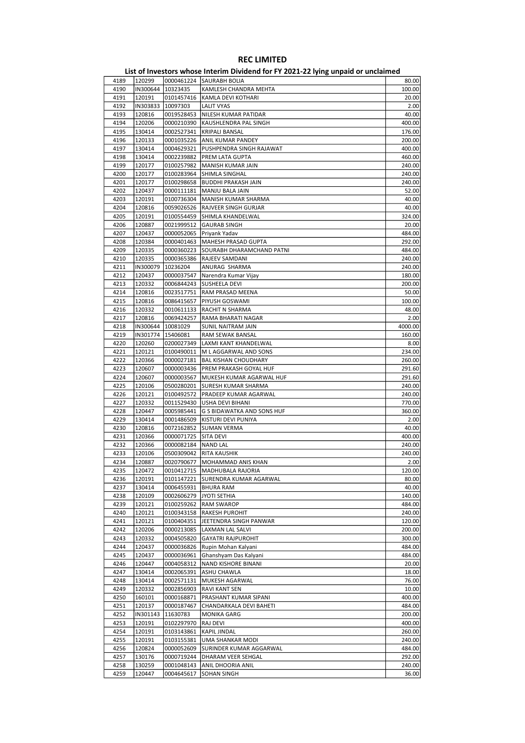# REC LIMITED

## List of Investors whose Interim Dividend for FY 2021-22 lying unpaid or unclaimed

| | | | | |
|---|---|---|---|---|
| 4189 | 120299 | 0000461224 | SAURABH BOLIA | 80.00 |
| 4190 | IN300644 | 10323435 | KAMLESH CHANDRA MEHTA | 100.00 |
| 4191 | 120191 | 0101457416 | KAMLA DEVI KOTHARI | 20.00 |
| 4192 | IN303833 | 10097303 | LALIT VYAS | 2.00 |
| 4193 | 120816 | 0019528453 | NILESH KUMAR PATIDAR | 40.00 |
| 4194 | 120206 | 0000210390 | KAUSHLENDRA PAL SINGH | 400.00 |
| 4195 | 130414 | 0002527341 | KRIPALI BANSAL | 176.00 |
| 4196 | 120133 | 0001035226 | ANIL KUMAR PANDEY | 200.00 |
| 4197 | 130414 | 0004629321 | PUSHPENDRA SINGH RAJAWAT | 400.00 |
| 4198 | 130414 | 0002239882 | PREM LATA GUPTA | 460.00 |
| 4199 | 120177 | 0100257982 | MANISH KUMAR JAIN | 240.00 |
| 4200 | 120177 | 0100283964 | SHIMLA SINGHAL | 240.00 |
| 4201 | 120177 | 0100298658 | BUDDHI PRAKASH JAIN | 240.00 |
| 4202 | 120437 | 0000111181 | MANJU BALA JAIN | 52.00 |
| 4203 | 120191 | 0100736304 | MANISH KUMAR SHARMA | 40.00 |
| 4204 | 120816 | 0059026526 | RAJVEER SINGH GURJAR | 40.00 |
| 4205 | 120191 | 0100554459 | SHIMLA KHANDELWAL | 324.00 |
| 4206 | 120887 | 0021999512 | GAURAB SINGH | 20.00 |
| 4207 | 120437 | 0000052065 | Priyank Yadav | 484.00 |
| 4208 | 120384 | 0000401463 | MAHESH PRASAD GUPTA | 292.00 |
| 4209 | 120335 | 0000360223 | SOURABH DHARAMCHAND PATNI | 484.00 |
| 4210 | 120335 | 0000365386 | RAJEEV SAMDANI | 240.00 |
| 4211 | IN300079 | 10236204 | ANURAG SHARMA | 240.00 |
| 4212 | 120437 | 0000037547 | Narendra Kumar Vijay | 180.00 |
| 4213 | 120332 | 0006844243 | SUSHEELA DEVI | 200.00 |
| 4214 | 120816 | 0023517751 | RAM PRASAD MEENA | 50.00 |
| 4215 | 120816 | 0086415657 | PIYUSH GOSWAMI | 100.00 |
| 4216 | 120332 | 0010611133 | RACHIT N SHARMA | 48.00 |
| 4217 | 120816 | 0069424257 | RAMA BHARATI NAGAR | 2.00 |
| 4218 | IN300644 | 10081029 | SUNIL NAITRAM JAIN | 4000.00 |
| 4219 | IN301774 | 15406081 | RAM SEWAK BANSAL | 160.00 |
| 4220 | 120260 | 0200027349 | LAXMI KANT KHANDELWAL | 8.00 |
| 4221 | 120121 | 0100490011 | M L AGGARWAL AND SONS | 234.00 |
| 4222 | 120366 | 0000027181 | BAL KISHAN CHOUDHARY | 260.00 |
| 4223 | 120607 | 0000003436 | PREM PRAKASH GOYAL HUF | 291.60 |
| 4224 | 120607 | 0000003567 | MUKESH KUMAR AGARWAL HUF | 291.60 |
| 4225 | 120106 | 0500280201 | SURESH KUMAR SHARMA | 240.00 |
| 4226 | 120121 | 0100492572 | PRADEEP KUMAR AGARWAL | 240.00 |
| 4227 | 120332 | 0011529430 | USHA DEVI BIHANI | 770.00 |
| 4228 | 120447 | 0005985441 | G S BIDAWATKA AND SONS HUF | 360.00 |
| 4229 | 130414 | 0001486509 | KISTURI DEVI PUNIYA | 2.00 |
| 4230 | 120816 | 0072162852 | SUMAN VERMA | 40.00 |
| 4231 | 120366 | 0000071725 | SITA DEVI | 400.00 |
| 4232 | 120366 | 0000082184 | NAND LAL | 240.00 |
| 4233 | 120106 | 0500309042 | RITA KAUSHIK | 240.00 |
| 4234 | 120887 | 0020790677 | MOHAMMAD ANIS KHAN | 2.00 |
| 4235 | 120472 | 0010412715 | MADHUBALA RAJORIA | 120.00 |
| 4236 | 120191 | 0101147221 | SURENDRA KUMAR AGARWAL | 80.00 |
| 4237 | 130414 | 0006455931 | BHURA RAM | 40.00 |
| 4238 | 120109 | 0002606279 | JYOTI SETHIA | 140.00 |
| 4239 | 120121 | 0100259262 | RAM SWAROP | 484.00 |
| 4240 | 120121 | 0100343158 | RAKESH PUROHIT | 240.00 |
| 4241 | 120121 | 0100404351 | JEETENDRA SINGH PANWAR | 120.00 |
| 4242 | 120206 | 0000213085 | LAXMAN LAL SALVI | 200.00 |
| 4243 | 120332 | 0004505820 | GAYATRI RAJPUROHIT | 300.00 |
| 4244 | 120437 | 0000036826 | Rupin Mohan Kalyani | 484.00 |
| 4245 | 120437 | 0000036961 | Ghanshyam Das Kalyani | 484.00 |
| 4246 | 120447 | 0004058312 | NAND KISHORE BINANI | 20.00 |
| 4247 | 130414 | 0002065391 | ASHU CHAWLA | 18.00 |
| 4248 | 130414 | 0002571131 | MUKESH AGARWAL | 76.00 |
| 4249 | 120332 | 0002856903 | RAVI KANT SEN | 10.00 |
| 4250 | 160101 | 0000168871 | PRASHANT KUMAR SIPANI | 400.00 |
| 4251 | 120137 | 0000187467 | CHANDARKALA DEVI BAHETI | 484.00 |
| 4252 | IN301143 | 11630783 | MONIKA GARG | 200.00 |
| 4253 | 120191 | 0102297970 | RAJ DEVI | 400.00 |
| 4254 | 120191 | 0103143861 | KAPIL JINDAL | 260.00 |
| 4255 | 120191 | 0103155381 | UMA SHANKAR MODI | 240.00 |
| 4256 | 120824 | 0000052609 | SURINDER KUMAR AGGARWAL | 484.00 |
| 4257 | 130176 | 0000719244 | DHARAM VEER SEHGAL | 292.00 |
| 4258 | 130259 | 0001048143 | ANIL DHOORIA ANIL | 240.00 |
| 4259 | 120447 | 0004645617 | SOHAN SINGH | 36.00 |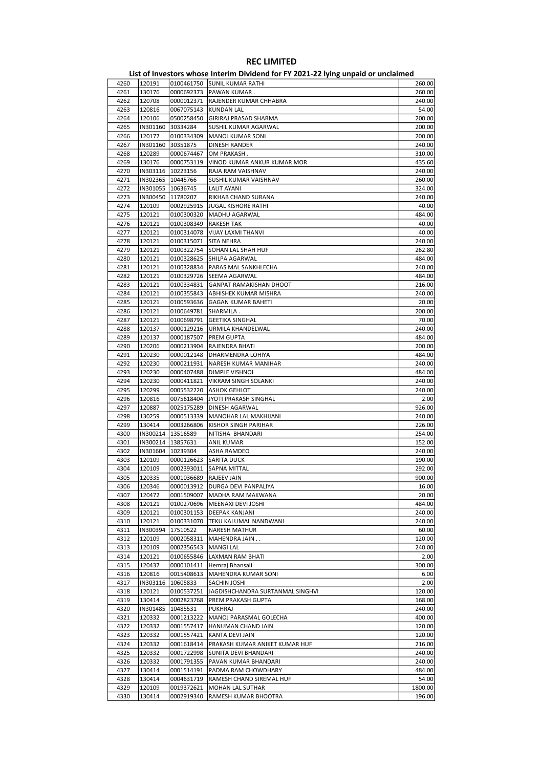# REC LIMITED

## List of Investors whose Interim Dividend for FY 2021-22 lying unpaid or unclaimed

| | | | | |
|---|---|---|---|---|
| 4260 | 120191 | 0100461750 | SUNIL KUMAR RATHI | 260.00 |
| 4261 | 130176 | 0000692373 | PAWAN KUMAR . | 260.00 |
| 4262 | 120708 | 0000012371 | RAJENDER KUMAR CHHABRA | 240.00 |
| 4263 | 120816 | 0067075143 | KUNDAN LAL | 54.00 |
| 4264 | 120106 | 0500258450 | GIRIRAJ PRASAD SHARMA | 200.00 |
| 4265 | IN301160 | 30334284 | SUSHIL KUMAR AGARWAL | 200.00 |
| 4266 | 120177 | 0100334309 | MANOJ KUMAR SONI | 200.00 |
| 4267 | IN301160 | 30351875 | DINESH RANDER | 240.00 |
| 4268 | 120289 | 0000674467 | OM PRAKASH . | 310.00 |
| 4269 | 130176 | 0000753119 | VINOD KUMAR ANKUR KUMAR MOR | 435.60 |
| 4270 | IN303116 | 10223156 | RAJA RAM VAISHNAV | 240.00 |
| 4271 | IN302365 | 10445766 | SUSHIL KUMAR VAISHNAV | 260.00 |
| 4272 | IN301055 | 10636745 | LALIT AYANI | 324.00 |
| 4273 | IN300450 | 11780207 | RIKHAB CHAND SURANA | 240.00 |
| 4274 | 120109 | 0002925915 | JUGAL KISHORE RATHI | 40.00 |
| 4275 | 120121 | 0100300320 | MADHU AGARWAL | 484.00 |
| 4276 | 120121 | 0100308349 | RAKESH TAK | 40.00 |
| 4277 | 120121 | 0100314078 | VIJAY LAXMI THANVI | 40.00 |
| 4278 | 120121 | 0100315071 | SITA NEHRA | 240.00 |
| 4279 | 120121 | 0100322754 | SOHAN LAL SHAH HUF | 262.80 |
| 4280 | 120121 | 0100328625 | SHILPA AGARWAL | 484.00 |
| 4281 | 120121 | 0100328834 | PARAS MAL SANKHLECHA | 240.00 |
| 4282 | 120121 | 0100329726 | SEEMA AGARWAL | 484.00 |
| 4283 | 120121 | 0100334831 | GANPAT RAMAKISHAN DHOOT | 216.00 |
| 4284 | 120121 | 0100355843 | ABHISHEK KUMAR MISHRA | 240.00 |
| 4285 | 120121 | 0100593636 | GAGAN KUMAR BAHETI | 20.00 |
| 4286 | 120121 | 0100649781 | SHARMILA . | 200.00 |
| 4287 | 120121 | 0100698791 | GEETIKA SINGHAL | 70.00 |
| 4288 | 120137 | 0000129216 | URMILA KHANDELWAL | 240.00 |
| 4289 | 120137 | 0000187507 | PREM GUPTA | 484.00 |
| 4290 | 120206 | 0000213904 | RAJENDRA BHATI | 200.00 |
| 4291 | 120230 | 0000012148 | DHARMENDRA LOHIYA | 484.00 |
| 4292 | 120230 | 0000211931 | NARESH KUMAR MANIHAR | 240.00 |
| 4293 | 120230 | 0000407488 | DIMPLE VISHNOI | 484.00 |
| 4294 | 120230 | 0000411821 | VIKRAM SINGH SOLANKI | 240.00 |
| 4295 | 120299 | 0005532220 | ASHOK GEHLOT | 240.00 |
| 4296 | 120816 | 0075618404 | JYOTI PRAKASH SINGHAL | 2.00 |
| 4297 | 120887 | 0025175289 | DINESH AGARWAL | 926.00 |
| 4298 | 130259 | 0000513339 | MANOHAR LAL MAKHIJANI | 240.00 |
| 4299 | 130414 | 0003266806 | KISHOR SINGH PARIHAR | 226.00 |
| 4300 | IN300214 | 13516589 | NITISHA BHANDARI | 254.00 |
| 4301 | IN300214 | 13857631 | ANIL KUMAR | 152.00 |
| 4302 | IN301604 | 10239304 | ASHA RAMDEO | 240.00 |
| 4303 | 120109 | 0000126623 | SARITA DUCK | 190.00 |
| 4304 | 120109 | 0002393011 | SAPNA MITTAL | 292.00 |
| 4305 | 120335 | 0001036689 | RAJEEV JAIN | 900.00 |
| 4306 | 120346 | 0000013912 | DURGA DEVI PANPALIYA | 16.00 |
| 4307 | 120472 | 0001509007 | MADHA RAM MAKWANA | 20.00 |
| 4308 | 120121 | 0100270696 | MEENAXI DEVI JOSHI | 484.00 |
| 4309 | 120121 | 0100301153 | DEEPAK KANJANI | 240.00 |
| 4310 | 120121 | 0100331070 | TEKU KALUMAL NANDWANI | 240.00 |
| 4311 | IN300394 | 17510522 | NARESH MATHUR | 60.00 |
| 4312 | 120109 | 0002058311 | MAHENDRA JAIN . . | 120.00 |
| 4313 | 120109 | 0002356543 | MANGI LAL | 240.00 |
| 4314 | 120121 | 0100655846 | LAXMAN RAM BHATI | 2.00 |
| 4315 | 120437 | 0000101411 | Hemraj Bhansali | 300.00 |
| 4316 | 120816 | 0015408613 | MAHENDRA KUMAR SONI | 6.00 |
| 4317 | IN303116 | 10605833 | SACHIN JOSHI | 2.00 |
| 4318 | 120121 | 0100537251 | JAGDISHCHANDRA SURTANMAL SINGHVI | 120.00 |
| 4319 | 130414 | 0002823768 | PREM PRAKASH GUPTA | 168.00 |
| 4320 | IN301485 | 10485531 | PUKHRAJ | 240.00 |
| 4321 | 120332 | 0001213222 | MANOJ PARASMAL GOLECHA | 400.00 |
| 4322 | 120332 | 0001557417 | HANUMAN CHAND JAIN | 120.00 |
| 4323 | 120332 | 0001557421 | KANTA DEVI JAIN | 120.00 |
| 4324 | 120332 | 0001618414 | PRAKASH KUMAR ANIKET KUMAR HUF | 216.00 |
| 4325 | 120332 | 0001722998 | SUNITA DEVI BHANDARI | 240.00 |
| 4326 | 120332 | 0001791355 | PAVAN KUMAR BHANDARI | 240.00 |
| 4327 | 130414 | 0001514191 | PADMA RAM CHOWDHARY | 484.00 |
| 4328 | 130414 | 0004631719 | RAMESH CHAND SIREMAL HUF | 54.00 |
| 4329 | 120109 | 0019372621 | MOHAN LAL SUTHAR | 1800.00 |
| 4330 | 130414 | 0002919340 | RAMESH KUMAR BHOOTRA | 196.00 |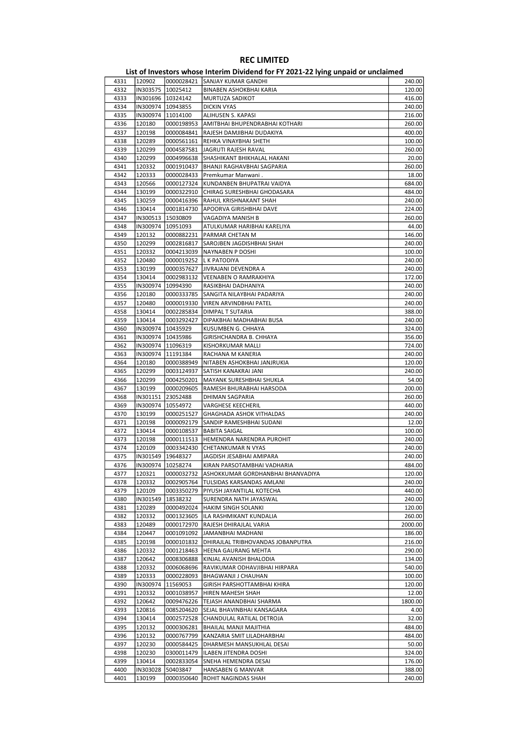# REC LIMITED

## List of Investors whose Interim Dividend for FY 2021-22 lying unpaid or unclaimed

| | | | | |
|---|---|---|---|---|
| 4331 | 120902 | 0000028421 | SANJAY KUMAR GANDHI | 240.00 |
| 4332 | IN303575 | 10025412 | BINABEN ASHOKBHAI KARIA | 120.00 |
| 4333 | IN301696 | 10324142 | MURTUZA SADIKOT | 416.00 |
| 4334 | IN300974 | 10943855 | DICKIN VYAS | 240.00 |
| 4335 | IN300974 | 11014100 | ALIHUSEN S. KAPASI | 216.00 |
| 4336 | 120180 | 0000198953 | AMITBHAI BHUPENDRABHAI KOTHARI | 260.00 |
| 4337 | 120198 | 0000084841 | RAJESH DAMJIBHAI DUDAKIYA | 400.00 |
| 4338 | 120289 | 0000561161 | REHKA VINAYBHAI SHETH | 100.00 |
| 4339 | 120299 | 0004587581 | JAGRUTI RAJESH RAVAL | 260.00 |
| 4340 | 120299 | 0004996638 | SHASHIKANT BHIKHALAL HAKANI | 20.00 |
| 4341 | 120332 | 0001910437 | BHANJI RAGHAVBHAI SAGPARIA | 260.00 |
| 4342 | 120333 | 0000028433 | Premkumar Manwani . | 18.00 |
| 4343 | 120566 | 0000127324 | KUNDANBEN BHUPATRAI VAIDYA | 684.00 |
| 4344 | 130199 | 0000322910 | CHIRAG SURESHBHAI GHODASARA | 484.00 |
| 4345 | 130259 | 0000416396 | RAHUL KRISHNAKANT SHAH | 240.00 |
| 4346 | 130414 | 0001814730 | APOORVA GIRISHBHAI DAVE | 224.00 |
| 4347 | IN300513 | 15030809 | VAGADIYA MANISH B | 260.00 |
| 4348 | IN300974 | 10951093 | ATULKUMAR HARIBHAI KARELIYA | 44.00 |
| 4349 | 120132 | 0000882231 | PARMAR CHETAN M | 146.00 |
| 4350 | 120299 | 0002816817 | SAROJBEN JAGDISHBHAI SHAH | 240.00 |
| 4351 | 120332 | 0004213039 | NAYNABEN P DOSHI | 100.00 |
| 4352 | 120480 | 0000019252 | L K PATODIYA | 240.00 |
| 4353 | 130199 | 0000357627 | JIVRAJANI DEVENDRA A | 240.00 |
| 4354 | 130414 | 0002983132 | VEENABEN O RAMRAKHIYA | 172.00 |
| 4355 | IN300974 | 10994390 | RASIKBHAI DADHANIYA | 240.00 |
| 4356 | 120180 | 0000333785 | SANGITA NILAYBHAI PADARIYA | 240.00 |
| 4357 | 120480 | 0000019330 | VIREN ARVINDBHAI PATEL | 240.00 |
| 4358 | 130414 | 0002285834 | DIMPAL T SUTARIA | 388.00 |
| 4359 | 130414 | 0003292427 | DIPAKBHAI MADHABHAI BUSA | 240.00 |
| 4360 | IN300974 | 10435929 | KUSUMBEN G. CHHAYA | 324.00 |
| 4361 | IN300974 | 10435986 | GIRISHCHANDRA B. CHHAYA | 356.00 |
| 4362 | IN300974 | 11096319 | KISHORKUMAR MALLI | 724.00 |
| 4363 | IN300974 | 11191384 | RACHANA M KANERIA | 240.00 |
| 4364 | 120180 | 0000388949 | NITABEN ASHOKBHAI JANJRUKIA | 120.00 |
| 4365 | 120299 | 0003124937 | SATISH KANAKRAI JANI | 240.00 |
| 4366 | 120299 | 0004250201 | MAYANK SURESHBHAI SHUKLA | 54.00 |
| 4367 | 130199 | 0000209605 | RAMESH BHURABHAI HARSODA | 200.00 |
| 4368 | IN301151 | 23052488 | DHIMAN SAGPARIA | 260.00 |
| 4369 | IN300974 | 10554972 | VARGHESE KEECHERIL | 440.00 |
| 4370 | 130199 | 0000251527 | GHAGHADA ASHOK VITHALDAS | 240.00 |
| 4371 | 120198 | 0000092179 | SANDIP RAMESHBHAI SUDANI | 12.00 |
| 4372 | 130414 | 0000108537 | BABITA SAIGAL | 100.00 |
| 4373 | 120198 | 0000111513 | HEMENDRA NARENDRA PUROHIT | 240.00 |
| 4374 | 120109 | 0003342430 | CHETANKUMAR N VYAS | 240.00 |
| 4375 | IN301549 | 19648327 | JAGDISH JESABHAI AMIPARA | 240.00 |
| 4376 | IN300974 | 10258274 | KIRAN PARSOTAMBHAI VADHARIA | 484.00 |
| 4377 | 120321 | 0000032732 | ASHOKKUMAR GORDHANBHAI BHANVADIYA | 120.00 |
| 4378 | 120332 | 0002905764 | TULSIDAS KARSANDAS AMLANI | 240.00 |
| 4379 | 120109 | 0003350279 | PIYUSH JAYANTILAL KOTECHA | 440.00 |
| 4380 | IN301549 | 18538232 | SURENDRA NATH JAYASWAL | 240.00 |
| 4381 | 120289 | 0000492024 | HAKIM SINGH SOLANKI | 120.00 |
| 4382 | 120332 | 0001323605 | ILA RASHMIKANT KUNDALIA | 260.00 |
| 4383 | 120489 | 0000172970 | RAJESH DHIRAJLAL VARIA | 2000.00 |
| 4384 | 120447 | 0001091092 | JAMANBHAI MADHANI | 186.00 |
| 4385 | 120198 | 0000101832 | DHIRAJLAL TRIBHOVANDAS JOBANPUTRA | 216.00 |
| 4386 | 120332 | 0001218463 | HEENA GAURANG MEHTA | 290.00 |
| 4387 | 120642 | 0008306888 | KINJAL AVANISH BHALODIA | 134.00 |
| 4388 | 120332 | 0006068696 | RAVIKUMAR ODHAVJIBHAI HIRPARA | 540.00 |
| 4389 | 120333 | 0000228093 | BHAGWANJI J CHAUHAN | 100.00 |
| 4390 | IN300974 | 11569053 | GIRISH PARSHOTTAMBHAI KHIRA | 120.00 |
| 4391 | 120332 | 0001038957 | HIREN MAHESH SHAH | 12.00 |
| 4392 | 120642 | 0009476226 | TEJASH ANANDBHAI SHARMA | 1800.00 |
| 4393 | 120816 | 0085204620 | SEJAL BHAVINBHAI KANSAGARA | 4.00 |
| 4394 | 130414 | 0002572528 | CHANDULAL RATILAL DETROJA | 32.00 |
| 4395 | 120132 | 0000306281 | BHAILAL MANJI MAJITHIA | 484.00 |
| 4396 | 120132 | 0000767799 | KANZARIA SMIT LILADHARBHAI | 484.00 |
| 4397 | 120230 | 0000584425 | DHARMESH MANSUKHLAL DESAI | 50.00 |
| 4398 | 120230 | 0300011479 | ILABEN JITENDRA DOSHI | 324.00 |
| 4399 | 130414 | 0002833054 | SNEHA HEMENDRA DESAI | 176.00 |
| 4400 | IN303028 | 50403847 | HANSABEN G MANVAR | 388.00 |
| 4401 | 130199 | 0000350640 | ROHIT NAGINDAS SHAH | 240.00 |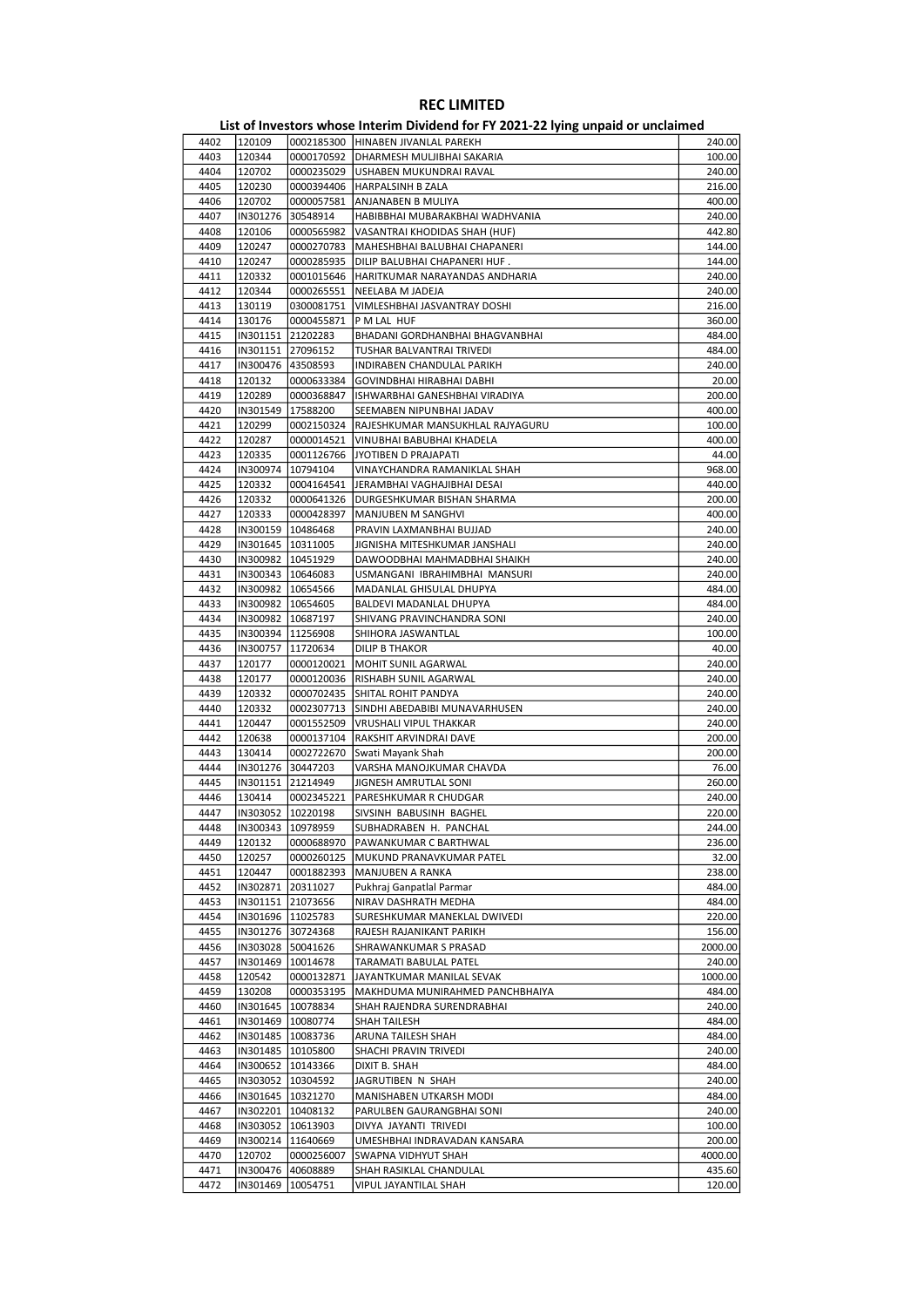# REC LIMITED

## List of Investors whose Interim Dividend for FY 2021-22 lying unpaid or unclaimed

| | | | | |
|---|---|---|---|---|
| 4402 | 120109 | 0002185300 | HINABEN JIVANLAL PAREKH | 240.00 |
| 4403 | 120344 | 0000170592 | DHARMESH MULJIBHAI SAKARIA | 100.00 |
| 4404 | 120702 | 0000235029 | USHABEN MUKUNDRAI RAVAL | 240.00 |
| 4405 | 120230 | 0000394406 | HARPALSINH B ZALA | 216.00 |
| 4406 | 120702 | 0000057581 | ANJANABEN B MULIYA | 400.00 |
| 4407 | IN301276 | 30548914 | HABIBBHAI MUBARAKBHAI WADHVANIA | 240.00 |
| 4408 | 120106 | 0000565982 | VASANTRAI KHODIDAS SHAH (HUF) | 442.80 |
| 4409 | 120247 | 0000270783 | MAHESHBHAI BALUBHAI CHAPANERI | 144.00 |
| 4410 | 120247 | 0000285935 | DILIP BALUBHAI CHAPANERI HUF . | 144.00 |
| 4411 | 120332 | 0001015646 | HARITKUMAR NARAYANDAS ANDHARIA | 240.00 |
| 4412 | 120344 | 0000265551 | NEELABA M JADEJA | 240.00 |
| 4413 | 130119 | 0300081751 | VIMLESHBHAI JASVANTRAY DOSHI | 216.00 |
| 4414 | 130176 | 0000455871 | P M LAL HUF | 360.00 |
| 4415 | IN301151 | 21202283 | BHADANI GORDHANBHAI BHAGVANBHAI | 484.00 |
| 4416 | IN301151 | 27096152 | TUSHAR BALVANTRAI TRIVEDI | 484.00 |
| 4417 | IN300476 | 43508593 | INDIRABEN CHANDULAL PARIKH | 240.00 |
| 4418 | 120132 | 0000633384 | GOVINDBHAI HIRABHAI DABHI | 20.00 |
| 4419 | 120289 | 0000368847 | ISHWARBHAI GANESHBHAI VIRADIYA | 200.00 |
| 4420 | IN301549 | 17588200 | SEEMABEN NIPUNBHAI JADAV | 400.00 |
| 4421 | 120299 | 0002150324 | RAJESHKUMAR MANSUKHLAL RAJYAGURU | 100.00 |
| 4422 | 120287 | 0000014521 | VINUBHAI BABUBHAI KHADELA | 400.00 |
| 4423 | 120335 | 0001126766 | JYOTIBEN D PRAJAPATI | 44.00 |
| 4424 | IN300974 | 10794104 | VINAYCHANDRA RAMANIKLAL SHAH | 968.00 |
| 4425 | 120332 | 0004164541 | JERAMBHAI VAGHAJIBHAI DESAI | 440.00 |
| 4426 | 120332 | 0000641326 | DURGESHKUMAR BISHAN SHARMA | 200.00 |
| 4427 | 120333 | 0000428397 | MANJUBEN M SANGHVI | 400.00 |
| 4428 | IN300159 | 10486468 | PRAVIN LAXMANBHAI BUJJAD | 240.00 |
| 4429 | IN301645 | 10311005 | JIGNISHA MITESHKUMAR JANSHALI | 240.00 |
| 4430 | IN300982 | 10451929 | DAWOODBHAI MAHMADBHAI SHAIKH | 240.00 |
| 4431 | IN300343 | 10646083 | USMANGANI IBRAHIMBHAI MANSURI | 240.00 |
| 4432 | IN300982 | 10654566 | MADANLAL GHISULAL DHUPYA | 484.00 |
| 4433 | IN300982 | 10654605 | BALDEVI MADANLAL DHUPYA | 484.00 |
| 4434 | IN300982 | 10687197 | SHIVANG PRAVINCHANDRA SONI | 240.00 |
| 4435 | IN300394 | 11256908 | SHIHORA JASWANTLAL | 100.00 |
| 4436 | IN300757 | 11720634 | DILIP B THAKOR | 40.00 |
| 4437 | 120177 | 0000120021 | MOHIT SUNIL AGARWAL | 240.00 |
| 4438 | 120177 | 0000120036 | RISHABH SUNIL AGARWAL | 240.00 |
| 4439 | 120332 | 0000702435 | SHITAL ROHIT PANDYA | 240.00 |
| 4440 | 120332 | 0002307713 | SINDHI ABEDABIBI MUNAVARHUSEN | 240.00 |
| 4441 | 120447 | 0001552509 | VRUSHALI VIPUL THAKKAR | 240.00 |
| 4442 | 120638 | 0000137104 | RAKSHIT ARVINDRAI DAVE | 200.00 |
| 4443 | 130414 | 0002722670 | Swati Mayank Shah | 200.00 |
| 4444 | IN301276 | 30447203 | VARSHA MANOJKUMAR CHAVDA | 76.00 |
| 4445 | IN301151 | 21214949 | JIGNESH AMRUTLAL SONI | 260.00 |
| 4446 | 130414 | 0002345221 | PARESHKUMAR R CHUDGAR | 240.00 |
| 4447 | IN303052 | 10220198 | SIVSINH BABUSINH BAGHEL | 220.00 |
| 4448 | IN300343 | 10978959 | SUBHADRABEN H. PANCHAL | 244.00 |
| 4449 | 120132 | 0000688970 | PAWANKUMAR C BARTHWAL | 236.00 |
| 4450 | 120257 | 0000260125 | MUKUND PRANAVKUMAR PATEL | 32.00 |
| 4451 | 120447 | 0001882393 | MANJUBEN A RANKA | 238.00 |
| 4452 | IN302871 | 20311027 | Pukhraj Ganpatlal Parmar | 484.00 |
| 4453 | IN301151 | 21073656 | NIRAV DASHRATH MEDHA | 484.00 |
| 4454 | IN301696 | 11025783 | SURESHKUMAR MANEKLAL DWIVEDI | 220.00 |
| 4455 | IN301276 | 30724368 | RAJESH RAJANIKANT PARIKH | 156.00 |
| 4456 | IN303028 | 50041626 | SHRAWANKUMAR S PRASAD | 2000.00 |
| 4457 | IN301469 | 10014678 | TARAMATI BABULAL PATEL | 240.00 |
| 4458 | 120542 | 0000132871 | JAYANTKUMAR MANILAL SEVAK | 1000.00 |
| 4459 | 130208 | 0000353195 | MAKHDUMA MUNIRAHMED PANCHBHAIYA | 484.00 |
| 4460 | IN301645 | 10078834 | SHAH RAJENDRA SURENDRABHAI | 240.00 |
| 4461 | IN301469 | 10080774 | SHAH TAILESH | 484.00 |
| 4462 | IN301485 | 10083736 | ARUNA TAILESH SHAH | 484.00 |
| 4463 | IN301485 | 10105800 | SHACHI PRAVIN TRIVEDI | 240.00 |
| 4464 | IN300652 | 10143366 | DIXIT B. SHAH | 484.00 |
| 4465 | IN303052 | 10304592 | JAGRUTIBEN N SHAH | 240.00 |
| 4466 | IN301645 | 10321270 | MANISHABEN UTKARSH MODI | 484.00 |
| 4467 | IN302201 | 10408132 | PARULBEN GAURANGBHAI SONI | 240.00 |
| 4468 | IN303052 | 10613903 | DIVYA JAYANTI TRIVEDI | 100.00 |
| 4469 | IN300214 | 11640669 | UMESHBHAI INDRAVADAN KANSARA | 200.00 |
| 4470 | 120702 | 0000256007 | SWAPNA VIDHYUT SHAH | 4000.00 |
| 4471 | IN300476 | 40608889 | SHAH RASIKLAL CHANDULAL | 435.60 |
| 4472 | IN301469 | 10054751 | VIPUL JAYANTILAL SHAH | 120.00 |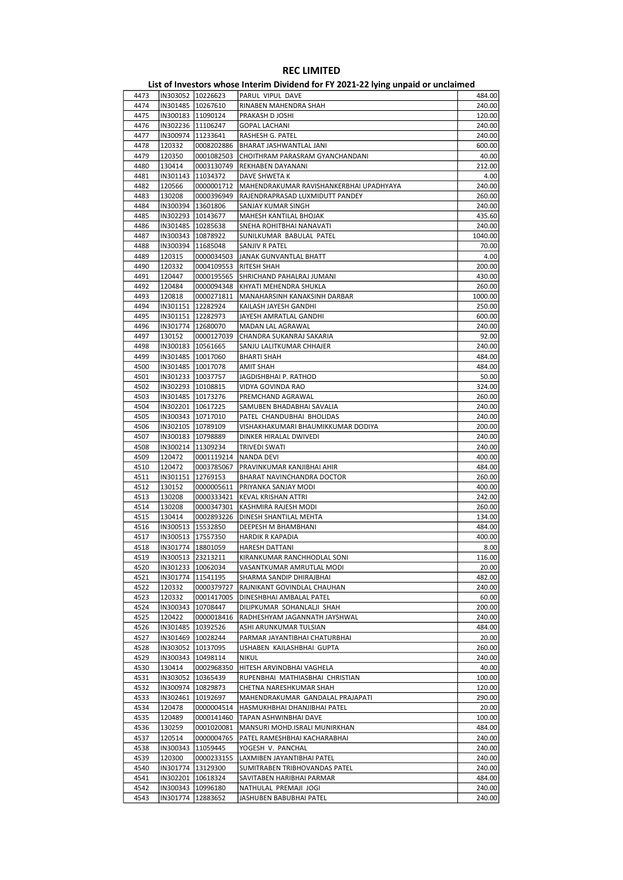# REC LIMITED

## List of Investors whose Interim Dividend for FY 2021-22 lying unpaid or unclaimed

| | | | | |
|---|---|---|---|---|
| 4473 | IN303052 | 10226623 | PARUL VIPUL DAVE | 484.00 |
| 4474 | IN301485 | 10267610 | RINABEN MAHENDRA SHAH | 240.00 |
| 4475 | IN300183 | 11090124 | PRAKASH D JOSHI | 120.00 |
| 4476 | IN302236 | 11106247 | GOPAL LACHANI | 240.00 |
| 4477 | IN300974 | 11233641 | RASHESH G. PATEL | 240.00 |
| 4478 | 120332 | 0008202886 | BHARAT JASHWANTLAL JANI | 600.00 |
| 4479 | 120350 | 0001082503 | CHOITHRAM PARASRAM GYANCHANDANI | 40.00 |
| 4480 | 130414 | 0003130749 | REKHABEN DAYANANI | 212.00 |
| 4481 | IN301143 | 11034372 | DAVE SHWETA K | 4.00 |
| 4482 | 120566 | 0000001712 | MAHENDRAKUMAR RAVISHANKERBHAI UPADHYAYA | 240.00 |
| 4483 | 130208 | 0000396949 | RAJENDRAPRASAD LUXMIDUTT PANDEY | 260.00 |
| 4484 | IN300394 | 13601806 | SANJAY KUMAR SINGH | 240.00 |
| 4485 | IN302293 | 10143677 | MAHESH KANTILAL BHOJAK | 435.60 |
| 4486 | IN301485 | 10285638 | SNEHA ROHITBHAI NANAVATI | 240.00 |
| 4487 | IN300343 | 10878922 | SUNILKUMAR BABULAL PATEL | 1040.00 |
| 4488 | IN300394 | 11685048 | SANJIV R PATEL | 70.00 |
| 4489 | 120315 | 0000034503 | JANAK GUNVANTLAL BHATT | 4.00 |
| 4490 | 120332 | 0004109553 | RITESH SHAH | 200.00 |
| 4491 | 120447 | 0000195565 | SHRICHAND PAHALRAJ JUMANI | 430.00 |
| 4492 | 120484 | 0000094348 | KHYATI MEHENDRA SHUKLA | 260.00 |
| 4493 | 120818 | 0000271811 | MANAHARSINH KANAKSINH DARBAR | 1000.00 |
| 4494 | IN301151 | 12282924 | KAILASH JAYESH GANDHI | 250.00 |
| 4495 | IN301151 | 12282973 | JAYESH AMRATLAL GANDHI | 600.00 |
| 4496 | IN301774 | 12680070 | MADAN LAL AGRAWAL | 240.00 |
| 4497 | 130152 | 0000127039 | CHANDRA SUKANRAJ SAKARIA | 92.00 |
| 4498 | IN300183 | 10561665 | SANJU LALITKUMAR CHHAJER | 240.00 |
| 4499 | IN301485 | 10017060 | BHARTI SHAH | 484.00 |
| 4500 | IN301485 | 10017078 | AMIT SHAH | 484.00 |
| 4501 | IN301233 | 10037757 | JAGDISHBHAI P. RATHOD | 50.00 |
| 4502 | IN302293 | 10108815 | VIDYA GOVINDA RAO | 324.00 |
| 4503 | IN301485 | 10173276 | PREMCHAND AGRAWAL | 260.00 |
| 4504 | IN302201 | 10617225 | SAMUBEN BHADABHAI SAVALIA | 240.00 |
| 4505 | IN300343 | 10717010 | PATEL CHANDUBHAI BHOLIDAS | 240.00 |
| 4506 | IN302105 | 10789109 | VISHAKHAKUMARI BHAUMIKKUMAR DODIYA | 200.00 |
| 4507 | IN300183 | 10798889 | DINKER HIRALAL DWIVEDI | 240.00 |
| 4508 | IN300214 | 11309234 | TRIVEDI SWATI | 240.00 |
| 4509 | 120472 | 0001119214 | NANDA DEVI | 400.00 |
| 4510 | 120472 | 0003785067 | PRAVINKUMAR KANJIBHAI AHIR | 484.00 |
| 4511 | IN301151 | 12769153 | BHARAT NAVINCHANDRA DOCTOR | 260.00 |
| 4512 | 130152 | 0000005611 | PRIYANKA SANJAY MODI | 400.00 |
| 4513 | 130208 | 0000333421 | KEVAL KRISHAN ATTRI | 242.00 |
| 4514 | 130208 | 0000347301 | KASHMIRA RAJESH MODI | 260.00 |
| 4515 | 130414 | 0002893226 | DINESH SHANTILAL MEHTA | 134.00 |
| 4516 | IN300513 | 15532850 | DEEPESH M BHAMBHANI | 484.00 |
| 4517 | IN300513 | 17557350 | HARDIK R KAPADIA | 400.00 |
| 4518 | IN301774 | 18801059 | HARESH DATTANI | 8.00 |
| 4519 | IN300513 | 23213211 | KIRANKUMAR RANCHHODLAL SONI | 116.00 |
| 4520 | IN301233 | 10062034 | VASANTKUMAR AMRUTLAL MODI | 20.00 |
| 4521 | IN301774 | 11541195 | SHARMA SANDIP DHIRAJBHAI | 482.00 |
| 4522 | 120332 | 0000379727 | RAJNIKANT GOVINDLAL CHAUHAN | 240.00 |
| 4523 | 120332 | 0001417005 | DINESHBHAI AMBALAL PATEL | 60.00 |
| 4524 | IN300343 | 10708447 | DILIPKUMAR SOHANLALJI SHAH | 200.00 |
| 4525 | 120422 | 0000018416 | RADHESHYAM JAGANNATH JAYSHWAL | 240.00 |
| 4526 | IN301485 | 10392526 | ASHI ARUNKUMAR TULSIAN | 484.00 |
| 4527 | IN301469 | 10028244 | PARMAR JAYANTIBHAI CHATURBHAI | 20.00 |
| 4528 | IN303052 | 10137095 | USHABEN KAILASHBHAI GUPTA | 260.00 |
| 4529 | IN300343 | 10498114 | NIKUL | 240.00 |
| 4530 | 130414 | 0002968350 | HITESH ARVINDBHAI VAGHELA | 40.00 |
| 4531 | IN303052 | 10365439 | RUPENBHAI MATHIASBHAI CHRISTIAN | 100.00 |
| 4532 | IN300974 | 10829873 | CHETNA NARESHKUMAR SHAH | 120.00 |
| 4533 | IN302461 | 10192697 | MAHENDRAKUMAR GANDALAL PRAJAPATI | 290.00 |
| 4534 | 120478 | 0000004514 | HASMUKHBHAI DHANJIBHAI PATEL | 20.00 |
| 4535 | 120489 | 0000141460 | TAPAN ASHWINBHAI DAVE | 100.00 |
| 4536 | 130259 | 0001020081 | MANSURI MOHD.ISRALI MUNIRKHAN | 484.00 |
| 4537 | 120514 | 0000004765 | PATEL RAMESHBHAI KACHARABHAI | 240.00 |
| 4538 | IN300343 | 11059445 | YOGESH V. PANCHAL | 240.00 |
| 4539 | 120300 | 0000233155 | LAXMIBEN JAYANTIBHAI PATEL | 240.00 |
| 4540 | IN301774 | 13129300 | SUMITRABEN TRIBHOVANDAS PATEL | 240.00 |
| 4541 | IN302201 | 10618324 | SAVITABEN HARIBHAI PARMAR | 484.00 |
| 4542 | IN300343 | 10996180 | NATHULAL PREMAJI JOGI | 240.00 |
| 4543 | IN301774 | 12883652 | JASHUBEN BABUBHAI PATEL | 240.00 |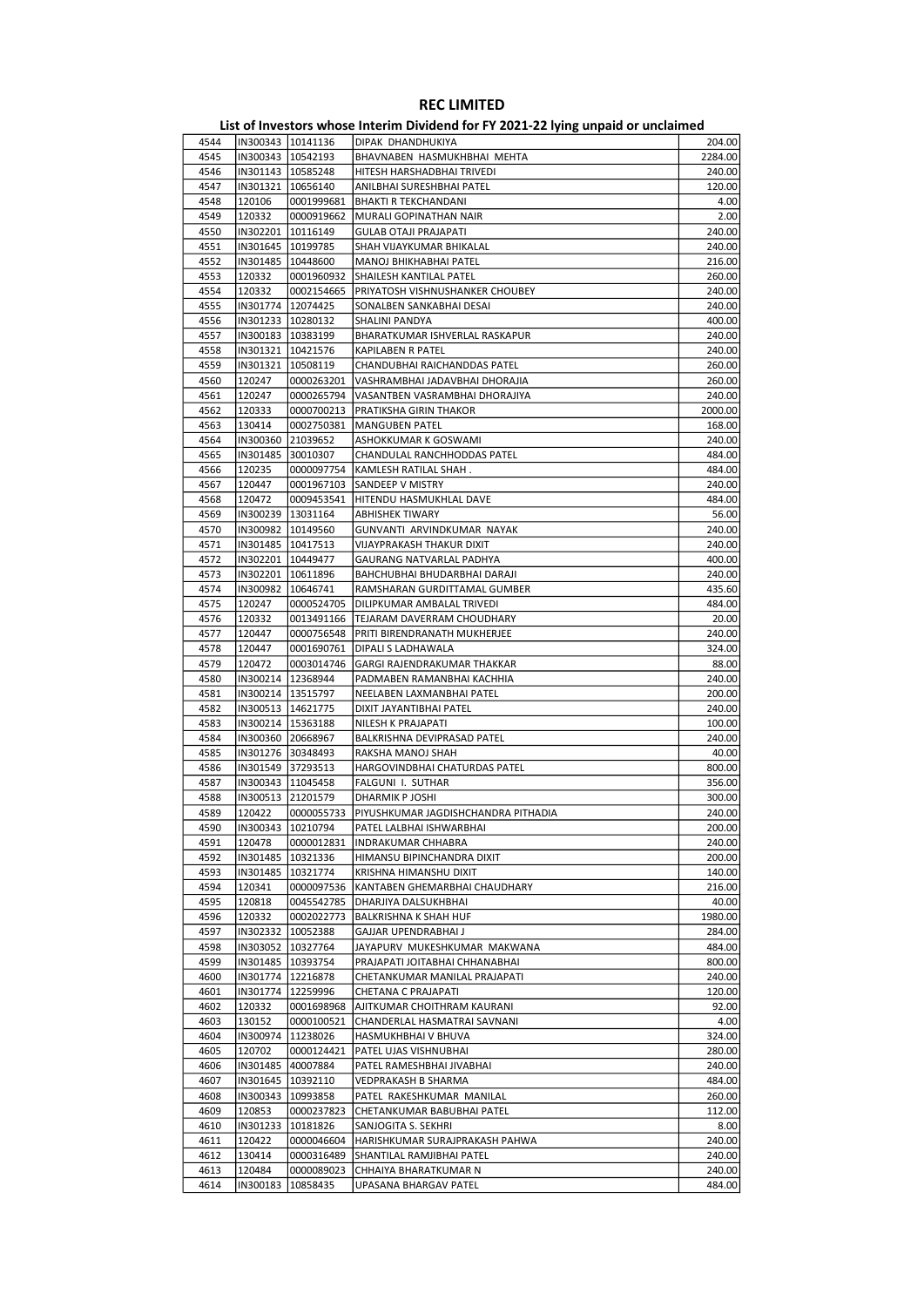# REC LIMITED

## List of Investors whose Interim Dividend for FY 2021-22 lying unpaid or unclaimed

| | | | | |
|---|---|---|---|---|
| 4544 | IN300343 | 10141136 | DIPAK DHANDHUKIYA | 204.00 |
| 4545 | IN300343 | 10542193 | BHAVNABEN HASMUKHBHAI MEHTA | 2284.00 |
| 4546 | IN301143 | 10585248 | HITESH HARSHADBHAI TRIVEDI | 240.00 |
| 4547 | IN301321 | 10656140 | ANILBHAI SURESHBHAI PATEL | 120.00 |
| 4548 | 120106 | 0001999681 | BHAKTI R TEKCHANDANI | 4.00 |
| 4549 | 120332 | 0000919662 | MURALI GOPINATHAN NAIR | 2.00 |
| 4550 | IN302201 | 10116149 | GULAB OTAJI PRAJAPATI | 240.00 |
| 4551 | IN301645 | 10199785 | SHAH VIJAYKUMAR BHIKALAL | 240.00 |
| 4552 | IN301485 | 10448600 | MANOJ BHIKHABHAI PATEL | 216.00 |
| 4553 | 120332 | 0001960932 | SHAILESH KANTILAL PATEL | 260.00 |
| 4554 | 120332 | 0002154665 | PRIYATOSH VISHNUSHANKER CHOUBEY | 240.00 |
| 4555 | IN301774 | 12074425 | SONALBEN SANKABHAI DESAI | 240.00 |
| 4556 | IN301233 | 10280132 | SHALINI PANDYA | 400.00 |
| 4557 | IN300183 | 10383199 | BHARATKUMAR ISHVERLAL RASKAPUR | 240.00 |
| 4558 | IN301321 | 10421576 | KAPILABEN R PATEL | 240.00 |
| 4559 | IN301321 | 10508119 | CHANDUBHAI RAICHANDDAS PATEL | 260.00 |
| 4560 | 120247 | 0000263201 | VASHRAMBHAI JADAVBHAI DHORAJIA | 260.00 |
| 4561 | 120247 | 0000265794 | VASANTBEN VASRAMBHAI DHORAJIYA | 240.00 |
| 4562 | 120333 | 0000700213 | PRATIKSHA GIRIN THAKOR | 2000.00 |
| 4563 | 130414 | 0002750381 | MANGUBEN PATEL | 168.00 |
| 4564 | IN300360 | 21039652 | ASHOKKUMAR K GOSWAMI | 240.00 |
| 4565 | IN301485 | 30010307 | CHANDULAL RANCHHODDAS PATEL | 484.00 |
| 4566 | 120235 | 0000097754 | KAMLESH RATILAL SHAH . | 484.00 |
| 4567 | 120447 | 0001967103 | SANDEEP V MISTRY | 240.00 |
| 4568 | 120472 | 0009453541 | HITENDU HASMUKHLAL DAVE | 484.00 |
| 4569 | IN300239 | 13031164 | ABHISHEK TIWARY | 56.00 |
| 4570 | IN300982 | 10149560 | GUNVANTI ARVINDKUMAR NAYAK | 240.00 |
| 4571 | IN301485 | 10417513 | VIJAYPRAKASH THAKUR DIXIT | 240.00 |
| 4572 | IN302201 | 10449477 | GAURANG NATVARLAL PADHYA | 400.00 |
| 4573 | IN302201 | 10611896 | BAHCHUBHAI BHUDARBHAI DARAJI | 240.00 |
| 4574 | IN300982 | 10646741 | RAMSHARAN GURDITTAMAL GUMBER | 435.60 |
| 4575 | 120247 | 0000524705 | DILIPKUMAR AMBALAL TRIVEDI | 484.00 |
| 4576 | 120332 | 0013491166 | TEJARAM DAVERRAM CHOUDHARY | 20.00 |
| 4577 | 120447 | 0000756548 | PRITI BIRENDRANATH MUKHERJEE | 240.00 |
| 4578 | 120447 | 0001690761 | DIPALI S LADHAWALA | 324.00 |
| 4579 | 120472 | 0003014746 | GARGI RAJENDRAKUMAR THAKKAR | 88.00 |
| 4580 | IN300214 | 12368944 | PADMABEN RAMANBHAI KACHHIA | 240.00 |
| 4581 | IN300214 | 13515797 | NEELABEN LAXMANBHAI PATEL | 200.00 |
| 4582 | IN300513 | 14621775 | DIXIT JAYANTIBHAI PATEL | 240.00 |
| 4583 | IN300214 | 15363188 | NILESH K PRAJAPATI | 100.00 |
| 4584 | IN300360 | 20668967 | BALKRISHNA DEVIPRASAD PATEL | 240.00 |
| 4585 | IN301276 | 30348493 | RAKSHA MANOJ SHAH | 40.00 |
| 4586 | IN301549 | 37293513 | HARGOVINDBHAI CHATURDAS PATEL | 800.00 |
| 4587 | IN300343 | 11045458 | FALGUNI I. SUTHAR | 356.00 |
| 4588 | IN300513 | 21201579 | DHARMIK P JOSHI | 300.00 |
| 4589 | 120422 | 0000055733 | PIYUSHKUMAR JAGDISHCHANDRA PITHADIA | 240.00 |
| 4590 | IN300343 | 10210794 | PATEL LALBHAI ISHWARBHAI | 200.00 |
| 4591 | 120478 | 0000012831 | INDRAKUMAR CHHABRA | 240.00 |
| 4592 | IN301485 | 10321336 | HIMANSU BIPINCHANDRA DIXIT | 200.00 |
| 4593 | IN301485 | 10321774 | KRISHNA HIMANSHU DIXIT | 140.00 |
| 4594 | 120341 | 0000097536 | KANTABEN GHEMARBHAI CHAUDHARY | 216.00 |
| 4595 | 120818 | 0045542785 | DHARJIYA DALSUKHBHAI | 40.00 |
| 4596 | 120332 | 0002022773 | BALKRISHNA K SHAH HUF | 1980.00 |
| 4597 | IN302332 | 10052388 | GAJJAR UPENDRABHAI J | 284.00 |
| 4598 | IN303052 | 10327764 | JAYAPURV MUKESHKUMAR MAKWANA | 484.00 |
| 4599 | IN301485 | 10393754 | PRAJAPATI JOITABHAI CHHANABHAI | 800.00 |
| 4600 | IN301774 | 12216878 | CHETANKUMAR MANILAL PRAJAPATI | 240.00 |
| 4601 | IN301774 | 12259996 | CHETANA C PRAJAPATI | 120.00 |
| 4602 | 120332 | 0001698968 | AJITKUMAR CHOITHRAM KAURANI | 92.00 |
| 4603 | 130152 | 0000100521 | CHANDERLAL HASMATRAI SAVNANI | 4.00 |
| 4604 | IN300974 | 11238026 | HASMUKHBHAI V BHUVA | 324.00 |
| 4605 | 120702 | 0000124421 | PATEL UJAS VISHNUBHAI | 280.00 |
| 4606 | IN301485 | 40007884 | PATEL RAMESHBHAI JIVABHAI | 240.00 |
| 4607 | IN301645 | 10392110 | VEDPRAKASH B SHARMA | 484.00 |
| 4608 | IN300343 | 10993858 | PATEL RAKESHKUMAR MANILAL | 260.00 |
| 4609 | 120853 | 0000237823 | CHETANKUMAR BABUBHAI PATEL | 112.00 |
| 4610 | IN301233 | 10181826 | SANJOGITA S. SEKHRI | 8.00 |
| 4611 | 120422 | 0000046604 | HARISHKUMAR SURAJPRAKASH PAHWA | 240.00 |
| 4612 | 130414 | 0000316489 | SHANTILAL RAMJIBHAI PATEL | 240.00 |
| 4613 | 120484 | 0000089023 | CHHAIYA BHARATKUMAR N | 240.00 |
| 4614 | IN300183 | 10858435 | UPASANA BHARGAV PATEL | 484.00 |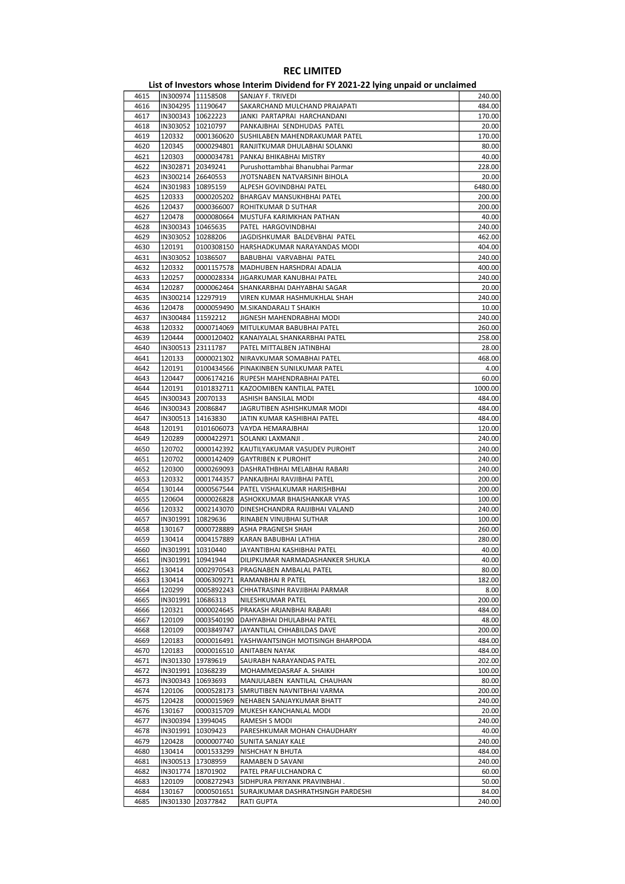# REC LIMITED

## List of Investors whose Interim Dividend for FY 2021-22 lying unpaid or unclaimed

| | | | | |
|---|---|---|---|---|
| 4615 | IN300974 | 11158508 | SANJAY F. TRIVEDI | 240.00 |
| 4616 | IN304295 | 11190647 | SAKARCHAND MULCHAND PRAJAPATI | 484.00 |
| 4617 | IN300343 | 10622223 | JANKI PARTAPRAI HARCHANDANI | 170.00 |
| 4618 | IN303052 | 10210797 | PANKAJBHAI SENDHUDAS PATEL | 20.00 |
| 4619 | 120332 | 0001360620 | SUSHILABEN MAHENDRAKUMAR PATEL | 170.00 |
| 4620 | 120345 | 0000294801 | RANJITKUMAR DHULABHAI SOLANKI | 80.00 |
| 4621 | 120303 | 0000034781 | PANKAJ BHIKABHAI MISTRY | 40.00 |
| 4622 | IN302871 | 20349241 | Purushottambhai Bhanubhai Parmar | 228.00 |
| 4623 | IN300214 | 26640553 | JYOTSNABEN NATVARSINH BIHOLA | 20.00 |
| 4624 | IN301983 | 10895159 | ALPESH GOVINDBHAI PATEL | 6480.00 |
| 4625 | 120333 | 0000205202 | BHARGAV MANSUKHBHAI PATEL | 200.00 |
| 4626 | 120437 | 0000366007 | ROHITKUMAR D SUTHAR | 200.00 |
| 4627 | 120478 | 0000080664 | MUSTUFA KARIMKHAN PATHAN | 40.00 |
| 4628 | IN300343 | 10465635 | PATEL HARGOVINDBHAI | 240.00 |
| 4629 | IN303052 | 10288206 | JAGDISHKUMAR BALDEVBHAI PATEL | 462.00 |
| 4630 | 120191 | 0100308150 | HARSHADKUMAR NARAYANDAS MODI | 404.00 |
| 4631 | IN303052 | 10386507 | BABUBHAI VARVABHAI PATEL | 240.00 |
| 4632 | 120332 | 0001157578 | MADHUBEN HARSHDRAI ADALJA | 400.00 |
| 4633 | 120257 | 0000028334 | JIGARKUMAR KANUBHAI PATEL | 240.00 |
| 4634 | 120287 | 0000062464 | SHANKARBHAI DAHYABHAI SAGAR | 20.00 |
| 4635 | IN300214 | 12297919 | VIREN KUMAR HASHMUKHLAL SHAH | 240.00 |
| 4636 | 120478 | 0000059490 | M.SIKANDARALI T SHAIKH | 10.00 |
| 4637 | IN300484 | 11592212 | JIGNESH MAHENDRABHAI MODI | 240.00 |
| 4638 | 120332 | 0000714069 | MITULKUMAR BABUBHAI PATEL | 260.00 |
| 4639 | 120444 | 0000120402 | KANAIYALAL SHANKARBHAI PATEL | 258.00 |
| 4640 | IN300513 | 23111787 | PATEL MITTALBEN JATINBHAI | 28.00 |
| 4641 | 120133 | 0000021302 | NIRAVKUMAR SOMABHAI PATEL | 468.00 |
| 4642 | 120191 | 0100434566 | PINAKINBEN SUNILKUMAR PATEL | 4.00 |
| 4643 | 120447 | 0006174216 | RUPESH MAHENDRABHAI PATEL | 60.00 |
| 4644 | 120191 | 0101832711 | KAZOOMIBEN KANTILAL PATEL | 1000.00 |
| 4645 | IN300343 | 20070133 | ASHISH BANSILAL MODI | 484.00 |
| 4646 | IN300343 | 20086847 | JAGRUTIBEN ASHISHKUMAR MODI | 484.00 |
| 4647 | IN300513 | 14163830 | JATIN KUMAR KASHIBHAI PATEL | 484.00 |
| 4648 | 120191 | 0101606073 | VAYDA HEMARAJBHAI | 120.00 |
| 4649 | 120289 | 0000422971 | SOLANKI LAXMANJI . | 240.00 |
| 4650 | 120702 | 0000142392 | KAUTILYAKUMAR VASUDEV PUROHIT | 240.00 |
| 4651 | 120702 | 0000142409 | GAYTRIBEN K PUROHIT | 240.00 |
| 4652 | 120300 | 0000269093 | DASHRATHBHAI MELABHAI RABARI | 240.00 |
| 4653 | 120332 | 0001744357 | PANKAJBHAI RAVJIBHAI PATEL | 200.00 |
| 4654 | 130144 | 0000567544 | PATEL VISHALKUMAR HARISHBHAI | 200.00 |
| 4655 | 120604 | 0000026828 | ASHOKKUMAR BHAISHANKAR VYAS | 100.00 |
| 4656 | 120332 | 0002143070 | DINESHCHANDRA RAIJIBHAI VALAND | 240.00 |
| 4657 | IN301991 | 10829636 | RINABEN VINUBHAI SUTHAR | 100.00 |
| 4658 | 130167 | 0000728889 | ASHA PRAGNESH SHAH | 260.00 |
| 4659 | 130414 | 0004157889 | KARAN BABUBHAI LATHIA | 280.00 |
| 4660 | IN301991 | 10310440 | JAYANTIBHAI KASHIBHAI PATEL | 40.00 |
| 4661 | IN301991 | 10941944 | DILIPKUMAR NARMADASHANKER SHUKLA | 40.00 |
| 4662 | 130414 | 0002970543 | PRAGNABEN AMBALAL PATEL | 80.00 |
| 4663 | 130414 | 0006309271 | RAMANBHAI R PATEL | 182.00 |
| 4664 | 120299 | 0005892243 | CHHATRASINH RAVJIBHAI PARMAR | 8.00 |
| 4665 | IN301991 | 10686313 | NILESHKUMAR PATEL | 200.00 |
| 4666 | 120321 | 0000024645 | PRAKASH ARJANBHAI RABARI | 484.00 |
| 4667 | 120109 | 0003540190 | DAHYABHAI DHULABHAI PATEL | 48.00 |
| 4668 | 120109 | 0003849747 | JAYANTILAL CHHABILDAS DAVE | 200.00 |
| 4669 | 120183 | 0000016491 | YASHWANTSINGH MOTISINGH BHARPODA | 484.00 |
| 4670 | 120183 | 0000016510 | ANITABEN NAYAK | 484.00 |
| 4671 | IN301330 | 19789619 | SAURABH NARAYANDAS PATEL | 202.00 |
| 4672 | IN301991 | 10368239 | MOHAMMEDASRAF A. SHAIKH | 100.00 |
| 4673 | IN300343 | 10693693 | MANJULABEN KANTILAL CHAUHAN | 80.00 |
| 4674 | 120106 | 0000528173 | SMRUTIBEN NAVNITBHAI VARMA | 200.00 |
| 4675 | 120428 | 0000015969 | NEHABEN SANJAYKUMAR BHATT | 240.00 |
| 4676 | 130167 | 0000315709 | MUKESH KANCHANLAL MODI | 20.00 |
| 4677 | IN300394 | 13994045 | RAMESH S MODI | 240.00 |
| 4678 | IN301991 | 10309423 | PARESHKUMAR MOHAN CHAUDHARY | 40.00 |
| 4679 | 120428 | 0000007740 | SUNITA SANJAY KALE | 240.00 |
| 4680 | 130414 | 0001533299 | NISHCHAY N BHUTA | 484.00 |
| 4681 | IN300513 | 17308959 | RAMABEN D SAVANI | 240.00 |
| 4682 | IN301774 | 18701902 | PATEL PRAFULCHANDRA C | 60.00 |
| 4683 | 120109 | 0008272943 | SIDHPURA PRIYANK PRAVINBHAI . | 50.00 |
| 4684 | 130167 | 0000501651 | SURAJKUMAR DASHRATHSINGH PARDESHI | 84.00 |
| 4685 | IN301330 | 20377842 | RATI GUPTA | 240.00 |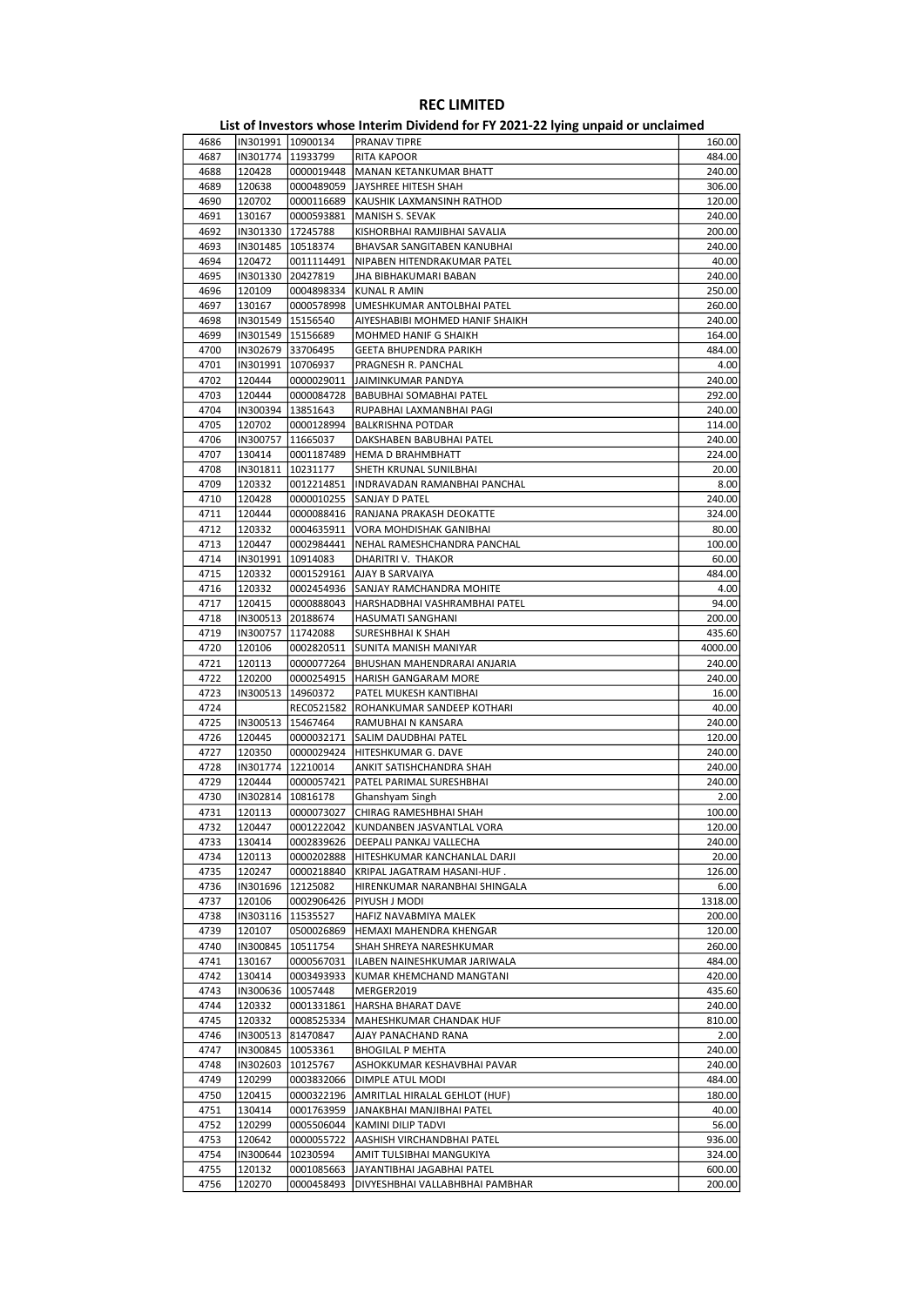# REC LIMITED

## List of Investors whose Interim Dividend for FY 2021-22 lying unpaid or unclaimed

| | | | | |
|---|---|---|---|---|
| 4686 | IN301991 | 10900134 | PRANAV TIPRE | 160.00 |
| 4687 | IN301774 | 11933799 | RITA KAPOOR | 484.00 |
| 4688 | 120428 | 0000019448 | MANAN KETANKUMAR BHATT | 240.00 |
| 4689 | 120638 | 0000489059 | JAYSHREE HITESH SHAH | 306.00 |
| 4690 | 120702 | 0000116689 | KAUSHIK LAXMANSINH RATHOD | 120.00 |
| 4691 | 130167 | 0000593881 | MANISH S. SEVAK | 240.00 |
| 4692 | IN301330 | 17245788 | KISHORBHAI RAMJIBHAI SAVALIA | 200.00 |
| 4693 | IN301485 | 10518374 | BHAVSAR SANGITABEN KANUBHAI | 240.00 |
| 4694 | 120472 | 0011114491 | NIPABEN HITENDRAKUMAR PATEL | 40.00 |
| 4695 | IN301330 | 20427819 | JHA BIBHAKUMARI BABAN | 240.00 |
| 4696 | 120109 | 0004898334 | KUNAL R AMIN | 250.00 |
| 4697 | 130167 | 0000578998 | UMESHKUMAR ANTOLBHAI PATEL | 260.00 |
| 4698 | IN301549 | 15156540 | AIYESHABIBI MOHMED HANIF SHAIKH | 240.00 |
| 4699 | IN301549 | 15156689 | MOHMED HANIF G SHAIKH | 164.00 |
| 4700 | IN302679 | 33706495 | GEETA BHUPENDRA PARIKH | 484.00 |
| 4701 | IN301991 | 10706937 | PRAGNESH R. PANCHAL | 4.00 |
| 4702 | 120444 | 0000029011 | JAIMINKUMAR PANDYA | 240.00 |
| 4703 | 120444 | 0000084728 | BABUBHAI SOMABHAI PATEL | 292.00 |
| 4704 | IN300394 | 13851643 | RUPABHAI LAXMANBHAI PAGI | 240.00 |
| 4705 | 120702 | 0000128994 | BALKRISHNA POTDAR | 114.00 |
| 4706 | IN300757 | 11665037 | DAKSHABEN BABUBHAI PATEL | 240.00 |
| 4707 | 130414 | 0001187489 | HEMA D BRAHMBHATT | 224.00 |
| 4708 | IN301811 | 10231177 | SHETH KRUNAL SUNILBHAI | 20.00 |
| 4709 | 120332 | 0012214851 | INDRAVADAN RAMANBHAI PANCHAL | 8.00 |
| 4710 | 120428 | 0000010255 | SANJAY D PATEL | 240.00 |
| 4711 | 120444 | 0000088416 | RANJANA PRAKASH DEOKATTE | 324.00 |
| 4712 | 120332 | 0004635911 | VORA MOHDISHAK GANIBHAI | 80.00 |
| 4713 | 120447 | 0002984441 | NEHAL RAMESHCHANDRA PANCHAL | 100.00 |
| 4714 | IN301991 | 10914083 | DHARITRI V.  THAKOR | 60.00 |
| 4715 | 120332 | 0001529161 | AJAY B SARVAIYA | 484.00 |
| 4716 | 120332 | 0002454936 | SANJAY RAMCHANDRA MOHITE | 4.00 |
| 4717 | 120415 | 0000888043 | HARSHADBHAI VASHRAMBHAI PATEL | 94.00 |
| 4718 | IN300513 | 20188674 | HASUMATI SANGHANI | 200.00 |
| 4719 | IN300757 | 11742088 | SURESHBHAI K SHAH | 435.60 |
| 4720 | 120106 | 0002820511 | SUNITA MANISH MANIYAR | 4000.00 |
| 4721 | 120113 | 0000077264 | BHUSHAN MAHENDRARAI ANJARIA | 240.00 |
| 4722 | 120200 | 0000254915 | HARISH GANGARAM MORE | 240.00 |
| 4723 | IN300513 | 14960372 | PATEL MUKESH KANTIBHAI | 16.00 |
| 4724 | | REC0521582 | ROHANKUMAR SANDEEP KOTHARI | 40.00 |
| 4725 | IN300513 | 15467464 | RAMUBHAI N KANSARA | 240.00 |
| 4726 | 120445 | 0000032171 | SALIM DAUDBHAI PATEL | 120.00 |
| 4727 | 120350 | 0000029424 | HITESHKUMAR G. DAVE | 240.00 |
| 4728 | IN301774 | 12210014 | ANKIT SATISHCHANDRA SHAH | 240.00 |
| 4729 | 120444 | 0000057421 | PATEL PARIMAL SURESHBHAI | 240.00 |
| 4730 | IN302814 | 10816178 | Ghanshyam Singh | 2.00 |
| 4731 | 120113 | 0000073027 | CHIRAG RAMESHBHAI SHAH | 100.00 |
| 4732 | 120447 | 0001222042 | KUNDANBEN JASVANTLAL VORA | 120.00 |
| 4733 | 130414 | 0002839626 | DEEPALI PANKAJ VALLECHA | 240.00 |
| 4734 | 120113 | 0000202888 | HITESHKUMAR KANCHANLAL DARJI | 20.00 |
| 4735 | 120247 | 0000218840 | KRIPAL JAGATRAM HASANI-HUF . | 126.00 |
| 4736 | IN301696 | 12125082 | HIRENKUMAR NARANBHAI SHINGALA | 6.00 |
| 4737 | 120106 | 0002906426 | PIYUSH J MODI | 1318.00 |
| 4738 | IN303116 | 11535527 | HAFIZ NAVABMIYA MALEK | 200.00 |
| 4739 | 120107 | 0500026869 | HEMAXI MAHENDRA KHENGAR | 120.00 |
| 4740 | IN300845 | 10511754 | SHAH SHREYA NARESHKUMAR | 260.00 |
| 4741 | 130167 | 0000567031 | ILABEN NAINESHKUMAR JARIWALA | 484.00 |
| 4742 | 130414 | 0003493933 | KUMAR KHEMCHAND MANGTANI | 420.00 |
| 4743 | IN300636 | 10057448 | MERGER2019 | 435.60 |
| 4744 | 120332 | 0001331861 | HARSHA BHARAT DAVE | 240.00 |
| 4745 | 120332 | 0008525334 | MAHESHKUMAR CHANDAK HUF | 810.00 |
| 4746 | IN300513 | 81470847 | AJAY PANACHAND RANA | 2.00 |
| 4747 | IN300845 | 10053361 | BHOGILAL P MEHTA | 240.00 |
| 4748 | IN302603 | 10125767 | ASHOKKUMAR KESHAVBHAI PAVAR | 240.00 |
| 4749 | 120299 | 0003832066 | DIMPLE ATUL MODI | 484.00 |
| 4750 | 120415 | 0000322196 | AMRITLAL HIRALAL GEHLOT (HUF) | 180.00 |
| 4751 | 130414 | 0001763959 | JANAKBHAI MANJIBHAI PATEL | 40.00 |
| 4752 | 120299 | 0005506044 | KAMINI DILIP TADVI | 56.00 |
| 4753 | 120642 | 0000055722 | AASHISH VIRCHANDBHAI PATEL | 936.00 |
| 4754 | IN300644 | 10230594 | AMIT TULSIBHAI MANGUKIYA | 324.00 |
| 4755 | 120132 | 0001085663 | JAYANTIBHAI JAGABHAI PATEL | 600.00 |
| 4756 | 120270 | 0000458493 | DIVYESHBHAI VALLABHBHAI PAMBHAR | 200.00 |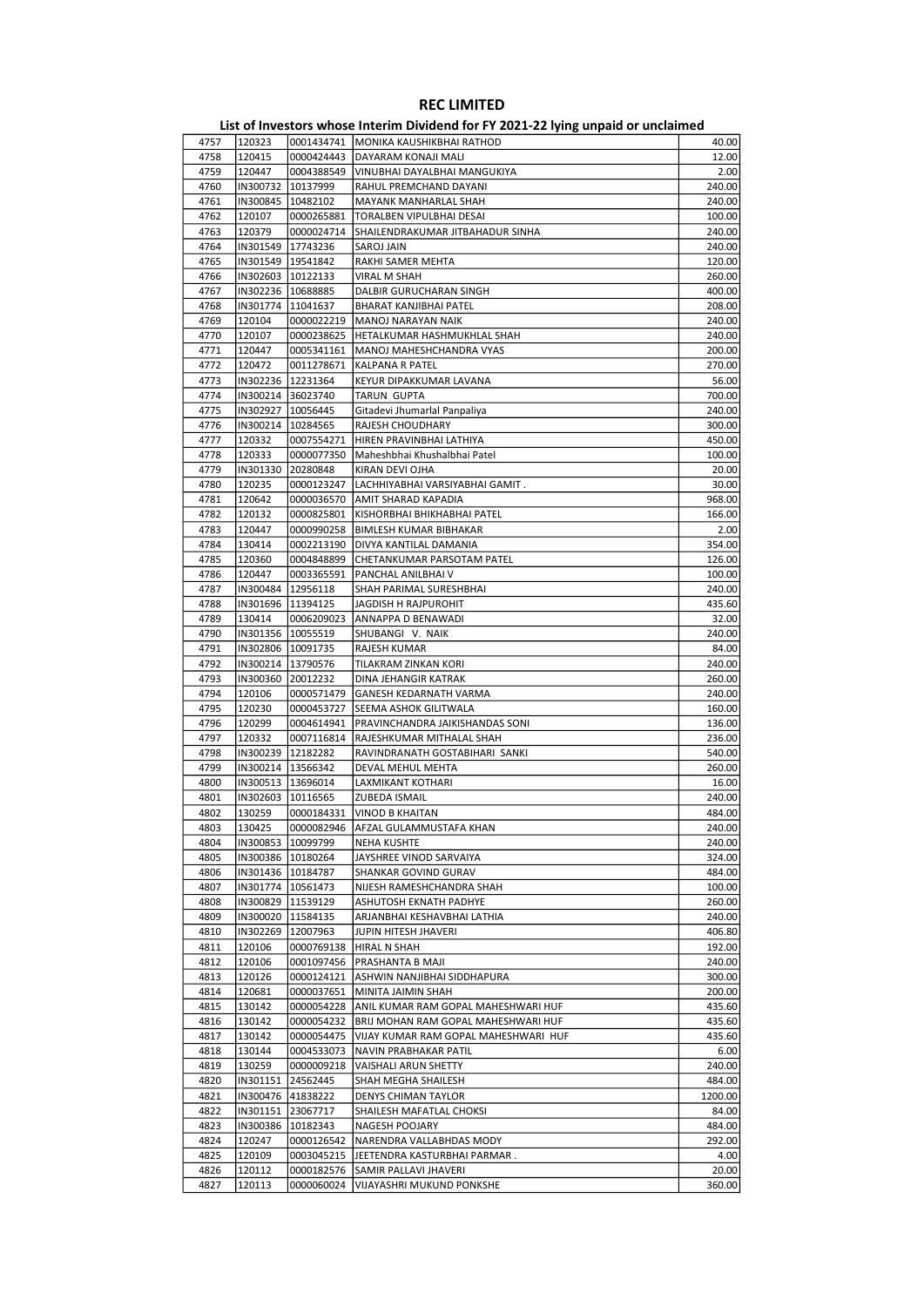# REC LIMITED

## List of Investors whose Interim Dividend for FY 2021-22 lying unpaid or unclaimed

| | | | | |
|---|---|---|---|---|
| 4757 | 120323 | 0001434741 | MONIKA KAUSHIKBHAI RATHOD | 40.00 |
| 4758 | 120415 | 0000424443 | DAYARAM KONAJI MALI | 12.00 |
| 4759 | 120447 | 0004388549 | VINUBHAI DAYALBHAI MANGUKIYA | 2.00 |
| 4760 | IN300732 | 10137999 | RAHUL PREMCHAND DAYANI | 240.00 |
| 4761 | IN300845 | 10482102 | MAYANK MANHARLAL SHAH | 240.00 |
| 4762 | 120107 | 0000265881 | TORALBEN VIPULBHAI DESAI | 100.00 |
| 4763 | 120379 | 0000024714 | SHAILENDRAKUMAR JITBAHADUR SINHA | 240.00 |
| 4764 | IN301549 | 17743236 | SAROJ JAIN | 240.00 |
| 4765 | IN301549 | 19541842 | RAKHI SAMER MEHTA | 120.00 |
| 4766 | IN302603 | 10122133 | VIRAL M SHAH | 260.00 |
| 4767 | IN302236 | 10688885 | DALBIR GURUCHARAN SINGH | 400.00 |
| 4768 | IN301774 | 11041637 | BHARAT KANJIBHAI PATEL | 208.00 |
| 4769 | 120104 | 0000022219 | MANOJ NARAYAN NAIK | 240.00 |
| 4770 | 120107 | 0000238625 | HETALKUMAR HASHMUKHLAL SHAH | 240.00 |
| 4771 | 120447 | 0005341161 | MANOJ MAHESHCHANDRA VYAS | 200.00 |
| 4772 | 120472 | 0011278671 | KALPANA R PATEL | 270.00 |
| 4773 | IN302236 | 12231364 | KEYUR DIPAKKUMAR LAVANA | 56.00 |
| 4774 | IN300214 | 36023740 | TARUN GUPTA | 700.00 |
| 4775 | IN302927 | 10056445 | Gitadevi Jhumarlal Panpaliya | 240.00 |
| 4776 | IN300214 | 10284565 | RAJESH CHOUDHARY | 300.00 |
| 4777 | 120332 | 0007554271 | HIREN PRAVINBHAI LATHIYA | 450.00 |
| 4778 | 120333 | 0000077350 | Maheshbhai Khushalbhai Patel | 100.00 |
| 4779 | IN301330 | 20280848 | KIRAN DEVI OJHA | 20.00 |
| 4780 | 120235 | 0000123247 | LACHHIYABHAI VARSIYABHAI GAMIT . | 30.00 |
| 4781 | 120642 | 0000036570 | AMIT SHARAD KAPADIA | 968.00 |
| 4782 | 120132 | 0000825801 | KISHORBHAI BHIKHABHAI PATEL | 166.00 |
| 4783 | 120447 | 0000990258 | BIMLESH KUMAR BIBHAKAR | 2.00 |
| 4784 | 130414 | 0002213190 | DIVYA KANTILAL DAMANIA | 354.00 |
| 4785 | 120360 | 0004848899 | CHETANKUMAR PARSOTAM PATEL | 126.00 |
| 4786 | 120447 | 0003365591 | PANCHAL ANILBHAI V | 100.00 |
| 4787 | IN300484 | 12956118 | SHAH PARIMAL SURESHBHAI | 240.00 |
| 4788 | IN301696 | 11394125 | JAGDISH H RAJPUROHIT | 435.60 |
| 4789 | 130414 | 0006209023 | ANNAPPA D BENAWADI | 32.00 |
| 4790 | IN301356 | 10055519 | SHUBANGI V. NAIK | 240.00 |
| 4791 | IN302806 | 10091735 | RAJESH KUMAR | 84.00 |
| 4792 | IN300214 | 13790576 | TILAKRAM ZINKAN KORI | 240.00 |
| 4793 | IN300360 | 20012232 | DINA JEHANGIR KATRAK | 260.00 |
| 4794 | 120106 | 0000571479 | GANESH KEDARNATH VARMA | 240.00 |
| 4795 | 120230 | 0000453727 | SEEMA ASHOK GILITWALA | 160.00 |
| 4796 | 120299 | 0004614941 | PRAVINCHANDRA JAIKISHANDAS SONI | 136.00 |
| 4797 | 120332 | 0007116814 | RAJESHKUMAR MITHALAL SHAH | 236.00 |
| 4798 | IN300239 | 12182282 | RAVINDRANATH GOSTABIHARI SANKI | 540.00 |
| 4799 | IN300214 | 13566342 | DEVAL MEHUL MEHTA | 260.00 |
| 4800 | IN300513 | 13696014 | LAXMIKANT KOTHARI | 16.00 |
| 4801 | IN302603 | 10116565 | ZUBEDA ISMAIL | 240.00 |
| 4802 | 130259 | 0000184331 | VINOD B KHAITAN | 484.00 |
| 4803 | 130425 | 0000082946 | AFZAL GULAMMUSTAFA KHAN | 240.00 |
| 4804 | IN300853 | 10099799 | NEHA KUSHTE | 240.00 |
| 4805 | IN300386 | 10180264 | JAYSHREE VINOD SARVAIYA | 324.00 |
| 4806 | IN301436 | 10184787 | SHANKAR GOVIND GURAV | 484.00 |
| 4807 | IN301774 | 10561473 | NIJESH RAMESHCHANDRA SHAH | 100.00 |
| 4808 | IN300829 | 11539129 | ASHUTOSH EKNATH PADHYE | 260.00 |
| 4809 | IN300020 | 11584135 | ARJANBHAI KESHAVBHAI LATHIA | 240.00 |
| 4810 | IN302269 | 12007963 | JUPIN HITESH JHAVERI | 406.80 |
| 4811 | 120106 | 0000769138 | HIRAL N SHAH | 192.00 |
| 4812 | 120106 | 0001097456 | PRASHANTA B MAJI | 240.00 |
| 4813 | 120126 | 0000124121 | ASHWIN NANJIBHAI SIDDHAPURA | 300.00 |
| 4814 | 120681 | 0000037651 | MINITA JAIMIN SHAH | 200.00 |
| 4815 | 130142 | 0000054228 | ANIL KUMAR RAM GOPAL MAHESHWARI HUF | 435.60 |
| 4816 | 130142 | 0000054232 | BRIJ MOHAN RAM GOPAL MAHESHWARI HUF | 435.60 |
| 4817 | 130142 | 0000054475 | VIJAY KUMAR RAM GOPAL MAHESHWARI HUF | 435.60 |
| 4818 | 130144 | 0004533073 | NAVIN PRABHAKAR PATIL | 6.00 |
| 4819 | 130259 | 0000009218 | VAISHALI ARUN SHETTY | 240.00 |
| 4820 | IN301151 | 24562445 | SHAH MEGHA SHAILESH | 484.00 |
| 4821 | IN300476 | 41838222 | DENYS CHIMAN TAYLOR | 1200.00 |
| 4822 | IN301151 | 23067717 | SHAILESH MAFATLAL CHOKSI | 84.00 |
| 4823 | IN300386 | 10182343 | NAGESH POOJARY | 484.00 |
| 4824 | 120247 | 0000126542 | NARENDRA VALLABHDAS MODY | 292.00 |
| 4825 | 120109 | 0003045215 | JEETENDRA KASTURBHAI PARMAR . | 4.00 |
| 4826 | 120112 | 0000182576 | SAMIR PALLAVI JHAVERI | 20.00 |
| 4827 | 120113 | 0000060024 | VIJAYASHRI MUKUND PONKSHE | 360.00 |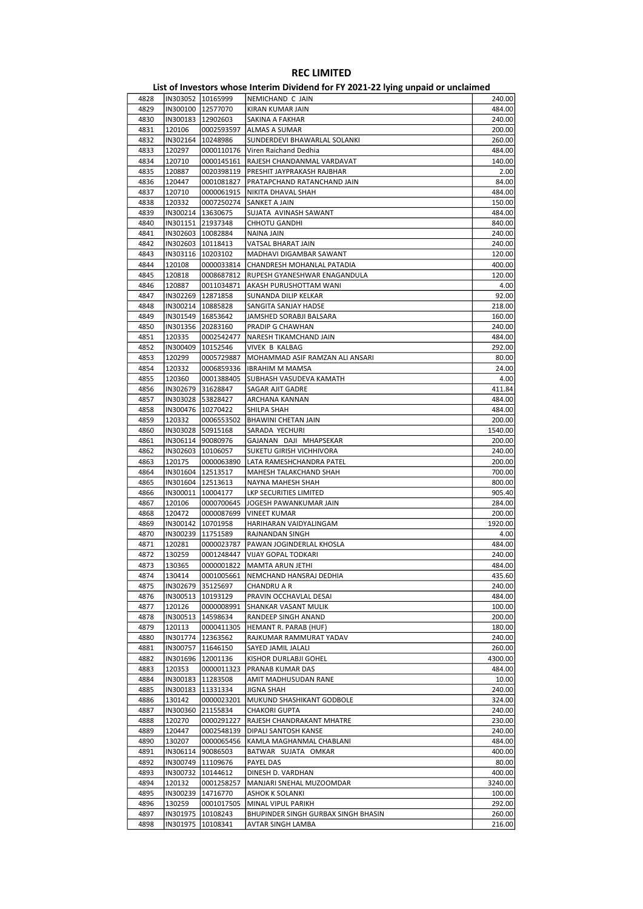# REC LIMITED

## List of Investors whose Interim Dividend for FY 2021-22 lying unpaid or unclaimed

| | | | | |
|---|---|---|---|---|
| 4828 | IN303052 | 10165999 | NEMICHAND C JAIN | 240.00 |
| 4829 | IN300100 | 12577070 | KIRAN KUMAR JAIN | 484.00 |
| 4830 | IN300183 | 12902603 | SAKINA A FAKHAR | 240.00 |
| 4831 | 120106 | 0002593597 | ALMAS A SUMAR | 200.00 |
| 4832 | IN302164 | 10248986 | SUNDERDEVI BHAWARLAL SOLANKI | 260.00 |
| 4833 | 120297 | 0000110176 | Viren Raichand Dedhia | 484.00 |
| 4834 | 120710 | 0000145161 | RAJESH CHANDANMAL VARDAVAT | 140.00 |
| 4835 | 120887 | 0020398119 | PRESHIT JAYPRAKASH RAJBHAR | 2.00 |
| 4836 | 120447 | 0001081827 | PRATAPCHAND RATANCHAND JAIN | 84.00 |
| 4837 | 120710 | 0000061915 | NIKITA DHAVAL SHAH | 484.00 |
| 4838 | 120332 | 0007250274 | SANKET A JAIN | 150.00 |
| 4839 | IN300214 | 13630675 | SUJATA AVINASH SAWANT | 484.00 |
| 4840 | IN301151 | 21937348 | CHHOTU GANDHI | 840.00 |
| 4841 | IN302603 | 10082884 | NAINA JAIN | 240.00 |
| 4842 | IN302603 | 10118413 | VATSAL BHARAT JAIN | 240.00 |
| 4843 | IN303116 | 10203102 | MADHAVI DIGAMBAR SAWANT | 120.00 |
| 4844 | 120108 | 0000033814 | CHANDRESH MOHANLAL PATADIA | 400.00 |
| 4845 | 120818 | 0008687812 | RUPESH GYANESHWAR ENAGANDULA | 120.00 |
| 4846 | 120887 | 0011034871 | AKASH PURUSHOTTAM WANI | 4.00 |
| 4847 | IN302269 | 12871858 | SUNANDA DILIP KELKAR | 92.00 |
| 4848 | IN300214 | 10885828 | SANGITA SANJAY HADSE | 218.00 |
| 4849 | IN301549 | 16853642 | JAMSHED SORABJI BALSARA | 160.00 |
| 4850 | IN301356 | 20283160 | PRADIP G CHAWHAN | 240.00 |
| 4851 | 120335 | 0002542477 | NARESH TIKAMCHAND JAIN | 484.00 |
| 4852 | IN300409 | 10152546 | VIVEK B KALBAG | 292.00 |
| 4853 | 120299 | 0005729887 | MOHAMMAD ASIF RAMZAN ALI ANSARI | 80.00 |
| 4854 | 120332 | 0006859336 | IBRAHIM M MAMSA | 24.00 |
| 4855 | 120360 | 0001388405 | SUBHASH VASUDEVA KAMATH | 4.00 |
| 4856 | IN302679 | 31628847 | SAGAR AJIT GADRE | 411.84 |
| 4857 | IN303028 | 53828427 | ARCHANA KANNAN | 484.00 |
| 4858 | IN300476 | 10270422 | SHILPA SHAH | 484.00 |
| 4859 | 120332 | 0006553502 | BHAWINI CHETAN JAIN | 200.00 |
| 4860 | IN303028 | 50915168 | SARADA YECHURI | 1540.00 |
| 4861 | IN306114 | 90080976 | GAJANAN DAJI MHAPSEKAR | 200.00 |
| 4862 | IN302603 | 10106057 | SUKETU GIRISH VICHHIVORA | 240.00 |
| 4863 | 120175 | 0000063890 | LATA RAMESHCHANDRA PATEL | 200.00 |
| 4864 | IN301604 | 12513517 | MAHESH TALAKCHAND SHAH | 700.00 |
| 4865 | IN301604 | 12513613 | NAYNA MAHESH SHAH | 800.00 |
| 4866 | IN300011 | 10004177 | LKP SECURITIES LIMITED | 905.40 |
| 4867 | 120106 | 0000700645 | JOGESH PAWANKUMAR JAIN | 284.00 |
| 4868 | 120472 | 0000087699 | VINEET KUMAR | 200.00 |
| 4869 | IN300142 | 10701958 | HARIHARAN VAIDYALINGAM | 1920.00 |
| 4870 | IN300239 | 11751589 | RAJNANDAN SINGH | 4.00 |
| 4871 | 120281 | 0000023787 | PAWAN JOGINDERLAL KHOSLA | 484.00 |
| 4872 | 130259 | 0001248447 | VIJAY GOPAL TODKARI | 240.00 |
| 4873 | 130365 | 0000001822 | MAMTA ARUN JETHI | 484.00 |
| 4874 | 130414 | 0001005661 | NEMCHAND HANSRAJ DEDHIA | 435.60 |
| 4875 | IN302679 | 35125697 | CHANDRU A R | 240.00 |
| 4876 | IN300513 | 10193129 | PRAVIN OCCHAVLAL DESAI | 484.00 |
| 4877 | 120126 | 0000008991 | SHANKAR VASANT MULIK | 100.00 |
| 4878 | IN300513 | 14598634 | RANDEEP SINGH ANAND | 200.00 |
| 4879 | 120113 | 0000411305 | HEMANT R. PARAB (HUF) | 180.00 |
| 4880 | IN301774 | 12363562 | RAJKUMAR RAMMURAT YADAV | 240.00 |
| 4881 | IN300757 | 11646150 | SAYED JAMIL JALALI | 260.00 |
| 4882 | IN301696 | 12001136 | KISHOR DURLABJI GOHEL | 4300.00 |
| 4883 | 120353 | 0000011323 | PRANAB KUMAR DAS | 484.00 |
| 4884 | IN300183 | 11283508 | AMIT MADHUSUDAN RANE | 10.00 |
| 4885 | IN300183 | 11331334 | JIGNA SHAH | 240.00 |
| 4886 | 130142 | 0000023201 | MUKUND SHASHIKANT GODBOLE | 324.00 |
| 4887 | IN300360 | 21155834 | CHAKORI GUPTA | 240.00 |
| 4888 | 120270 | 0000291227 | RAJESH CHANDRAKANT MHATRE | 230.00 |
| 4889 | 120447 | 0002548139 | DIPALI SANTOSH KANSE | 240.00 |
| 4890 | 130207 | 0000065456 | KAMLA MAGHANMAL CHABLANI | 484.00 |
| 4891 | IN306114 | 90086503 | BATWAR SUJATA OMKAR | 400.00 |
| 4892 | IN300749 | 11109676 | PAYEL DAS | 80.00 |
| 4893 | IN300732 | 10144612 | DINESH D. VARDHAN | 400.00 |
| 4894 | 120132 | 0001258257 | MANJARI SNEHAL MUZOOMDAR | 3240.00 |
| 4895 | IN300239 | 14716770 | ASHOK K SOLANKI | 100.00 |
| 4896 | 130259 | 0001017505 | MINAL VIPUL PARIKH | 292.00 |
| 4897 | IN301975 | 10108243 | BHUPINDER SINGH GURBAX SINGH BHASIN | 260.00 |
| 4898 | IN301975 | 10108341 | AVTAR SINGH LAMBA | 216.00 |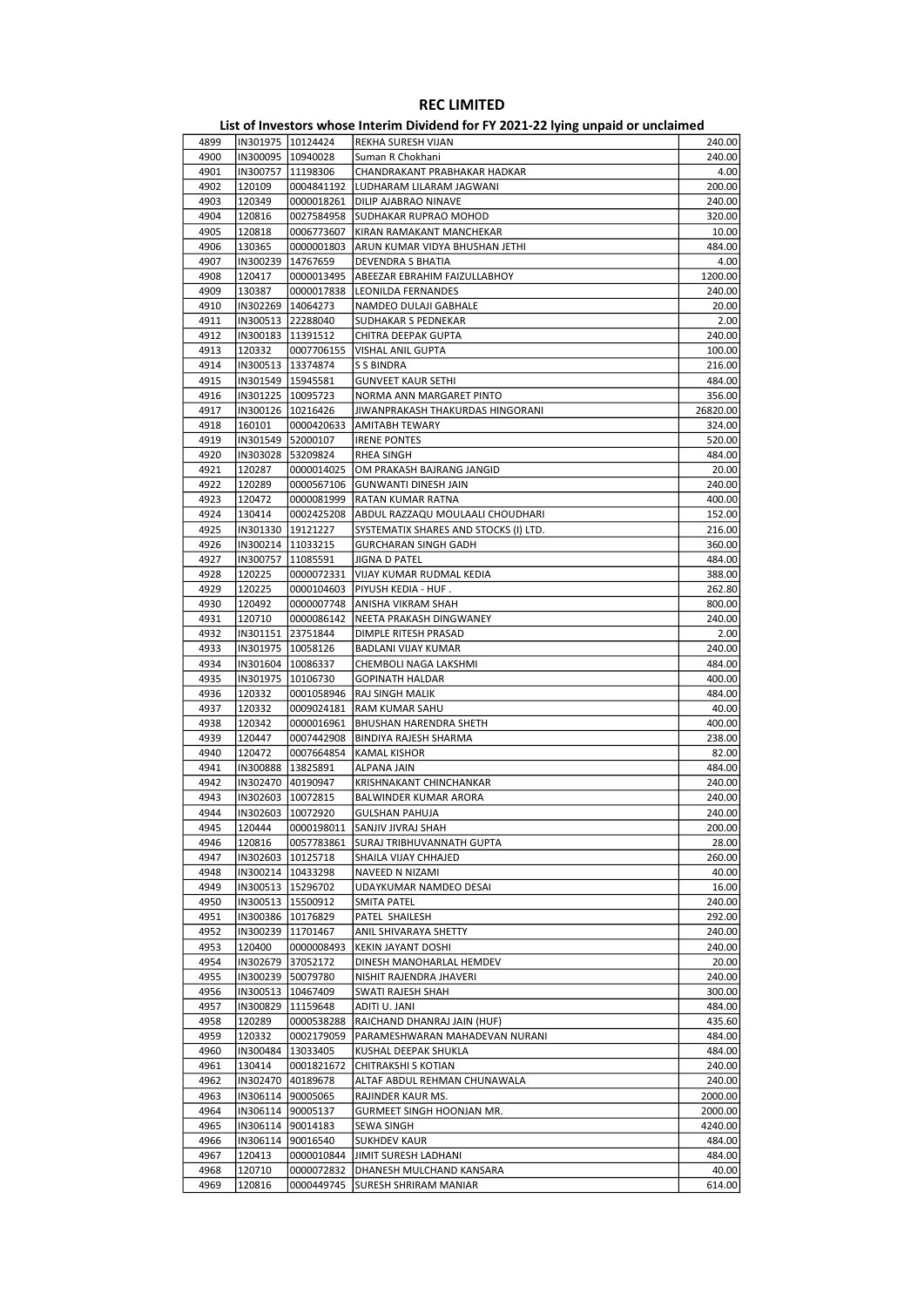# REC LIMITED

## List of Investors whose Interim Dividend for FY 2021-22 lying unpaid or unclaimed

| | | | | |
|---|---|---|---|---|
| 4899 | IN301975 | 10124424 | REKHA SURESH VIJAN | 240.00 |
| 4900 | IN300095 | 10940028 | Suman R Chokhani | 240.00 |
| 4901 | IN300757 | 11198306 | CHANDRAKANT PRABHAKAR HADKAR | 4.00 |
| 4902 | 120109 | 0004841192 | LUDHARAM LILARAM JAGWANI | 200.00 |
| 4903 | 120349 | 0000018261 | DILIP AJABRAO NINAVE | 240.00 |
| 4904 | 120816 | 0027584958 | SUDHAKAR RUPRAO MOHOD | 320.00 |
| 4905 | 120818 | 0006773607 | KIRAN RAMAKANT MANCHEKAR | 10.00 |
| 4906 | 130365 | 0000001803 | ARUN KUMAR VIDYA BHUSHAN JETHI | 484.00 |
| 4907 | IN300239 | 14767659 | DEVENDRA S BHATIA | 4.00 |
| 4908 | 120417 | 0000013495 | ABEEZAR EBRAHIM FAIZULLABHOY | 1200.00 |
| 4909 | 130387 | 0000017838 | LEONILDA FERNANDES | 240.00 |
| 4910 | IN302269 | 14064273 | NAMDEO DULAJI GABHALE | 20.00 |
| 4911 | IN300513 | 22288040 | SUDHAKAR S PEDNEKAR | 2.00 |
| 4912 | IN300183 | 11391512 | CHITRA DEEPAK GUPTA | 240.00 |
| 4913 | 120332 | 0007706155 | VISHAL ANIL GUPTA | 100.00 |
| 4914 | IN300513 | 13374874 | S S BINDRA | 216.00 |
| 4915 | IN301549 | 15945581 | GUNVEET KAUR SETHI | 484.00 |
| 4916 | IN301225 | 10095723 | NORMA ANN MARGARET PINTO | 356.00 |
| 4917 | IN300126 | 10216426 | JIWANPRAKASH THAKURDAS HINGORANI | 26820.00 |
| 4918 | 160101 | 0000420633 | AMITABH TEWARY | 324.00 |
| 4919 | IN301549 | 52000107 | IRENE PONTES | 520.00 |
| 4920 | IN303028 | 53209824 | RHEA SINGH | 484.00 |
| 4921 | 120287 | 0000014025 | OM PRAKASH BAJRANG JANGID | 20.00 |
| 4922 | 120289 | 0000567106 | GUNWANTI DINESH JAIN | 240.00 |
| 4923 | 120472 | 0000081999 | RATAN KUMAR RATNA | 400.00 |
| 4924 | 130414 | 0002425208 | ABDUL RAZZAQU MOULAALI CHOUDHARI | 152.00 |
| 4925 | IN301330 | 19121227 | SYSTEMATIX SHARES AND STOCKS (I) LTD. | 216.00 |
| 4926 | IN300214 | 11033215 | GURCHARAN SINGH GADH | 360.00 |
| 4927 | IN300757 | 11085591 | JIGNA D PATEL | 484.00 |
| 4928 | 120225 | 0000072331 | VIJAY KUMAR RUDMAL KEDIA | 388.00 |
| 4929 | 120225 | 0000104603 | PIYUSH KEDIA - HUF . | 262.80 |
| 4930 | 120492 | 0000007748 | ANISHA VIKRAM SHAH | 800.00 |
| 4931 | 120710 | 0000086142 | NEETA PRAKASH DINGWANEY | 240.00 |
| 4932 | IN301151 | 23751844 | DIMPLE RITESH PRASAD | 2.00 |
| 4933 | IN301975 | 10058126 | BADLANI VIJAY KUMAR | 240.00 |
| 4934 | IN301604 | 10086337 | CHEMBOLI NAGA LAKSHMI | 484.00 |
| 4935 | IN301975 | 10106730 | GOPINATH HALDAR | 400.00 |
| 4936 | 120332 | 0001058946 | RAJ SINGH MALIK | 484.00 |
| 4937 | 120332 | 0009024181 | RAM KUMAR SAHU | 40.00 |
| 4938 | 120342 | 0000016961 | BHUSHAN HARENDRA SHETH | 400.00 |
| 4939 | 120447 | 0007442908 | BINDIYA RAJESH SHARMA | 238.00 |
| 4940 | 120472 | 0007664854 | KAMAL KISHOR | 82.00 |
| 4941 | IN300888 | 13825891 | ALPANA JAIN | 484.00 |
| 4942 | IN302470 | 40190947 | KRISHNAKANT CHINCHANKAR | 240.00 |
| 4943 | IN302603 | 10072815 | BALWINDER KUMAR ARORA | 240.00 |
| 4944 | IN302603 | 10072920 | GULSHAN PAHUJA | 240.00 |
| 4945 | 120444 | 0000198011 | SANJIV JIVRAJ SHAH | 200.00 |
| 4946 | 120816 | 0057783861 | SURAJ TRIBHUVANNATH GUPTA | 28.00 |
| 4947 | IN302603 | 10125718 | SHAILA VIJAY CHHAJED | 260.00 |
| 4948 | IN300214 | 10433298 | NAVEED N NIZAMI | 40.00 |
| 4949 | IN300513 | 15296702 | UDAYKUMAR NAMDEO DESAI | 16.00 |
| 4950 | IN300513 | 15500912 | SMITA PATEL | 240.00 |
| 4951 | IN300386 | 10176829 | PATEL SHAILESH | 292.00 |
| 4952 | IN300239 | 11701467 | ANIL SHIVARAYA SHETTY | 240.00 |
| 4953 | 120400 | 0000008493 | KEKIN JAYANT DOSHI | 240.00 |
| 4954 | IN302679 | 37052172 | DINESH MANOHARLAL HEMDEV | 20.00 |
| 4955 | IN300239 | 50079780 | NISHIT RAJENDRA JHAVERI | 240.00 |
| 4956 | IN300513 | 10467409 | SWATI RAJESH SHAH | 300.00 |
| 4957 | IN300829 | 11159648 | ADITI U. JANI | 484.00 |
| 4958 | 120289 | 0000538288 | RAICHAND DHANRAJ JAIN (HUF) | 435.60 |
| 4959 | 120332 | 0002179059 | PARAMESHWARAN MAHADEVAN NURANI | 484.00 |
| 4960 | IN300484 | 13033405 | KUSHAL DEEPAK SHUKLA | 484.00 |
| 4961 | 130414 | 0001821672 | CHITRAKSHI S KOTIAN | 240.00 |
| 4962 | IN302470 | 40189678 | ALTAF ABDUL REHMAN CHUNAWALA | 240.00 |
| 4963 | IN306114 | 90005065 | RAJINDER KAUR MS. | 2000.00 |
| 4964 | IN306114 | 90005137 | GURMEET SINGH HOONJAN MR. | 2000.00 |
| 4965 | IN306114 | 90014183 | SEWA SINGH | 4240.00 |
| 4966 | IN306114 | 90016540 | SUKHDEV KAUR | 484.00 |
| 4967 | 120413 | 0000010844 | JIMIT SURESH LADHANI | 484.00 |
| 4968 | 120710 | 0000072832 | DHANESH MULCHAND KANSARA | 40.00 |
| 4969 | 120816 | 0000449745 | SURESH SHRIRAM MANIAR | 614.00 |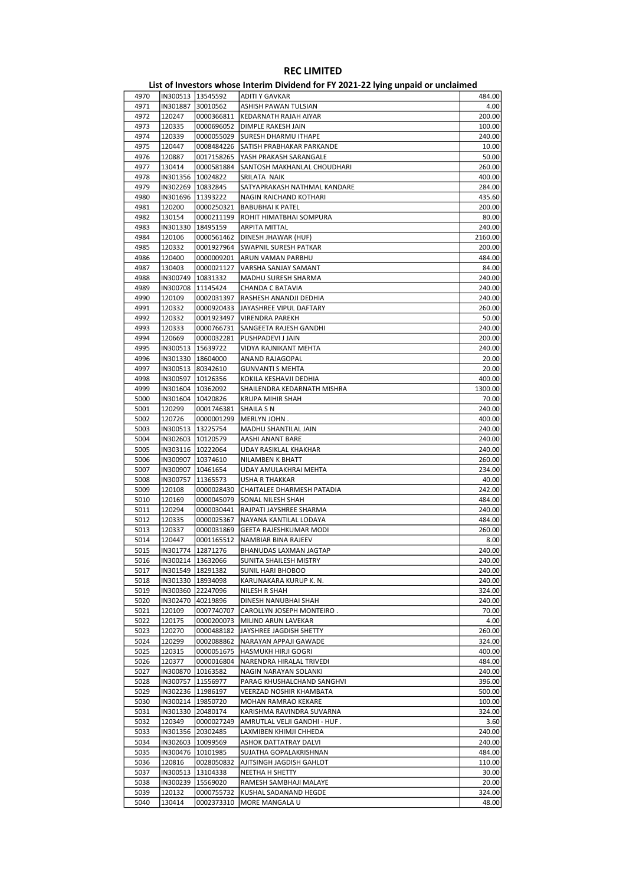# REC LIMITED

## List of Investors whose Interim Dividend for FY 2021-22 lying unpaid or unclaimed

| | | | | |
|---|---|---|---|---|
| 4970 | IN300513 | 13545592 | ADITI Y GAVKAR | 484.00 |
| 4971 | IN301887 | 30010562 | ASHISH PAWAN TULSIAN | 4.00 |
| 4972 | 120247 | 0000366811 | KEDARNATH RAJAH AIYAR | 200.00 |
| 4973 | 120335 | 0000696052 | DIMPLE RAKESH JAIN | 100.00 |
| 4974 | 120339 | 0000055029 | SURESH DHARMU ITHAPE | 240.00 |
| 4975 | 120447 | 0008484226 | SATISH PRABHAKAR PARKANDE | 10.00 |
| 4976 | 120887 | 0017158265 | YASH PRAKASH SARANGALE | 50.00 |
| 4977 | 130414 | 0000581884 | SANTOSH MAKHANLAL CHOUDHARI | 260.00 |
| 4978 | IN301356 | 10024822 | SRILATA NAIK | 400.00 |
| 4979 | IN302269 | 10832845 | SATYAPRAKASH NATHMAL KANDARE | 284.00 |
| 4980 | IN301696 | 11393222 | NAGIN RAICHAND KOTHARI | 435.60 |
| 4981 | 120200 | 0000250321 | BABUBHAI K PATEL | 200.00 |
| 4982 | 130154 | 0000211199 | ROHIT HIMATBHAI SOMPURA | 80.00 |
| 4983 | IN301330 | 18495159 | ARPITA MITTAL | 240.00 |
| 4984 | 120106 | 0000561462 | DINESH JHAWAR (HUF) | 2160.00 |
| 4985 | 120332 | 0001927964 | SWAPNIL SURESH PATKAR | 200.00 |
| 4986 | 120400 | 0000009201 | ARUN VAMAN PARBHU | 484.00 |
| 4987 | 130403 | 0000021127 | VARSHA SANJAY SAMANT | 84.00 |
| 4988 | IN300749 | 10831332 | MADHU SURESH SHARMA | 240.00 |
| 4989 | IN300708 | 11145424 | CHANDA C BATAVIA | 240.00 |
| 4990 | 120109 | 0002031397 | RASHESH ANANDJI DEDHIA | 240.00 |
| 4991 | 120332 | 0000920433 | JAYASHREE VIPUL DAFTARY | 260.00 |
| 4992 | 120332 | 0001923497 | VIRENDRA PAREKH | 50.00 |
| 4993 | 120333 | 0000766731 | SANGEETA RAJESH GANDHI | 240.00 |
| 4994 | 120669 | 0000032281 | PUSHPADEVI J JAIN | 200.00 |
| 4995 | IN300513 | 15639722 | VIDYA RAJNIKANT MEHTA | 240.00 |
| 4996 | IN301330 | 18604000 | ANAND RAJAGOPAL | 20.00 |
| 4997 | IN300513 | 80342610 | GUNVANTI S MEHTA | 20.00 |
| 4998 | IN300597 | 10126356 | KOKILA KESHAVJI DEDHIA | 400.00 |
| 4999 | IN301604 | 10362092 | SHAILENDRA KEDARNATH MISHRA | 1300.00 |
| 5000 | IN301604 | 10420826 | KRUPA MIHIR SHAH | 70.00 |
| 5001 | 120299 | 0001746381 | SHAILA S N | 240.00 |
| 5002 | 120726 | 0000001299 | MERLYN JOHN . | 400.00 |
| 5003 | IN300513 | 13225754 | MADHU SHANTILAL JAIN | 240.00 |
| 5004 | IN302603 | 10120579 | AASHI ANANT BARE | 240.00 |
| 5005 | IN303116 | 10222064 | UDAY RASIKLAL KHAKHAR | 240.00 |
| 5006 | IN300907 | 10374610 | NILAMBEN K BHATT | 260.00 |
| 5007 | IN300907 | 10461654 | UDAY AMULAKHRAI MEHTA | 234.00 |
| 5008 | IN300757 | 11365573 | USHA R THAKKAR | 40.00 |
| 5009 | 120108 | 0000028430 | CHAITALEE DHARMESH PATADIA | 242.00 |
| 5010 | 120169 | 0000045079 | SONAL NILESH SHAH | 484.00 |
| 5011 | 120294 | 0000030441 | RAJPATI JAYSHREE SHARMA | 240.00 |
| 5012 | 120335 | 0000025367 | NAYANA KANTILAL LODAYA | 484.00 |
| 5013 | 120337 | 0000031869 | GEETA RAJESHKUMAR MODI | 260.00 |
| 5014 | 120447 | 0001165512 | NAMBIAR BINA RAJEEV | 8.00 |
| 5015 | IN301774 | 12871276 | BHANUDAS LAXMAN JAGTAP | 240.00 |
| 5016 | IN300214 | 13632066 | SUNITA SHAILESH MISTRY | 240.00 |
| 5017 | IN301549 | 18291382 | SUNIL HARI BHOBOO | 240.00 |
| 5018 | IN301330 | 18934098 | KARUNAKARA KURUP K. N. | 240.00 |
| 5019 | IN300360 | 22247096 | NILESH R SHAH | 324.00 |
| 5020 | IN302470 | 40219896 | DINESH NANUBHAI SHAH | 240.00 |
| 5021 | 120109 | 0007740707 | CAROLLYN JOSEPH MONTEIRO . | 70.00 |
| 5022 | 120175 | 0000200073 | MILIND ARUN LAVEKAR | 4.00 |
| 5023 | 120270 | 0000488182 | JAYSHREE JAGDISH SHETTY | 260.00 |
| 5024 | 120299 | 0002088862 | NARAYAN APPAJI GAWADE | 324.00 |
| 5025 | 120315 | 0000051675 | HASMUKH HIRJI GOGRI | 400.00 |
| 5026 | 120377 | 0000016804 | NARENDRA HIRALAL TRIVEDI | 484.00 |
| 5027 | IN300870 | 10163582 | NAGIN NARAYAN SOLANKI | 240.00 |
| 5028 | IN300757 | 11556977 | PARAG KHUSHALCHAND SANGHVI | 396.00 |
| 5029 | IN302236 | 11986197 | VEERZAD NOSHIR KHAMBATA | 500.00 |
| 5030 | IN300214 | 19850720 | MOHAN RAMRAO KEKARE | 100.00 |
| 5031 | IN301330 | 20480174 | KARISHMA RAVINDRA SUVARNA | 324.00 |
| 5032 | 120349 | 0000027249 | AMRUTLAL VELJI GANDHI - HUF . | 3.60 |
| 5033 | IN301356 | 20302485 | LAXMIBEN KHIMJI CHHEDA | 240.00 |
| 5034 | IN302603 | 10099569 | ASHOK DATTATRAY DALVI | 240.00 |
| 5035 | IN300476 | 10101985 | SUJATHA GOPALAKRISHNAN | 484.00 |
| 5036 | 120816 | 0028050832 | AJITSINGH JAGDISH GAHLOT | 110.00 |
| 5037 | IN300513 | 13104338 | NEETHA H SHETTY | 30.00 |
| 5038 | IN300239 | 15569020 | RAMESH SAMBHAJI MALAYE | 20.00 |
| 5039 | 120132 | 0000755732 | KUSHAL SADANAND HEGDE | 324.00 |
| 5040 | 130414 | 0002373310 | MORE MANGALA U | 48.00 |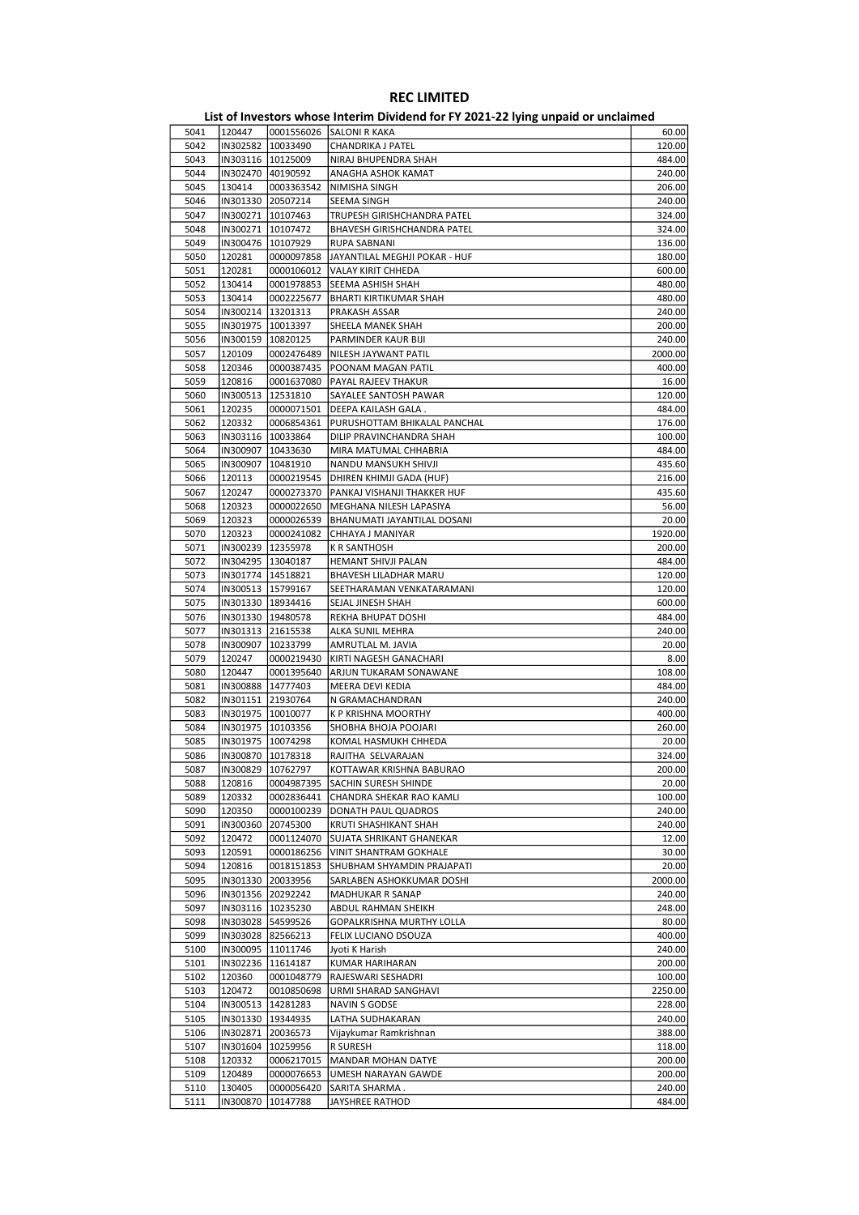# REC LIMITED

## List of Investors whose Interim Dividend for FY 2021-22 lying unpaid or unclaimed

| | | | | |
|---|---|---|---|---|
| 5041 | 120447 | 0001556026 | SALONI R KAKA | 60.00 |
| 5042 | IN302582 | 10033490 | CHANDRIKA J PATEL | 120.00 |
| 5043 | IN303116 | 10125009 | NIRAJ BHUPENDRA SHAH | 484.00 |
| 5044 | IN302470 | 40190592 | ANAGHA ASHOK KAMAT | 240.00 |
| 5045 | 130414 | 0003363542 | NIMISHA SINGH | 206.00 |
| 5046 | IN301330 | 20507214 | SEEMA SINGH | 240.00 |
| 5047 | IN300271 | 10107463 | TRUPESH GIRISHCHANDRA PATEL | 324.00 |
| 5048 | IN300271 | 10107472 | BHAVESH GIRISHCHANDRA PATEL | 324.00 |
| 5049 | IN300476 | 10107929 | RUPA SABNANI | 136.00 |
| 5050 | 120281 | 0000097858 | JAYANTILAL MEGHJI POKAR - HUF | 180.00 |
| 5051 | 120281 | 0000106012 | VALAY KIRIT CHHEDA | 600.00 |
| 5052 | 130414 | 0001978853 | SEEMA ASHISH SHAH | 480.00 |
| 5053 | 130414 | 0002225677 | BHARTI KIRTIKUMAR SHAH | 480.00 |
| 5054 | IN300214 | 13201313 | PRAKASH ASSAR | 240.00 |
| 5055 | IN301975 | 10013397 | SHEELA MANEK SHAH | 200.00 |
| 5056 | IN300159 | 10820125 | PARMINDER KAUR BIJI | 240.00 |
| 5057 | 120109 | 0002476489 | NILESH JAYWANT PATIL | 2000.00 |
| 5058 | 120346 | 0000387435 | POONAM MAGAN PATIL | 400.00 |
| 5059 | 120816 | 0001637080 | PAYAL RAJEEV THAKUR | 16.00 |
| 5060 | IN300513 | 12531810 | SAYALEE SANTOSH PAWAR | 120.00 |
| 5061 | 120235 | 0000071501 | DEEPA KAILASH GALA . | 484.00 |
| 5062 | 120332 | 0006854361 | PURUSHOTTAM BHIKALAL PANCHAL | 176.00 |
| 5063 | IN303116 | 10033864 | DILIP PRAVINCHANDRA SHAH | 100.00 |
| 5064 | IN300907 | 10433630 | MIRA MATUMAL CHHABRIA | 484.00 |
| 5065 | IN300907 | 10481910 | NANDU MANSUKH SHIVJI | 435.60 |
| 5066 | 120113 | 0000219545 | DHIREN KHIMJI GADA (HUF) | 216.00 |
| 5067 | 120247 | 0000273370 | PANKAJ VISHANJI THAKKER HUF | 435.60 |
| 5068 | 120323 | 0000022650 | MEGHANA NILESH LAPASIYA | 56.00 |
| 5069 | 120323 | 0000026539 | BHANUMATI JAYANTILAL DOSANI | 20.00 |
| 5070 | 120323 | 0000241082 | CHHAYA J MANIYAR | 1920.00 |
| 5071 | IN300239 | 12355978 | K R SANTHOSH | 200.00 |
| 5072 | IN304295 | 13040187 | HEMANT SHIVJI PALAN | 484.00 |
| 5073 | IN301774 | 14518821 | BHAVESH LILADHAR MARU | 120.00 |
| 5074 | IN300513 | 15799167 | SEETHARAMAN VENKATARAMANI | 120.00 |
| 5075 | IN301330 | 18934416 | SEJAL JINESH SHAH | 600.00 |
| 5076 | IN301330 | 19480578 | REKHA BHUPAT DOSHI | 484.00 |
| 5077 | IN301313 | 21615538 | ALKA SUNIL MEHRA | 240.00 |
| 5078 | IN300907 | 10233799 | AMRUTLAL M. JAVIA | 20.00 |
| 5079 | 120247 | 0000219430 | KIRTI NAGESH GANACHARI | 8.00 |
| 5080 | 120447 | 0001395640 | ARJUN TUKARAM SONAWANE | 108.00 |
| 5081 | IN300888 | 14777403 | MEERA DEVI KEDIA | 484.00 |
| 5082 | IN301151 | 21930764 | N GRAMACHANDRAN | 240.00 |
| 5083 | IN301975 | 10010077 | K P KRISHNA MOORTHY | 400.00 |
| 5084 | IN301975 | 10103356 | SHOBHA BHOJA POOJARI | 260.00 |
| 5085 | IN301975 | 10074298 | KOMAL HASMUKH CHHEDA | 20.00 |
| 5086 | IN300870 | 10178318 | RAJITHA SELVARAJAN | 324.00 |
| 5087 | IN300829 | 10762797 | KOTTAWAR KRISHNA BABURAO | 200.00 |
| 5088 | 120816 | 0004987395 | SACHIN SURESH SHINDE | 20.00 |
| 5089 | 120332 | 0002836441 | CHANDRA SHEKAR RAO KAMLI | 100.00 |
| 5090 | 120350 | 0000100239 | DONATH PAUL QUADROS | 240.00 |
| 5091 | IN300360 | 20745300 | KRUTI SHASHIKANT SHAH | 240.00 |
| 5092 | 120472 | 0001124070 | SUJATA SHRIKANT GHANEKAR | 12.00 |
| 5093 | 120591 | 0000186256 | VINIT SHANTRAM GOKHALE | 30.00 |
| 5094 | 120816 | 0018151853 | SHUBHAM SHYAMDIN PRAJAPATI | 20.00 |
| 5095 | IN301330 | 20033956 | SARLABEN ASHOKKUMAR DOSHI | 2000.00 |
| 5096 | IN301356 | 20292242 | MADHUKAR R SANAP | 240.00 |
| 5097 | IN303116 | 10235230 | ABDUL RAHMAN SHEIKH | 248.00 |
| 5098 | IN303028 | 54599526 | GOPALKRISHNA MURTHY LOLLA | 80.00 |
| 5099 | IN303028 | 82566213 | FELIX LUCIANO DSOUZA | 400.00 |
| 5100 | IN300095 | 11011746 | Jyoti K Harish | 240.00 |
| 5101 | IN302236 | 11614187 | KUMAR HARIHARAN | 200.00 |
| 5102 | 120360 | 0001048779 | RAJESWARI SESHADRI | 100.00 |
| 5103 | 120472 | 0010850698 | URMI SHARAD SANGHAVI | 2250.00 |
| 5104 | IN300513 | 14281283 | NAVIN S GODSE | 228.00 |
| 5105 | IN301330 | 19344935 | LATHA SUDHAKARAN | 240.00 |
| 5106 | IN302871 | 20036573 | Vijaykumar Ramkrishnan | 388.00 |
| 5107 | IN301604 | 10259956 | R SURESH | 118.00 |
| 5108 | 120332 | 0006217015 | MANDAR MOHAN DATYE | 200.00 |
| 5109 | 120489 | 0000076653 | UMESH NARAYAN GAWDE | 200.00 |
| 5110 | 130405 | 0000056420 | SARITA SHARMA . | 240.00 |
| 5111 | IN300870 | 10147788 | JAYSHREE RATHOD | 484.00 |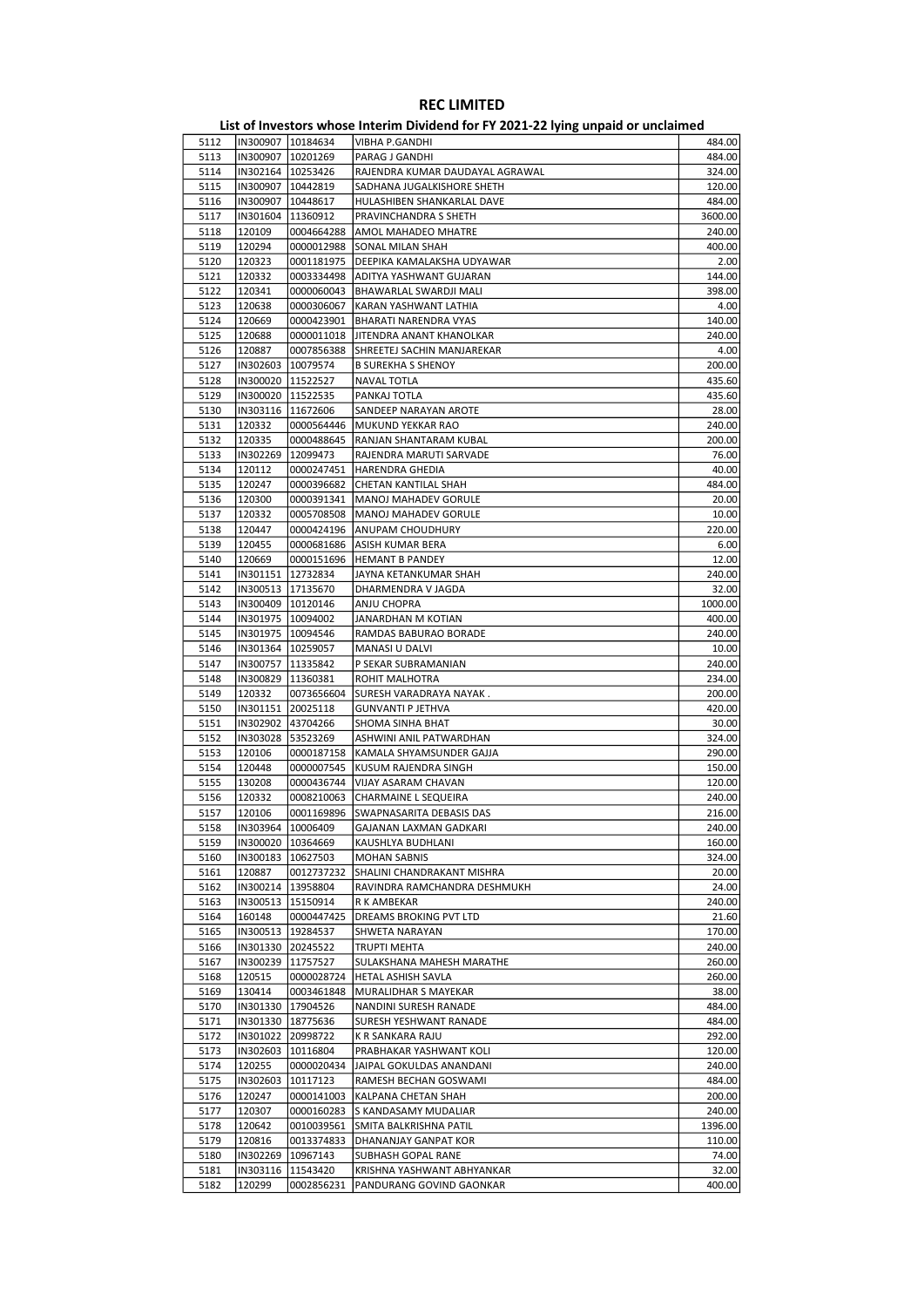# REC LIMITED

## List of Investors whose Interim Dividend for FY 2021-22 lying unpaid or unclaimed

| | | | | |
|---|---|---|---|---|
| 5112 | IN300907 | 10184634 | VIBHA P.GANDHI | 484.00 |
| 5113 | IN300907 | 10201269 | PARAG J GANDHI | 484.00 |
| 5114 | IN302164 | 10253426 | RAJENDRA KUMAR DAUDAYAL AGRAWAL | 324.00 |
| 5115 | IN300907 | 10442819 | SADHANA JUGALKISHORE SHETH | 120.00 |
| 5116 | IN300907 | 10448617 | HULASHIBEN SHANKARLAL DAVE | 484.00 |
| 5117 | IN301604 | 11360912 | PRAVINCHANDRA S SHETH | 3600.00 |
| 5118 | 120109 | 0004664288 | AMOL MAHADEO MHATRE | 240.00 |
| 5119 | 120294 | 0000012988 | SONAL MILAN SHAH | 400.00 |
| 5120 | 120323 | 0001181975 | DEEPIKA KAMALAKSHA UDYAWAR | 2.00 |
| 5121 | 120332 | 0003334498 | ADITYA YASHWANT GUJARAN | 144.00 |
| 5122 | 120341 | 0000060043 | BHAWARLAL SWARDJI MALI | 398.00 |
| 5123 | 120638 | 0000306067 | KARAN YASHWANT LATHIA | 4.00 |
| 5124 | 120669 | 0000423901 | BHARATI NARENDRA VYAS | 140.00 |
| 5125 | 120688 | 0000011018 | JITENDRA ANANT KHANOLKAR | 240.00 |
| 5126 | 120887 | 0007856388 | SHREETEJ SACHIN MANJAREKAR | 4.00 |
| 5127 | IN302603 | 10079574 | B SUREKHA S SHENOY | 200.00 |
| 5128 | IN300020 | 11522527 | NAVAL TOTLA | 435.60 |
| 5129 | IN300020 | 11522535 | PANKAJ TOTLA | 435.60 |
| 5130 | IN303116 | 11672606 | SANDEEP NARAYAN AROTE | 28.00 |
| 5131 | 120332 | 0000564446 | MUKUND YEKKAR RAO | 240.00 |
| 5132 | 120335 | 0000488645 | RANJAN SHANTARAM KUBAL | 200.00 |
| 5133 | IN302269 | 12099473 | RAJENDRA MARUTI SARVADE | 76.00 |
| 5134 | 120112 | 0000247451 | HARENDRA GHEDIA | 40.00 |
| 5135 | 120247 | 0000396682 | CHETAN KANTILAL SHAH | 484.00 |
| 5136 | 120300 | 0000391341 | MANOJ MAHADEV GORULE | 20.00 |
| 5137 | 120332 | 0005708508 | MANOJ MAHADEV GORULE | 10.00 |
| 5138 | 120447 | 0000424196 | ANUPAM CHOUDHURY | 220.00 |
| 5139 | 120455 | 0000681686 | ASISH KUMAR BERA | 6.00 |
| 5140 | 120669 | 0000151696 | HEMANT B PANDEY | 12.00 |
| 5141 | IN301151 | 12732834 | JAYNA KETANKUMAR SHAH | 240.00 |
| 5142 | IN300513 | 17135670 | DHARMENDRA V JAGDA | 32.00 |
| 5143 | IN300409 | 10120146 | ANJU CHOPRA | 1000.00 |
| 5144 | IN301975 | 10094002 | JANARDHAN M KOTIAN | 400.00 |
| 5145 | IN301975 | 10094546 | RAMDAS BABURAO BORADE | 240.00 |
| 5146 | IN301364 | 10259057 | MANASI U DALVI | 10.00 |
| 5147 | IN300757 | 11335842 | P SEKAR SUBRAMANIAN | 240.00 |
| 5148 | IN300829 | 11360381 | ROHIT MALHOTRA | 234.00 |
| 5149 | 120332 | 0073656604 | SURESH VARADRAYA NAYAK . | 200.00 |
| 5150 | IN301151 | 20025118 | GUNVANTI P JETHVA | 420.00 |
| 5151 | IN302902 | 43704266 | SHOMA SINHA BHAT | 30.00 |
| 5152 | IN303028 | 53523269 | ASHWINI ANIL PATWARDHAN | 324.00 |
| 5153 | 120106 | 0000187158 | KAMALA SHYAMSUNDER GAJJA | 290.00 |
| 5154 | 120448 | 0000007545 | KUSUM RAJENDRA SINGH | 150.00 |
| 5155 | 130208 | 0000436744 | VIJAY ASARAM CHAVAN | 120.00 |
| 5156 | 120332 | 0008210063 | CHARMAINE L SEQUEIRA | 240.00 |
| 5157 | 120106 | 0001169896 | SWAPNASARITA DEBASIS DAS | 216.00 |
| 5158 | IN303964 | 10006409 | GAJANAN LAXMAN GADKARI | 240.00 |
| 5159 | IN300020 | 10364669 | KAUSHLYA BUDHLANI | 160.00 |
| 5160 | IN300183 | 10627503 | MOHAN SABNIS | 324.00 |
| 5161 | 120887 | 0012737232 | SHALINI CHANDRAKANT MISHRA | 20.00 |
| 5162 | IN300214 | 13958804 | RAVINDRA RAMCHANDRA DESHMUKH | 24.00 |
| 5163 | IN300513 | 15150914 | R K AMBEKAR | 240.00 |
| 5164 | 160148 | 0000447425 | DREAMS BROKING PVT LTD | 21.60 |
| 5165 | IN300513 | 19284537 | SHWETA NARAYAN | 170.00 |
| 5166 | IN301330 | 20245522 | TRUPTI MEHTA | 240.00 |
| 5167 | IN300239 | 11757527 | SULAKSHANA MAHESH MARATHE | 260.00 |
| 5168 | 120515 | 0000028724 | HETAL ASHISH SAVLA | 260.00 |
| 5169 | 130414 | 0003461848 | MURALIDHAR S MAYEKAR | 38.00 |
| 5170 | IN301330 | 17904526 | NANDINI SURESH RANADE | 484.00 |
| 5171 | IN301330 | 18775636 | SURESH YESHWANT RANADE | 484.00 |
| 5172 | IN301022 | 20998722 | K R SANKARA RAJU | 292.00 |
| 5173 | IN302603 | 10116804 | PRABHAKAR YASHWANT KOLI | 120.00 |
| 5174 | 120255 | 0000020434 | JAIPAL GOKULDAS ANANDANI | 240.00 |
| 5175 | IN302603 | 10117123 | RAMESH BECHAN GOSWAMI | 484.00 |
| 5176 | 120247 | 0000141003 | KALPANA CHETAN SHAH | 200.00 |
| 5177 | 120307 | 0000160283 | S KANDASAMY MUDALIAR | 240.00 |
| 5178 | 120642 | 0010039561 | SMITA BALKRISHNA PATIL | 1396.00 |
| 5179 | 120816 | 0013374833 | DHANANJAY GANPAT KOR | 110.00 |
| 5180 | IN302269 | 10967143 | SUBHASH GOPAL RANE | 74.00 |
| 5181 | IN303116 | 11543420 | KRISHNA YASHWANT ABHYANKAR | 32.00 |
| 5182 | 120299 | 0002856231 | PANDURANG GOVIND GAONKAR | 400.00 |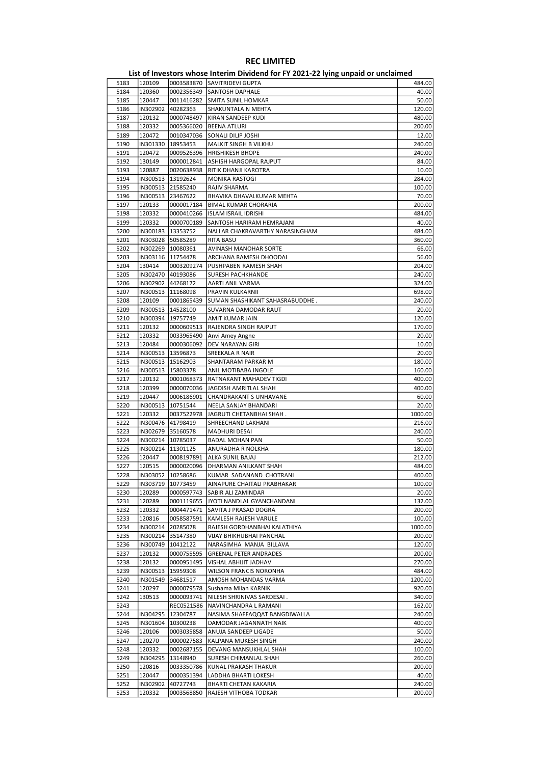# REC LIMITED

## List of Investors whose Interim Dividend for FY 2021-22 lying unpaid or unclaimed

| | | | | |
|---|---|---|---|---|
| 5183 | 120109 | 0003583870 | SAVITRIDEVI GUPTA | 484.00 |
| 5184 | 120360 | 0002356349 | SANTOSH DAPHALE | 40.00 |
| 5185 | 120447 | 0011416282 | SMITA SUNIL HOMKAR | 50.00 |
| 5186 | IN302902 | 40282363 | SHAKUNTALA N MEHTA | 120.00 |
| 5187 | 120132 | 0000748497 | KIRAN SANDEEP KUDI | 480.00 |
| 5188 | 120332 | 0005366020 | BEENA ATLURI | 200.00 |
| 5189 | 120472 | 0010347036 | SONALI DILIP JOSHI | 12.00 |
| 5190 | IN301330 | 18953453 | MALKIT SINGH B VILKHU | 240.00 |
| 5191 | 120472 | 0009526396 | HRISHIKESH BHOPE | 240.00 |
| 5192 | 130149 | 0000012841 | ASHISH HARGOPAL RAJPUT | 84.00 |
| 5193 | 120887 | 0020638938 | RITIK DHANJI KAROTRA | 10.00 |
| 5194 | IN300513 | 13192624 | MONIKA RASTOGI | 284.00 |
| 5195 | IN300513 | 21585240 | RAJIV SHARMA | 100.00 |
| 5196 | IN300513 | 23467622 | BHAVIKA DHAVALKUMAR MEHTA | 70.00 |
| 5197 | 120133 | 0000017184 | BIMAL KUMAR CHORARIA | 200.00 |
| 5198 | 120332 | 0000410266 | ISLAM ISRAIL IDRISHI | 484.00 |
| 5199 | 120332 | 0000700189 | SANTOSH HARIRAM HEMRAJANI | 40.00 |
| 5200 | IN300183 | 13353752 | NALLAR CHAKRAVARTHY NARASINGHAM | 484.00 |
| 5201 | IN303028 | 50585289 | RITA BASU | 360.00 |
| 5202 | IN302269 | 10080361 | AVINASH MANOHAR SORTE | 66.00 |
| 5203 | IN303116 | 11754478 | ARCHANA RAMESH DHOODAL | 56.00 |
| 5204 | 130414 | 0003209274 | PUSHPABEN RAMESH SHAH | 204.00 |
| 5205 | IN302470 | 40193086 | SURESH PACHKHANDE | 240.00 |
| 5206 | IN302902 | 44268172 | AARTI ANIL VARMA | 324.00 |
| 5207 | IN300513 | 11168098 | PRAVIN KULKARNII | 698.00 |
| 5208 | 120109 | 0001865439 | SUMAN SHASHIKANT SAHASRABUDDHE . | 240.00 |
| 5209 | IN300513 | 14528100 | SUVARNA DAMODAR RAUT | 20.00 |
| 5210 | IN300394 | 19757749 | AMIT KUMAR JAIN | 120.00 |
| 5211 | 120132 | 0000609513 | RAJENDRA SINGH RAJPUT | 170.00 |
| 5212 | 120332 | 0033965490 | Anvi Amey Angne | 20.00 |
| 5213 | 120484 | 0000306092 | DEV NARAYAN GIRI | 10.00 |
| 5214 | IN300513 | 13596873 | SREEKALA R NAIR | 20.00 |
| 5215 | IN300513 | 15162903 | SHANTARAM PARKAR M | 180.00 |
| 5216 | IN300513 | 15803378 | ANIL MOTIBABA INGOLE | 160.00 |
| 5217 | 120132 | 0001068373 | RATNAKANT MAHADEV TIGDI | 400.00 |
| 5218 | 120399 | 0000070036 | JAGDISH AMRITLAL SHAH | 400.00 |
| 5219 | 120447 | 0006186901 | CHANDRAKANT S UNHAVANE | 60.00 |
| 5220 | IN300513 | 10751544 | NEELA SANJAY BHANDARI | 20.00 |
| 5221 | 120332 | 0037522978 | JAGRUTI CHETANBHAI SHAH . | 1000.00 |
| 5222 | IN300476 | 41798419 | SHREECHAND LAKHANI | 216.00 |
| 5223 | IN302679 | 35160578 | MADHURI DESAI | 240.00 |
| 5224 | IN300214 | 10785037 | BADAL MOHAN PAN | 50.00 |
| 5225 | IN300214 | 11301125 | ANURADHA R NOLKHA | 180.00 |
| 5226 | 120447 | 0008197891 | ALKA SUNIL BAJAJ | 212.00 |
| 5227 | 120515 | 0000020096 | DHARMAN ANILKANT SHAH | 484.00 |
| 5228 | IN303052 | 10258686 | KUMAR SADANAND CHOTRANI | 400.00 |
| 5229 | IN303719 | 10773459 | AINAPURE CHAITALI PRABHAKAR | 100.00 |
| 5230 | 120289 | 0000597743 | SABIR ALI ZAMINDAR | 20.00 |
| 5231 | 120289 | 0001119655 | JYOTI NANDLAL GYANCHANDANI | 132.00 |
| 5232 | 120332 | 0004471471 | SAVITA J PRASAD DOGRA | 200.00 |
| 5233 | 120816 | 0058587591 | KAMLESH RAJESH VARULE | 100.00 |
| 5234 | IN300214 | 20285078 | RAJESH GORDHANBHAI KALATHIYA | 1000.00 |
| 5235 | IN300214 | 35147380 | VIJAY BHIKHUBHAI PANCHAL | 200.00 |
| 5236 | IN300749 | 10412122 | NARASIMHA MANJA BILLAVA | 120.00 |
| 5237 | 120132 | 0000755595 | GREENAL PETER ANDRADES | 200.00 |
| 5238 | 120132 | 0000951495 | VISHAL ABHIJIT JADHAV | 270.00 |
| 5239 | IN300513 | 15959308 | WILSON FRANCIS NORONHA | 484.00 |
| 5240 | IN301549 | 34681517 | AMOSH MOHANDAS VARMA | 1200.00 |
| 5241 | 120297 | 0000079578 | Sushama Milan KARNIK | 920.00 |
| 5242 | 130513 | 0000093741 | NILESH SHRINIVAS SARDESAI . | 340.00 |
| 5243 | | REC0521586 | NAVINCHANDRA L RAMANI | 162.00 |
| 5244 | IN304295 | 12304787 | NASIMA SHAFFAQQAT BANGDIWALLA | 240.00 |
| 5245 | IN301604 | 10300238 | DAMODAR JAGANNATH NAIK | 400.00 |
| 5246 | 120106 | 0003035858 | ANUJA SANDEEP LIGADE | 50.00 |
| 5247 | 120270 | 0000027583 | KALPANA MUKESH SINGH | 240.00 |
| 5248 | 120332 | 0002687155 | DEVANG MANSUKHLAL SHAH | 100.00 |
| 5249 | IN304295 | 13148940 | SURESH CHIMANLAL SHAH | 260.00 |
| 5250 | 120816 | 0033350786 | KUNAL PRAKASH THAKUR | 200.00 |
| 5251 | 120447 | 0000351394 | LADDHA BHARTI LOKESH | 40.00 |
| 5252 | IN302902 | 40727743 | BHARTI CHETAN KAKARIA | 240.00 |
| 5253 | 120332 | 0003568850 | RAJESH VITHOBA TODKAR | 200.00 |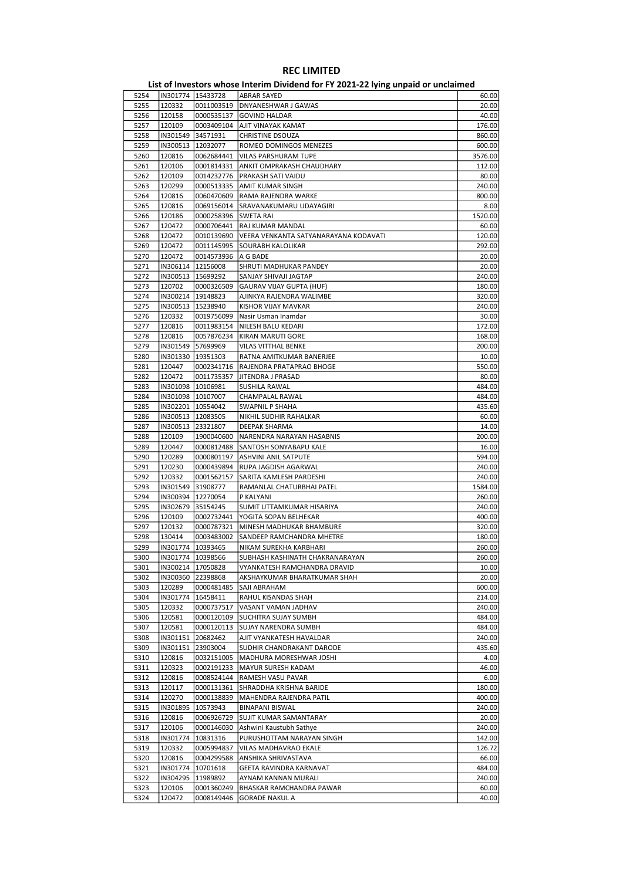# REC LIMITED

## List of Investors whose Interim Dividend for FY 2021-22 lying unpaid or unclaimed

| | | | | |
|---|---|---|---|---|
| 5254 | IN301774 | 15433728 | ABRAR SAYED | 60.00 |
| 5255 | 120332 | 0011003519 | DNYANESHWAR J GAWAS | 20.00 |
| 5256 | 120158 | 0000535137 | GOVIND HALDAR | 40.00 |
| 5257 | 120109 | 0003409104 | AJIT VINAYAK KAMAT | 176.00 |
| 5258 | IN301549 | 34571931 | CHRISTINE DSOUZA | 860.00 |
| 5259 | IN300513 | 12032077 | ROMEO DOMINGOS MENEZES | 600.00 |
| 5260 | 120816 | 0062684441 | VILAS PARSHURAM TUPE | 3576.00 |
| 5261 | 120106 | 0001814331 | ANKIT OMPRAKASH CHAUDHARY | 112.00 |
| 5262 | 120109 | 0014232776 | PRAKASH SATI VAIDU | 80.00 |
| 5263 | 120299 | 0000513335 | AMIT KUMAR SINGH | 240.00 |
| 5264 | 120816 | 0060470609 | RAMA RAJENDRA WARKE | 800.00 |
| 5265 | 120816 | 0069156014 | SRAVANAKUMARU UDAYAGIRI | 8.00 |
| 5266 | 120186 | 0000258396 | SWETA RAI | 1520.00 |
| 5267 | 120472 | 0000706441 | RAJ KUMAR MANDAL | 60.00 |
| 5268 | 120472 | 0010139690 | VEERA VENKANTA SATYANARAYANA KODAVATI | 120.00 |
| 5269 | 120472 | 0011145995 | SOURABH KALOLIKAR | 292.00 |
| 5270 | 120472 | 0014573936 | A G BADE | 20.00 |
| 5271 | IN306114 | 12156008 | SHRUTI MADHUKAR PANDEY | 20.00 |
| 5272 | IN300513 | 15699292 | SANJAY SHIVAJI JAGTAP | 240.00 |
| 5273 | 120702 | 0000326509 | GAURAV VIJAY GUPTA (HUF) | 180.00 |
| 5274 | IN300214 | 19148823 | AJINKYA RAJENDRA WALIMBE | 320.00 |
| 5275 | IN300513 | 15238940 | KISHOR VIJAY MAVKAR | 240.00 |
| 5276 | 120332 | 0019756099 | Nasir Usman Inamdar | 30.00 |
| 5277 | 120816 | 0011983154 | NILESH BALU KEDARI | 172.00 |
| 5278 | 120816 | 0057876234 | KIRAN MARUTI GORE | 168.00 |
| 5279 | IN301549 | 57699969 | VILAS VITTHAL BENKE | 200.00 |
| 5280 | IN301330 | 19351303 | RATNA AMITKUMAR BANERJEE | 10.00 |
| 5281 | 120447 | 0002341716 | RAJENDRA PRATAPRAO BHOGE | 550.00 |
| 5282 | 120472 | 0011735357 | JITENDRA J PRASAD | 80.00 |
| 5283 | IN301098 | 10106981 | SUSHILA RAWAL | 484.00 |
| 5284 | IN301098 | 10107007 | CHAMPALAL RAWAL | 484.00 |
| 5285 | IN302201 | 10554042 | SWAPNIL P SHAHA | 435.60 |
| 5286 | IN300513 | 12083505 | NIKHIL SUDHIR RAHALKAR | 60.00 |
| 5287 | IN300513 | 23321807 | DEEPAK SHARMA | 14.00 |
| 5288 | 120109 | 1900040600 | NARENDRA NARAYAN HASABNIS | 200.00 |
| 5289 | 120447 | 0000812488 | SANTOSH SONYABAPU KALE | 16.00 |
| 5290 | 120289 | 0000801197 | ASHVINI ANIL SATPUTE | 594.00 |
| 5291 | 120230 | 0000439894 | RUPA JAGDISH AGARWAL | 240.00 |
| 5292 | 120332 | 0001562157 | SARITA KAMLESH PARDESHI | 240.00 |
| 5293 | IN301549 | 31908777 | RAMANLAL CHATURBHAI PATEL | 1584.00 |
| 5294 | IN300394 | 12270054 | P KALYANI | 260.00 |
| 5295 | IN302679 | 35154245 | SUMIT UTTAMKUMAR HISARIYA | 240.00 |
| 5296 | 120109 | 0002732441 | YOGITA SOPAN BELHEKAR | 400.00 |
| 5297 | 120132 | 0000787321 | MINESH MADHUKAR BHAMBURE | 320.00 |
| 5298 | 130414 | 0003483002 | SANDEEP RAMCHANDRA MHETRE | 180.00 |
| 5299 | IN301774 | 10393465 | NIKAM SUREKHA KARBHARI | 260.00 |
| 5300 | IN301774 | 10398566 | SUBHASH KASHINATH CHAKRANARAYAN | 260.00 |
| 5301 | IN300214 | 17050828 | VYANKATESH RAMCHANDRA DRAVID | 10.00 |
| 5302 | IN300360 | 22398868 | AKSHAYKUMAR BHARATKUMAR SHAH | 20.00 |
| 5303 | 120289 | 0000481485 | SAJI ABRAHAM | 600.00 |
| 5304 | IN301774 | 16458411 | RAHUL KISANDAS SHAH | 214.00 |
| 5305 | 120332 | 0000737517 | VASANT VAMAN JADHAV | 240.00 |
| 5306 | 120581 | 0000120109 | SUCHITRA SUJAY SUMBH | 484.00 |
| 5307 | 120581 | 0000120113 | SUJAY NARENDRA SUMBH | 484.00 |
| 5308 | IN301151 | 20682462 | AJIT VYANKATESH HAVALDAR | 240.00 |
| 5309 | IN301151 | 23903004 | SUDHIR CHANDRAKANT DARODE | 435.60 |
| 5310 | 120816 | 0032151005 | MADHURA MORESHWAR JOSHI | 4.00 |
| 5311 | 120323 | 0002191233 | MAYUR SURESH KADAM | 46.00 |
| 5312 | 120816 | 0008524144 | RAMESH VASU PAVAR | 6.00 |
| 5313 | 120117 | 0000131361 | SHRADDHA KRISHNA BARIDE | 180.00 |
| 5314 | 120270 | 0000138839 | MAHENDRA RAJENDRA PATIL | 400.00 |
| 5315 | IN301895 | 10573943 | BINAPANI BISWAL | 240.00 |
| 5316 | 120816 | 0006926729 | SUJIT KUMAR SAMANTARAY | 20.00 |
| 5317 | 120106 | 0000146030 | Ashwini Kaustubh Sathye | 240.00 |
| 5318 | IN301774 | 10831316 | PURUSHOTTAM NARAYAN SINGH | 142.00 |
| 5319 | 120332 | 0005994837 | VILAS MADHAVRAO EKALE | 126.72 |
| 5320 | 120816 | 0004299588 | ANSHIKA SHRIVASTAVA | 66.00 |
| 5321 | IN301774 | 10701618 | GEETA RAVINDRA KARNAVAT | 484.00 |
| 5322 | IN304295 | 11989892 | AYNAM KANNAN MURALI | 240.00 |
| 5323 | 120106 | 0001360249 | BHASKAR RAMCHANDRA PAWAR | 60.00 |
| 5324 | 120472 | 0008149446 | GORADE NAKUL A | 40.00 |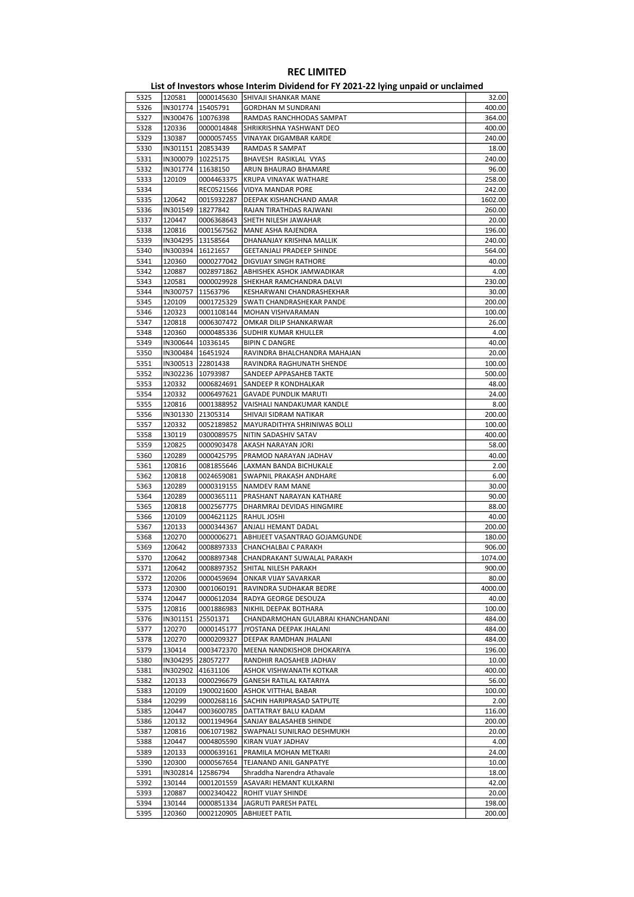# REC LIMITED

## List of Investors whose Interim Dividend for FY 2021-22 lying unpaid or unclaimed

| | | | | |
|---|---|---|---|---|
| 5325 | 120581 | 0000145630 | SHIVAJI SHANKAR MANE | 32.00 |
| 5326 | IN301774 | 15405791 | GORDHAN M SUNDRANI | 400.00 |
| 5327 | IN300476 | 10076398 | RAMDAS RANCHHODAS SAMPAT | 364.00 |
| 5328 | 120336 | 0000014848 | SHRIKRISHNA YASHWANT DEO | 400.00 |
| 5329 | 130387 | 0000057455 | VINAYAK DIGAMBAR KARDE | 240.00 |
| 5330 | IN301151 | 20853439 | RAMDAS R SAMPAT | 18.00 |
| 5331 | IN300079 | 10225175 | BHAVESH RASIKLAL VYAS | 240.00 |
| 5332 | IN301774 | 11638150 | ARUN BHAURAO BHAMARE | 96.00 |
| 5333 | 120109 | 0004463375 | KRUPA VINAYAK WATHARE | 258.00 |
| 5334 | | REC0521566 | VIDYA MANDAR PORE | 242.00 |
| 5335 | 120642 | 0015932287 | DEEPAK KISHANCHAND AMAR | 1602.00 |
| 5336 | IN301549 | 18277842 | RAJAN TIRATHDAS RAJWANI | 260.00 |
| 5337 | 120447 | 0006368643 | SHETH NILESH JAWAHAR | 20.00 |
| 5338 | 120816 | 0001567562 | MANE ASHA RAJENDRA | 196.00 |
| 5339 | IN304295 | 13158564 | DHANANJAY KRISHNA MALLIK | 240.00 |
| 5340 | IN300394 | 16121657 | GEETANJALI PRADEEP SHINDE | 564.00 |
| 5341 | 120360 | 0000277042 | DIGVIJAY SINGH RATHORE | 40.00 |
| 5342 | 120887 | 0028971862 | ABHISHEK ASHOK JAMWADIKAR | 4.00 |
| 5343 | 120581 | 0000029928 | SHEKHAR RAMCHANDRA DALVI | 230.00 |
| 5344 | IN300757 | 11563796 | KESHARWANI CHANDRASHEKHAR | 30.00 |
| 5345 | 120109 | 0001725329 | SWATI CHANDRASHEKAR PANDE | 200.00 |
| 5346 | 120323 | 0001108144 | MOHAN VISHVARAMAN | 100.00 |
| 5347 | 120818 | 0006307472 | OMKAR DILIP SHANKARWAR | 26.00 |
| 5348 | 120360 | 0000485336 | SUDHIR KUMAR KHULLER | 4.00 |
| 5349 | IN300644 | 10336145 | BIPIN C DANGRE | 40.00 |
| 5350 | IN300484 | 16451924 | RAVINDRA BHALCHANDRA MAHAJAN | 20.00 |
| 5351 | IN300513 | 22801438 | RAVINDRA RAGHUNATH SHENDE | 100.00 |
| 5352 | IN302236 | 10793987 | SANDEEP APPASAHEB TAKTE | 500.00 |
| 5353 | 120332 | 0006824691 | SANDEEP R KONDHALKAR | 48.00 |
| 5354 | 120332 | 0006497621 | GAVADE PUNDLIK MARUTI | 24.00 |
| 5355 | 120816 | 0001388952 | VAISHALI NANDAKUMAR KANDLE | 8.00 |
| 5356 | IN301330 | 21305314 | SHIVAJI SIDRAM NATIKAR | 200.00 |
| 5357 | 120332 | 0052189852 | MAYURADITHYA SHRINIWAS BOLLI | 100.00 |
| 5358 | 130119 | 0300089575 | NITIN SADASHIV SATAV | 400.00 |
| 5359 | 120825 | 0000903478 | AKASH NARAYAN JORI | 58.00 |
| 5360 | 120289 | 0000425795 | PRAMOD NARAYAN JADHAV | 40.00 |
| 5361 | 120816 | 0081855646 | LAXMAN BANDA BICHUKALE | 2.00 |
| 5362 | 120818 | 0024659081 | SWAPNIL PRAKASH ANDHARE | 6.00 |
| 5363 | 120289 | 0000319155 | NAMDEV RAM MANE | 30.00 |
| 5364 | 120289 | 0000365111 | PRASHANT NARAYAN KATHARE | 90.00 |
| 5365 | 120818 | 0002567775 | DHARMRAJ DEVIDAS HINGMIRE | 88.00 |
| 5366 | 120109 | 0004621125 | RAHUL JOSHI | 40.00 |
| 5367 | 120133 | 0000344367 | ANJALI HEMANT DADAL | 200.00 |
| 5368 | 120270 | 0000006271 | ABHIJEET VASANTRAO GOJAMGUNDE | 180.00 |
| 5369 | 120642 | 0008897333 | CHANCHALBAI C PARAKH | 906.00 |
| 5370 | 120642 | 0008897348 | CHANDRAKANT SUWALAL PARAKH | 1074.00 |
| 5371 | 120642 | 0008897352 | SHITAL NILESH PARAKH | 900.00 |
| 5372 | 120206 | 0000459694 | ONKAR VIJAY SAVARKAR | 80.00 |
| 5373 | 120300 | 0001060191 | RAVINDRA SUDHAKAR BEDRE | 4000.00 |
| 5374 | 120447 | 0000612034 | RADYA GEORGE DESOUZA | 40.00 |
| 5375 | 120816 | 0001886983 | NIKHIL DEEPAK BOTHARA | 100.00 |
| 5376 | IN301151 | 25501371 | CHANDARMOHAN GULABRAI KHANCHANDANI | 484.00 |
| 5377 | 120270 | 0000145177 | JYOSTANA DEEPAK JHALANI | 484.00 |
| 5378 | 120270 | 0000209327 | DEEPAK RAMDHAN JHALANI | 484.00 |
| 5379 | 130414 | 0003472370 | MEENA NANDKISHOR DHOKARIYA | 196.00 |
| 5380 | IN304295 | 28057277 | RANDHIR RAOSAHEB JADHAV | 10.00 |
| 5381 | IN302902 | 41631106 | ASHOK VISHWANATH KOTKAR | 400.00 |
| 5382 | 120133 | 0000296679 | GANESH RATILAL KATARIYA | 56.00 |
| 5383 | 120109 | 1900021600 | ASHOK VITTHAL BABAR | 100.00 |
| 5384 | 120299 | 0000268116 | SACHIN HARIPRASAD SATPUTE | 2.00 |
| 5385 | 120447 | 0003600785 | DATTATRAY BALU KADAM | 116.00 |
| 5386 | 120132 | 0001194964 | SANJAY BALASAHEB SHINDE | 200.00 |
| 5387 | 120816 | 0061071982 | SWAPNALI SUNILRAO DESHMUKH | 20.00 |
| 5388 | 120447 | 0004805590 | KIRAN VIJAY JADHAV | 4.00 |
| 5389 | 120133 | 0000639161 | PRAMILA MOHAN METKARI | 24.00 |
| 5390 | 120300 | 0000567654 | TEJANAND ANIL GANPATYE | 10.00 |
| 5391 | IN302814 | 12586794 | Shraddha Narendra Athavale | 18.00 |
| 5392 | 130144 | 0001201559 | ASAVARI HEMANT KULKARNI | 42.00 |
| 5393 | 120887 | 0002340422 | ROHIT VIJAY SHINDE | 20.00 |
| 5394 | 130144 | 0000851334 | JAGRUTI PARESH PATEL | 198.00 |
| 5395 | 120360 | 0002120905 | ABHIJEET PATIL | 200.00 |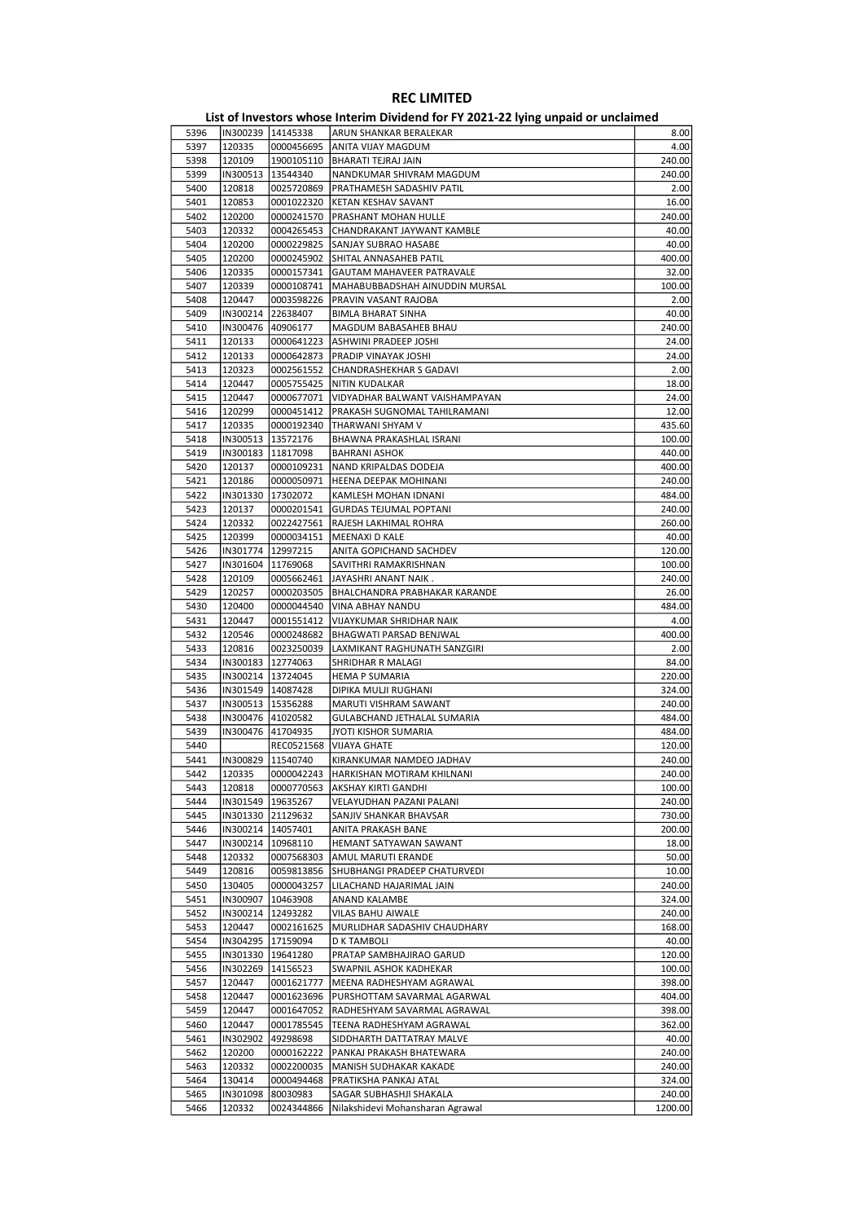# REC LIMITED

## List of Investors whose Interim Dividend for FY 2021-22 lying unpaid or unclaimed

| | | | | |
|---|---|---|---|---|
| 5396 | IN300239 | 14145338 | ARUN SHANKAR BERALEKAR | 8.00 |
| 5397 | 120335 | 0000456695 | ANITA VIJAY MAGDUM | 4.00 |
| 5398 | 120109 | 1900105110 | BHARATI TEJRAJ JAIN | 240.00 |
| 5399 | IN300513 | 13544340 | NANDKUMAR SHIVRAM MAGDUM | 240.00 |
| 5400 | 120818 | 0025720869 | PRATHAMESH SADASHIV PATIL | 2.00 |
| 5401 | 120853 | 0001022320 | KETAN KESHAV SAVANT | 16.00 |
| 5402 | 120200 | 0000241570 | PRASHANT MOHAN HULLE | 240.00 |
| 5403 | 120332 | 0004265453 | CHANDRAKANT JAYWANT KAMBLE | 40.00 |
| 5404 | 120200 | 0000229825 | SANJAY SUBRAO HASABE | 40.00 |
| 5405 | 120200 | 0000245902 | SHITAL ANNASAHEB PATIL | 400.00 |
| 5406 | 120335 | 0000157341 | GAUTAM MAHAVEER PATRAVALE | 32.00 |
| 5407 | 120339 | 0000108741 | MAHABUBBADSHAH AINUDDIN MURSAL | 100.00 |
| 5408 | 120447 | 0003598226 | PRAVIN VASANT RAJOBA | 2.00 |
| 5409 | IN300214 | 22638407 | BIMLA BHARAT SINHA | 40.00 |
| 5410 | IN300476 | 40906177 | MAGDUM BABASAHEB BHAU | 240.00 |
| 5411 | 120133 | 0000641223 | ASHWINI PRADEEP JOSHI | 24.00 |
| 5412 | 120133 | 0000642873 | PRADIP VINAYAK JOSHI | 24.00 |
| 5413 | 120323 | 0002561552 | CHANDRASHEKHAR S GADAVI | 2.00 |
| 5414 | 120447 | 0005755425 | NITIN KUDALKAR | 18.00 |
| 5415 | 120447 | 0000677071 | VIDYADHAR BALWANT VAISHAMPAYAN | 24.00 |
| 5416 | 120299 | 0000451412 | PRAKASH SUGNOMAL TAHILRAMANI | 12.00 |
| 5417 | 120335 | 0000192340 | THARWANI SHYAM V | 435.60 |
| 5418 | IN300513 | 13572176 | BHAWNA PRAKASHLAL ISRANI | 100.00 |
| 5419 | IN300183 | 11817098 | BAHRANI ASHOK | 440.00 |
| 5420 | 120137 | 0000109231 | NAND KRIPALDAS DODEJA | 400.00 |
| 5421 | 120186 | 0000050971 | HEENA DEEPAK MOHINANI | 240.00 |
| 5422 | IN301330 | 17302072 | KAMLESH MOHAN IDNANI | 484.00 |
| 5423 | 120137 | 0000201541 | GURDAS TEJUMAL POPTANI | 240.00 |
| 5424 | 120332 | 0022427561 | RAJESH LAKHIMAL ROHRA | 260.00 |
| 5425 | 120399 | 0000034151 | MEENAXI D KALE | 40.00 |
| 5426 | IN301774 | 12997215 | ANITA GOPICHAND SACHDEV | 120.00 |
| 5427 | IN301604 | 11769068 | SAVITHRI RAMAKRISHNAN | 100.00 |
| 5428 | 120109 | 0005662461 | JAYASHRI ANANT NAIK . | 240.00 |
| 5429 | 120257 | 0000203505 | BHALCHANDRA PRABHAKAR KARANDE | 26.00 |
| 5430 | 120400 | 0000044540 | VINA ABHAY NANDU | 484.00 |
| 5431 | 120447 | 0001551412 | VIJAYKUMAR SHRIDHAR NAIK | 4.00 |
| 5432 | 120546 | 0000248682 | BHAGWATI PARSAD BENJWAL | 400.00 |
| 5433 | 120816 | 0023250039 | LAXMIKANT RAGHUNATH SANZGIRI | 2.00 |
| 5434 | IN300183 | 12774063 | SHRIDHAR R MALAGI | 84.00 |
| 5435 | IN300214 | 13724045 | HEMA P SUMARIA | 220.00 |
| 5436 | IN301549 | 14087428 | DIPIKA MULJI RUGHANI | 324.00 |
| 5437 | IN300513 | 15356288 | MARUTI VISHRAM SAWANT | 240.00 |
| 5438 | IN300476 | 41020582 | GULABCHAND JETHALAL SUMARIA | 484.00 |
| 5439 | IN300476 | 41704935 | JYOTI KISHOR SUMARIA | 484.00 |
| 5440 | | REC0521568 | VIJAYA GHATE | 120.00 |
| 5441 | IN300829 | 11540740 | KIRANKUMAR NAMDEO JADHAV | 240.00 |
| 5442 | 120335 | 0000042243 | HARKISHAN MOTIRAM KHILNANI | 240.00 |
| 5443 | 120818 | 0000770563 | AKSHAY KIRTI GANDHI | 100.00 |
| 5444 | IN301549 | 19635267 | VELAYUDHAN PAZANI PALANI | 240.00 |
| 5445 | IN301330 | 21129632 | SANJIV SHANKAR BHAVSAR | 730.00 |
| 5446 | IN300214 | 14057401 | ANITA PRAKASH BANE | 200.00 |
| 5447 | IN300214 | 10968110 | HEMANT SATYAWAN SAWANT | 18.00 |
| 5448 | 120332 | 0007568303 | AMUL MARUTI ERANDE | 50.00 |
| 5449 | 120816 | 0059813856 | SHUBHANGI PRADEEP CHATURVEDI | 10.00 |
| 5450 | 130405 | 0000043257 | LILACHAND HAJARIMAL JAIN | 240.00 |
| 5451 | IN300907 | 10463908 | ANAND KALAMBE | 324.00 |
| 5452 | IN300214 | 12493282 | VILAS BAHU AIWALE | 240.00 |
| 5453 | 120447 | 0002161625 | MURLIDHAR SADASHIV CHAUDHARY | 168.00 |
| 5454 | IN304295 | 17159094 | D K TAMBOLI | 40.00 |
| 5455 | IN301330 | 19641280 | PRATAP SAMBHAJIRAO GARUD | 120.00 |
| 5456 | IN302269 | 14156523 | SWAPNIL ASHOK KADHEKAR | 100.00 |
| 5457 | 120447 | 0001621777 | MEENA RADHESHYAM AGRAWAL | 398.00 |
| 5458 | 120447 | 0001623696 | PURSHOTTAM SAVARMAL AGARWAL | 404.00 |
| 5459 | 120447 | 0001647052 | RADHESHYAM SAVARMAL AGRAWAL | 398.00 |
| 5460 | 120447 | 0001785545 | TEENA RADHESHYAM AGRAWAL | 362.00 |
| 5461 | IN302902 | 49298698 | SIDDHARTH DATTATRAY MALVE | 40.00 |
| 5462 | 120200 | 0000162222 | PANKAJ PRAKASH BHATEWARA | 240.00 |
| 5463 | 120332 | 0002200035 | MANISH SUDHAKAR KAKADE | 240.00 |
| 5464 | 130414 | 0000494468 | PRATIKSHA PANKAJ ATAL | 324.00 |
| 5465 | IN301098 | 80030983 | SAGAR SUBHASHJI SHAKALA | 240.00 |
| 5466 | 120332 | 0024344866 | Nilakshidevi Mohansharan Agrawal | 1200.00 |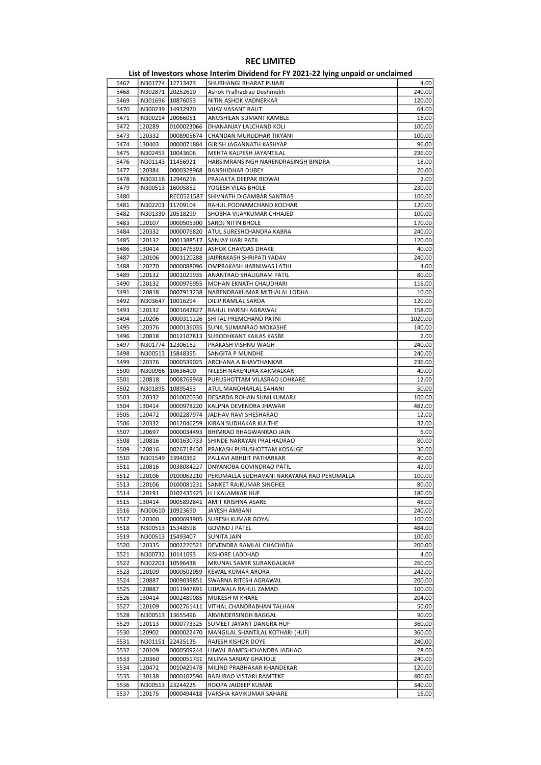# REC LIMITED

## List of Investors whose Interim Dividend for FY 2021-22 lying unpaid or unclaimed

| | | | | |
|---|---|---|---|---|
| 5467 | IN301774 | 12713423 | SHUBHANGI BHARAT PUJARI | 4.00 |
| 5468 | IN302871 | 20252610 | Ashok Pralhadrao Deshmukh | 240.00 |
| 5469 | IN301696 | 10876053 | NITIN ASHOK VADNERKAR | 120.00 |
| 5470 | IN300239 | 14932970 | VIJAY VASANT RAUT | 64.00 |
| 5471 | IN300214 | 20066051 | ANUSHILAN SUMANT KAMBLE | 16.00 |
| 5472 | 120289 | 0100023066 | DHANANJAY LALCHAND KOLI | 100.00 |
| 5473 | 120332 | 0008905674 | CHANDAN MURLIDHAR TIKYANI | 100.00 |
| 5474 | 130403 | 0000071884 | GIRISH JAGANNATH KASHYAP | 96.00 |
| 5475 | IN302453 | 10043606 | MEHTA KALPESH JAYANTILAL | 236.00 |
| 5476 | IN301143 | 11456921 | HARSIMRANSINGH NARENDRASINGH BINDRA | 18.00 |
| 5477 | 120384 | 0000328968 | BANSHIDHAR DUBEY | 20.00 |
| 5478 | IN303116 | 12946216 | PRAJAKTA DEEPAK BIDWAI | 2.00 |
| 5479 | IN300513 | 16005852 | YOGESH VILAS BHOLE | 230.00 |
| 5480 | | REC0521587 | SHIVNATH DIGAMBAR SANTRAS | 100.00 |
| 5481 | IN302201 | 11709104 | RAHUL POONAMCHAND KOCHAR | 120.00 |
| 5482 | IN301330 | 20518299 | SHOBHA VIJAYKUMAR CHHAJED | 100.00 |
| 5483 | 120107 | 0000505300 | SAROJ NITIN BHOLE | 170.00 |
| 5484 | 120332 | 0000076820 | ATUL SURESHCHANDRA KABRA | 240.00 |
| 5485 | 120132 | 0001388517 | SANJAY HARI PATIL | 120.00 |
| 5486 | 130414 | 0001476393 | ASHOK CHAVDAS DHAKE | 40.00 |
| 5487 | 120106 | 0001120288 | JAIPRAKASH SHRIPATI YADAV | 240.00 |
| 5488 | 120270 | 0000088096 | OMPRAKASH HARNIWAS LATHI | 4.00 |
| 5489 | 120132 | 0001029935 | ANANTRAO SHALIGRAM PATIL | 80.00 |
| 5490 | 120132 | 0000976955 | MOHAN EKNATH CHAUDHARI | 116.00 |
| 5491 | 120818 | 0007913238 | NARENDRAKUMAR MITHALAL LODHA | 10.00 |
| 5492 | IN303647 | 10016294 | DILIP RAMLAL SARDA | 120.00 |
| 5493 | 120132 | 0001642827 | RAHUL HARISH AGRAWAL | 158.00 |
| 5494 | 120206 | 0000311226 | SHITAL PREMCHAND PATNI | 1020.00 |
| 5495 | 120376 | 0000136035 | SUNIL SUMANRAO MOKASHE | 140.00 |
| 5496 | 120818 | 0012107813 | SUBODHKANT KAILAS KASBE | 2.00 |
| 5497 | IN301774 | 12306162 | PRAKASH VISHNU WAGH | 240.00 |
| 5498 | IN300513 | 15848355 | SANGITA P MUNDHE | 240.00 |
| 5499 | 120376 | 0000539025 | ARCHANA A BHAVTHANKAR | 236.00 |
| 5500 | IN300966 | 10636400 | NILESH NARENDRA KARMALKAR | 40.00 |
| 5501 | 120818 | 0008769948 | PURUSHOTTAM VILASRAO LOHKARE | 12.00 |
| 5502 | IN301895 | 10895453 | ATUL MANOHARLAL SAHANI | 50.00 |
| 5503 | 120332 | 0010020330 | DESARDA ROHAN SUNILKUMARJI | 100.00 |
| 5504 | 130414 | 0000978220 | KALPNA DEVENDRA JHAWAR | 482.00 |
| 5505 | 120472 | 0002287974 | JADHAV RAVI SHESHARAO | 12.00 |
| 5506 | 120332 | 0012046259 | KIRAN SUDHAKAR KULTHE | 32.00 |
| 5507 | 120697 | 0000034493 | BHIMRAO BHAGWANRAO JAIN | 6.00 |
| 5508 | 120816 | 0001630733 | SHINDE NARAYAN PRALHADRAO | 80.00 |
| 5509 | 120816 | 0026718430 | PRAKASH PURUSHOTTAM KOSALGE | 30.00 |
| 5510 | IN301549 | 33940362 | PALLAVI ABHIJIT PATHARKAR | 40.00 |
| 5511 | 120816 | 0038084227 | DNYANOBA GOVINDRAO PATIL | 42.00 |
| 5512 | 120106 | 0100062210 | PERUMALLA SUDHAVANI NARAYANA RAO PERUMALLA | 100.00 |
| 5513 | 120106 | 0100081231 | SANKET RAJKUMAR SINGHEE | 80.00 |
| 5514 | 120191 | 0102435425 | H J KALAMKAR HUF | 180.00 |
| 5515 | 130414 | 0005892841 | AMIT KRISHNA ASARE | 48.00 |
| 5516 | IN300610 | 10923690 | JAYESH AMBANI | 240.00 |
| 5517 | 120300 | 0000693905 | SURESH KUMAR GOYAL | 100.00 |
| 5518 | IN300513 | 15348598 | GOVIND J PATEL | 484.00 |
| 5519 | IN300513 | 15493407 | SUNITA JAIN | 100.00 |
| 5520 | 120335 | 0002226521 | DEVENDRA RAMLAL CHACHADA | 200.00 |
| 5521 | IN300732 | 10141093 | KISHORE LADDHAD | 4.00 |
| 5522 | IN302201 | 10596438 | MRUNAL SAMIR SURANGALIKAR | 260.00 |
| 5523 | 120109 | 0000502059 | KEWAL KUMAR ARORA | 242.00 |
| 5524 | 120887 | 0009039851 | SWARNA RITESH AGRAWAL | 200.00 |
| 5525 | 120887 | 0011947891 | UJJAWALA RAHUL ZAMAD | 100.00 |
| 5526 | 130414 | 0002489085 | MUKESH M KHARE | 204.00 |
| 5527 | 120109 | 0002761411 | VITHAL CHANDRABHAN TALHAN | 50.00 |
| 5528 | IN300513 | 13655496 | ARVINDERSINGH BAGGAL | 90.00 |
| 5529 | 120113 | 0000773325 | SUMEET JAYANT DANGRA HUF | 360.00 |
| 5530 | 120902 | 0000022470 | MANGILAL SHANTILAL KOTHARI (HUF) | 360.00 |
| 5531 | IN301151 | 22435135 | RAJESH KISHOR DOYE | 240.00 |
| 5532 | 120109 | 0000509244 | UJWAL RAMESHCHANDRA JADHAO | 28.00 |
| 5533 | 120360 | 0000051731 | NILIMA SANJAY GHATOLE | 240.00 |
| 5534 | 120472 | 0010429478 | MILIND PRABHAKAR KHANDEKAR | 120.00 |
| 5535 | 130138 | 0000102596 | BABURAO VISTARI RAMTEKE | 400.00 |
| 5536 | IN300513 | 23244225 | ROOPA JAIDEEP KUMAR | 340.00 |
| 5537 | 120175 | 0000494418 | VARSHA KAVIKUMAR SAHARE | 16.00 |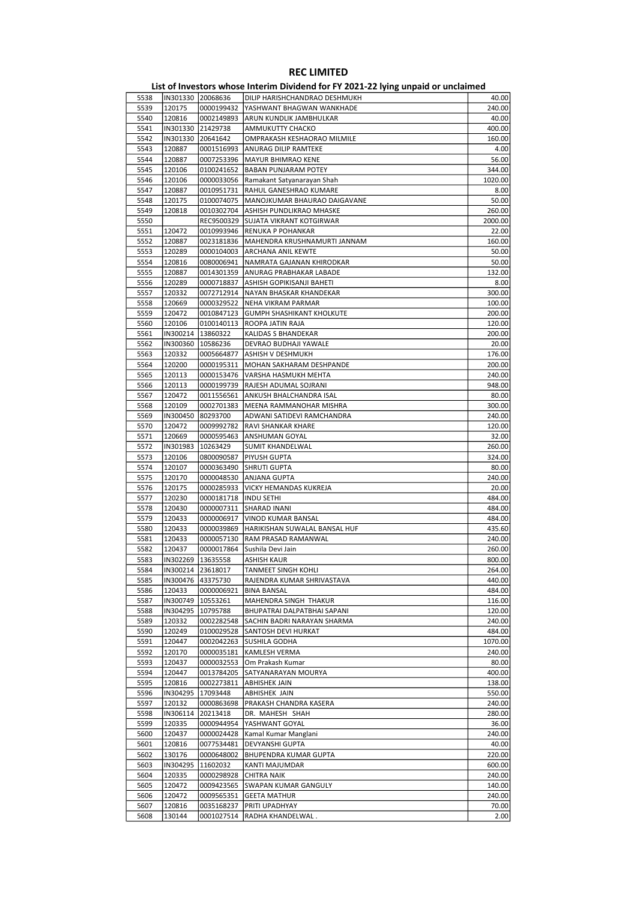# REC LIMITED

## List of Investors whose Interim Dividend for FY 2021-22 lying unpaid or unclaimed

| | | | | |
|---|---|---|---|---|
| 5538 | IN301330 | 20068636 | DILIP HARISHCHANDRAO DESHMUKH | 40.00 |
| 5539 | 120175 | 0000199432 | YASHWANT BHAGWAN WANKHADE | 240.00 |
| 5540 | 120816 | 0002149893 | ARUN KUNDLIK JAMBHULKAR | 40.00 |
| 5541 | IN301330 | 21429738 | AMMUKUTTY CHACKO | 400.00 |
| 5542 | IN301330 | 20641642 | OMPRAKASH KESHAORAO MILMILE | 160.00 |
| 5543 | 120887 | 0001516993 | ANURAG DILIP RAMTEKE | 4.00 |
| 5544 | 120887 | 0007253396 | MAYUR BHIMRAO KENE | 56.00 |
| 5545 | 120106 | 0100241652 | BABAN PUNJARAM POTEY | 344.00 |
| 5546 | 120106 | 0000033056 | Ramakant Satyanarayan Shah | 1020.00 |
| 5547 | 120887 | 0010951731 | RAHUL GANESHRAO KUMARE | 8.00 |
| 5548 | 120175 | 0100074075 | MANOJKUMAR BHAURAO DAIGAVANE | 50.00 |
| 5549 | 120818 | 0010302704 | ASHISH PUNDLIKRAO MHASKE | 260.00 |
| 5550 | | REC9500329 | SUJATA VIKRANT KOTGIRWAR | 2000.00 |
| 5551 | 120472 | 0010993946 | RENUKA P POHANKAR | 22.00 |
| 5552 | 120887 | 0023181836 | MAHENDRA KRUSHNAMURTI JANNAM | 160.00 |
| 5553 | 120289 | 0000104003 | ARCHANA ANIL KEWTE | 50.00 |
| 5554 | 120816 | 0080006941 | NAMRATA GAJANAN KHIRODKAR | 50.00 |
| 5555 | 120887 | 0014301359 | ANURAG PRABHAKAR LABADE | 132.00 |
| 5556 | 120289 | 0000718837 | ASHISH GOPIKISANJI BAHETI | 8.00 |
| 5557 | 120332 | 0072712914 | NAYAN BHASKAR KHANDEKAR | 300.00 |
| 5558 | 120669 | 0000329522 | NEHA VIKRAM PARMAR | 100.00 |
| 5559 | 120472 | 0010847123 | GUMPH SHASHIKANT KHOLKUTE | 200.00 |
| 5560 | 120106 | 0100140113 | ROOPA JATIN RAJA | 120.00 |
| 5561 | IN300214 | 13860322 | KALIDAS S BHANDEKAR | 200.00 |
| 5562 | IN300360 | 10586236 | DEVRAO BUDHAJI YAWALE | 20.00 |
| 5563 | 120332 | 0005664877 | ASHISH V DESHMUKH | 176.00 |
| 5564 | 120200 | 0000195311 | MOHAN SAKHARAM DESHPANDE | 200.00 |
| 5565 | 120113 | 0000153476 | VARSHA HASMUKH MEHTA | 240.00 |
| 5566 | 120113 | 0000199739 | RAJESH ADUMAL SOJRANI | 948.00 |
| 5567 | 120472 | 0011556561 | ANKUSH BHALCHANDRA ISAL | 80.00 |
| 5568 | 120109 | 0002701383 | MEENA RAMMANOHAR MISHRA | 300.00 |
| 5569 | IN300450 | 80293700 | ADWANI SATIDEVI RAMCHANDRA | 240.00 |
| 5570 | 120472 | 0009992782 | RAVI SHANKAR KHARE | 120.00 |
| 5571 | 120669 | 0000595463 | ANSHUMAN GOYAL | 32.00 |
| 5572 | IN301983 | 10263429 | SUMIT KHANDELWAL | 260.00 |
| 5573 | 120106 | 0800090587 | PIYUSH GUPTA | 324.00 |
| 5574 | 120107 | 0000363490 | SHRUTI GUPTA | 80.00 |
| 5575 | 120170 | 0000048530 | ANJANA GUPTA | 240.00 |
| 5576 | 120175 | 0000285933 | VICKY HEMANDAS KUKREJA | 20.00 |
| 5577 | 120230 | 0000181718 | INDU SETHI | 484.00 |
| 5578 | 120430 | 0000007311 | SHARAD INANI | 484.00 |
| 5579 | 120433 | 0000006917 | VINOD KUMAR BANSAL | 484.00 |
| 5580 | 120433 | 0000039869 | HARIKISHAN SUWALAL BANSAL HUF | 435.60 |
| 5581 | 120433 | 0000057130 | RAM PRASAD RAMANWAL | 240.00 |
| 5582 | 120437 | 0000017864 | Sushila Devi Jain | 260.00 |
| 5583 | IN302269 | 13635558 | ASHISH KAUR | 800.00 |
| 5584 | IN300214 | 23618017 | TANMEET SINGH KOHLI | 264.00 |
| 5585 | IN300476 | 43375730 | RAJENDRA KUMAR SHRIVASTAVA | 440.00 |
| 5586 | 120433 | 0000006921 | BINA BANSAL | 484.00 |
| 5587 | IN300749 | 10553261 | MAHENDRA SINGH THAKUR | 116.00 |
| 5588 | IN304295 | 10795788 | BHUPATRAI DALPATBHAI SAPANI | 120.00 |
| 5589 | 120332 | 0002282548 | SACHIN BADRI NARAYAN SHARMA | 240.00 |
| 5590 | 120249 | 0100029528 | SANTOSH DEVI HURKAT | 484.00 |
| 5591 | 120447 | 0002042263 | SUSHILA GODHA | 1070.00 |
| 5592 | 120170 | 0000035181 | KAMLESH VERMA | 240.00 |
| 5593 | 120437 | 0000032553 | Om Prakash Kumar | 80.00 |
| 5594 | 120447 | 0013784205 | SATYANARAYAN MOURYA | 400.00 |
| 5595 | 120816 | 0002273811 | ABHISHEK JAIN | 138.00 |
| 5596 | IN304295 | 17093448 | ABHISHEK JAIN | 550.00 |
| 5597 | 120132 | 0000863698 | PRAKASH CHANDRA KASERA | 240.00 |
| 5598 | IN306114 | 20213418 | DR. MAHESH SHAH | 280.00 |
| 5599 | 120335 | 0000944954 | YASHWANT GOYAL | 36.00 |
| 5600 | 120437 | 0000024428 | Kamal Kumar Manglani | 240.00 |
| 5601 | 120816 | 0077534481 | DEVYANSHI GUPTA | 40.00 |
| 5602 | 130176 | 0000648002 | BHUPENDRA KUMAR GUPTA | 220.00 |
| 5603 | IN304295 | 11602032 | KANTI MAJUMDAR | 600.00 |
| 5604 | 120335 | 0000298928 | CHITRA NAIK | 240.00 |
| 5605 | 120472 | 0009423565 | SWAPAN KUMAR GANGULY | 140.00 |
| 5606 | 120472 | 0009565351 | GEETA MATHUR | 240.00 |
| 5607 | 120816 | 0035168237 | PRITI UPADHYAY | 70.00 |
| 5608 | 130144 | 0001027514 | RADHA KHANDELWAL . | 2.00 |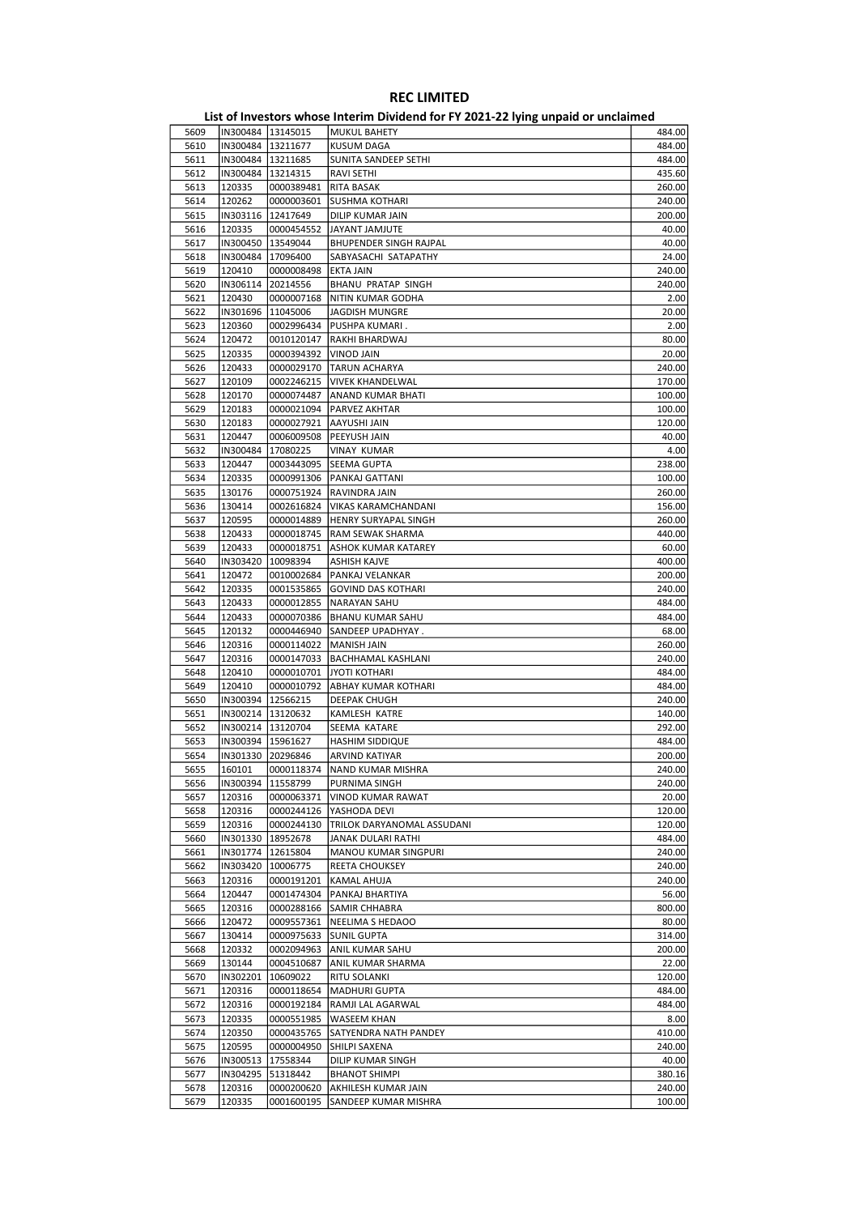# REC LIMITED

## List of Investors whose Interim Dividend for FY 2021-22 lying unpaid or unclaimed

| | | | | |
|---|---|---|---|---|
| 5609 | IN300484 | 13145015 | MUKUL BAHETY | 484.00 |
| 5610 | IN300484 | 13211677 | KUSUM DAGA | 484.00 |
| 5611 | IN300484 | 13211685 | SUNITA SANDEEP SETHI | 484.00 |
| 5612 | IN300484 | 13214315 | RAVI SETHI | 435.60 |
| 5613 | 120335 | 0000389481 | RITA BASAK | 260.00 |
| 5614 | 120262 | 0000003601 | SUSHMA KOTHARI | 240.00 |
| 5615 | IN303116 | 12417649 | DILIP KUMAR JAIN | 200.00 |
| 5616 | 120335 | 0000454552 | JAYANT JAMJUTE | 40.00 |
| 5617 | IN300450 | 13549044 | BHUPENDER SINGH RAJPAL | 40.00 |
| 5618 | IN300484 | 17096400 | SABYASACHI SATAPATHY | 24.00 |
| 5619 | 120410 | 0000008498 | EKTA JAIN | 240.00 |
| 5620 | IN306114 | 20214556 | BHANU PRATAP SINGH | 240.00 |
| 5621 | 120430 | 0000007168 | NITIN KUMAR GODHA | 2.00 |
| 5622 | IN301696 | 11045006 | JAGDISH MUNGRE | 20.00 |
| 5623 | 120360 | 0002996434 | PUSHPA KUMARI . | 2.00 |
| 5624 | 120472 | 0010120147 | RAKHI BHARDWAJ | 80.00 |
| 5625 | 120335 | 0000394392 | VINOD JAIN | 20.00 |
| 5626 | 120433 | 0000029170 | TARUN ACHARYA | 240.00 |
| 5627 | 120109 | 0002246215 | VIVEK KHANDELWAL | 170.00 |
| 5628 | 120170 | 0000074487 | ANAND KUMAR BHATI | 100.00 |
| 5629 | 120183 | 0000021094 | PARVEZ AKHTAR | 100.00 |
| 5630 | 120183 | 0000027921 | AAYUSHI JAIN | 120.00 |
| 5631 | 120447 | 0006009508 | PEEYUSH JAIN | 40.00 |
| 5632 | IN300484 | 17080225 | VINAY KUMAR | 4.00 |
| 5633 | 120447 | 0003443095 | SEEMA GUPTA | 238.00 |
| 5634 | 120335 | 0000991306 | PANKAJ GATTANI | 100.00 |
| 5635 | 130176 | 0000751924 | RAVINDRA JAIN | 260.00 |
| 5636 | 130414 | 0002616824 | VIKAS KARAMCHANDANI | 156.00 |
| 5637 | 120595 | 0000014889 | HENRY SURYAPAL SINGH | 260.00 |
| 5638 | 120433 | 0000018745 | RAM SEWAK SHARMA | 440.00 |
| 5639 | 120433 | 0000018751 | ASHOK KUMAR KATAREY | 60.00 |
| 5640 | IN303420 | 10098394 | ASHISH KAJVE | 400.00 |
| 5641 | 120472 | 0010002684 | PANKAJ VELANKAR | 200.00 |
| 5642 | 120335 | 0001535865 | GOVIND DAS KOTHARI | 240.00 |
| 5643 | 120433 | 0000012855 | NARAYAN SAHU | 484.00 |
| 5644 | 120433 | 0000070386 | BHANU KUMAR SAHU | 484.00 |
| 5645 | 120132 | 0000446940 | SANDEEP UPADHYAY . | 68.00 |
| 5646 | 120316 | 0000114022 | MANISH JAIN | 260.00 |
| 5647 | 120316 | 0000147033 | BACHHAMAL KASHLANI | 240.00 |
| 5648 | 120410 | 0000010701 | JYOTI KOTHARI | 484.00 |
| 5649 | 120410 | 0000010792 | ABHAY KUMAR KOTHARI | 484.00 |
| 5650 | IN300394 | 12566215 | DEEPAK CHUGH | 240.00 |
| 5651 | IN300214 | 13120632 | KAMLESH KATRE | 140.00 |
| 5652 | IN300214 | 13120704 | SEEMA KATARE | 292.00 |
| 5653 | IN300394 | 15961627 | HASHIM SIDDIQUE | 484.00 |
| 5654 | IN301330 | 20296846 | ARVIND KATIYAR | 200.00 |
| 5655 | 160101 | 0000118374 | NAND KUMAR MISHRA | 240.00 |
| 5656 | IN300394 | 11558799 | PURNIMA SINGH | 240.00 |
| 5657 | 120316 | 0000063371 | VINOD KUMAR RAWAT | 20.00 |
| 5658 | 120316 | 0000244126 | YASHODA DEVI | 120.00 |
| 5659 | 120316 | 0000244130 | TRILOK DARYANOMAL ASSUDANI | 120.00 |
| 5660 | IN301330 | 18952678 | JANAK DULARI RATHI | 484.00 |
| 5661 | IN301774 | 12615804 | MANOU KUMAR SINGPURI | 240.00 |
| 5662 | IN303420 | 10006775 | REETA CHOUKSEY | 240.00 |
| 5663 | 120316 | 0000191201 | KAMAL AHUJA | 240.00 |
| 5664 | 120447 | 0001474304 | PANKAJ BHARTIYA | 56.00 |
| 5665 | 120316 | 0000288166 | SAMIR CHHABRA | 800.00 |
| 5666 | 120472 | 0009557361 | NEELIMA S HEDAOO | 80.00 |
| 5667 | 130414 | 0000975633 | SUNIL GUPTA | 314.00 |
| 5668 | 120332 | 0002094963 | ANIL KUMAR SAHU | 200.00 |
| 5669 | 130144 | 0004510687 | ANIL KUMAR SHARMA | 22.00 |
| 5670 | IN302201 | 10609022 | RITU SOLANKI | 120.00 |
| 5671 | 120316 | 0000118654 | MADHURI GUPTA | 484.00 |
| 5672 | 120316 | 0000192184 | RAMJI LAL AGARWAL | 484.00 |
| 5673 | 120335 | 0000551985 | WASEEM KHAN | 8.00 |
| 5674 | 120350 | 0000435765 | SATYENDRA NATH PANDEY | 410.00 |
| 5675 | 120595 | 0000004950 | SHILPI SAXENA | 240.00 |
| 5676 | IN300513 | 17558344 | DILIP KUMAR SINGH | 40.00 |
| 5677 | IN304295 | 51318442 | BHANOT SHIMPI | 380.16 |
| 5678 | 120316 | 0000200620 | AKHILESH KUMAR JAIN | 240.00 |
| 5679 | 120335 | 0001600195 | SANDEEP KUMAR MISHRA | 100.00 |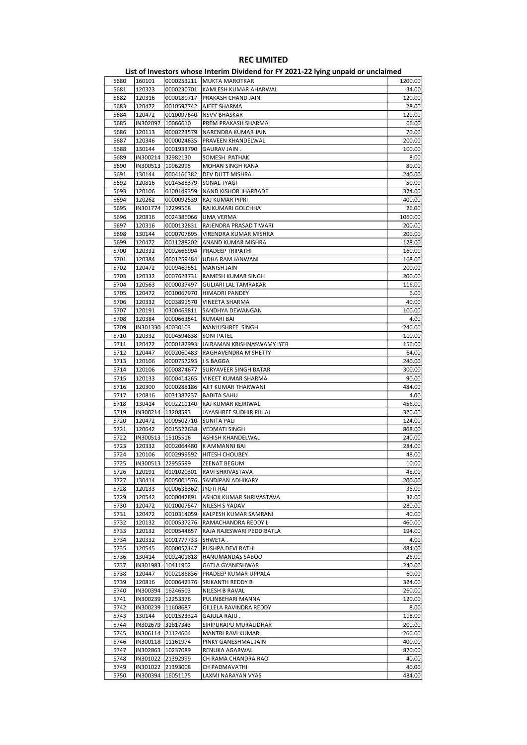# REC LIMITED

## List of Investors whose Interim Dividend for FY 2021-22 lying unpaid or unclaimed

| | | | | |
|---|---|---|---|---|
| 5680 | 160101 | 0000253211 | MUKTA MAROTKAR | 1200.00 |
| 5681 | 120323 | 0000230701 | KAMLESH KUMAR AHARWAL | 34.00 |
| 5682 | 120316 | 0000180717 | PRAKASH CHAND JAIN | 120.00 |
| 5683 | 120472 | 0010597742 | AJEET SHARMA | 28.00 |
| 5684 | 120472 | 0010097640 | NSVV BHASKAR | 120.00 |
| 5685 | IN302092 | 10066610 | PREM PRAKASH SHARMA | 66.00 |
| 5686 | 120113 | 0000223579 | NARENDRA KUMAR JAIN | 70.00 |
| 5687 | 120346 | 0000024635 | PRAVEEN KHANDELWAL | 200.00 |
| 5688 | 130144 | 0001933790 | GAURAV JAIN . | 100.00 |
| 5689 | IN300214 | 32982130 | SOMESH PATHAK | 8.00 |
| 5690 | IN300513 | 19962995 | MOHAN SINGH RANA | 80.00 |
| 5691 | 130144 | 0004166382 | DEV DUTT MISHRA | 240.00 |
| 5692 | 120816 | 0014588379 | SONAL TYAGI | 50.00 |
| 5693 | 120106 | 0100149359 | NAND KISHOR JHARBADE | 324.00 |
| 5694 | 120262 | 0000092539 | RAJ KUMAR PIPRI | 400.00 |
| 5695 | IN301774 | 12299568 | RAJKUMARI GOLCHHA | 26.00 |
| 5696 | 120816 | 0024386066 | UMA VERMA | 1060.00 |
| 5697 | 120316 | 0000132831 | RAJENDRA PRASAD TIWARI | 200.00 |
| 5698 | 130144 | 0000707695 | VIRENDRA KUMAR MISHRA | 200.00 |
| 5699 | 120472 | 0011288202 | ANAND KUMAR MISHRA | 128.00 |
| 5700 | 120332 | 0002666994 | PRADEEP TRIPATHI | 160.00 |
| 5701 | 120384 | 0001259484 | UDHA RAM JANWANI | 168.00 |
| 5702 | 120472 | 0009469551 | MANISH JAIN | 200.00 |
| 5703 | 120332 | 0007623731 | RAMESH KUMAR SINGH | 200.00 |
| 5704 | 120563 | 0000037497 | GULJARI LAL TAMRAKAR | 116.00 |
| 5705 | 120472 | 0010067970 | HIMADRI PANDEY | 6.00 |
| 5706 | 120332 | 0003891570 | VINEETA SHARMA | 40.00 |
| 5707 | 120191 | 0300469811 | SANDHYA DEWANGAN | 100.00 |
| 5708 | 120384 | 0000663541 | KUMARI BAI | 4.00 |
| 5709 | IN301330 | 40030103 | MANJUSHREE SINGH | 240.00 |
| 5710 | 120332 | 0004594838 | SONI PATEL | 110.00 |
| 5711 | 120472 | 0000182993 | JAIRAMAN KRISHNASWAMY IYER | 156.00 |
| 5712 | 120447 | 0002060483 | RAGHAVENDRA M SHETTY | 64.00 |
| 5713 | 120106 | 0000757293 | J S BAGGA | 240.00 |
| 5714 | 120106 | 0000874677 | SURYAVEER SINGH BATAR | 300.00 |
| 5715 | 120133 | 0000414265 | VINEET KUMAR SHARMA | 90.00 |
| 5716 | 120300 | 0000288186 | AJIT KUMAR THARWANI | 484.00 |
| 5717 | 120816 | 0031387237 | BABITA SAHU | 4.00 |
| 5718 | 130414 | 0002211140 | RAJ KUMAR KEJRIWAL | 456.00 |
| 5719 | IN300214 | 13208593 | JAYASHREE SUDHIR PILLAI | 320.00 |
| 5720 | 120472 | 0009502710 | SUNITA PALI | 124.00 |
| 5721 | 120642 | 0015522638 | VEDMATI SINGH | 868.00 |
| 5722 | IN300513 | 15105516 | ASHISH KHANDELWAL | 240.00 |
| 5723 | 120332 | 0002064480 | K AMMANNI BAI | 284.00 |
| 5724 | 120106 | 0002999592 | HITESH CHOUBEY | 48.00 |
| 5725 | IN300513 | 22955599 | ZEENAT BEGUM | 10.00 |
| 5726 | 120191 | 0101020301 | RAVI SHRIVASTAVA | 48.00 |
| 5727 | 130414 | 0005001576 | SANDIPAN ADHIKARY | 200.00 |
| 5728 | 120133 | 0000638362 | JYOTI RAJ | 36.00 |
| 5729 | 120542 | 0000042891 | ASHOK KUMAR SHRIVASTAVA | 32.00 |
| 5730 | 120472 | 0010007547 | NILESH S YADAV | 280.00 |
| 5731 | 120472 | 0010314059 | KALPESH KUMAR SAMRANI | 40.00 |
| 5732 | 120132 | 0000537276 | RAMACHANDRA REDDY L | 460.00 |
| 5733 | 120132 | 0000544657 | RAJA RAJESWARI PEDDIBATLA | 194.00 |
| 5734 | 120332 | 0001777733 | SHWETA . | 4.00 |
| 5735 | 120545 | 0000052147 | PUSHPA DEVI RATHI | 484.00 |
| 5736 | 130414 | 0002401818 | HANUMANDAS SABOO | 26.00 |
| 5737 | IN301983 | 10411902 | GATLA GYANESHWAR | 240.00 |
| 5738 | 120447 | 0002186836 | PRADEEP KUMAR UPPALA | 60.00 |
| 5739 | 120816 | 0000642376 | SRIKANTH REDDY B | 324.00 |
| 5740 | IN300394 | 16246503 | NILESH B RAVAL | 260.00 |
| 5741 | IN300239 | 12253376 | PULINBEHARI MANNA | 120.00 |
| 5742 | IN300239 | 11608687 | GILLELA RAVINDRA REDDY | 8.00 |
| 5743 | 130144 | 0001523324 | GAJULA RAJU . | 118.00 |
| 5744 | IN302679 | 31817343 | SIRIPURAPU MURALIDHAR | 200.00 |
| 5745 | IN306114 | 21124604 | MANTRI RAVI KUMAR | 260.00 |
| 5746 | IN300118 | 11161974 | PINKY GANESHMAL JAIN | 400.00 |
| 5747 | IN302863 | 10237089 | RENUKA AGARWAL | 870.00 |
| 5748 | IN301022 | 21392999 | CH RAMA CHANDRA RAO | 40.00 |
| 5749 | IN301022 | 21393008 | CH PADMAVATHI | 40.00 |
| 5750 | IN300394 | 16051175 | LAXMI NARAYAN VYAS | 484.00 |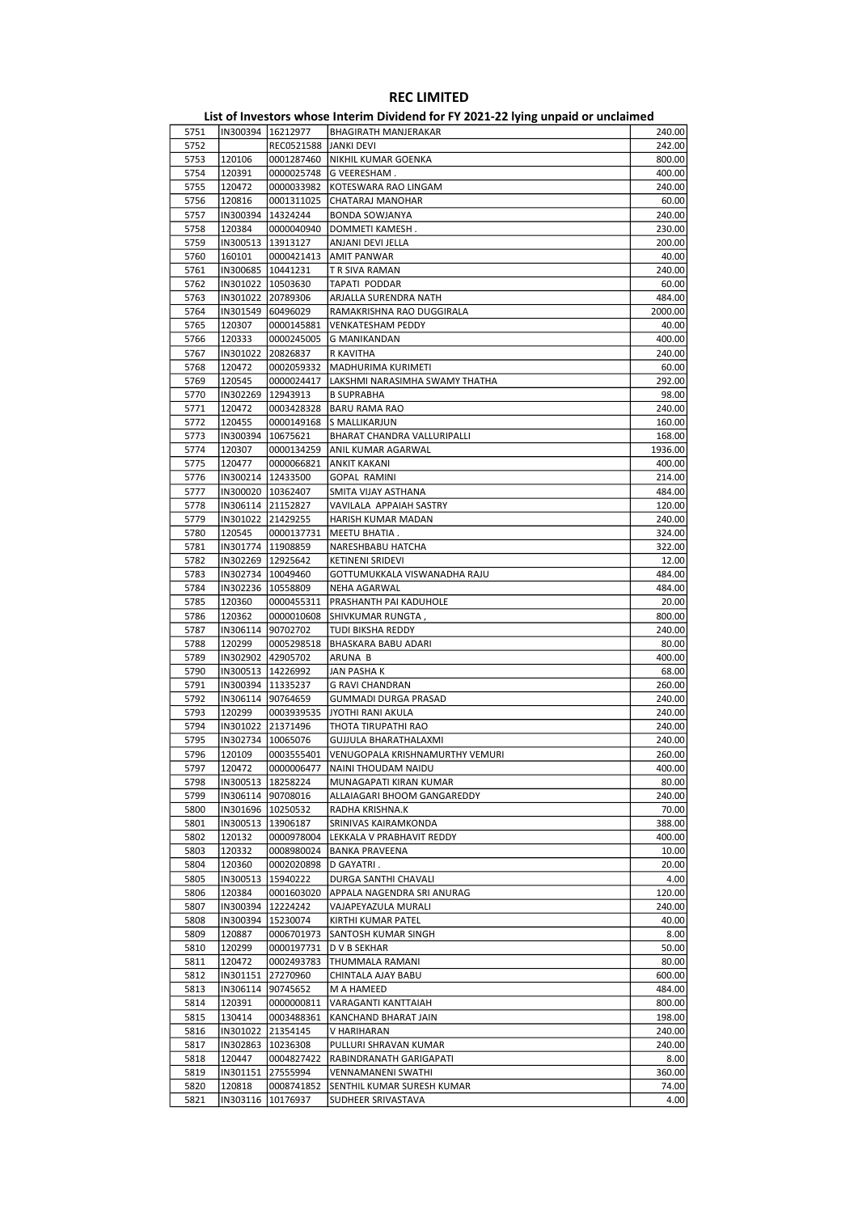# REC LIMITED

## List of Investors whose Interim Dividend for FY 2021-22 lying unpaid or unclaimed

| | | | | |
|---|---|---|---|---|
| 5751 | IN300394 | 16212977 | BHAGIRATH MANJERAKAR | 240.00 |
| 5752 | | REC0521588 | JANKI DEVI | 242.00 |
| 5753 | 120106 | 0001287460 | NIKHIL KUMAR GOENKA | 800.00 |
| 5754 | 120391 | 0000025748 | G VEERESHAM . | 400.00 |
| 5755 | 120472 | 0000033982 | KOTESWARA RAO LINGAM | 240.00 |
| 5756 | 120816 | 0001311025 | CHATARAJ MANOHAR | 60.00 |
| 5757 | IN300394 | 14324244 | BONDA SOWJANYA | 240.00 |
| 5758 | 120384 | 0000040940 | DOMMETI KAMESH . | 230.00 |
| 5759 | IN300513 | 13913127 | ANJANI DEVI JELLA | 200.00 |
| 5760 | 160101 | 0000421413 | AMIT PANWAR | 40.00 |
| 5761 | IN300685 | 10441231 | T R SIVA RAMAN | 240.00 |
| 5762 | IN301022 | 10503630 | TAPATI PODDAR | 60.00 |
| 5763 | IN301022 | 20789306 | ARJALLA SURENDRA NATH | 484.00 |
| 5764 | IN301549 | 60496029 | RAMAKRISHNA RAO DUGGIRALA | 2000.00 |
| 5765 | 120307 | 0000145881 | VENKATESHAM PEDDY | 40.00 |
| 5766 | 120333 | 0000245005 | G MANIKANDAN | 400.00 |
| 5767 | IN301022 | 20826837 | R KAVITHA | 240.00 |
| 5768 | 120472 | 0002059332 | MADHURIMA KURIMETI | 60.00 |
| 5769 | 120545 | 0000024417 | LAKSHMI NARASIMHA SWAMY THATHA | 292.00 |
| 5770 | IN302269 | 12943913 | B SUPRABHA | 98.00 |
| 5771 | 120472 | 0003428328 | BARU RAMA RAO | 240.00 |
| 5772 | 120455 | 0000149168 | S MALLIKARJUN | 160.00 |
| 5773 | IN300394 | 10675621 | BHARAT CHANDRA VALLURIPALLI | 168.00 |
| 5774 | 120307 | 0000134259 | ANIL KUMAR AGARWAL | 1936.00 |
| 5775 | 120477 | 0000066821 | ANKIT KAKANI | 400.00 |
| 5776 | IN300214 | 12433500 | GOPAL RAMINI | 214.00 |
| 5777 | IN300020 | 10362407 | SMITA VIJAY ASTHANA | 484.00 |
| 5778 | IN306114 | 21152827 | VAVILALA APPAIAH SASTRY | 120.00 |
| 5779 | IN301022 | 21429255 | HARISH KUMAR MADAN | 240.00 |
| 5780 | 120545 | 0000137731 | MEETU BHATIA . | 324.00 |
| 5781 | IN301774 | 11908859 | NARESHBABU HATCHA | 322.00 |
| 5782 | IN302269 | 12925642 | KETINENI SRIDEVI | 12.00 |
| 5783 | IN302734 | 10049460 | GOTTUMUKKALA VISWANADHA RAJU | 484.00 |
| 5784 | IN302236 | 10558809 | NEHA AGARWAL | 484.00 |
| 5785 | 120360 | 0000455311 | PRASHANTH PAI KADUHOLE | 20.00 |
| 5786 | 120362 | 0000010608 | SHIVKUMAR RUNGTA , | 800.00 |
| 5787 | IN306114 | 90702702 | TUDI BIKSHA REDDY | 240.00 |
| 5788 | 120299 | 0005298518 | BHASKARA BABU ADARI | 80.00 |
| 5789 | IN302902 | 42905702 | ARUNA B | 400.00 |
| 5790 | IN300513 | 14226992 | JAN PASHA K | 68.00 |
| 5791 | IN300394 | 11335237 | G RAVI CHANDRAN | 260.00 |
| 5792 | IN306114 | 90764659 | GUMMADI DURGA PRASAD | 240.00 |
| 5793 | 120299 | 0003939535 | JYOTHI RANI AKULA | 240.00 |
| 5794 | IN301022 | 21371496 | THOTA TIRUPATHI RAO | 240.00 |
| 5795 | IN302734 | 10065076 | GUJJULA BHARATHALAXMI | 240.00 |
| 5796 | 120109 | 0003555401 | VENUGOPALA KRISHNAMURTHY VEMURI | 260.00 |
| 5797 | 120472 | 0000006477 | NAINI THOUDAM NAIDU | 400.00 |
| 5798 | IN300513 | 18258224 | MUNAGAPATI KIRAN KUMAR | 80.00 |
| 5799 | IN306114 | 90708016 | ALLAIAGARI BHOOM GANGAREDDY | 240.00 |
| 5800 | IN301696 | 10250532 | RADHA KRISHNA.K | 70.00 |
| 5801 | IN300513 | 13906187 | SRINIVAS KAIRAMKONDA | 388.00 |
| 5802 | 120132 | 0000978004 | LEKKALA V PRABHAVIT REDDY | 400.00 |
| 5803 | 120332 | 0008980024 | BANKA PRAVEENA | 10.00 |
| 5804 | 120360 | 0002020898 | D GAYATRI . | 20.00 |
| 5805 | IN300513 | 15940222 | DURGA SANTHI CHAVALI | 4.00 |
| 5806 | 120384 | 0001603020 | APPALA NAGENDRA SRI ANURAG | 120.00 |
| 5807 | IN300394 | 12224242 | VAJAPEYAZULA MURALI | 240.00 |
| 5808 | IN300394 | 15230074 | KIRTHI KUMAR PATEL | 40.00 |
| 5809 | 120887 | 0006701973 | SANTOSH KUMAR SINGH | 8.00 |
| 5810 | 120299 | 0000197731 | D V B SEKHAR | 50.00 |
| 5811 | 120472 | 0002493783 | THUMMALA RAMANI | 80.00 |
| 5812 | IN301151 | 27270960 | CHINTALA AJAY BABU | 600.00 |
| 5813 | IN306114 | 90745652 | M A HAMEED | 484.00 |
| 5814 | 120391 | 0000000811 | VARAGANTI KANTTAIAH | 800.00 |
| 5815 | 130414 | 0003488361 | KANCHAND BHARAT JAIN | 198.00 |
| 5816 | IN301022 | 21354145 | V HARIHARAN | 240.00 |
| 5817 | IN302863 | 10236308 | PULLURI SHRAVAN KUMAR | 240.00 |
| 5818 | 120447 | 0004827422 | RABINDRANATH GARIGAPATI | 8.00 |
| 5819 | IN301151 | 27555994 | VENNAMANENI SWATHI | 360.00 |
| 5820 | 120818 | 0008741852 | SENTHIL KUMAR SURESH KUMAR | 74.00 |
| 5821 | IN303116 | 10176937 | SUDHEER SRIVASTAVA | 4.00 |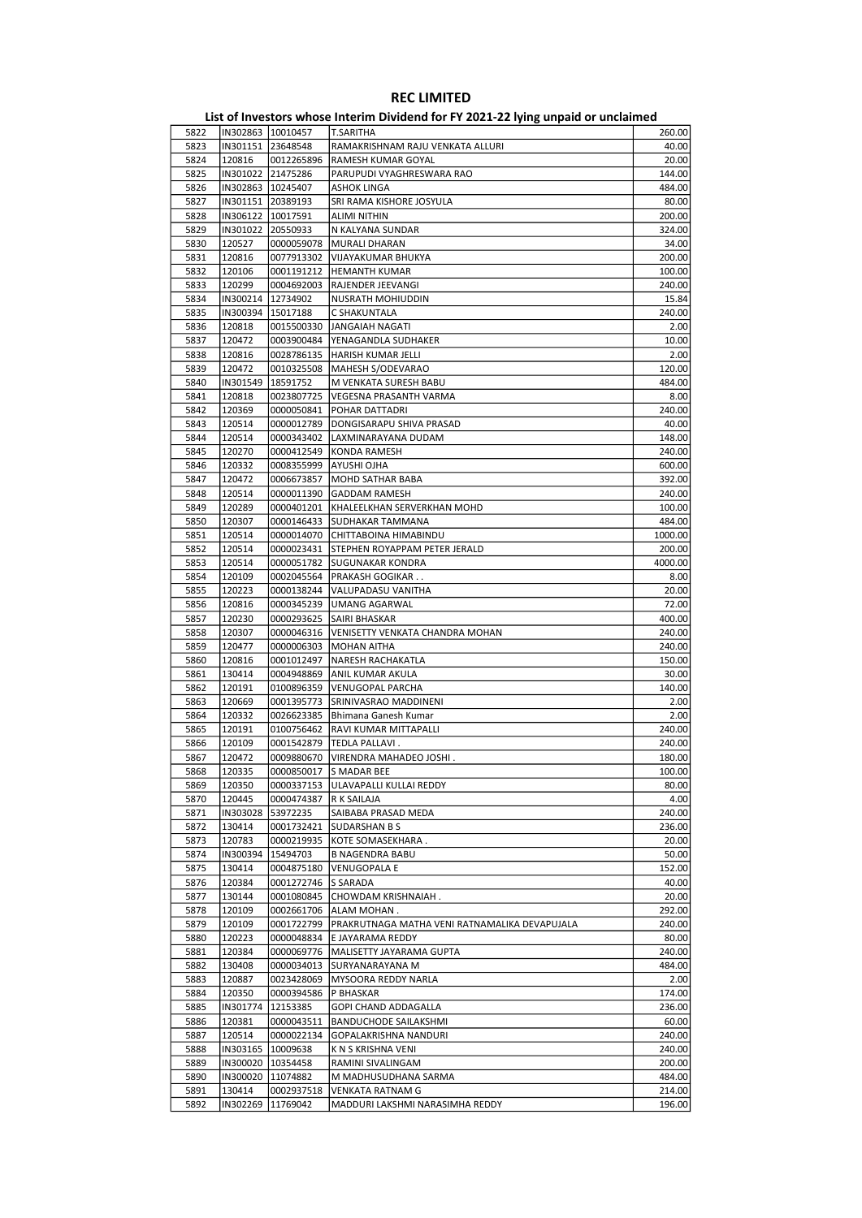# REC LIMITED

## List of Investors whose Interim Dividend for FY 2021-22 lying unpaid or unclaimed

| | | | | |
|---|---|---|---|---|
| 5822 | IN302863 | 10010457 | T.SARITHA | 260.00 |
| 5823 | IN301151 | 23648548 | RAMAKRISHNAM RAJU VENKATA ALLURI | 40.00 |
| 5824 | 120816 | 0012265896 | RAMESH KUMAR GOYAL | 20.00 |
| 5825 | IN301022 | 21475286 | PARUPUDI VYAGHRESWARA RAO | 144.00 |
| 5826 | IN302863 | 10245407 | ASHOK LINGA | 484.00 |
| 5827 | IN301151 | 20389193 | SRI RAMA KISHORE JOSYULA | 80.00 |
| 5828 | IN306122 | 10017591 | ALIMI NITHIN | 200.00 |
| 5829 | IN301022 | 20550933 | N KALYANA SUNDAR | 324.00 |
| 5830 | 120527 | 0000059078 | MURALI DHARAN | 34.00 |
| 5831 | 120816 | 0077913302 | VIJAYAKUMAR BHUKYA | 200.00 |
| 5832 | 120106 | 0001191212 | HEMANTH KUMAR | 100.00 |
| 5833 | 120299 | 0004692003 | RAJENDER JEEVANGI | 240.00 |
| 5834 | IN300214 | 12734902 | NUSRATH MOHIUDDIN | 15.84 |
| 5835 | IN300394 | 15017188 | C SHAKUNTALA | 240.00 |
| 5836 | 120818 | 0015500330 | JANGAIAH NAGATI | 2.00 |
| 5837 | 120472 | 0003900484 | YENAGANDLA SUDHAKER | 10.00 |
| 5838 | 120816 | 0028786135 | HARISH KUMAR JELLI | 2.00 |
| 5839 | 120472 | 0010325508 | MAHESH S/ODEVARAO | 120.00 |
| 5840 | IN301549 | 18591752 | M VENKATA SURESH BABU | 484.00 |
| 5841 | 120818 | 0023807725 | VEGESNA PRASANTH VARMA | 8.00 |
| 5842 | 120369 | 0000050841 | POHAR DATTADRI | 240.00 |
| 5843 | 120514 | 0000012789 | DONGISARAPU SHIVA PRASAD | 40.00 |
| 5844 | 120514 | 0000343402 | LAXMINARAYANA DUDAM | 148.00 |
| 5845 | 120270 | 0000412549 | KONDA RAMESH | 240.00 |
| 5846 | 120332 | 0008355999 | AYUSHI OJHA | 600.00 |
| 5847 | 120472 | 0006673857 | MOHD SATHAR BABA | 392.00 |
| 5848 | 120514 | 0000011390 | GADDAM RAMESH | 240.00 |
| 5849 | 120289 | 0000401201 | KHALEELKHAN SERVERKHAN MOHD | 100.00 |
| 5850 | 120307 | 0000146433 | SUDHAKAR TAMMANA | 484.00 |
| 5851 | 120514 | 0000014070 | CHITTABOINA HIMABINDU | 1000.00 |
| 5852 | 120514 | 0000023431 | STEPHEN ROYAPPAM PETER JERALD | 200.00 |
| 5853 | 120514 | 0000051782 | SUGUNAKAR KONDRA | 4000.00 |
| 5854 | 120109 | 0002045564 | PRAKASH GOGIKAR . . | 8.00 |
| 5855 | 120223 | 0000138244 | VALUPADASU VANITHA | 20.00 |
| 5856 | 120816 | 0000345239 | UMANG AGARWAL | 72.00 |
| 5857 | 120230 | 0000293625 | SAIRI BHASKAR | 400.00 |
| 5858 | 120307 | 0000046316 | VENISETTY VENKATA CHANDRA MOHAN | 240.00 |
| 5859 | 120477 | 0000006303 | MOHAN AITHA | 240.00 |
| 5860 | 120816 | 0001012497 | NARESH RACHAKATLA | 150.00 |
| 5861 | 130414 | 0004948869 | ANIL KUMAR AKULA | 30.00 |
| 5862 | 120191 | 0100896359 | VENUGOPAL PARCHA | 140.00 |
| 5863 | 120669 | 0001395773 | SRINIVASRAO MADDINENI | 2.00 |
| 5864 | 120332 | 0026623385 | Bhimana Ganesh Kumar | 2.00 |
| 5865 | 120191 | 0100756462 | RAVI KUMAR MITTAPALLI | 240.00 |
| 5866 | 120109 | 0001542879 | TEDLA PALLAVI . | 240.00 |
| 5867 | 120472 | 0009880670 | VIRENDRA MAHADEO JOSHI . | 180.00 |
| 5868 | 120335 | 0000850017 | S MADAR BEE | 100.00 |
| 5869 | 120350 | 0000337153 | ULAVAPALLI KULLAI REDDY | 80.00 |
| 5870 | 120445 | 0000474387 | R K SAILAJA | 4.00 |
| 5871 | IN303028 | 53972235 | SAIBABA PRASAD MEDA | 240.00 |
| 5872 | 130414 | 0001732421 | SUDARSHAN B S | 236.00 |
| 5873 | 120783 | 0000219935 | KOTE SOMASEKHARA . | 20.00 |
| 5874 | IN300394 | 15494703 | B NAGENDRA BABU | 50.00 |
| 5875 | 130414 | 0004875180 | VENUGOPALA E | 152.00 |
| 5876 | 120384 | 0001272746 | S SARADA | 40.00 |
| 5877 | 130144 | 0001080845 | CHOWDAM KRISHNAIAH . | 20.00 |
| 5878 | 120109 | 0002661706 | ALAM MOHAN . | 292.00 |
| 5879 | 120109 | 0001722799 | PRAKRUTNAGA MATHA VENI RATNAMALIKA DEVAPUJALA | 240.00 |
| 5880 | 120223 | 0000048834 | E JAYARAMA REDDY | 80.00 |
| 5881 | 120384 | 0000069776 | MALISETTY JAYARAMA GUPTA | 240.00 |
| 5882 | 130408 | 0000034013 | SURYANARAYANA M | 484.00 |
| 5883 | 120887 | 0023428069 | MYSOORA REDDY NARLA | 2.00 |
| 5884 | 120350 | 0000394586 | P BHASKAR | 174.00 |
| 5885 | IN301774 | 12153385 | GOPI CHAND ADDAGALLA | 236.00 |
| 5886 | 120381 | 0000043511 | BANDUCHODE SAILAKSHMI | 60.00 |
| 5887 | 120514 | 0000022134 | GOPALAKRISHNA NANDURI | 240.00 |
| 5888 | IN303165 | 10009638 | K N S KRISHNA VENI | 240.00 |
| 5889 | IN300020 | 10354458 | RAMINI SIVALINGAM | 200.00 |
| 5890 | IN300020 | 11074882 | M MADHUSUDHANA SARMA | 484.00 |
| 5891 | 130414 | 0002937518 | VENKATA RATNAM G | 214.00 |
| 5892 | IN302269 | 11769042 | MADDURI LAKSHMI NARASIMHA REDDY | 196.00 |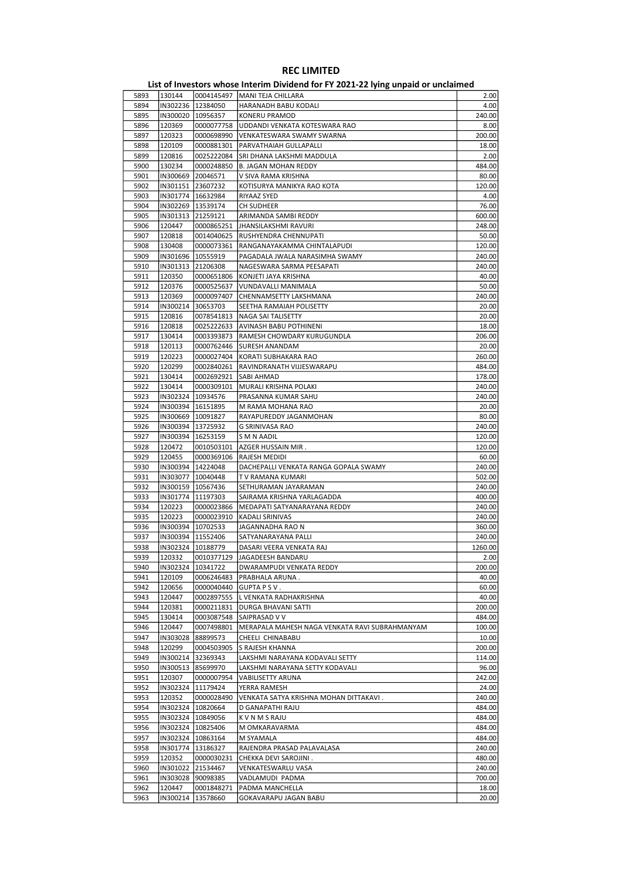# REC LIMITED

## List of Investors whose Interim Dividend for FY 2021-22 lying unpaid or unclaimed

| | | | | |
|---|---|---|---|---|
| 5893 | 130144 | 0004145497 | MANI TEJA CHILLARA | 2.00 |
| 5894 | IN302236 | 12384050 | HARANADH BABU KODALI | 4.00 |
| 5895 | IN300020 | 10956357 | KONERU PRAMOD | 240.00 |
| 5896 | 120369 | 0000077758 | UDDANDI VENKATA KOTESWARA RAO | 8.00 |
| 5897 | 120323 | 0000698990 | VENKATESWARA SWAMY SWARNA | 200.00 |
| 5898 | 120109 | 0000881301 | PARVATHAIAH GULLAPALLI | 18.00 |
| 5899 | 120816 | 0025222084 | SRI DHANA LAKSHMI MADDULA | 2.00 |
| 5900 | 130234 | 0000248850 | B. JAGAN MOHAN REDDY | 484.00 |
| 5901 | IN300669 | 20046571 | V SIVA RAMA KRISHNA | 80.00 |
| 5902 | IN301151 | 23607232 | KOTISURYA MANIKYA RAO KOTA | 120.00 |
| 5903 | IN301774 | 16632984 | RIYAAZ SYED | 4.00 |
| 5904 | IN302269 | 13539174 | CH SUDHEER | 76.00 |
| 5905 | IN301313 | 21259121 | ARIMANDA SAMBI REDDY | 600.00 |
| 5906 | 120447 | 0000865251 | JHANSILAKSHMI RAVURI | 248.00 |
| 5907 | 120818 | 0014040625 | RUSHYENDRA CHENNUPATI | 50.00 |
| 5908 | 130408 | 0000073361 | RANGANAYAKAMMA CHINTALAPUDI | 120.00 |
| 5909 | IN301696 | 10555919 | PAGADALA JWALA NARASIMHA SWAMY | 240.00 |
| 5910 | IN301313 | 21206308 | NAGESWARA SARMA PEESAPATI | 240.00 |
| 5911 | 120350 | 0000651806 | KONJETI JAYA KRISHNA | 40.00 |
| 5912 | 120376 | 0000525637 | VUNDAVALLI MANIMALA | 50.00 |
| 5913 | 120369 | 0000097407 | CHENNAMSETTY LAKSHMANA | 240.00 |
| 5914 | IN300214 | 30653703 | SEETHA RAMAIAH POLISETTY | 20.00 |
| 5915 | 120816 | 0078541813 | NAGA SAI TALISETTY | 20.00 |
| 5916 | 120818 | 0025222633 | AVINASH BABU POTHINENI | 18.00 |
| 5917 | 130414 | 0003393873 | RAMESH CHOWDARY KURUGUNDLA | 206.00 |
| 5918 | 120113 | 0000762446 | SURESH ANANDAM | 20.00 |
| 5919 | 120223 | 0000027404 | KORATI SUBHAKARA RAO | 260.00 |
| 5920 | 120299 | 0002840261 | RAVINDRANATH VIJJESWARAPU | 484.00 |
| 5921 | 130414 | 0002692921 | SABI AHMAD | 178.00 |
| 5922 | 130414 | 0000309101 | MURALI KRISHNA POLAKI | 240.00 |
| 5923 | IN302324 | 10934576 | PRASANNA KUMAR SAHU | 240.00 |
| 5924 | IN300394 | 16151895 | M RAMA MOHANA RAO | 20.00 |
| 5925 | IN300669 | 10091827 | RAYAPUREDDY JAGANMOHAN | 80.00 |
| 5926 | IN300394 | 13725932 | G SRINIVASA RAO | 240.00 |
| 5927 | IN300394 | 16253159 | S M N AADIL | 120.00 |
| 5928 | 120472 | 0010503101 | AZGER HUSSAIN MIR . | 120.00 |
| 5929 | 120455 | 0000369106 | RAJESH MEDIDI | 60.00 |
| 5930 | IN300394 | 14224048 | DACHEPALLI VENKATA RANGA GOPALA SWAMY | 240.00 |
| 5931 | IN303077 | 10040448 | T V RAMANA KUMARI | 502.00 |
| 5932 | IN300159 | 10567436 | SETHURAMAN JAYARAMAN | 240.00 |
| 5933 | IN301774 | 11197303 | SAIRAMA KRISHNA YARLAGADDA | 400.00 |
| 5934 | 120223 | 0000023866 | MEDAPATI SATYANARAYANA REDDY | 240.00 |
| 5935 | 120223 | 0000023910 | KADALI SRINIVAS | 240.00 |
| 5936 | IN300394 | 10702533 | JAGANNADHA RAO N | 360.00 |
| 5937 | IN300394 | 11552406 | SATYANARAYANA PALLI | 240.00 |
| 5938 | IN302324 | 10188779 | DASARI VEERA VENKATA RAJ | 1260.00 |
| 5939 | 120332 | 0010377129 | JAGADEESH BANDARU | 2.00 |
| 5940 | IN302324 | 10341722 | DWARAMPUDI VENKATA REDDY | 200.00 |
| 5941 | 120109 | 0006246483 | PRABHALA ARUNA . | 40.00 |
| 5942 | 120656 | 0000040440 | GUPTA P S V . | 60.00 |
| 5943 | 120447 | 0002897555 | L VENKATA RADHAKRISHNA | 40.00 |
| 5944 | 120381 | 0000211831 | DURGA BHAVANI SATTI | 200.00 |
| 5945 | 130414 | 0003087548 | SAIPRASAD V V | 484.00 |
| 5946 | 120447 | 0007498801 | MERAPALA MAHESH NAGA VENKATA RAVI SUBRAHMANYAM | 100.00 |
| 5947 | IN303028 | 88899573 | CHEELI CHINABABU | 10.00 |
| 5948 | 120299 | 0004503905 | S RAJESH KHANNA | 200.00 |
| 5949 | IN300214 | 32369343 | LAKSHMI NARAYANA KODAVALI SETTY | 114.00 |
| 5950 | IN300513 | 85699970 | LAKSHMI NARAYANA SETTY KODAVALI | 96.00 |
| 5951 | 120307 | 0000007954 | VABILISETTY ARUNA | 242.00 |
| 5952 | IN302324 | 11179424 | YERRA RAMESH | 24.00 |
| 5953 | 120352 | 0000028490 | VENKATA SATYA KRISHNA MOHAN DITTAKAVI . | 240.00 |
| 5954 | IN302324 | 10820664 | D GANAPATHI RAJU | 484.00 |
| 5955 | IN302324 | 10849056 | K V N M S RAJU | 484.00 |
| 5956 | IN302324 | 10825406 | M OMKARAVARMA | 484.00 |
| 5957 | IN302324 | 10863164 | M SYAMALA | 484.00 |
| 5958 | IN301774 | 13186327 | RAJENDRA PRASAD PALAVALASA | 240.00 |
| 5959 | 120352 | 0000030231 | CHEKKA DEVI SAROJINI . | 480.00 |
| 5960 | IN301022 | 21534467 | VENKATESWARLU VASA | 240.00 |
| 5961 | IN303028 | 90098385 | VADLAMUDI PADMA | 700.00 |
| 5962 | 120447 | 0001848271 | PADMA MANCHELLA | 18.00 |
| 5963 | IN300214 | 13578660 | GOKAVARAPU JAGAN BABU | 20.00 |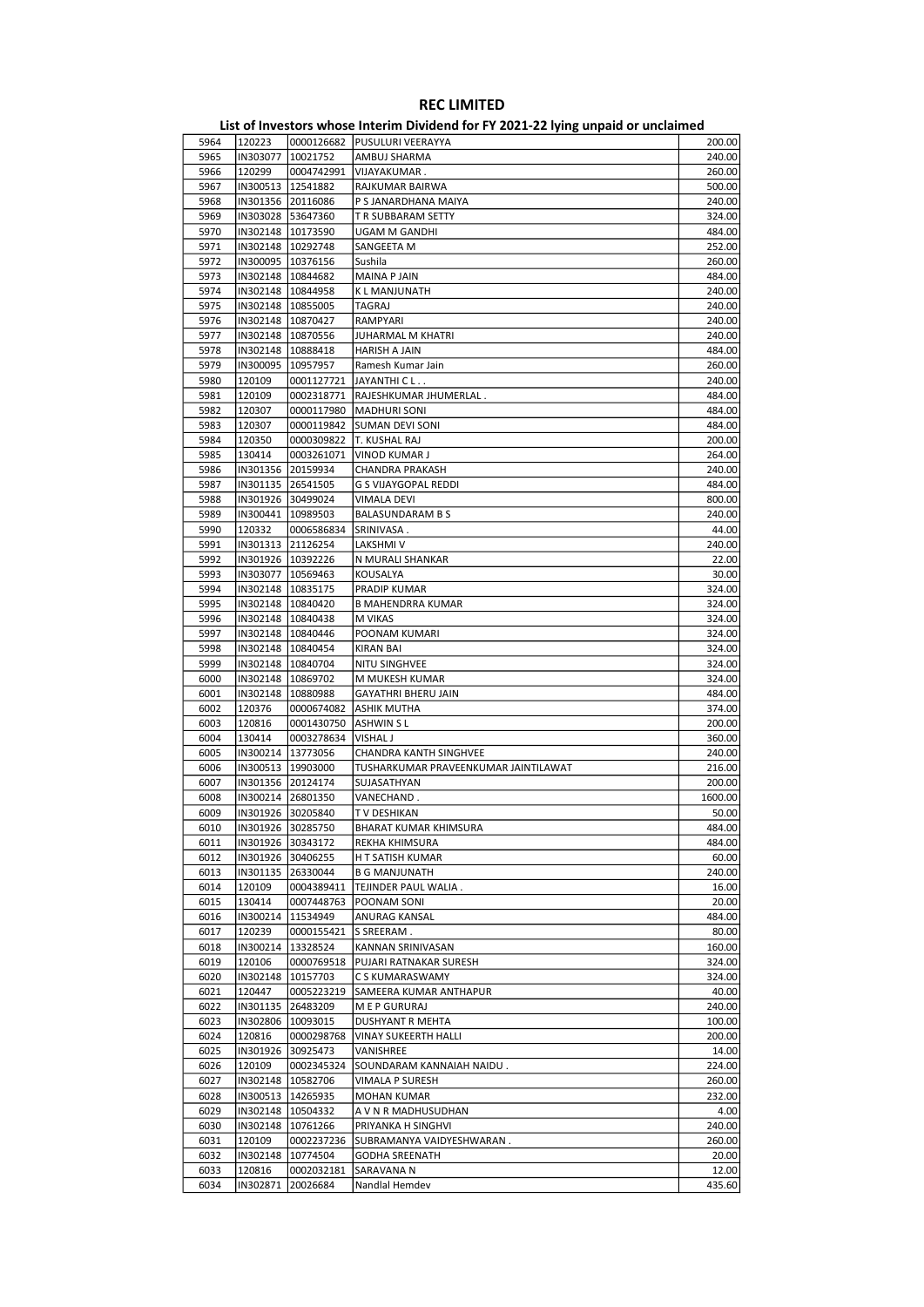# REC LIMITED

## List of Investors whose Interim Dividend for FY 2021-22 lying unpaid or unclaimed

| | | | | |
|---|---|---|---|---|
| 5964 | 120223 | 0000126682 | PUSULURI VEERAYYA | 200.00 |
| 5965 | IN303077 | 10021752 | AMBUJ SHARMA | 240.00 |
| 5966 | 120299 | 0004742991 | VIJAYAKUMAR . | 260.00 |
| 5967 | IN300513 | 12541882 | RAJKUMAR BAIRWA | 500.00 |
| 5968 | IN301356 | 20116086 | P S JANARDHANA MAIYA | 240.00 |
| 5969 | IN303028 | 53647360 | T R SUBBARAM SETTY | 324.00 |
| 5970 | IN302148 | 10173590 | UGAM M GANDHI | 484.00 |
| 5971 | IN302148 | 10292748 | SANGEETA M | 252.00 |
| 5972 | IN300095 | 10376156 | Sushila | 260.00 |
| 5973 | IN302148 | 10844682 | MAINA P JAIN | 484.00 |
| 5974 | IN302148 | 10844958 | K L MANJUNATH | 240.00 |
| 5975 | IN302148 | 10855005 | TAGRAJ | 240.00 |
| 5976 | IN302148 | 10870427 | RAMPYARI | 240.00 |
| 5977 | IN302148 | 10870556 | JUHARMAL M KHATRI | 240.00 |
| 5978 | IN302148 | 10888418 | HARISH A JAIN | 484.00 |
| 5979 | IN300095 | 10957957 | Ramesh Kumar Jain | 260.00 |
| 5980 | 120109 | 0001127721 | JAYANTHI C L . . | 240.00 |
| 5981 | 120109 | 0002318771 | RAJESHKUMAR JHUMERLAL . | 484.00 |
| 5982 | 120307 | 0000117980 | MADHURI SONI | 484.00 |
| 5983 | 120307 | 0000119842 | SUMAN DEVI SONI | 484.00 |
| 5984 | 120350 | 0000309822 | T. KUSHAL RAJ | 200.00 |
| 5985 | 130414 | 0003261071 | VINOD KUMAR J | 264.00 |
| 5986 | IN301356 | 20159934 | CHANDRA PRAKASH | 240.00 |
| 5987 | IN301135 | 26541505 | G S VIJAYGOPAL REDDI | 484.00 |
| 5988 | IN301926 | 30499024 | VIMALA DEVI | 800.00 |
| 5989 | IN300441 | 10989503 | BALASUNDARAM B S | 240.00 |
| 5990 | 120332 | 0006586834 | SRINIVASA . | 44.00 |
| 5991 | IN301313 | 21126254 | LAKSHMI V | 240.00 |
| 5992 | IN301926 | 10392226 | N MURALI SHANKAR | 22.00 |
| 5993 | IN303077 | 10569463 | KOUSALYA | 30.00 |
| 5994 | IN302148 | 10835175 | PRADIP KUMAR | 324.00 |
| 5995 | IN302148 | 10840420 | B MAHENDRRA KUMAR | 324.00 |
| 5996 | IN302148 | 10840438 | M VIKAS | 324.00 |
| 5997 | IN302148 | 10840446 | POONAM KUMARI | 324.00 |
| 5998 | IN302148 | 10840454 | KIRAN BAI | 324.00 |
| 5999 | IN302148 | 10840704 | NITU SINGHVEE | 324.00 |
| 6000 | IN302148 | 10869702 | M MUKESH KUMAR | 324.00 |
| 6001 | IN302148 | 10880988 | GAYATHRI BHERU JAIN | 484.00 |
| 6002 | 120376 | 0000674082 | ASHIK MUTHA | 374.00 |
| 6003 | 120816 | 0001430750 | ASHWIN S L | 200.00 |
| 6004 | 130414 | 0003278634 | VISHAL J | 360.00 |
| 6005 | IN300214 | 13773056 | CHANDRA KANTH SINGHVEE | 240.00 |
| 6006 | IN300513 | 19903000 | TUSHARKUMAR PRAVEENKUMAR JAINTILAWAT | 216.00 |
| 6007 | IN301356 | 20124174 | SUJASATHYAN | 200.00 |
| 6008 | IN300214 | 26801350 | VANECHAND . | 1600.00 |
| 6009 | IN301926 | 30205840 | T V DESHIKAN | 50.00 |
| 6010 | IN301926 | 30285750 | BHARAT KUMAR KHIMSURA | 484.00 |
| 6011 | IN301926 | 30343172 | REKHA KHIMSURA | 484.00 |
| 6012 | IN301926 | 30406255 | H T SATISH KUMAR | 60.00 |
| 6013 | IN301135 | 26330044 | B G MANJUNATH | 240.00 |
| 6014 | 120109 | 0004389411 | TEJINDER PAUL WALIA . | 16.00 |
| 6015 | 130414 | 0007448763 | POONAM SONI | 20.00 |
| 6016 | IN300214 | 11534949 | ANURAG KANSAL | 484.00 |
| 6017 | 120239 | 0000155421 | S SREERAM . | 80.00 |
| 6018 | IN300214 | 13328524 | KANNAN SRINIVASAN | 160.00 |
| 6019 | 120106 | 0000769518 | PUJARI RATNAKAR SURESH | 324.00 |
| 6020 | IN302148 | 10157703 | C S KUMARASWAMY | 324.00 |
| 6021 | 120447 | 0005223219 | SAMEERA KUMAR ANTHAPUR | 40.00 |
| 6022 | IN301135 | 26483209 | M E P GURURAJ | 240.00 |
| 6023 | IN302806 | 10093015 | DUSHYANT R MEHTA | 100.00 |
| 6024 | 120816 | 0000298768 | VINAY SUKEERTH HALLI | 200.00 |
| 6025 | IN301926 | 30925473 | VANISHREE | 14.00 |
| 6026 | 120109 | 0002345324 | SOUNDARAM KANNAIAH NAIDU . | 224.00 |
| 6027 | IN302148 | 10582706 | VIMALA P SURESH | 260.00 |
| 6028 | IN300513 | 14265935 | MOHAN KUMAR | 232.00 |
| 6029 | IN302148 | 10504332 | A V N R MADHUSUDHAN | 4.00 |
| 6030 | IN302148 | 10761266 | PRIYANKA H SINGHVI | 240.00 |
| 6031 | 120109 | 0002237236 | SUBRAMANYA VAIDYESHWARAN . | 260.00 |
| 6032 | IN302148 | 10774504 | GODHA SREENATH | 20.00 |
| 6033 | 120816 | 0002032181 | SARAVANA N | 12.00 |
| 6034 | IN302871 | 20026684 | Nandlal Hemdev | 435.60 |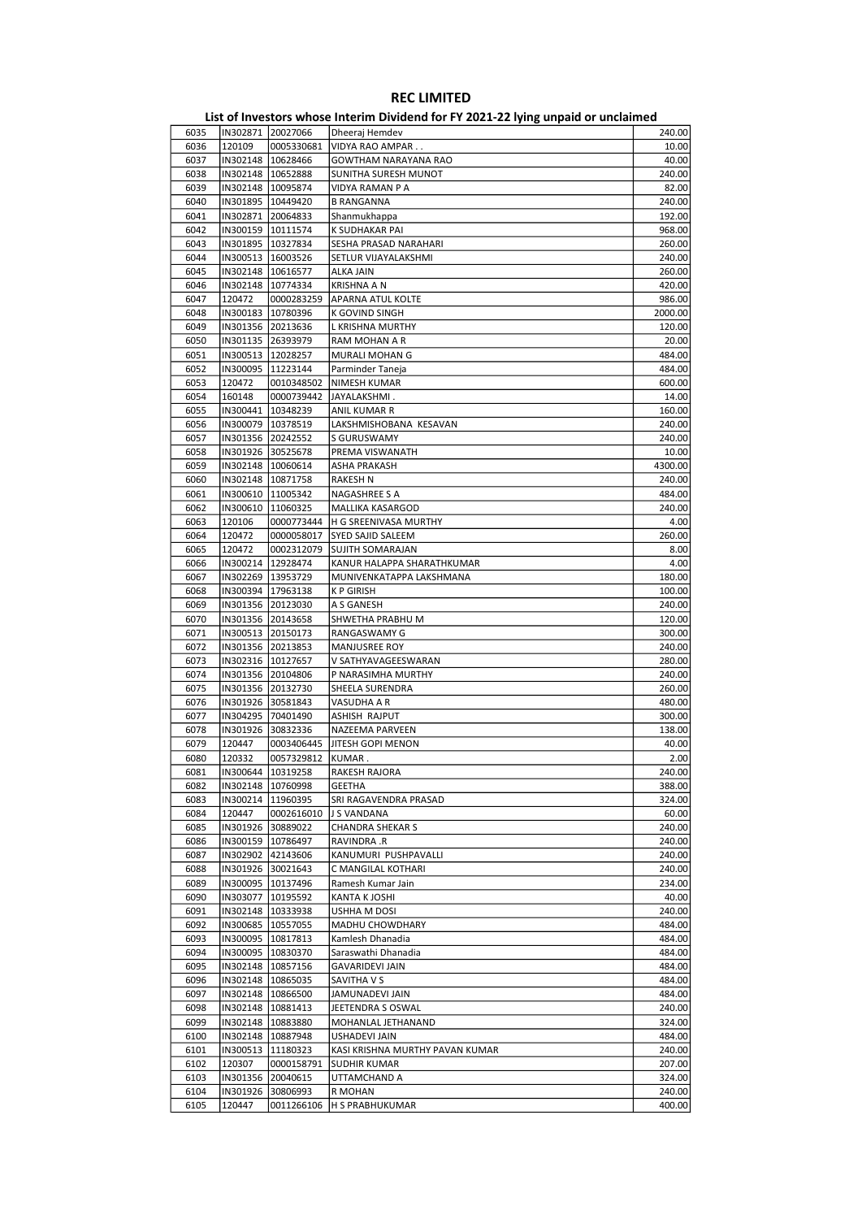# REC LIMITED

## List of Investors whose Interim Dividend for FY 2021-22 lying unpaid or unclaimed

| | | | | |
|---|---|---|---|---|
| 6035 | IN302871 | 20027066 | Dheeraj Hemdev | 240.00 |
| 6036 | 120109 | 0005330681 | VIDYA RAO AMPAR . . | 10.00 |
| 6037 | IN302148 | 10628466 | GOWTHAM NARAYANA RAO | 40.00 |
| 6038 | IN302148 | 10652888 | SUNITHA SURESH MUNOT | 240.00 |
| 6039 | IN302148 | 10095874 | VIDYA RAMAN P A | 82.00 |
| 6040 | IN301895 | 10449420 | B RANGANNA | 240.00 |
| 6041 | IN302871 | 20064833 | Shanmukhappa | 192.00 |
| 6042 | IN300159 | 10111574 | K SUDHAKAR PAI | 968.00 |
| 6043 | IN301895 | 10327834 | SESHA PRASAD NARAHARI | 260.00 |
| 6044 | IN300513 | 16003526 | SETLUR VIJAYALAKSHMI | 240.00 |
| 6045 | IN302148 | 10616577 | ALKA JAIN | 260.00 |
| 6046 | IN302148 | 10774334 | KRISHNA A N | 420.00 |
| 6047 | 120472 | 0000283259 | APARNA ATUL KOLTE | 986.00 |
| 6048 | IN300183 | 10780396 | K GOVIND SINGH | 2000.00 |
| 6049 | IN301356 | 20213636 | L KRISHNA MURTHY | 120.00 |
| 6050 | IN301135 | 26393979 | RAM MOHAN A R | 20.00 |
| 6051 | IN300513 | 12028257 | MURALI MOHAN G | 484.00 |
| 6052 | IN300095 | 11223144 | Parminder Taneja | 484.00 |
| 6053 | 120472 | 0010348502 | NIMESH KUMAR | 600.00 |
| 6054 | 160148 | 0000739442 | JAYALAKSHMI . | 14.00 |
| 6055 | IN300441 | 10348239 | ANIL KUMAR R | 160.00 |
| 6056 | IN300079 | 10378519 | LAKSHMISHOBANA KESAVAN | 240.00 |
| 6057 | IN301356 | 20242552 | S GURUSWAMY | 240.00 |
| 6058 | IN301926 | 30525678 | PREMA VISWANATH | 10.00 |
| 6059 | IN302148 | 10060614 | ASHA PRAKASH | 4300.00 |
| 6060 | IN302148 | 10871758 | RAKESH N | 240.00 |
| 6061 | IN300610 | 11005342 | NAGASHREE S A | 484.00 |
| 6062 | IN300610 | 11060325 | MALLIKA KASARGOD | 240.00 |
| 6063 | 120106 | 0000773444 | H G SREENIVASA MURTHY | 4.00 |
| 6064 | 120472 | 0000058017 | SYED SAJID SALEEM | 260.00 |
| 6065 | 120472 | 0002312079 | SUJITH SOMARAJAN | 8.00 |
| 6066 | IN300214 | 12928474 | KANUR HALAPPA SHARATHKUMAR | 4.00 |
| 6067 | IN302269 | 13953729 | MUNIVENKATAPPA LAKSHMANA | 180.00 |
| 6068 | IN300394 | 17963138 | K P GIRISH | 100.00 |
| 6069 | IN301356 | 20123030 | A S GANESH | 240.00 |
| 6070 | IN301356 | 20143658 | SHWETHA PRABHU M | 120.00 |
| 6071 | IN300513 | 20150173 | RANGASWAMY G | 300.00 |
| 6072 | IN301356 | 20213853 | MANJUSREE ROY | 240.00 |
| 6073 | IN302316 | 10127657 | V SATHYAVAGEESWARAN | 280.00 |
| 6074 | IN301356 | 20104806 | P NARASIMHA MURTHY | 240.00 |
| 6075 | IN301356 | 20132730 | SHEELA SURENDRA | 260.00 |
| 6076 | IN301926 | 30581843 | VASUDHA A R | 480.00 |
| 6077 | IN304295 | 70401490 | ASHISH RAJPUT | 300.00 |
| 6078 | IN301926 | 30832336 | NAZEEMA PARVEEN | 138.00 |
| 6079 | 120447 | 0003406445 | JITESH GOPI MENON | 40.00 |
| 6080 | 120332 | 0057329812 | KUMAR . | 2.00 |
| 6081 | IN300644 | 10319258 | RAKESH RAJORA | 240.00 |
| 6082 | IN302148 | 10760998 | GEETHA | 388.00 |
| 6083 | IN300214 | 11960395 | SRI RAGAVENDRA PRASAD | 324.00 |
| 6084 | 120447 | 0002616010 | J S VANDANA | 60.00 |
| 6085 | IN301926 | 30889022 | CHANDRA SHEKAR S | 240.00 |
| 6086 | IN300159 | 10786497 | RAVINDRA .R | 240.00 |
| 6087 | IN302902 | 42143606 | KANUMURI PUSHPAVALLI | 240.00 |
| 6088 | IN301926 | 30021643 | C MANGILAL KOTHARI | 240.00 |
| 6089 | IN300095 | 10137496 | Ramesh Kumar Jain | 234.00 |
| 6090 | IN303077 | 10195592 | KANTA K JOSHI | 40.00 |
| 6091 | IN302148 | 10333938 | USHHA M DOSI | 240.00 |
| 6092 | IN300685 | 10557055 | MADHU CHOWDHARY | 484.00 |
| 6093 | IN300095 | 10817813 | Kamlesh Dhanadia | 484.00 |
| 6094 | IN300095 | 10830370 | Saraswathi Dhanadia | 484.00 |
| 6095 | IN302148 | 10857156 | GAVARIDEVI JAIN | 484.00 |
| 6096 | IN302148 | 10865035 | SAVITHA V S | 484.00 |
| 6097 | IN302148 | 10866500 | JAMUNADEVI JAIN | 484.00 |
| 6098 | IN302148 | 10881413 | JEETENDRA S OSWAL | 240.00 |
| 6099 | IN302148 | 10883880 | MOHANLAL JETHANAND | 324.00 |
| 6100 | IN302148 | 10887948 | USHADEVI JAIN | 484.00 |
| 6101 | IN300513 | 11180323 | KASI KRISHNA MURTHY PAVAN KUMAR | 240.00 |
| 6102 | 120307 | 0000158791 | SUDHIR KUMAR | 207.00 |
| 6103 | IN301356 | 20040615 | UTTAMCHAND A | 324.00 |
| 6104 | IN301926 | 30806993 | R MOHAN | 240.00 |
| 6105 | 120447 | 0011266106 | H S PRABHUKUMAR | 400.00 |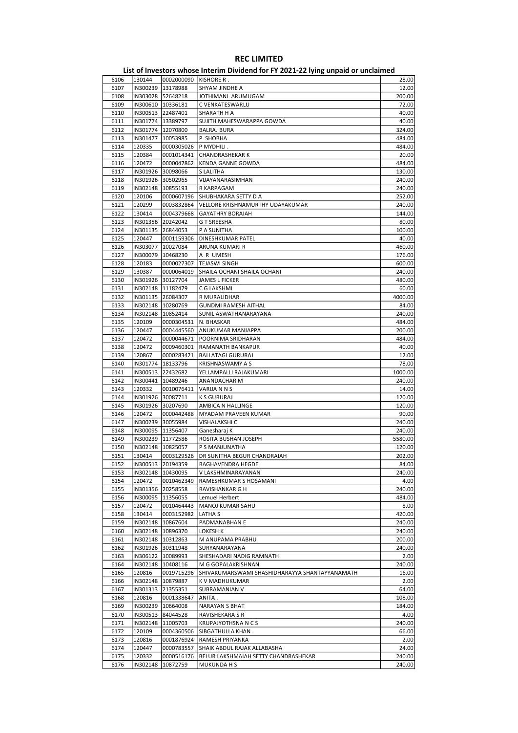# REC LIMITED

## List of Investors whose Interim Dividend for FY 2021-22 lying unpaid or unclaimed

| | | | | |
|---|---|---|---|---|
| 6106 | 130144 | 0002000090 | KISHORE R . | 28.00 |
| 6107 | IN300239 | 13178988 | SHYAM JINDHE A | 12.00 |
| 6108 | IN303028 | 52648218 | JOTHIMANI ARUMUGAM | 200.00 |
| 6109 | IN300610 | 10336181 | C VENKATESWARLU | 72.00 |
| 6110 | IN300513 | 22487401 | SHARATH H A | 40.00 |
| 6111 | IN301774 | 13389797 | SUJITH MAHESWARAPPA GOWDA | 40.00 |
| 6112 | IN301774 | 12070800 | BALRAJ BURA | 324.00 |
| 6113 | IN301477 | 10053985 | P SHOBHA | 484.00 |
| 6114 | 120335 | 0000305026 | P MYDHILI . | 484.00 |
| 6115 | 120384 | 0001014341 | CHANDRASHEKAR K | 20.00 |
| 6116 | 120472 | 0000047862 | KENDA GANNE GOWDA | 484.00 |
| 6117 | IN301926 | 30098066 | S LALITHA | 130.00 |
| 6118 | IN301926 | 30502965 | VIJAYANARASIMHAN | 240.00 |
| 6119 | IN302148 | 10855193 | R KARPAGAM | 240.00 |
| 6120 | 120106 | 0000607196 | SHUBHAKARA SETTY D A | 252.00 |
| 6121 | 120299 | 0003832864 | VELLORE KRISHNAMURTHY UDAYAKUMAR | 240.00 |
| 6122 | 130414 | 0004379668 | GAYATHRY BORAIAH | 144.00 |
| 6123 | IN301356 | 20242042 | G T SREESHA | 80.00 |
| 6124 | IN301135 | 26844053 | P A SUNITHA | 100.00 |
| 6125 | 120447 | 0001159306 | DINESHKUMAR PATEL | 40.00 |
| 6126 | IN303077 | 10027084 | ARUNA KUMARI R | 460.00 |
| 6127 | IN300079 | 10468230 | A R UMESH | 176.00 |
| 6128 | 120183 | 0000027307 | TEJASWI SINGH | 600.00 |
| 6129 | 130387 | 0000064019 | SHAILA OCHANI SHAILA OCHANI | 240.00 |
| 6130 | IN301926 | 30127704 | JAMES L FICKER | 480.00 |
| 6131 | IN302148 | 11182479 | C G LAKSHMI | 60.00 |
| 6132 | IN301135 | 26084307 | R MURALIDHAR | 4000.00 |
| 6133 | IN302148 | 10280769 | GUNDMI RAMESH AITHAL | 84.00 |
| 6134 | IN302148 | 10852414 | SUNIL ASWATHANARAYANA | 240.00 |
| 6135 | 120109 | 0000304531 | N. BHASKAR | 484.00 |
| 6136 | 120447 | 0004445560 | ANUKUMAR MANJAPPA | 200.00 |
| 6137 | 120472 | 0000044671 | POORNIMA SRIDHARAN | 484.00 |
| 6138 | 120472 | 0009460301 | RAMANATH BANKAPUR | 40.00 |
| 6139 | 120867 | 0000283421 | BALLATAGI GURURAJ | 12.00 |
| 6140 | IN301774 | 18133796 | KRISHNASWAMY A S | 78.00 |
| 6141 | IN300513 | 22432682 | YELLAMPALLI RAJAKUMARI | 1000.00 |
| 6142 | IN300441 | 10489246 | ANANDACHAR M | 240.00 |
| 6143 | 120332 | 0010076411 | VARIJA N N S | 14.00 |
| 6144 | IN301926 | 30087711 | K S GURURAJ | 120.00 |
| 6145 | IN301926 | 30207690 | AMBICA N HALLINGE | 120.00 |
| 6146 | 120472 | 0000442488 | MYADAM PRAVEEN KUMAR | 90.00 |
| 6147 | IN300239 | 30055984 | VISHALAKSHI C | 240.00 |
| 6148 | IN300095 | 11356407 | Ganesharaj K | 240.00 |
| 6149 | IN300239 | 11772586 | ROSITA BUSHAN JOSEPH | 5580.00 |
| 6150 | IN302148 | 10825057 | P S MANJUNATHA | 120.00 |
| 6151 | 130414 | 0003129526 | DR SUNITHA BEGUR CHANDRAIAH | 202.00 |
| 6152 | IN300513 | 20194359 | RAGHAVENDRA HEGDE | 84.00 |
| 6153 | IN302148 | 10430095 | V LAKSHMINARAYANAN | 240.00 |
| 6154 | 120472 | 0010462349 | RAMESHKUMAR S HOSAMANI | 4.00 |
| 6155 | IN301356 | 20258558 | RAVISHANKAR G H | 240.00 |
| 6156 | IN300095 | 11356055 | Lemuel Herbert | 484.00 |
| 6157 | 120472 | 0010464443 | MANOJ KUMAR SAHU | 8.00 |
| 6158 | 130414 | 0003152982 | LATHA S | 420.00 |
| 6159 | IN302148 | 10867604 | PADMANABHAN E | 240.00 |
| 6160 | IN302148 | 10896370 | LOKESH K | 240.00 |
| 6161 | IN302148 | 10312863 | M ANUPAMA PRABHU | 200.00 |
| 6162 | IN301926 | 30311948 | SURYANARAYANA | 240.00 |
| 6163 | IN306122 | 10089993 | SHESHADARI NADIG RAMNATH | 2.00 |
| 6164 | IN302148 | 10408116 | M G GOPALAKRISHNAN | 240.00 |
| 6165 | 120816 | 0019715296 | SHIVAKUMARSWAMI SHASHIDHARAYYA SHANTAYYANAMATH | 16.00 |
| 6166 | IN302148 | 10879887 | K V MADHUKUMAR | 2.00 |
| 6167 | IN301313 | 21355351 | SUBRAMANIAN V | 64.00 |
| 6168 | 120816 | 0001338647 | ANITA . | 108.00 |
| 6169 | IN300239 | 10664008 | NARAYAN S BHAT | 184.00 |
| 6170 | IN300513 | 84044528 | RAVISHEKARA S R | 4.00 |
| 6171 | IN302148 | 11005703 | KRUPAJYOTHSNA N C S | 240.00 |
| 6172 | 120109 | 0004360506 | SIBGATHULLA KHAN . | 66.00 |
| 6173 | 120816 | 0001876924 | RAMESH PRIYANKA | 2.00 |
| 6174 | 120447 | 0000783557 | SHAIK ABDUL RAJAK ALLABASHA | 24.00 |
| 6175 | 120332 | 0000516176 | BELUR LAKSHMAIAH SETTY CHANDRASHEKAR | 240.00 |
| 6176 | IN302148 | 10872759 | MUKUNDA H S | 240.00 |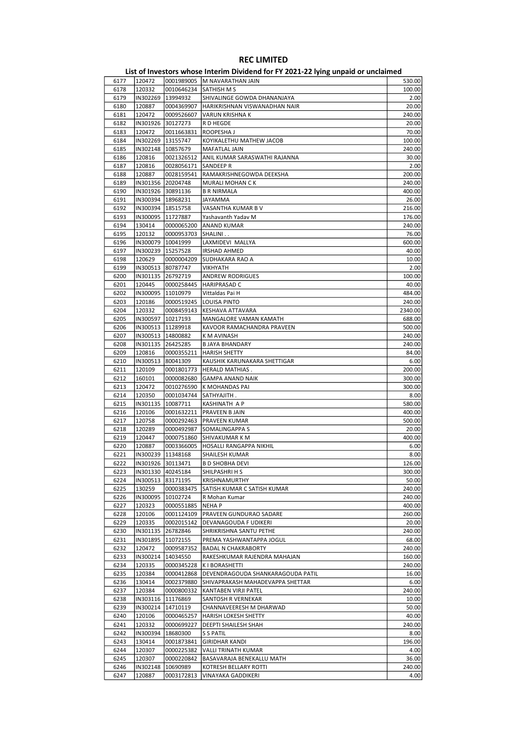# REC LIMITED

## List of Investors whose Interim Dividend for FY 2021-22 lying unpaid or unclaimed

| | | | | |
|---|---|---|---|---|
| 6177 | 120472 | 0001989005 | M NAVARATHAN JAIN | 530.00 |
| 6178 | 120332 | 0010646234 | SATHISH M S | 100.00 |
| 6179 | IN302269 | 13994932 | SHIVALINGE GOWDA DHANANJAYA | 2.00 |
| 6180 | 120887 | 0004369907 | HARIKRISHNAN VISWANADHAN NAIR | 20.00 |
| 6181 | 120472 | 0009526607 | VARUN KRISHNA K | 240.00 |
| 6182 | IN301926 | 30127273 | R D HEGDE | 20.00 |
| 6183 | 120472 | 0011663831 | ROOPESHA J | 70.00 |
| 6184 | IN302269 | 13155747 | KOYIKALETHU MATHEW JACOB | 100.00 |
| 6185 | IN302148 | 10857679 | MAFATLAL JAIN | 240.00 |
| 6186 | 120816 | 0021326512 | ANIL KUMAR SARASWATHI RAJANNA | 30.00 |
| 6187 | 120816 | 0028056171 | SANDEEP R | 2.00 |
| 6188 | 120887 | 0028159541 | RAMAKRISHNEGOWDA DEEKSHA | 200.00 |
| 6189 | IN301356 | 20204748 | MURALI MOHAN C K | 240.00 |
| 6190 | IN301926 | 30891136 | B R NIRMALA | 400.00 |
| 6191 | IN300394 | 18968231 | JAYAMMA | 26.00 |
| 6192 | IN300394 | 18515758 | VASANTHA KUMAR B V | 216.00 |
| 6193 | IN300095 | 11727887 | Yashavanth Yadav M | 176.00 |
| 6194 | 130414 | 0000065200 | ANAND KUMAR | 240.00 |
| 6195 | 120132 | 0000953703 | SHALINI . . | 76.00 |
| 6196 | IN300079 | 10041999 | LAXMIDEVI MALLYA | 600.00 |
| 6197 | IN300239 | 15257528 | IRSHAD AHMED | 40.00 |
| 6198 | 120629 | 0000004209 | SUDHAKARA RAO A | 10.00 |
| 6199 | IN300513 | 80787747 | VIKHYATH | 2.00 |
| 6200 | IN301135 | 26792719 | ANDREW RODRIGUES | 100.00 |
| 6201 | 120445 | 0000258445 | HARIPRASAD C | 40.00 |
| 6202 | IN300095 | 11010979 | Vittaldas Pai H | 484.00 |
| 6203 | 120186 | 0000519245 | LOUISA PINTO | 240.00 |
| 6204 | 120332 | 0008459143 | KESHAVA ATTAVARA | 2340.00 |
| 6205 | IN300597 | 10217193 | MANGALORE VAMAN KAMATH | 688.00 |
| 6206 | IN300513 | 11289918 | KAVOOR RAMACHANDRA PRAVEEN | 500.00 |
| 6207 | IN300513 | 14800882 | K M AVINASH | 240.00 |
| 6208 | IN301135 | 26425285 | B JAYA BHANDARY | 240.00 |
| 6209 | 120816 | 0000355211 | HARISH SHETTY | 84.00 |
| 6210 | IN300513 | 80041309 | KAUSHIK KARUNAKARA SHETTIGAR | 6.00 |
| 6211 | 120109 | 0001801773 | HERALD MATHIAS . | 200.00 |
| 6212 | 160101 | 0000082680 | GAMPA ANAND NAIK | 300.00 |
| 6213 | 120472 | 0010276590 | K MOHANDAS PAI | 300.00 |
| 6214 | 120350 | 0001034744 | SATHYAJITH . | 8.00 |
| 6215 | IN301135 | 10087711 | KASHINATH A P | 580.00 |
| 6216 | 120106 | 0001632211 | PRAVEEN B JAIN | 400.00 |
| 6217 | 120758 | 0000292463 | PRAVEEN KUMAR | 500.00 |
| 6218 | 120289 | 0000492987 | SOMALINGAPPA S | 20.00 |
| 6219 | 120447 | 0000751860 | SHIVAKUMAR K M | 400.00 |
| 6220 | 120887 | 0003366005 | HOSALLI RANGAPPA NIKHIL | 6.00 |
| 6221 | IN300239 | 11348168 | SHAILESH KUMAR | 8.00 |
| 6222 | IN301926 | 30113471 | B D SHOBHA DEVI | 126.00 |
| 6223 | IN301330 | 40245184 | SHILPASHRI H S | 300.00 |
| 6224 | IN300513 | 83171195 | KRISHNAMURTHY | 50.00 |
| 6225 | 130259 | 0000383475 | SATISH KUMAR C SATISH KUMAR | 240.00 |
| 6226 | IN300095 | 10102724 | R Mohan Kumar | 240.00 |
| 6227 | 120323 | 0000551885 | NEHA P | 400.00 |
| 6228 | 120106 | 0001124109 | PRAVEEN GUNDURAO SADARE | 260.00 |
| 6229 | 120335 | 0002015142 | DEVANAGOUDA F UDIKERI | 20.00 |
| 6230 | IN301135 | 26782846 | SHRIKRISHNA SANTU PETHE | 240.00 |
| 6231 | IN301895 | 11072155 | PREMA YASHWANTAPPA JOGUL | 68.00 |
| 6232 | 120472 | 0009587352 | BADAL N CHAKRABORTY | 240.00 |
| 6233 | IN300214 | 14034550 | RAKESHKUMAR RAJENDRA MAHAJAN | 160.00 |
| 6234 | 120335 | 0000345228 | K I BORASHETTI | 240.00 |
| 6235 | 120384 | 0000412868 | DEVENDRAGOUDA SHANKARAGOUDA PATIL | 16.00 |
| 6236 | 130414 | 0002379880 | SHIVAPRAKASH MAHADEVAPPA SHETTAR | 6.00 |
| 6237 | 120384 | 0000800332 | KANTABEN VIRJI PATEL | 240.00 |
| 6238 | IN303116 | 11176869 | SANTOSH R VERNEKAR | 10.00 |
| 6239 | IN300214 | 14710119 | CHANNAVEERESH M DHARWAD | 50.00 |
| 6240 | 120106 | 0000465257 | HARISH LOKESH SHETTY | 40.00 |
| 6241 | 120332 | 0000699227 | DEEPTI SHAILESH SHAH | 240.00 |
| 6242 | IN300394 | 18680300 | S S PATIL | 8.00 |
| 6243 | 130414 | 0001873841 | GIRIDHAR KANDI | 196.00 |
| 6244 | 120307 | 0000225382 | VALLI TRINATH KUMAR | 4.00 |
| 6245 | 120307 | 0000220842 | BASAVARAJA BENEKALLU MATH | 36.00 |
| 6246 | IN302148 | 10690989 | KOTRESH BELLARY ROTTI | 240.00 |
| 6247 | 120887 | 0003172813 | VINAYAKA GADDIKERI | 4.00 |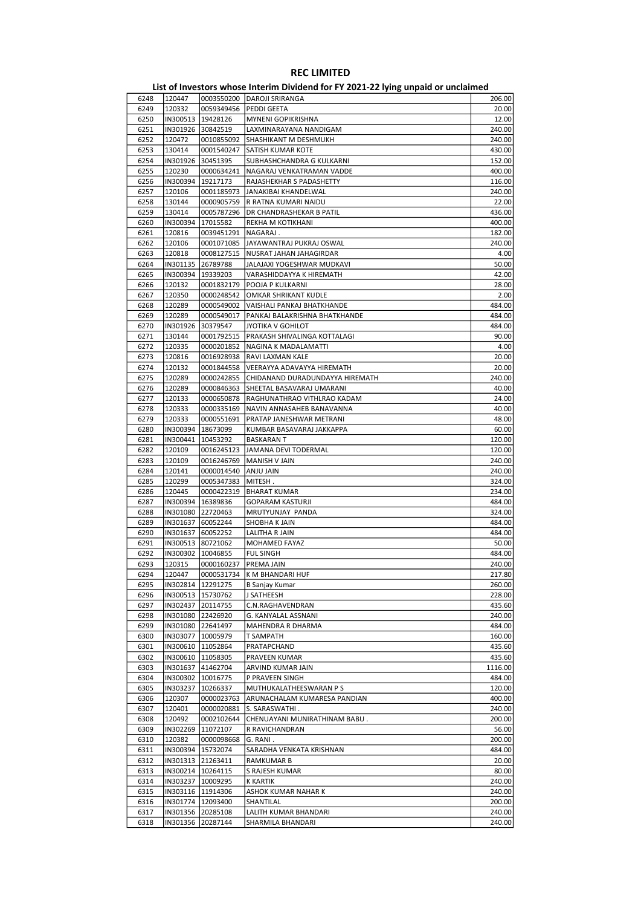# REC LIMITED

## List of Investors whose Interim Dividend for FY 2021-22 lying unpaid or unclaimed

| | | | | |
|---|---|---|---|---|
| 6248 | 120447 | 0003550200 | DAROJI SRIRANGA | 206.00 |
| 6249 | 120332 | 0059349456 | PEDDI GEETA | 20.00 |
| 6250 | IN300513 | 19428126 | MYNENI GOPIKRISHNA | 12.00 |
| 6251 | IN301926 | 30842519 | LAXMINARAYANA NANDIGAM | 240.00 |
| 6252 | 120472 | 0010855092 | SHASHIKANT M DESHMUKH | 240.00 |
| 6253 | 130414 | 0001540247 | SATISH KUMAR KOTE | 430.00 |
| 6254 | IN301926 | 30451395 | SUBHASHCHANDRA G KULKARNI | 152.00 |
| 6255 | 120230 | 0000634241 | NAGARAJ VENKATRAMAN VADDE | 400.00 |
| 6256 | IN300394 | 19217173 | RAJASHEKHAR S PADASHETTY | 116.00 |
| 6257 | 120106 | 0001185973 | JANAKIBAI KHANDELWAL | 240.00 |
| 6258 | 130144 | 0000905759 | R RATNA KUMARI NAIDU | 22.00 |
| 6259 | 130414 | 0005787296 | DR CHANDRASHEKAR B PATIL | 436.00 |
| 6260 | IN300394 | 17015582 | REKHA M KOTIKHANI | 400.00 |
| 6261 | 120816 | 0039451291 | NAGARAJ . | 182.00 |
| 6262 | 120106 | 0001071085 | JAYAWANTRAJ PUKRAJ OSWAL | 240.00 |
| 6263 | 120818 | 0008127515 | NUSRAT JAHAN JAHAGIRDAR | 4.00 |
| 6264 | IN301135 | 26789788 | JALAJAXI YOGESHWAR MUDKAVI | 50.00 |
| 6265 | IN300394 | 19339203 | VARASHIDDAYYA K HIREMATH | 42.00 |
| 6266 | 120132 | 0001832179 | POOJA P KULKARNI | 28.00 |
| 6267 | 120350 | 0000248542 | OMKAR SHRIKANT KUDLE | 2.00 |
| 6268 | 120289 | 0000549002 | VAISHALI PANKAJ BHATKHANDE | 484.00 |
| 6269 | 120289 | 0000549017 | PANKAJ BALAKRISHNA BHATKHANDE | 484.00 |
| 6270 | IN301926 | 30379547 | JYOTIKA V GOHILOT | 484.00 |
| 6271 | 130144 | 0001792515 | PRAKASH SHIVALINGA KOTTALAGI | 90.00 |
| 6272 | 120335 | 0000201852 | NAGINA K MADALAMATTI | 4.00 |
| 6273 | 120816 | 0016928938 | RAVI LAXMAN KALE | 20.00 |
| 6274 | 120132 | 0001844558 | VEERAYYA ADAVAYYA HIREMATH | 20.00 |
| 6275 | 120289 | 0000242855 | CHIDANAND DURADUNDAYYA HIREMATH | 240.00 |
| 6276 | 120289 | 0000846363 | SHEETAL BASAVARAJ UMARANI | 40.00 |
| 6277 | 120133 | 0000650878 | RAGHUNATHRAO VITHLRAO KADAM | 24.00 |
| 6278 | 120333 | 0000335169 | NAVIN ANNASAHEB BANAVANNA | 40.00 |
| 6279 | 120333 | 0000551691 | PRATAP JANESHWAR METRANI | 48.00 |
| 6280 | IN300394 | 18673099 | KUMBAR BASAVARAJ JAKKAPPA | 60.00 |
| 6281 | IN300441 | 10453292 | BASKARAN T | 120.00 |
| 6282 | 120109 | 0016245123 | JAMANA DEVI TODERMAL | 120.00 |
| 6283 | 120109 | 0016246769 | MANISH V JAIN | 240.00 |
| 6284 | 120141 | 0000014540 | ANJU JAIN | 240.00 |
| 6285 | 120299 | 0005347383 | MITESH . | 324.00 |
| 6286 | 120445 | 0000422319 | BHARAT KUMAR | 234.00 |
| 6287 | IN300394 | 16389836 | GOPARAM KASTURJI | 484.00 |
| 6288 | IN301080 | 22720463 | MRUTYUNJAY PANDA | 324.00 |
| 6289 | IN301637 | 60052244 | SHOBHA K JAIN | 484.00 |
| 6290 | IN301637 | 60052252 | LALITHA R JAIN | 484.00 |
| 6291 | IN300513 | 80721062 | MOHAMED FAYAZ | 50.00 |
| 6292 | IN300302 | 10046855 | FUL SINGH | 484.00 |
| 6293 | 120315 | 0000160237 | PREMA JAIN | 240.00 |
| 6294 | 120447 | 0000531734 | K M BHANDARI HUF | 217.80 |
| 6295 | IN302814 | 12291275 | B Sanjay Kumar | 260.00 |
| 6296 | IN300513 | 15730762 | J SATHEESH | 228.00 |
| 6297 | IN302437 | 20114755 | C.N.RAGHAVENDRAN | 435.60 |
| 6298 | IN301080 | 22426920 | G. KANYALAL ASSNANI | 240.00 |
| 6299 | IN301080 | 22641497 | MAHENDRA R DHARMA | 484.00 |
| 6300 | IN303077 | 10005979 | T SAMPATH | 160.00 |
| 6301 | IN300610 | 11052864 | PRATAPCHAND | 435.60 |
| 6302 | IN300610 | 11058305 | PRAVEEN KUMAR | 435.60 |
| 6303 | IN301637 | 41462704 | ARVIND KUMAR JAIN | 1116.00 |
| 6304 | IN300302 | 10016775 | P PRAVEEN SINGH | 484.00 |
| 6305 | IN303237 | 10266337 | MUTHUKALATHEESWARAN P S | 120.00 |
| 6306 | 120307 | 0000023763 | ARUNACHALAM KUMARESA PANDIAN | 400.00 |
| 6307 | 120401 | 0000020881 | S. SARASWATHI . | 240.00 |
| 6308 | 120492 | 0002102644 | CHENUAYANI MUNIRATHINAM BABU . | 200.00 |
| 6309 | IN302269 | 11072107 | R RAVICHANDRAN | 56.00 |
| 6310 | 120382 | 0000098668 | G. RANI . | 200.00 |
| 6311 | IN300394 | 15732074 | SARADHA VENKATA KRISHNAN | 484.00 |
| 6312 | IN301313 | 21263411 | RAMKUMAR B | 20.00 |
| 6313 | IN300214 | 10264115 | S RAJESH KUMAR | 80.00 |
| 6314 | IN303237 | 10009295 | K KARTIK | 240.00 |
| 6315 | IN303116 | 11914306 | ASHOK KUMAR NAHAR K | 240.00 |
| 6316 | IN301774 | 12093400 | SHANTILAL | 200.00 |
| 6317 | IN301356 | 20285108 | LALITH KUMAR BHANDARI | 240.00 |
| 6318 | IN301356 | 20287144 | SHARMILA BHANDARI | 240.00 |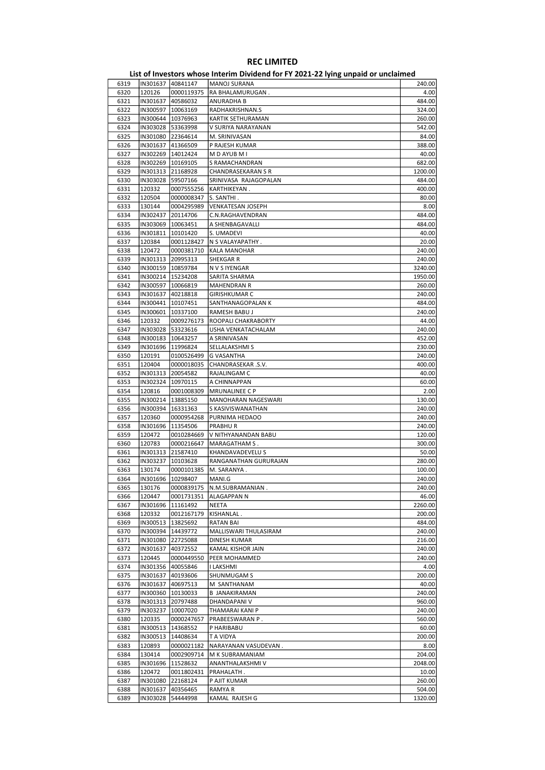# REC LIMITED

## List of Investors whose Interim Dividend for FY 2021-22 lying unpaid or unclaimed

| | | | | |
|---|---|---|---|---|
| 6319 | IN301637 | 40841147 | MANOJ SURANA | 240.00 |
| 6320 | 120126 | 0000119375 | RA BHALAMURUGAN . | 4.00 |
| 6321 | IN301637 | 40586032 | ANURADHA B | 484.00 |
| 6322 | IN300597 | 10063169 | RADHAKRISHNAN.S | 324.00 |
| 6323 | IN300644 | 10376963 | KARTIK SETHURAMAN | 260.00 |
| 6324 | IN303028 | 53363998 | V SURIYA NARAYANAN | 542.00 |
| 6325 | IN301080 | 22364614 | M. SRINIVASAN | 84.00 |
| 6326 | IN301637 | 41366509 | P RAJESH KUMAR | 388.00 |
| 6327 | IN302269 | 14012424 | M D AYUB M I | 40.00 |
| 6328 | IN302269 | 10169105 | S RAMACHANDRAN | 682.00 |
| 6329 | IN301313 | 21168928 | CHANDRASEKARAN S R | 1200.00 |
| 6330 | IN303028 | 59507166 | SRINIVASA RAJAGOPALAN | 484.00 |
| 6331 | 120332 | 0007555256 | KARTHIKEYAN . | 400.00 |
| 6332 | 120504 | 0000008347 | S. SANTHI . | 80.00 |
| 6333 | 130144 | 0004295989 | VENKATESAN JOSEPH | 8.00 |
| 6334 | IN302437 | 20114706 | C.N.RAGHAVENDRAN | 484.00 |
| 6335 | IN303069 | 10063451 | A SHENBAGAVALLI | 484.00 |
| 6336 | IN301811 | 10101420 | S. UMADEVI | 40.00 |
| 6337 | 120384 | 0001128427 | N S VALAYAPATHY . | 20.00 |
| 6338 | 120472 | 0000381710 | KALA MANOHAR | 240.00 |
| 6339 | IN301313 | 20995313 | SHEKGAR R | 240.00 |
| 6340 | IN300159 | 10859784 | N V S IYENGAR | 3240.00 |
| 6341 | IN300214 | 15234208 | SARITA SHARMA | 1950.00 |
| 6342 | IN300597 | 10066819 | MAHENDRAN R | 260.00 |
| 6343 | IN301637 | 40218818 | GIRISHKUMAR C | 240.00 |
| 6344 | IN300441 | 10107451 | SANTHANAGOPALAN K | 484.00 |
| 6345 | IN300601 | 10337100 | RAMESH BABU J | 240.00 |
| 6346 | 120332 | 0009276173 | ROOPALI CHAKRABORTY | 44.00 |
| 6347 | IN303028 | 53323616 | USHA VENKATACHALAM | 240.00 |
| 6348 | IN300183 | 10643257 | A SRINIVASAN | 452.00 |
| 6349 | IN301696 | 11996824 | SELLALAKSHMI S | 230.00 |
| 6350 | 120191 | 0100526499 | G VASANTHA | 240.00 |
| 6351 | 120404 | 0000018035 | CHANDRASEKAR .S.V. | 400.00 |
| 6352 | IN301313 | 20054582 | RAJALINGAM C | 40.00 |
| 6353 | IN302324 | 10970115 | A CHINNAPPAN | 60.00 |
| 6354 | 120816 | 0001008309 | MRUNALINEE C P | 2.00 |
| 6355 | IN300214 | 13885150 | MANOHARAN NAGESWARI | 130.00 |
| 6356 | IN300394 | 16331363 | S KASIVISWANATHAN | 240.00 |
| 6357 | 120360 | 0000954268 | PURNIMA HEDAOO | 240.00 |
| 6358 | IN301696 | 11354506 | PRABHU R | 240.00 |
| 6359 | 120472 | 0010284669 | V NITHYANANDAN BABU | 120.00 |
| 6360 | 120783 | 0000216647 | MARAGATHAM S . | 300.00 |
| 6361 | IN301313 | 21587410 | KHANDAVADEVELU S | 50.00 |
| 6362 | IN303237 | 10103628 | RANGANATHAN GURURAJAN | 280.00 |
| 6363 | 130174 | 0000101385 | M. SARANYA . | 100.00 |
| 6364 | IN301696 | 10298407 | MANI.G | 240.00 |
| 6365 | 130176 | 0000839175 | N.M.SUBRAMANIAN . | 240.00 |
| 6366 | 120447 | 0001731351 | ALAGAPPAN N | 46.00 |
| 6367 | IN301696 | 11161492 | NEETA | 2260.00 |
| 6368 | 120332 | 0012167179 | KISHANLAL . | 200.00 |
| 6369 | IN300513 | 13825692 | RATAN BAI | 484.00 |
| 6370 | IN300394 | 14439772 | MALLISWARI THULASIRAM | 240.00 |
| 6371 | IN301080 | 22725088 | DINESH KUMAR | 216.00 |
| 6372 | IN301637 | 40372552 | KAMAL KISHOR JAIN | 240.00 |
| 6373 | 120445 | 0000449550 | PEER MOHAMMED | 240.00 |
| 6374 | IN301356 | 40055846 | I LAKSHMI | 4.00 |
| 6375 | IN301637 | 40193606 | SHUNMUGAM S | 200.00 |
| 6376 | IN301637 | 40697513 | M SANTHANAM | 40.00 |
| 6377 | IN300360 | 10130033 | B JANAKIRAMAN | 240.00 |
| 6378 | IN301313 | 20797488 | DHANDAPANI V | 960.00 |
| 6379 | IN303237 | 10007020 | THAMARAI KANI P | 240.00 |
| 6380 | 120335 | 0000247657 | PRABEESWARAN P . | 560.00 |
| 6381 | IN300513 | 14368552 | P HARIBABU | 60.00 |
| 6382 | IN300513 | 14408634 | T A VIDYA | 200.00 |
| 6383 | 120893 | 0000021182 | NARAYANAN VASUDEVAN . | 8.00 |
| 6384 | 130414 | 0002909714 | M K SUBRAMANIAM | 204.00 |
| 6385 | IN301696 | 11528632 | ANANTHALAKSHMI V | 2048.00 |
| 6386 | 120472 | 0011802431 | PRAHALATH . | 10.00 |
| 6387 | IN301080 | 22168124 | P AJIT KUMAR | 260.00 |
| 6388 | IN301637 | 40356465 | RAMYA R | 504.00 |
| 6389 | IN303028 | 54444998 | KAMAL RAJESH G | 1320.00 |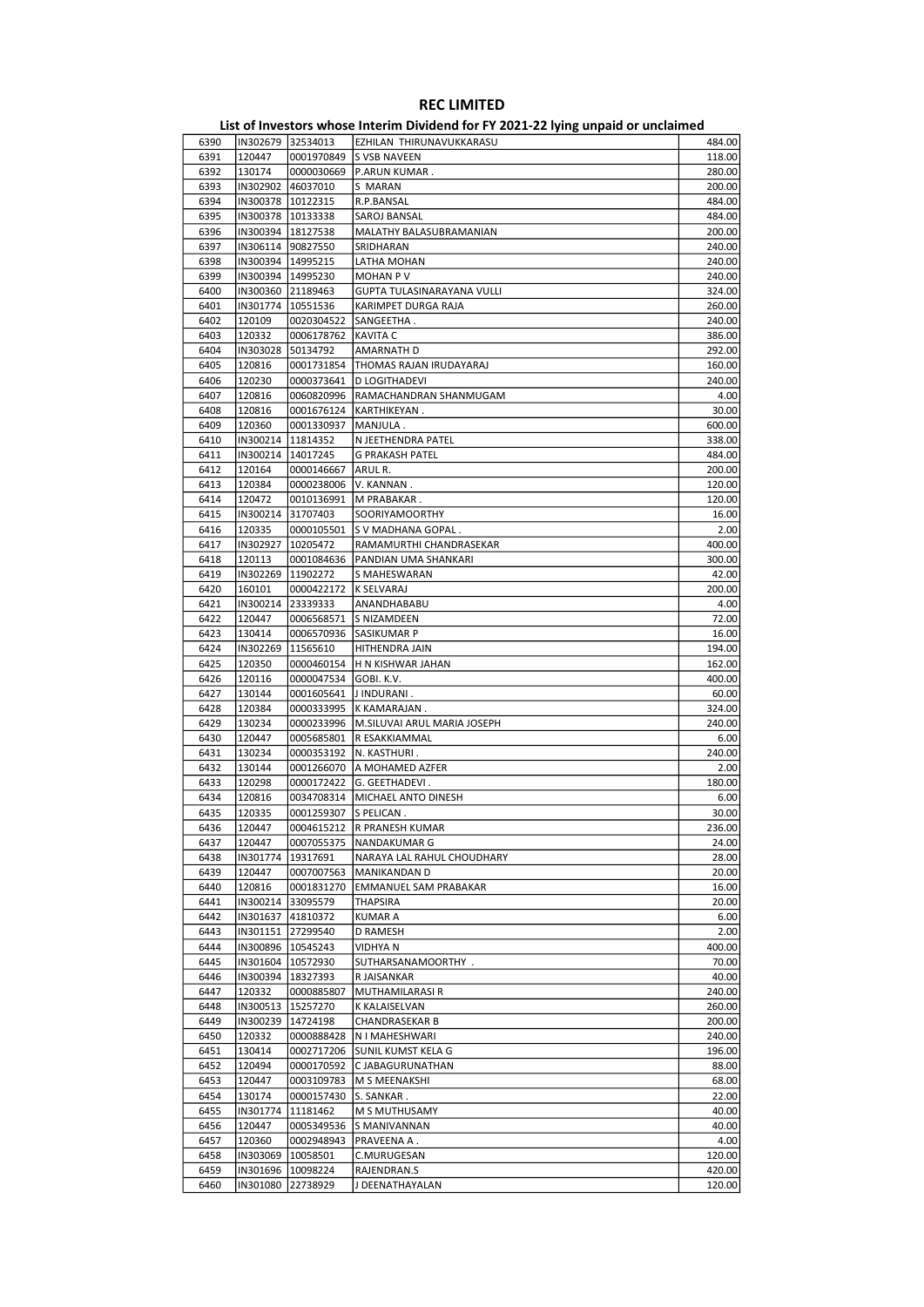# REC LIMITED

## List of Investors whose Interim Dividend for FY 2021-22 lying unpaid or unclaimed

| | | | | |
|---|---|---|---|---|
| 6390 | IN302679 | 32534013 | EZHILAN THIRUNAVUKKARASU | 484.00 |
| 6391 | 120447 | 0001970849 | S VSB NAVEEN | 118.00 |
| 6392 | 130174 | 0000030669 | P.ARUN KUMAR . | 280.00 |
| 6393 | IN302902 | 46037010 | S MARAN | 200.00 |
| 6394 | IN300378 | 10122315 | R.P.BANSAL | 484.00 |
| 6395 | IN300378 | 10133338 | SAROJ BANSAL | 484.00 |
| 6396 | IN300394 | 18127538 | MALATHY BALASUBRAMANIAN | 200.00 |
| 6397 | IN306114 | 90827550 | SRIDHARAN | 240.00 |
| 6398 | IN300394 | 14995215 | LATHA MOHAN | 240.00 |
| 6399 | IN300394 | 14995230 | MOHAN P V | 240.00 |
| 6400 | IN300360 | 21189463 | GUPTA TULASINARAYANA VULLI | 324.00 |
| 6401 | IN301774 | 10551536 | KARIMPET DURGA RAJA | 260.00 |
| 6402 | 120109 | 0020304522 | SANGEETHA . | 240.00 |
| 6403 | 120332 | 0006178762 | KAVITA C | 386.00 |
| 6404 | IN303028 | 50134792 | AMARNATH D | 292.00 |
| 6405 | 120816 | 0001731854 | THOMAS RAJAN IRUDAYARAJ | 160.00 |
| 6406 | 120230 | 0000373641 | D LOGITHADEVI | 240.00 |
| 6407 | 120816 | 0060820996 | RAMACHANDRAN SHANMUGAM | 4.00 |
| 6408 | 120816 | 0001676124 | KARTHIKEYAN . | 30.00 |
| 6409 | 120360 | 0001330937 | MANJULA . | 600.00 |
| 6410 | IN300214 | 11814352 | N JEETHENDRA PATEL | 338.00 |
| 6411 | IN300214 | 14017245 | G PRAKASH PATEL | 484.00 |
| 6412 | 120164 | 0000146667 | ARUL R. | 200.00 |
| 6413 | 120384 | 0000238006 | V. KANNAN . | 120.00 |
| 6414 | 120472 | 0010136991 | M PRABAKAR . | 120.00 |
| 6415 | IN300214 | 31707403 | SOORIYAMOORTHY | 16.00 |
| 6416 | 120335 | 0000105501 | S V MADHANA GOPAL . | 2.00 |
| 6417 | IN302927 | 10205472 | RAMAMURTHI CHANDRASEKAR | 400.00 |
| 6418 | 120113 | 0001084636 | PANDIAN UMA SHANKARI | 300.00 |
| 6419 | IN302269 | 11902272 | S MAHESWARAN | 42.00 |
| 6420 | 160101 | 0000422172 | K SELVARAJ | 200.00 |
| 6421 | IN300214 | 23339333 | ANANDHABABU | 4.00 |
| 6422 | 120447 | 0006568571 | S NIZAMDEEN | 72.00 |
| 6423 | 130414 | 0006570936 | SASIKUMAR P | 16.00 |
| 6424 | IN302269 | 11565610 | HITHENDRA JAIN | 194.00 |
| 6425 | 120350 | 0000460154 | H N KISHWAR JAHAN | 162.00 |
| 6426 | 120116 | 0000047534 | GOBI. K.V. | 400.00 |
| 6427 | 130144 | 0001605641 | J INDURANI . | 60.00 |
| 6428 | 120384 | 0000333995 | K KAMARAJAN . | 324.00 |
| 6429 | 130234 | 0000233996 | M.SILUVAI ARUL MARIA JOSEPH | 240.00 |
| 6430 | 120447 | 0005685801 | R ESAKKIAMMAL | 6.00 |
| 6431 | 130234 | 0000353192 | N. KASTHURI . | 240.00 |
| 6432 | 130144 | 0001266070 | A MOHAMED AZFER | 2.00 |
| 6433 | 120298 | 0000172422 | G. GEETHADEVI . | 180.00 |
| 6434 | 120816 | 0034708314 | MICHAEL ANTO DINESH | 6.00 |
| 6435 | 120335 | 0001259307 | S PELICAN . | 30.00 |
| 6436 | 120447 | 0004615212 | R PRANESH KUMAR | 236.00 |
| 6437 | 120447 | 0007055375 | NANDAKUMAR G | 24.00 |
| 6438 | IN301774 | 19317691 | NARAYA LAL RAHUL CHOUDHARY | 28.00 |
| 6439 | 120447 | 0007007563 | MANIKANDAN D | 20.00 |
| 6440 | 120816 | 0001831270 | EMMANUEL SAM PRABAKAR | 16.00 |
| 6441 | IN300214 | 33095579 | THAPSIRA | 20.00 |
| 6442 | IN301637 | 41810372 | KUMAR A | 6.00 |
| 6443 | IN301151 | 27299540 | D RAMESH | 2.00 |
| 6444 | IN300896 | 10545243 | VIDHYA N | 400.00 |
| 6445 | IN301604 | 10572930 | SUTHARSANAMOORTHY . | 70.00 |
| 6446 | IN300394 | 18327393 | R JAISANKAR | 40.00 |
| 6447 | 120332 | 0000885807 | MUTHAMILARASI R | 240.00 |
| 6448 | IN300513 | 15257270 | K KALAISELVAN | 260.00 |
| 6449 | IN300239 | 14724198 | CHANDRASEKAR B | 200.00 |
| 6450 | 120332 | 0000888428 | N I MAHESHWARI | 240.00 |
| 6451 | 130414 | 0002717206 | SUNIL KUMST KELA G | 196.00 |
| 6452 | 120494 | 0000170592 | C JABAGURUNATHAN | 88.00 |
| 6453 | 120447 | 0003109783 | M S MEENAKSHI | 68.00 |
| 6454 | 130174 | 0000157430 | S. SANKAR . | 22.00 |
| 6455 | IN301774 | 11181462 | M S MUTHUSAMY | 40.00 |
| 6456 | 120447 | 0005349536 | S MANIVANNAN | 40.00 |
| 6457 | 120360 | 0002948943 | PRAVEENA A . | 4.00 |
| 6458 | IN303069 | 10058501 | C.MURUGESAN | 120.00 |
| 6459 | IN301696 | 10098224 | RAJENDRAN.S | 420.00 |
| 6460 | IN301080 | 22738929 | J DEENATHAYALAN | 120.00 |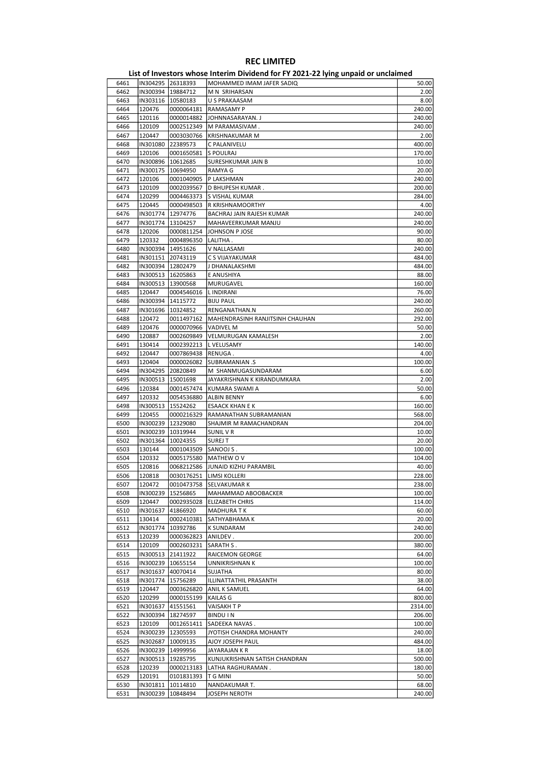# REC LIMITED

## List of Investors whose Interim Dividend for FY 2021-22 lying unpaid or unclaimed

| | | | | |
|---|---|---|---|---|
| 6461 | IN304295 | 26318393 | MOHAMMED IMAM JAFER SADIQ | 50.00 |
| 6462 | IN300394 | 19884712 | M N SRIHARSAN | 2.00 |
| 6463 | IN303116 | 10580183 | U S PRAKAASAM | 8.00 |
| 6464 | 120476 | 0000064181 | RAMASAMY P | 240.00 |
| 6465 | 120116 | 0000014882 | JOHNNASARAYAN. J | 240.00 |
| 6466 | 120109 | 0002512349 | M PARAMASIVAM . | 240.00 |
| 6467 | 120447 | 0003030766 | KRISHNAKUMAR M | 2.00 |
| 6468 | IN301080 | 22389573 | C PALANIVELU | 400.00 |
| 6469 | 120106 | 0001650581 | S POULRAJ | 170.00 |
| 6470 | IN300896 | 10612685 | SURESHKUMAR JAIN B | 10.00 |
| 6471 | IN300175 | 10694950 | RAMYA G | 20.00 |
| 6472 | 120106 | 0001040905 | P LAKSHMAN | 240.00 |
| 6473 | 120109 | 0002039567 | D BHUPESH KUMAR . | 200.00 |
| 6474 | 120299 | 0004463373 | S VISHAL KUMAR | 284.00 |
| 6475 | 120445 | 0000498503 | R KRISHNAMOORTHY | 4.00 |
| 6476 | IN301774 | 12974776 | BACHRAJ JAIN RAJESH KUMAR | 240.00 |
| 6477 | IN301774 | 13104257 | MAHAVEERKUMAR MANJU | 240.00 |
| 6478 | 120206 | 0000811254 | JOHNSON P JOSE | 90.00 |
| 6479 | 120332 | 0004896350 | LALITHA . | 80.00 |
| 6480 | IN300394 | 14951626 | V NALLASAMI | 240.00 |
| 6481 | IN301151 | 20743119 | C S VIJAYAKUMAR | 484.00 |
| 6482 | IN300394 | 12802479 | J DHANALAKSHMI | 484.00 |
| 6483 | IN300513 | 16205863 | E ANUSHIYA | 88.00 |
| 6484 | IN300513 | 13900568 | MURUGAVEL | 160.00 |
| 6485 | 120447 | 0004546016 | L INDIRANI | 76.00 |
| 6486 | IN300394 | 14115772 | BIJU PAUL | 240.00 |
| 6487 | IN301696 | 10324852 | RENGANATHAN.N | 260.00 |
| 6488 | 120472 | 0011497162 | MAHENDRASINH RANJITSINH CHAUHAN | 292.00 |
| 6489 | 120476 | 0000070966 | VADIVEL M | 50.00 |
| 6490 | 120887 | 0002609849 | VELMURUGAN KAMALESH | 2.00 |
| 6491 | 130414 | 0002392213 | L VELUSAMY | 140.00 |
| 6492 | 120447 | 0007869438 | RENUGA . | 4.00 |
| 6493 | 120404 | 0000026082 | SUBRAMANIAN .S | 100.00 |
| 6494 | IN304295 | 20820849 | M SHANMUGASUNDARAM | 6.00 |
| 6495 | IN300513 | 15001698 | JAYAKRISHNAN K KIRANDUMKARA | 2.00 |
| 6496 | 120384 | 0001457474 | KUMARA SWAMI A | 50.00 |
| 6497 | 120332 | 0054536880 | ALBIN BENNY | 6.00 |
| 6498 | IN300513 | 15524262 | ESAACK KHAN E K | 160.00 |
| 6499 | 120455 | 0000216329 | RAMANATHAN SUBRAMANIAN | 568.00 |
| 6500 | IN300239 | 12329080 | SHAJMIR M RAMACHANDRAN | 204.00 |
| 6501 | IN300239 | 10319944 | SUNIL V R | 10.00 |
| 6502 | IN301364 | 10024355 | SUREJ T | 20.00 |
| 6503 | 130144 | 0001043509 | SANOOJ S . | 100.00 |
| 6504 | 120332 | 0005175580 | MATHEW O V | 104.00 |
| 6505 | 120816 | 0068212586 | JUNAID KIZHU PARAMBIL | 40.00 |
| 6506 | 120818 | 0030176251 | LIMSI KOLLERI | 228.00 |
| 6507 | 120472 | 0010473758 | SELVAKUMAR K | 238.00 |
| 6508 | IN300239 | 15256865 | MAHAMMAD ABOOBACKER | 100.00 |
| 6509 | 120447 | 0002935028 | ELIZABETH CHRIS | 114.00 |
| 6510 | IN301637 | 41866920 | MADHURA T K | 60.00 |
| 6511 | 130414 | 0002410381 | SATHYABHAMA K | 20.00 |
| 6512 | IN301774 | 10392786 | K SUNDARAM | 240.00 |
| 6513 | 120239 | 0000362823 | ANILDEV . | 200.00 |
| 6514 | 120109 | 0002603231 | SARATH S . | 380.00 |
| 6515 | IN300513 | 21411922 | RAICEMON GEORGE | 64.00 |
| 6516 | IN300239 | 10655154 | UNNIKRISHNAN K | 100.00 |
| 6517 | IN301637 | 40070414 | SUJATHA | 80.00 |
| 6518 | IN301774 | 15756289 | ILLINATTATHIL PRASANTH | 38.00 |
| 6519 | 120447 | 0003626820 | ANIL K SAMUEL | 64.00 |
| 6520 | 120299 | 0000155199 | KAILAS G | 800.00 |
| 6521 | IN301637 | 41551561 | VAISAKH T P | 2314.00 |
| 6522 | IN300394 | 18274597 | BINDU I N | 206.00 |
| 6523 | 120109 | 0012651411 | SADEEKA NAVAS . | 100.00 |
| 6524 | IN300239 | 12305593 | JYOTISH CHANDRA MOHANTY | 240.00 |
| 6525 | IN302687 | 10009135 | AJOY JOSEPH PAUL | 484.00 |
| 6526 | IN300239 | 14999956 | JAYARAJAN K R | 18.00 |
| 6527 | IN300513 | 19285795 | KUNJUKRISHNAN SATISH CHANDRAN | 500.00 |
| 6528 | 120239 | 0000213183 | LATHA RAGHURAMAN . | 180.00 |
| 6529 | 120191 | 0101831393 | T G MINI | 50.00 |
| 6530 | IN301811 | 10114810 | NANDAKUMAR T. | 68.00 |
| 6531 | IN300239 | 10848494 | JOSEPH NEROTH | 240.00 |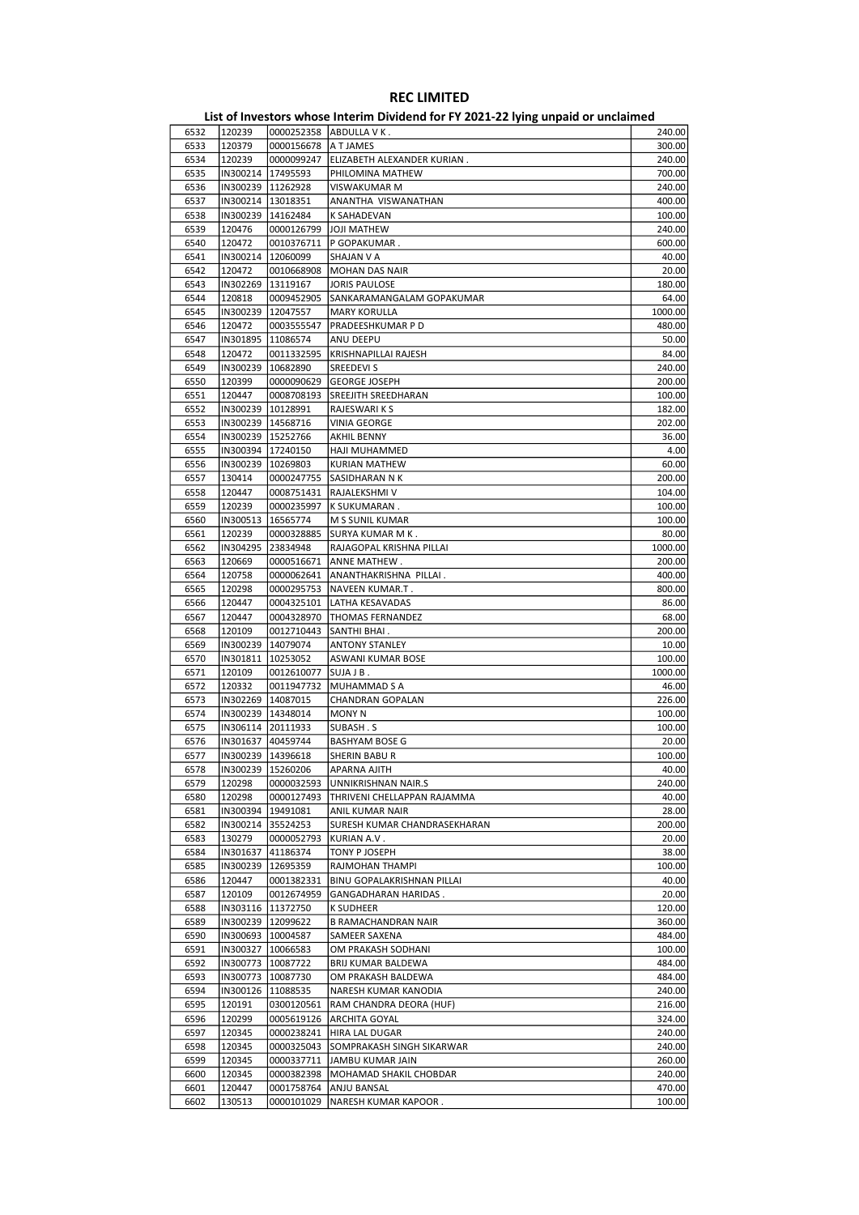# REC LIMITED

## List of Investors whose Interim Dividend for FY 2021-22 lying unpaid or unclaimed

| | | | | |
|---|---|---|---|---|
| 6532 | 120239 | 0000252358 | ABDULLA V K . | 240.00 |
| 6533 | 120379 | 0000156678 | A T JAMES | 300.00 |
| 6534 | 120239 | 0000099247 | ELIZABETH ALEXANDER KURIAN . | 240.00 |
| 6535 | IN300214 | 17495593 | PHILOMINA MATHEW | 700.00 |
| 6536 | IN300239 | 11262928 | VISWAKUMAR M | 240.00 |
| 6537 | IN300214 | 13018351 | ANANTHA VISWANATHAN | 400.00 |
| 6538 | IN300239 | 14162484 | K SAHADEVAN | 100.00 |
| 6539 | 120476 | 0000126799 | JOJI MATHEW | 240.00 |
| 6540 | 120472 | 0010376711 | P GOPAKUMAR . | 600.00 |
| 6541 | IN300214 | 12060099 | SHAJAN V A | 40.00 |
| 6542 | 120472 | 0010668908 | MOHAN DAS NAIR | 20.00 |
| 6543 | IN302269 | 13119167 | JORIS PAULOSE | 180.00 |
| 6544 | 120818 | 0009452905 | SANKARAMANGALAM GOPAKUMAR | 64.00 |
| 6545 | IN300239 | 12047557 | MARY KORULLA | 1000.00 |
| 6546 | 120472 | 0003555547 | PRADEESHKUMAR P D | 480.00 |
| 6547 | IN301895 | 11086574 | ANU DEEPU | 50.00 |
| 6548 | 120472 | 0011332595 | KRISHNAPILLAI RAJESH | 84.00 |
| 6549 | IN300239 | 10682890 | SREEDEVI S | 240.00 |
| 6550 | 120399 | 0000090629 | GEORGE JOSEPH | 200.00 |
| 6551 | 120447 | 0008708193 | SREEJITH SREEDHARAN | 100.00 |
| 6552 | IN300239 | 10128991 | RAJESWARI K S | 182.00 |
| 6553 | IN300239 | 14568716 | VINIA GEORGE | 202.00 |
| 6554 | IN300239 | 15252766 | AKHIL BENNY | 36.00 |
| 6555 | IN300394 | 17240150 | HAJI MUHAMMED | 4.00 |
| 6556 | IN300239 | 10269803 | KURIAN MATHEW | 60.00 |
| 6557 | 130414 | 0000247755 | SASIDHARAN N K | 200.00 |
| 6558 | 120447 | 0008751431 | RAJALEKSHMI V | 104.00 |
| 6559 | 120239 | 0000235997 | K SUKUMARAN . | 100.00 |
| 6560 | IN300513 | 16565774 | M S SUNIL KUMAR | 100.00 |
| 6561 | 120239 | 0000328885 | SURYA KUMAR M K . | 80.00 |
| 6562 | IN304295 | 23834948 | RAJAGOPAL KRISHNA PILLAI | 1000.00 |
| 6563 | 120669 | 0000516671 | ANNE MATHEW . | 200.00 |
| 6564 | 120758 | 0000062641 | ANANTHAKRISHNA PILLAI . | 400.00 |
| 6565 | 120298 | 0000295753 | NAVEEN KUMAR.T . | 800.00 |
| 6566 | 120447 | 0004325101 | LATHA KESAVADAS | 86.00 |
| 6567 | 120447 | 0004328970 | THOMAS FERNANDEZ | 68.00 |
| 6568 | 120109 | 0012710443 | SANTHI BHAI . | 200.00 |
| 6569 | IN300239 | 14079074 | ANTONY STANLEY | 10.00 |
| 6570 | IN301811 | 10253052 | ASWANI KUMAR BOSE | 100.00 |
| 6571 | 120109 | 0012610077 | SUJA J B . | 1000.00 |
| 6572 | 120332 | 0011947732 | MUHAMMAD S A | 46.00 |
| 6573 | IN302269 | 14087015 | CHANDRAN GOPALAN | 226.00 |
| 6574 | IN300239 | 14348014 | MONY N | 100.00 |
| 6575 | IN306114 | 20111933 | SUBASH . S | 100.00 |
| 6576 | IN301637 | 40459744 | BASHYAM BOSE G | 20.00 |
| 6577 | IN300239 | 14396618 | SHERIN BABU R | 100.00 |
| 6578 | IN300239 | 15260206 | APARNA AJITH | 40.00 |
| 6579 | 120298 | 0000032593 | UNNIKRISHNAN NAIR.S | 240.00 |
| 6580 | 120298 | 0000127493 | THRIVENI CHELLAPPAN RAJAMMA | 40.00 |
| 6581 | IN300394 | 19491081 | ANIL KUMAR NAIR | 28.00 |
| 6582 | IN300214 | 35524253 | SURESH KUMAR CHANDRASEKHARAN | 200.00 |
| 6583 | 130279 | 0000052793 | KURIAN A.V . | 20.00 |
| 6584 | IN301637 | 41186374 | TONY P JOSEPH | 38.00 |
| 6585 | IN300239 | 12695359 | RAJMOHAN THAMPI | 100.00 |
| 6586 | 120447 | 0001382331 | BINU GOPALAKRISHNAN PILLAI | 40.00 |
| 6587 | 120109 | 0012674959 | GANGADHARAN HARIDAS . | 20.00 |
| 6588 | IN303116 | 11372750 | K SUDHEER | 120.00 |
| 6589 | IN300239 | 12099622 | B RAMACHANDRAN NAIR | 360.00 |
| 6590 | IN300693 | 10004587 | SAMEER SAXENA | 484.00 |
| 6591 | IN300327 | 10066583 | OM PRAKASH SODHANI | 100.00 |
| 6592 | IN300773 | 10087722 | BRIJ KUMAR BALDEWA | 484.00 |
| 6593 | IN300773 | 10087730 | OM PRAKASH BALDEWA | 484.00 |
| 6594 | IN300126 | 11088535 | NARESH KUMAR KANODIA | 240.00 |
| 6595 | 120191 | 0300120561 | RAM CHANDRA DEORA (HUF) | 216.00 |
| 6596 | 120299 | 0005619126 | ARCHITA GOYAL | 324.00 |
| 6597 | 120345 | 0000238241 | HIRA LAL DUGAR | 240.00 |
| 6598 | 120345 | 0000325043 | SOMPRAKASH SINGH SIKARWAR | 240.00 |
| 6599 | 120345 | 0000337711 | JAMBU KUMAR JAIN | 260.00 |
| 6600 | 120345 | 0000382398 | MOHAMAD SHAKIL CHOBDAR | 240.00 |
| 6601 | 120447 | 0001758764 | ANJU BANSAL | 470.00 |
| 6602 | 130513 | 0000101029 | NARESH KUMAR KAPOOR . | 100.00 |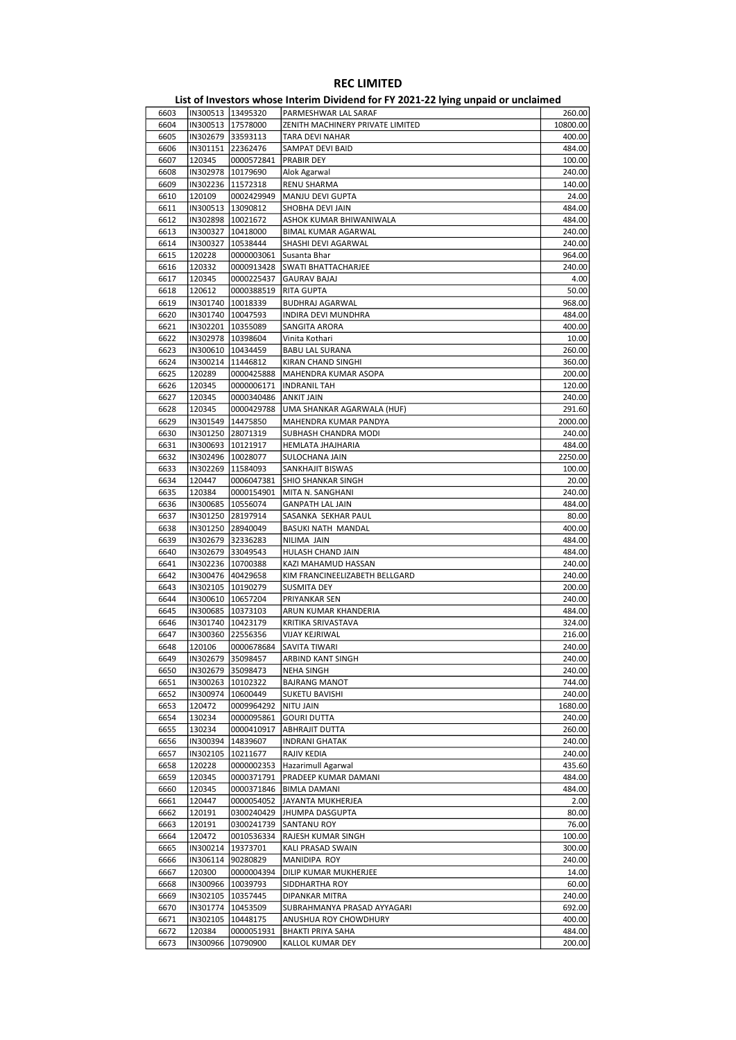# REC LIMITED

## List of Investors whose Interim Dividend for FY 2021-22 lying unpaid or unclaimed

| | | | | |
|---|---|---|---|---|
| 6603 | IN300513 | 13495320 | PARMESHWAR LAL SARAF | 260.00 |
| 6604 | IN300513 | 17578000 | ZENITH MACHINERY PRIVATE LIMITED | 10800.00 |
| 6605 | IN302679 | 33593113 | TARA DEVI NAHAR | 400.00 |
| 6606 | IN301151 | 22362476 | SAMPAT DEVI BAID | 484.00 |
| 6607 | 120345 | 0000572841 | PRABIR DEY | 100.00 |
| 6608 | IN302978 | 10179690 | Alok Agarwal | 240.00 |
| 6609 | IN302236 | 11572318 | RENU SHARMA | 140.00 |
| 6610 | 120109 | 0002429949 | MANJU DEVI GUPTA | 24.00 |
| 6611 | IN300513 | 13090812 | SHOBHA DEVI JAIN | 484.00 |
| 6612 | IN302898 | 10021672 | ASHOK KUMAR BHIWANIWALA | 484.00 |
| 6613 | IN300327 | 10418000 | BIMAL KUMAR AGARWAL | 240.00 |
| 6614 | IN300327 | 10538444 | SHASHI DEVI AGARWAL | 240.00 |
| 6615 | 120228 | 0000003061 | Susanta Bhar | 964.00 |
| 6616 | 120332 | 0000913428 | SWATI BHATTACHARJEE | 240.00 |
| 6617 | 120345 | 0000225437 | GAURAV BAJAJ | 4.00 |
| 6618 | 120612 | 0000388519 | RITA GUPTA | 50.00 |
| 6619 | IN301740 | 10018339 | BUDHRAJ AGARWAL | 968.00 |
| 6620 | IN301740 | 10047593 | INDIRA DEVI MUNDHRA | 484.00 |
| 6621 | IN302201 | 10355089 | SANGITA ARORA | 400.00 |
| 6622 | IN302978 | 10398604 | Vinita Kothari | 10.00 |
| 6623 | IN300610 | 10434459 | BABU LAL SURANA | 260.00 |
| 6624 | IN300214 | 11446812 | KIRAN CHAND SINGHI | 360.00 |
| 6625 | 120289 | 0000425888 | MAHENDRA KUMAR ASOPA | 200.00 |
| 6626 | 120345 | 0000006171 | INDRANIL TAH | 120.00 |
| 6627 | 120345 | 0000340486 | ANKIT JAIN | 240.00 |
| 6628 | 120345 | 0000429788 | UMA SHANKAR AGARWALA (HUF) | 291.60 |
| 6629 | IN301549 | 14475850 | MAHENDRA KUMAR PANDYA | 2000.00 |
| 6630 | IN301250 | 28071319 | SUBHASH CHANDRA MODI | 240.00 |
| 6631 | IN300693 | 10121917 | HEMLATA JHAJHARIA | 484.00 |
| 6632 | IN302496 | 10028077 | SULOCHANA JAIN | 2250.00 |
| 6633 | IN302269 | 11584093 | SANKHAJIT BISWAS | 100.00 |
| 6634 | 120447 | 0006047381 | SHIO SHANKAR SINGH | 20.00 |
| 6635 | 120384 | 0000154901 | MITA N. SANGHANI | 240.00 |
| 6636 | IN300685 | 10556074 | GANPATH LAL JAIN | 484.00 |
| 6637 | IN301250 | 28197914 | SASANKA SEKHAR PAUL | 80.00 |
| 6638 | IN301250 | 28940049 | BASUKI NATH MANDAL | 400.00 |
| 6639 | IN302679 | 32336283 | NILIMA JAIN | 484.00 |
| 6640 | IN302679 | 33049543 | HULASH CHAND JAIN | 484.00 |
| 6641 | IN302236 | 10700388 | KAZI MAHAMUD HASSAN | 240.00 |
| 6642 | IN300476 | 40429658 | KIM FRANCINEELIZABETH BELLGARD | 240.00 |
| 6643 | IN302105 | 10190279 | SUSMITA DEY | 200.00 |
| 6644 | IN300610 | 10657204 | PRIYANKAR SEN | 240.00 |
| 6645 | IN300685 | 10373103 | ARUN KUMAR KHANDERIA | 484.00 |
| 6646 | IN301740 | 10423179 | KRITIKA SRIVASTAVA | 324.00 |
| 6647 | IN300360 | 22556356 | VIJAY KEJRIWAL | 216.00 |
| 6648 | 120106 | 0000678684 | SAVITA TIWARI | 240.00 |
| 6649 | IN302679 | 35098457 | ARBIND KANT SINGH | 240.00 |
| 6650 | IN302679 | 35098473 | NEHA SINGH | 240.00 |
| 6651 | IN300263 | 10102322 | BAJRANG MANOT | 744.00 |
| 6652 | IN300974 | 10600449 | SUKETU BAVISHI | 240.00 |
| 6653 | 120472 | 0009964292 | NITU JAIN | 1680.00 |
| 6654 | 130234 | 0000095861 | GOURI DUTTA | 240.00 |
| 6655 | 130234 | 0000410917 | ABHRAJIT DUTTA | 260.00 |
| 6656 | IN300394 | 14839607 | INDRANI GHATAK | 240.00 |
| 6657 | IN302105 | 10211677 | RAJIV KEDIA | 240.00 |
| 6658 | 120228 | 0000002353 | Hazarimull Agarwal | 435.60 |
| 6659 | 120345 | 0000371791 | PRADEEP KUMAR DAMANI | 484.00 |
| 6660 | 120345 | 0000371846 | BIMLA DAMANI | 484.00 |
| 6661 | 120447 | 0000054052 | JAYANTA MUKHERJEA | 2.00 |
| 6662 | 120191 | 0300240429 | JHUMPA DASGUPTA | 80.00 |
| 6663 | 120191 | 0300241739 | SANTANU ROY | 76.00 |
| 6664 | 120472 | 0010536334 | RAJESH KUMAR SINGH | 100.00 |
| 6665 | IN300214 | 19373701 | KALI PRASAD SWAIN | 300.00 |
| 6666 | IN306114 | 90280829 | MANIDIPA ROY | 240.00 |
| 6667 | 120300 | 0000004394 | DILIP KUMAR MUKHERJEE | 14.00 |
| 6668 | IN300966 | 10039793 | SIDDHARTHA ROY | 60.00 |
| 6669 | IN302105 | 10357445 | DIPANKAR MITRA | 240.00 |
| 6670 | IN301774 | 10453509 | SUBRAHMANYA PRASAD AYYAGARI | 692.00 |
| 6671 | IN302105 | 10448175 | ANUSHUA ROY CHOWDHURY | 400.00 |
| 6672 | 120384 | 0000051931 | BHAKTI PRIYA SAHA | 484.00 |
| 6673 | IN300966 | 10790900 | KALLOL KUMAR DEY | 200.00 |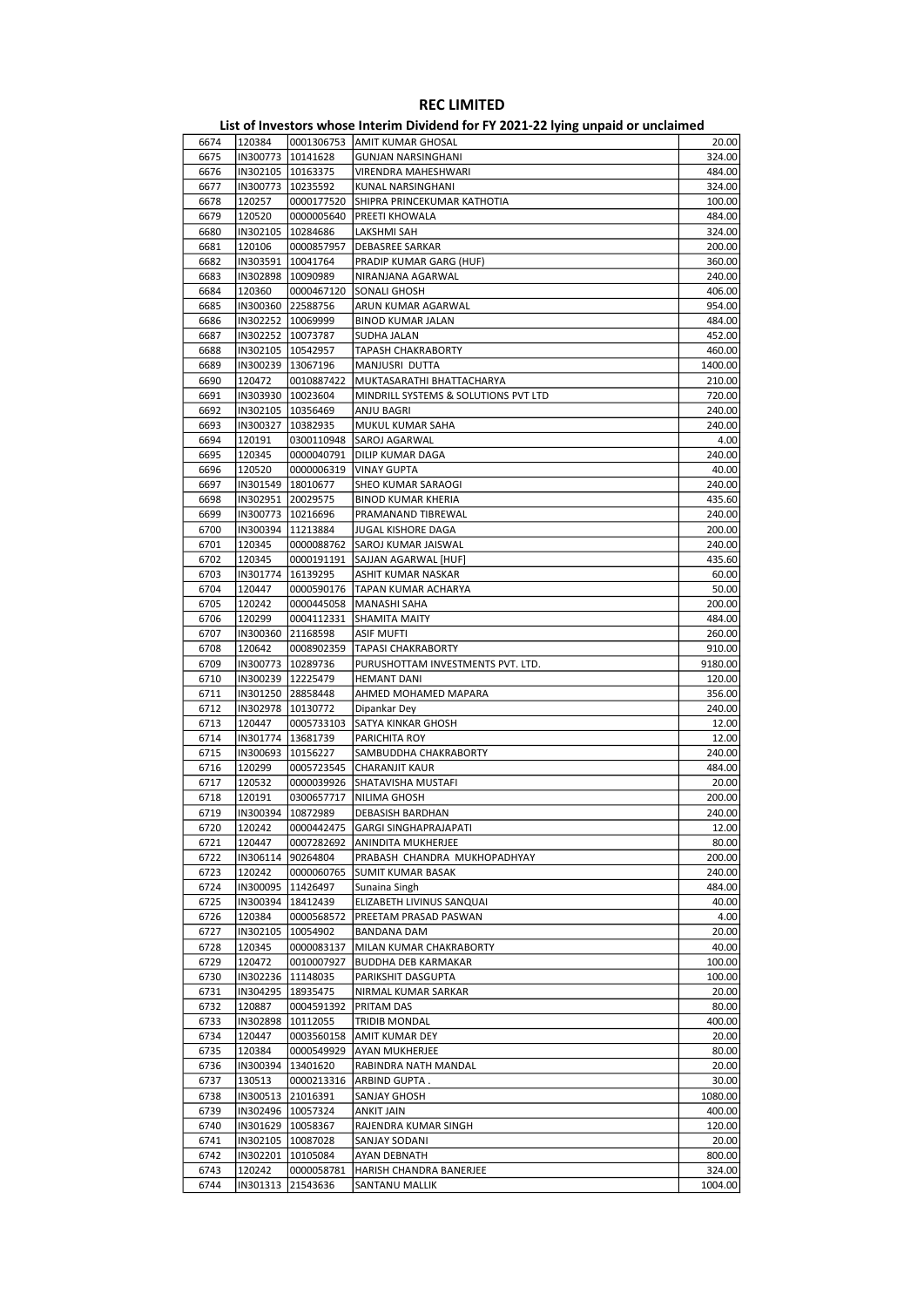# REC LIMITED

## List of Investors whose Interim Dividend for FY 2021-22 lying unpaid or unclaimed

| | | | | |
|---|---|---|---|---|
| 6674 | 120384 | 0001306753 | AMIT KUMAR GHOSAL | 20.00 |
| 6675 | IN300773 | 10141628 | GUNJAN NARSINGHANI | 324.00 |
| 6676 | IN302105 | 10163375 | VIRENDRA MAHESHWARI | 484.00 |
| 6677 | IN300773 | 10235592 | KUNAL NARSINGHANI | 324.00 |
| 6678 | 120257 | 0000177520 | SHIPRA PRINCEKUMAR KATHOTIA | 100.00 |
| 6679 | 120520 | 0000005640 | PREETI KHOWALA | 484.00 |
| 6680 | IN302105 | 10284686 | LAKSHMI SAH | 324.00 |
| 6681 | 120106 | 0000857957 | DEBASREE SARKAR | 200.00 |
| 6682 | IN303591 | 10041764 | PRADIP KUMAR GARG (HUF) | 360.00 |
| 6683 | IN302898 | 10090989 | NIRANJANA AGARWAL | 240.00 |
| 6684 | 120360 | 0000467120 | SONALI GHOSH | 406.00 |
| 6685 | IN300360 | 22588756 | ARUN KUMAR AGARWAL | 954.00 |
| 6686 | IN302252 | 10069999 | BINOD KUMAR JALAN | 484.00 |
| 6687 | IN302252 | 10073787 | SUDHA JALAN | 452.00 |
| 6688 | IN302105 | 10542957 | TAPASH CHAKRABORTY | 460.00 |
| 6689 | IN300239 | 13067196 | MANJUSRI DUTTA | 1400.00 |
| 6690 | 120472 | 0010887422 | MUKTASARATHI BHATTACHARYA | 210.00 |
| 6691 | IN303930 | 10023604 | MINDRILL SYSTEMS & SOLUTIONS PVT LTD | 720.00 |
| 6692 | IN302105 | 10356469 | ANJU BAGRI | 240.00 |
| 6693 | IN300327 | 10382935 | MUKUL KUMAR SAHA | 240.00 |
| 6694 | 120191 | 0300110948 | SAROJ AGARWAL | 4.00 |
| 6695 | 120345 | 0000040791 | DILIP KUMAR DAGA | 240.00 |
| 6696 | 120520 | 0000006319 | VINAY GUPTA | 40.00 |
| 6697 | IN301549 | 18010677 | SHEO KUMAR SARAOGI | 240.00 |
| 6698 | IN302951 | 20029575 | BINOD KUMAR KHERIA | 435.60 |
| 6699 | IN300773 | 10216696 | PRAMANAND TIBREWAL | 240.00 |
| 6700 | IN300394 | 11213884 | JUGAL KISHORE DAGA | 200.00 |
| 6701 | 120345 | 0000088762 | SAROJ KUMAR JAISWAL | 240.00 |
| 6702 | 120345 | 0000191191 | SAJJAN AGARWAL [HUF] | 435.60 |
| 6703 | IN301774 | 16139295 | ASHIT KUMAR NASKAR | 60.00 |
| 6704 | 120447 | 0000590176 | TAPAN KUMAR ACHARYA | 50.00 |
| 6705 | 120242 | 0000445058 | MANASHI SAHA | 200.00 |
| 6706 | 120299 | 0004112331 | SHAMITA MAITY | 484.00 |
| 6707 | IN300360 | 21168598 | ASIF MUFTI | 260.00 |
| 6708 | 120642 | 0008902359 | TAPASI CHAKRABORTY | 910.00 |
| 6709 | IN300773 | 10289736 | PURUSHOTTAM INVESTMENTS PVT. LTD. | 9180.00 |
| 6710 | IN300239 | 12225479 | HEMANT DANI | 120.00 |
| 6711 | IN301250 | 28858448 | AHMED MOHAMED MAPARA | 356.00 |
| 6712 | IN302978 | 10130772 | Dipankar Dey | 240.00 |
| 6713 | 120447 | 0005733103 | SATYA KINKAR GHOSH | 12.00 |
| 6714 | IN301774 | 13681739 | PARICHITA ROY | 12.00 |
| 6715 | IN300693 | 10156227 | SAMBUDDHA CHAKRABORTY | 240.00 |
| 6716 | 120299 | 0005723545 | CHARANJIT KAUR | 484.00 |
| 6717 | 120532 | 0000039926 | SHATAVISHA MUSTAFI | 20.00 |
| 6718 | 120191 | 0300657717 | NILIMA GHOSH | 200.00 |
| 6719 | IN300394 | 10872989 | DEBASISH BARDHAN | 240.00 |
| 6720 | 120242 | 0000442475 | GARGI SINGHAPRAJAPATI | 12.00 |
| 6721 | 120447 | 0007282692 | ANINDITA MUKHERJEE | 80.00 |
| 6722 | IN306114 | 90264804 | PRABASH CHANDRA MUKHOPADHYAY | 200.00 |
| 6723 | 120242 | 0000060765 | SUMIT KUMAR BASAK | 240.00 |
| 6724 | IN300095 | 11426497 | Sunaina Singh | 484.00 |
| 6725 | IN300394 | 18412439 | ELIZABETH LIVINUS SANQUAI | 40.00 |
| 6726 | 120384 | 0000568572 | PREETAM PRASAD PASWAN | 4.00 |
| 6727 | IN302105 | 10054902 | BANDANA DAM | 20.00 |
| 6728 | 120345 | 0000083137 | MILAN KUMAR CHAKRABORTY | 40.00 |
| 6729 | 120472 | 0010007927 | BUDDHA DEB KARMAKAR | 100.00 |
| 6730 | IN302236 | 11148035 | PARIKSHIT DASGUPTA | 100.00 |
| 6731 | IN304295 | 18935475 | NIRMAL KUMAR SARKAR | 20.00 |
| 6732 | 120887 | 0004591392 | PRITAM DAS | 80.00 |
| 6733 | IN302898 | 10112055 | TRIDIB MONDAL | 400.00 |
| 6734 | 120447 | 0003560158 | AMIT KUMAR DEY | 20.00 |
| 6735 | 120384 | 0000549929 | AYAN MUKHERJEE | 80.00 |
| 6736 | IN300394 | 13401620 | RABINDRA NATH MANDAL | 20.00 |
| 6737 | 130513 | 0000213316 | ARBIND GUPTA . | 30.00 |
| 6738 | IN300513 | 21016391 | SANJAY GHOSH | 1080.00 |
| 6739 | IN302496 | 10057324 | ANKIT JAIN | 400.00 |
| 6740 | IN301629 | 10058367 | RAJENDRA KUMAR SINGH | 120.00 |
| 6741 | IN302105 | 10087028 | SANJAY SODANI | 20.00 |
| 6742 | IN302201 | 10105084 | AYAN DEBNATH | 800.00 |
| 6743 | 120242 | 0000058781 | HARISH CHANDRA BANERJEE | 324.00 |
| 6744 | IN301313 | 21543636 | SANTANU MALLIK | 1004.00 |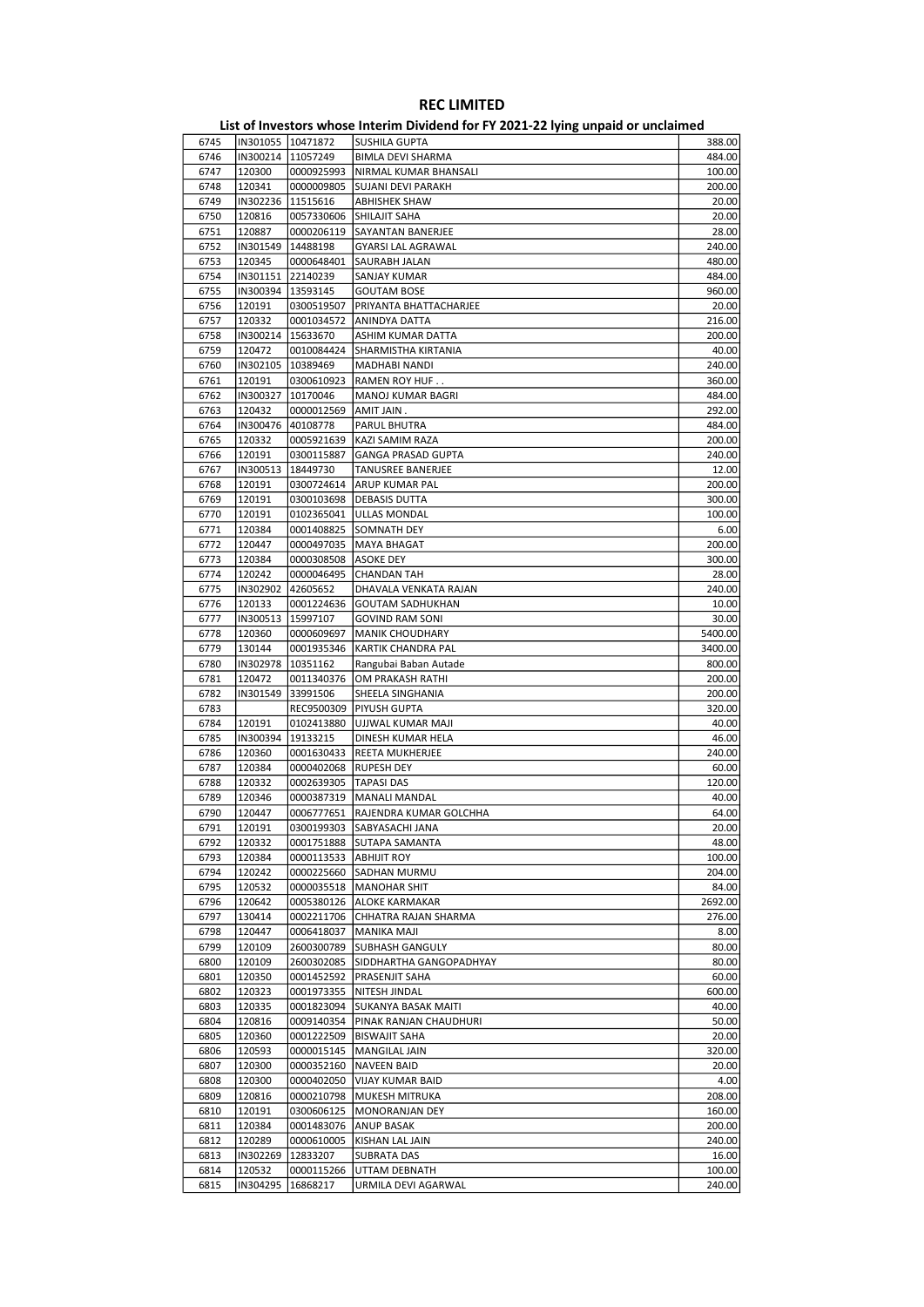# REC LIMITED

## List of Investors whose Interim Dividend for FY 2021-22 lying unpaid or unclaimed

| | | | | |
|---|---|---|---|---|
| 6745 | IN301055 | 10471872 | SUSHILA GUPTA | 388.00 |
| 6746 | IN300214 | 11057249 | BIMLA DEVI SHARMA | 484.00 |
| 6747 | 120300 | 0000925993 | NIRMAL KUMAR BHANSALI | 100.00 |
| 6748 | 120341 | 0000009805 | SUJANI DEVI PARAKH | 200.00 |
| 6749 | IN302236 | 11515616 | ABHISHEK SHAW | 20.00 |
| 6750 | 120816 | 0057330606 | SHILAJIT SAHA | 20.00 |
| 6751 | 120887 | 0000206119 | SAYANTAN BANERJEE | 28.00 |
| 6752 | IN301549 | 14488198 | GYARSI LAL AGRAWAL | 240.00 |
| 6753 | 120345 | 0000648401 | SAURABH JALAN | 480.00 |
| 6754 | IN301151 | 22140239 | SANJAY KUMAR | 484.00 |
| 6755 | IN300394 | 13593145 | GOUTAM BOSE | 960.00 |
| 6756 | 120191 | 0300519507 | PRIYANTA BHATTACHARJEE | 20.00 |
| 6757 | 120332 | 0001034572 | ANINDYA DATTA | 216.00 |
| 6758 | IN300214 | 15633670 | ASHIM KUMAR DATTA | 200.00 |
| 6759 | 120472 | 0010084424 | SHARMISTHA KIRTANIA | 40.00 |
| 6760 | IN302105 | 10389469 | MADHABI NANDI | 240.00 |
| 6761 | 120191 | 0300610923 | RAMEN ROY HUF . . | 360.00 |
| 6762 | IN300327 | 10170046 | MANOJ KUMAR BAGRI | 484.00 |
| 6763 | 120432 | 0000012569 | AMIT JAIN . | 292.00 |
| 6764 | IN300476 | 40108778 | PARUL BHUTRA | 484.00 |
| 6765 | 120332 | 0005921639 | KAZI SAMIM RAZA | 200.00 |
| 6766 | 120191 | 0300115887 | GANGA PRASAD GUPTA | 240.00 |
| 6767 | IN300513 | 18449730 | TANUSREE BANERJEE | 12.00 |
| 6768 | 120191 | 0300724614 | ARUP KUMAR PAL | 200.00 |
| 6769 | 120191 | 0300103698 | DEBASIS DUTTA | 300.00 |
| 6770 | 120191 | 0102365041 | ULLAS MONDAL | 100.00 |
| 6771 | 120384 | 0001408825 | SOMNATH DEY | 6.00 |
| 6772 | 120447 | 0000497035 | MAYA BHAGAT | 200.00 |
| 6773 | 120384 | 0000308508 | ASOKE DEY | 300.00 |
| 6774 | 120242 | 0000046495 | CHANDAN TAH | 28.00 |
| 6775 | IN302902 | 42605652 | DHAVALA VENKATA RAJAN | 240.00 |
| 6776 | 120133 | 0001224636 | GOUTAM SADHUKHAN | 10.00 |
| 6777 | IN300513 | 15997107 | GOVIND RAM SONI | 30.00 |
| 6778 | 120360 | 0000609697 | MANIK CHOUDHARY | 5400.00 |
| 6779 | 130144 | 0001935346 | KARTIK CHANDRA PAL | 3400.00 |
| 6780 | IN302978 | 10351162 | Rangubai Baban Autade | 800.00 |
| 6781 | 120472 | 0011340376 | OM PRAKASH RATHI | 200.00 |
| 6782 | IN301549 | 33991506 | SHEELA SINGHANIA | 200.00 |
| 6783 | | REC9500309 | PIYUSH GUPTA | 320.00 |
| 6784 | 120191 | 0102413880 | UJJWAL KUMAR MAJI | 40.00 |
| 6785 | IN300394 | 19133215 | DINESH KUMAR HELA | 46.00 |
| 6786 | 120360 | 0001630433 | REETA MUKHERJEE | 240.00 |
| 6787 | 120384 | 0000402068 | RUPESH DEY | 60.00 |
| 6788 | 120332 | 0002639305 | TAPASI DAS | 120.00 |
| 6789 | 120346 | 0000387319 | MANALI MANDAL | 40.00 |
| 6790 | 120447 | 0006777651 | RAJENDRA KUMAR GOLCHHA | 64.00 |
| 6791 | 120191 | 0300199303 | SABYASACHI JANA | 20.00 |
| 6792 | 120332 | 0001751888 | SUTAPA SAMANTA | 48.00 |
| 6793 | 120384 | 0000113533 | ABHIJIT ROY | 100.00 |
| 6794 | 120242 | 0000225660 | SADHAN MURMU | 204.00 |
| 6795 | 120532 | 0000035518 | MANOHAR SHIT | 84.00 |
| 6796 | 120642 | 0005380126 | ALOKE KARMAKAR | 2692.00 |
| 6797 | 130414 | 0002211706 | CHHATRA RAJAN SHARMA | 276.00 |
| 6798 | 120447 | 0006418037 | MANIKA MAJI | 8.00 |
| 6799 | 120109 | 2600300789 | SUBHASH GANGULY | 80.00 |
| 6800 | 120109 | 2600302085 | SIDDHARTHA GANGOPADHYAY | 80.00 |
| 6801 | 120350 | 0001452592 | PRASENJIT SAHA | 60.00 |
| 6802 | 120323 | 0001973355 | NITESH JINDAL | 600.00 |
| 6803 | 120335 | 0001823094 | SUKANYA BASAK MAITI | 40.00 |
| 6804 | 120816 | 0009140354 | PINAK RANJAN CHAUDHURI | 50.00 |
| 6805 | 120360 | 0001222509 | BISWAJIT SAHA | 20.00 |
| 6806 | 120593 | 0000015145 | MANGILAL JAIN | 320.00 |
| 6807 | 120300 | 0000352160 | NAVEEN BAID | 20.00 |
| 6808 | 120300 | 0000402050 | VIJAY KUMAR BAID | 4.00 |
| 6809 | 120816 | 0000210798 | MUKESH MITRUKA | 208.00 |
| 6810 | 120191 | 0300606125 | MONORANJAN DEY | 160.00 |
| 6811 | 120384 | 0001483076 | ANUP BASAK | 200.00 |
| 6812 | 120289 | 0000610005 | KISHAN LAL JAIN | 240.00 |
| 6813 | IN302269 | 12833207 | SUBRATA DAS | 16.00 |
| 6814 | 120532 | 0000115266 | UTTAM DEBNATH | 100.00 |
| 6815 | IN304295 | 16868217 | URMILA DEVI AGARWAL | 240.00 |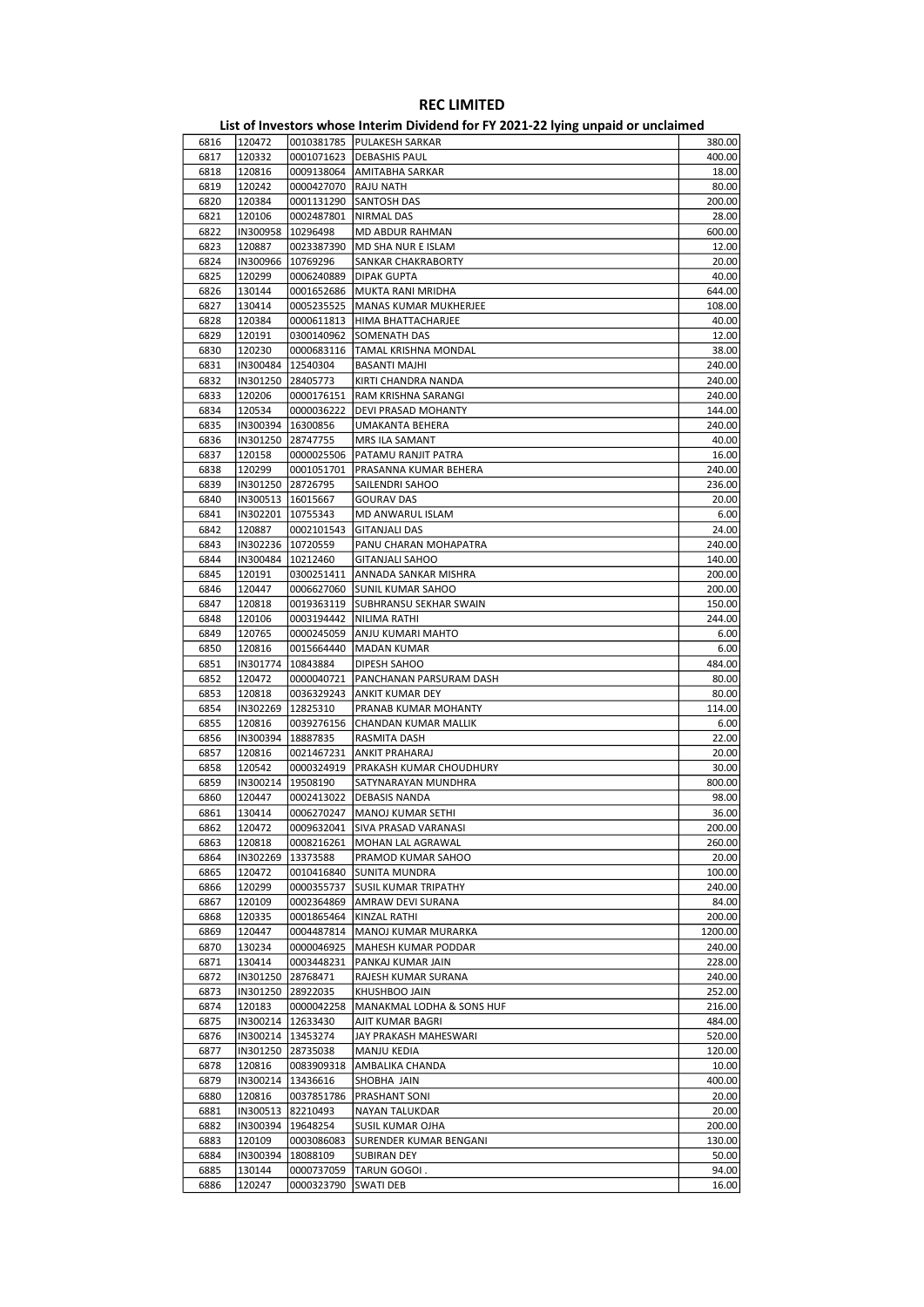# REC LIMITED

## List of Investors whose Interim Dividend for FY 2021-22 lying unpaid or unclaimed

| | | | | |
|---|---|---|---|---|
| 6816 | 120472 | 0010381785 | PULAKESH SARKAR | 380.00 |
| 6817 | 120332 | 0001071623 | DEBASHIS PAUL | 400.00 |
| 6818 | 120816 | 0009138064 | AMITABHA SARKAR | 18.00 |
| 6819 | 120242 | 0000427070 | RAJU NATH | 80.00 |
| 6820 | 120384 | 0001131290 | SANTOSH DAS | 200.00 |
| 6821 | 120106 | 0002487801 | NIRMAL DAS | 28.00 |
| 6822 | IN300958 | 10296498 | MD ABDUR RAHMAN | 600.00 |
| 6823 | 120887 | 0023387390 | MD SHA NUR E ISLAM | 12.00 |
| 6824 | IN300966 | 10769296 | SANKAR CHAKRABORTY | 20.00 |
| 6825 | 120299 | 0006240889 | DIPAK GUPTA | 40.00 |
| 6826 | 130144 | 0001652686 | MUKTA RANI MRIDHA | 644.00 |
| 6827 | 130414 | 0005235525 | MANAS KUMAR MUKHERJEE | 108.00 |
| 6828 | 120384 | 0000611813 | HIMA BHATTACHARJEE | 40.00 |
| 6829 | 120191 | 0300140962 | SOMENATH DAS | 12.00 |
| 6830 | 120230 | 0000683116 | TAMAL KRISHNA MONDAL | 38.00 |
| 6831 | IN300484 | 12540304 | BASANTI MAJHI | 240.00 |
| 6832 | IN301250 | 28405773 | KIRTI CHANDRA NANDA | 240.00 |
| 6833 | 120206 | 0000176151 | RAM KRISHNA SARANGI | 240.00 |
| 6834 | 120534 | 0000036222 | DEVI PRASAD MOHANTY | 144.00 |
| 6835 | IN300394 | 16300856 | UMAKANTA BEHERA | 240.00 |
| 6836 | IN301250 | 28747755 | MRS ILA SAMANT | 40.00 |
| 6837 | 120158 | 0000025506 | PATAMU RANJIT PATRA | 16.00 |
| 6838 | 120299 | 0001051701 | PRASANNA KUMAR BEHERA | 240.00 |
| 6839 | IN301250 | 28726795 | SAILENDRI SAHOO | 236.00 |
| 6840 | IN300513 | 16015667 | GOURAV DAS | 20.00 |
| 6841 | IN302201 | 10755343 | MD ANWARUL ISLAM | 6.00 |
| 6842 | 120887 | 0002101543 | GITANJALI DAS | 24.00 |
| 6843 | IN302236 | 10720559 | PANU CHARAN MOHAPATRA | 240.00 |
| 6844 | IN300484 | 10212460 | GITANJALI SAHOO | 140.00 |
| 6845 | 120191 | 0300251411 | ANNADA SANKAR MISHRA | 200.00 |
| 6846 | 120447 | 0006627060 | SUNIL KUMAR SAHOO | 200.00 |
| 6847 | 120818 | 0019363119 | SUBHRANSU SEKHAR SWAIN | 150.00 |
| 6848 | 120106 | 0003194442 | NILIMA RATHI | 244.00 |
| 6849 | 120765 | 0000245059 | ANJU KUMARI MAHTO | 6.00 |
| 6850 | 120816 | 0015664440 | MADAN KUMAR | 6.00 |
| 6851 | IN301774 | 10843884 | DIPESH SAHOO | 484.00 |
| 6852 | 120472 | 0000040721 | PANCHANAN PARSURAM DASH | 80.00 |
| 6853 | 120818 | 0036329243 | ANKIT KUMAR DEY | 80.00 |
| 6854 | IN302269 | 12825310 | PRANAB KUMAR MOHANTY | 114.00 |
| 6855 | 120816 | 0039276156 | CHANDAN KUMAR MALLIK | 6.00 |
| 6856 | IN300394 | 18887835 | RASMITA DASH | 22.00 |
| 6857 | 120816 | 0021467231 | ANKIT PRAHARAJ | 20.00 |
| 6858 | 120542 | 0000324919 | PRAKASH KUMAR CHOUDHURY | 30.00 |
| 6859 | IN300214 | 19508190 | SATYNARAYAN MUNDHRA | 800.00 |
| 6860 | 120447 | 0002413022 | DEBASIS NANDA | 98.00 |
| 6861 | 130414 | 0006270247 | MANOJ KUMAR SETHI | 36.00 |
| 6862 | 120472 | 0009632041 | SIVA PRASAD VARANASI | 200.00 |
| 6863 | 120818 | 0008216261 | MOHAN LAL AGRAWAL | 260.00 |
| 6864 | IN302269 | 13373588 | PRAMOD KUMAR SAHOO | 20.00 |
| 6865 | 120472 | 0010416840 | SUNITA MUNDRA | 100.00 |
| 6866 | 120299 | 0000355737 | SUSIL KUMAR TRIPATHY | 240.00 |
| 6867 | 120109 | 0002364869 | AMRAW DEVI SURANA | 84.00 |
| 6868 | 120335 | 0001865464 | KINZAL RATHI | 200.00 |
| 6869 | 120447 | 0004487814 | MANOJ KUMAR MURARKA | 1200.00 |
| 6870 | 130234 | 0000046925 | MAHESH KUMAR PODDAR | 240.00 |
| 6871 | 130414 | 0003448231 | PANKAJ KUMAR JAIN | 228.00 |
| 6872 | IN301250 | 28768471 | RAJESH KUMAR SURANA | 240.00 |
| 6873 | IN301250 | 28922035 | KHUSHBOO JAIN | 252.00 |
| 6874 | 120183 | 0000042258 | MANAKMAL LODHA & SONS HUF | 216.00 |
| 6875 | IN300214 | 12633430 | AJIT KUMAR BAGRI | 484.00 |
| 6876 | IN300214 | 13453274 | JAY PRAKASH MAHESWARI | 520.00 |
| 6877 | IN301250 | 28735038 | MANJU KEDIA | 120.00 |
| 6878 | 120816 | 0083909318 | AMBALIKA CHANDA | 10.00 |
| 6879 | IN300214 | 13436616 | SHOBHA JAIN | 400.00 |
| 6880 | 120816 | 0037851786 | PRASHANT SONI | 20.00 |
| 6881 | IN300513 | 82210493 | NAYAN TALUKDAR | 20.00 |
| 6882 | IN300394 | 19648254 | SUSIL KUMAR OJHA | 200.00 |
| 6883 | 120109 | 0003086083 | SURENDER KUMAR BENGANI | 130.00 |
| 6884 | IN300394 | 18088109 | SUBIRAN DEY | 50.00 |
| 6885 | 130144 | 0000737059 | TARUN GOGOI . | 94.00 |
| 6886 | 120247 | 0000323790 | SWATI DEB | 16.00 |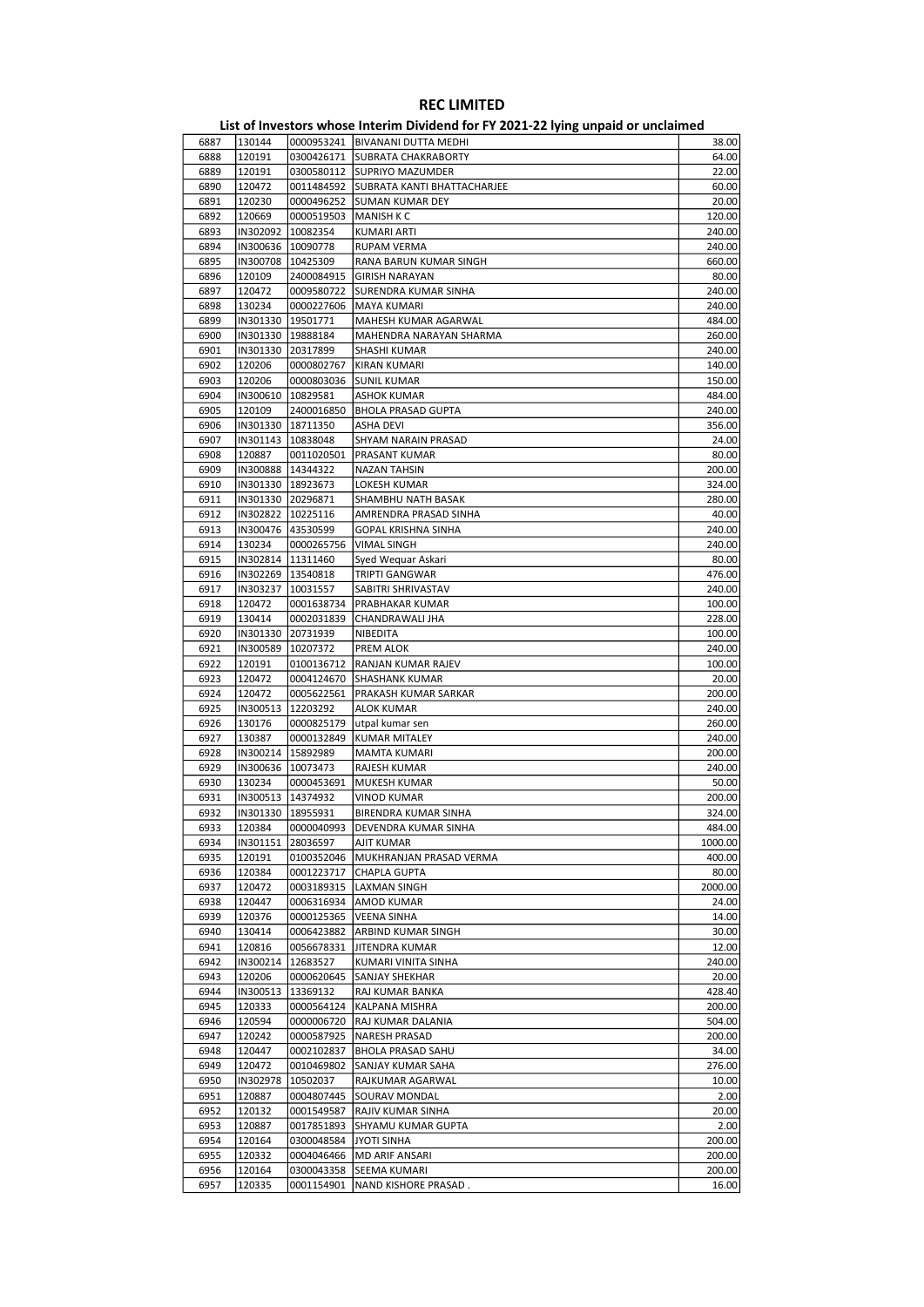# REC LIMITED

## List of Investors whose Interim Dividend for FY 2021-22 lying unpaid or unclaimed

| | | | | |
|---|---|---|---|---|
| 6887 | 130144 | 0000953241 | BIVANANI DUTTA MEDHI | 38.00 |
| 6888 | 120191 | 0300426171 | SUBRATA CHAKRABORTY | 64.00 |
| 6889 | 120191 | 0300580112 | SUPRIYO MAZUMDER | 22.00 |
| 6890 | 120472 | 0011484592 | SUBRATA KANTI BHATTACHARJEE | 60.00 |
| 6891 | 120230 | 0000496252 | SUMAN KUMAR DEY | 20.00 |
| 6892 | 120669 | 0000519503 | MANISH K C | 120.00 |
| 6893 | IN302092 | 10082354 | KUMARI ARTI | 240.00 |
| 6894 | IN300636 | 10090778 | RUPAM VERMA | 240.00 |
| 6895 | IN300708 | 10425309 | RANA BARUN KUMAR SINGH | 660.00 |
| 6896 | 120109 | 2400084915 | GIRISH NARAYAN | 80.00 |
| 6897 | 120472 | 0009580722 | SURENDRA KUMAR SINHA | 240.00 |
| 6898 | 130234 | 0000227606 | MAYA KUMARI | 240.00 |
| 6899 | IN301330 | 19501771 | MAHESH KUMAR AGARWAL | 484.00 |
| 6900 | IN301330 | 19888184 | MAHENDRA NARAYAN SHARMA | 260.00 |
| 6901 | IN301330 | 20317899 | SHASHI KUMAR | 240.00 |
| 6902 | 120206 | 0000802767 | KIRAN KUMARI | 140.00 |
| 6903 | 120206 | 0000803036 | SUNIL KUMAR | 150.00 |
| 6904 | IN300610 | 10829581 | ASHOK KUMAR | 484.00 |
| 6905 | 120109 | 2400016850 | BHOLA PRASAD GUPTA | 240.00 |
| 6906 | IN301330 | 18711350 | ASHA DEVI | 356.00 |
| 6907 | IN301143 | 10838048 | SHYAM NARAIN PRASAD | 24.00 |
| 6908 | 120887 | 0011020501 | PRASANT KUMAR | 80.00 |
| 6909 | IN300888 | 14344322 | NAZAN TAHSIN | 200.00 |
| 6910 | IN301330 | 18923673 | LOKESH KUMAR | 324.00 |
| 6911 | IN301330 | 20296871 | SHAMBHU NATH BASAK | 280.00 |
| 6912 | IN302822 | 10225116 | AMRENDRA PRASAD SINHA | 40.00 |
| 6913 | IN300476 | 43530599 | GOPAL KRISHNA SINHA | 240.00 |
| 6914 | 130234 | 0000265756 | VIMAL SINGH | 240.00 |
| 6915 | IN302814 | 11311460 | Syed Wequar Askari | 80.00 |
| 6916 | IN302269 | 13540818 | TRIPTI GANGWAR | 476.00 |
| 6917 | IN303237 | 10031557 | SABITRI SHRIVASTAV | 240.00 |
| 6918 | 120472 | 0001638734 | PRABHAKAR KUMAR | 100.00 |
| 6919 | 130414 | 0002031839 | CHANDRAWALI JHA | 228.00 |
| 6920 | IN301330 | 20731939 | NIBEDITA | 100.00 |
| 6921 | IN300589 | 10207372 | PREM ALOK | 240.00 |
| 6922 | 120191 | 0100136712 | RANJAN KUMAR RAJEV | 100.00 |
| 6923 | 120472 | 0004124670 | SHASHANK KUMAR | 20.00 |
| 6924 | 120472 | 0005622561 | PRAKASH KUMAR SARKAR | 200.00 |
| 6925 | IN300513 | 12203292 | ALOK KUMAR | 240.00 |
| 6926 | 130176 | 0000825179 | utpal kumar sen | 260.00 |
| 6927 | 130387 | 0000132849 | KUMAR MITALEY | 240.00 |
| 6928 | IN300214 | 15892989 | MAMTA KUMARI | 200.00 |
| 6929 | IN300636 | 10073473 | RAJESH KUMAR | 240.00 |
| 6930 | 130234 | 0000453691 | MUKESH KUMAR | 50.00 |
| 6931 | IN300513 | 14374932 | VINOD KUMAR | 200.00 |
| 6932 | IN301330 | 18955931 | BIRENDRA KUMAR SINHA | 324.00 |
| 6933 | 120384 | 0000040993 | DEVENDRA KUMAR SINHA | 484.00 |
| 6934 | IN301151 | 28036597 | AJIT KUMAR | 1000.00 |
| 6935 | 120191 | 0100352046 | MUKHRANJAN PRASAD VERMA | 400.00 |
| 6936 | 120384 | 0001223717 | CHAPLA GUPTA | 80.00 |
| 6937 | 120472 | 0003189315 | LAXMAN SINGH | 2000.00 |
| 6938 | 120447 | 0006316934 | AMOD KUMAR | 24.00 |
| 6939 | 120376 | 0000125365 | VEENA SINHA | 14.00 |
| 6940 | 130414 | 0006423882 | ARBIND KUMAR SINGH | 30.00 |
| 6941 | 120816 | 0056678331 | JITENDRA KUMAR | 12.00 |
| 6942 | IN300214 | 12683527 | KUMARI VINITA SINHA | 240.00 |
| 6943 | 120206 | 0000620645 | SANJAY SHEKHAR | 20.00 |
| 6944 | IN300513 | 13369132 | RAJ KUMAR BANKA | 428.40 |
| 6945 | 120333 | 0000564124 | KALPANA MISHRA | 200.00 |
| 6946 | 120594 | 0000006720 | RAJ KUMAR DALANIA | 504.00 |
| 6947 | 120242 | 0000587925 | NARESH PRASAD | 200.00 |
| 6948 | 120447 | 0002102837 | BHOLA PRASAD SAHU | 34.00 |
| 6949 | 120472 | 0010469802 | SANJAY KUMAR SAHA | 276.00 |
| 6950 | IN302978 | 10502037 | RAJKUMAR AGARWAL | 10.00 |
| 6951 | 120887 | 0004807445 | SOURAV MONDAL | 2.00 |
| 6952 | 120132 | 0001549587 | RAJIV KUMAR SINHA | 20.00 |
| 6953 | 120887 | 0017851893 | SHYAMU KUMAR GUPTA | 2.00 |
| 6954 | 120164 | 0300048584 | JYOTI SINHA | 200.00 |
| 6955 | 120332 | 0004046466 | MD ARIF ANSARI | 200.00 |
| 6956 | 120164 | 0300043358 | SEEMA KUMARI | 200.00 |
| 6957 | 120335 | 0001154901 | NAND KISHORE PRASAD . | 16.00 |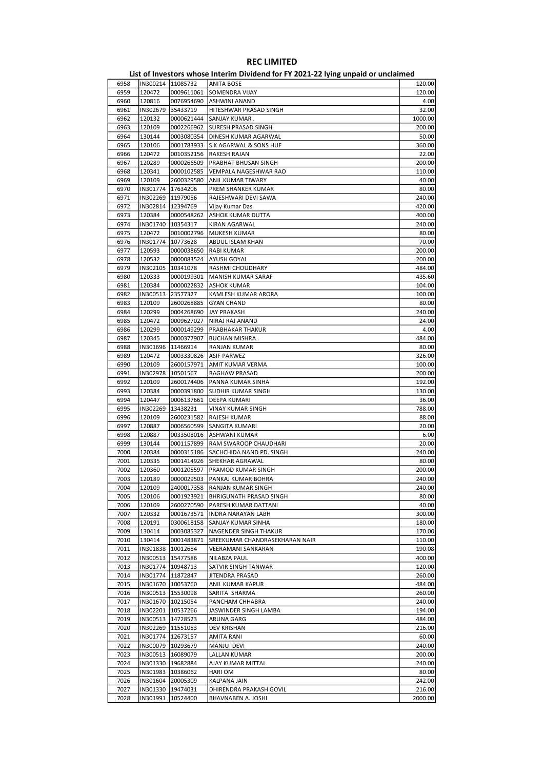# REC LIMITED

## List of Investors whose Interim Dividend for FY 2021-22 lying unpaid or unclaimed

| | | | | |
|---|---|---|---|---|
| 6958 | IN300214 | 11085732 | ANITA BOSE | 120.00 |
| 6959 | 120472 | 0009611061 | SOMENDRA VIJAY | 120.00 |
| 6960 | 120816 | 0076954690 | ASHWINI ANAND | 4.00 |
| 6961 | IN302679 | 35433719 | HITESHWAR PRASAD SINGH | 32.00 |
| 6962 | 120132 | 0000621444 | SANJAY KUMAR . | 1000.00 |
| 6963 | 120109 | 0002266962 | SURESH PRASAD SINGH | 200.00 |
| 6964 | 130144 | 0003080354 | DINESH KUMAR AGARWAL | 50.00 |
| 6965 | 120106 | 0001783933 | S K AGARWAL & SONS HUF | 360.00 |
| 6966 | 120472 | 0010352156 | RAKESH RAJAN | 22.00 |
| 6967 | 120289 | 0000266509 | PRABHAT BHUSAN SINGH | 200.00 |
| 6968 | 120341 | 0000102585 | VEMPALA NAGESHWAR RAO | 110.00 |
| 6969 | 120109 | 2600329580 | ANIL KUMAR TIWARY | 40.00 |
| 6970 | IN301774 | 17634206 | PREM SHANKER KUMAR | 80.00 |
| 6971 | IN302269 | 11979056 | RAJESHWARI DEVI SAWA | 240.00 |
| 6972 | IN302814 | 12394769 | Vijay Kumar Das | 420.00 |
| 6973 | 120384 | 0000548262 | ASHOK KUMAR DUTTA | 400.00 |
| 6974 | IN301740 | 10354317 | KIRAN AGARWAL | 240.00 |
| 6975 | 120472 | 0010002796 | MUKESH KUMAR | 80.00 |
| 6976 | IN301774 | 10773628 | ABDUL ISLAM KHAN | 70.00 |
| 6977 | 120593 | 0000038650 | RABI KUMAR | 200.00 |
| 6978 | 120532 | 0000083524 | AYUSH GOYAL | 200.00 |
| 6979 | IN302105 | 10341078 | RASHMI CHOUDHARY | 484.00 |
| 6980 | 120333 | 0000199301 | MANISH KUMAR SARAF | 435.60 |
| 6981 | 120384 | 0000022832 | ASHOK KUMAR | 104.00 |
| 6982 | IN300513 | 23577327 | KAMLESH KUMAR ARORA | 100.00 |
| 6983 | 120109 | 2600268885 | GYAN CHAND | 80.00 |
| 6984 | 120299 | 0004268690 | JAY PRAKASH | 240.00 |
| 6985 | 120472 | 0009627027 | NIRAJ RAJ ANAND | 24.00 |
| 6986 | 120299 | 0000149299 | PRABHAKAR THAKUR | 4.00 |
| 6987 | 120345 | 0000377907 | BUCHAN MISHRA . | 484.00 |
| 6988 | IN301696 | 11466914 | RANJAN KUMAR | 80.00 |
| 6989 | 120472 | 0003330826 | ASIF PARWEZ | 326.00 |
| 6990 | 120109 | 2600157971 | AMIT KUMAR VERMA | 100.00 |
| 6991 | IN302978 | 10501567 | RAGHAW PRASAD | 200.00 |
| 6992 | 120109 | 2600174406 | PANNA KUMAR SINHA | 192.00 |
| 6993 | 120384 | 0000391800 | SUDHIR KUMAR SINGH | 130.00 |
| 6994 | 120447 | 0006137661 | DEEPA KUMARI | 36.00 |
| 6995 | IN302269 | 13438231 | VINAY KUMAR SINGH | 788.00 |
| 6996 | 120109 | 2600231582 | RAJESH KUMAR | 88.00 |
| 6997 | 120887 | 0006560599 | SANGITA KUMARI | 20.00 |
| 6998 | 120887 | 0033508016 | ASHWANI KUMAR | 6.00 |
| 6999 | 130144 | 0001157899 | RAM SWAROOP CHAUDHARI | 20.00 |
| 7000 | 120384 | 0000315186 | SACHCHIDA NAND PD. SINGH | 240.00 |
| 7001 | 120335 | 0001414926 | SHEKHAR AGRAWAL | 80.00 |
| 7002 | 120360 | 0001205597 | PRAMOD KUMAR SINGH | 200.00 |
| 7003 | 120189 | 0000029503 | PANKAJ KUMAR BOHRA | 240.00 |
| 7004 | 120109 | 2400017358 | RANJAN KUMAR SINGH | 240.00 |
| 7005 | 120106 | 0001923921 | BHRIGUNATH PRASAD SINGH | 80.00 |
| 7006 | 120109 | 2600270590 | PARESH KUMAR DATTANI | 40.00 |
| 7007 | 120332 | 0001673571 | INDRA NARAYAN LABH | 300.00 |
| 7008 | 120191 | 0300618158 | SANJAY KUMAR SINHA | 180.00 |
| 7009 | 130414 | 0003085327 | NAGENDER SINGH THAKUR | 170.00 |
| 7010 | 130414 | 0001483871 | SREEKUMAR CHANDRASEKHARAN NAIR | 110.00 |
| 7011 | IN301838 | 10012684 | VEERAMANI SANKARAN | 190.08 |
| 7012 | IN300513 | 15477586 | NILABZA PAUL | 400.00 |
| 7013 | IN301774 | 10948713 | SATVIR SINGH TANWAR | 120.00 |
| 7014 | IN301774 | 11872847 | JITENDRA PRASAD | 260.00 |
| 7015 | IN301670 | 10053760 | ANIL KUMAR KAPUR | 484.00 |
| 7016 | IN300513 | 15530098 | SARITA SHARMA | 260.00 |
| 7017 | IN301670 | 10215054 | PANCHAM CHHABRA | 240.00 |
| 7018 | IN302201 | 10537266 | JASWINDER SINGH LAMBA | 194.00 |
| 7019 | IN300513 | 14728523 | ARUNA GARG | 484.00 |
| 7020 | IN302269 | 11551053 | DEV KRISHAN | 216.00 |
| 7021 | IN301774 | 12673157 | AMITA RANI | 60.00 |
| 7022 | IN300079 | 10293679 | MANJU DEVI | 240.00 |
| 7023 | IN300513 | 16089079 | LALLAN KUMAR | 200.00 |
| 7024 | IN301330 | 19682884 | AJAY KUMAR MITTAL | 240.00 |
| 7025 | IN301983 | 10386062 | HARI OM | 80.00 |
| 7026 | IN301604 | 20005309 | KALPANA JAIN | 242.00 |
| 7027 | IN301330 | 19474031 | DHIRENDRA PRAKASH GOVIL | 216.00 |
| 7028 | IN301991 | 10524400 | BHAVNABEN A. JOSHI | 2000.00 |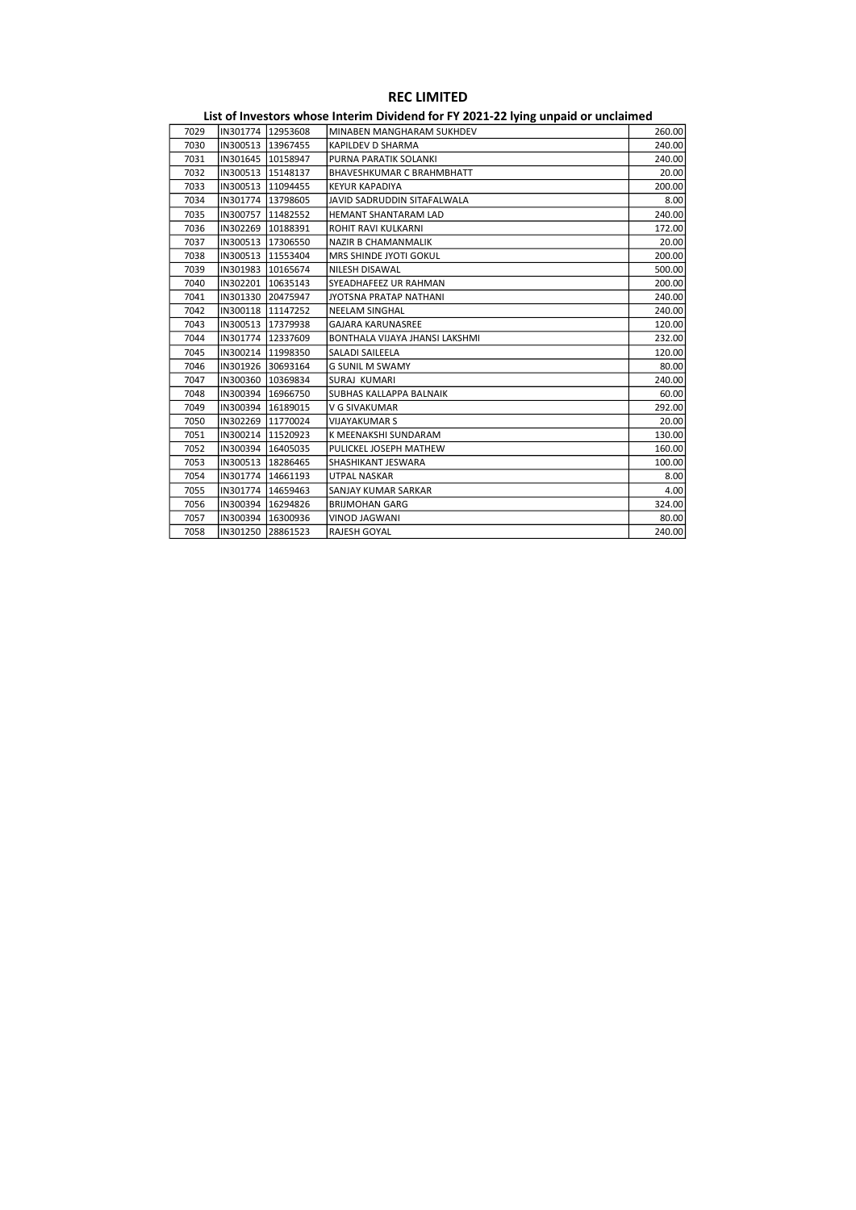# REC LIMITED

## List of Investors whose Interim Dividend for FY 2021-22 lying unpaid or unclaimed

| | | | | |
|---|---|---|---|---|
| 7029 | IN301774 | 12953608 | MINABEN MANGHARAM SUKHDEV | 260.00 |
| 7030 | IN300513 | 13967455 | KAPILDEV D SHARMA | 240.00 |
| 7031 | IN301645 | 10158947 | PURNA PARATIK SOLANKI | 240.00 |
| 7032 | IN300513 | 15148137 | BHAVESHKUMAR C BRAHMBHATT | 20.00 |
| 7033 | IN300513 | 11094455 | KEYUR KAPADIYA | 200.00 |
| 7034 | IN301774 | 13798605 | JAVID SADRUDDIN SITAFALWALA | 8.00 |
| 7035 | IN300757 | 11482552 | HEMANT SHANTARAM LAD | 240.00 |
| 7036 | IN302269 | 10188391 | ROHIT RAVI KULKARNI | 172.00 |
| 7037 | IN300513 | 17306550 | NAZIR B CHAMANMALIK | 20.00 |
| 7038 | IN300513 | 11553404 | MRS SHINDE JYOTI GOKUL | 200.00 |
| 7039 | IN301983 | 10165674 | NILESH DISAWAL | 500.00 |
| 7040 | IN302201 | 10635143 | SYEADHAFEEZ UR RAHMAN | 200.00 |
| 7041 | IN301330 | 20475947 | JYOTSNA PRATAP NATHANI | 240.00 |
| 7042 | IN300118 | 11147252 | NEELAM SINGHAL | 240.00 |
| 7043 | IN300513 | 17379938 | GAJARA KARUNASREE | 120.00 |
| 7044 | IN301774 | 12337609 | BONTHALA VIJAYA JHANSI LAKSHMI | 232.00 |
| 7045 | IN300214 | 11998350 | SALADI SAILEELA | 120.00 |
| 7046 | IN301926 | 30693164 | G SUNIL M SWAMY | 80.00 |
| 7047 | IN300360 | 10369834 | SURAJ KUMARI | 240.00 |
| 7048 | IN300394 | 16966750 | SUBHAS KALLAPPA BALNAIK | 60.00 |
| 7049 | IN300394 | 16189015 | V G SIVAKUMAR | 292.00 |
| 7050 | IN302269 | 11770024 | VIJAYAKUMAR S | 20.00 |
| 7051 | IN300214 | 11520923 | K MEENAKSHI SUNDARAM | 130.00 |
| 7052 | IN300394 | 16405035 | PULICKEL JOSEPH MATHEW | 160.00 |
| 7053 | IN300513 | 18286465 | SHASHIKANT JESWARA | 100.00 |
| 7054 | IN301774 | 14661193 | UTPAL NASKAR | 8.00 |
| 7055 | IN301774 | 14659463 | SANJAY KUMAR SARKAR | 4.00 |
| 7056 | IN300394 | 16294826 | BRIJMOHAN GARG | 324.00 |
| 7057 | IN300394 | 16300936 | VINOD JAGWANI | 80.00 |
| 7058 | IN301250 | 28861523 | RAJESH GOYAL | 240.00 |